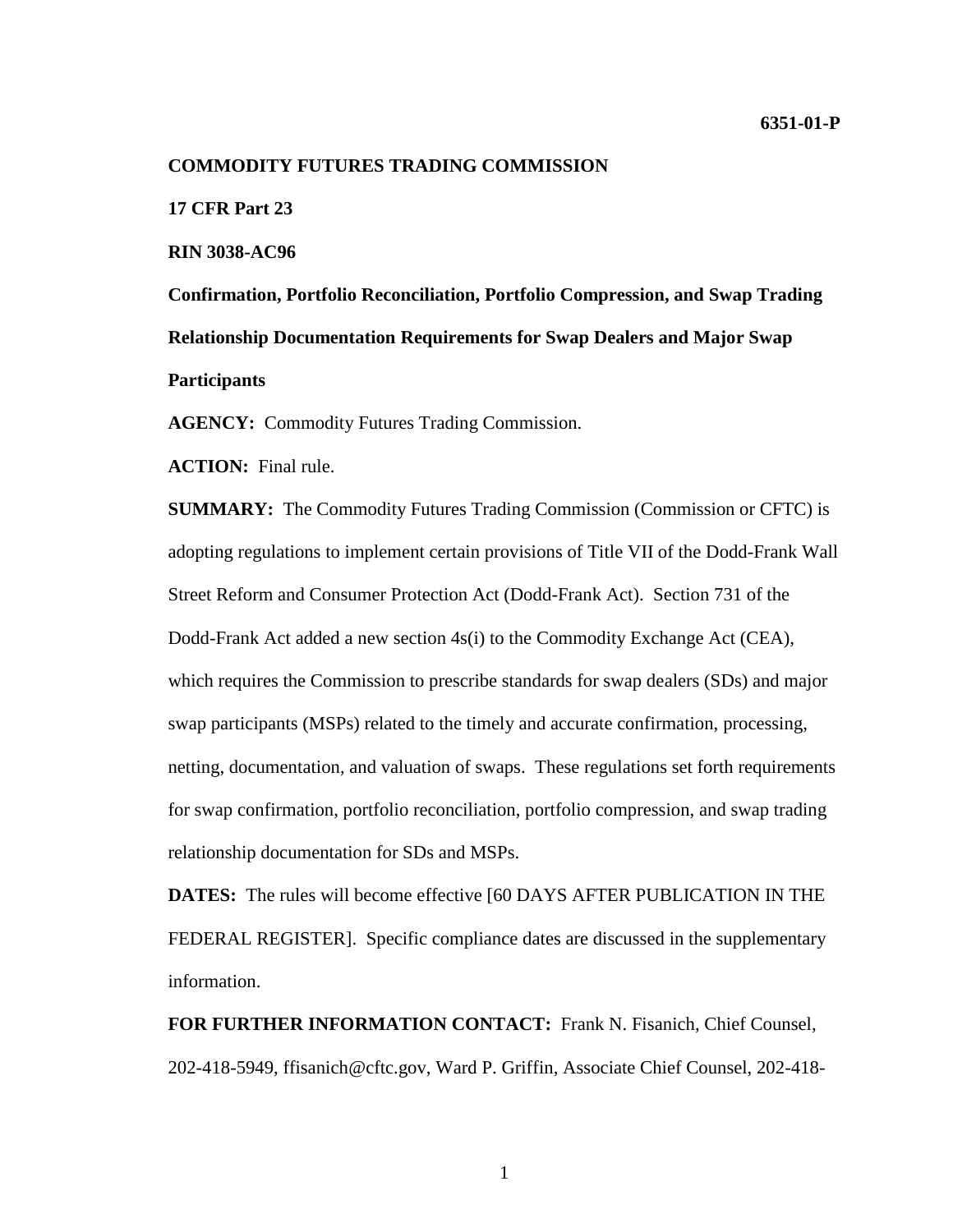**6351-01-P**

**COMMODITY FUTURES TRADING COMMISSION**

**17 CFR Part 23**

**RIN 3038-AC96**

**Confirmation, Portfolio Reconciliation, Portfolio Compression, and Swap Trading Relationship Documentation Requirements for Swap Dealers and Major Swap Participants**

**AGENCY:** Commodity Futures Trading Commission.

**ACTION:** Final rule.

**SUMMARY:** The Commodity Futures Trading Commission (Commission or CFTC) is adopting regulations to implement certain provisions of Title VII of the Dodd-Frank Wall Street Reform and Consumer Protection Act (Dodd-Frank Act). Section 731 of the Dodd-Frank Act added a new section 4s(i) to the Commodity Exchange Act (CEA), which requires the Commission to prescribe standards for swap dealers (SDs) and major swap participants (MSPs) related to the timely and accurate confirmation, processing, netting, documentation, and valuation of swaps. These regulations set forth requirements for swap confirmation, portfolio reconciliation, portfolio compression, and swap trading relationship documentation for SDs and MSPs.

**DATES:** The rules will become effective [60 DAYS AFTER PUBLICATION IN THE FEDERAL REGISTER]. Specific compliance dates are discussed in the supplementary information.

**FOR FURTHER INFORMATION CONTACT:** Frank N. Fisanich, Chief Counsel, 202-418-5949, ffisanich@cftc.gov, Ward P. Griffin, Associate Chief Counsel, 202-418-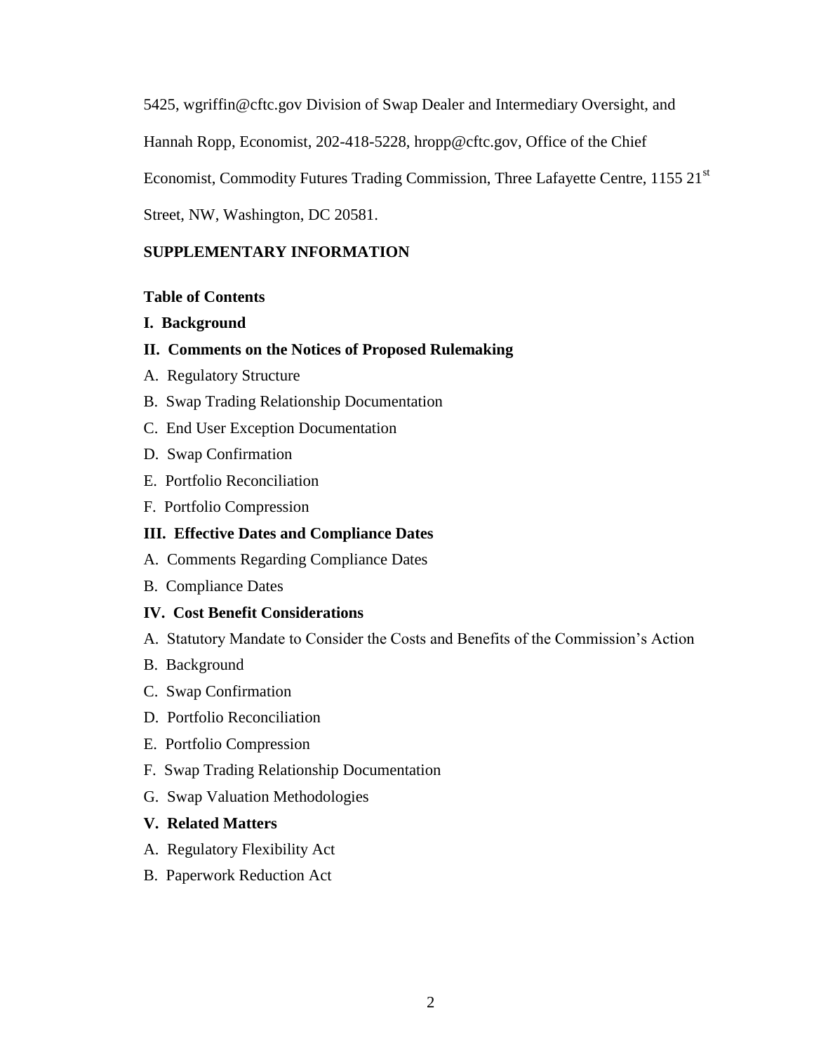5425, wgriffin@cftc.gov Division of Swap Dealer and Intermediary Oversight, and Hannah Ropp, Economist, 202-418-5228, hropp@cftc.gov, Office of the Chief Economist, Commodity Futures Trading Commission, Three Lafayette Centre, 1155 21st Street, NW, Washington, DC 20581.

**SUPPLEMENTARY INFORMATION**

**Table of Contents**

**I. Background**

**II. Comments on the Notices of Proposed Rulemaking**

A. Regulatory Structure

B. Swap Trading Relationship Documentation

C. End User Exception Documentation

D. Swap Confirmation

E. Portfolio Reconciliation

F. Portfolio Compression

**III. Effective Dates and Compliance Dates**

A. Comments Regarding Compliance Dates

B. Compliance Dates

**IV. Cost Benefit Considerations**

A. Statutory Mandate to Consider the Costs and Benefits of the Commission's Action

B. Background

C. Swap Confirmation

D. Portfolio Reconciliation

E. Portfolio Compression

F. Swap Trading Relationship Documentation

G. Swap Valuation Methodologies

**V. Related Matters**

A. Regulatory Flexibility Act

B. Paperwork Reduction Act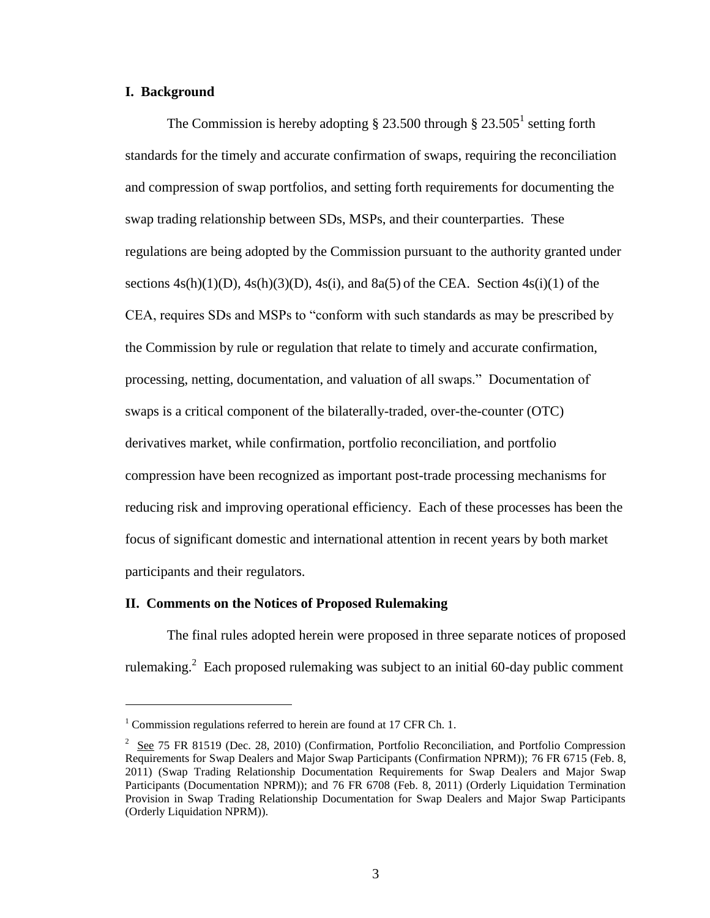## I. Background

The Commission is hereby adopting § 23.500 through § 23.505[1] setting forth standards for the timely and accurate confirmation of swaps, requiring the reconciliation and compression of swap portfolios, and setting forth requirements for documenting the swap trading relationship between SDs, MSPs, and their counterparties. These regulations are being adopted by the Commission pursuant to the authority granted under sections 4s(h)(1)(D), 4s(h)(3)(D), 4s(i), and 8a(5) of the CEA. Section 4s(i)(1) of the CEA, requires SDs and MSPs to "conform with such standards as may be prescribed by the Commission by rule or regulation that relate to timely and accurate confirmation, processing, netting, documentation, and valuation of all swaps." Documentation of swaps is a critical component of the bilaterally-traded, over-the-counter (OTC) derivatives market, while confirmation, portfolio reconciliation, and portfolio compression have been recognized as important post-trade processing mechanisms for reducing risk and improving operational efficiency. Each of these processes has been the focus of significant domestic and international attention in recent years by both market participants and their regulators.

## II. Comments on the Notices of Proposed Rulemaking

The final rules adopted herein were proposed in three separate notices of proposed rulemaking.[2] Each proposed rulemaking was subject to an initial 60-day public comment

---

[1] Commission regulations referred to herein are found at 17 CFR Ch. 1.

[2] See 75 FR 81519 (Dec. 28, 2010) (Confirmation, Portfolio Reconciliation, and Portfolio Compression Requirements for Swap Dealers and Major Swap Participants (Confirmation NPRM)); 76 FR 6715 (Feb. 8, 2011) (Swap Trading Relationship Documentation Requirements for Swap Dealers and Major Swap Participants (Documentation NPRM)); and 76 FR 6708 (Feb. 8, 2011) (Orderly Liquidation Termination Provision in Swap Trading Relationship Documentation for Swap Dealers and Major Swap Participants (Orderly Liquidation NPRM)).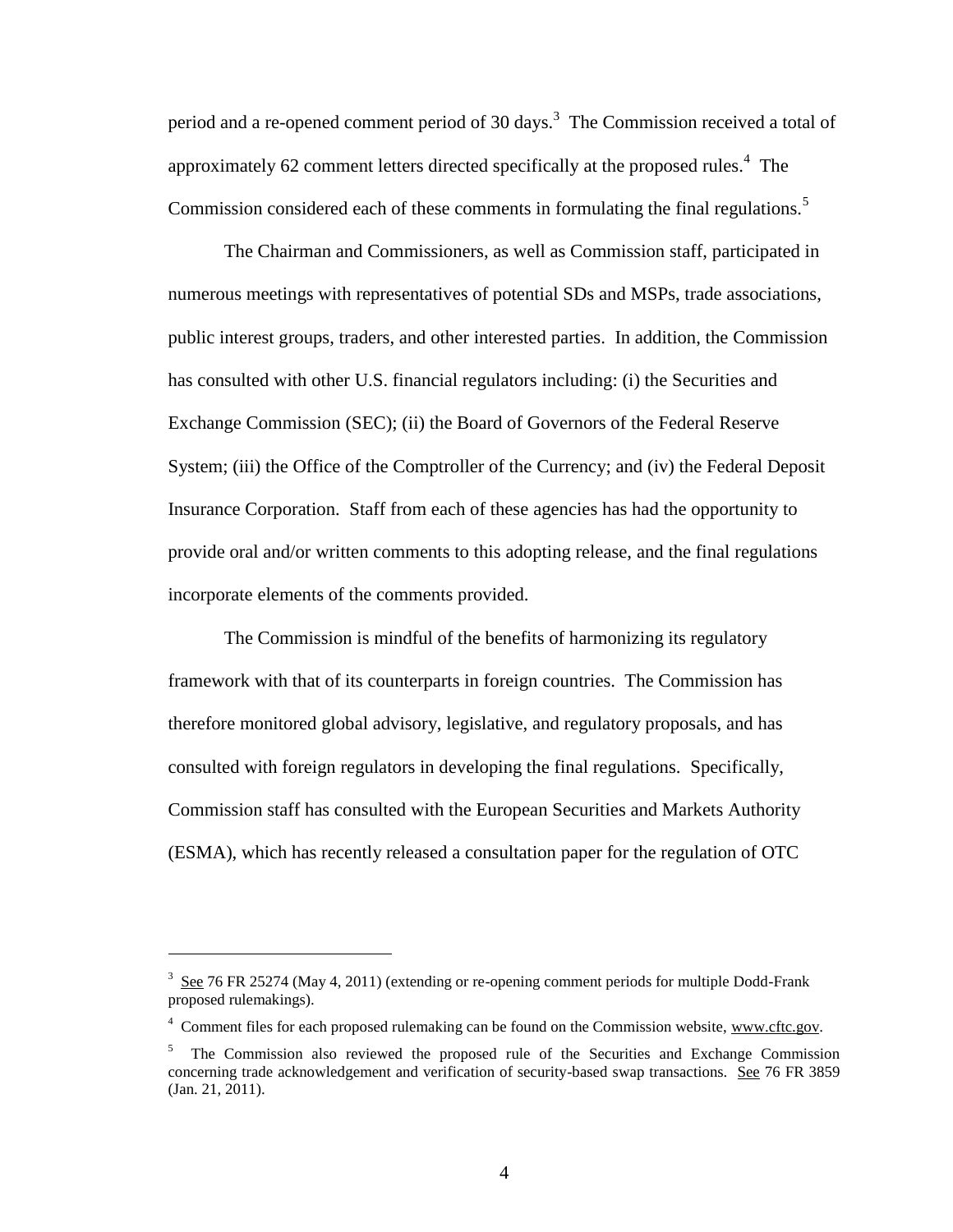period and a re-opened comment period of 30 days.[3] The Commission received a total of approximately 62 comment letters directed specifically at the proposed rules.[4] The Commission considered each of these comments in formulating the final regulations.[5]

The Chairman and Commissioners, as well as Commission staff, participated in numerous meetings with representatives of potential SDs and MSPs, trade associations, public interest groups, traders, and other interested parties. In addition, the Commission has consulted with other U.S. financial regulators including: (i) the Securities and Exchange Commission (SEC); (ii) the Board of Governors of the Federal Reserve System; (iii) the Office of the Comptroller of the Currency; and (iv) the Federal Deposit Insurance Corporation. Staff from each of these agencies has had the opportunity to provide oral and/or written comments to this adopting release, and the final regulations incorporate elements of the comments provided.

The Commission is mindful of the benefits of harmonizing its regulatory framework with that of its counterparts in foreign countries. The Commission has therefore monitored global advisory, legislative, and regulatory proposals, and has consulted with foreign regulators in developing the final regulations. Specifically, Commission staff has consulted with the European Securities and Markets Authority (ESMA), which has recently released a consultation paper for the regulation of OTC

---

[3] See 76 FR 25274 (May 4, 2011) (extending or re-opening comment periods for multiple Dodd-Frank proposed rulemakings).

[4] Comment files for each proposed rulemaking can be found on the Commission website, www.cftc.gov.

[5] The Commission also reviewed the proposed rule of the Securities and Exchange Commission concerning trade acknowledgement and verification of security-based swap transactions. See 76 FR 3859 (Jan. 21, 2011).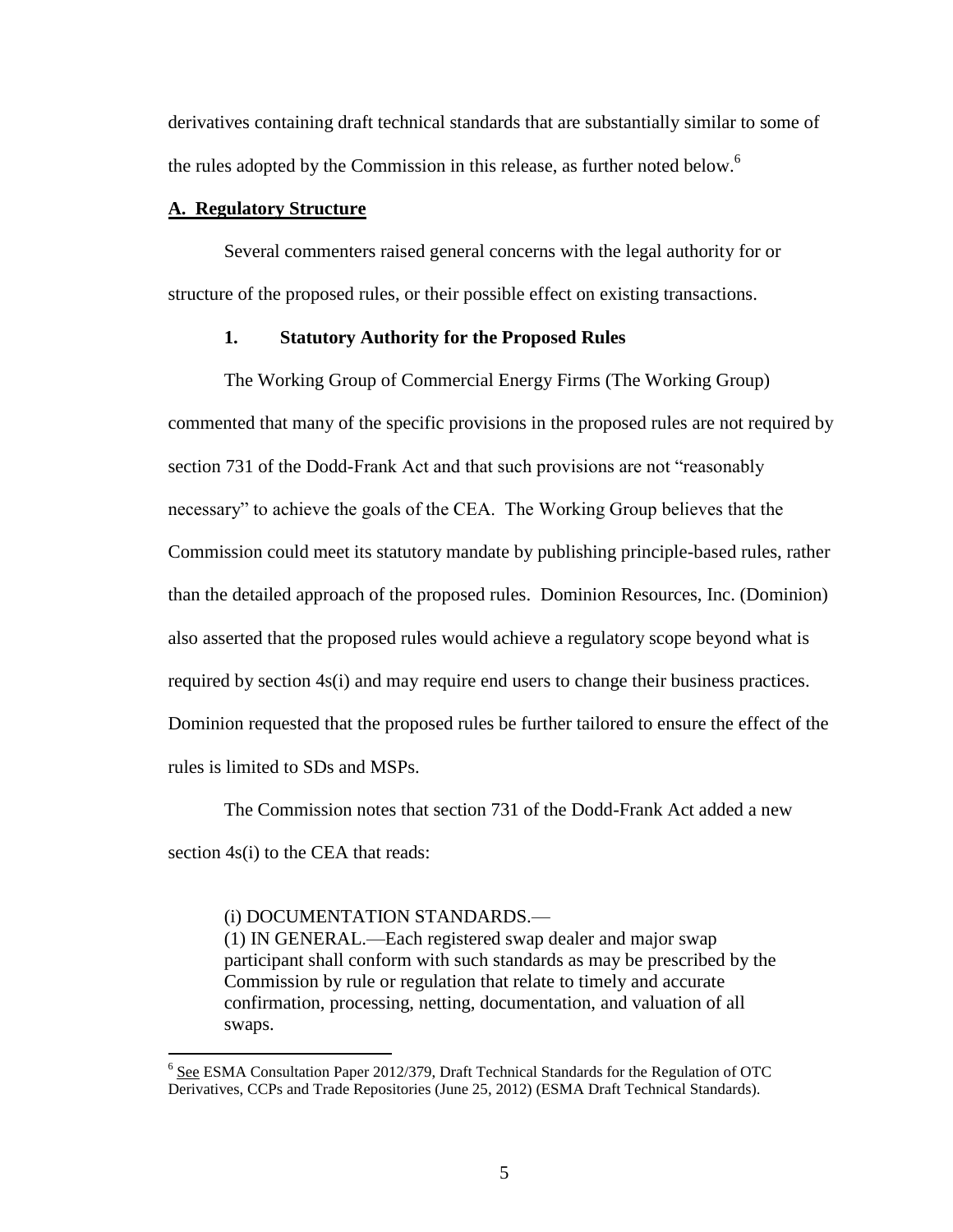derivatives containing draft technical standards that are substantially similar to some of the rules adopted by the Commission in this release, as further noted below.[6]

## A. Regulatory Structure

Several commenters raised general concerns with the legal authority for or structure of the proposed rules, or their possible effect on existing transactions.

### 1. Statutory Authority for the Proposed Rules

The Working Group of Commercial Energy Firms (The Working Group) commented that many of the specific provisions in the proposed rules are not required by section 731 of the Dodd-Frank Act and that such provisions are not "reasonably necessary" to achieve the goals of the CEA. The Working Group believes that the Commission could meet its statutory mandate by publishing principle-based rules, rather than the detailed approach of the proposed rules. Dominion Resources, Inc. (Dominion) also asserted that the proposed rules would achieve a regulatory scope beyond what is required by section 4s(i) and may require end users to change their business practices. Dominion requested that the proposed rules be further tailored to ensure the effect of the rules is limited to SDs and MSPs.

The Commission notes that section 731 of the Dodd-Frank Act added a new section 4s(i) to the CEA that reads:

> (i) DOCUMENTATION STANDARDS.—
> (1) IN GENERAL.—Each registered swap dealer and major swap participant shall conform with such standards as may be prescribed by the Commission by rule or regulation that relate to timely and accurate confirmation, processing, netting, documentation, and valuation of all swaps.

---

[6] See ESMA Consultation Paper 2012/379, Draft Technical Standards for the Regulation of OTC Derivatives, CCPs and Trade Repositories (June 25, 2012) (ESMA Draft Technical Standards).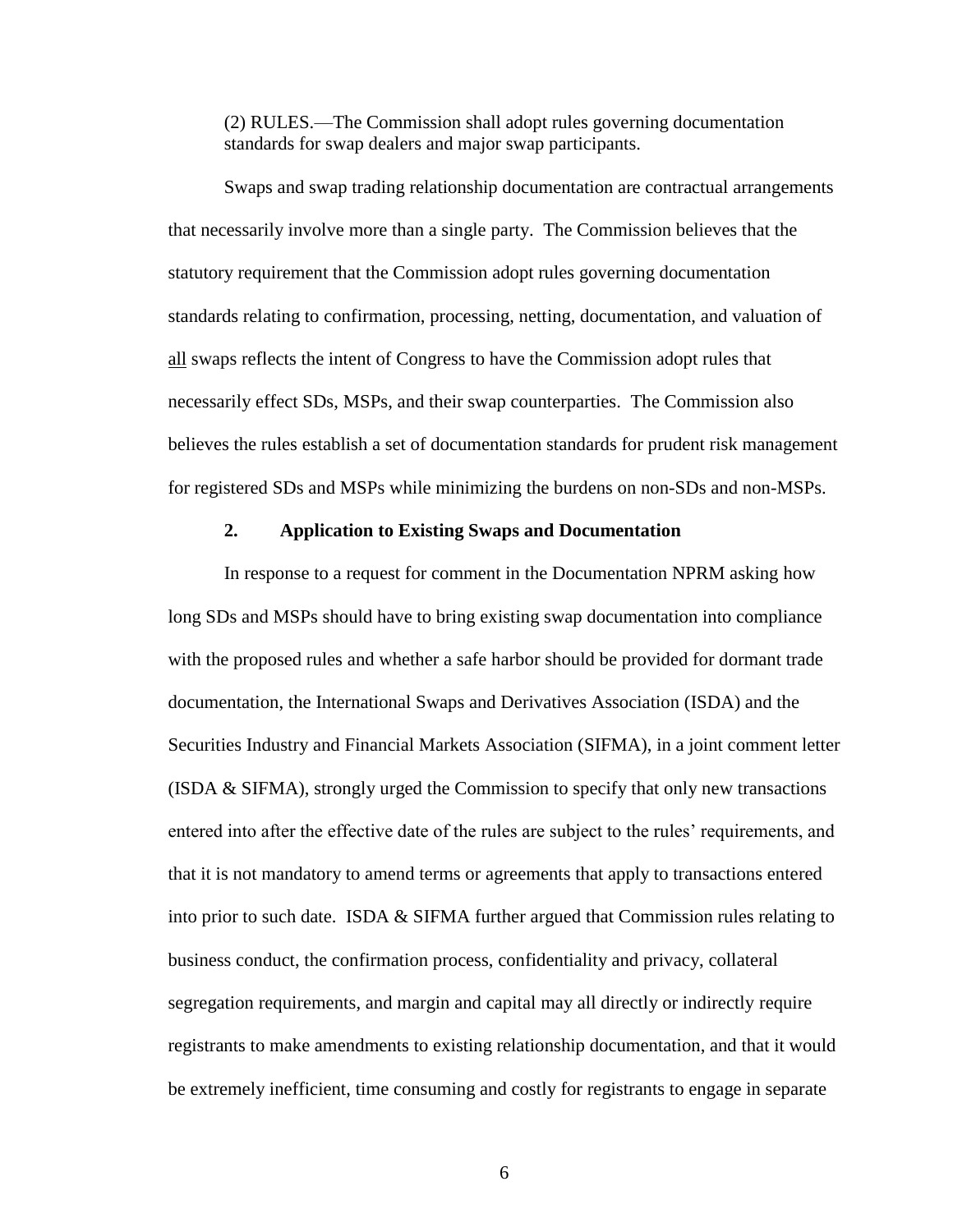(2) RULES.—The Commission shall adopt rules governing documentation standards for swap dealers and major swap participants.

Swaps and swap trading relationship documentation are contractual arrangements that necessarily involve more than a single party. The Commission believes that the statutory requirement that the Commission adopt rules governing documentation standards relating to confirmation, processing, netting, documentation, and valuation of all swaps reflects the intent of Congress to have the Commission adopt rules that necessarily effect SDs, MSPs, and their swap counterparties. The Commission also believes the rules establish a set of documentation standards for prudent risk management for registered SDs and MSPs while minimizing the burdens on non-SDs and non-MSPs.

### 2. Application to Existing Swaps and Documentation

In response to a request for comment in the Documentation NPRM asking how long SDs and MSPs should have to bring existing swap documentation into compliance with the proposed rules and whether a safe harbor should be provided for dormant trade documentation, the International Swaps and Derivatives Association (ISDA) and the Securities Industry and Financial Markets Association (SIFMA), in a joint comment letter (ISDA & SIFMA), strongly urged the Commission to specify that only new transactions entered into after the effective date of the rules are subject to the rules' requirements, and that it is not mandatory to amend terms or agreements that apply to transactions entered into prior to such date. ISDA & SIFMA further argued that Commission rules relating to business conduct, the confirmation process, confidentiality and privacy, collateral segregation requirements, and margin and capital may all directly or indirectly require registrants to make amendments to existing relationship documentation, and that it would be extremely inefficient, time consuming and costly for registrants to engage in separate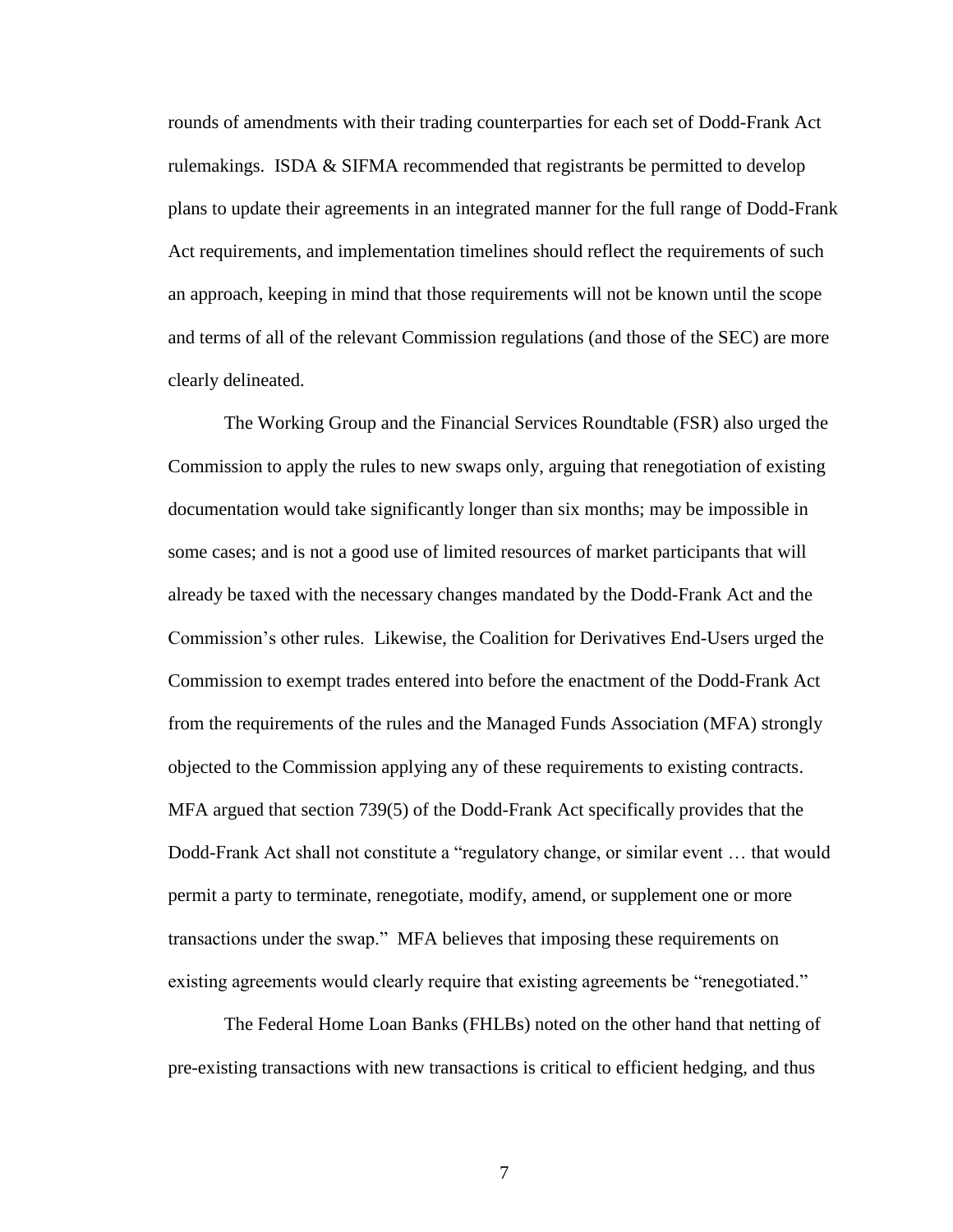rounds of amendments with their trading counterparties for each set of Dodd-Frank Act rulemakings. ISDA & SIFMA recommended that registrants be permitted to develop plans to update their agreements in an integrated manner for the full range of Dodd-Frank Act requirements, and implementation timelines should reflect the requirements of such an approach, keeping in mind that those requirements will not be known until the scope and terms of all of the relevant Commission regulations (and those of the SEC) are more clearly delineated.

The Working Group and the Financial Services Roundtable (FSR) also urged the Commission to apply the rules to new swaps only, arguing that renegotiation of existing documentation would take significantly longer than six months; may be impossible in some cases; and is not a good use of limited resources of market participants that will already be taxed with the necessary changes mandated by the Dodd-Frank Act and the Commission's other rules. Likewise, the Coalition for Derivatives End-Users urged the Commission to exempt trades entered into before the enactment of the Dodd-Frank Act from the requirements of the rules and the Managed Funds Association (MFA) strongly objected to the Commission applying any of these requirements to existing contracts. MFA argued that section 739(5) of the Dodd-Frank Act specifically provides that the Dodd-Frank Act shall not constitute a "regulatory change, or similar event … that would permit a party to terminate, renegotiate, modify, amend, or supplement one or more transactions under the swap." MFA believes that imposing these requirements on existing agreements would clearly require that existing agreements be "renegotiated."

The Federal Home Loan Banks (FHLBs) noted on the other hand that netting of pre-existing transactions with new transactions is critical to efficient hedging, and thus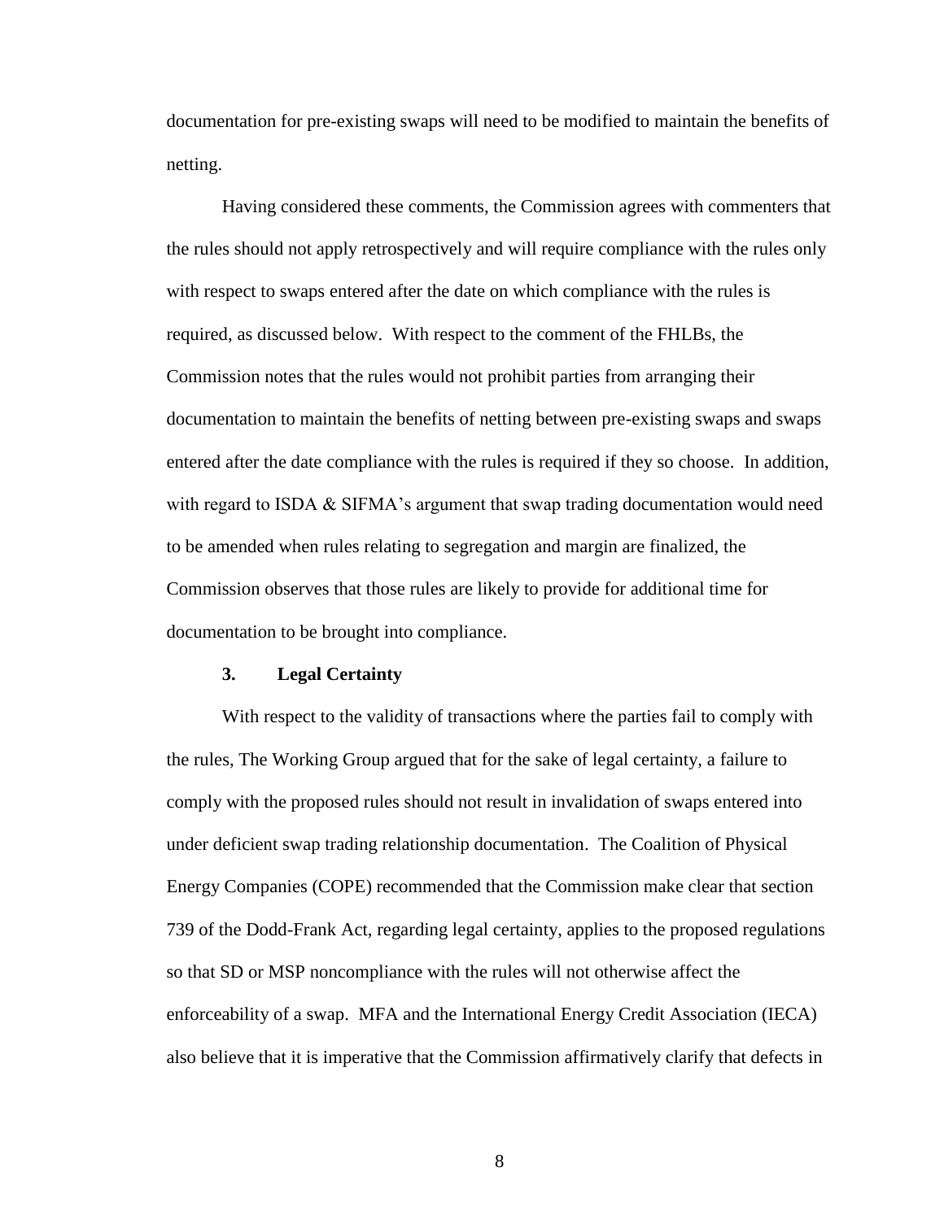documentation for pre-existing swaps will need to be modified to maintain the benefits of netting.

Having considered these comments, the Commission agrees with commenters that the rules should not apply retrospectively and will require compliance with the rules only with respect to swaps entered after the date on which compliance with the rules is required, as discussed below. With respect to the comment of the FHLBs, the Commission notes that the rules would not prohibit parties from arranging their documentation to maintain the benefits of netting between pre-existing swaps and swaps entered after the date compliance with the rules is required if they so choose. In addition, with regard to ISDA & SIFMA's argument that swap trading documentation would need to be amended when rules relating to segregation and margin are finalized, the Commission observes that those rules are likely to provide for additional time for documentation to be brought into compliance.

### 3. Legal Certainty

With respect to the validity of transactions where the parties fail to comply with the rules, The Working Group argued that for the sake of legal certainty, a failure to comply with the proposed rules should not result in invalidation of swaps entered into under deficient swap trading relationship documentation. The Coalition of Physical Energy Companies (COPE) recommended that the Commission make clear that section 739 of the Dodd-Frank Act, regarding legal certainty, applies to the proposed regulations so that SD or MSP noncompliance with the rules will not otherwise affect the enforceability of a swap. MFA and the International Energy Credit Association (IECA) also believe that it is imperative that the Commission affirmatively clarify that defects in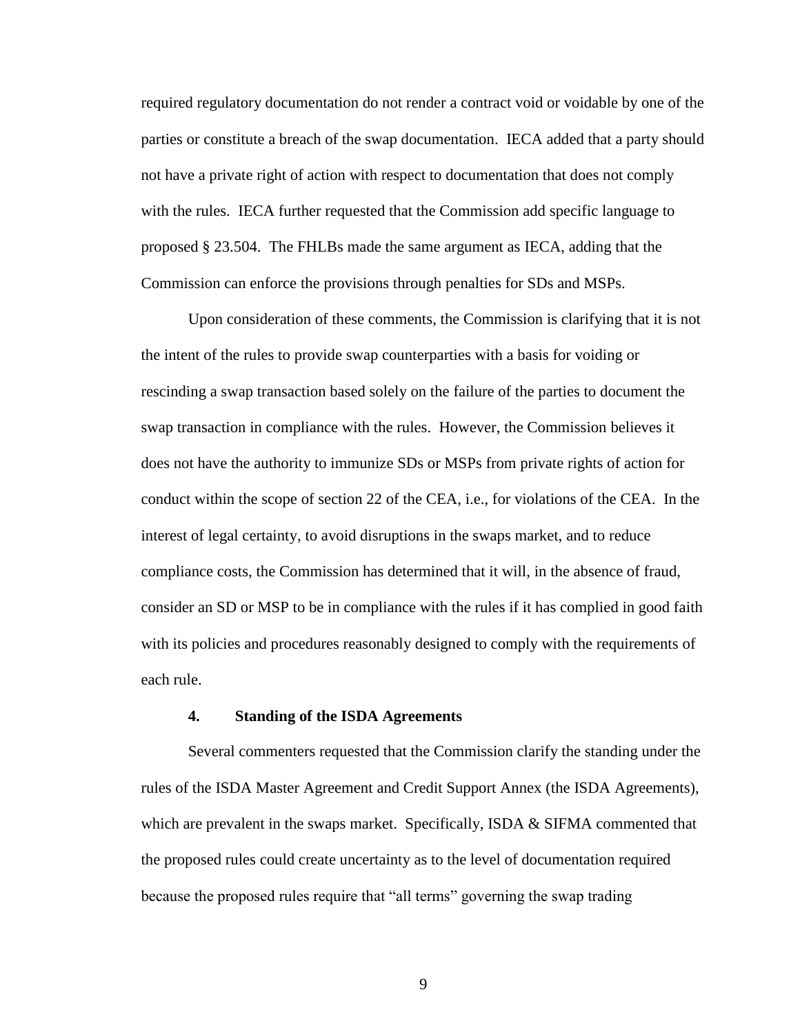required regulatory documentation do not render a contract void or voidable by one of the parties or constitute a breach of the swap documentation. IECA added that a party should not have a private right of action with respect to documentation that does not comply with the rules. IECA further requested that the Commission add specific language to proposed § 23.504. The FHLBs made the same argument as IECA, adding that the Commission can enforce the provisions through penalties for SDs and MSPs.

Upon consideration of these comments, the Commission is clarifying that it is not the intent of the rules to provide swap counterparties with a basis for voiding or rescinding a swap transaction based solely on the failure of the parties to document the swap transaction in compliance with the rules. However, the Commission believes it does not have the authority to immunize SDs or MSPs from private rights of action for conduct within the scope of section 22 of the CEA, i.e., for violations of the CEA. In the interest of legal certainty, to avoid disruptions in the swaps market, and to reduce compliance costs, the Commission has determined that it will, in the absence of fraud, consider an SD or MSP to be in compliance with the rules if it has complied in good faith with its policies and procedures reasonably designed to comply with the requirements of each rule.

#### 4. Standing of the ISDA Agreements

Several commenters requested that the Commission clarify the standing under the rules of the ISDA Master Agreement and Credit Support Annex (the ISDA Agreements), which are prevalent in the swaps market. Specifically, ISDA & SIFMA commented that the proposed rules could create uncertainty as to the level of documentation required because the proposed rules require that "all terms" governing the swap trading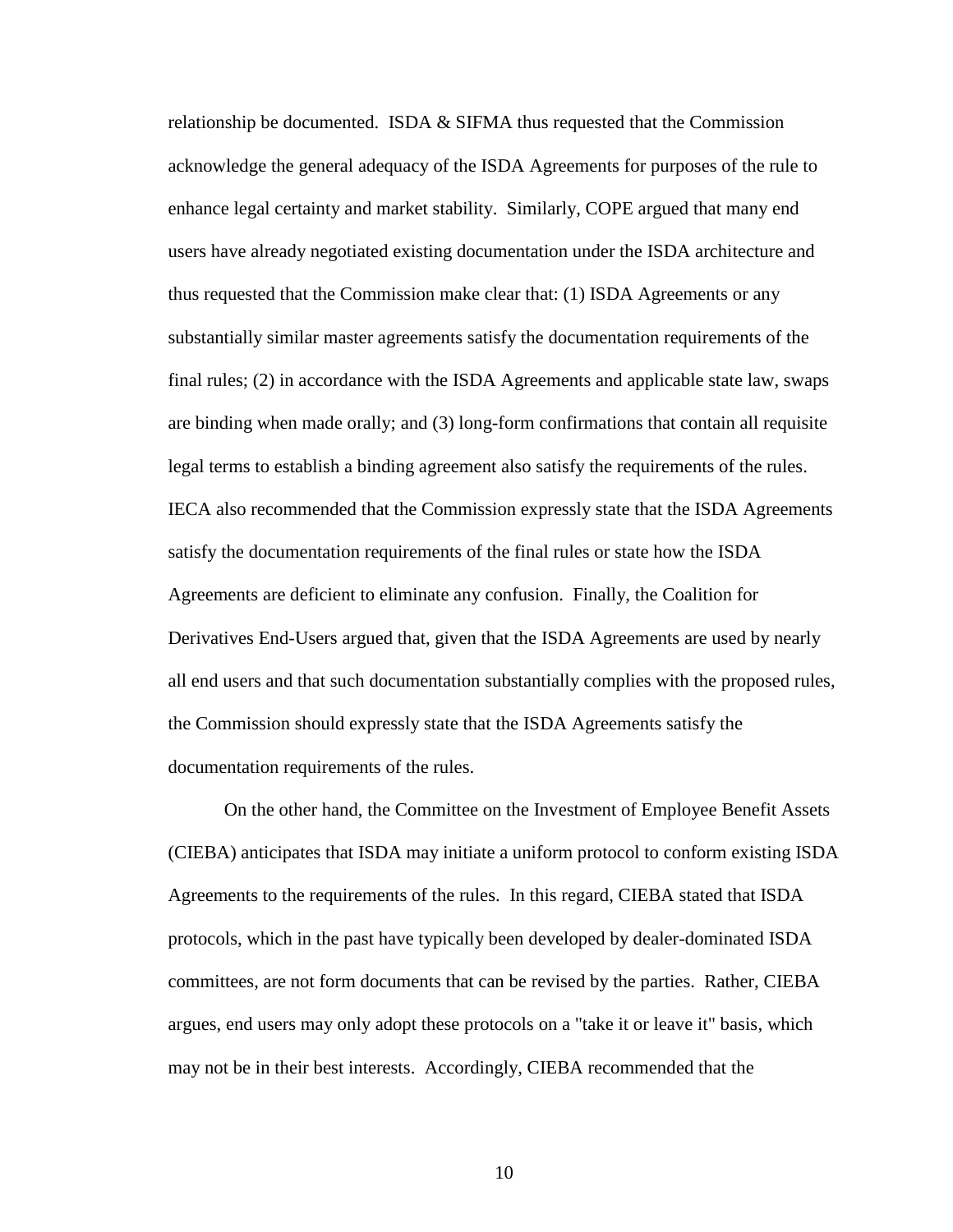relationship be documented. ISDA & SIFMA thus requested that the Commission acknowledge the general adequacy of the ISDA Agreements for purposes of the rule to enhance legal certainty and market stability. Similarly, COPE argued that many end users have already negotiated existing documentation under the ISDA architecture and thus requested that the Commission make clear that: (1) ISDA Agreements or any substantially similar master agreements satisfy the documentation requirements of the final rules; (2) in accordance with the ISDA Agreements and applicable state law, swaps are binding when made orally; and (3) long-form confirmations that contain all requisite legal terms to establish a binding agreement also satisfy the requirements of the rules. IECA also recommended that the Commission expressly state that the ISDA Agreements satisfy the documentation requirements of the final rules or state how the ISDA Agreements are deficient to eliminate any confusion. Finally, the Coalition for Derivatives End-Users argued that, given that the ISDA Agreements are used by nearly all end users and that such documentation substantially complies with the proposed rules, the Commission should expressly state that the ISDA Agreements satisfy the documentation requirements of the rules.

On the other hand, the Committee on the Investment of Employee Benefit Assets (CIEBA) anticipates that ISDA may initiate a uniform protocol to conform existing ISDA Agreements to the requirements of the rules. In this regard, CIEBA stated that ISDA protocols, which in the past have typically been developed by dealer-dominated ISDA committees, are not form documents that can be revised by the parties. Rather, CIEBA argues, end users may only adopt these protocols on a "take it or leave it" basis, which may not be in their best interests. Accordingly, CIEBA recommended that the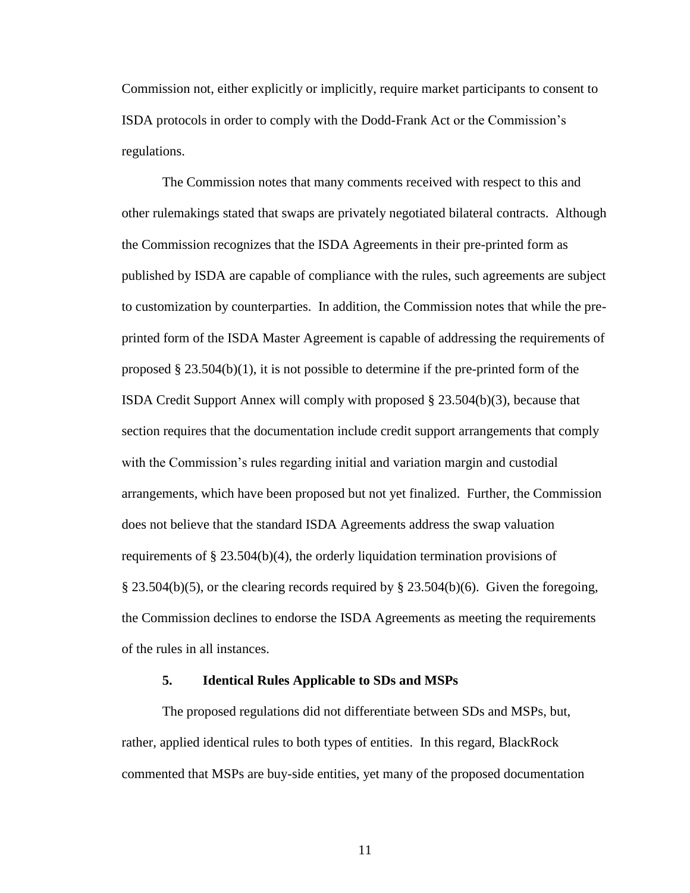Commission not, either explicitly or implicitly, require market participants to consent to ISDA protocols in order to comply with the Dodd-Frank Act or the Commission's regulations.

The Commission notes that many comments received with respect to this and other rulemakings stated that swaps are privately negotiated bilateral contracts. Although the Commission recognizes that the ISDA Agreements in their pre-printed form as published by ISDA are capable of compliance with the rules, such agreements are subject to customization by counterparties. In addition, the Commission notes that while the pre-printed form of the ISDA Master Agreement is capable of addressing the requirements of proposed § 23.504(b)(1), it is not possible to determine if the pre-printed form of the ISDA Credit Support Annex will comply with proposed § 23.504(b)(3), because that section requires that the documentation include credit support arrangements that comply with the Commission's rules regarding initial and variation margin and custodial arrangements, which have been proposed but not yet finalized. Further, the Commission does not believe that the standard ISDA Agreements address the swap valuation requirements of § 23.504(b)(4), the orderly liquidation termination provisions of § 23.504(b)(5), or the clearing records required by § 23.504(b)(6). Given the foregoing, the Commission declines to endorse the ISDA Agreements as meeting the requirements of the rules in all instances.

### 5. Identical Rules Applicable to SDs and MSPs

The proposed regulations did not differentiate between SDs and MSPs, but, rather, applied identical rules to both types of entities. In this regard, BlackRock commented that MSPs are buy-side entities, yet many of the proposed documentation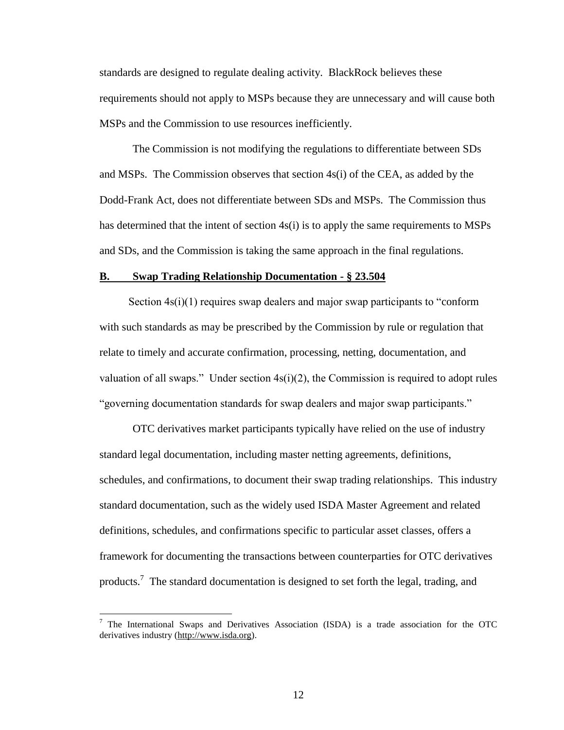standards are designed to regulate dealing activity. BlackRock believes these requirements should not apply to MSPs because they are unnecessary and will cause both MSPs and the Commission to use resources inefficiently.

The Commission is not modifying the regulations to differentiate between SDs and MSPs. The Commission observes that section 4s(i) of the CEA, as added by the Dodd-Frank Act, does not differentiate between SDs and MSPs. The Commission thus has determined that the intent of section 4s(i) is to apply the same requirements to MSPs and SDs, and the Commission is taking the same approach in the final regulations.

## B. Swap Trading Relationship Documentation - § 23.504

Section 4s(i)(1) requires swap dealers and major swap participants to "conform with such standards as may be prescribed by the Commission by rule or regulation that relate to timely and accurate confirmation, processing, netting, documentation, and valuation of all swaps." Under section 4s(i)(2), the Commission is required to adopt rules "governing documentation standards for swap dealers and major swap participants."

OTC derivatives market participants typically have relied on the use of industry standard legal documentation, including master netting agreements, definitions, schedules, and confirmations, to document their swap trading relationships. This industry standard documentation, such as the widely used ISDA Master Agreement and related definitions, schedules, and confirmations specific to particular asset classes, offers a framework for documenting the transactions between counterparties for OTC derivatives products.[7] The standard documentation is designed to set forth the legal, trading, and

[7] The International Swaps and Derivatives Association (ISDA) is a trade association for the OTC derivatives industry (http://www.isda.org).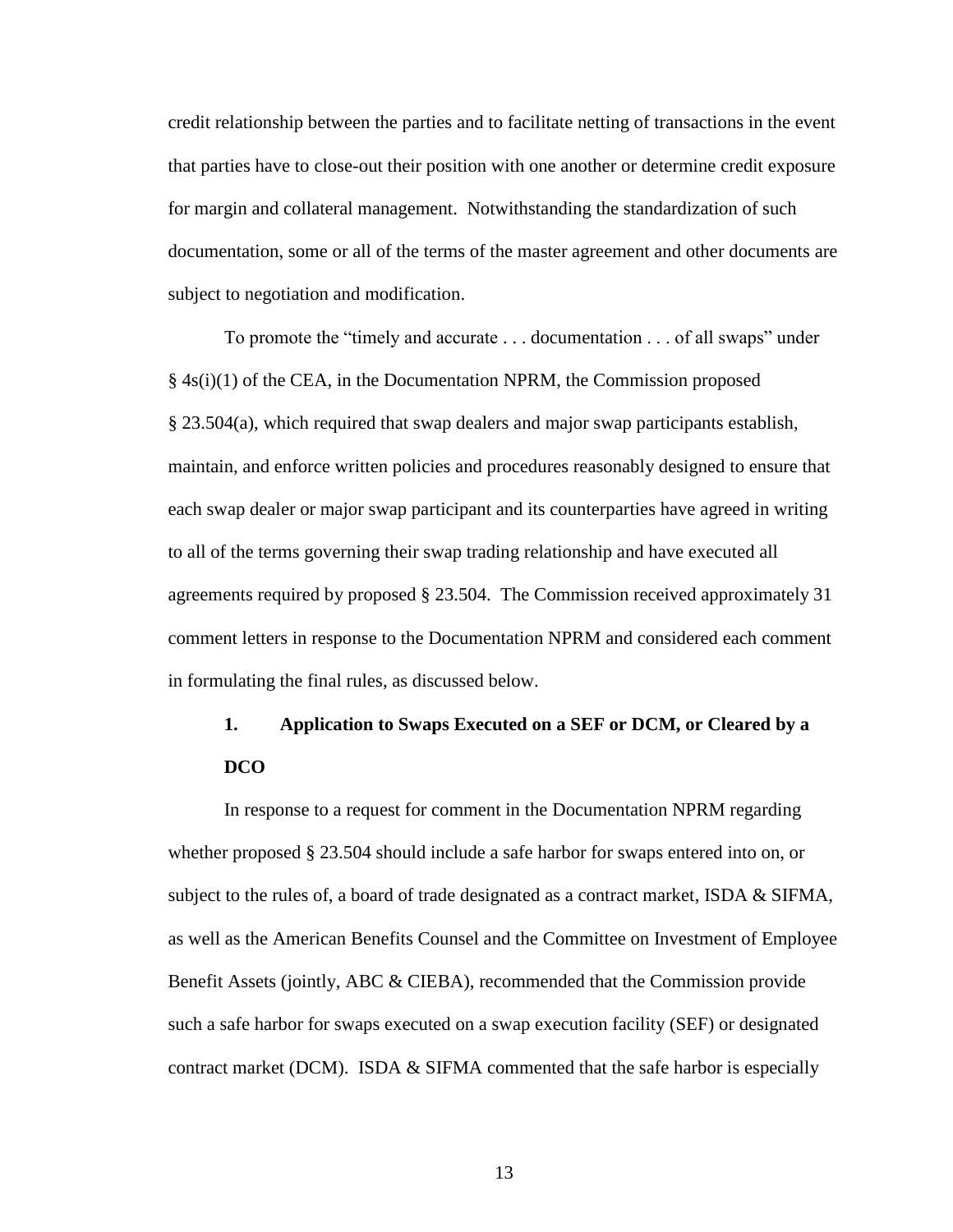credit relationship between the parties and to facilitate netting of transactions in the event that parties have to close-out their position with one another or determine credit exposure for margin and collateral management. Notwithstanding the standardization of such documentation, some or all of the terms of the master agreement and other documents are subject to negotiation and modification.

To promote the "timely and accurate . . . documentation . . . of all swaps" under § 4s(i)(1) of the CEA, in the Documentation NPRM, the Commission proposed § 23.504(a), which required that swap dealers and major swap participants establish, maintain, and enforce written policies and procedures reasonably designed to ensure that each swap dealer or major swap participant and its counterparties have agreed in writing to all of the terms governing their swap trading relationship and have executed all agreements required by proposed § 23.504. The Commission received approximately 31 comment letters in response to the Documentation NPRM and considered each comment in formulating the final rules, as discussed below.

### 1. Application to Swaps Executed on a SEF or DCM, or Cleared by a DCO

In response to a request for comment in the Documentation NPRM regarding whether proposed § 23.504 should include a safe harbor for swaps entered into on, or subject to the rules of, a board of trade designated as a contract market, ISDA & SIFMA, as well as the American Benefits Counsel and the Committee on Investment of Employee Benefit Assets (jointly, ABC & CIEBA), recommended that the Commission provide such a safe harbor for swaps executed on a swap execution facility (SEF) or designated contract market (DCM). ISDA & SIFMA commented that the safe harbor is especially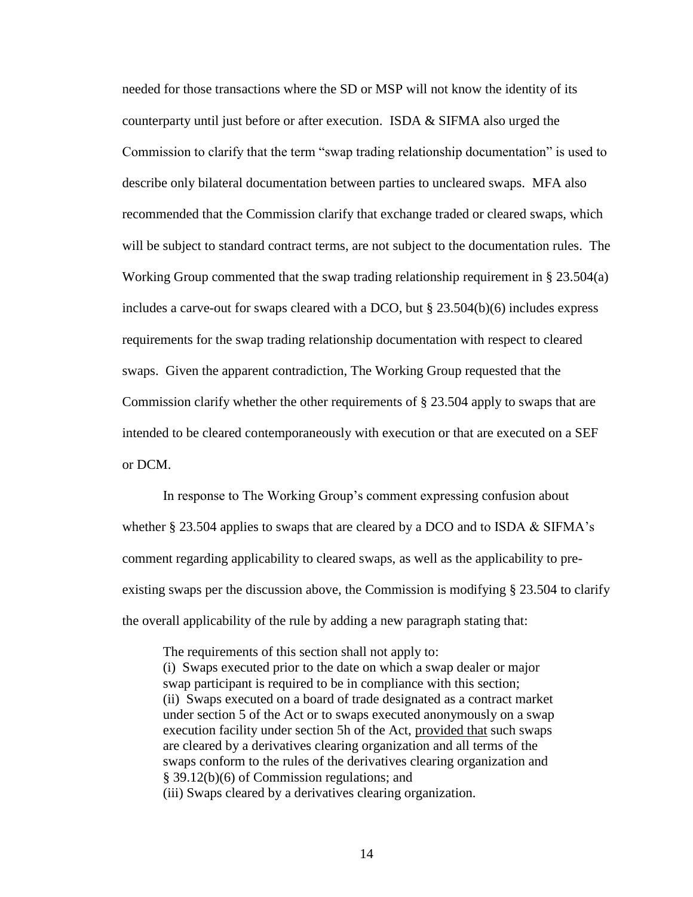needed for those transactions where the SD or MSP will not know the identity of its counterparty until just before or after execution. ISDA & SIFMA also urged the Commission to clarify that the term "swap trading relationship documentation" is used to describe only bilateral documentation between parties to uncleared swaps. MFA also recommended that the Commission clarify that exchange traded or cleared swaps, which will be subject to standard contract terms, are not subject to the documentation rules. The Working Group commented that the swap trading relationship requirement in § 23.504(a) includes a carve-out for swaps cleared with a DCO, but § 23.504(b)(6) includes express requirements for the swap trading relationship documentation with respect to cleared swaps. Given the apparent contradiction, The Working Group requested that the Commission clarify whether the other requirements of § 23.504 apply to swaps that are intended to be cleared contemporaneously with execution or that are executed on a SEF or DCM.

In response to The Working Group's comment expressing confusion about whether § 23.504 applies to swaps that are cleared by a DCO and to ISDA & SIFMA's comment regarding applicability to cleared swaps, as well as the applicability to pre-existing swaps per the discussion above, the Commission is modifying § 23.504 to clarify the overall applicability of the rule by adding a new paragraph stating that:

> The requirements of this section shall not apply to:
> (i) Swaps executed prior to the date on which a swap dealer or major swap participant is required to be in compliance with this section;
> (ii) Swaps executed on a board of trade designated as a contract market under section 5 of the Act or to swaps executed anonymously on a swap execution facility under section 5h of the Act, provided that such swaps are cleared by a derivatives clearing organization and all terms of the swaps conform to the rules of the derivatives clearing organization and § 39.12(b)(6) of Commission regulations; and
> (iii) Swaps cleared by a derivatives clearing organization.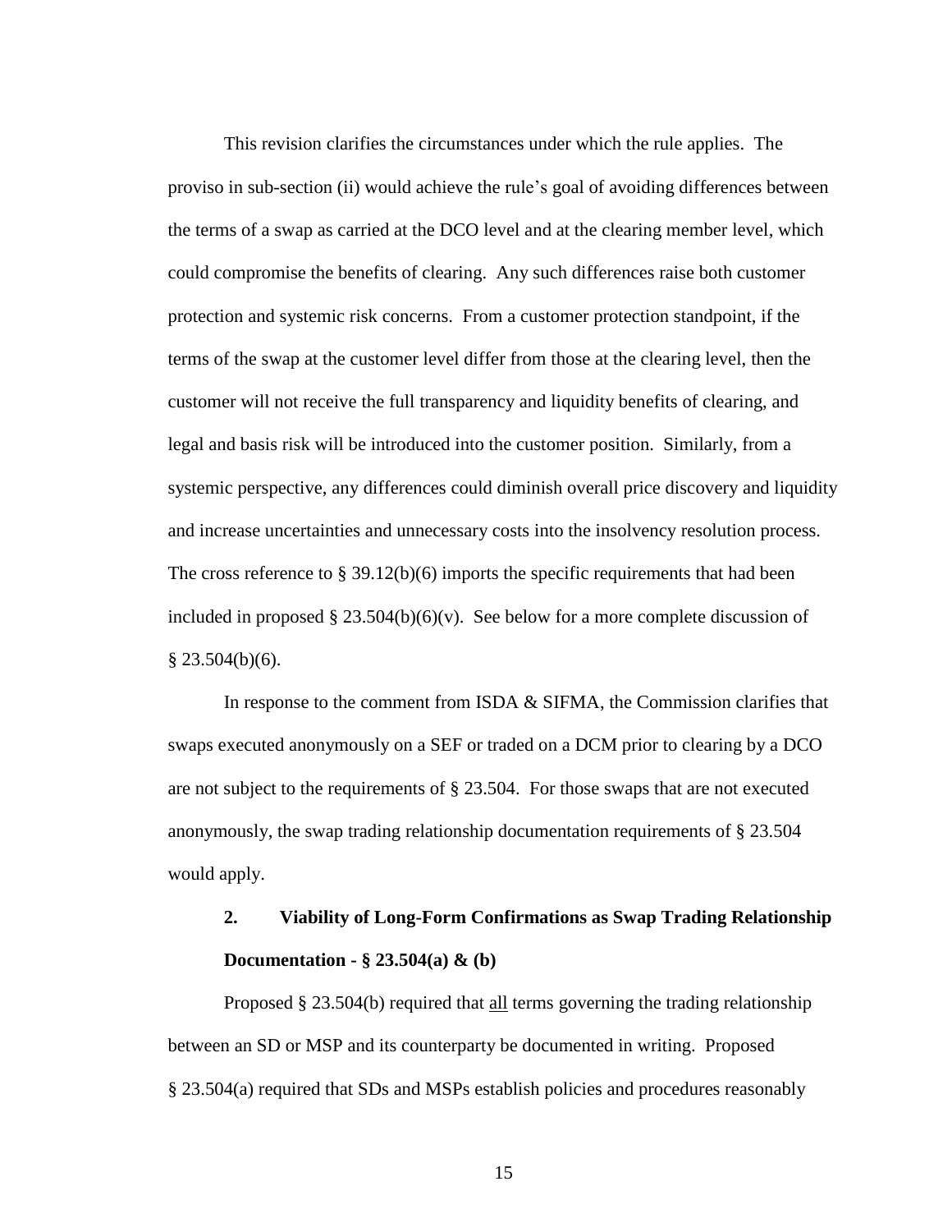This revision clarifies the circumstances under which the rule applies. The proviso in sub-section (ii) would achieve the rule's goal of avoiding differences between the terms of a swap as carried at the DCO level and at the clearing member level, which could compromise the benefits of clearing. Any such differences raise both customer protection and systemic risk concerns. From a customer protection standpoint, if the terms of the swap at the customer level differ from those at the clearing level, then the customer will not receive the full transparency and liquidity benefits of clearing, and legal and basis risk will be introduced into the customer position. Similarly, from a systemic perspective, any differences could diminish overall price discovery and liquidity and increase uncertainties and unnecessary costs into the insolvency resolution process. The cross reference to § 39.12(b)(6) imports the specific requirements that had been included in proposed § 23.504(b)(6)(v). See below for a more complete discussion of § 23.504(b)(6).

In response to the comment from ISDA & SIFMA, the Commission clarifies that swaps executed anonymously on a SEF or traded on a DCM prior to clearing by a DCO are not subject to the requirements of § 23.504. For those swaps that are not executed anonymously, the swap trading relationship documentation requirements of § 23.504 would apply.

### 2. Viability of Long-Form Confirmations as Swap Trading Relationship Documentation - § 23.504(a) & (b)

Proposed § 23.504(b) required that all terms governing the trading relationship between an SD or MSP and its counterparty be documented in writing. Proposed § 23.504(a) required that SDs and MSPs establish policies and procedures reasonably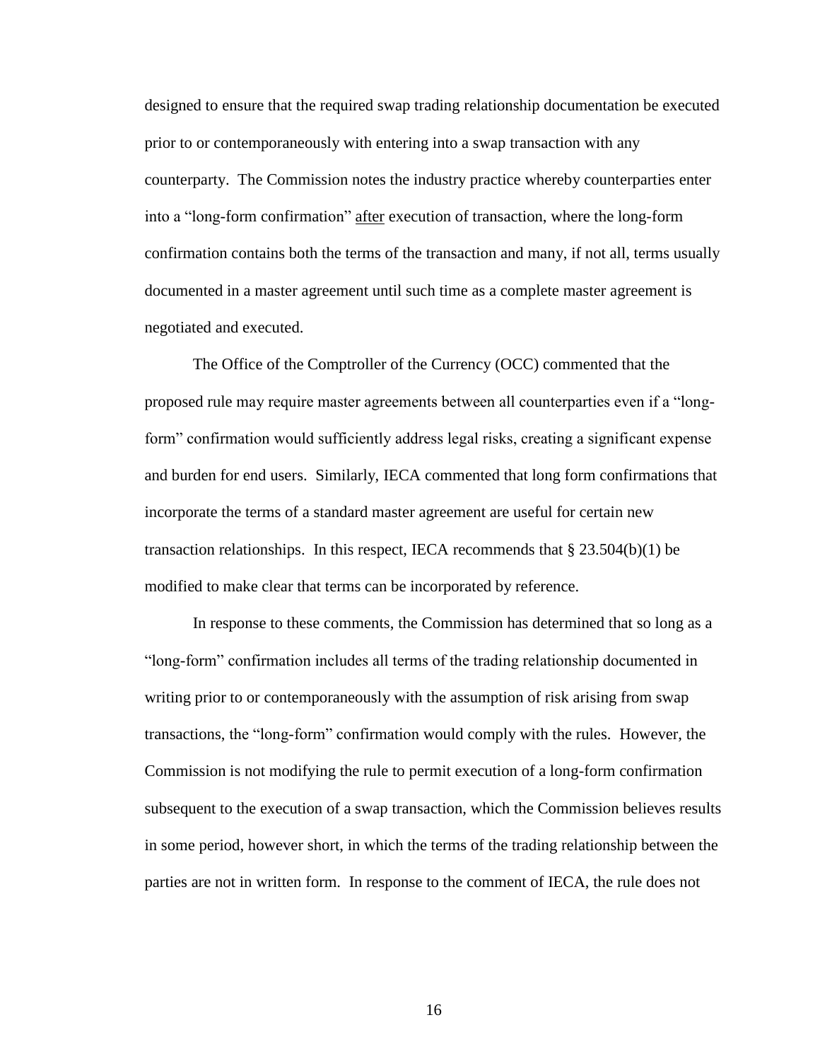designed to ensure that the required swap trading relationship documentation be executed prior to or contemporaneously with entering into a swap transaction with any counterparty. The Commission notes the industry practice whereby counterparties enter into a "long-form confirmation" <u>after</u> execution of transaction, where the long-form confirmation contains both the terms of the transaction and many, if not all, terms usually documented in a master agreement until such time as a complete master agreement is negotiated and executed.

The Office of the Comptroller of the Currency (OCC) commented that the proposed rule may require master agreements between all counterparties even if a "long-form" confirmation would sufficiently address legal risks, creating a significant expense and burden for end users. Similarly, IECA commented that long form confirmations that incorporate the terms of a standard master agreement are useful for certain new transaction relationships. In this respect, IECA recommends that § 23.504(b)(1) be modified to make clear that terms can be incorporated by reference.

In response to these comments, the Commission has determined that so long as a "long-form" confirmation includes all terms of the trading relationship documented in writing prior to or contemporaneously with the assumption of risk arising from swap transactions, the "long-form" confirmation would comply with the rules. However, the Commission is not modifying the rule to permit execution of a long-form confirmation subsequent to the execution of a swap transaction, which the Commission believes results in some period, however short, in which the terms of the trading relationship between the parties are not in written form. In response to the comment of IECA, the rule does not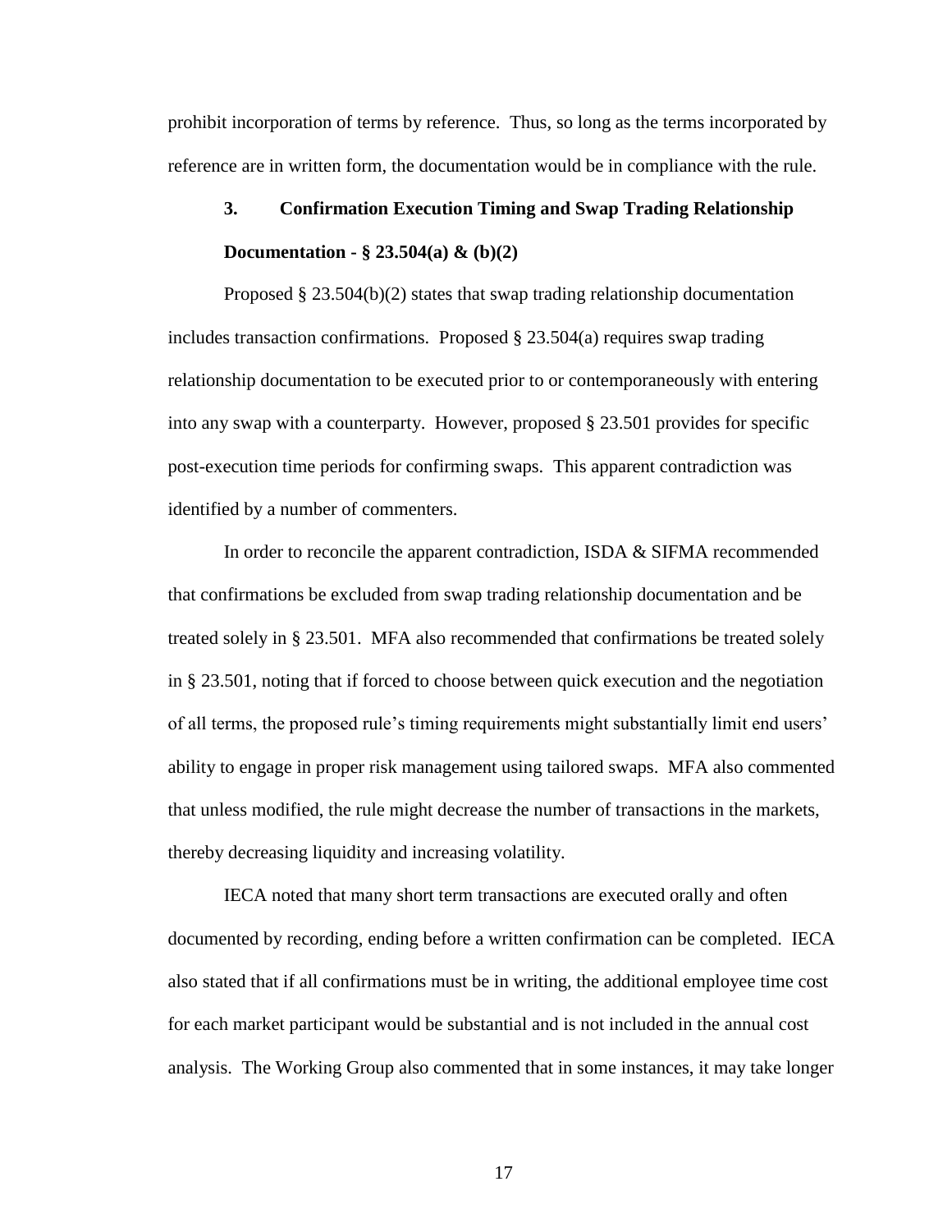prohibit incorporation of terms by reference. Thus, so long as the terms incorporated by reference are in written form, the documentation would be in compliance with the rule.

### 3. Confirmation Execution Timing and Swap Trading Relationship Documentation - § 23.504(a) & (b)(2)

Proposed § 23.504(b)(2) states that swap trading relationship documentation includes transaction confirmations. Proposed § 23.504(a) requires swap trading relationship documentation to be executed prior to or contemporaneously with entering into any swap with a counterparty. However, proposed § 23.501 provides for specific post-execution time periods for confirming swaps. This apparent contradiction was identified by a number of commenters.

In order to reconcile the apparent contradiction, ISDA & SIFMA recommended that confirmations be excluded from swap trading relationship documentation and be treated solely in § 23.501. MFA also recommended that confirmations be treated solely in § 23.501, noting that if forced to choose between quick execution and the negotiation of all terms, the proposed rule's timing requirements might substantially limit end users' ability to engage in proper risk management using tailored swaps. MFA also commented that unless modified, the rule might decrease the number of transactions in the markets, thereby decreasing liquidity and increasing volatility.

IECA noted that many short term transactions are executed orally and often documented by recording, ending before a written confirmation can be completed. IECA also stated that if all confirmations must be in writing, the additional employee time cost for each market participant would be substantial and is not included in the annual cost analysis. The Working Group also commented that in some instances, it may take longer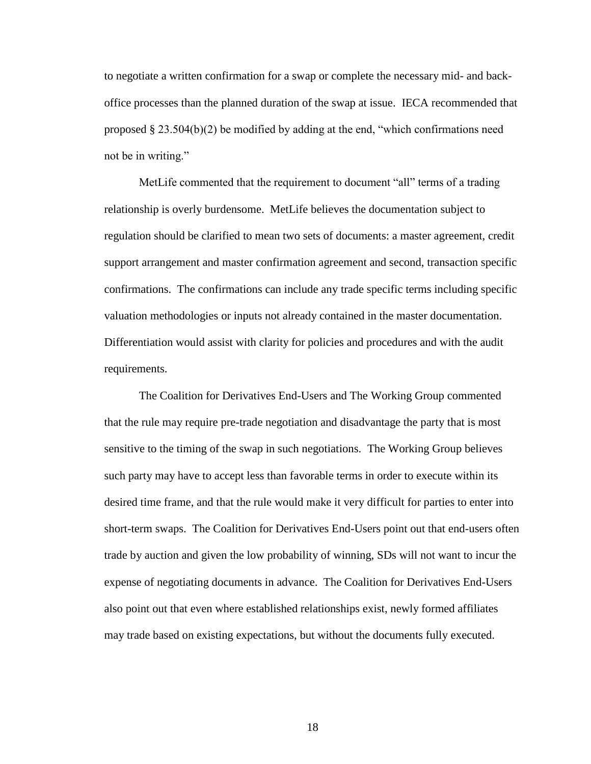to negotiate a written confirmation for a swap or complete the necessary mid- and back-office processes than the planned duration of the swap at issue. IECA recommended that proposed § 23.504(b)(2) be modified by adding at the end, "which confirmations need not be in writing."

MetLife commented that the requirement to document "all" terms of a trading relationship is overly burdensome. MetLife believes the documentation subject to regulation should be clarified to mean two sets of documents: a master agreement, credit support arrangement and master confirmation agreement and second, transaction specific confirmations. The confirmations can include any trade specific terms including specific valuation methodologies or inputs not already contained in the master documentation. Differentiation would assist with clarity for policies and procedures and with the audit requirements.

The Coalition for Derivatives End-Users and The Working Group commented that the rule may require pre-trade negotiation and disadvantage the party that is most sensitive to the timing of the swap in such negotiations. The Working Group believes such party may have to accept less than favorable terms in order to execute within its desired time frame, and that the rule would make it very difficult for parties to enter into short-term swaps. The Coalition for Derivatives End-Users point out that end-users often trade by auction and given the low probability of winning, SDs will not want to incur the expense of negotiating documents in advance. The Coalition for Derivatives End-Users also point out that even where established relationships exist, newly formed affiliates may trade based on existing expectations, but without the documents fully executed.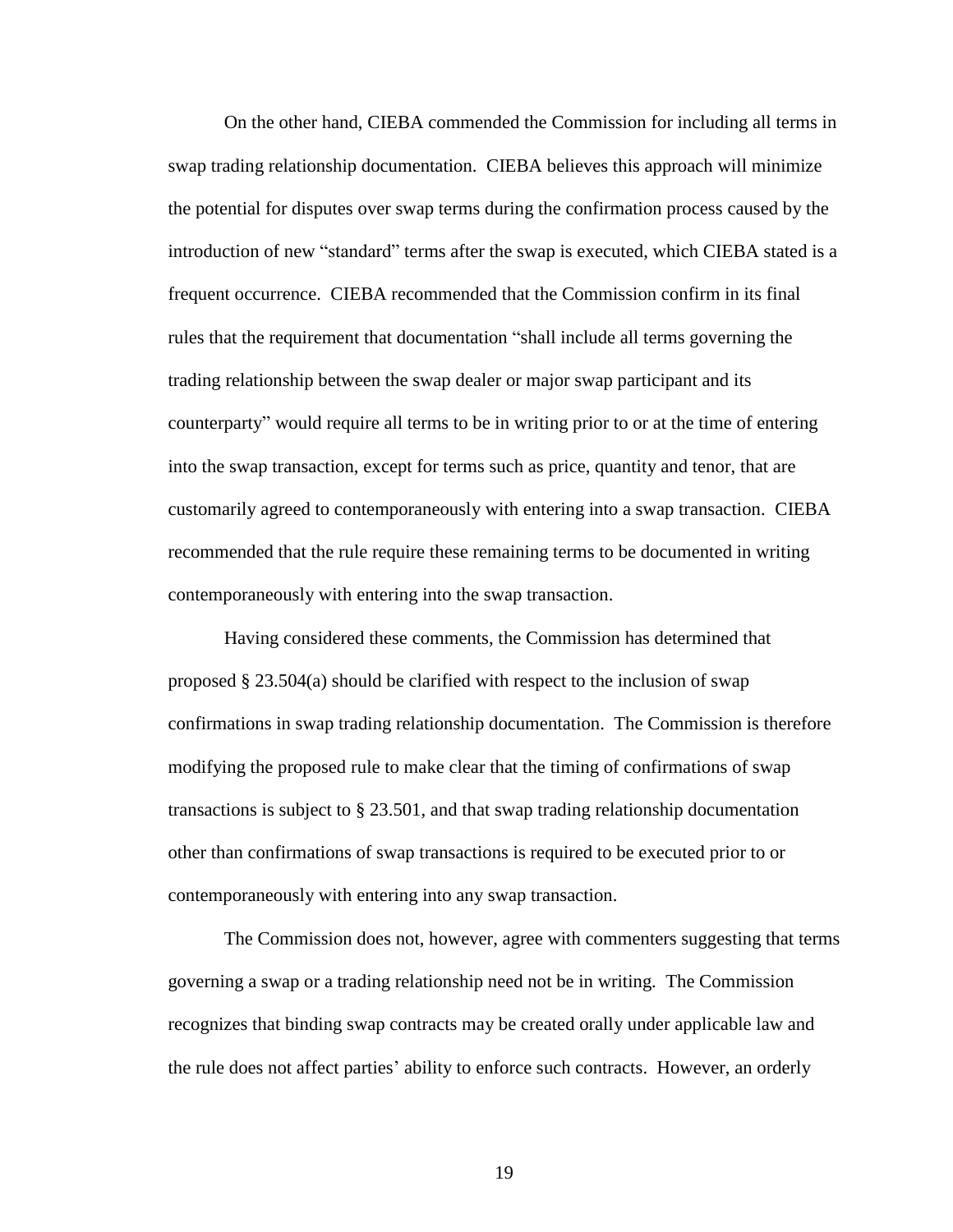On the other hand, CIEBA commended the Commission for including all terms in swap trading relationship documentation. CIEBA believes this approach will minimize the potential for disputes over swap terms during the confirmation process caused by the introduction of new "standard" terms after the swap is executed, which CIEBA stated is a frequent occurrence. CIEBA recommended that the Commission confirm in its final rules that the requirement that documentation "shall include all terms governing the trading relationship between the swap dealer or major swap participant and its counterparty" would require all terms to be in writing prior to or at the time of entering into the swap transaction, except for terms such as price, quantity and tenor, that are customarily agreed to contemporaneously with entering into a swap transaction. CIEBA recommended that the rule require these remaining terms to be documented in writing contemporaneously with entering into the swap transaction.

Having considered these comments, the Commission has determined that proposed § 23.504(a) should be clarified with respect to the inclusion of swap confirmations in swap trading relationship documentation. The Commission is therefore modifying the proposed rule to make clear that the timing of confirmations of swap transactions is subject to § 23.501, and that swap trading relationship documentation other than confirmations of swap transactions is required to be executed prior to or contemporaneously with entering into any swap transaction.

The Commission does not, however, agree with commenters suggesting that terms governing a swap or a trading relationship need not be in writing. The Commission recognizes that binding swap contracts may be created orally under applicable law and the rule does not affect parties' ability to enforce such contracts. However, an orderly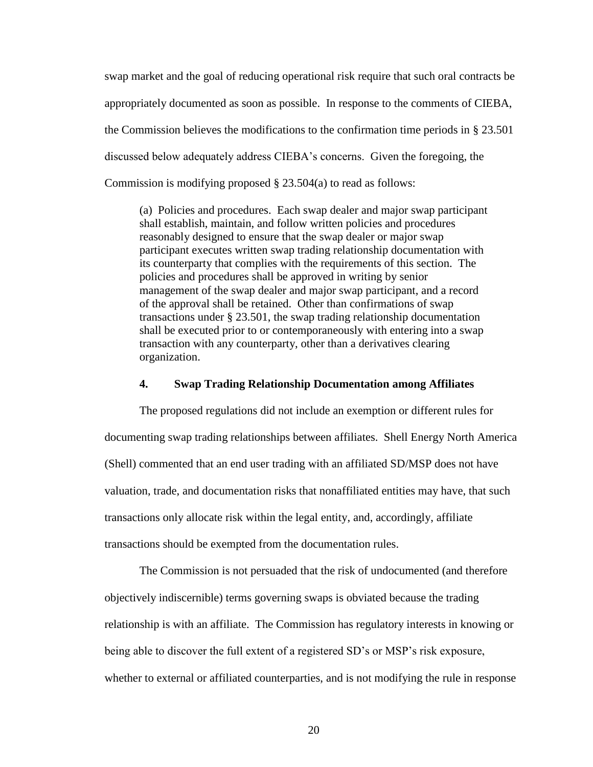swap market and the goal of reducing operational risk require that such oral contracts be appropriately documented as soon as possible. In response to the comments of CIEBA, the Commission believes the modifications to the confirmation time periods in § 23.501 discussed below adequately address CIEBA's concerns. Given the foregoing, the Commission is modifying proposed § 23.504(a) to read as follows:

> (a) Policies and procedures. Each swap dealer and major swap participant shall establish, maintain, and follow written policies and procedures reasonably designed to ensure that the swap dealer or major swap participant executes written swap trading relationship documentation with its counterparty that complies with the requirements of this section. The policies and procedures shall be approved in writing by senior management of the swap dealer and major swap participant, and a record of the approval shall be retained. Other than confirmations of swap transactions under § 23.501, the swap trading relationship documentation shall be executed prior to or contemporaneously with entering into a swap transaction with any counterparty, other than a derivatives clearing organization.

#### 4. Swap Trading Relationship Documentation among Affiliates

The proposed regulations did not include an exemption or different rules for documenting swap trading relationships between affiliates. Shell Energy North America (Shell) commented that an end user trading with an affiliated SD/MSP does not have valuation, trade, and documentation risks that nonaffiliated entities may have, that such transactions only allocate risk within the legal entity, and, accordingly, affiliate transactions should be exempted from the documentation rules.

The Commission is not persuaded that the risk of undocumented (and therefore objectively indiscernible) terms governing swaps is obviated because the trading relationship is with an affiliate. The Commission has regulatory interests in knowing or being able to discover the full extent of a registered SD's or MSP's risk exposure, whether to external or affiliated counterparties, and is not modifying the rule in response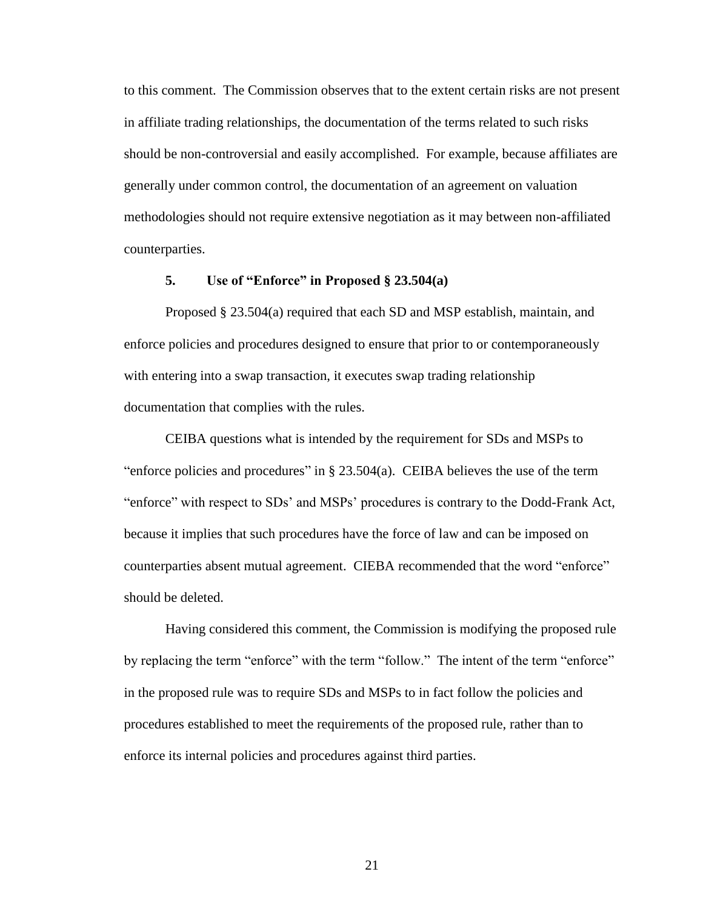to this comment. The Commission observes that to the extent certain risks are not present in affiliate trading relationships, the documentation of the terms related to such risks should be non-controversial and easily accomplished. For example, because affiliates are generally under common control, the documentation of an agreement on valuation methodologies should not require extensive negotiation as it may between non-affiliated counterparties.

### 5. Use of "Enforce" in Proposed § 23.504(a)

Proposed § 23.504(a) required that each SD and MSP establish, maintain, and enforce policies and procedures designed to ensure that prior to or contemporaneously with entering into a swap transaction, it executes swap trading relationship documentation that complies with the rules.

CEIBA questions what is intended by the requirement for SDs and MSPs to "enforce policies and procedures" in § 23.504(a). CEIBA believes the use of the term "enforce" with respect to SDs' and MSPs' procedures is contrary to the Dodd-Frank Act, because it implies that such procedures have the force of law and can be imposed on counterparties absent mutual agreement. CIEBA recommended that the word "enforce" should be deleted.

Having considered this comment, the Commission is modifying the proposed rule by replacing the term "enforce" with the term "follow." The intent of the term "enforce" in the proposed rule was to require SDs and MSPs to in fact follow the policies and procedures established to meet the requirements of the proposed rule, rather than to enforce its internal policies and procedures against third parties.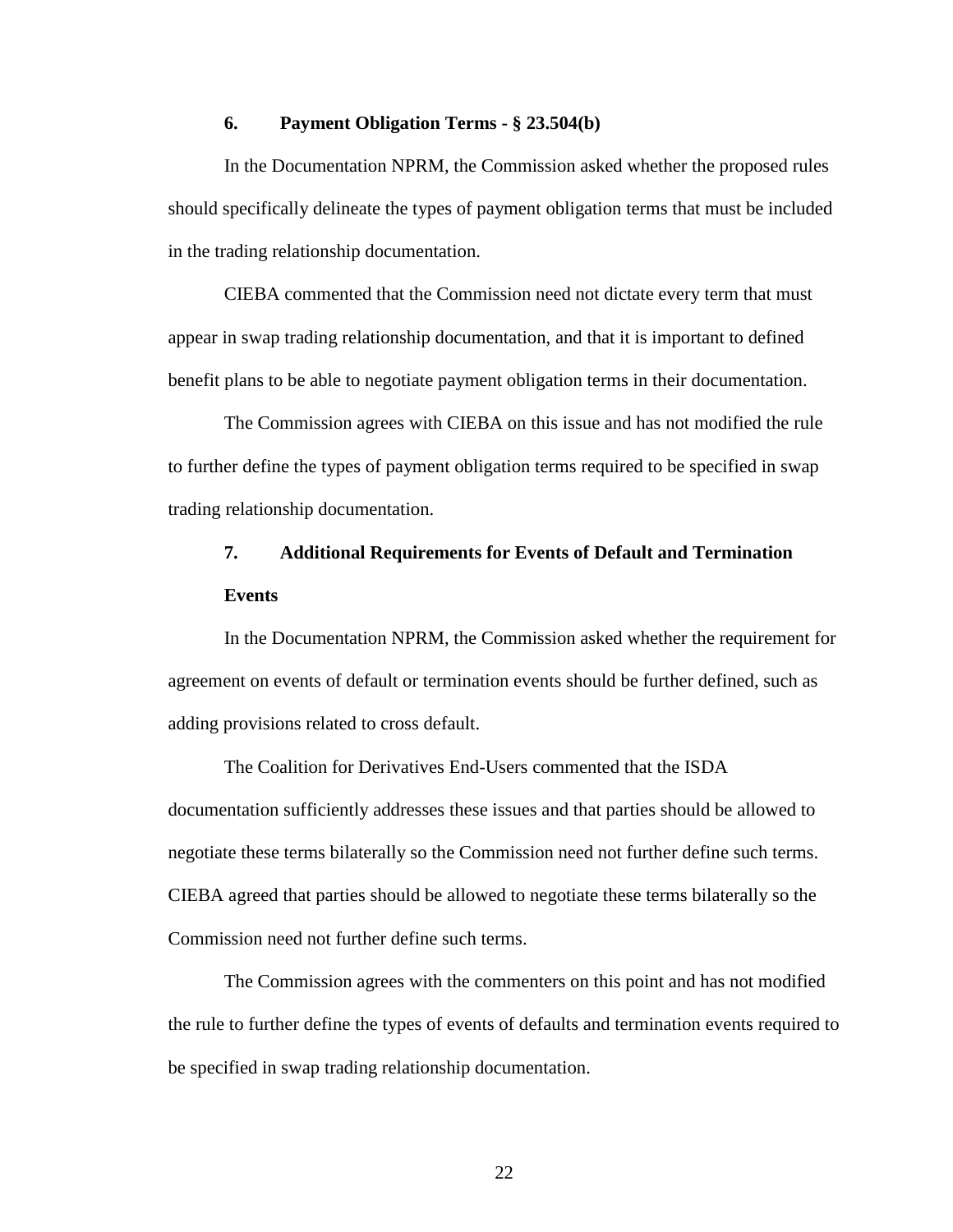#### 6. Payment Obligation Terms - § 23.504(b)

In the Documentation NPRM, the Commission asked whether the proposed rules should specifically delineate the types of payment obligation terms that must be included in the trading relationship documentation.

CIEBA commented that the Commission need not dictate every term that must appear in swap trading relationship documentation, and that it is important to defined benefit plans to be able to negotiate payment obligation terms in their documentation.

The Commission agrees with CIEBA on this issue and has not modified the rule to further define the types of payment obligation terms required to be specified in swap trading relationship documentation.

#### 7. Additional Requirements for Events of Default and Termination Events

In the Documentation NPRM, the Commission asked whether the requirement for agreement on events of default or termination events should be further defined, such as adding provisions related to cross default.

The Coalition for Derivatives End-Users commented that the ISDA documentation sufficiently addresses these issues and that parties should be allowed to negotiate these terms bilaterally so the Commission need not further define such terms. CIEBA agreed that parties should be allowed to negotiate these terms bilaterally so the Commission need not further define such terms.

The Commission agrees with the commenters on this point and has not modified the rule to further define the types of events of defaults and termination events required to be specified in swap trading relationship documentation.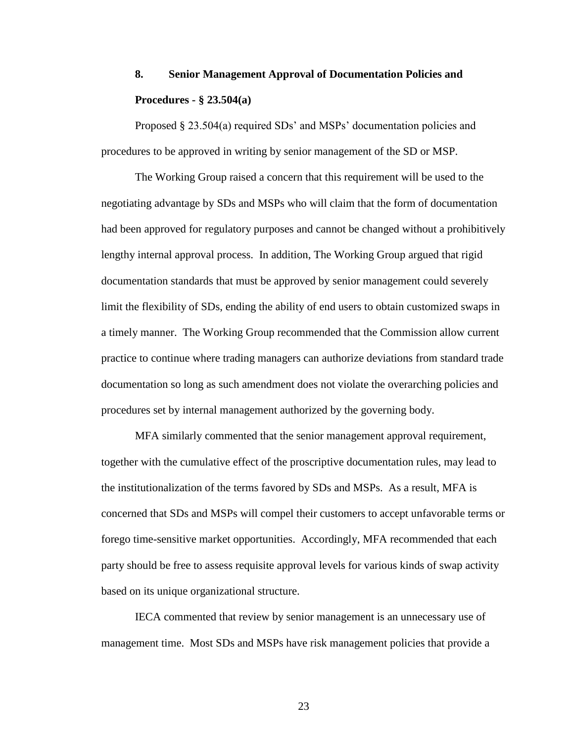### 8. Senior Management Approval of Documentation Policies and Procedures - § 23.504(a)

Proposed § 23.504(a) required SDs' and MSPs' documentation policies and procedures to be approved in writing by senior management of the SD or MSP.

The Working Group raised a concern that this requirement will be used to the negotiating advantage by SDs and MSPs who will claim that the form of documentation had been approved for regulatory purposes and cannot be changed without a prohibitively lengthy internal approval process. In addition, The Working Group argued that rigid documentation standards that must be approved by senior management could severely limit the flexibility of SDs, ending the ability of end users to obtain customized swaps in a timely manner. The Working Group recommended that the Commission allow current practice to continue where trading managers can authorize deviations from standard trade documentation so long as such amendment does not violate the overarching policies and procedures set by internal management authorized by the governing body.

MFA similarly commented that the senior management approval requirement, together with the cumulative effect of the proscriptive documentation rules, may lead to the institutionalization of the terms favored by SDs and MSPs. As a result, MFA is concerned that SDs and MSPs will compel their customers to accept unfavorable terms or forego time-sensitive market opportunities. Accordingly, MFA recommended that each party should be free to assess requisite approval levels for various kinds of swap activity based on its unique organizational structure.

IECA commented that review by senior management is an unnecessary use of management time. Most SDs and MSPs have risk management policies that provide a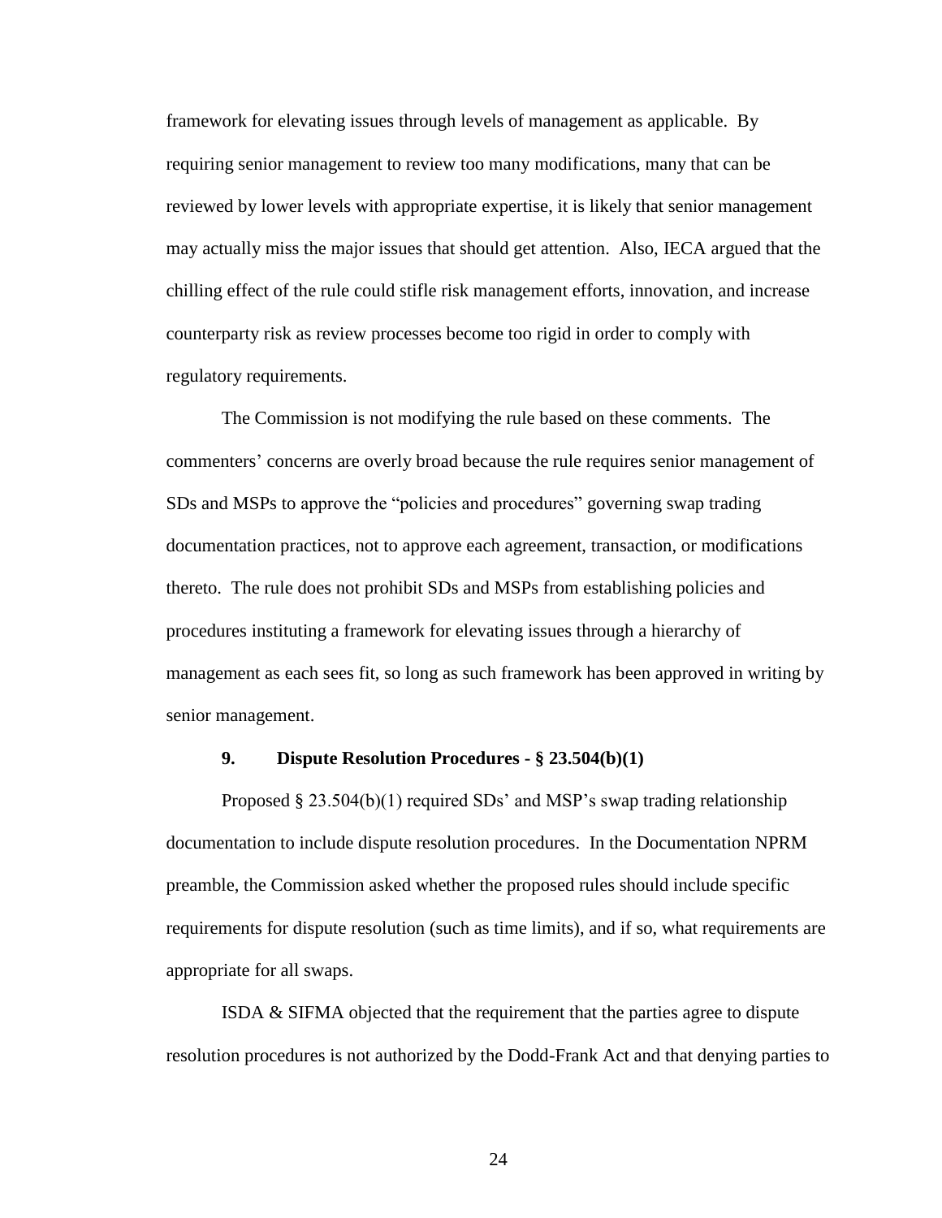framework for elevating issues through levels of management as applicable. By requiring senior management to review too many modifications, many that can be reviewed by lower levels with appropriate expertise, it is likely that senior management may actually miss the major issues that should get attention. Also, IECA argued that the chilling effect of the rule could stifle risk management efforts, innovation, and increase counterparty risk as review processes become too rigid in order to comply with regulatory requirements.

The Commission is not modifying the rule based on these comments. The commenters' concerns are overly broad because the rule requires senior management of SDs and MSPs to approve the "policies and procedures" governing swap trading documentation practices, not to approve each agreement, transaction, or modifications thereto. The rule does not prohibit SDs and MSPs from establishing policies and procedures instituting a framework for elevating issues through a hierarchy of management as each sees fit, so long as such framework has been approved in writing by senior management.

### 9. Dispute Resolution Procedures - § 23.504(b)(1)

Proposed § 23.504(b)(1) required SDs' and MSP's swap trading relationship documentation to include dispute resolution procedures. In the Documentation NPRM preamble, the Commission asked whether the proposed rules should include specific requirements for dispute resolution (such as time limits), and if so, what requirements are appropriate for all swaps.

ISDA & SIFMA objected that the requirement that the parties agree to dispute resolution procedures is not authorized by the Dodd-Frank Act and that denying parties to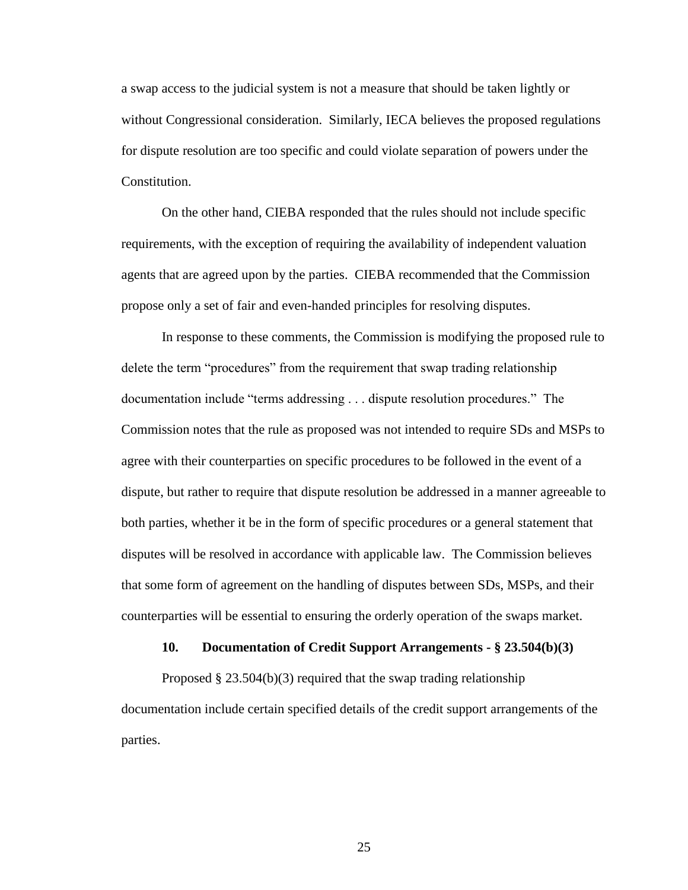a swap access to the judicial system is not a measure that should be taken lightly or without Congressional consideration. Similarly, IECA believes the proposed regulations for dispute resolution are too specific and could violate separation of powers under the Constitution.

On the other hand, CIEBA responded that the rules should not include specific requirements, with the exception of requiring the availability of independent valuation agents that are agreed upon by the parties. CIEBA recommended that the Commission propose only a set of fair and even-handed principles for resolving disputes.

In response to these comments, the Commission is modifying the proposed rule to delete the term "procedures" from the requirement that swap trading relationship documentation include "terms addressing . . . dispute resolution procedures." The Commission notes that the rule as proposed was not intended to require SDs and MSPs to agree with their counterparties on specific procedures to be followed in the event of a dispute, but rather to require that dispute resolution be addressed in a manner agreeable to both parties, whether it be in the form of specific procedures or a general statement that disputes will be resolved in accordance with applicable law. The Commission believes that some form of agreement on the handling of disputes between SDs, MSPs, and their counterparties will be essential to ensuring the orderly operation of the swaps market.

### 10. Documentation of Credit Support Arrangements - § 23.504(b)(3)

Proposed § 23.504(b)(3) required that the swap trading relationship documentation include certain specified details of the credit support arrangements of the parties.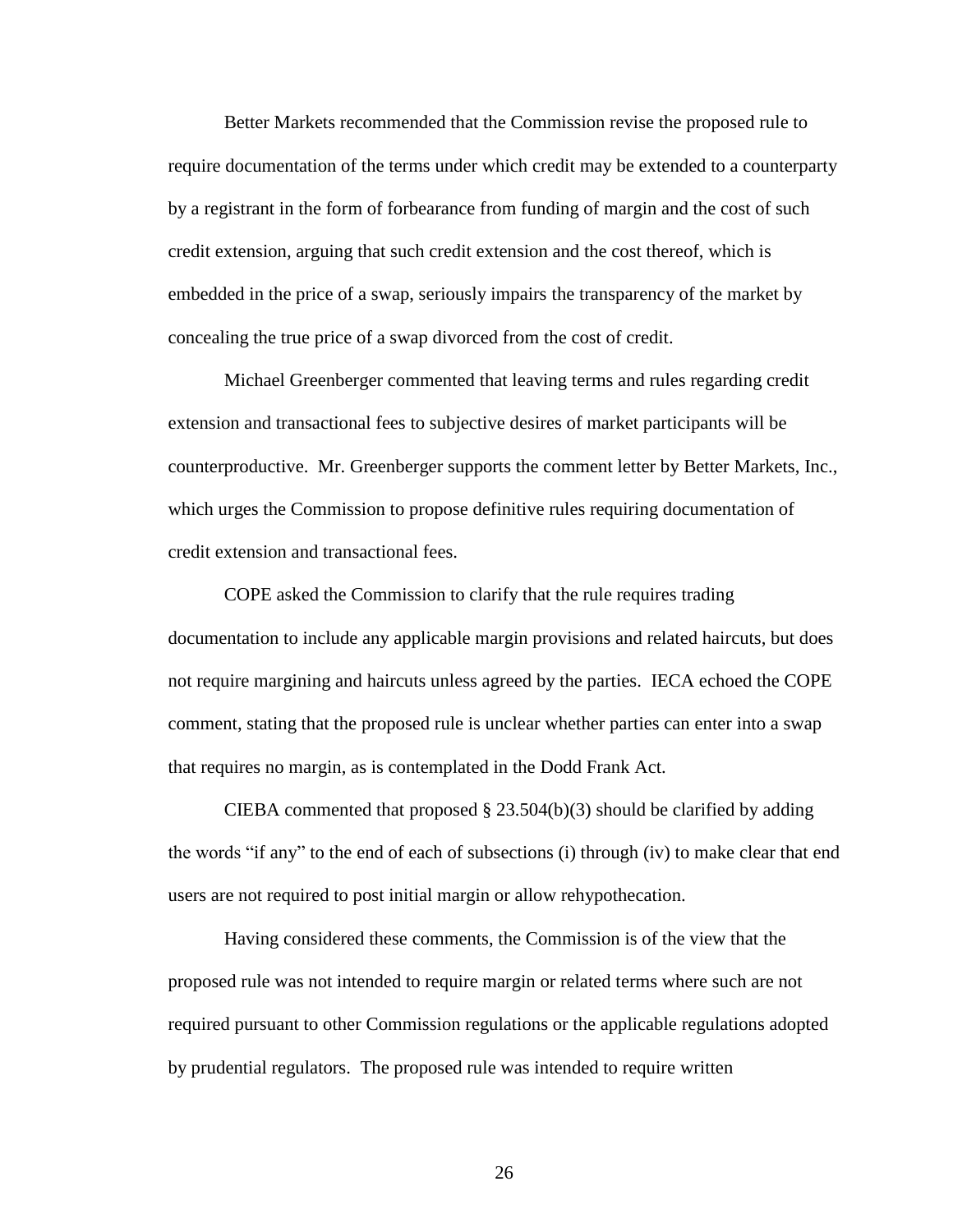Better Markets recommended that the Commission revise the proposed rule to require documentation of the terms under which credit may be extended to a counterparty by a registrant in the form of forbearance from funding of margin and the cost of such credit extension, arguing that such credit extension and the cost thereof, which is embedded in the price of a swap, seriously impairs the transparency of the market by concealing the true price of a swap divorced from the cost of credit.

Michael Greenberger commented that leaving terms and rules regarding credit extension and transactional fees to subjective desires of market participants will be counterproductive. Mr. Greenberger supports the comment letter by Better Markets, Inc., which urges the Commission to propose definitive rules requiring documentation of credit extension and transactional fees.

COPE asked the Commission to clarify that the rule requires trading documentation to include any applicable margin provisions and related haircuts, but does not require margining and haircuts unless agreed by the parties. IECA echoed the COPE comment, stating that the proposed rule is unclear whether parties can enter into a swap that requires no margin, as is contemplated in the Dodd Frank Act.

CIEBA commented that proposed § 23.504(b)(3) should be clarified by adding the words "if any" to the end of each of subsections (i) through (iv) to make clear that end users are not required to post initial margin or allow rehypothecation.

Having considered these comments, the Commission is of the view that the proposed rule was not intended to require margin or related terms where such are not required pursuant to other Commission regulations or the applicable regulations adopted by prudential regulators. The proposed rule was intended to require written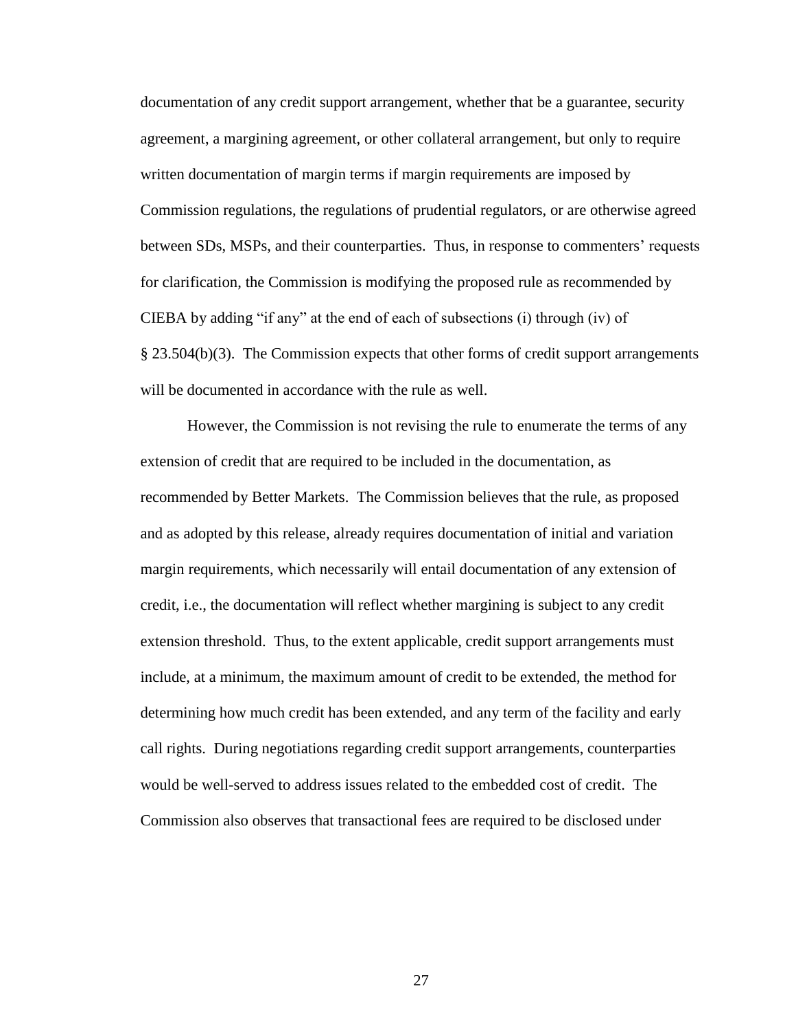documentation of any credit support arrangement, whether that be a guarantee, security agreement, a margining agreement, or other collateral arrangement, but only to require written documentation of margin terms if margin requirements are imposed by Commission regulations, the regulations of prudential regulators, or are otherwise agreed between SDs, MSPs, and their counterparties. Thus, in response to commenters' requests for clarification, the Commission is modifying the proposed rule as recommended by CIEBA by adding "if any" at the end of each of subsections (i) through (iv) of § 23.504(b)(3). The Commission expects that other forms of credit support arrangements will be documented in accordance with the rule as well.

However, the Commission is not revising the rule to enumerate the terms of any extension of credit that are required to be included in the documentation, as recommended by Better Markets. The Commission believes that the rule, as proposed and as adopted by this release, already requires documentation of initial and variation margin requirements, which necessarily will entail documentation of any extension of credit, i.e., the documentation will reflect whether margining is subject to any credit extension threshold. Thus, to the extent applicable, credit support arrangements must include, at a minimum, the maximum amount of credit to be extended, the method for determining how much credit has been extended, and any term of the facility and early call rights. During negotiations regarding credit support arrangements, counterparties would be well-served to address issues related to the embedded cost of credit. The Commission also observes that transactional fees are required to be disclosed under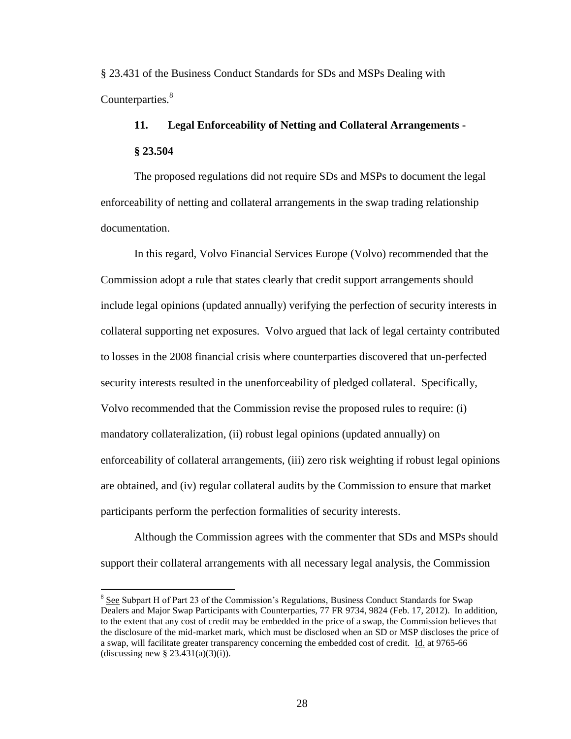§ 23.431 of the Business Conduct Standards for SDs and MSPs Dealing with Counterparties.[8]

### 11. Legal Enforceability of Netting and Collateral Arrangements - § 23.504

The proposed regulations did not require SDs and MSPs to document the legal enforceability of netting and collateral arrangements in the swap trading relationship documentation.

In this regard, Volvo Financial Services Europe (Volvo) recommended that the Commission adopt a rule that states clearly that credit support arrangements should include legal opinions (updated annually) verifying the perfection of security interests in collateral supporting net exposures. Volvo argued that lack of legal certainty contributed to losses in the 2008 financial crisis where counterparties discovered that un-perfected security interests resulted in the unenforceability of pledged collateral. Specifically, Volvo recommended that the Commission revise the proposed rules to require: (i) mandatory collateralization, (ii) robust legal opinions (updated annually) on enforceability of collateral arrangements, (iii) zero risk weighting if robust legal opinions are obtained, and (iv) regular collateral audits by the Commission to ensure that market participants perform the perfection formalities of security interests.

Although the Commission agrees with the commenter that SDs and MSPs should support their collateral arrangements with all necessary legal analysis, the Commission

---

[8] See Subpart H of Part 23 of the Commission's Regulations, Business Conduct Standards for Swap Dealers and Major Swap Participants with Counterparties, 77 FR 9734, 9824 (Feb. 17, 2012). In addition, to the extent that any cost of credit may be embedded in the price of a swap, the Commission believes that the disclosure of the mid-market mark, which must be disclosed when an SD or MSP discloses the price of a swap, will facilitate greater transparency concerning the embedded cost of credit. Id. at 9765-66 (discussing new § 23.431(a)(3)(i)).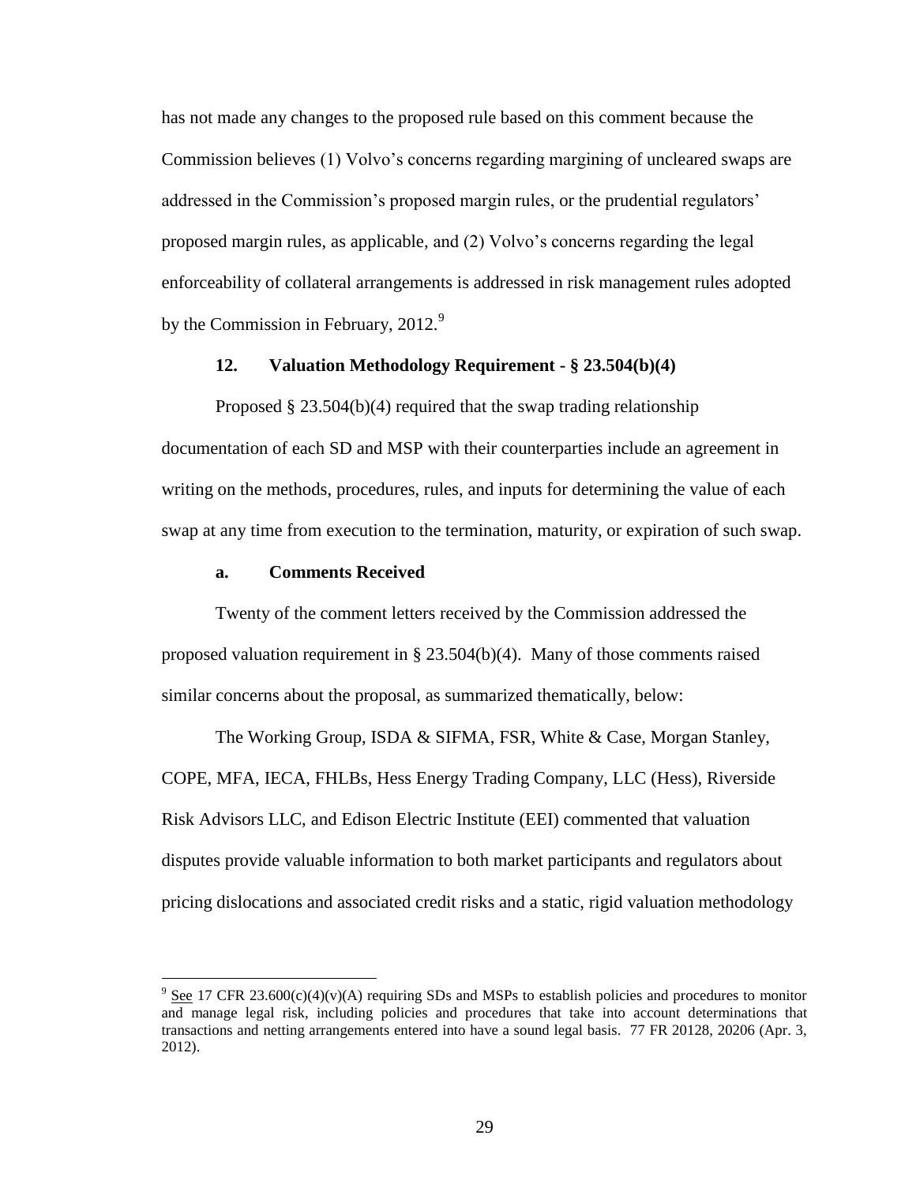has not made any changes to the proposed rule based on this comment because the Commission believes (1) Volvo's concerns regarding margining of uncleared swaps are addressed in the Commission's proposed margin rules, or the prudential regulators' proposed margin rules, as applicable, and (2) Volvo's concerns regarding the legal enforceability of collateral arrangements is addressed in risk management rules adopted by the Commission in February, 2012.[9]

### 12. Valuation Methodology Requirement - § 23.504(b)(4)

Proposed § 23.504(b)(4) required that the swap trading relationship documentation of each SD and MSP with their counterparties include an agreement in writing on the methods, procedures, rules, and inputs for determining the value of each swap at any time from execution to the termination, maturity, or expiration of such swap.

#### a. Comments Received

Twenty of the comment letters received by the Commission addressed the proposed valuation requirement in § 23.504(b)(4). Many of those comments raised similar concerns about the proposal, as summarized thematically, below:

The Working Group, ISDA & SIFMA, FSR, White & Case, Morgan Stanley, COPE, MFA, IECA, FHLBs, Hess Energy Trading Company, LLC (Hess), Riverside Risk Advisors LLC, and Edison Electric Institute (EEI) commented that valuation disputes provide valuable information to both market participants and regulators about pricing dislocations and associated credit risks and a static, rigid valuation methodology

---

[9] See 17 CFR 23.600(c)(4)(v)(A) requiring SDs and MSPs to establish policies and procedures to monitor and manage legal risk, including policies and procedures that take into account determinations that transactions and netting arrangements entered into have a sound legal basis. 77 FR 20128, 20206 (Apr. 3, 2012).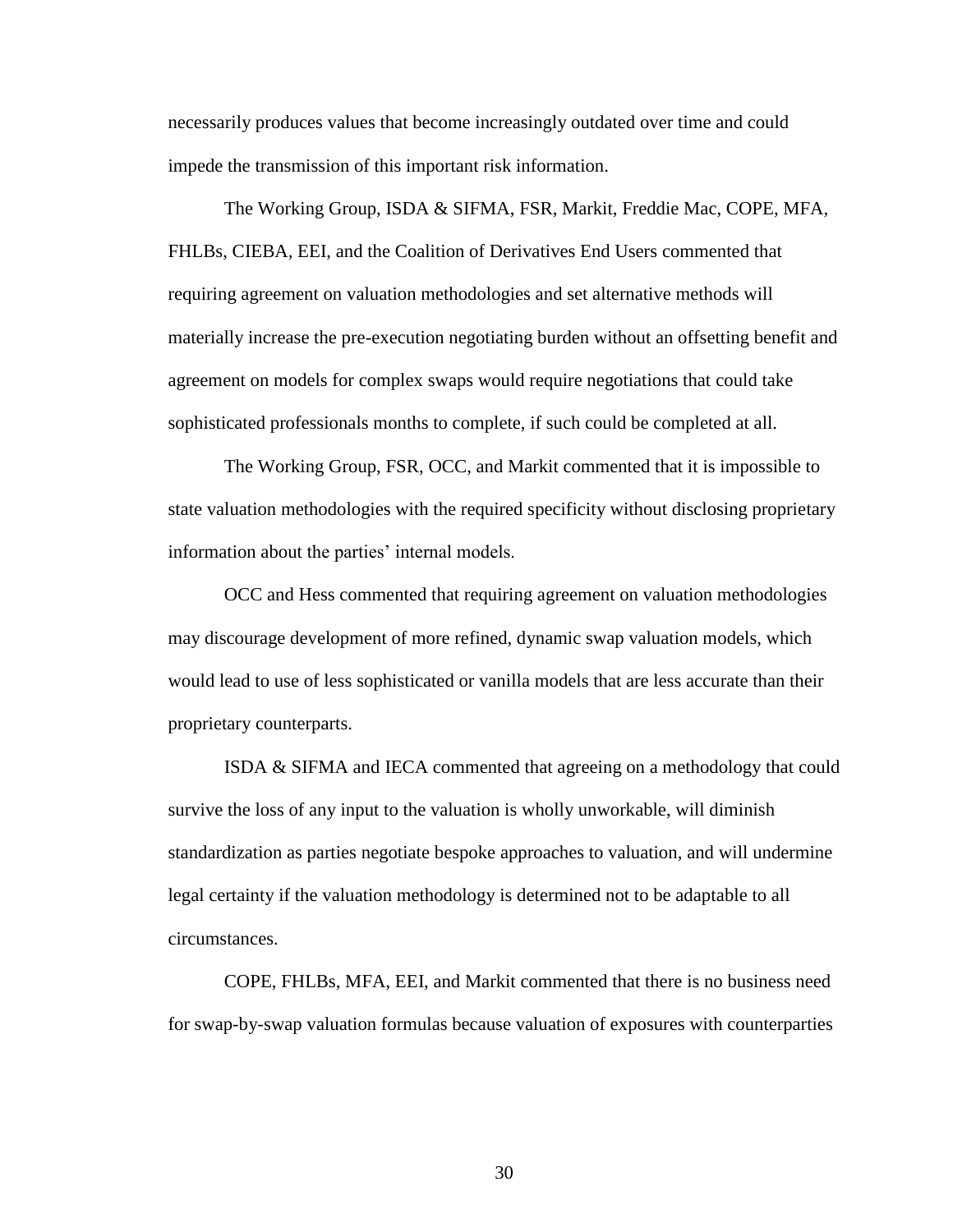necessarily produces values that become increasingly outdated over time and could impede the transmission of this important risk information.

The Working Group, ISDA & SIFMA, FSR, Markit, Freddie Mac, COPE, MFA, FHLBs, CIEBA, EEI, and the Coalition of Derivatives End Users commented that requiring agreement on valuation methodologies and set alternative methods will materially increase the pre-execution negotiating burden without an offsetting benefit and agreement on models for complex swaps would require negotiations that could take sophisticated professionals months to complete, if such could be completed at all.

The Working Group, FSR, OCC, and Markit commented that it is impossible to state valuation methodologies with the required specificity without disclosing proprietary information about the parties' internal models.

OCC and Hess commented that requiring agreement on valuation methodologies may discourage development of more refined, dynamic swap valuation models, which would lead to use of less sophisticated or vanilla models that are less accurate than their proprietary counterparts.

ISDA & SIFMA and IECA commented that agreeing on a methodology that could survive the loss of any input to the valuation is wholly unworkable, will diminish standardization as parties negotiate bespoke approaches to valuation, and will undermine legal certainty if the valuation methodology is determined not to be adaptable to all circumstances.

COPE, FHLBs, MFA, EEI, and Markit commented that there is no business need for swap-by-swap valuation formulas because valuation of exposures with counterparties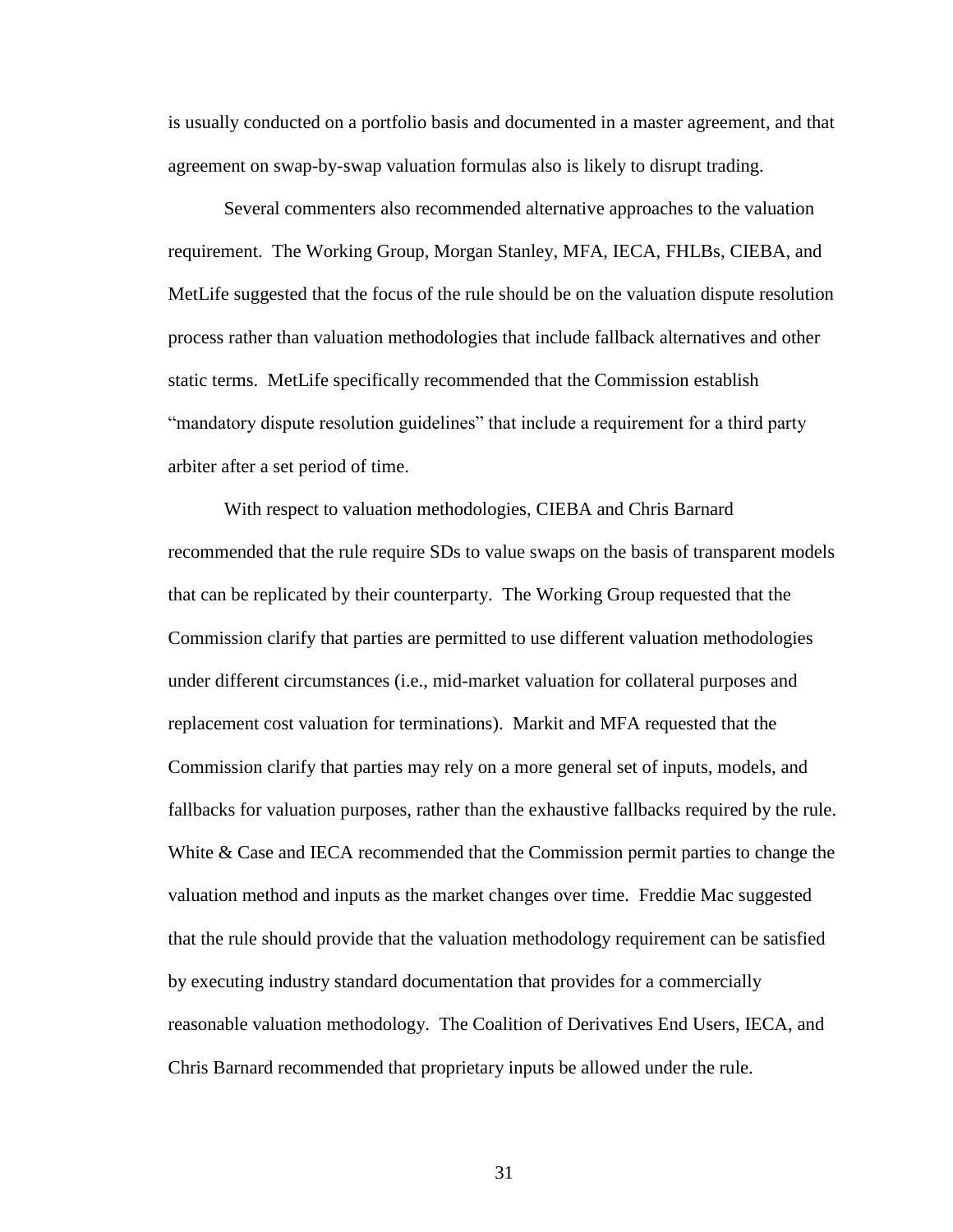is usually conducted on a portfolio basis and documented in a master agreement, and that agreement on swap-by-swap valuation formulas also is likely to disrupt trading.

Several commenters also recommended alternative approaches to the valuation requirement. The Working Group, Morgan Stanley, MFA, IECA, FHLBs, CIEBA, and MetLife suggested that the focus of the rule should be on the valuation dispute resolution process rather than valuation methodologies that include fallback alternatives and other static terms. MetLife specifically recommended that the Commission establish "mandatory dispute resolution guidelines" that include a requirement for a third party arbiter after a set period of time.

With respect to valuation methodologies, CIEBA and Chris Barnard recommended that the rule require SDs to value swaps on the basis of transparent models that can be replicated by their counterparty. The Working Group requested that the Commission clarify that parties are permitted to use different valuation methodologies under different circumstances (i.e., mid-market valuation for collateral purposes and replacement cost valuation for terminations). Markit and MFA requested that the Commission clarify that parties may rely on a more general set of inputs, models, and fallbacks for valuation purposes, rather than the exhaustive fallbacks required by the rule. White & Case and IECA recommended that the Commission permit parties to change the valuation method and inputs as the market changes over time. Freddie Mac suggested that the rule should provide that the valuation methodology requirement can be satisfied by executing industry standard documentation that provides for a commercially reasonable valuation methodology. The Coalition of Derivatives End Users, IECA, and Chris Barnard recommended that proprietary inputs be allowed under the rule.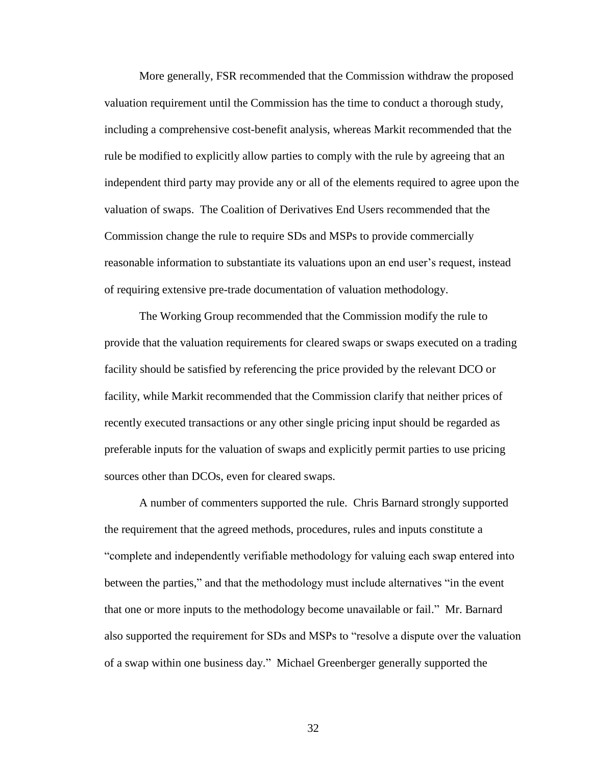More generally, FSR recommended that the Commission withdraw the proposed valuation requirement until the Commission has the time to conduct a thorough study, including a comprehensive cost-benefit analysis, whereas Markit recommended that the rule be modified to explicitly allow parties to comply with the rule by agreeing that an independent third party may provide any or all of the elements required to agree upon the valuation of swaps. The Coalition of Derivatives End Users recommended that the Commission change the rule to require SDs and MSPs to provide commercially reasonable information to substantiate its valuations upon an end user's request, instead of requiring extensive pre-trade documentation of valuation methodology.

The Working Group recommended that the Commission modify the rule to provide that the valuation requirements for cleared swaps or swaps executed on a trading facility should be satisfied by referencing the price provided by the relevant DCO or facility, while Markit recommended that the Commission clarify that neither prices of recently executed transactions or any other single pricing input should be regarded as preferable inputs for the valuation of swaps and explicitly permit parties to use pricing sources other than DCOs, even for cleared swaps.

A number of commenters supported the rule. Chris Barnard strongly supported the requirement that the agreed methods, procedures, rules and inputs constitute a "complete and independently verifiable methodology for valuing each swap entered into between the parties," and that the methodology must include alternatives "in the event that one or more inputs to the methodology become unavailable or fail." Mr. Barnard also supported the requirement for SDs and MSPs to "resolve a dispute over the valuation of a swap within one business day." Michael Greenberger generally supported the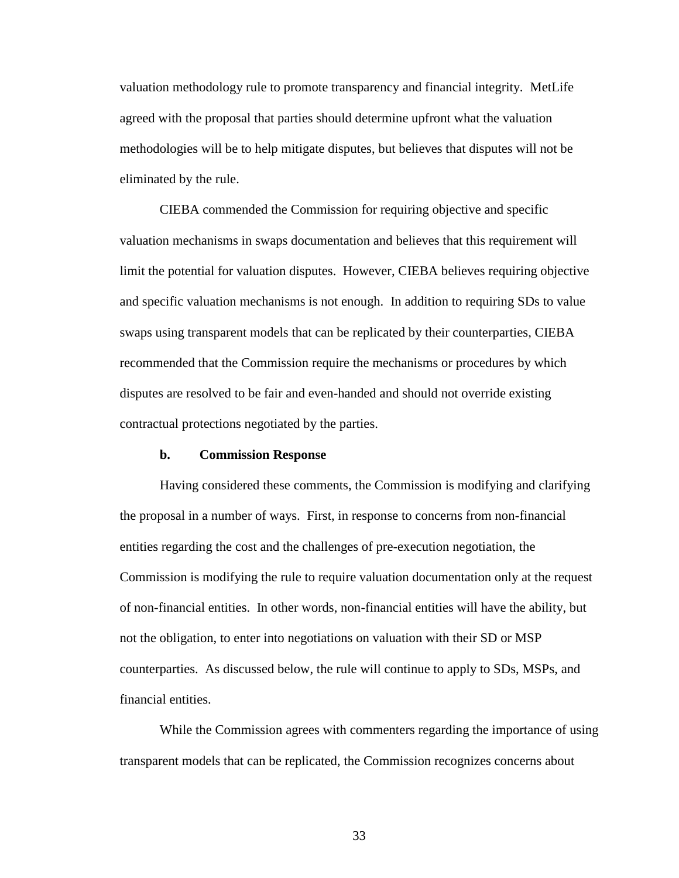valuation methodology rule to promote transparency and financial integrity. MetLife agreed with the proposal that parties should determine upfront what the valuation methodologies will be to help mitigate disputes, but believes that disputes will not be eliminated by the rule.

CIEBA commended the Commission for requiring objective and specific valuation mechanisms in swaps documentation and believes that this requirement will limit the potential for valuation disputes. However, CIEBA believes requiring objective and specific valuation mechanisms is not enough. In addition to requiring SDs to value swaps using transparent models that can be replicated by their counterparties, CIEBA recommended that the Commission require the mechanisms or procedures by which disputes are resolved to be fair and even-handed and should not override existing contractual protections negotiated by the parties.

**b. Commission Response**

Having considered these comments, the Commission is modifying and clarifying the proposal in a number of ways. First, in response to concerns from non-financial entities regarding the cost and the challenges of pre-execution negotiation, the Commission is modifying the rule to require valuation documentation only at the request of non-financial entities. In other words, non-financial entities will have the ability, but not the obligation, to enter into negotiations on valuation with their SD or MSP counterparties. As discussed below, the rule will continue to apply to SDs, MSPs, and financial entities.

While the Commission agrees with commenters regarding the importance of using transparent models that can be replicated, the Commission recognizes concerns about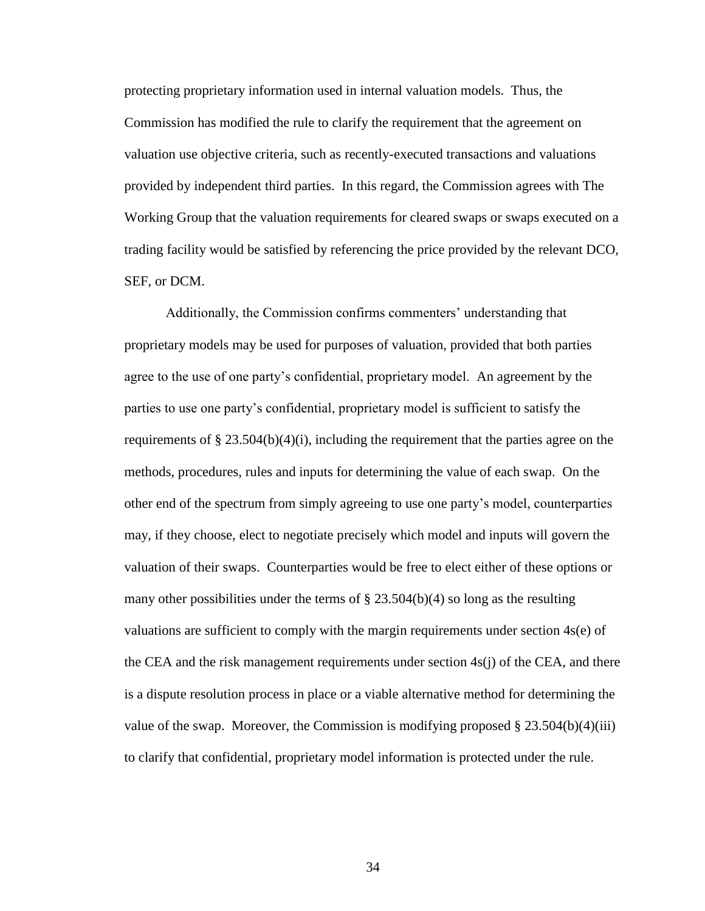protecting proprietary information used in internal valuation models. Thus, the Commission has modified the rule to clarify the requirement that the agreement on valuation use objective criteria, such as recently-executed transactions and valuations provided by independent third parties. In this regard, the Commission agrees with The Working Group that the valuation requirements for cleared swaps or swaps executed on a trading facility would be satisfied by referencing the price provided by the relevant DCO, SEF, or DCM.

Additionally, the Commission confirms commenters' understanding that proprietary models may be used for purposes of valuation, provided that both parties agree to the use of one party's confidential, proprietary model. An agreement by the parties to use one party's confidential, proprietary model is sufficient to satisfy the requirements of § 23.504(b)(4)(i), including the requirement that the parties agree on the methods, procedures, rules and inputs for determining the value of each swap. On the other end of the spectrum from simply agreeing to use one party's model, counterparties may, if they choose, elect to negotiate precisely which model and inputs will govern the valuation of their swaps. Counterparties would be free to elect either of these options or many other possibilities under the terms of § 23.504(b)(4) so long as the resulting valuations are sufficient to comply with the margin requirements under section 4s(e) of the CEA and the risk management requirements under section 4s(j) of the CEA, and there is a dispute resolution process in place or a viable alternative method for determining the value of the swap. Moreover, the Commission is modifying proposed § 23.504(b)(4)(iii) to clarify that confidential, proprietary model information is protected under the rule.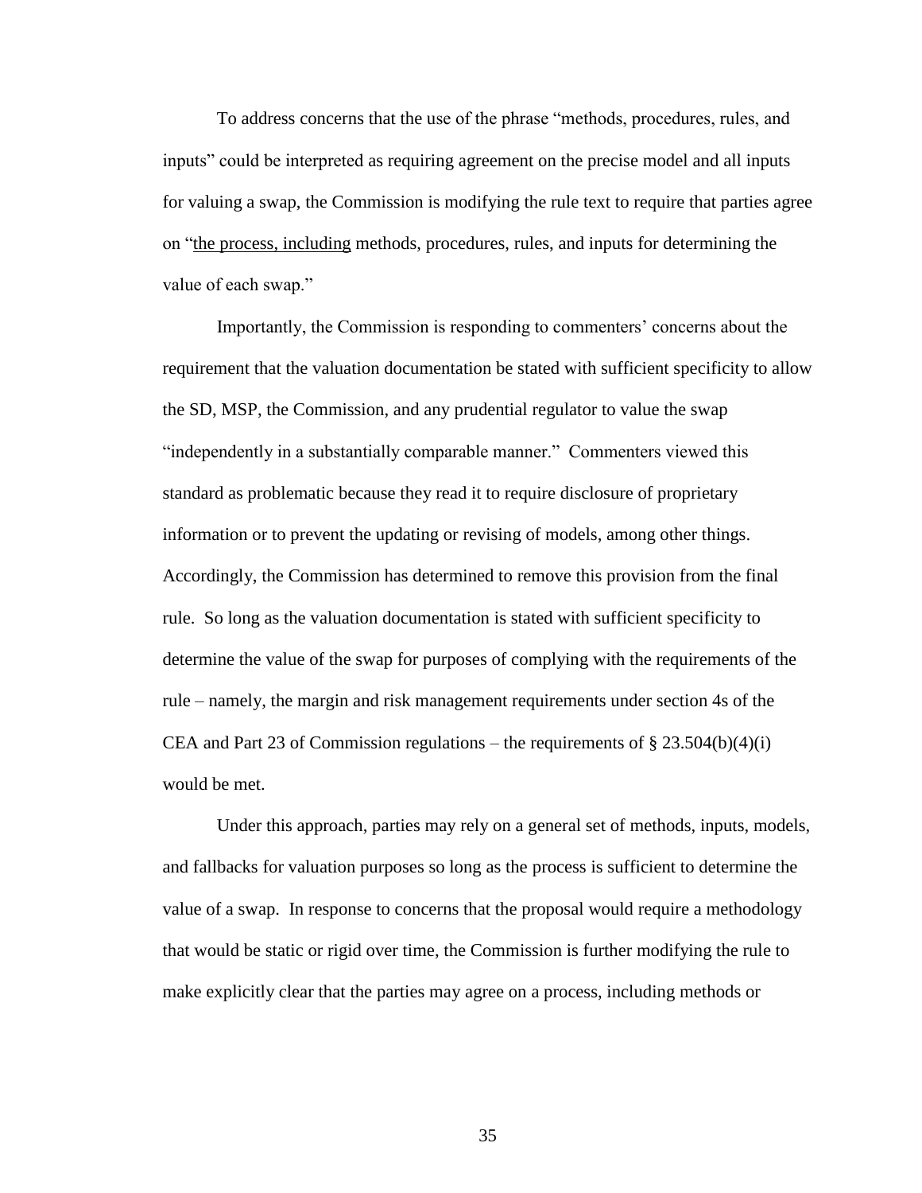To address concerns that the use of the phrase "methods, procedures, rules, and inputs" could be interpreted as requiring agreement on the precise model and all inputs for valuing a swap, the Commission is modifying the rule text to require that parties agree on "<u>the process, including</u> methods, procedures, rules, and inputs for determining the value of each swap."

Importantly, the Commission is responding to commenters' concerns about the requirement that the valuation documentation be stated with sufficient specificity to allow the SD, MSP, the Commission, and any prudential regulator to value the swap "independently in a substantially comparable manner." Commenters viewed this standard as problematic because they read it to require disclosure of proprietary information or to prevent the updating or revising of models, among other things. Accordingly, the Commission has determined to remove this provision from the final rule. So long as the valuation documentation is stated with sufficient specificity to determine the value of the swap for purposes of complying with the requirements of the rule – namely, the margin and risk management requirements under section 4s of the CEA and Part 23 of Commission regulations – the requirements of § 23.504(b)(4)(i) would be met.

Under this approach, parties may rely on a general set of methods, inputs, models, and fallbacks for valuation purposes so long as the process is sufficient to determine the value of a swap. In response to concerns that the proposal would require a methodology that would be static or rigid over time, the Commission is further modifying the rule to make explicitly clear that the parties may agree on a process, including methods or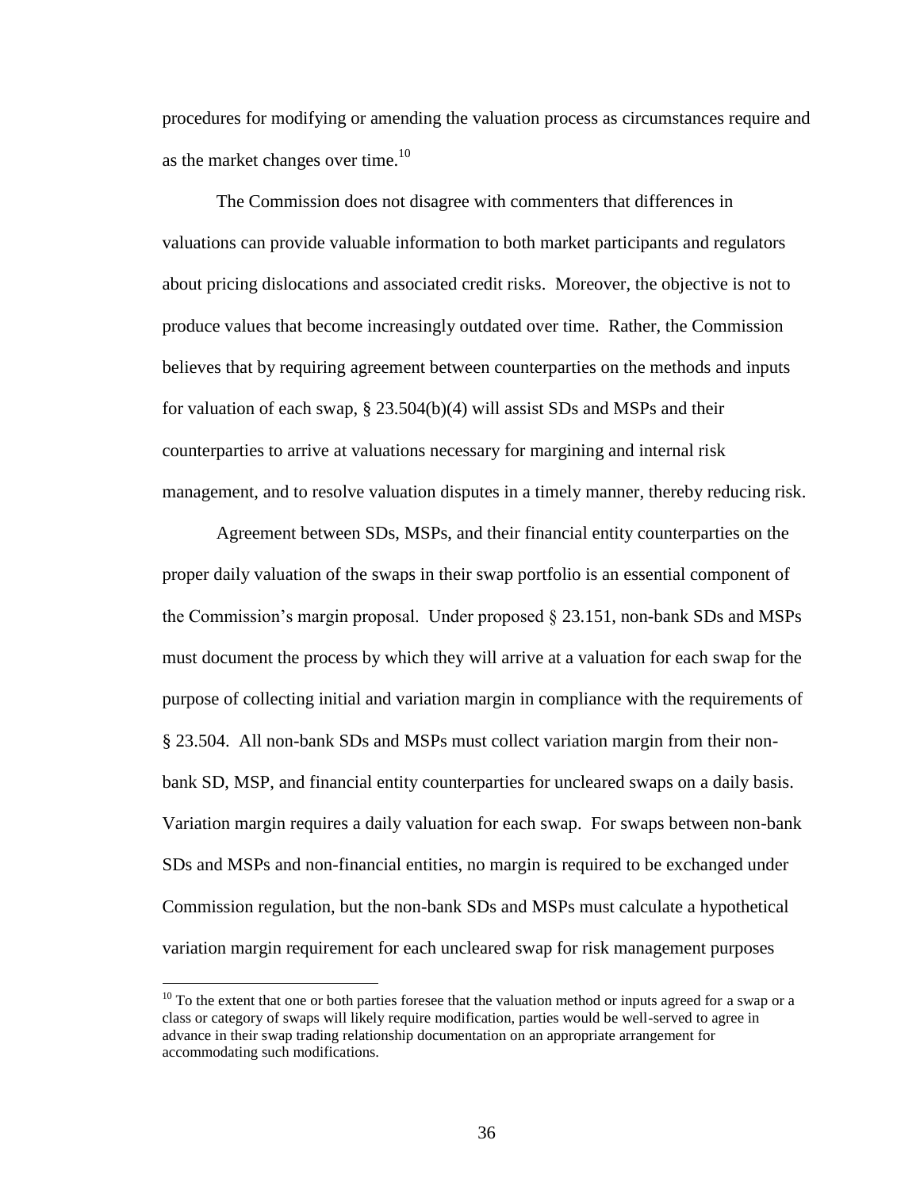procedures for modifying or amending the valuation process as circumstances require and as the market changes over time.[10]

The Commission does not disagree with commenters that differences in valuations can provide valuable information to both market participants and regulators about pricing dislocations and associated credit risks. Moreover, the objective is not to produce values that become increasingly outdated over time. Rather, the Commission believes that by requiring agreement between counterparties on the methods and inputs for valuation of each swap, § 23.504(b)(4) will assist SDs and MSPs and their counterparties to arrive at valuations necessary for margining and internal risk management, and to resolve valuation disputes in a timely manner, thereby reducing risk.

Agreement between SDs, MSPs, and their financial entity counterparties on the proper daily valuation of the swaps in their swap portfolio is an essential component of the Commission's margin proposal. Under proposed § 23.151, non-bank SDs and MSPs must document the process by which they will arrive at a valuation for each swap for the purpose of collecting initial and variation margin in compliance with the requirements of § 23.504. All non-bank SDs and MSPs must collect variation margin from their non-bank SD, MSP, and financial entity counterparties for uncleared swaps on a daily basis. Variation margin requires a daily valuation for each swap. For swaps between non-bank SDs and MSPs and non-financial entities, no margin is required to be exchanged under Commission regulation, but the non-bank SDs and MSPs must calculate a hypothetical variation margin requirement for each uncleared swap for risk management purposes

[10] To the extent that one or both parties foresee that the valuation method or inputs agreed for a swap or a class or category of swaps will likely require modification, parties would be well-served to agree in advance in their swap trading relationship documentation on an appropriate arrangement for accommodating such modifications.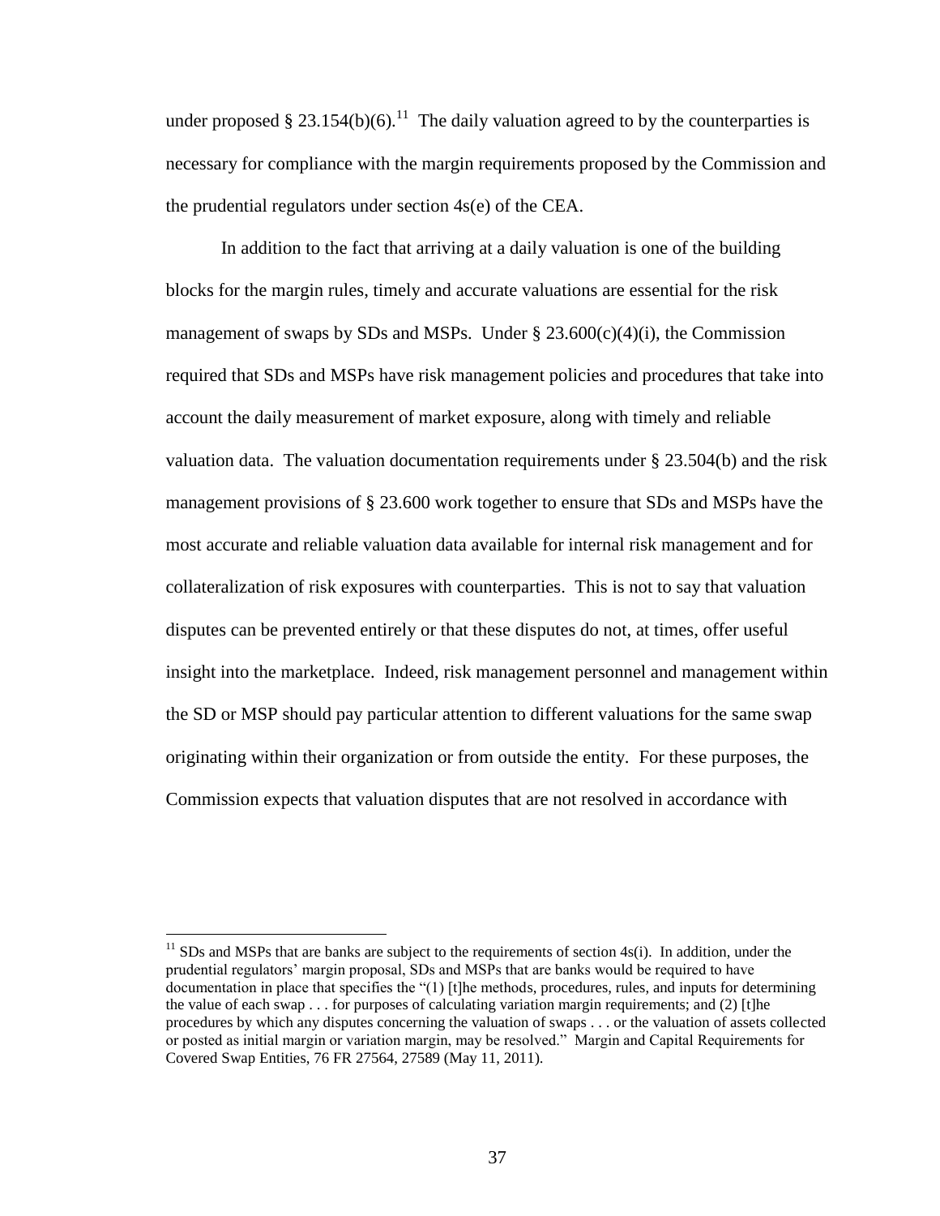under proposed § 23.154(b)(6).[11] The daily valuation agreed to by the counterparties is necessary for compliance with the margin requirements proposed by the Commission and the prudential regulators under section 4s(e) of the CEA.

In addition to the fact that arriving at a daily valuation is one of the building blocks for the margin rules, timely and accurate valuations are essential for the risk management of swaps by SDs and MSPs. Under § 23.600(c)(4)(i), the Commission required that SDs and MSPs have risk management policies and procedures that take into account the daily measurement of market exposure, along with timely and reliable valuation data. The valuation documentation requirements under § 23.504(b) and the risk management provisions of § 23.600 work together to ensure that SDs and MSPs have the most accurate and reliable valuation data available for internal risk management and for collateralization of risk exposures with counterparties. This is not to say that valuation disputes can be prevented entirely or that these disputes do not, at times, offer useful insight into the marketplace. Indeed, risk management personnel and management within the SD or MSP should pay particular attention to different valuations for the same swap originating within their organization or from outside the entity. For these purposes, the Commission expects that valuation disputes that are not resolved in accordance with

---

[11] SDs and MSPs that are banks are subject to the requirements of section 4s(i). In addition, under the prudential regulators' margin proposal, SDs and MSPs that are banks would be required to have documentation in place that specifies the "(1) [t]he methods, procedures, rules, and inputs for determining the value of each swap . . . for purposes of calculating variation margin requirements; and (2) [t]he procedures by which any disputes concerning the valuation of swaps . . . or the valuation of assets collected or posted as initial margin or variation margin, may be resolved." Margin and Capital Requirements for Covered Swap Entities, 76 FR 27564, 27589 (May 11, 2011).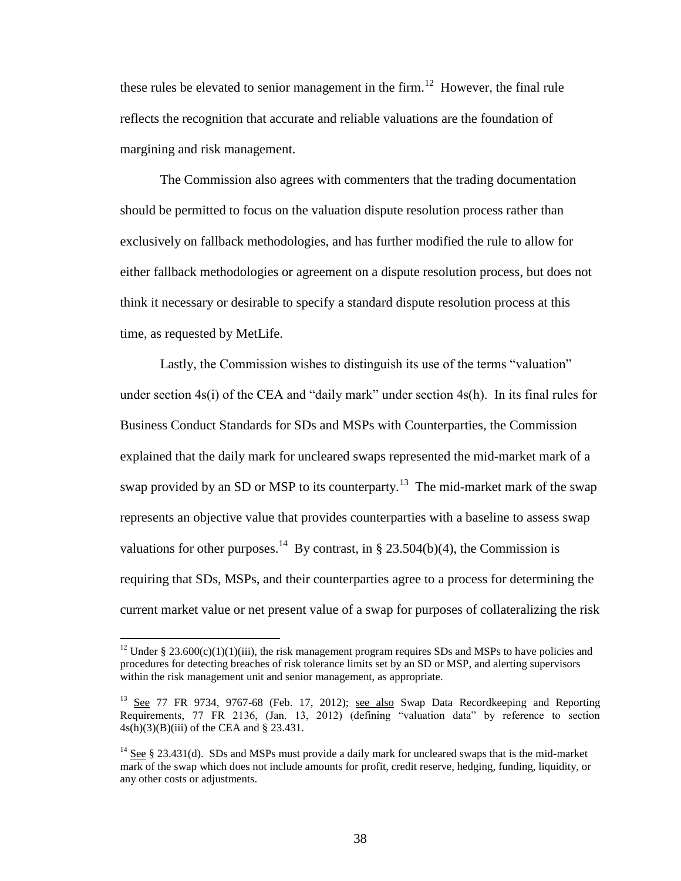these rules be elevated to senior management in the firm.[12] However, the final rule reflects the recognition that accurate and reliable valuations are the foundation of margining and risk management.

The Commission also agrees with commenters that the trading documentation should be permitted to focus on the valuation dispute resolution process rather than exclusively on fallback methodologies, and has further modified the rule to allow for either fallback methodologies or agreement on a dispute resolution process, but does not think it necessary or desirable to specify a standard dispute resolution process at this time, as requested by MetLife.

Lastly, the Commission wishes to distinguish its use of the terms "valuation" under section 4s(i) of the CEA and "daily mark" under section 4s(h). In its final rules for Business Conduct Standards for SDs and MSPs with Counterparties, the Commission explained that the daily mark for uncleared swaps represented the mid-market mark of a swap provided by an SD or MSP to its counterparty.[13] The mid-market mark of the swap represents an objective value that provides counterparties with a baseline to assess swap valuations for other purposes.[14] By contrast, in § 23.504(b)(4), the Commission is requiring that SDs, MSPs, and their counterparties agree to a process for determining the current market value or net present value of a swap for purposes of collateralizing the risk

---

[12] Under § 23.600(c)(1)(1)(iii), the risk management program requires SDs and MSPs to have policies and procedures for detecting breaches of risk tolerance limits set by an SD or MSP, and alerting supervisors within the risk management unit and senior management, as appropriate.

[13] See 77 FR 9734, 9767-68 (Feb. 17, 2012); see also Swap Data Recordkeeping and Reporting Requirements, 77 FR 2136, (Jan. 13, 2012) (defining "valuation data" by reference to section 4s(h)(3)(B)(iii) of the CEA and § 23.431.

[14] See § 23.431(d). SDs and MSPs must provide a daily mark for uncleared swaps that is the mid-market mark of the swap which does not include amounts for profit, credit reserve, hedging, funding, liquidity, or any other costs or adjustments.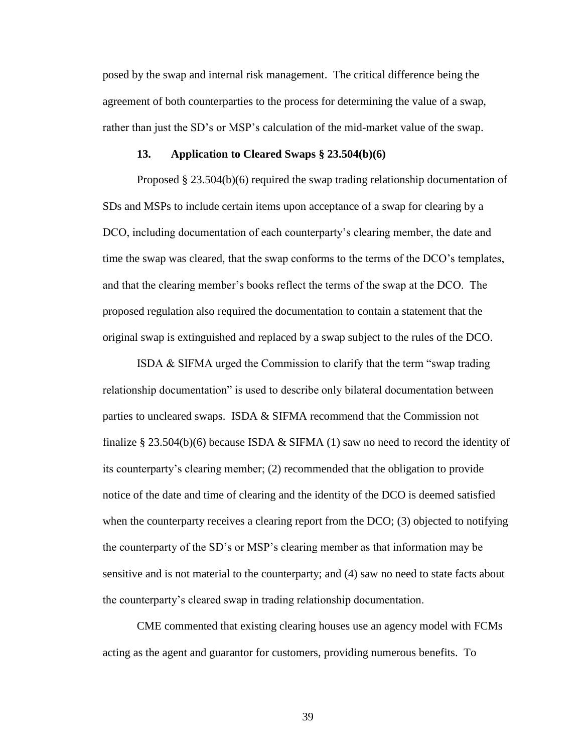posed by the swap and internal risk management. The critical difference being the agreement of both counterparties to the process for determining the value of a swap, rather than just the SD's or MSP's calculation of the mid-market value of the swap.

### 13. Application to Cleared Swaps § 23.504(b)(6)

Proposed § 23.504(b)(6) required the swap trading relationship documentation of SDs and MSPs to include certain items upon acceptance of a swap for clearing by a DCO, including documentation of each counterparty's clearing member, the date and time the swap was cleared, that the swap conforms to the terms of the DCO's templates, and that the clearing member's books reflect the terms of the swap at the DCO. The proposed regulation also required the documentation to contain a statement that the original swap is extinguished and replaced by a swap subject to the rules of the DCO.

ISDA & SIFMA urged the Commission to clarify that the term "swap trading relationship documentation" is used to describe only bilateral documentation between parties to uncleared swaps. ISDA & SIFMA recommend that the Commission not finalize § 23.504(b)(6) because ISDA & SIFMA (1) saw no need to record the identity of its counterparty's clearing member; (2) recommended that the obligation to provide notice of the date and time of clearing and the identity of the DCO is deemed satisfied when the counterparty receives a clearing report from the DCO; (3) objected to notifying the counterparty of the SD's or MSP's clearing member as that information may be sensitive and is not material to the counterparty; and (4) saw no need to state facts about the counterparty's cleared swap in trading relationship documentation.

CME commented that existing clearing houses use an agency model with FCMs acting as the agent and guarantor for customers, providing numerous benefits. To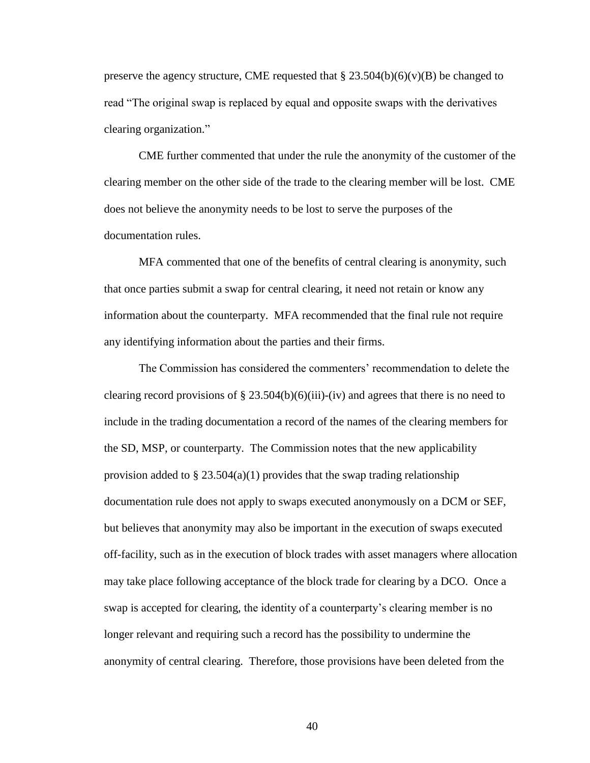preserve the agency structure, CME requested that § 23.504(b)(6)(v)(B) be changed to read "The original swap is replaced by equal and opposite swaps with the derivatives clearing organization."

CME further commented that under the rule the anonymity of the customer of the clearing member on the other side of the trade to the clearing member will be lost. CME does not believe the anonymity needs to be lost to serve the purposes of the documentation rules.

MFA commented that one of the benefits of central clearing is anonymity, such that once parties submit a swap for central clearing, it need not retain or know any information about the counterparty. MFA recommended that the final rule not require any identifying information about the parties and their firms.

The Commission has considered the commenters' recommendation to delete the clearing record provisions of § 23.504(b)(6)(iii)-(iv) and agrees that there is no need to include in the trading documentation a record of the names of the clearing members for the SD, MSP, or counterparty. The Commission notes that the new applicability provision added to § 23.504(a)(1) provides that the swap trading relationship documentation rule does not apply to swaps executed anonymously on a DCM or SEF, but believes that anonymity may also be important in the execution of swaps executed off-facility, such as in the execution of block trades with asset managers where allocation may take place following acceptance of the block trade for clearing by a DCO. Once a swap is accepted for clearing, the identity of a counterparty's clearing member is no longer relevant and requiring such a record has the possibility to undermine the anonymity of central clearing. Therefore, those provisions have been deleted from the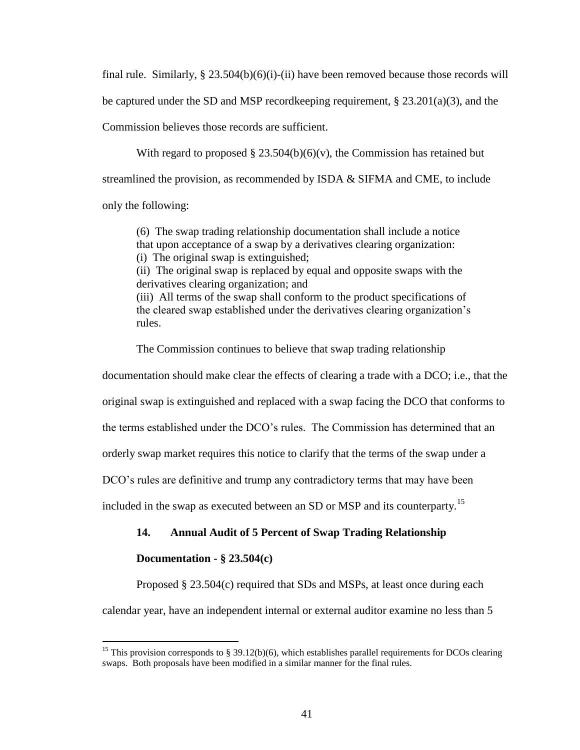final rule. Similarly, § 23.504(b)(6)(i)-(ii) have been removed because those records will be captured under the SD and MSP recordkeeping requirement, § 23.201(a)(3), and the Commission believes those records are sufficient.

With regard to proposed § 23.504(b)(6)(v), the Commission has retained but streamlined the provision, as recommended by ISDA & SIFMA and CME, to include only the following:

> (6) The swap trading relationship documentation shall include a notice that upon acceptance of a swap by a derivatives clearing organization:
> (i) The original swap is extinguished;
> (ii) The original swap is replaced by equal and opposite swaps with the derivatives clearing organization; and
> (iii) All terms of the swap shall conform to the product specifications of the cleared swap established under the derivatives clearing organization's rules.

The Commission continues to believe that swap trading relationship documentation should make clear the effects of clearing a trade with a DCO; i.e., that the original swap is extinguished and replaced with a swap facing the DCO that conforms to the terms established under the DCO's rules. The Commission has determined that an orderly swap market requires this notice to clarify that the terms of the swap under a DCO's rules are definitive and trump any contradictory terms that may have been included in the swap as executed between an SD or MSP and its counterparty.[15]

### 14. Annual Audit of 5 Percent of Swap Trading Relationship Documentation - § 23.504(c)

Proposed § 23.504(c) required that SDs and MSPs, at least once during each calendar year, have an independent internal or external auditor examine no less than 5

[15] This provision corresponds to § 39.12(b)(6), which establishes parallel requirements for DCOs clearing swaps. Both proposals have been modified in a similar manner for the final rules.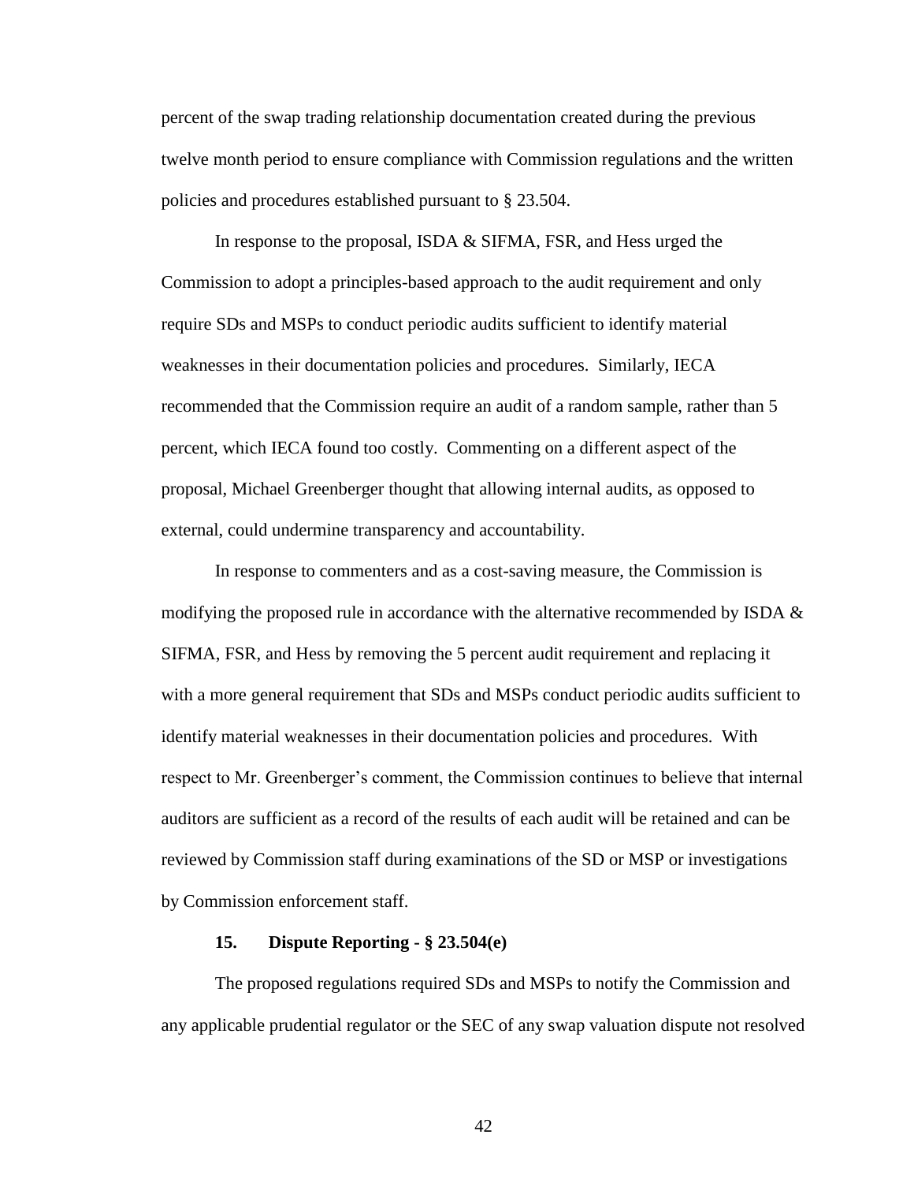percent of the swap trading relationship documentation created during the previous twelve month period to ensure compliance with Commission regulations and the written policies and procedures established pursuant to § 23.504.

In response to the proposal, ISDA & SIFMA, FSR, and Hess urged the Commission to adopt a principles-based approach to the audit requirement and only require SDs and MSPs to conduct periodic audits sufficient to identify material weaknesses in their documentation policies and procedures. Similarly, IECA recommended that the Commission require an audit of a random sample, rather than 5 percent, which IECA found too costly. Commenting on a different aspect of the proposal, Michael Greenberger thought that allowing internal audits, as opposed to external, could undermine transparency and accountability.

In response to commenters and as a cost-saving measure, the Commission is modifying the proposed rule in accordance with the alternative recommended by ISDA & SIFMA, FSR, and Hess by removing the 5 percent audit requirement and replacing it with a more general requirement that SDs and MSPs conduct periodic audits sufficient to identify material weaknesses in their documentation policies and procedures. With respect to Mr. Greenberger's comment, the Commission continues to believe that internal auditors are sufficient as a record of the results of each audit will be retained and can be reviewed by Commission staff during examinations of the SD or MSP or investigations by Commission enforcement staff.

### 15. Dispute Reporting - § 23.504(e)

The proposed regulations required SDs and MSPs to notify the Commission and any applicable prudential regulator or the SEC of any swap valuation dispute not resolved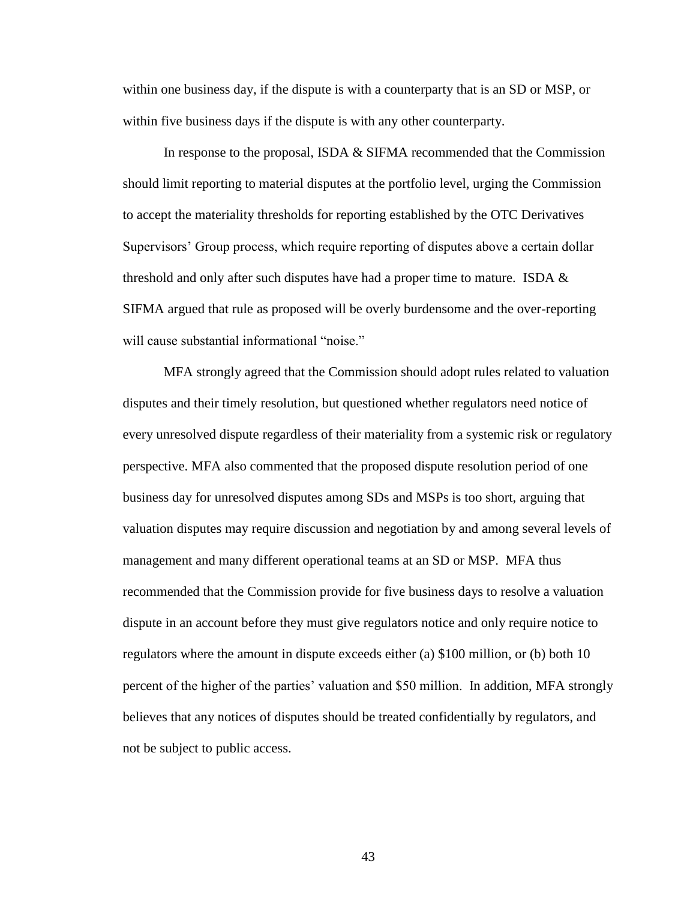within one business day, if the dispute is with a counterparty that is an SD or MSP, or within five business days if the dispute is with any other counterparty.

In response to the proposal, ISDA & SIFMA recommended that the Commission should limit reporting to material disputes at the portfolio level, urging the Commission to accept the materiality thresholds for reporting established by the OTC Derivatives Supervisors' Group process, which require reporting of disputes above a certain dollar threshold and only after such disputes have had a proper time to mature. ISDA & SIFMA argued that rule as proposed will be overly burdensome and the over-reporting will cause substantial informational "noise."

MFA strongly agreed that the Commission should adopt rules related to valuation disputes and their timely resolution, but questioned whether regulators need notice of every unresolved dispute regardless of their materiality from a systemic risk or regulatory perspective. MFA also commented that the proposed dispute resolution period of one business day for unresolved disputes among SDs and MSPs is too short, arguing that valuation disputes may require discussion and negotiation by and among several levels of management and many different operational teams at an SD or MSP. MFA thus recommended that the Commission provide for five business days to resolve a valuation dispute in an account before they must give regulators notice and only require notice to regulators where the amount in dispute exceeds either (a) $100 million, or (b) both 10 percent of the higher of the parties' valuation and $50 million. In addition, MFA strongly believes that any notices of disputes should be treated confidentially by regulators, and not be subject to public access.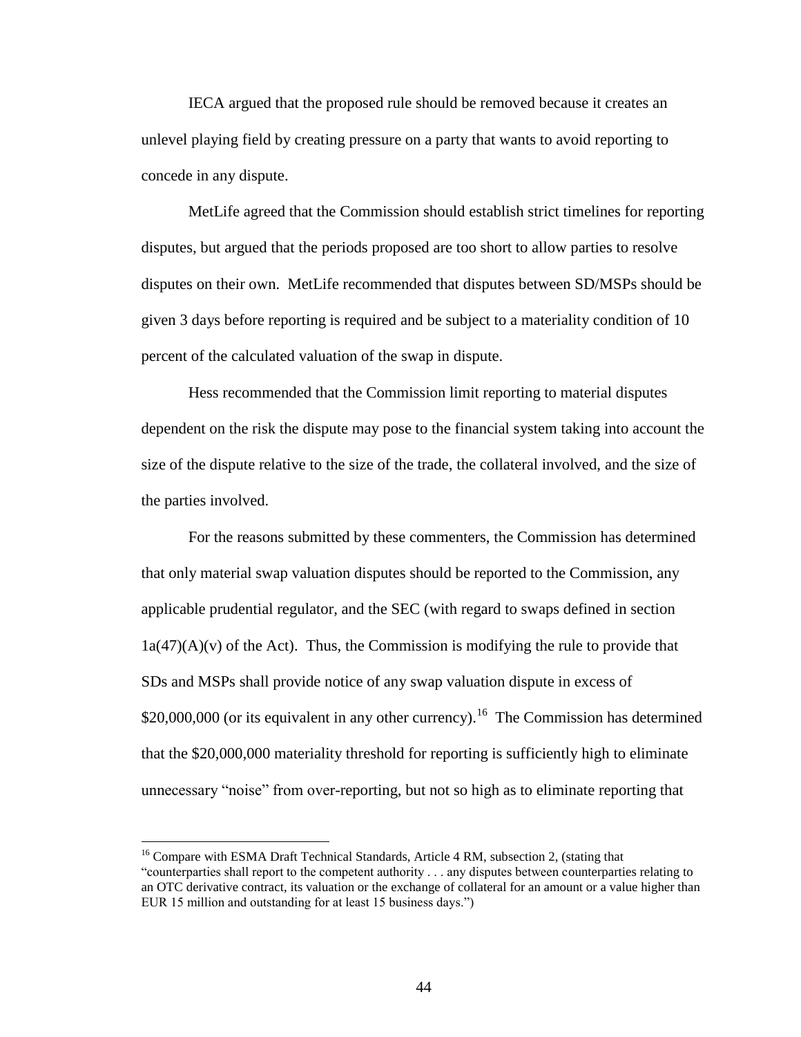IECA argued that the proposed rule should be removed because it creates an unlevel playing field by creating pressure on a party that wants to avoid reporting to concede in any dispute.

MetLife agreed that the Commission should establish strict timelines for reporting disputes, but argued that the periods proposed are too short to allow parties to resolve disputes on their own. MetLife recommended that disputes between SD/MSPs should be given 3 days before reporting is required and be subject to a materiality condition of 10 percent of the calculated valuation of the swap in dispute.

Hess recommended that the Commission limit reporting to material disputes dependent on the risk the dispute may pose to the financial system taking into account the size of the dispute relative to the size of the trade, the collateral involved, and the size of the parties involved.

For the reasons submitted by these commenters, the Commission has determined that only material swap valuation disputes should be reported to the Commission, any applicable prudential regulator, and the SEC (with regard to swaps defined in section 1a(47)(A)(v) of the Act). Thus, the Commission is modifying the rule to provide that SDs and MSPs shall provide notice of any swap valuation dispute in excess of $20,000,000 (or its equivalent in any other currency).[16] The Commission has determined that the $20,000,000 materiality threshold for reporting is sufficiently high to eliminate unnecessary "noise" from over-reporting, but not so high as to eliminate reporting that

[16] Compare with ESMA Draft Technical Standards, Article 4 RM, subsection 2, (stating that "counterparties shall report to the competent authority . . . any disputes between counterparties relating to an OTC derivative contract, its valuation or the exchange of collateral for an amount or a value higher than EUR 15 million and outstanding for at least 15 business days.")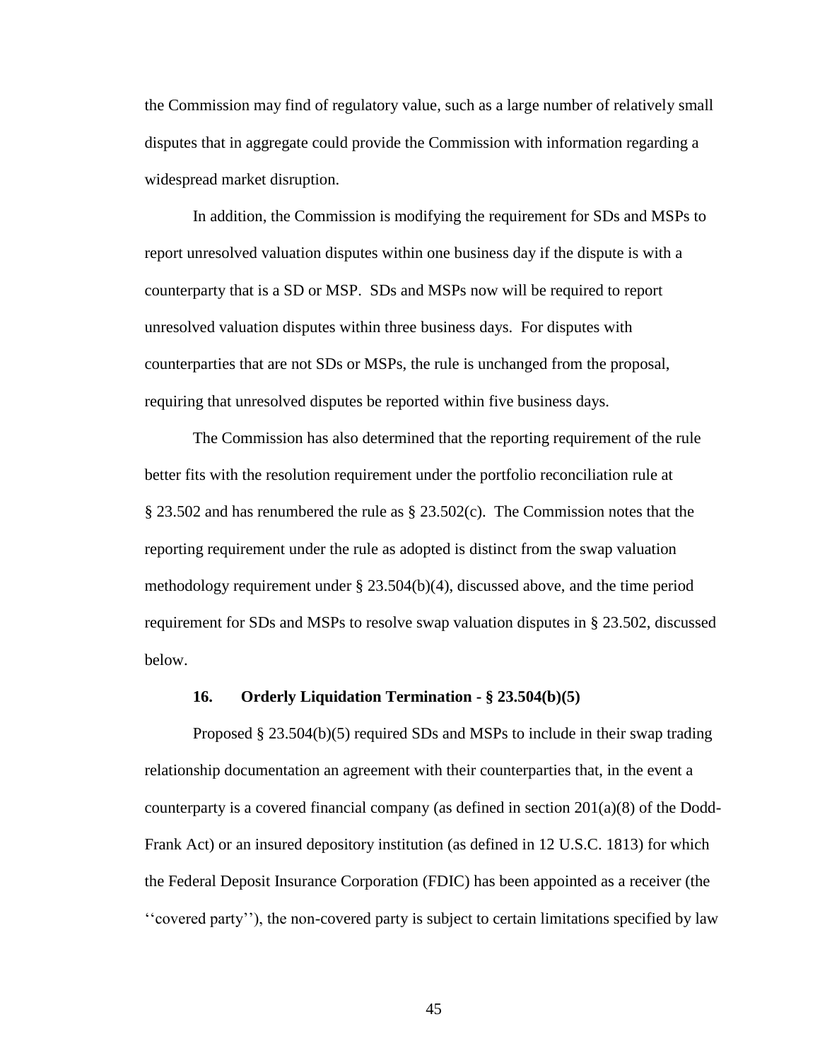the Commission may find of regulatory value, such as a large number of relatively small disputes that in aggregate could provide the Commission with information regarding a widespread market disruption.

In addition, the Commission is modifying the requirement for SDs and MSPs to report unresolved valuation disputes within one business day if the dispute is with a counterparty that is a SD or MSP. SDs and MSPs now will be required to report unresolved valuation disputes within three business days. For disputes with counterparties that are not SDs or MSPs, the rule is unchanged from the proposal, requiring that unresolved disputes be reported within five business days.

The Commission has also determined that the reporting requirement of the rule better fits with the resolution requirement under the portfolio reconciliation rule at § 23.502 and has renumbered the rule as § 23.502(c). The Commission notes that the reporting requirement under the rule as adopted is distinct from the swap valuation methodology requirement under § 23.504(b)(4), discussed above, and the time period requirement for SDs and MSPs to resolve swap valuation disputes in § 23.502, discussed below.

### 16. Orderly Liquidation Termination - § 23.504(b)(5)

Proposed § 23.504(b)(5) required SDs and MSPs to include in their swap trading relationship documentation an agreement with their counterparties that, in the event a counterparty is a covered financial company (as defined in section 201(a)(8) of the Dodd-Frank Act) or an insured depository institution (as defined in 12 U.S.C. 1813) for which the Federal Deposit Insurance Corporation (FDIC) has been appointed as a receiver (the ''covered party''), the non-covered party is subject to certain limitations specified by law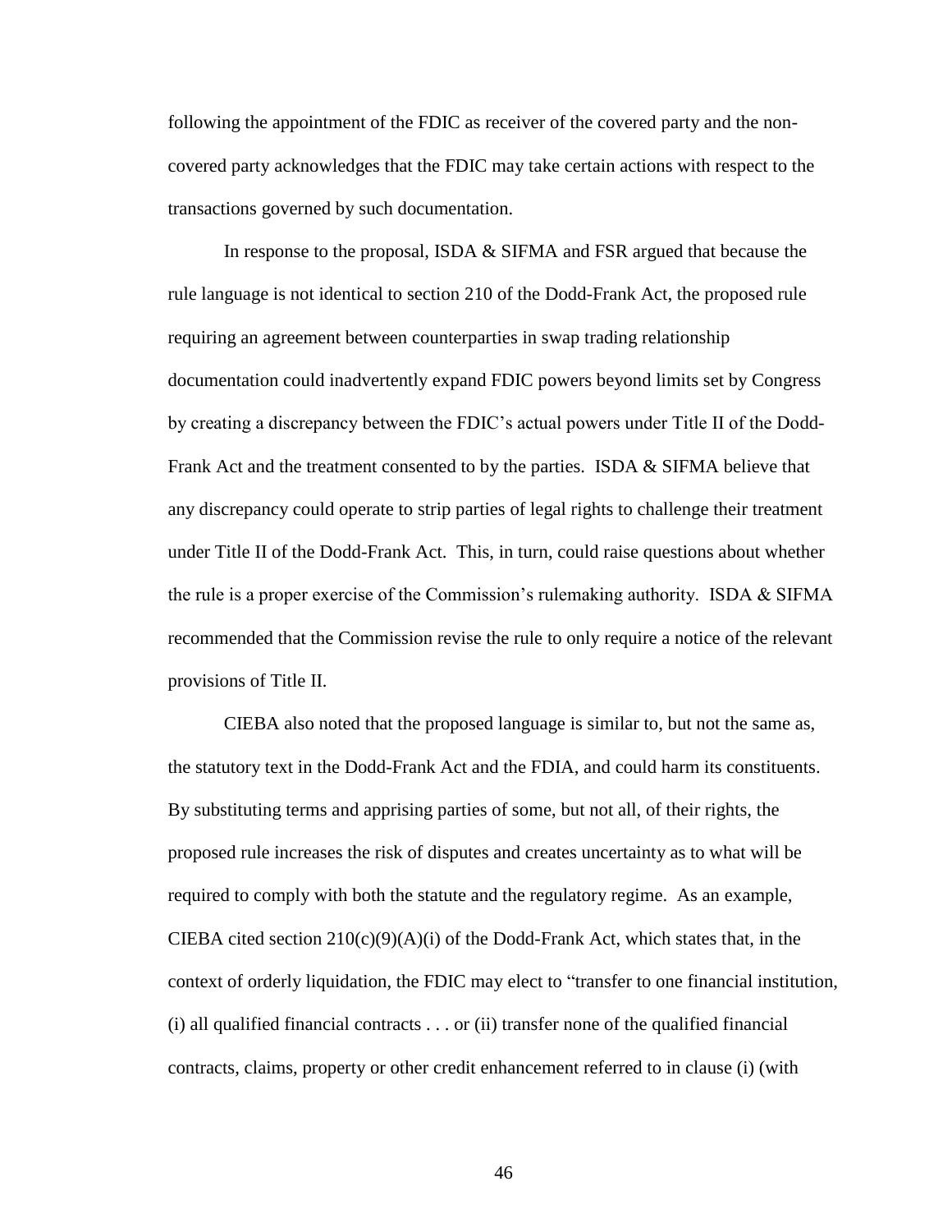following the appointment of the FDIC as receiver of the covered party and the non-covered party acknowledges that the FDIC may take certain actions with respect to the transactions governed by such documentation.

In response to the proposal, ISDA & SIFMA and FSR argued that because the rule language is not identical to section 210 of the Dodd-Frank Act, the proposed rule requiring an agreement between counterparties in swap trading relationship documentation could inadvertently expand FDIC powers beyond limits set by Congress by creating a discrepancy between the FDIC's actual powers under Title II of the Dodd-Frank Act and the treatment consented to by the parties. ISDA & SIFMA believe that any discrepancy could operate to strip parties of legal rights to challenge their treatment under Title II of the Dodd-Frank Act. This, in turn, could raise questions about whether the rule is a proper exercise of the Commission's rulemaking authority. ISDA & SIFMA recommended that the Commission revise the rule to only require a notice of the relevant provisions of Title II.

CIEBA also noted that the proposed language is similar to, but not the same as, the statutory text in the Dodd-Frank Act and the FDIA, and could harm its constituents. By substituting terms and apprising parties of some, but not all, of their rights, the proposed rule increases the risk of disputes and creates uncertainty as to what will be required to comply with both the statute and the regulatory regime. As an example, CIEBA cited section 210(c)(9)(A)(i) of the Dodd-Frank Act, which states that, in the context of orderly liquidation, the FDIC may elect to "transfer to one financial institution, (i) all qualified financial contracts . . . or (ii) transfer none of the qualified financial contracts, claims, property or other credit enhancement referred to in clause (i) (with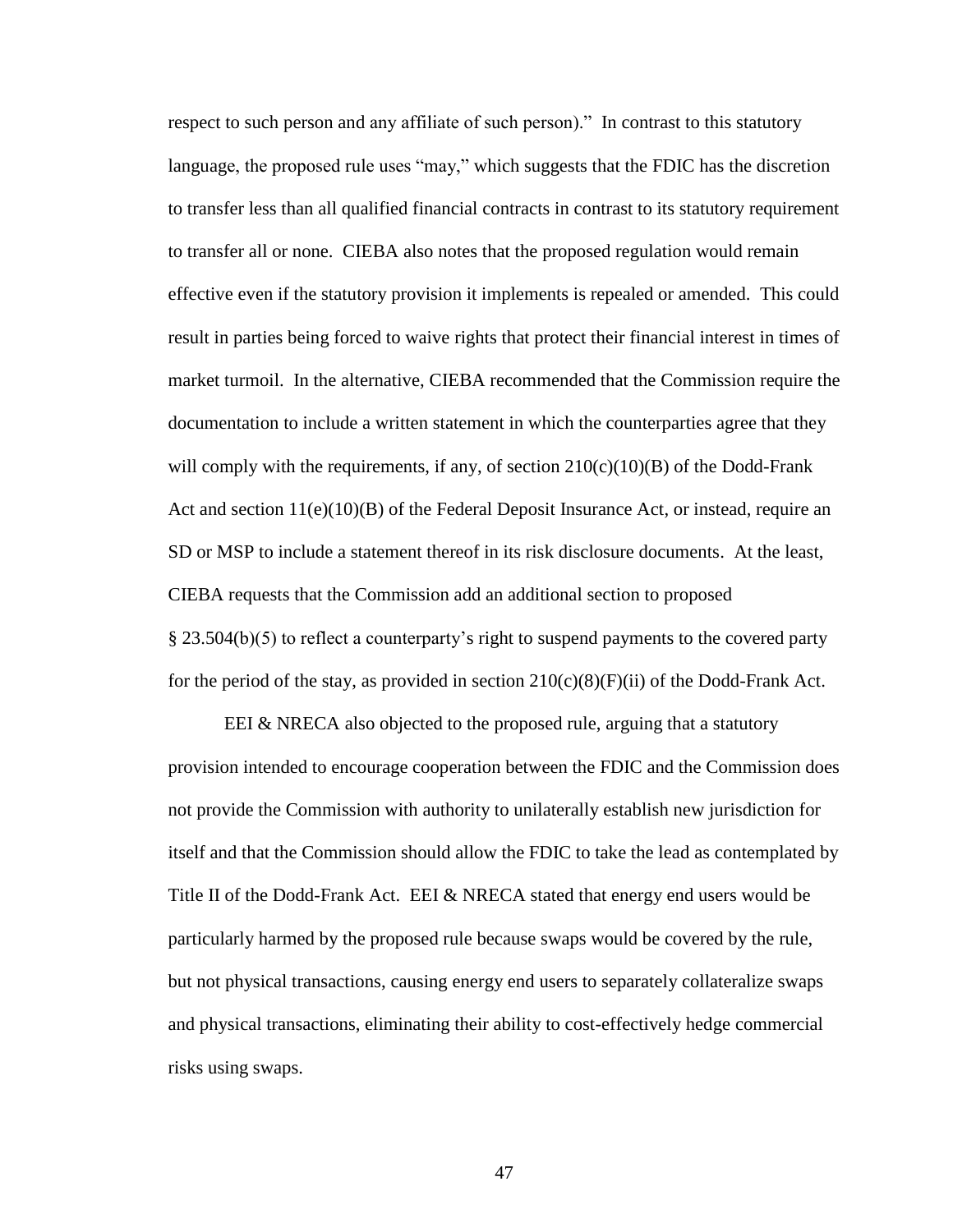respect to such person and any affiliate of such person)." In contrast to this statutory language, the proposed rule uses "may," which suggests that the FDIC has the discretion to transfer less than all qualified financial contracts in contrast to its statutory requirement to transfer all or none. CIEBA also notes that the proposed regulation would remain effective even if the statutory provision it implements is repealed or amended. This could result in parties being forced to waive rights that protect their financial interest in times of market turmoil. In the alternative, CIEBA recommended that the Commission require the documentation to include a written statement in which the counterparties agree that they will comply with the requirements, if any, of section 210(c)(10)(B) of the Dodd-Frank Act and section 11(e)(10)(B) of the Federal Deposit Insurance Act, or instead, require an SD or MSP to include a statement thereof in its risk disclosure documents. At the least, CIEBA requests that the Commission add an additional section to proposed § 23.504(b)(5) to reflect a counterparty's right to suspend payments to the covered party for the period of the stay, as provided in section 210(c)(8)(F)(ii) of the Dodd-Frank Act.

EEI & NRECA also objected to the proposed rule, arguing that a statutory provision intended to encourage cooperation between the FDIC and the Commission does not provide the Commission with authority to unilaterally establish new jurisdiction for itself and that the Commission should allow the FDIC to take the lead as contemplated by Title II of the Dodd-Frank Act. EEI & NRECA stated that energy end users would be particularly harmed by the proposed rule because swaps would be covered by the rule, but not physical transactions, causing energy end users to separately collateralize swaps and physical transactions, eliminating their ability to cost-effectively hedge commercial risks using swaps.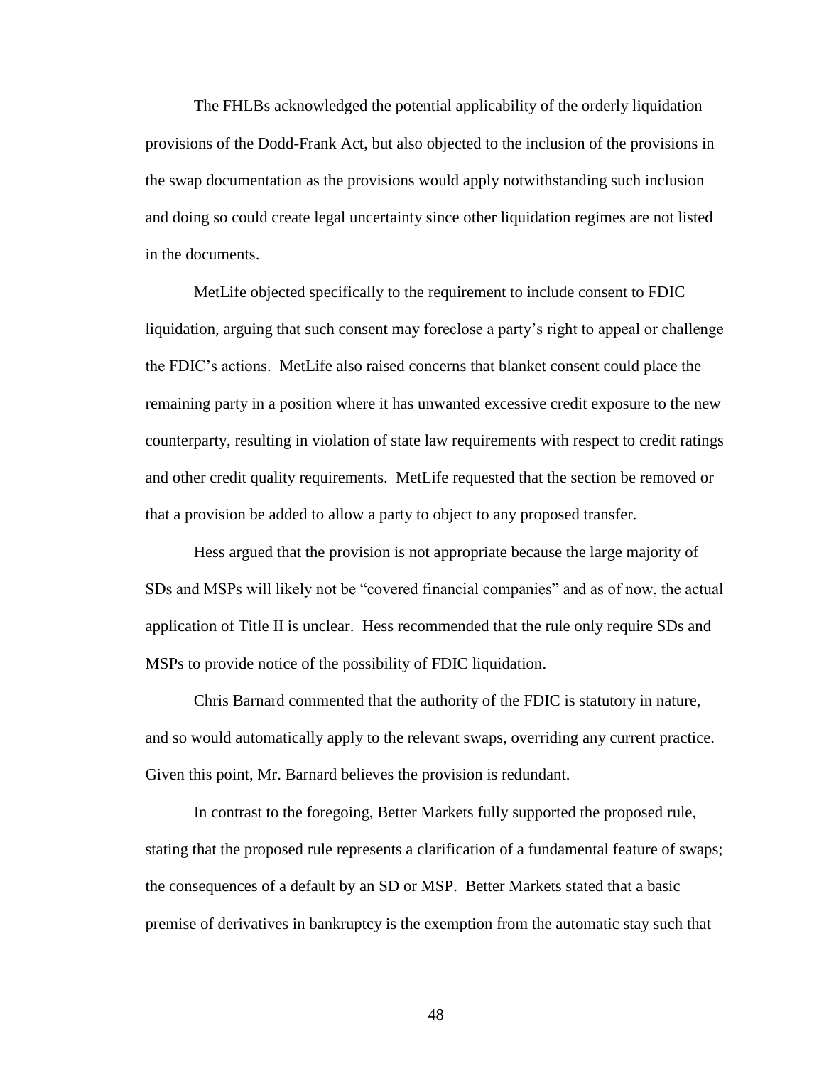The FHLBs acknowledged the potential applicability of the orderly liquidation provisions of the Dodd-Frank Act, but also objected to the inclusion of the provisions in the swap documentation as the provisions would apply notwithstanding such inclusion and doing so could create legal uncertainty since other liquidation regimes are not listed in the documents.

MetLife objected specifically to the requirement to include consent to FDIC liquidation, arguing that such consent may foreclose a party's right to appeal or challenge the FDIC's actions. MetLife also raised concerns that blanket consent could place the remaining party in a position where it has unwanted excessive credit exposure to the new counterparty, resulting in violation of state law requirements with respect to credit ratings and other credit quality requirements. MetLife requested that the section be removed or that a provision be added to allow a party to object to any proposed transfer.

Hess argued that the provision is not appropriate because the large majority of SDs and MSPs will likely not be "covered financial companies" and as of now, the actual application of Title II is unclear. Hess recommended that the rule only require SDs and MSPs to provide notice of the possibility of FDIC liquidation.

Chris Barnard commented that the authority of the FDIC is statutory in nature, and so would automatically apply to the relevant swaps, overriding any current practice. Given this point, Mr. Barnard believes the provision is redundant.

In contrast to the foregoing, Better Markets fully supported the proposed rule, stating that the proposed rule represents a clarification of a fundamental feature of swaps; the consequences of a default by an SD or MSP. Better Markets stated that a basic premise of derivatives in bankruptcy is the exemption from the automatic stay such that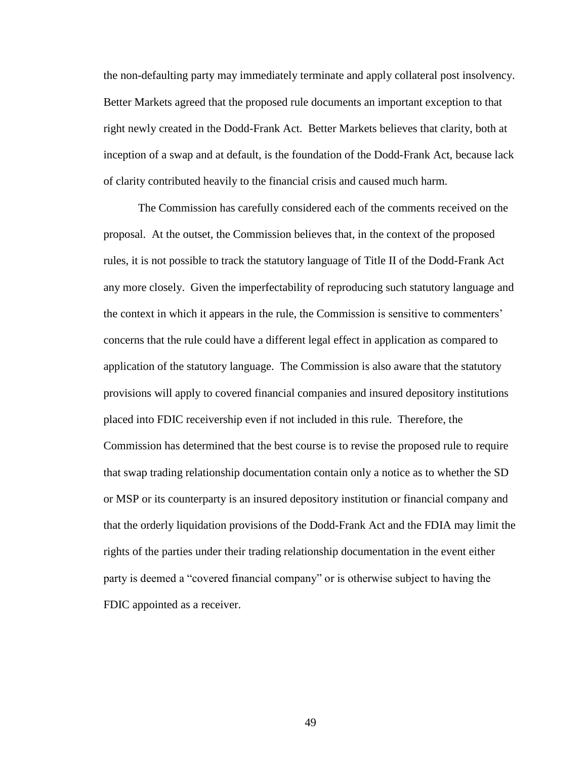the non-defaulting party may immediately terminate and apply collateral post insolvency. Better Markets agreed that the proposed rule documents an important exception to that right newly created in the Dodd-Frank Act. Better Markets believes that clarity, both at inception of a swap and at default, is the foundation of the Dodd-Frank Act, because lack of clarity contributed heavily to the financial crisis and caused much harm.

The Commission has carefully considered each of the comments received on the proposal. At the outset, the Commission believes that, in the context of the proposed rules, it is not possible to track the statutory language of Title II of the Dodd-Frank Act any more closely. Given the imperfectability of reproducing such statutory language and the context in which it appears in the rule, the Commission is sensitive to commenters' concerns that the rule could have a different legal effect in application as compared to application of the statutory language. The Commission is also aware that the statutory provisions will apply to covered financial companies and insured depository institutions placed into FDIC receivership even if not included in this rule. Therefore, the Commission has determined that the best course is to revise the proposed rule to require that swap trading relationship documentation contain only a notice as to whether the SD or MSP or its counterparty is an insured depository institution or financial company and that the orderly liquidation provisions of the Dodd-Frank Act and the FDIA may limit the rights of the parties under their trading relationship documentation in the event either party is deemed a "covered financial company" or is otherwise subject to having the FDIC appointed as a receiver.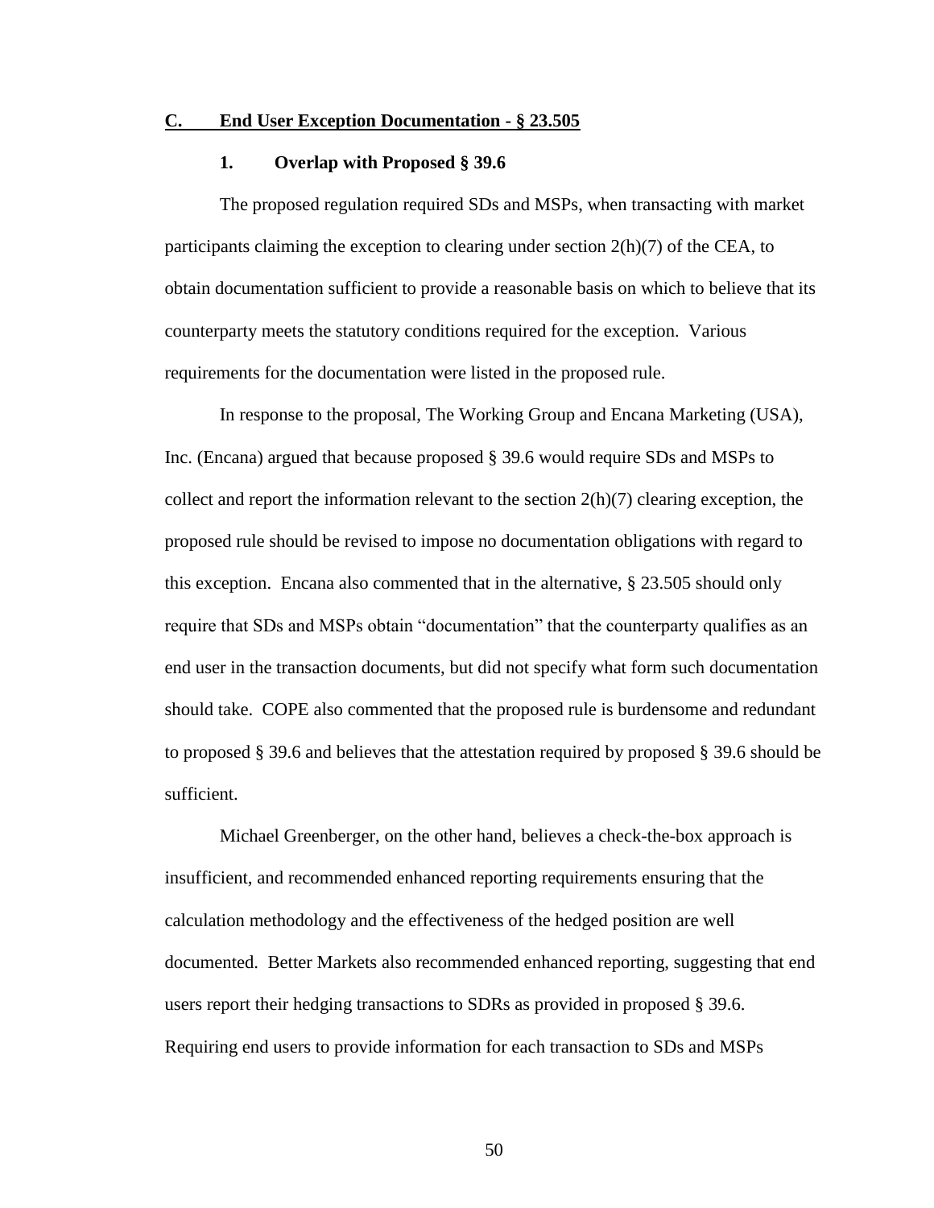## C. End User Exception Documentation - § 23.505

### 1. Overlap with Proposed § 39.6

The proposed regulation required SDs and MSPs, when transacting with market participants claiming the exception to clearing under section 2(h)(7) of the CEA, to obtain documentation sufficient to provide a reasonable basis on which to believe that its counterparty meets the statutory conditions required for the exception. Various requirements for the documentation were listed in the proposed rule.

In response to the proposal, The Working Group and Encana Marketing (USA), Inc. (Encana) argued that because proposed § 39.6 would require SDs and MSPs to collect and report the information relevant to the section 2(h)(7) clearing exception, the proposed rule should be revised to impose no documentation obligations with regard to this exception. Encana also commented that in the alternative, § 23.505 should only require that SDs and MSPs obtain "documentation" that the counterparty qualifies as an end user in the transaction documents, but did not specify what form such documentation should take. COPE also commented that the proposed rule is burdensome and redundant to proposed § 39.6 and believes that the attestation required by proposed § 39.6 should be sufficient.

Michael Greenberger, on the other hand, believes a check-the-box approach is insufficient, and recommended enhanced reporting requirements ensuring that the calculation methodology and the effectiveness of the hedged position are well documented. Better Markets also recommended enhanced reporting, suggesting that end users report their hedging transactions to SDRs as provided in proposed § 39.6. Requiring end users to provide information for each transaction to SDs and MSPs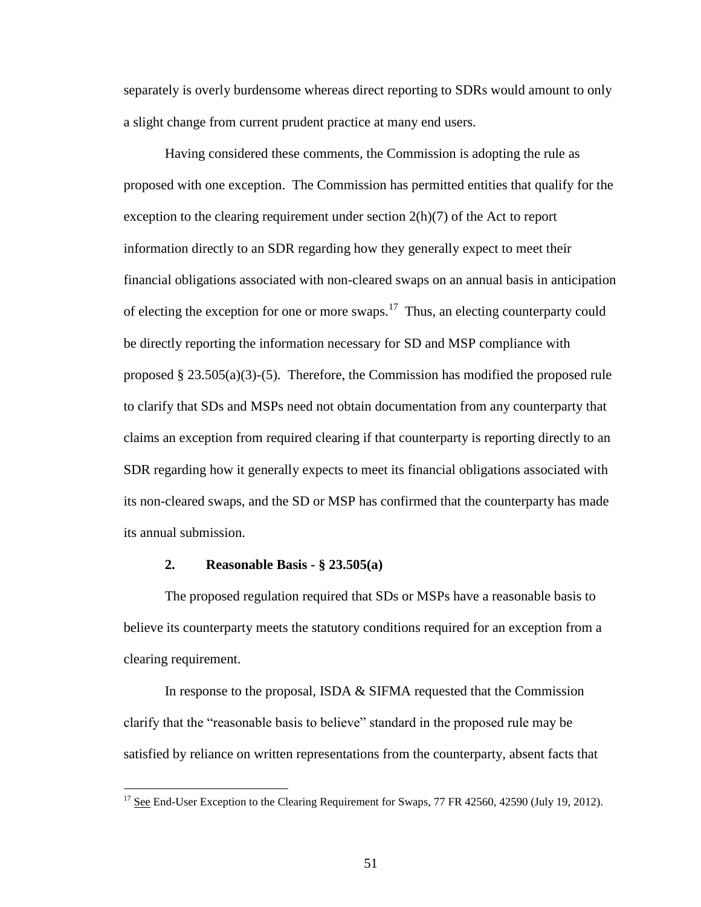separately is overly burdensome whereas direct reporting to SDRs would amount to only a slight change from current prudent practice at many end users.

Having considered these comments, the Commission is adopting the rule as proposed with one exception. The Commission has permitted entities that qualify for the exception to the clearing requirement under section 2(h)(7) of the Act to report information directly to an SDR regarding how they generally expect to meet their financial obligations associated with non-cleared swaps on an annual basis in anticipation of electing the exception for one or more swaps.[17] Thus, an electing counterparty could be directly reporting the information necessary for SD and MSP compliance with proposed § 23.505(a)(3)-(5). Therefore, the Commission has modified the proposed rule to clarify that SDs and MSPs need not obtain documentation from any counterparty that claims an exception from required clearing if that counterparty is reporting directly to an SDR regarding how it generally expects to meet its financial obligations associated with its non-cleared swaps, and the SD or MSP has confirmed that the counterparty has made its annual submission.

### 2. Reasonable Basis - § 23.505(a)

The proposed regulation required that SDs or MSPs have a reasonable basis to believe its counterparty meets the statutory conditions required for an exception from a clearing requirement.

In response to the proposal, ISDA & SIFMA requested that the Commission clarify that the "reasonable basis to believe" standard in the proposed rule may be satisfied by reliance on written representations from the counterparty, absent facts that

---

[17] See End-User Exception to the Clearing Requirement for Swaps, 77 FR 42560, 42590 (July 19, 2012).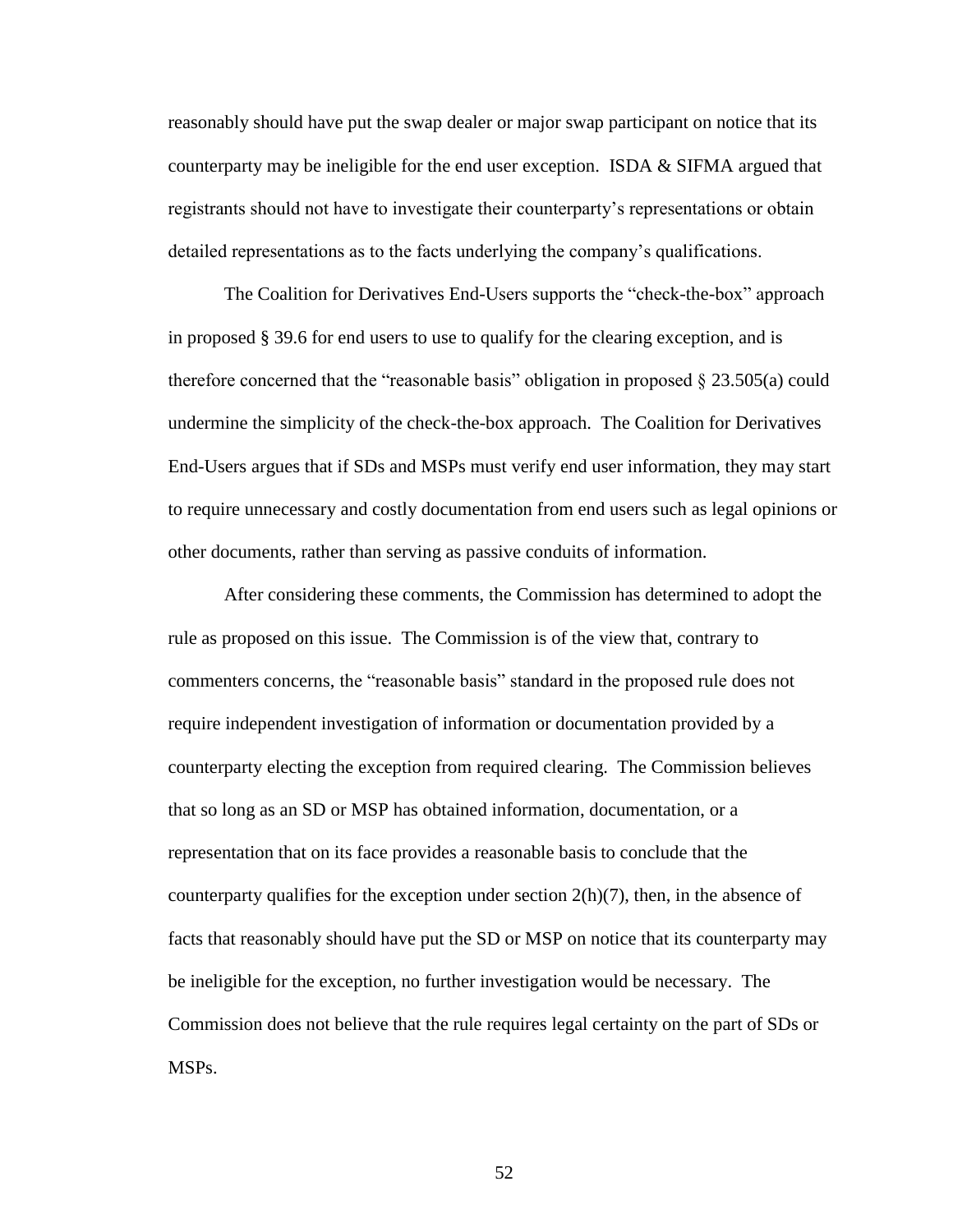reasonably should have put the swap dealer or major swap participant on notice that its counterparty may be ineligible for the end user exception. ISDA & SIFMA argued that registrants should not have to investigate their counterparty's representations or obtain detailed representations as to the facts underlying the company's qualifications.

The Coalition for Derivatives End-Users supports the "check-the-box" approach in proposed § 39.6 for end users to use to qualify for the clearing exception, and is therefore concerned that the "reasonable basis" obligation in proposed § 23.505(a) could undermine the simplicity of the check-the-box approach. The Coalition for Derivatives End-Users argues that if SDs and MSPs must verify end user information, they may start to require unnecessary and costly documentation from end users such as legal opinions or other documents, rather than serving as passive conduits of information.

After considering these comments, the Commission has determined to adopt the rule as proposed on this issue. The Commission is of the view that, contrary to commenters concerns, the "reasonable basis" standard in the proposed rule does not require independent investigation of information or documentation provided by a counterparty electing the exception from required clearing. The Commission believes that so long as an SD or MSP has obtained information, documentation, or a representation that on its face provides a reasonable basis to conclude that the counterparty qualifies for the exception under section 2(h)(7), then, in the absence of facts that reasonably should have put the SD or MSP on notice that its counterparty may be ineligible for the exception, no further investigation would be necessary. The Commission does not believe that the rule requires legal certainty on the part of SDs or MSPs.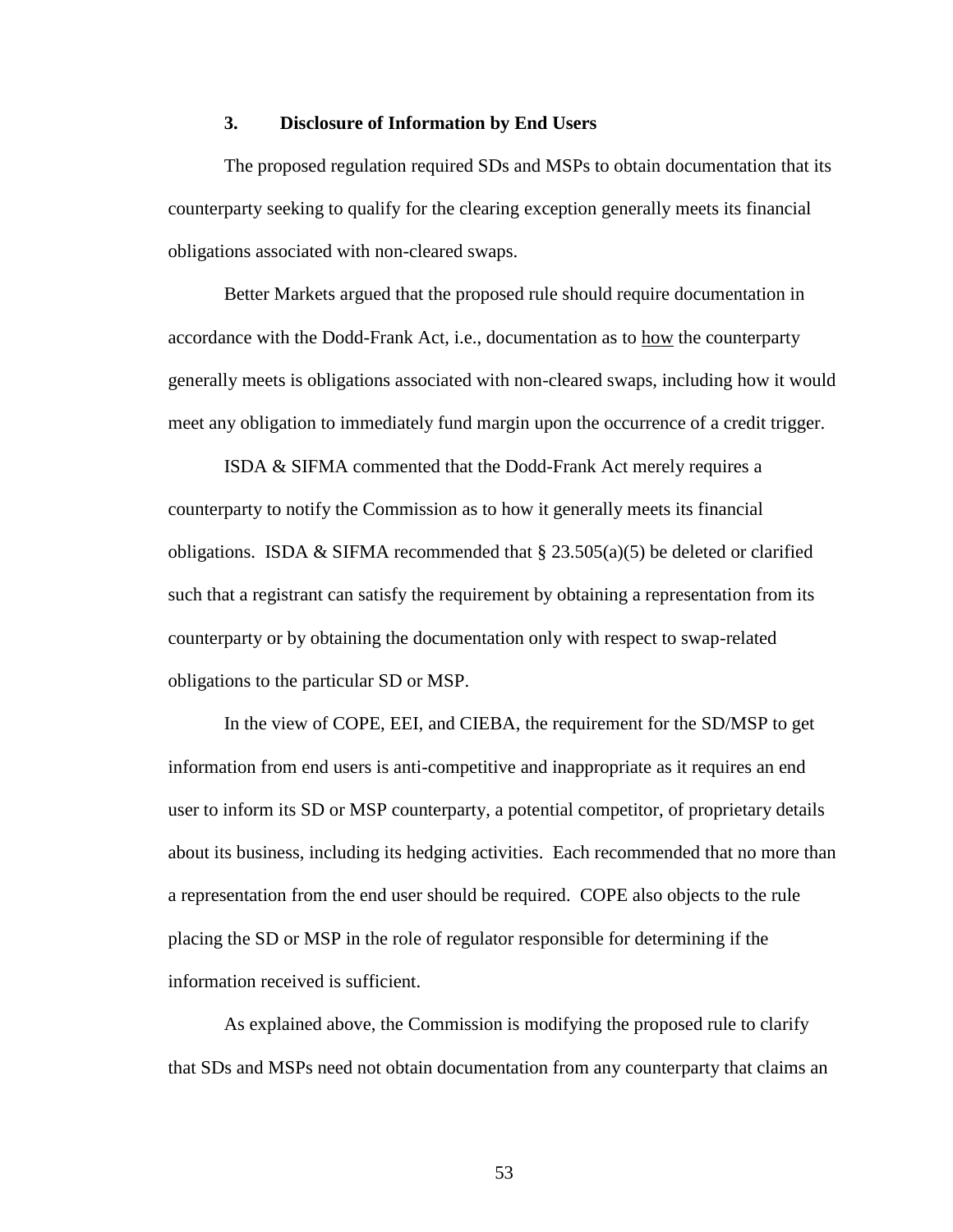### 3. Disclosure of Information by End Users

The proposed regulation required SDs and MSPs to obtain documentation that its counterparty seeking to qualify for the clearing exception generally meets its financial obligations associated with non-cleared swaps.

Better Markets argued that the proposed rule should require documentation in accordance with the Dodd-Frank Act, i.e., documentation as to <u>how</u> the counterparty generally meets is obligations associated with non-cleared swaps, including how it would meet any obligation to immediately fund margin upon the occurrence of a credit trigger.

ISDA & SIFMA commented that the Dodd-Frank Act merely requires a counterparty to notify the Commission as to how it generally meets its financial obligations. ISDA & SIFMA recommended that § 23.505(a)(5) be deleted or clarified such that a registrant can satisfy the requirement by obtaining a representation from its counterparty or by obtaining the documentation only with respect to swap-related obligations to the particular SD or MSP.

In the view of COPE, EEI, and CIEBA, the requirement for the SD/MSP to get information from end users is anti-competitive and inappropriate as it requires an end user to inform its SD or MSP counterparty, a potential competitor, of proprietary details about its business, including its hedging activities. Each recommended that no more than a representation from the end user should be required. COPE also objects to the rule placing the SD or MSP in the role of regulator responsible for determining if the information received is sufficient.

As explained above, the Commission is modifying the proposed rule to clarify that SDs and MSPs need not obtain documentation from any counterparty that claims an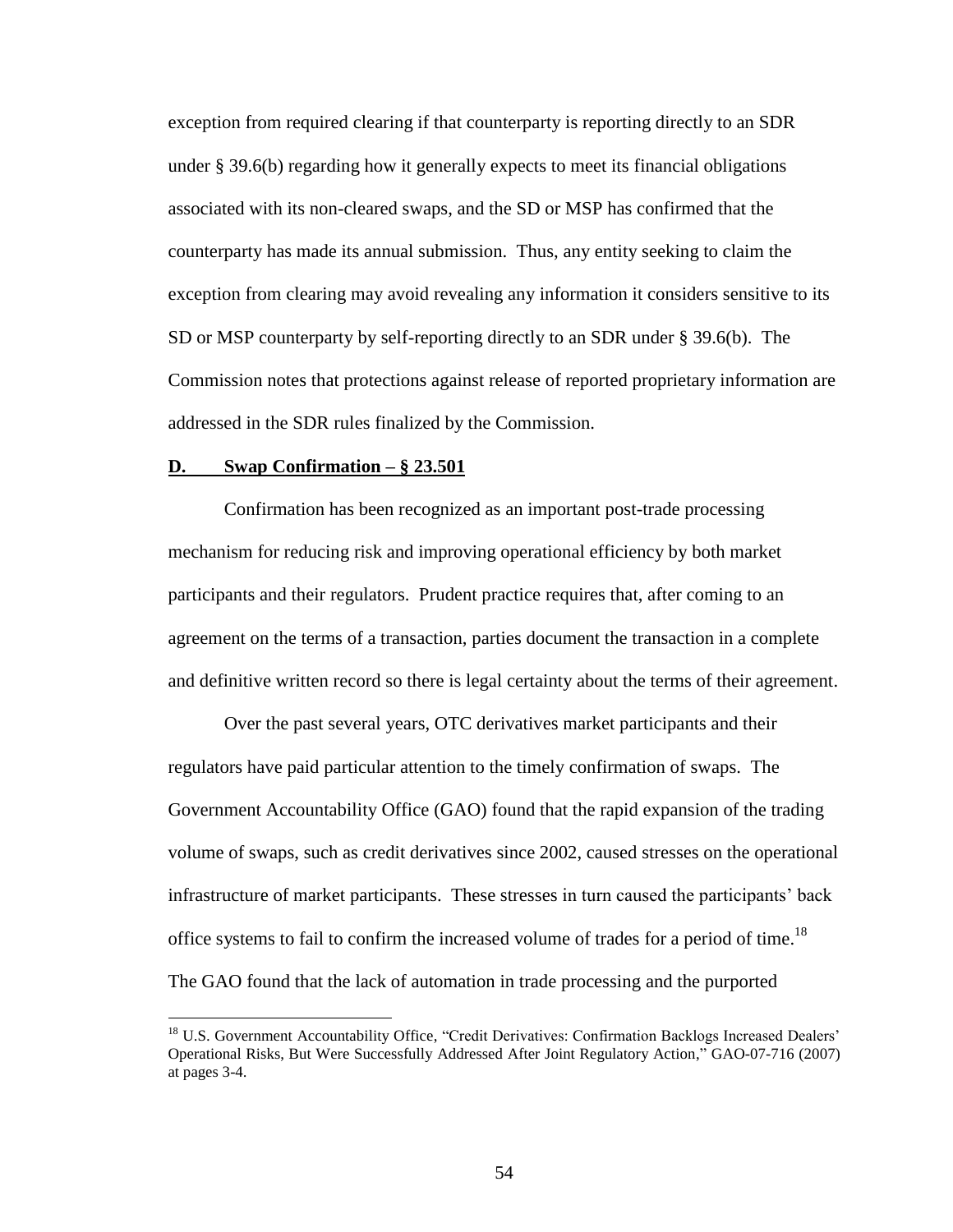exception from required clearing if that counterparty is reporting directly to an SDR under § 39.6(b) regarding how it generally expects to meet its financial obligations associated with its non-cleared swaps, and the SD or MSP has confirmed that the counterparty has made its annual submission. Thus, any entity seeking to claim the exception from clearing may avoid revealing any information it considers sensitive to its SD or MSP counterparty by self-reporting directly to an SDR under § 39.6(b). The Commission notes that protections against release of reported proprietary information are addressed in the SDR rules finalized by the Commission.

## D. Swap Confirmation – § 23.501

Confirmation has been recognized as an important post-trade processing mechanism for reducing risk and improving operational efficiency by both market participants and their regulators. Prudent practice requires that, after coming to an agreement on the terms of a transaction, parties document the transaction in a complete and definitive written record so there is legal certainty about the terms of their agreement.

Over the past several years, OTC derivatives market participants and their regulators have paid particular attention to the timely confirmation of swaps. The Government Accountability Office (GAO) found that the rapid expansion of the trading volume of swaps, such as credit derivatives since 2002, caused stresses on the operational infrastructure of market participants. These stresses in turn caused the participants' back office systems to fail to confirm the increased volume of trades for a period of time.[18] The GAO found that the lack of automation in trade processing and the purported

[18] U.S. Government Accountability Office, "Credit Derivatives: Confirmation Backlogs Increased Dealers' Operational Risks, But Were Successfully Addressed After Joint Regulatory Action," GAO-07-716 (2007) at pages 3-4.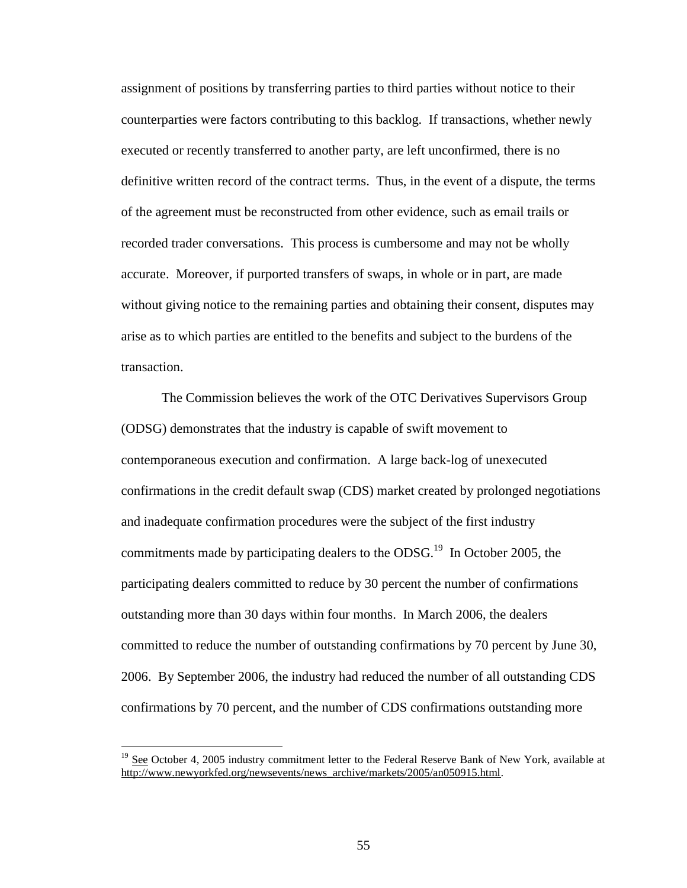assignment of positions by transferring parties to third parties without notice to their counterparties were factors contributing to this backlog. If transactions, whether newly executed or recently transferred to another party, are left unconfirmed, there is no definitive written record of the contract terms. Thus, in the event of a dispute, the terms of the agreement must be reconstructed from other evidence, such as email trails or recorded trader conversations. This process is cumbersome and may not be wholly accurate. Moreover, if purported transfers of swaps, in whole or in part, are made without giving notice to the remaining parties and obtaining their consent, disputes may arise as to which parties are entitled to the benefits and subject to the burdens of the transaction.

The Commission believes the work of the OTC Derivatives Supervisors Group (ODSG) demonstrates that the industry is capable of swift movement to contemporaneous execution and confirmation. A large back-log of unexecuted confirmations in the credit default swap (CDS) market created by prolonged negotiations and inadequate confirmation procedures were the subject of the first industry commitments made by participating dealers to the ODSG.[19] In October 2005, the participating dealers committed to reduce by 30 percent the number of confirmations outstanding more than 30 days within four months. In March 2006, the dealers committed to reduce the number of outstanding confirmations by 70 percent by June 30, 2006. By September 2006, the industry had reduced the number of all outstanding CDS confirmations by 70 percent, and the number of CDS confirmations outstanding more

[19] See October 4, 2005 industry commitment letter to the Federal Reserve Bank of New York, available at http://www.newyorkfed.org/newsevents/news_archive/markets/2005/an050915.html.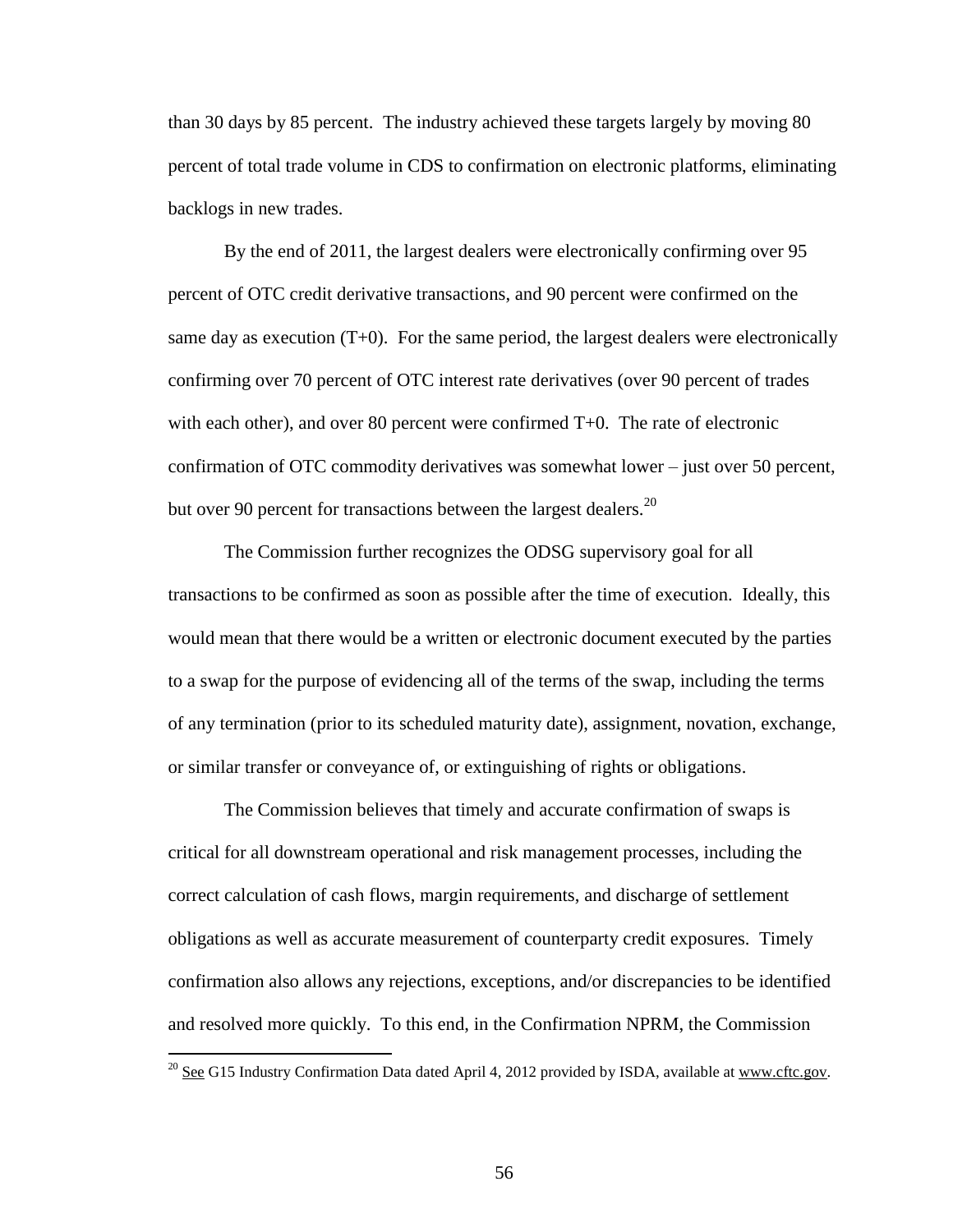than 30 days by 85 percent. The industry achieved these targets largely by moving 80 percent of total trade volume in CDS to confirmation on electronic platforms, eliminating backlogs in new trades.

By the end of 2011, the largest dealers were electronically confirming over 95 percent of OTC credit derivative transactions, and 90 percent were confirmed on the same day as execution (T+0). For the same period, the largest dealers were electronically confirming over 70 percent of OTC interest rate derivatives (over 90 percent of trades with each other), and over 80 percent were confirmed T+0. The rate of electronic confirmation of OTC commodity derivatives was somewhat lower – just over 50 percent, but over 90 percent for transactions between the largest dealers.[20]

The Commission further recognizes the ODSG supervisory goal for all transactions to be confirmed as soon as possible after the time of execution. Ideally, this would mean that there would be a written or electronic document executed by the parties to a swap for the purpose of evidencing all of the terms of the swap, including the terms of any termination (prior to its scheduled maturity date), assignment, novation, exchange, or similar transfer or conveyance of, or extinguishing of rights or obligations.

The Commission believes that timely and accurate confirmation of swaps is critical for all downstream operational and risk management processes, including the correct calculation of cash flows, margin requirements, and discharge of settlement obligations as well as accurate measurement of counterparty credit exposures. Timely confirmation also allows any rejections, exceptions, and/or discrepancies to be identified and resolved more quickly. To this end, in the Confirmation NPRM, the Commission

---

[20] See G15 Industry Confirmation Data dated April 4, 2012 provided by ISDA, available at www.cftc.gov.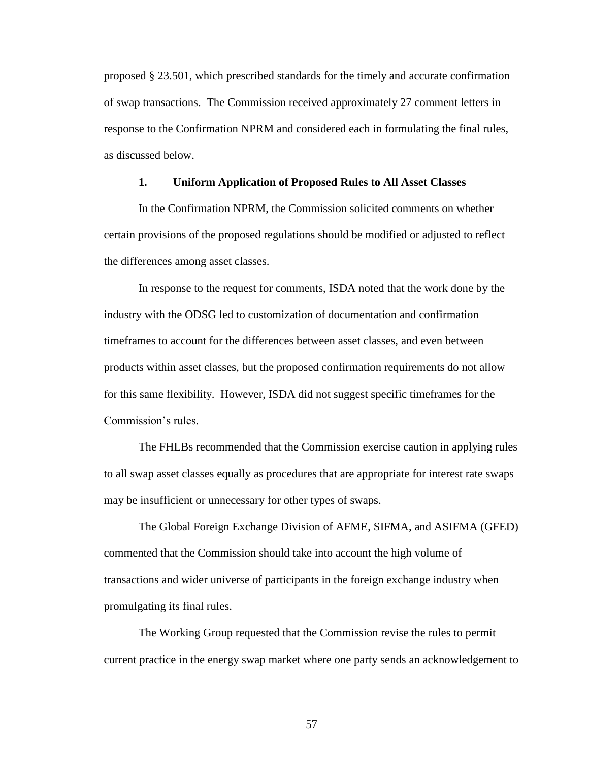proposed § 23.501, which prescribed standards for the timely and accurate confirmation of swap transactions. The Commission received approximately 27 comment letters in response to the Confirmation NPRM and considered each in formulating the final rules, as discussed below.

#### 1. Uniform Application of Proposed Rules to All Asset Classes

In the Confirmation NPRM, the Commission solicited comments on whether certain provisions of the proposed regulations should be modified or adjusted to reflect the differences among asset classes.

In response to the request for comments, ISDA noted that the work done by the industry with the ODSG led to customization of documentation and confirmation timeframes to account for the differences between asset classes, and even between products within asset classes, but the proposed confirmation requirements do not allow for this same flexibility. However, ISDA did not suggest specific timeframes for the Commission's rules.

The FHLBs recommended that the Commission exercise caution in applying rules to all swap asset classes equally as procedures that are appropriate for interest rate swaps may be insufficient or unnecessary for other types of swaps.

The Global Foreign Exchange Division of AFME, SIFMA, and ASIFMA (GFED) commented that the Commission should take into account the high volume of transactions and wider universe of participants in the foreign exchange industry when promulgating its final rules.

The Working Group requested that the Commission revise the rules to permit current practice in the energy swap market where one party sends an acknowledgement to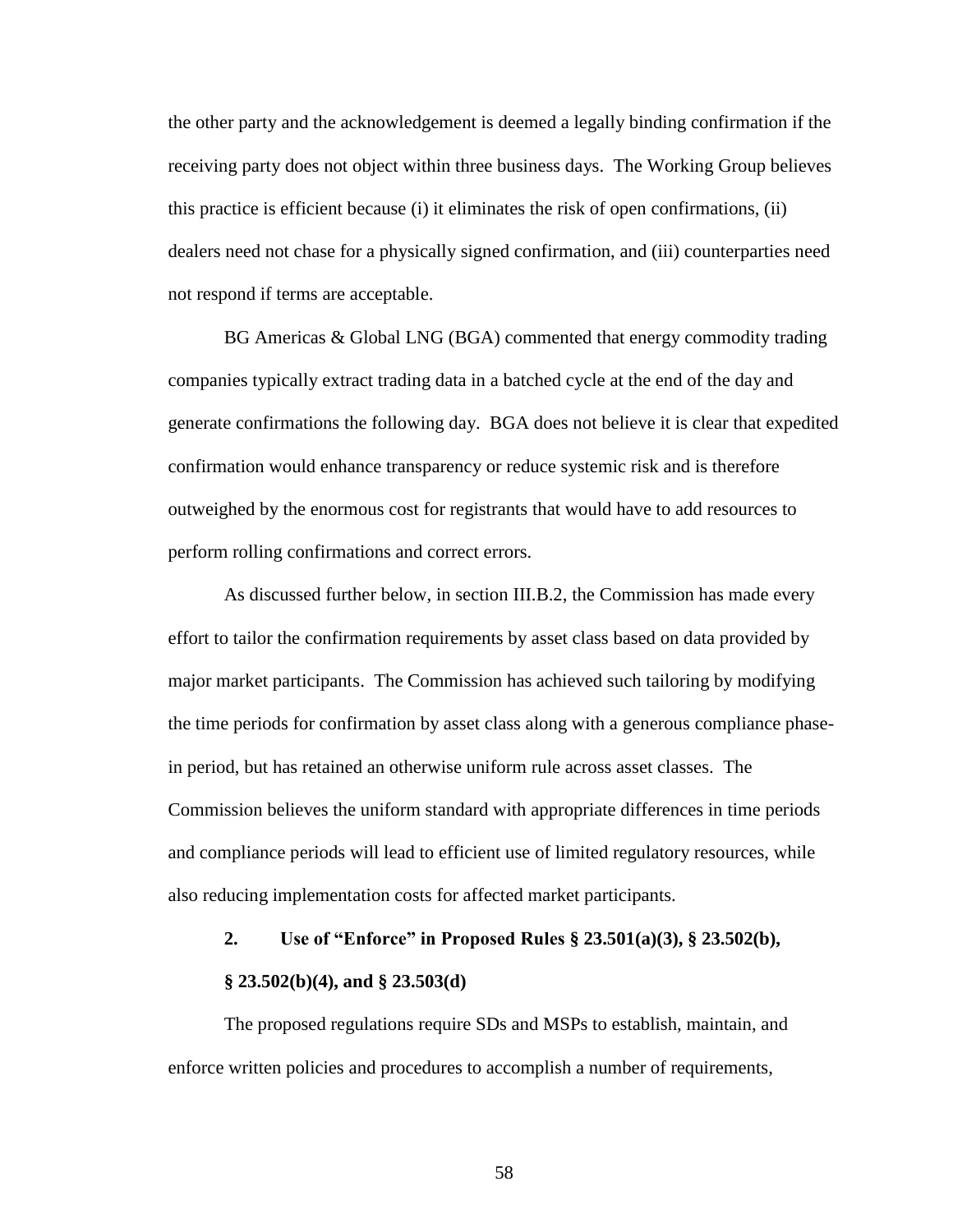the other party and the acknowledgement is deemed a legally binding confirmation if the receiving party does not object within three business days. The Working Group believes this practice is efficient because (i) it eliminates the risk of open confirmations, (ii) dealers need not chase for a physically signed confirmation, and (iii) counterparties need not respond if terms are acceptable.

BG Americas & Global LNG (BGA) commented that energy commodity trading companies typically extract trading data in a batched cycle at the end of the day and generate confirmations the following day. BGA does not believe it is clear that expedited confirmation would enhance transparency or reduce systemic risk and is therefore outweighed by the enormous cost for registrants that would have to add resources to perform rolling confirmations and correct errors.

As discussed further below, in section III.B.2, the Commission has made every effort to tailor the confirmation requirements by asset class based on data provided by major market participants. The Commission has achieved such tailoring by modifying the time periods for confirmation by asset class along with a generous compliance phase-in period, but has retained an otherwise uniform rule across asset classes. The Commission believes the uniform standard with appropriate differences in time periods and compliance periods will lead to efficient use of limited regulatory resources, while also reducing implementation costs for affected market participants.

### 2. Use of "Enforce" in Proposed Rules § 23.501(a)(3), § 23.502(b), § 23.502(b)(4), and § 23.503(d)

The proposed regulations require SDs and MSPs to establish, maintain, and enforce written policies and procedures to accomplish a number of requirements,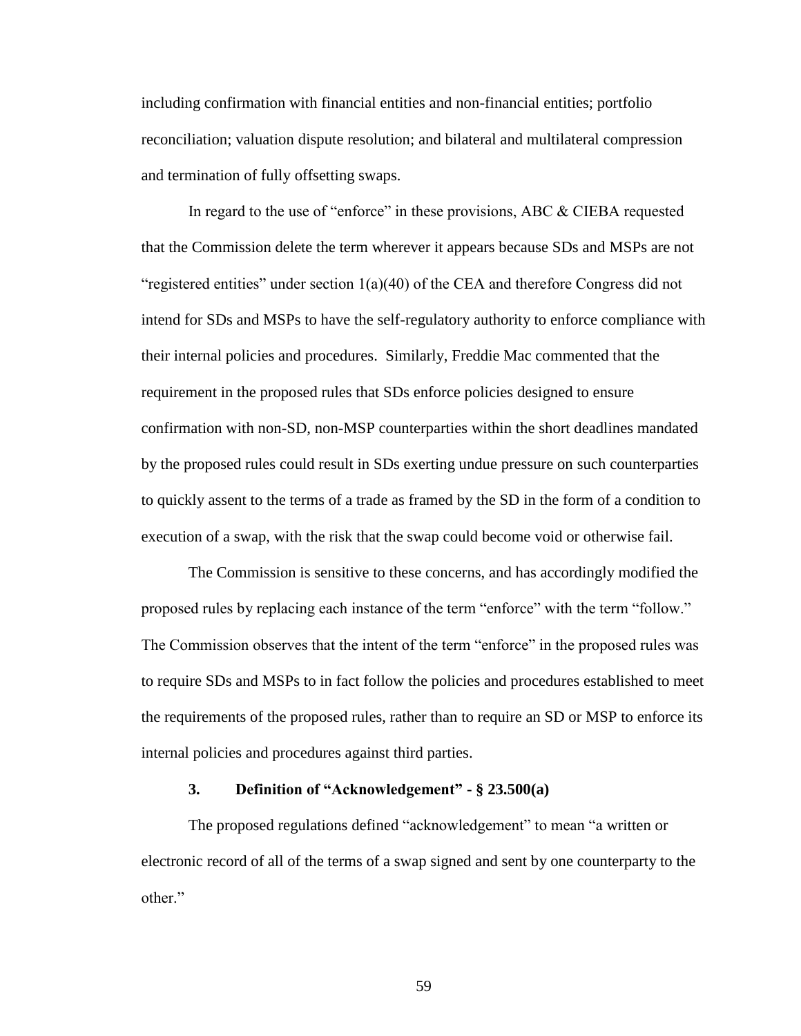including confirmation with financial entities and non-financial entities; portfolio reconciliation; valuation dispute resolution; and bilateral and multilateral compression and termination of fully offsetting swaps.

In regard to the use of "enforce" in these provisions, ABC & CIEBA requested that the Commission delete the term wherever it appears because SDs and MSPs are not "registered entities" under section 1(a)(40) of the CEA and therefore Congress did not intend for SDs and MSPs to have the self-regulatory authority to enforce compliance with their internal policies and procedures. Similarly, Freddie Mac commented that the requirement in the proposed rules that SDs enforce policies designed to ensure confirmation with non-SD, non-MSP counterparties within the short deadlines mandated by the proposed rules could result in SDs exerting undue pressure on such counterparties to quickly assent to the terms of a trade as framed by the SD in the form of a condition to execution of a swap, with the risk that the swap could become void or otherwise fail.

The Commission is sensitive to these concerns, and has accordingly modified the proposed rules by replacing each instance of the term "enforce" with the term "follow." The Commission observes that the intent of the term "enforce" in the proposed rules was to require SDs and MSPs to in fact follow the policies and procedures established to meet the requirements of the proposed rules, rather than to require an SD or MSP to enforce its internal policies and procedures against third parties.

### 3. Definition of "Acknowledgement" - § 23.500(a)

The proposed regulations defined "acknowledgement" to mean "a written or electronic record of all of the terms of a swap signed and sent by one counterparty to the other."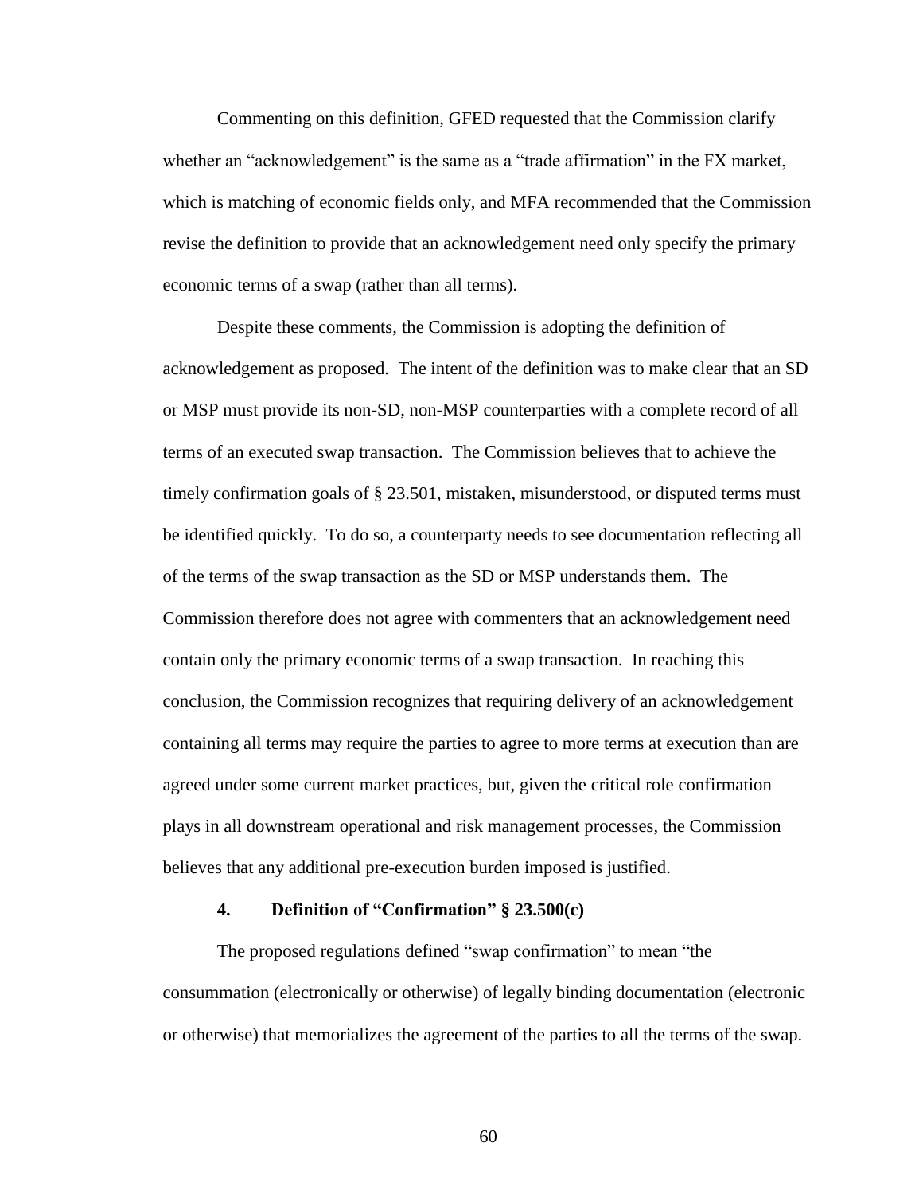Commenting on this definition, GFED requested that the Commission clarify whether an "acknowledgement" is the same as a "trade affirmation" in the FX market, which is matching of economic fields only, and MFA recommended that the Commission revise the definition to provide that an acknowledgement need only specify the primary economic terms of a swap (rather than all terms).

Despite these comments, the Commission is adopting the definition of acknowledgement as proposed. The intent of the definition was to make clear that an SD or MSP must provide its non-SD, non-MSP counterparties with a complete record of all terms of an executed swap transaction. The Commission believes that to achieve the timely confirmation goals of § 23.501, mistaken, misunderstood, or disputed terms must be identified quickly. To do so, a counterparty needs to see documentation reflecting all of the terms of the swap transaction as the SD or MSP understands them. The Commission therefore does not agree with commenters that an acknowledgement need contain only the primary economic terms of a swap transaction. In reaching this conclusion, the Commission recognizes that requiring delivery of an acknowledgement containing all terms may require the parties to agree to more terms at execution than are agreed under some current market practices, but, given the critical role confirmation plays in all downstream operational and risk management processes, the Commission believes that any additional pre-execution burden imposed is justified.

#### 4. Definition of "Confirmation" § 23.500(c)

The proposed regulations defined "swap confirmation" to mean "the consummation (electronically or otherwise) of legally binding documentation (electronic or otherwise) that memorializes the agreement of the parties to all the terms of the swap.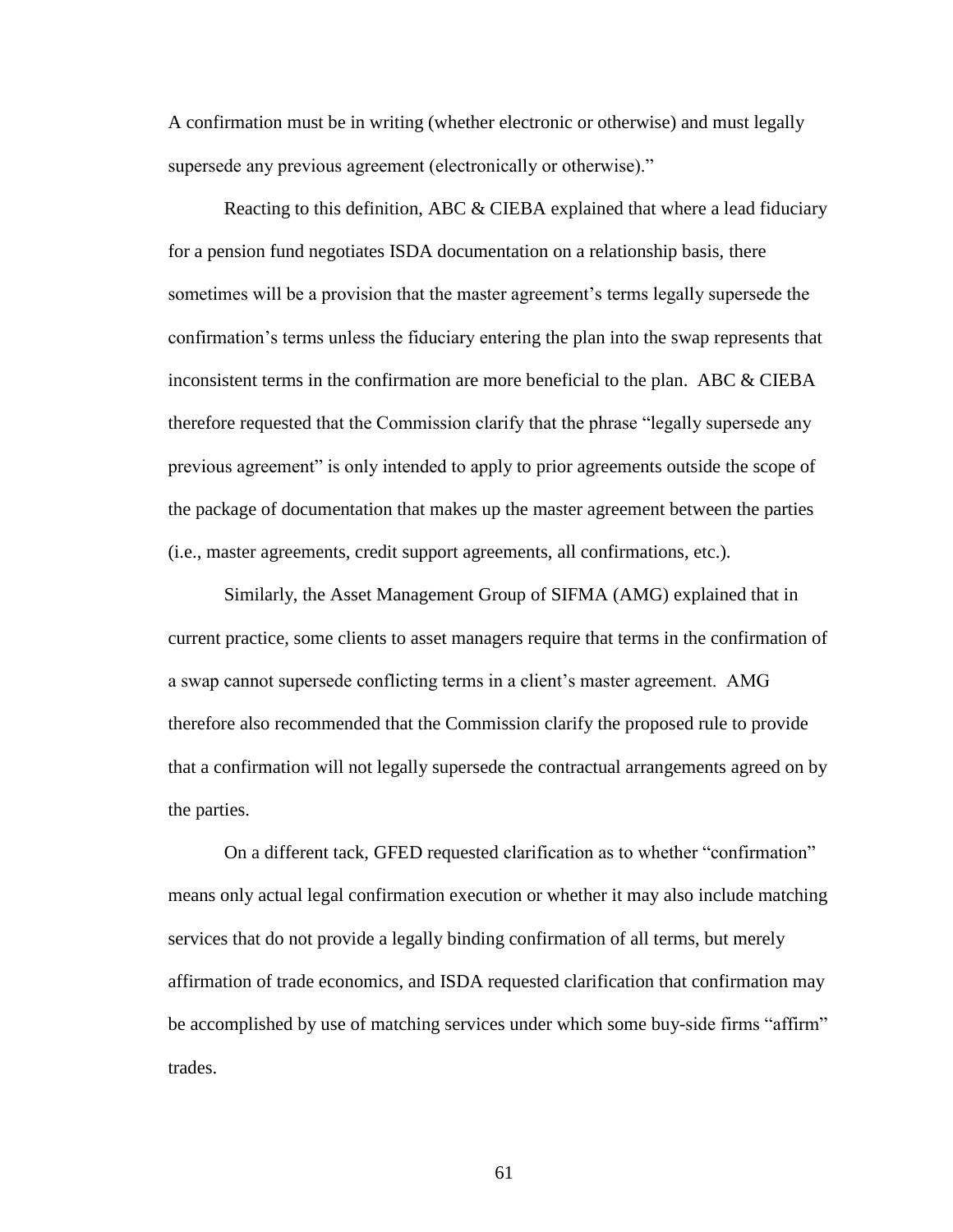A confirmation must be in writing (whether electronic or otherwise) and must legally supersede any previous agreement (electronically or otherwise)."

Reacting to this definition, ABC & CIEBA explained that where a lead fiduciary for a pension fund negotiates ISDA documentation on a relationship basis, there sometimes will be a provision that the master agreement's terms legally supersede the confirmation's terms unless the fiduciary entering the plan into the swap represents that inconsistent terms in the confirmation are more beneficial to the plan. ABC & CIEBA therefore requested that the Commission clarify that the phrase "legally supersede any previous agreement" is only intended to apply to prior agreements outside the scope of the package of documentation that makes up the master agreement between the parties (i.e., master agreements, credit support agreements, all confirmations, etc.).

Similarly, the Asset Management Group of SIFMA (AMG) explained that in current practice, some clients to asset managers require that terms in the confirmation of a swap cannot supersede conflicting terms in a client's master agreement. AMG therefore also recommended that the Commission clarify the proposed rule to provide that a confirmation will not legally supersede the contractual arrangements agreed on by the parties.

On a different tack, GFED requested clarification as to whether "confirmation" means only actual legal confirmation execution or whether it may also include matching services that do not provide a legally binding confirmation of all terms, but merely affirmation of trade economics, and ISDA requested clarification that confirmation may be accomplished by use of matching services under which some buy-side firms "affirm" trades.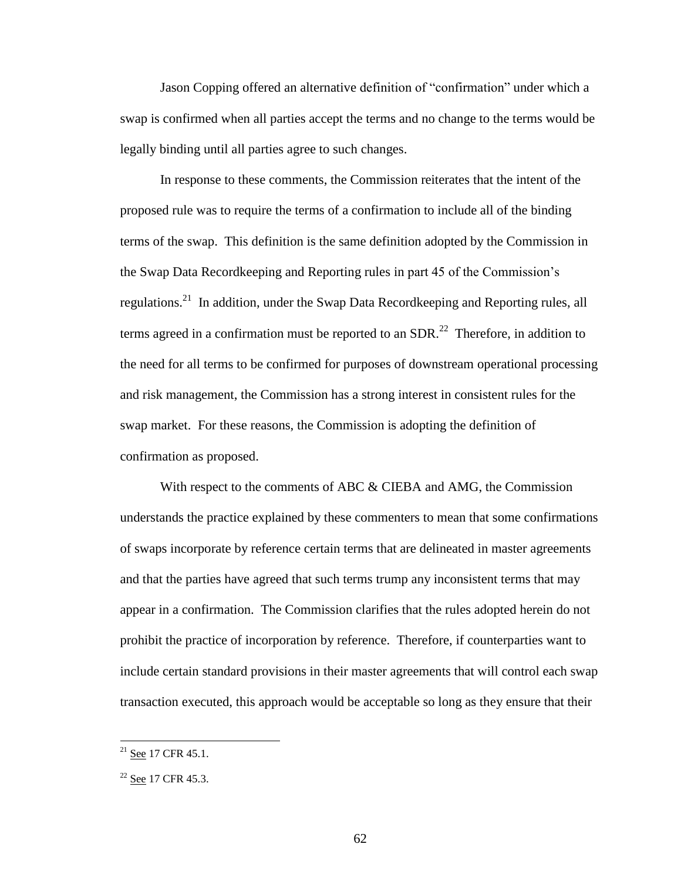Jason Copping offered an alternative definition of "confirmation" under which a swap is confirmed when all parties accept the terms and no change to the terms would be legally binding until all parties agree to such changes.

In response to these comments, the Commission reiterates that the intent of the proposed rule was to require the terms of a confirmation to include all of the binding terms of the swap. This definition is the same definition adopted by the Commission in the Swap Data Recordkeeping and Reporting rules in part 45 of the Commission's regulations.[21] In addition, under the Swap Data Recordkeeping and Reporting rules, all terms agreed in a confirmation must be reported to an SDR.[22] Therefore, in addition to the need for all terms to be confirmed for purposes of downstream operational processing and risk management, the Commission has a strong interest in consistent rules for the swap market. For these reasons, the Commission is adopting the definition of confirmation as proposed.

With respect to the comments of ABC & CIEBA and AMG, the Commission understands the practice explained by these commenters to mean that some confirmations of swaps incorporate by reference certain terms that are delineated in master agreements and that the parties have agreed that such terms trump any inconsistent terms that may appear in a confirmation. The Commission clarifies that the rules adopted herein do not prohibit the practice of incorporation by reference. Therefore, if counterparties want to include certain standard provisions in their master agreements that will control each swap transaction executed, this approach would be acceptable so long as they ensure that their

---

[21] See 17 CFR 45.1.

[22] See 17 CFR 45.3.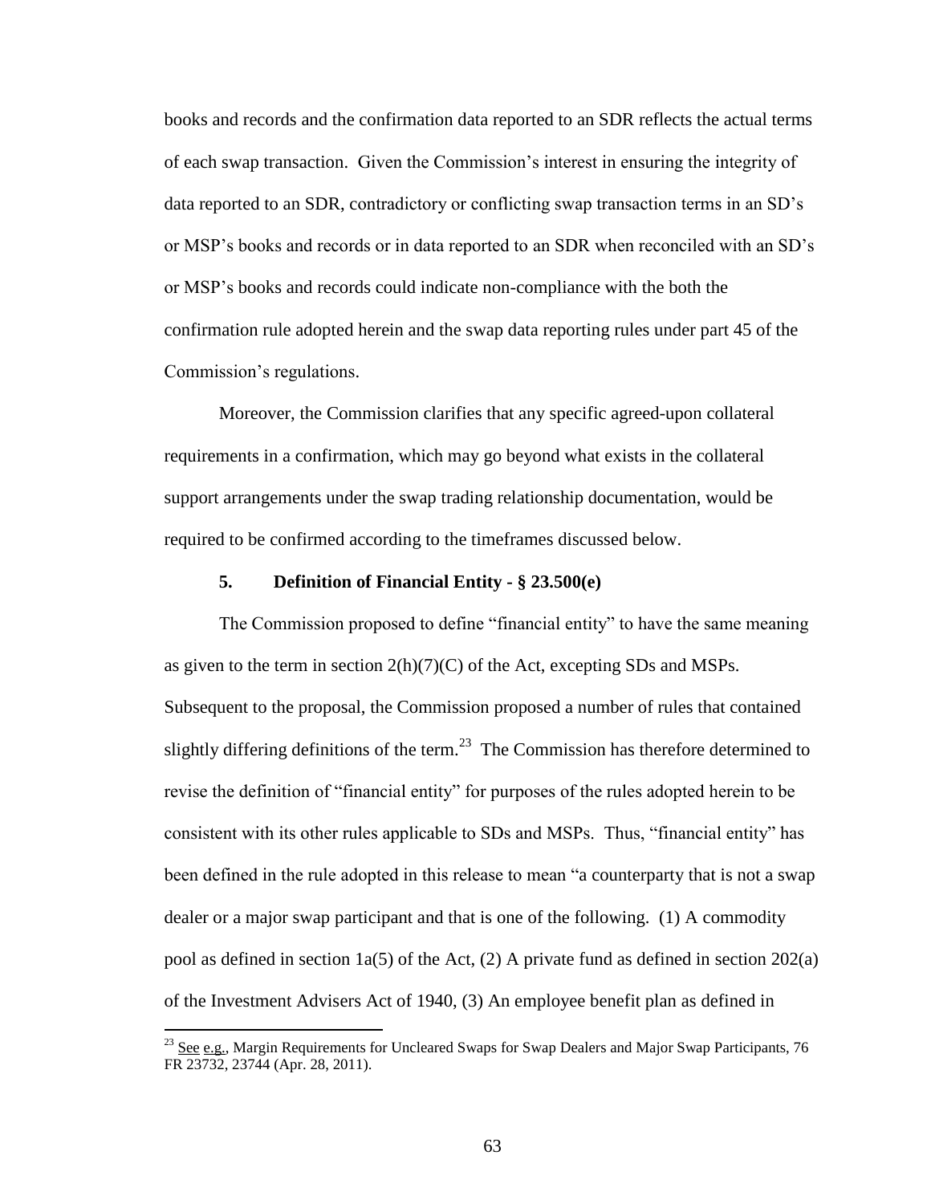books and records and the confirmation data reported to an SDR reflects the actual terms of each swap transaction. Given the Commission's interest in ensuring the integrity of data reported to an SDR, contradictory or conflicting swap transaction terms in an SD's or MSP's books and records or in data reported to an SDR when reconciled with an SD's or MSP's books and records could indicate non-compliance with the both the confirmation rule adopted herein and the swap data reporting rules under part 45 of the Commission's regulations.

Moreover, the Commission clarifies that any specific agreed-upon collateral requirements in a confirmation, which may go beyond what exists in the collateral support arrangements under the swap trading relationship documentation, would be required to be confirmed according to the timeframes discussed below.

### 5. Definition of Financial Entity - § 23.500(e)

The Commission proposed to define "financial entity" to have the same meaning as given to the term in section 2(h)(7)(C) of the Act, excepting SDs and MSPs. Subsequent to the proposal, the Commission proposed a number of rules that contained slightly differing definitions of the term.[23] The Commission has therefore determined to revise the definition of "financial entity" for purposes of the rules adopted herein to be consistent with its other rules applicable to SDs and MSPs. Thus, "financial entity" has been defined in the rule adopted in this release to mean "a counterparty that is not a swap dealer or a major swap participant and that is one of the following. (1) A commodity pool as defined in section 1a(5) of the Act, (2) A private fund as defined in section 202(a) of the Investment Advisers Act of 1940, (3) An employee benefit plan as defined in

---

[23] See e.g., Margin Requirements for Uncleared Swaps for Swap Dealers and Major Swap Participants, 76 FR 23732, 23744 (Apr. 28, 2011).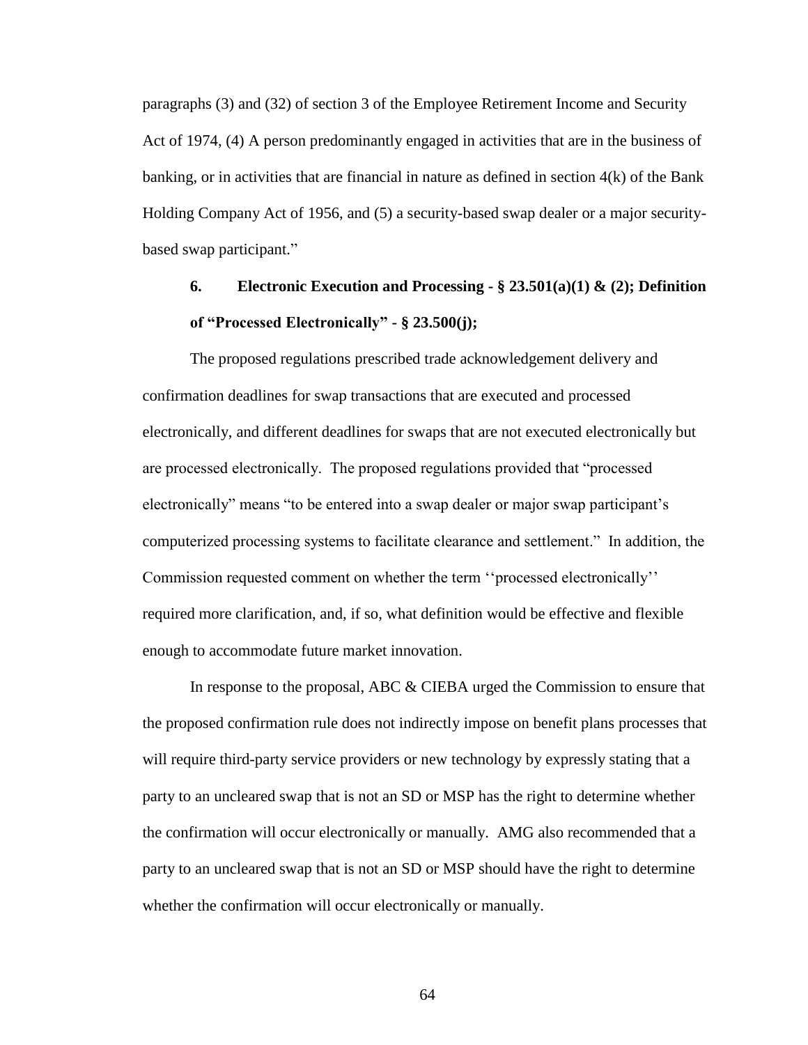paragraphs (3) and (32) of section 3 of the Employee Retirement Income and Security Act of 1974, (4) A person predominantly engaged in activities that are in the business of banking, or in activities that are financial in nature as defined in section 4(k) of the Bank Holding Company Act of 1956, and (5) a security-based swap dealer or a major security-based swap participant."

### 6. Electronic Execution and Processing - § 23.501(a)(1) & (2); Definition of "Processed Electronically" - § 23.500(j);

The proposed regulations prescribed trade acknowledgement delivery and confirmation deadlines for swap transactions that are executed and processed electronically, and different deadlines for swaps that are not executed electronically but are processed electronically. The proposed regulations provided that "processed electronically" means "to be entered into a swap dealer or major swap participant's computerized processing systems to facilitate clearance and settlement." In addition, the Commission requested comment on whether the term ''processed electronically'' required more clarification, and, if so, what definition would be effective and flexible enough to accommodate future market innovation.

In response to the proposal, ABC & CIEBA urged the Commission to ensure that the proposed confirmation rule does not indirectly impose on benefit plans processes that will require third-party service providers or new technology by expressly stating that a party to an uncleared swap that is not an SD or MSP has the right to determine whether the confirmation will occur electronically or manually. AMG also recommended that a party to an uncleared swap that is not an SD or MSP should have the right to determine whether the confirmation will occur electronically or manually.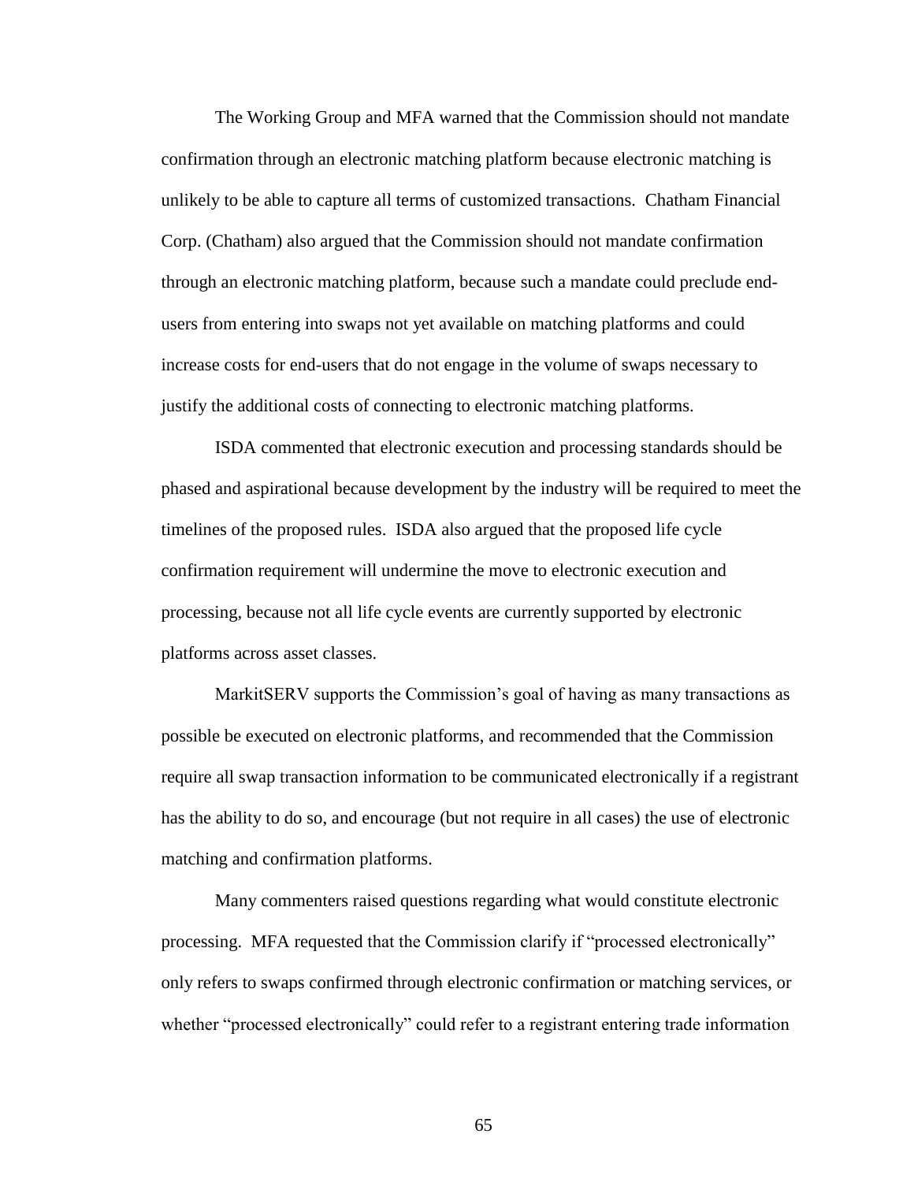The Working Group and MFA warned that the Commission should not mandate confirmation through an electronic matching platform because electronic matching is unlikely to be able to capture all terms of customized transactions. Chatham Financial Corp. (Chatham) also argued that the Commission should not mandate confirmation through an electronic matching platform, because such a mandate could preclude end-users from entering into swaps not yet available on matching platforms and could increase costs for end-users that do not engage in the volume of swaps necessary to justify the additional costs of connecting to electronic matching platforms.

ISDA commented that electronic execution and processing standards should be phased and aspirational because development by the industry will be required to meet the timelines of the proposed rules. ISDA also argued that the proposed life cycle confirmation requirement will undermine the move to electronic execution and processing, because not all life cycle events are currently supported by electronic platforms across asset classes.

MarkitSERV supports the Commission's goal of having as many transactions as possible be executed on electronic platforms, and recommended that the Commission require all swap transaction information to be communicated electronically if a registrant has the ability to do so, and encourage (but not require in all cases) the use of electronic matching and confirmation platforms.

Many commenters raised questions regarding what would constitute electronic processing. MFA requested that the Commission clarify if "processed electronically" only refers to swaps confirmed through electronic confirmation or matching services, or whether "processed electronically" could refer to a registrant entering trade information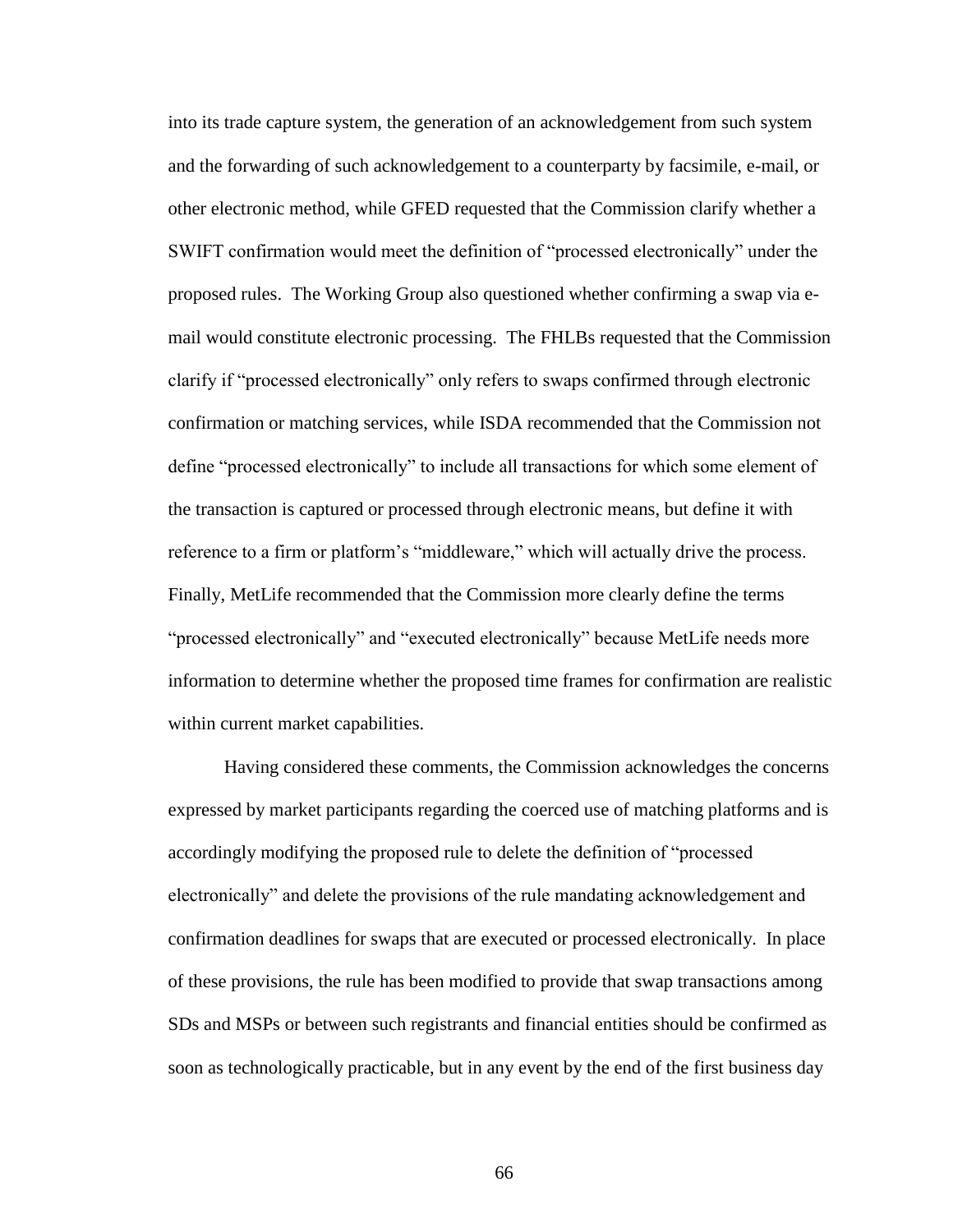into its trade capture system, the generation of an acknowledgement from such system and the forwarding of such acknowledgement to a counterparty by facsimile, e-mail, or other electronic method, while GFED requested that the Commission clarify whether a SWIFT confirmation would meet the definition of "processed electronically" under the proposed rules. The Working Group also questioned whether confirming a swap via e-mail would constitute electronic processing. The FHLBs requested that the Commission clarify if "processed electronically" only refers to swaps confirmed through electronic confirmation or matching services, while ISDA recommended that the Commission not define "processed electronically" to include all transactions for which some element of the transaction is captured or processed through electronic means, but define it with reference to a firm or platform's "middleware," which will actually drive the process. Finally, MetLife recommended that the Commission more clearly define the terms "processed electronically" and "executed electronically" because MetLife needs more information to determine whether the proposed time frames for confirmation are realistic within current market capabilities.

Having considered these comments, the Commission acknowledges the concerns expressed by market participants regarding the coerced use of matching platforms and is accordingly modifying the proposed rule to delete the definition of "processed electronically" and delete the provisions of the rule mandating acknowledgement and confirmation deadlines for swaps that are executed or processed electronically. In place of these provisions, the rule has been modified to provide that swap transactions among SDs and MSPs or between such registrants and financial entities should be confirmed as soon as technologically practicable, but in any event by the end of the first business day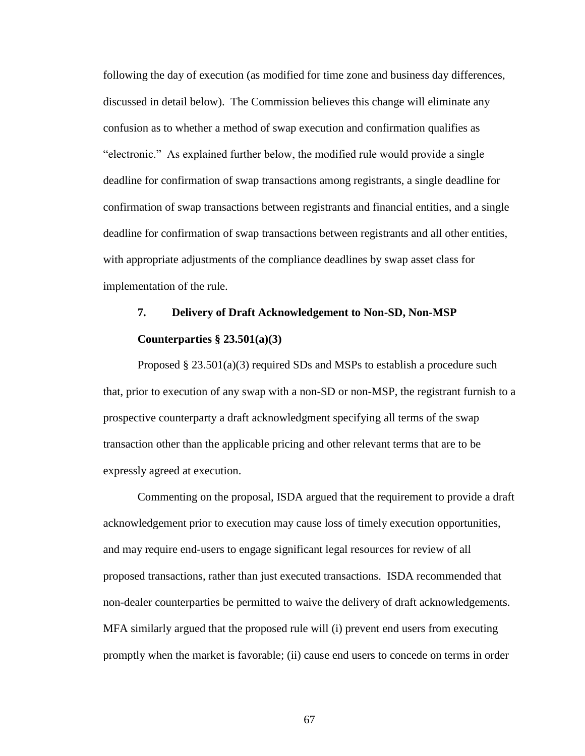following the day of execution (as modified for time zone and business day differences, discussed in detail below). The Commission believes this change will eliminate any confusion as to whether a method of swap execution and confirmation qualifies as "electronic." As explained further below, the modified rule would provide a single deadline for confirmation of swap transactions among registrants, a single deadline for confirmation of swap transactions between registrants and financial entities, and a single deadline for confirmation of swap transactions between registrants and all other entities, with appropriate adjustments of the compliance deadlines by swap asset class for implementation of the rule.

#### 7. Delivery of Draft Acknowledgement to Non-SD, Non-MSP Counterparties § 23.501(a)(3)

Proposed § 23.501(a)(3) required SDs and MSPs to establish a procedure such that, prior to execution of any swap with a non-SD or non-MSP, the registrant furnish to a prospective counterparty a draft acknowledgment specifying all terms of the swap transaction other than the applicable pricing and other relevant terms that are to be expressly agreed at execution.

Commenting on the proposal, ISDA argued that the requirement to provide a draft acknowledgement prior to execution may cause loss of timely execution opportunities, and may require end-users to engage significant legal resources for review of all proposed transactions, rather than just executed transactions. ISDA recommended that non-dealer counterparties be permitted to waive the delivery of draft acknowledgements. MFA similarly argued that the proposed rule will (i) prevent end users from executing promptly when the market is favorable; (ii) cause end users to concede on terms in order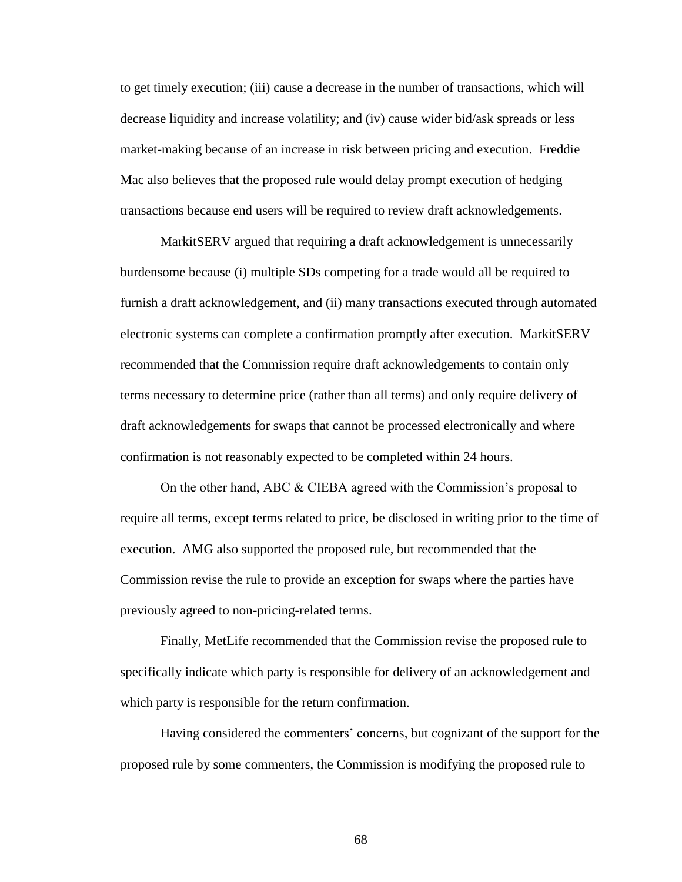to get timely execution; (iii) cause a decrease in the number of transactions, which will decrease liquidity and increase volatility; and (iv) cause wider bid/ask spreads or less market-making because of an increase in risk between pricing and execution. Freddie Mac also believes that the proposed rule would delay prompt execution of hedging transactions because end users will be required to review draft acknowledgements.

MarkitSERV argued that requiring a draft acknowledgement is unnecessarily burdensome because (i) multiple SDs competing for a trade would all be required to furnish a draft acknowledgement, and (ii) many transactions executed through automated electronic systems can complete a confirmation promptly after execution. MarkitSERV recommended that the Commission require draft acknowledgements to contain only terms necessary to determine price (rather than all terms) and only require delivery of draft acknowledgements for swaps that cannot be processed electronically and where confirmation is not reasonably expected to be completed within 24 hours.

On the other hand, ABC & CIEBA agreed with the Commission's proposal to require all terms, except terms related to price, be disclosed in writing prior to the time of execution. AMG also supported the proposed rule, but recommended that the Commission revise the rule to provide an exception for swaps where the parties have previously agreed to non-pricing-related terms.

Finally, MetLife recommended that the Commission revise the proposed rule to specifically indicate which party is responsible for delivery of an acknowledgement and which party is responsible for the return confirmation.

Having considered the commenters' concerns, but cognizant of the support for the proposed rule by some commenters, the Commission is modifying the proposed rule to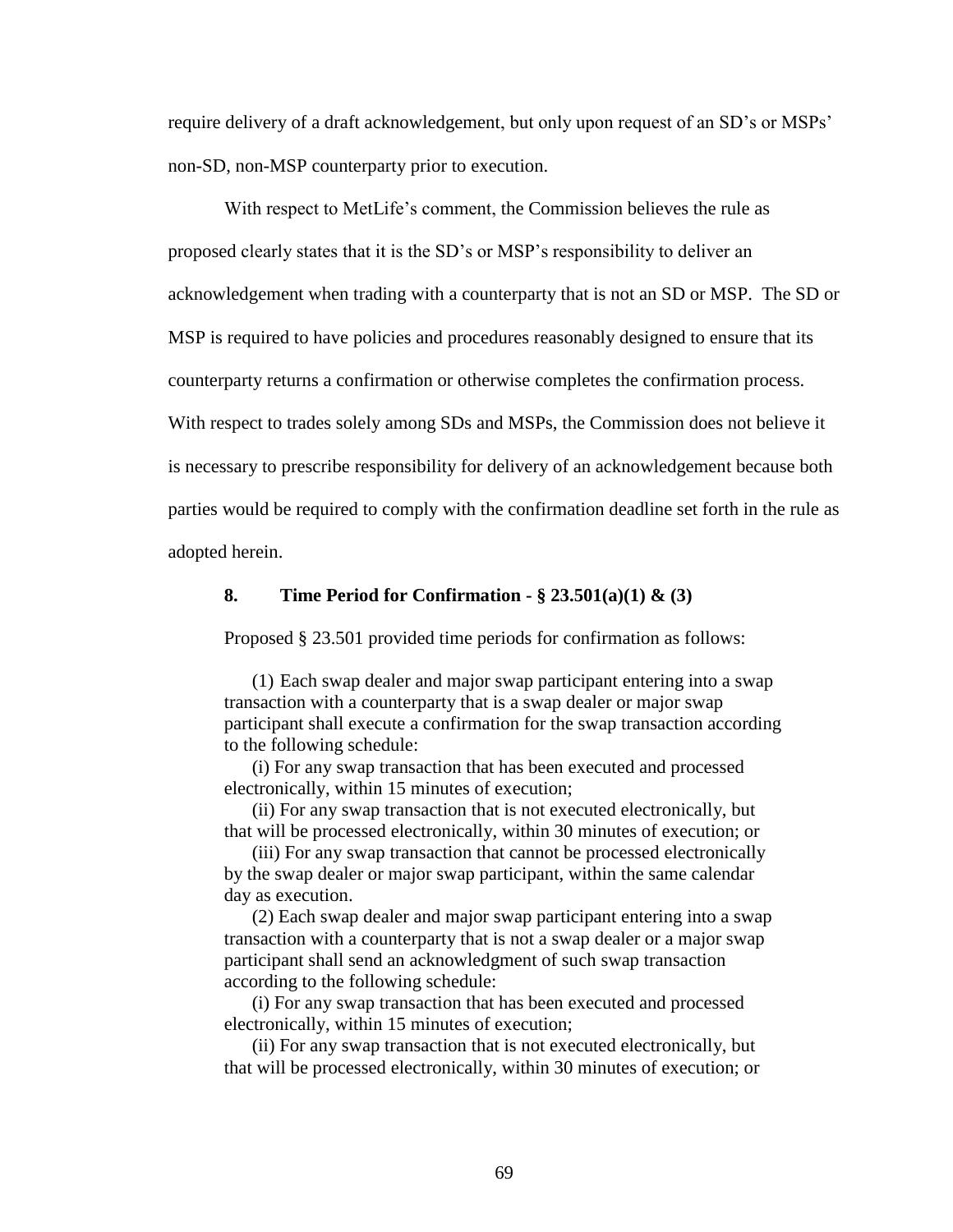require delivery of a draft acknowledgement, but only upon request of an SD's or MSPs' non-SD, non-MSP counterparty prior to execution.

With respect to MetLife's comment, the Commission believes the rule as proposed clearly states that it is the SD's or MSP's responsibility to deliver an acknowledgement when trading with a counterparty that is not an SD or MSP. The SD or MSP is required to have policies and procedures reasonably designed to ensure that its counterparty returns a confirmation or otherwise completes the confirmation process. With respect to trades solely among SDs and MSPs, the Commission does not believe it is necessary to prescribe responsibility for delivery of an acknowledgement because both parties would be required to comply with the confirmation deadline set forth in the rule as adopted herein.

### 8. Time Period for Confirmation - § 23.501(a)(1) & (3)

Proposed § 23.501 provided time periods for confirmation as follows:

> (1) Each swap dealer and major swap participant entering into a swap transaction with a counterparty that is a swap dealer or major swap participant shall execute a confirmation for the swap transaction according to the following schedule:
>
> (i) For any swap transaction that has been executed and processed electronically, within 15 minutes of execution;
>
> (ii) For any swap transaction that is not executed electronically, but that will be processed electronically, within 30 minutes of execution; or
>
> (iii) For any swap transaction that cannot be processed electronically by the swap dealer or major swap participant, within the same calendar day as execution.
>
> (2) Each swap dealer and major swap participant entering into a swap transaction with a counterparty that is not a swap dealer or a major swap participant shall send an acknowledgment of such swap transaction according to the following schedule:
>
> (i) For any swap transaction that has been executed and processed electronically, within 15 minutes of execution;
>
> (ii) For any swap transaction that is not executed electronically, but that will be processed electronically, within 30 minutes of execution; or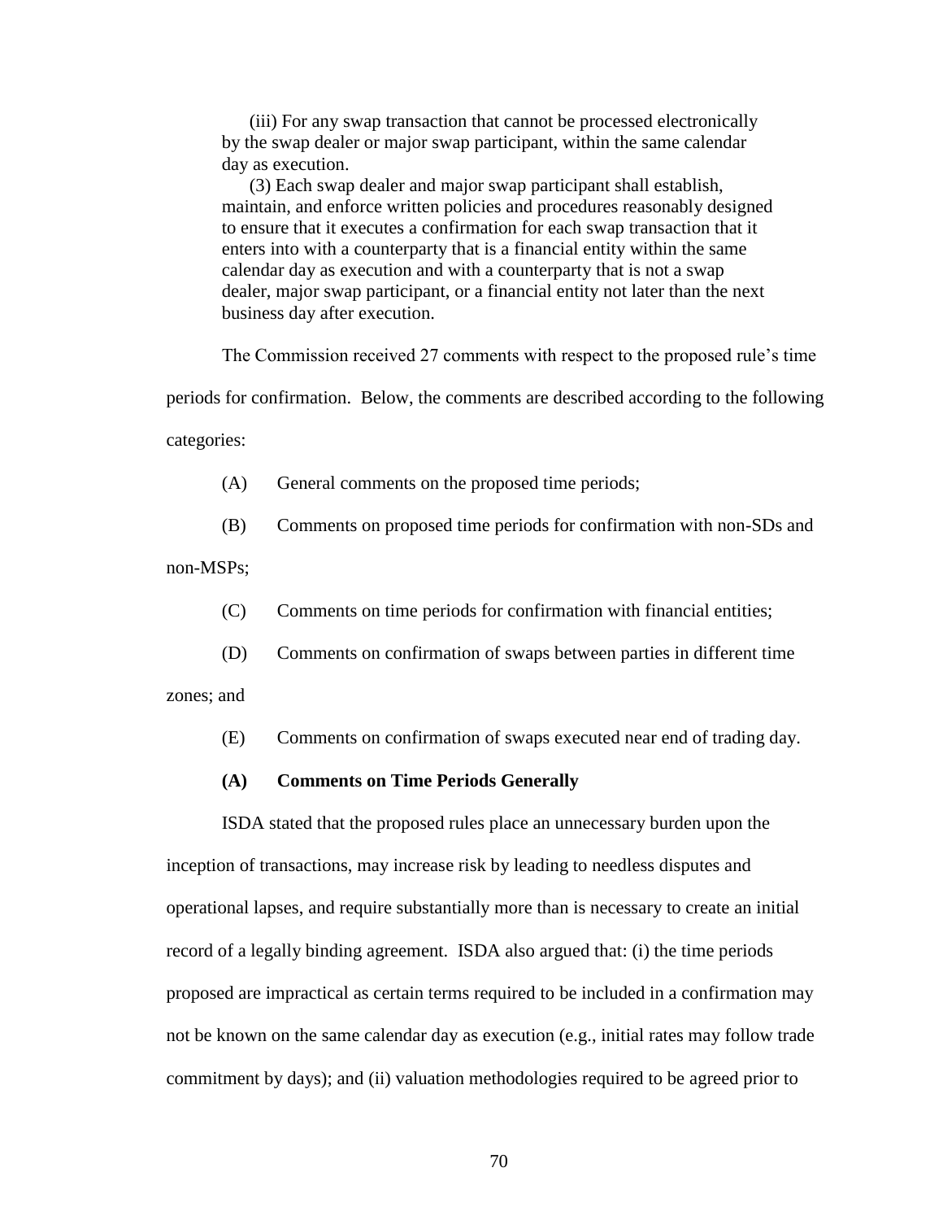(iii) For any swap transaction that cannot be processed electronically by the swap dealer or major swap participant, within the same calendar day as execution.

(3) Each swap dealer and major swap participant shall establish, maintain, and enforce written policies and procedures reasonably designed to ensure that it executes a confirmation for each swap transaction that it enters into with a counterparty that is a financial entity within the same calendar day as execution and with a counterparty that is not a swap dealer, major swap participant, or a financial entity not later than the next business day after execution.

The Commission received 27 comments with respect to the proposed rule's time periods for confirmation. Below, the comments are described according to the following categories:

(A) General comments on the proposed time periods;

(B) Comments on proposed time periods for confirmation with non-SDs and non-MSPs;

(C) Comments on time periods for confirmation with financial entities;

(D) Comments on confirmation of swaps between parties in different time zones; and

(E) Comments on confirmation of swaps executed near end of trading day.

**(A) Comments on Time Periods Generally**

ISDA stated that the proposed rules place an unnecessary burden upon the inception of transactions, may increase risk by leading to needless disputes and operational lapses, and require substantially more than is necessary to create an initial record of a legally binding agreement. ISDA also argued that: (i) the time periods proposed are impractical as certain terms required to be included in a confirmation may not be known on the same calendar day as execution (e.g., initial rates may follow trade commitment by days); and (ii) valuation methodologies required to be agreed prior to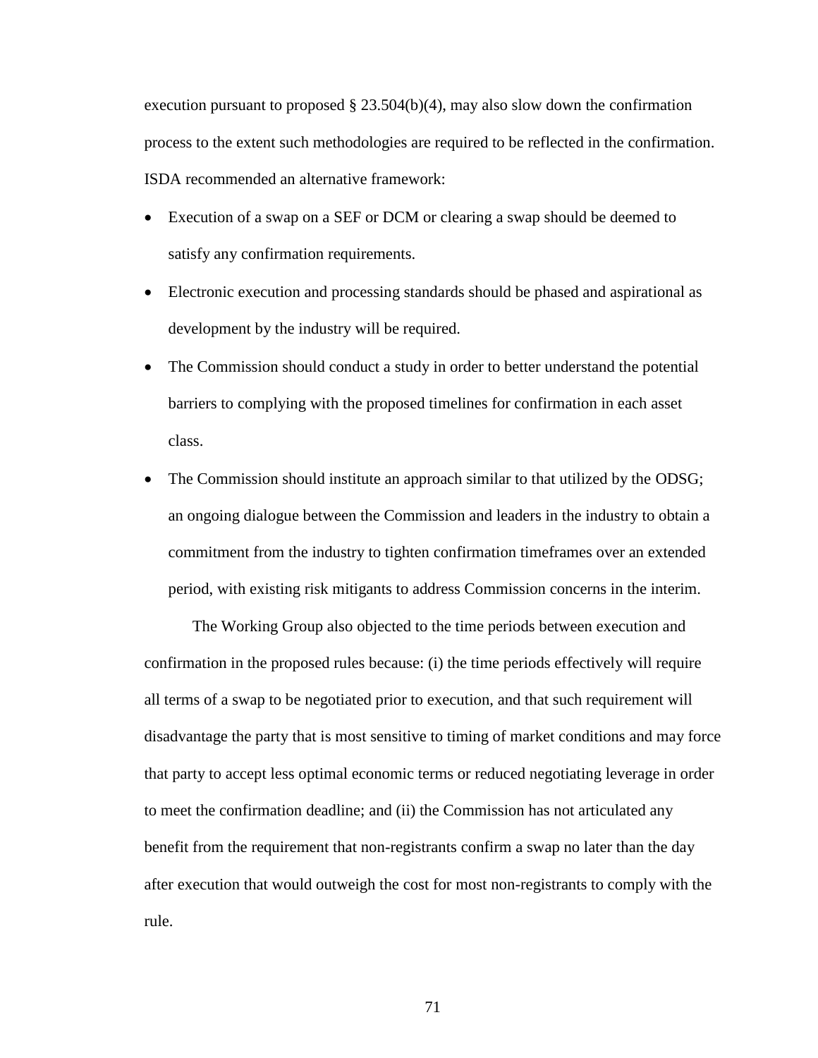execution pursuant to proposed § 23.504(b)(4), may also slow down the confirmation process to the extent such methodologies are required to be reflected in the confirmation. ISDA recommended an alternative framework:

- Execution of a swap on a SEF or DCM or clearing a swap should be deemed to satisfy any confirmation requirements.
- Electronic execution and processing standards should be phased and aspirational as development by the industry will be required.
- The Commission should conduct a study in order to better understand the potential barriers to complying with the proposed timelines for confirmation in each asset class.
- The Commission should institute an approach similar to that utilized by the ODSG; an ongoing dialogue between the Commission and leaders in the industry to obtain a commitment from the industry to tighten confirmation timeframes over an extended period, with existing risk mitigants to address Commission concerns in the interim.

The Working Group also objected to the time periods between execution and confirmation in the proposed rules because: (i) the time periods effectively will require all terms of a swap to be negotiated prior to execution, and that such requirement will disadvantage the party that is most sensitive to timing of market conditions and may force that party to accept less optimal economic terms or reduced negotiating leverage in order to meet the confirmation deadline; and (ii) the Commission has not articulated any benefit from the requirement that non-registrants confirm a swap no later than the day after execution that would outweigh the cost for most non-registrants to comply with the rule.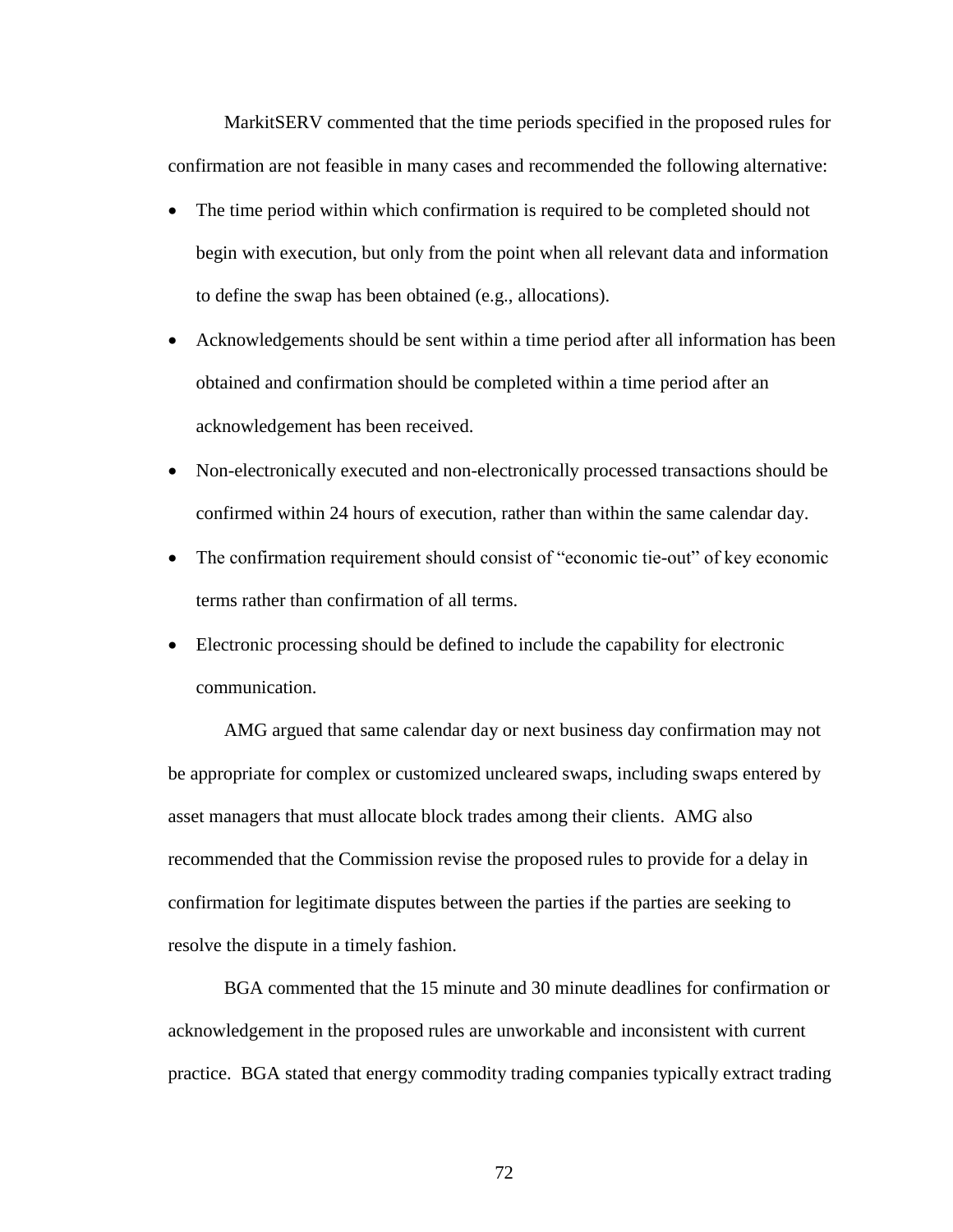MarkitSERV commented that the time periods specified in the proposed rules for confirmation are not feasible in many cases and recommended the following alternative:

- The time period within which confirmation is required to be completed should not begin with execution, but only from the point when all relevant data and information to define the swap has been obtained (e.g., allocations).
- Acknowledgements should be sent within a time period after all information has been obtained and confirmation should be completed within a time period after an acknowledgement has been received.
- Non-electronically executed and non-electronically processed transactions should be confirmed within 24 hours of execution, rather than within the same calendar day.
- The confirmation requirement should consist of "economic tie-out" of key economic terms rather than confirmation of all terms.
- Electronic processing should be defined to include the capability for electronic communication.

AMG argued that same calendar day or next business day confirmation may not be appropriate for complex or customized uncleared swaps, including swaps entered by asset managers that must allocate block trades among their clients. AMG also recommended that the Commission revise the proposed rules to provide for a delay in confirmation for legitimate disputes between the parties if the parties are seeking to resolve the dispute in a timely fashion.

BGA commented that the 15 minute and 30 minute deadlines for confirmation or acknowledgement in the proposed rules are unworkable and inconsistent with current practice. BGA stated that energy commodity trading companies typically extract trading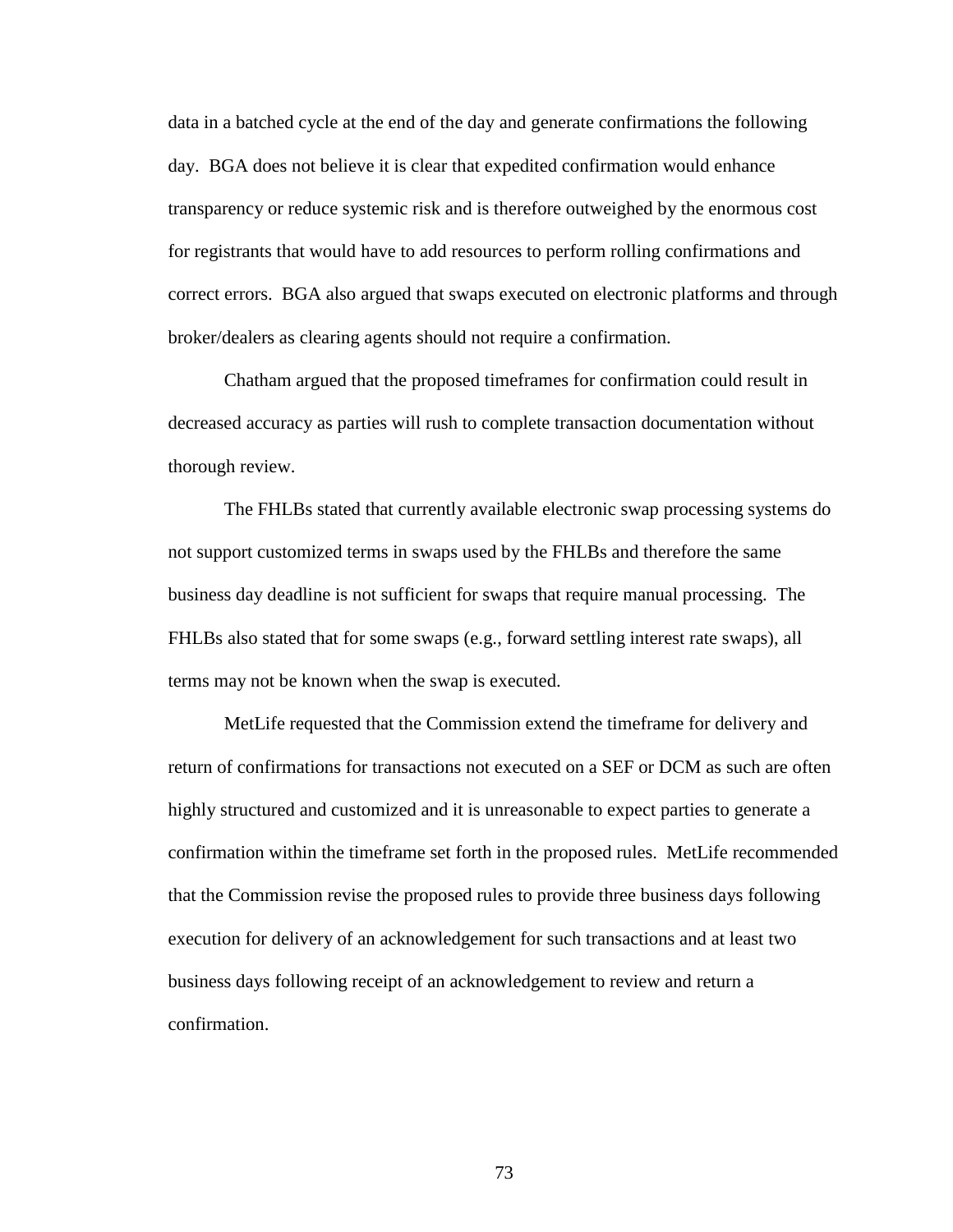data in a batched cycle at the end of the day and generate confirmations the following day. BGA does not believe it is clear that expedited confirmation would enhance transparency or reduce systemic risk and is therefore outweighed by the enormous cost for registrants that would have to add resources to perform rolling confirmations and correct errors. BGA also argued that swaps executed on electronic platforms and through broker/dealers as clearing agents should not require a confirmation.

Chatham argued that the proposed timeframes for confirmation could result in decreased accuracy as parties will rush to complete transaction documentation without thorough review.

The FHLBs stated that currently available electronic swap processing systems do not support customized terms in swaps used by the FHLBs and therefore the same business day deadline is not sufficient for swaps that require manual processing. The FHLBs also stated that for some swaps (e.g., forward settling interest rate swaps), all terms may not be known when the swap is executed.

MetLife requested that the Commission extend the timeframe for delivery and return of confirmations for transactions not executed on a SEF or DCM as such are often highly structured and customized and it is unreasonable to expect parties to generate a confirmation within the timeframe set forth in the proposed rules. MetLife recommended that the Commission revise the proposed rules to provide three business days following execution for delivery of an acknowledgement for such transactions and at least two business days following receipt of an acknowledgement to review and return a confirmation.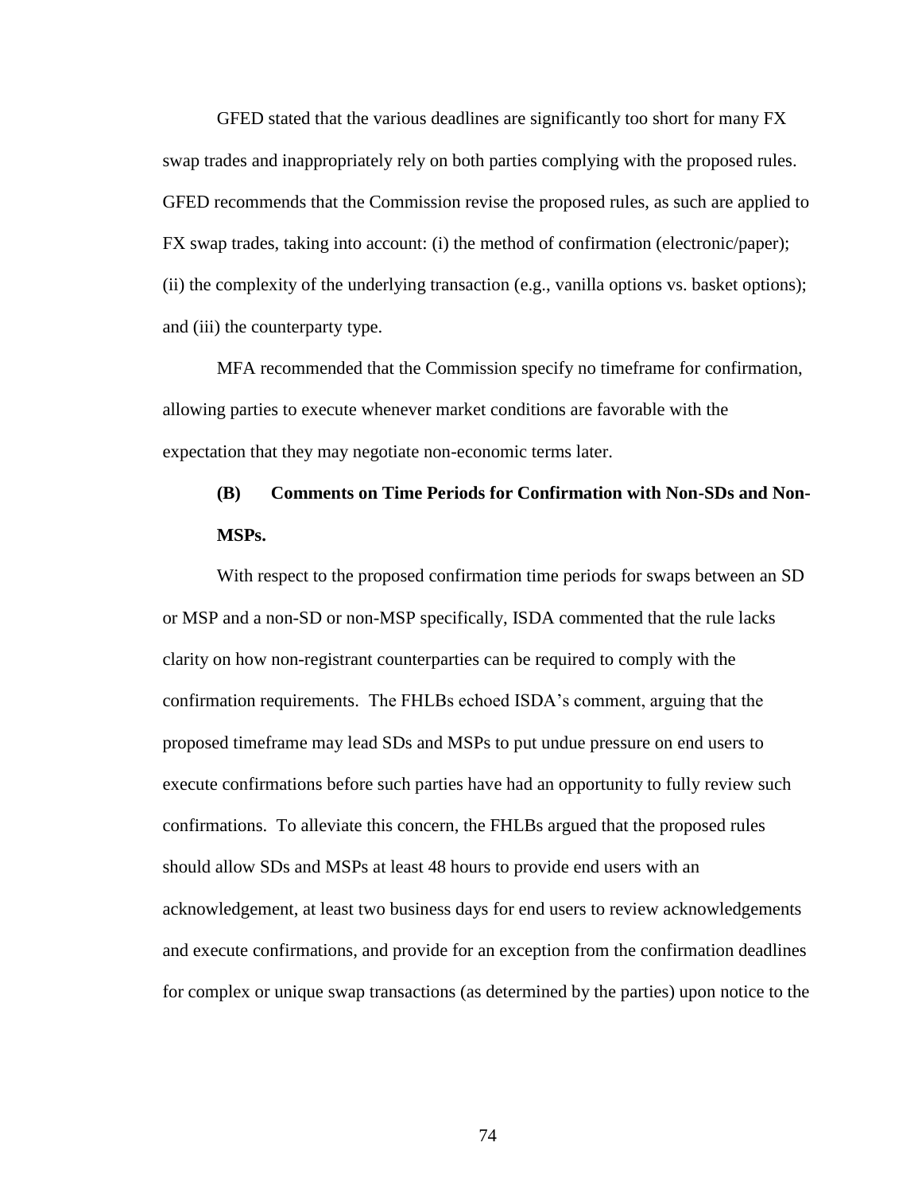GFED stated that the various deadlines are significantly too short for many FX swap trades and inappropriately rely on both parties complying with the proposed rules. GFED recommends that the Commission revise the proposed rules, as such are applied to FX swap trades, taking into account: (i) the method of confirmation (electronic/paper); (ii) the complexity of the underlying transaction (e.g., vanilla options vs. basket options); and (iii) the counterparty type.

MFA recommended that the Commission specify no timeframe for confirmation, allowing parties to execute whenever market conditions are favorable with the expectation that they may negotiate non-economic terms later.

**(B) Comments on Time Periods for Confirmation with Non-SDs and Non-MSPs.**

With respect to the proposed confirmation time periods for swaps between an SD or MSP and a non-SD or non-MSP specifically, ISDA commented that the rule lacks clarity on how non-registrant counterparties can be required to comply with the confirmation requirements. The FHLBs echoed ISDA's comment, arguing that the proposed timeframe may lead SDs and MSPs to put undue pressure on end users to execute confirmations before such parties have had an opportunity to fully review such confirmations. To alleviate this concern, the FHLBs argued that the proposed rules should allow SDs and MSPs at least 48 hours to provide end users with an acknowledgement, at least two business days for end users to review acknowledgements and execute confirmations, and provide for an exception from the confirmation deadlines for complex or unique swap transactions (as determined by the parties) upon notice to the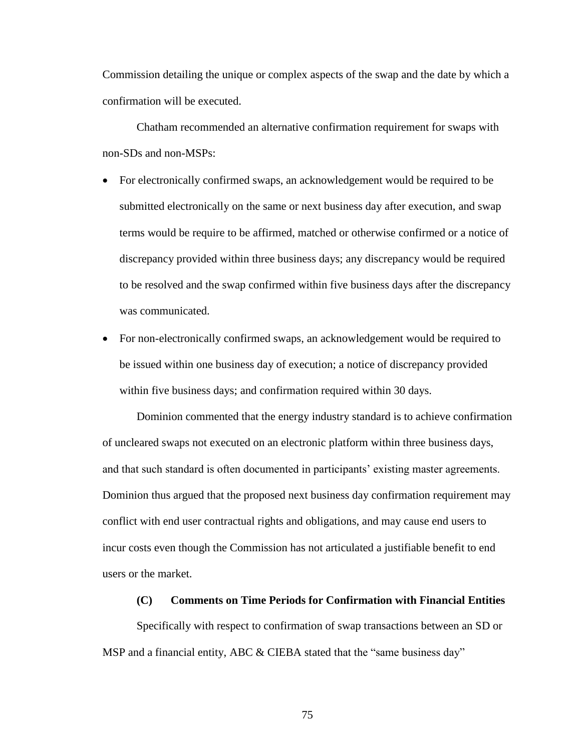Commission detailing the unique or complex aspects of the swap and the date by which a confirmation will be executed.

Chatham recommended an alternative confirmation requirement for swaps with non-SDs and non-MSPs:

- For electronically confirmed swaps, an acknowledgement would be required to be submitted electronically on the same or next business day after execution, and swap terms would be require to be affirmed, matched or otherwise confirmed or a notice of discrepancy provided within three business days; any discrepancy would be required to be resolved and the swap confirmed within five business days after the discrepancy was communicated.
- For non-electronically confirmed swaps, an acknowledgement would be required to be issued within one business day of execution; a notice of discrepancy provided within five business days; and confirmation required within 30 days.

Dominion commented that the energy industry standard is to achieve confirmation of uncleared swaps not executed on an electronic platform within three business days, and that such standard is often documented in participants' existing master agreements. Dominion thus argued that the proposed next business day confirmation requirement may conflict with end user contractual rights and obligations, and may cause end users to incur costs even though the Commission has not articulated a justifiable benefit to end users or the market.

**(C) Comments on Time Periods for Confirmation with Financial Entities**

Specifically with respect to confirmation of swap transactions between an SD or MSP and a financial entity, ABC & CIEBA stated that the "same business day"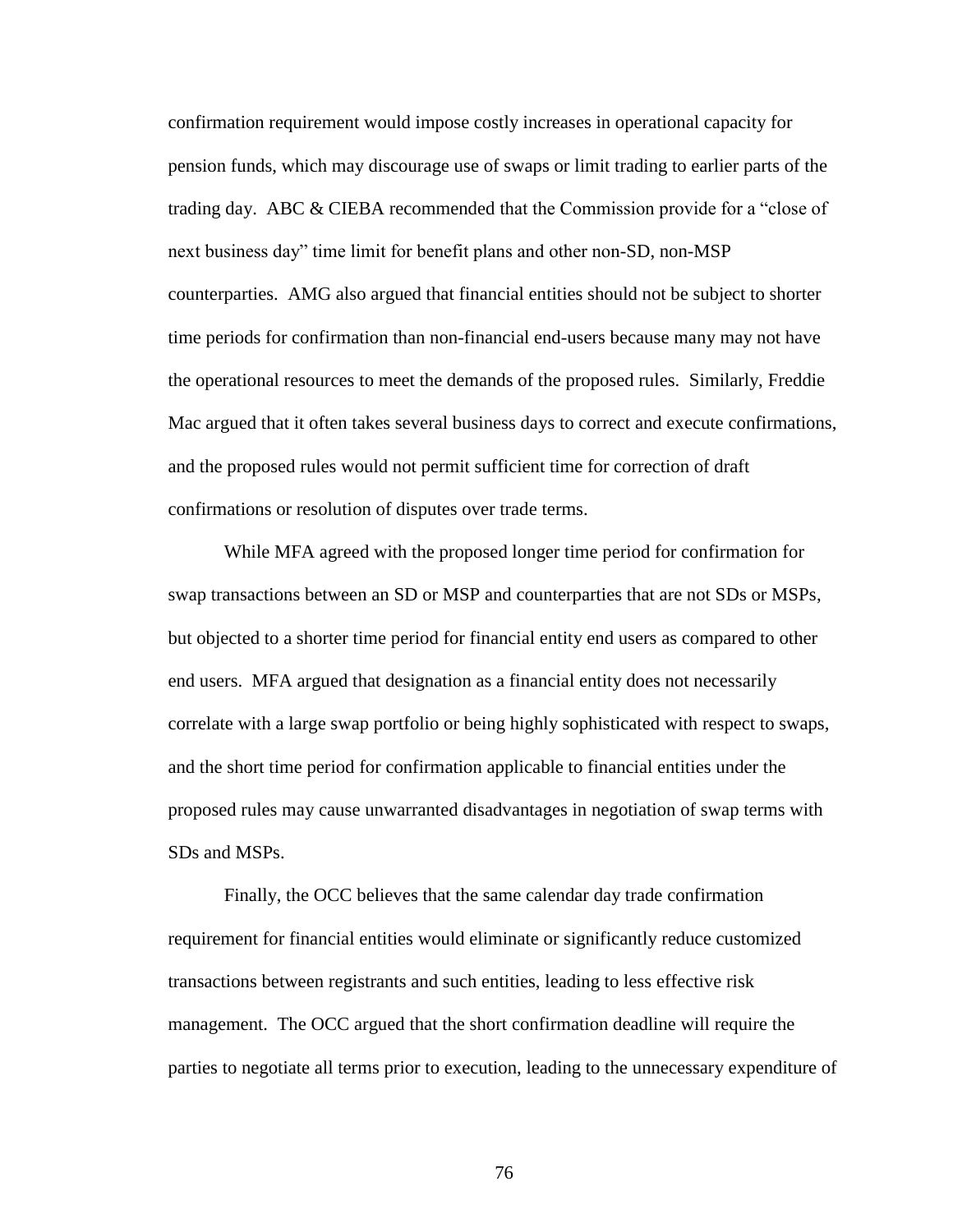confirmation requirement would impose costly increases in operational capacity for pension funds, which may discourage use of swaps or limit trading to earlier parts of the trading day. ABC & CIEBA recommended that the Commission provide for a "close of next business day" time limit for benefit plans and other non-SD, non-MSP counterparties. AMG also argued that financial entities should not be subject to shorter time periods for confirmation than non-financial end-users because many may not have the operational resources to meet the demands of the proposed rules. Similarly, Freddie Mac argued that it often takes several business days to correct and execute confirmations, and the proposed rules would not permit sufficient time for correction of draft confirmations or resolution of disputes over trade terms.

While MFA agreed with the proposed longer time period for confirmation for swap transactions between an SD or MSP and counterparties that are not SDs or MSPs, but objected to a shorter time period for financial entity end users as compared to other end users. MFA argued that designation as a financial entity does not necessarily correlate with a large swap portfolio or being highly sophisticated with respect to swaps, and the short time period for confirmation applicable to financial entities under the proposed rules may cause unwarranted disadvantages in negotiation of swap terms with SDs and MSPs.

Finally, the OCC believes that the same calendar day trade confirmation requirement for financial entities would eliminate or significantly reduce customized transactions between registrants and such entities, leading to less effective risk management. The OCC argued that the short confirmation deadline will require the parties to negotiate all terms prior to execution, leading to the unnecessary expenditure of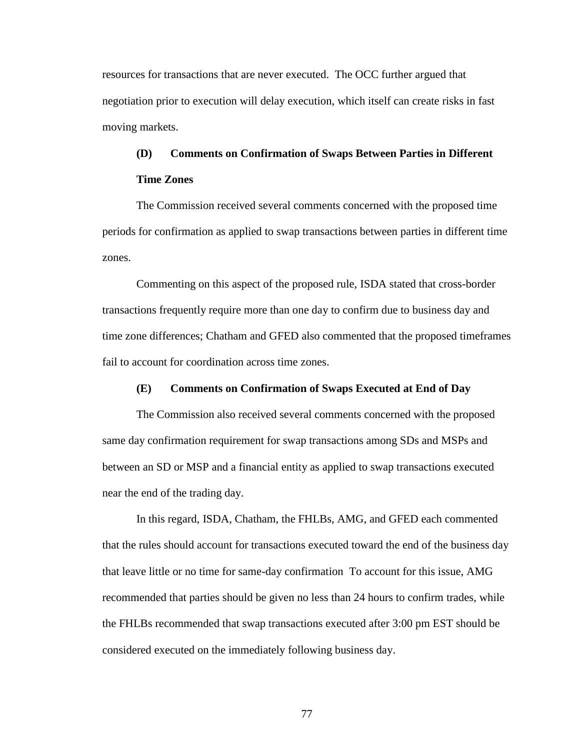resources for transactions that are never executed. The OCC further argued that negotiation prior to execution will delay execution, which itself can create risks in fast moving markets.

#### (D) Comments on Confirmation of Swaps Between Parties in Different Time Zones

The Commission received several comments concerned with the proposed time periods for confirmation as applied to swap transactions between parties in different time zones.

Commenting on this aspect of the proposed rule, ISDA stated that cross-border transactions frequently require more than one day to confirm due to business day and time zone differences; Chatham and GFED also commented that the proposed timeframes fail to account for coordination across time zones.

#### (E) Comments on Confirmation of Swaps Executed at End of Day

The Commission also received several comments concerned with the proposed same day confirmation requirement for swap transactions among SDs and MSPs and between an SD or MSP and a financial entity as applied to swap transactions executed near the end of the trading day.

In this regard, ISDA, Chatham, the FHLBs, AMG, and GFED each commented that the rules should account for transactions executed toward the end of the business day that leave little or no time for same-day confirmation To account for this issue, AMG recommended that parties should be given no less than 24 hours to confirm trades, while the FHLBs recommended that swap transactions executed after 3:00 pm EST should be considered executed on the immediately following business day.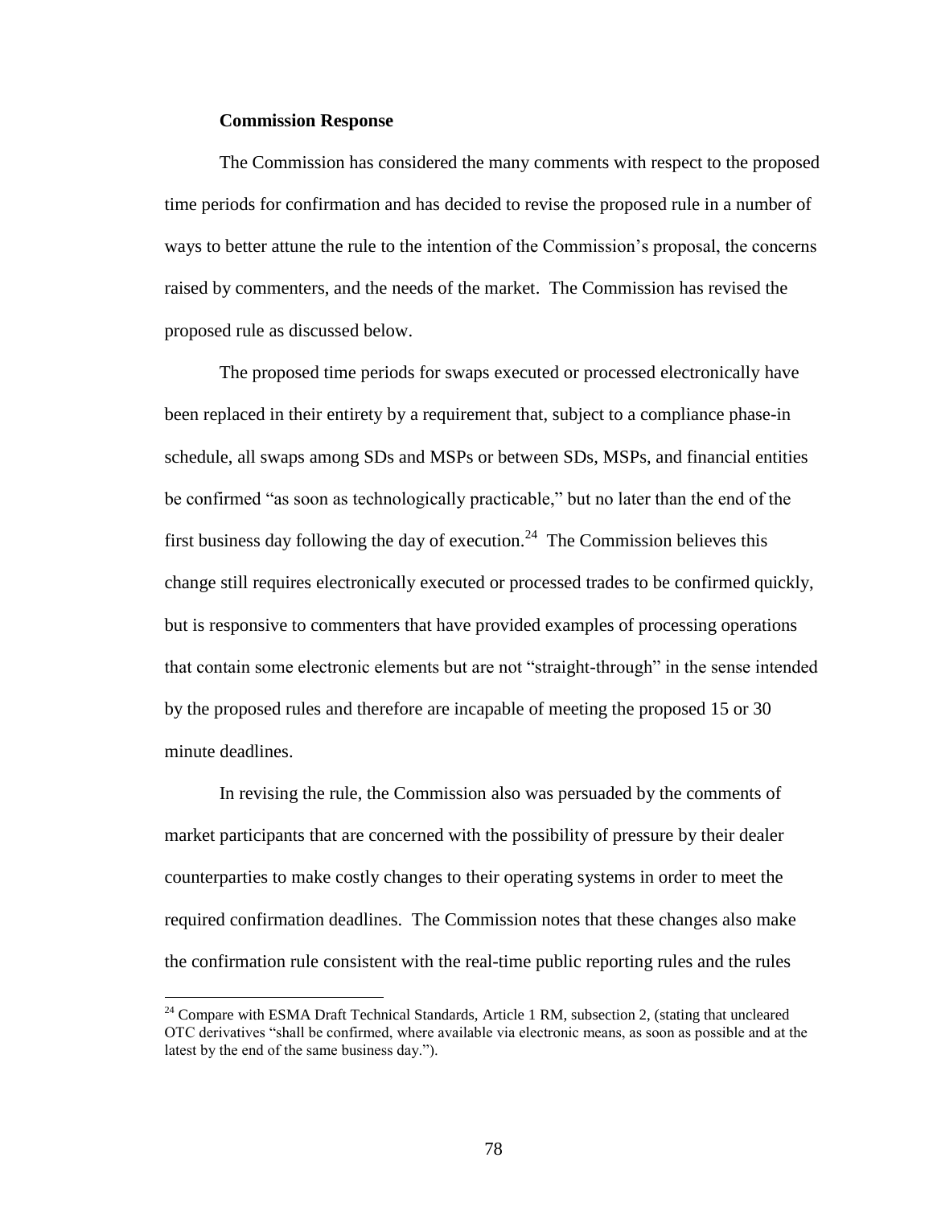**Commission Response**

The Commission has considered the many comments with respect to the proposed time periods for confirmation and has decided to revise the proposed rule in a number of ways to better attune the rule to the intention of the Commission's proposal, the concerns raised by commenters, and the needs of the market. The Commission has revised the proposed rule as discussed below.

The proposed time periods for swaps executed or processed electronically have been replaced in their entirety by a requirement that, subject to a compliance phase-in schedule, all swaps among SDs and MSPs or between SDs, MSPs, and financial entities be confirmed "as soon as technologically practicable," but no later than the end of the first business day following the day of execution.[24] The Commission believes this change still requires electronically executed or processed trades to be confirmed quickly, but is responsive to commenters that have provided examples of processing operations that contain some electronic elements but are not "straight-through" in the sense intended by the proposed rules and therefore are incapable of meeting the proposed 15 or 30 minute deadlines.

In revising the rule, the Commission also was persuaded by the comments of market participants that are concerned with the possibility of pressure by their dealer counterparties to make costly changes to their operating systems in order to meet the required confirmation deadlines. The Commission notes that these changes also make the confirmation rule consistent with the real-time public reporting rules and the rules

[24] Compare with ESMA Draft Technical Standards, Article 1 RM, subsection 2, (stating that uncleared OTC derivatives "shall be confirmed, where available via electronic means, as soon as possible and at the latest by the end of the same business day.").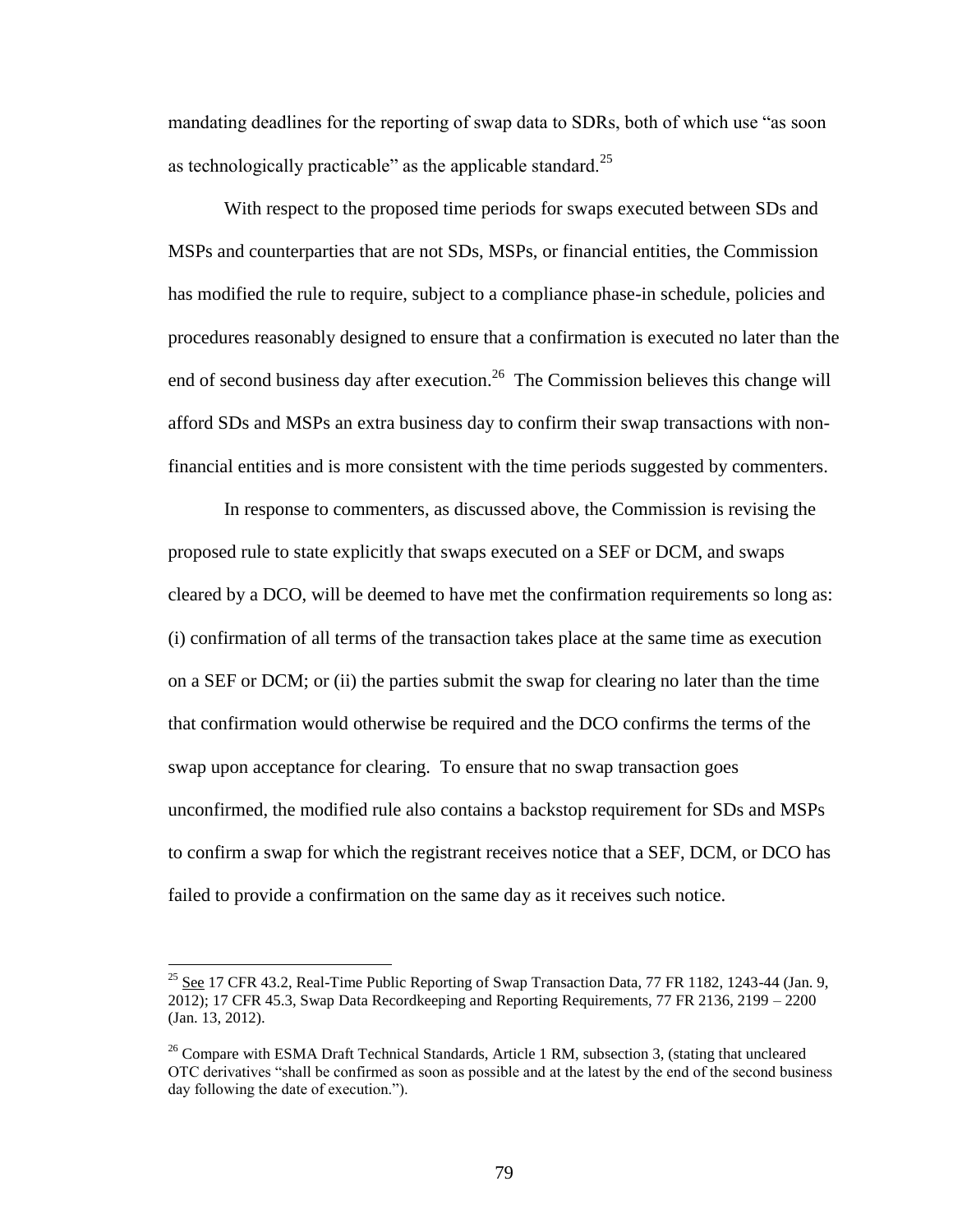mandating deadlines for the reporting of swap data to SDRs, both of which use "as soon as technologically practicable" as the applicable standard.[25]

With respect to the proposed time periods for swaps executed between SDs and MSPs and counterparties that are not SDs, MSPs, or financial entities, the Commission has modified the rule to require, subject to a compliance phase-in schedule, policies and procedures reasonably designed to ensure that a confirmation is executed no later than the end of second business day after execution.[26] The Commission believes this change will afford SDs and MSPs an extra business day to confirm their swap transactions with non-financial entities and is more consistent with the time periods suggested by commenters.

In response to commenters, as discussed above, the Commission is revising the proposed rule to state explicitly that swaps executed on a SEF or DCM, and swaps cleared by a DCO, will be deemed to have met the confirmation requirements so long as: (i) confirmation of all terms of the transaction takes place at the same time as execution on a SEF or DCM; or (ii) the parties submit the swap for clearing no later than the time that confirmation would otherwise be required and the DCO confirms the terms of the swap upon acceptance for clearing. To ensure that no swap transaction goes unconfirmed, the modified rule also contains a backstop requirement for SDs and MSPs to confirm a swap for which the registrant receives notice that a SEF, DCM, or DCO has failed to provide a confirmation on the same day as it receives such notice.

---

[25] See 17 CFR 43.2, Real-Time Public Reporting of Swap Transaction Data, 77 FR 1182, 1243-44 (Jan. 9, 2012); 17 CFR 45.3, Swap Data Recordkeeping and Reporting Requirements, 77 FR 2136, 2199 – 2200 (Jan. 13, 2012).

[26] Compare with ESMA Draft Technical Standards, Article 1 RM, subsection 3, (stating that uncleared OTC derivatives "shall be confirmed as soon as possible and at the latest by the end of the second business day following the date of execution.").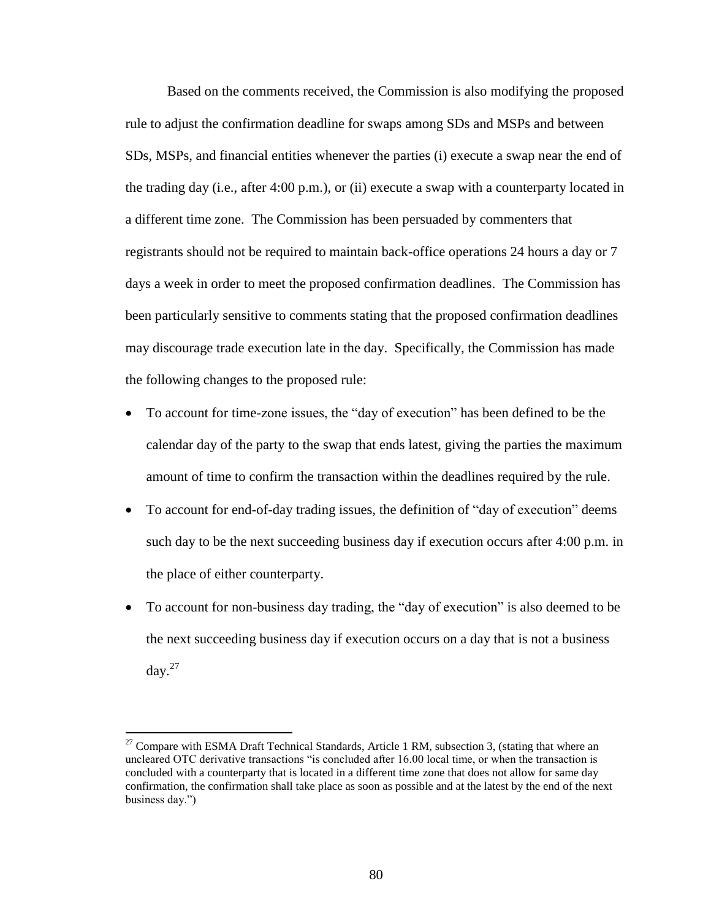Based on the comments received, the Commission is also modifying the proposed rule to adjust the confirmation deadline for swaps among SDs and MSPs and between SDs, MSPs, and financial entities whenever the parties (i) execute a swap near the end of the trading day (i.e., after 4:00 p.m.), or (ii) execute a swap with a counterparty located in a different time zone. The Commission has been persuaded by commenters that registrants should not be required to maintain back-office operations 24 hours a day or 7 days a week in order to meet the proposed confirmation deadlines. The Commission has been particularly sensitive to comments stating that the proposed confirmation deadlines may discourage trade execution late in the day. Specifically, the Commission has made the following changes to the proposed rule:

- To account for time-zone issues, the "day of execution" has been defined to be the calendar day of the party to the swap that ends latest, giving the parties the maximum amount of time to confirm the transaction within the deadlines required by the rule.
- To account for end-of-day trading issues, the definition of "day of execution" deems such day to be the next succeeding business day if execution occurs after 4:00 p.m. in the place of either counterparty.
- To account for non-business day trading, the "day of execution" is also deemed to be the next succeeding business day if execution occurs on a day that is not a business day.[27]

[27] Compare with ESMA Draft Technical Standards, Article 1 RM, subsection 3, (stating that where an uncleared OTC derivative transactions "is concluded after 16.00 local time, or when the transaction is concluded with a counterparty that is located in a different time zone that does not allow for same day confirmation, the confirmation shall take place as soon as possible and at the latest by the end of the next business day.")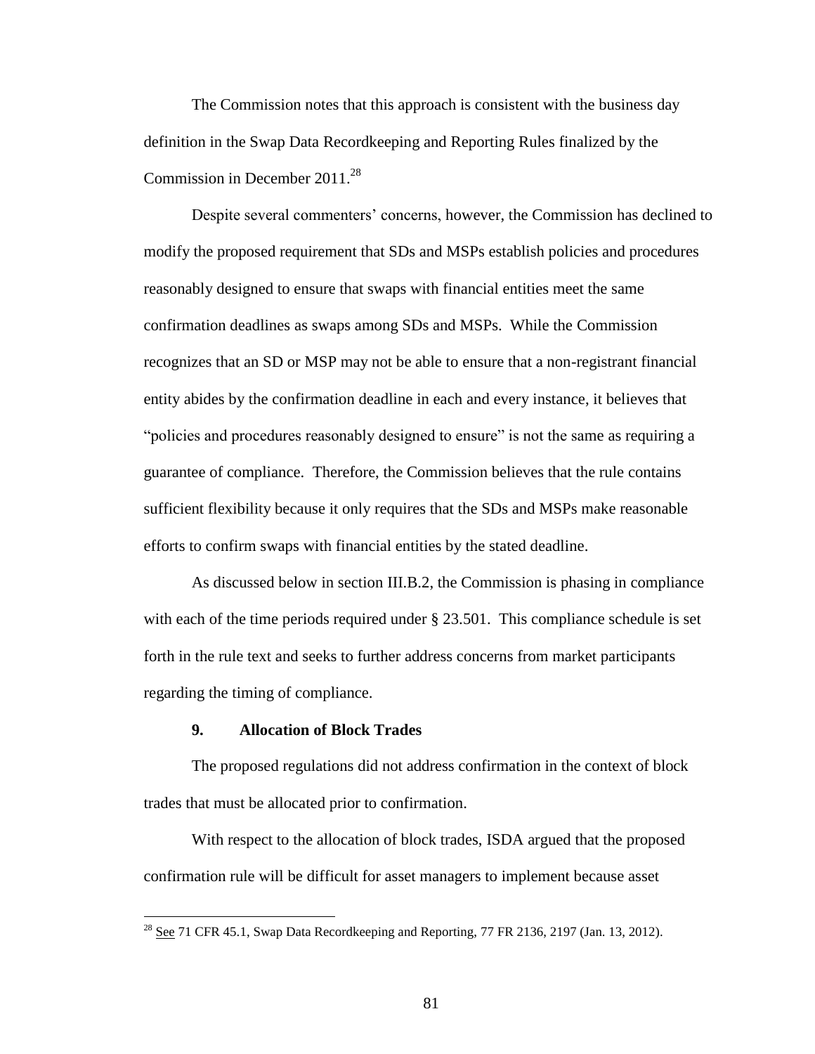The Commission notes that this approach is consistent with the business day definition in the Swap Data Recordkeeping and Reporting Rules finalized by the Commission in December 2011.[28]

Despite several commenters' concerns, however, the Commission has declined to modify the proposed requirement that SDs and MSPs establish policies and procedures reasonably designed to ensure that swaps with financial entities meet the same confirmation deadlines as swaps among SDs and MSPs. While the Commission recognizes that an SD or MSP may not be able to ensure that a non-registrant financial entity abides by the confirmation deadline in each and every instance, it believes that "policies and procedures reasonably designed to ensure" is not the same as requiring a guarantee of compliance. Therefore, the Commission believes that the rule contains sufficient flexibility because it only requires that the SDs and MSPs make reasonable efforts to confirm swaps with financial entities by the stated deadline.

As discussed below in section III.B.2, the Commission is phasing in compliance with each of the time periods required under § 23.501. This compliance schedule is set forth in the rule text and seeks to further address concerns from market participants regarding the timing of compliance.

#### 9. Allocation of Block Trades

The proposed regulations did not address confirmation in the context of block trades that must be allocated prior to confirmation.

With respect to the allocation of block trades, ISDA argued that the proposed confirmation rule will be difficult for asset managers to implement because asset

[28] See 71 CFR 45.1, Swap Data Recordkeeping and Reporting, 77 FR 2136, 2197 (Jan. 13, 2012).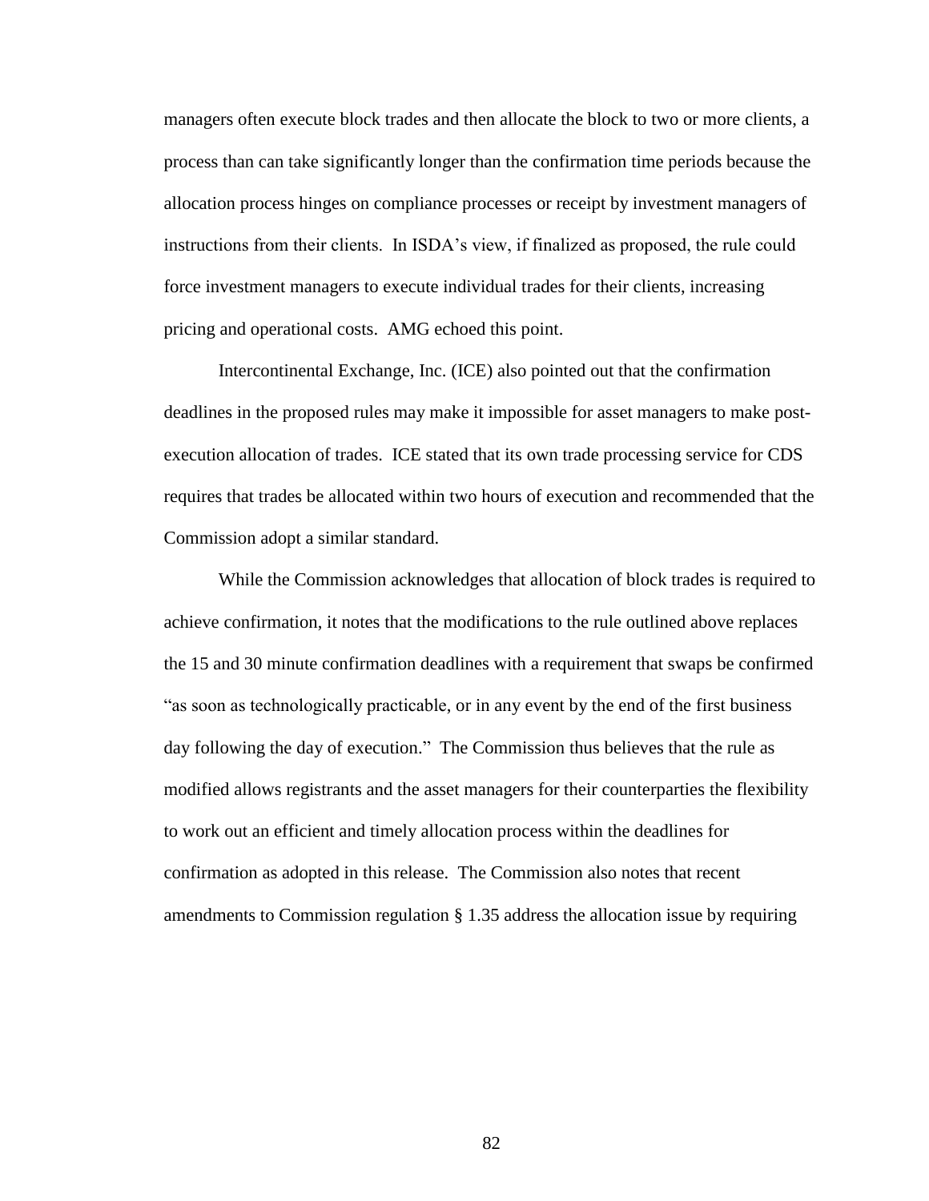managers often execute block trades and then allocate the block to two or more clients, a process than can take significantly longer than the confirmation time periods because the allocation process hinges on compliance processes or receipt by investment managers of instructions from their clients. In ISDA's view, if finalized as proposed, the rule could force investment managers to execute individual trades for their clients, increasing pricing and operational costs. AMG echoed this point.

Intercontinental Exchange, Inc. (ICE) also pointed out that the confirmation deadlines in the proposed rules may make it impossible for asset managers to make post-execution allocation of trades. ICE stated that its own trade processing service for CDS requires that trades be allocated within two hours of execution and recommended that the Commission adopt a similar standard.

While the Commission acknowledges that allocation of block trades is required to achieve confirmation, it notes that the modifications to the rule outlined above replaces the 15 and 30 minute confirmation deadlines with a requirement that swaps be confirmed "as soon as technologically practicable, or in any event by the end of the first business day following the day of execution." The Commission thus believes that the rule as modified allows registrants and the asset managers for their counterparties the flexibility to work out an efficient and timely allocation process within the deadlines for confirmation as adopted in this release. The Commission also notes that recent amendments to Commission regulation § 1.35 address the allocation issue by requiring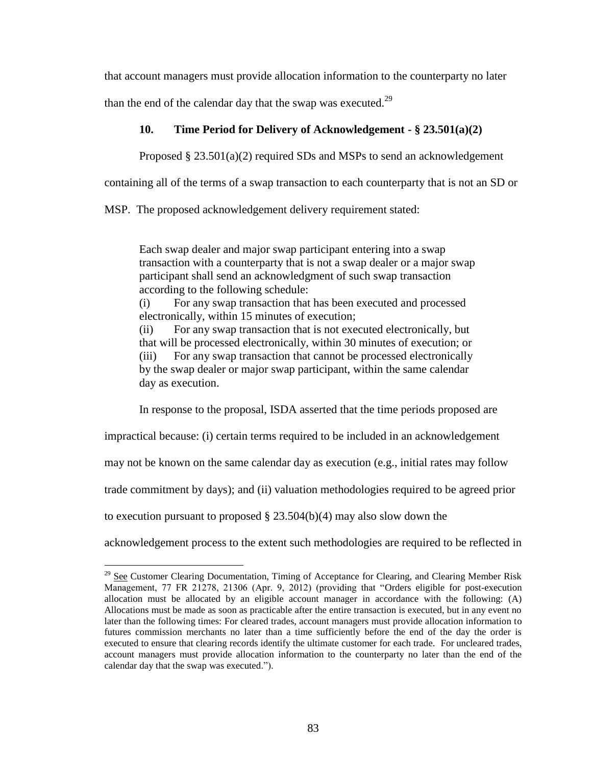that account managers must provide allocation information to the counterparty no later than the end of the calendar day that the swap was executed.[29]

### 10. Time Period for Delivery of Acknowledgement - § 23.501(a)(2)

Proposed § 23.501(a)(2) required SDs and MSPs to send an acknowledgement containing all of the terms of a swap transaction to each counterparty that is not an SD or MSP. The proposed acknowledgement delivery requirement stated:

> Each swap dealer and major swap participant entering into a swap transaction with a counterparty that is not a swap dealer or a major swap participant shall send an acknowledgment of such swap transaction according to the following schedule:
> (i) For any swap transaction that has been executed and processed electronically, within 15 minutes of execution;
> (ii) For any swap transaction that is not executed electronically, but that will be processed electronically, within 30 minutes of execution; or
> (iii) For any swap transaction that cannot be processed electronically by the swap dealer or major swap participant, within the same calendar day as execution.

In response to the proposal, ISDA asserted that the time periods proposed are impractical because: (i) certain terms required to be included in an acknowledgement may not be known on the same calendar day as execution (e.g., initial rates may follow trade commitment by days); and (ii) valuation methodologies required to be agreed prior to execution pursuant to proposed § 23.504(b)(4) may also slow down the acknowledgement process to the extent such methodologies are required to be reflected in

---

[29] See Customer Clearing Documentation, Timing of Acceptance for Clearing, and Clearing Member Risk Management, 77 FR 21278, 21306 (Apr. 9, 2012) (providing that "Orders eligible for post-execution allocation must be allocated by an eligible account manager in accordance with the following: (A) Allocations must be made as soon as practicable after the entire transaction is executed, but in any event no later than the following times: For cleared trades, account managers must provide allocation information to futures commission merchants no later than a time sufficiently before the end of the day the order is executed to ensure that clearing records identify the ultimate customer for each trade. For uncleared trades, account managers must provide allocation information to the counterparty no later than the end of the calendar day that the swap was executed.").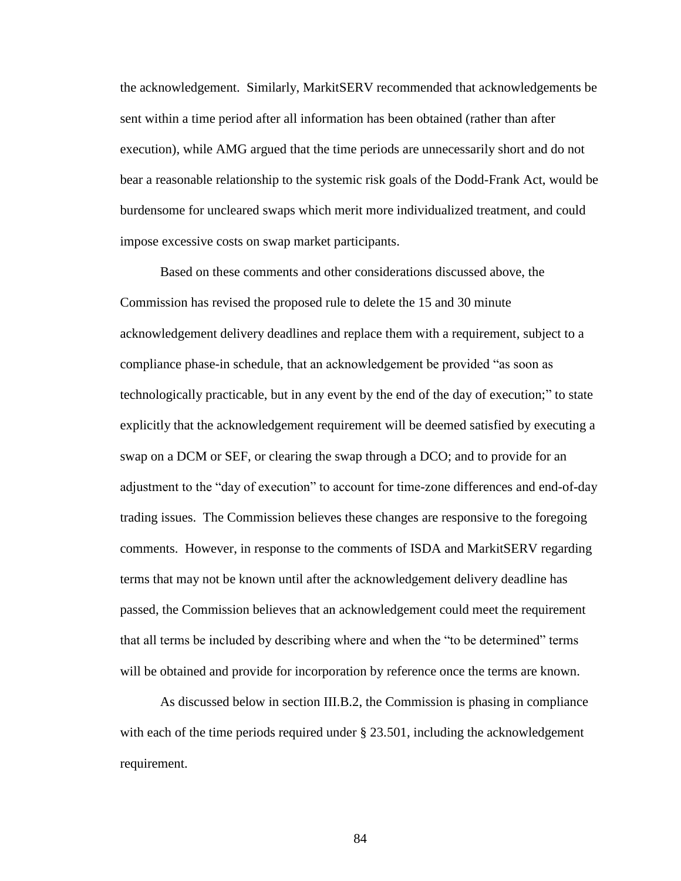the acknowledgement. Similarly, MarkitSERV recommended that acknowledgements be sent within a time period after all information has been obtained (rather than after execution), while AMG argued that the time periods are unnecessarily short and do not bear a reasonable relationship to the systemic risk goals of the Dodd-Frank Act, would be burdensome for uncleared swaps which merit more individualized treatment, and could impose excessive costs on swap market participants.

Based on these comments and other considerations discussed above, the Commission has revised the proposed rule to delete the 15 and 30 minute acknowledgement delivery deadlines and replace them with a requirement, subject to a compliance phase-in schedule, that an acknowledgement be provided "as soon as technologically practicable, but in any event by the end of the day of execution;" to state explicitly that the acknowledgement requirement will be deemed satisfied by executing a swap on a DCM or SEF, or clearing the swap through a DCO; and to provide for an adjustment to the "day of execution" to account for time-zone differences and end-of-day trading issues. The Commission believes these changes are responsive to the foregoing comments. However, in response to the comments of ISDA and MarkitSERV regarding terms that may not be known until after the acknowledgement delivery deadline has passed, the Commission believes that an acknowledgement could meet the requirement that all terms be included by describing where and when the "to be determined" terms will be obtained and provide for incorporation by reference once the terms are known.

As discussed below in section III.B.2, the Commission is phasing in compliance with each of the time periods required under § 23.501, including the acknowledgement requirement.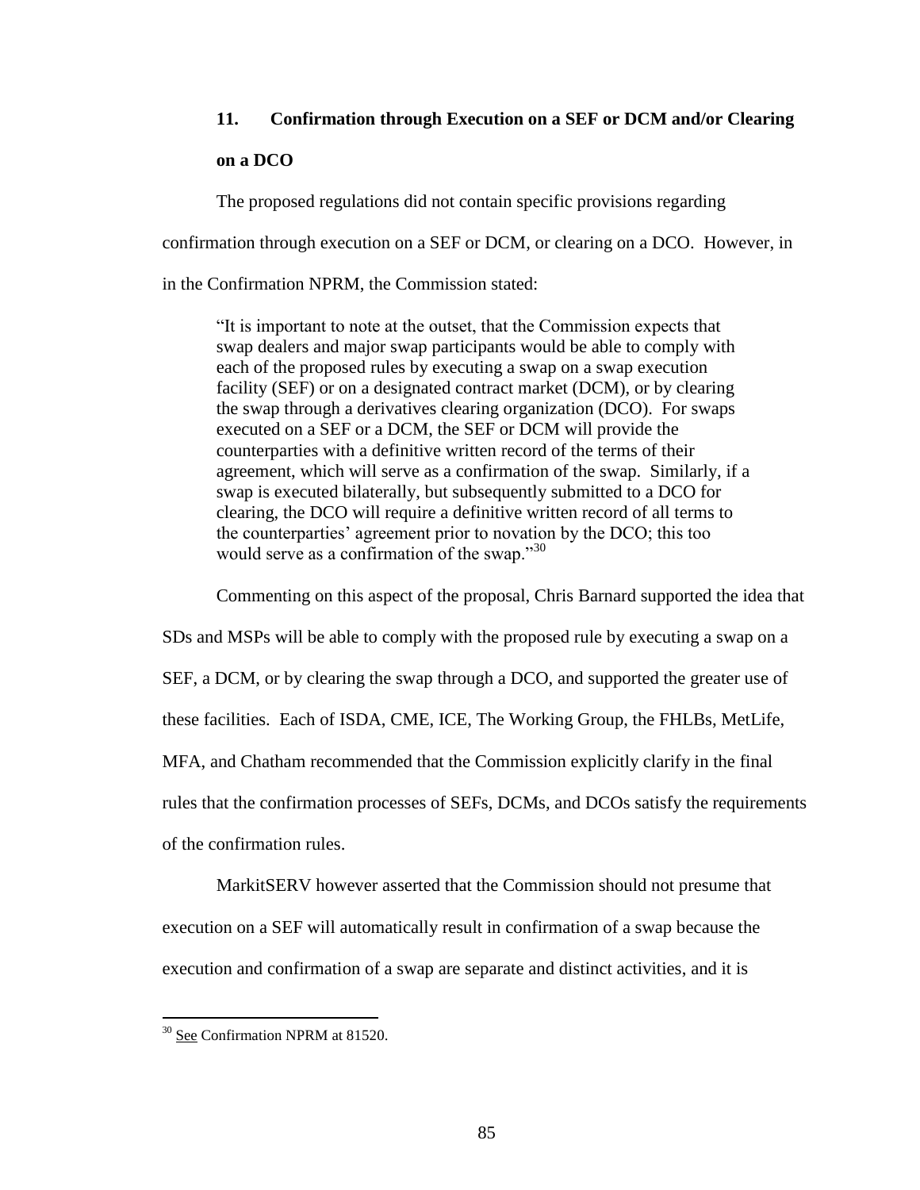### 11. Confirmation through Execution on a SEF or DCM and/or Clearing on a DCO

The proposed regulations did not contain specific provisions regarding confirmation through execution on a SEF or DCM, or clearing on a DCO. However, in in the Confirmation NPRM, the Commission stated:

> "It is important to note at the outset, that the Commission expects that swap dealers and major swap participants would be able to comply with each of the proposed rules by executing a swap on a swap execution facility (SEF) or on a designated contract market (DCM), or by clearing the swap through a derivatives clearing organization (DCO). For swaps executed on a SEF or a DCM, the SEF or DCM will provide the counterparties with a definitive written record of the terms of their agreement, which will serve as a confirmation of the swap. Similarly, if a swap is executed bilaterally, but subsequently submitted to a DCO for clearing, the DCO will require a definitive written record of all terms to the counterparties' agreement prior to novation by the DCO; this too would serve as a confirmation of the swap."[30]

Commenting on this aspect of the proposal, Chris Barnard supported the idea that SDs and MSPs will be able to comply with the proposed rule by executing a swap on a SEF, a DCM, or by clearing the swap through a DCO, and supported the greater use of these facilities. Each of ISDA, CME, ICE, The Working Group, the FHLBs, MetLife, MFA, and Chatham recommended that the Commission explicitly clarify in the final rules that the confirmation processes of SEFs, DCMs, and DCOs satisfy the requirements of the confirmation rules.

MarkitSERV however asserted that the Commission should not presume that execution on a SEF will automatically result in confirmation of a swap because the execution and confirmation of a swap are separate and distinct activities, and it is

---

[30] See Confirmation NPRM at 81520.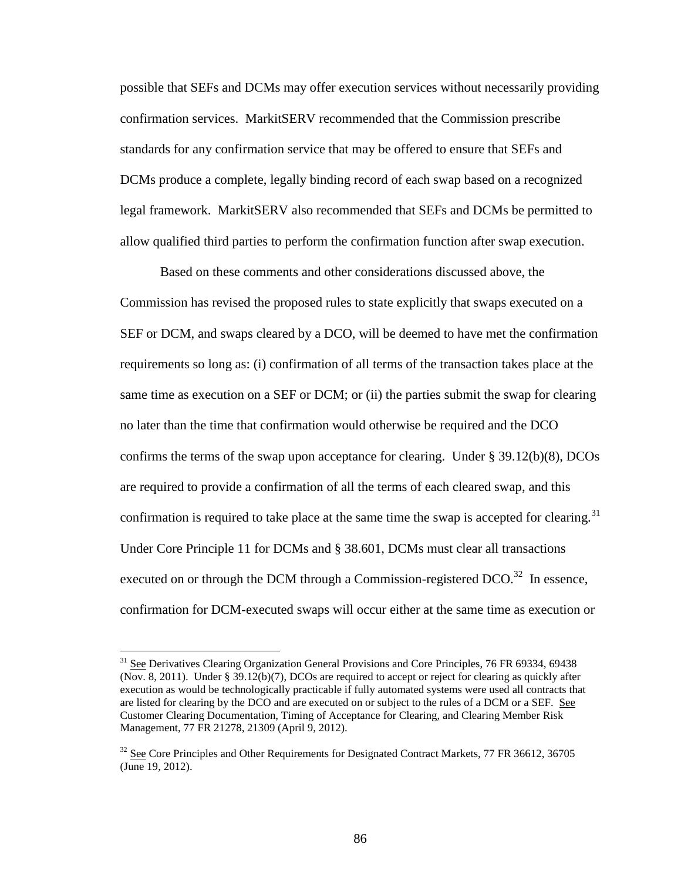possible that SEFs and DCMs may offer execution services without necessarily providing confirmation services. MarkitSERV recommended that the Commission prescribe standards for any confirmation service that may be offered to ensure that SEFs and DCMs produce a complete, legally binding record of each swap based on a recognized legal framework. MarkitSERV also recommended that SEFs and DCMs be permitted to allow qualified third parties to perform the confirmation function after swap execution.

Based on these comments and other considerations discussed above, the Commission has revised the proposed rules to state explicitly that swaps executed on a SEF or DCM, and swaps cleared by a DCO, will be deemed to have met the confirmation requirements so long as: (i) confirmation of all terms of the transaction takes place at the same time as execution on a SEF or DCM; or (ii) the parties submit the swap for clearing no later than the time that confirmation would otherwise be required and the DCO confirms the terms of the swap upon acceptance for clearing. Under § 39.12(b)(8), DCOs are required to provide a confirmation of all the terms of each cleared swap, and this confirmation is required to take place at the same time the swap is accepted for clearing.[31] Under Core Principle 11 for DCMs and § 38.601, DCMs must clear all transactions executed on or through the DCM through a Commission-registered DCO.[32] In essence, confirmation for DCM-executed swaps will occur either at the same time as execution or

---

[31] See Derivatives Clearing Organization General Provisions and Core Principles, 76 FR 69334, 69438 (Nov. 8, 2011). Under § 39.12(b)(7), DCOs are required to accept or reject for clearing as quickly after execution as would be technologically practicable if fully automated systems were used all contracts that are listed for clearing by the DCO and are executed on or subject to the rules of a DCM or a SEF. See Customer Clearing Documentation, Timing of Acceptance for Clearing, and Clearing Member Risk Management, 77 FR 21278, 21309 (April 9, 2012).

[32] See Core Principles and Other Requirements for Designated Contract Markets, 77 FR 36612, 36705 (June 19, 2012).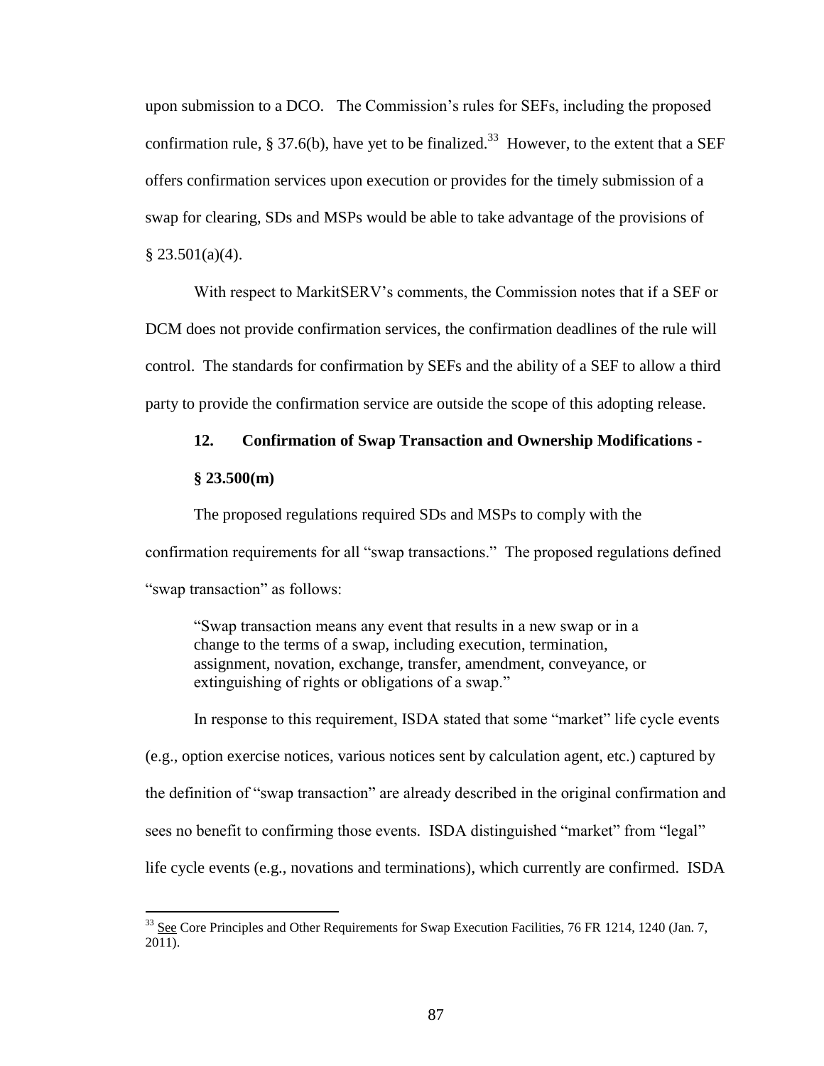upon submission to a DCO. The Commission's rules for SEFs, including the proposed confirmation rule, § 37.6(b), have yet to be finalized.[33] However, to the extent that a SEF offers confirmation services upon execution or provides for the timely submission of a swap for clearing, SDs and MSPs would be able to take advantage of the provisions of § 23.501(a)(4).

With respect to MarkitSERV's comments, the Commission notes that if a SEF or DCM does not provide confirmation services, the confirmation deadlines of the rule will control. The standards for confirmation by SEFs and the ability of a SEF to allow a third party to provide the confirmation service are outside the scope of this adopting release.

**12. Confirmation of Swap Transaction and Ownership Modifications - § 23.500(m)**

The proposed regulations required SDs and MSPs to comply with the confirmation requirements for all "swap transactions." The proposed regulations defined "swap transaction" as follows:

> "Swap transaction means any event that results in a new swap or in a change to the terms of a swap, including execution, termination, assignment, novation, exchange, transfer, amendment, conveyance, or extinguishing of rights or obligations of a swap."

In response to this requirement, ISDA stated that some "market" life cycle events (e.g., option exercise notices, various notices sent by calculation agent, etc.) captured by the definition of "swap transaction" are already described in the original confirmation and sees no benefit to confirming those events. ISDA distinguished "market" from "legal" life cycle events (e.g., novations and terminations), which currently are confirmed. ISDA

---

[33] See Core Principles and Other Requirements for Swap Execution Facilities, 76 FR 1214, 1240 (Jan. 7, 2011).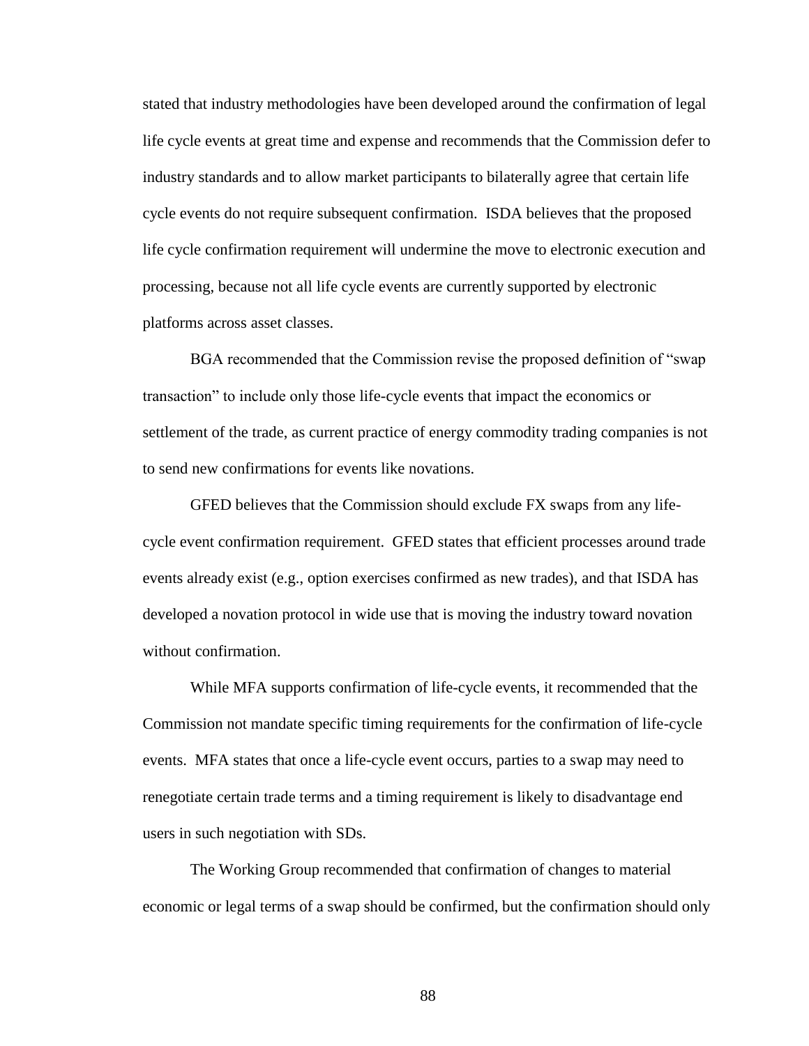stated that industry methodologies have been developed around the confirmation of legal life cycle events at great time and expense and recommends that the Commission defer to industry standards and to allow market participants to bilaterally agree that certain life cycle events do not require subsequent confirmation. ISDA believes that the proposed life cycle confirmation requirement will undermine the move to electronic execution and processing, because not all life cycle events are currently supported by electronic platforms across asset classes.

BGA recommended that the Commission revise the proposed definition of "swap transaction" to include only those life-cycle events that impact the economics or settlement of the trade, as current practice of energy commodity trading companies is not to send new confirmations for events like novations.

GFED believes that the Commission should exclude FX swaps from any life-cycle event confirmation requirement. GFED states that efficient processes around trade events already exist (e.g., option exercises confirmed as new trades), and that ISDA has developed a novation protocol in wide use that is moving the industry toward novation without confirmation.

While MFA supports confirmation of life-cycle events, it recommended that the Commission not mandate specific timing requirements for the confirmation of life-cycle events. MFA states that once a life-cycle event occurs, parties to a swap may need to renegotiate certain trade terms and a timing requirement is likely to disadvantage end users in such negotiation with SDs.

The Working Group recommended that confirmation of changes to material economic or legal terms of a swap should be confirmed, but the confirmation should only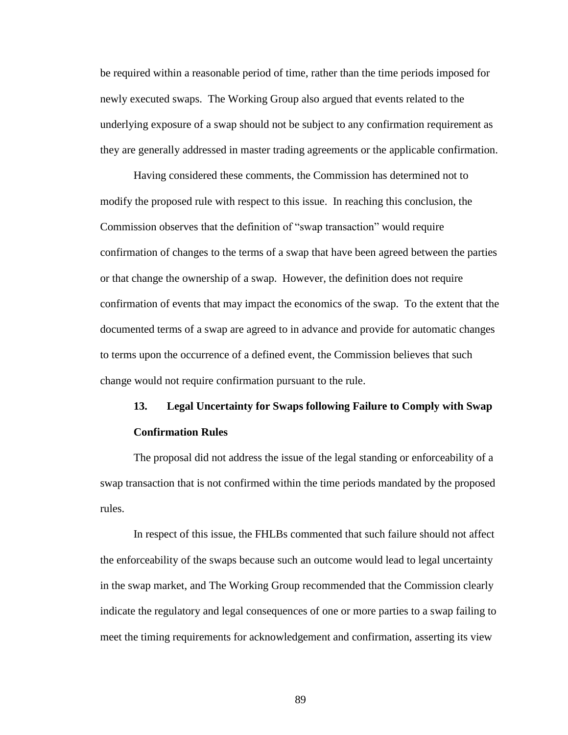be required within a reasonable period of time, rather than the time periods imposed for newly executed swaps. The Working Group also argued that events related to the underlying exposure of a swap should not be subject to any confirmation requirement as they are generally addressed in master trading agreements or the applicable confirmation.

Having considered these comments, the Commission has determined not to modify the proposed rule with respect to this issue. In reaching this conclusion, the Commission observes that the definition of "swap transaction" would require confirmation of changes to the terms of a swap that have been agreed between the parties or that change the ownership of a swap. However, the definition does not require confirmation of events that may impact the economics of the swap. To the extent that the documented terms of a swap are agreed to in advance and provide for automatic changes to terms upon the occurrence of a defined event, the Commission believes that such change would not require confirmation pursuant to the rule.

### 13. Legal Uncertainty for Swaps following Failure to Comply with Swap Confirmation Rules

The proposal did not address the issue of the legal standing or enforceability of a swap transaction that is not confirmed within the time periods mandated by the proposed rules.

In respect of this issue, the FHLBs commented that such failure should not affect the enforceability of the swaps because such an outcome would lead to legal uncertainty in the swap market, and The Working Group recommended that the Commission clearly indicate the regulatory and legal consequences of one or more parties to a swap failing to meet the timing requirements for acknowledgement and confirmation, asserting its view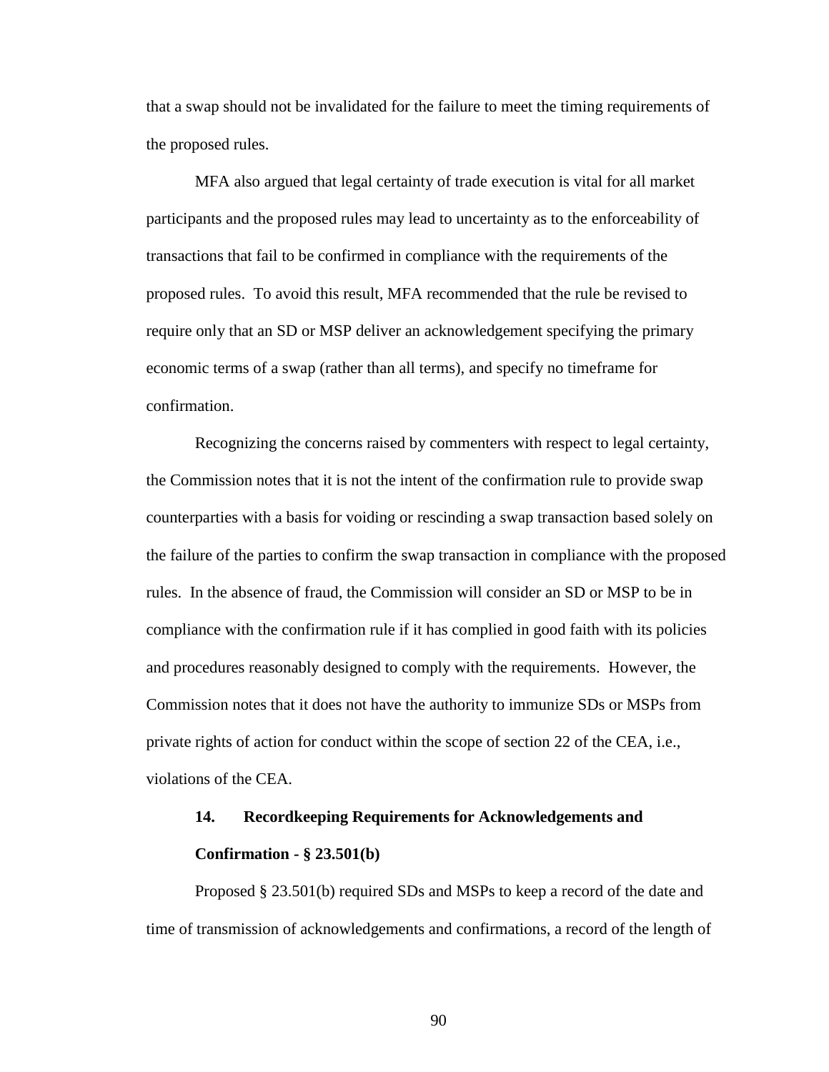that a swap should not be invalidated for the failure to meet the timing requirements of the proposed rules.

MFA also argued that legal certainty of trade execution is vital for all market participants and the proposed rules may lead to uncertainty as to the enforceability of transactions that fail to be confirmed in compliance with the requirements of the proposed rules. To avoid this result, MFA recommended that the rule be revised to require only that an SD or MSP deliver an acknowledgement specifying the primary economic terms of a swap (rather than all terms), and specify no timeframe for confirmation.

Recognizing the concerns raised by commenters with respect to legal certainty, the Commission notes that it is not the intent of the confirmation rule to provide swap counterparties with a basis for voiding or rescinding a swap transaction based solely on the failure of the parties to confirm the swap transaction in compliance with the proposed rules. In the absence of fraud, the Commission will consider an SD or MSP to be in compliance with the confirmation rule if it has complied in good faith with its policies and procedures reasonably designed to comply with the requirements. However, the Commission notes that it does not have the authority to immunize SDs or MSPs from private rights of action for conduct within the scope of section 22 of the CEA, i.e., violations of the CEA.

### 14. Recordkeeping Requirements for Acknowledgements and Confirmation - § 23.501(b)

Proposed § 23.501(b) required SDs and MSPs to keep a record of the date and time of transmission of acknowledgements and confirmations, a record of the length of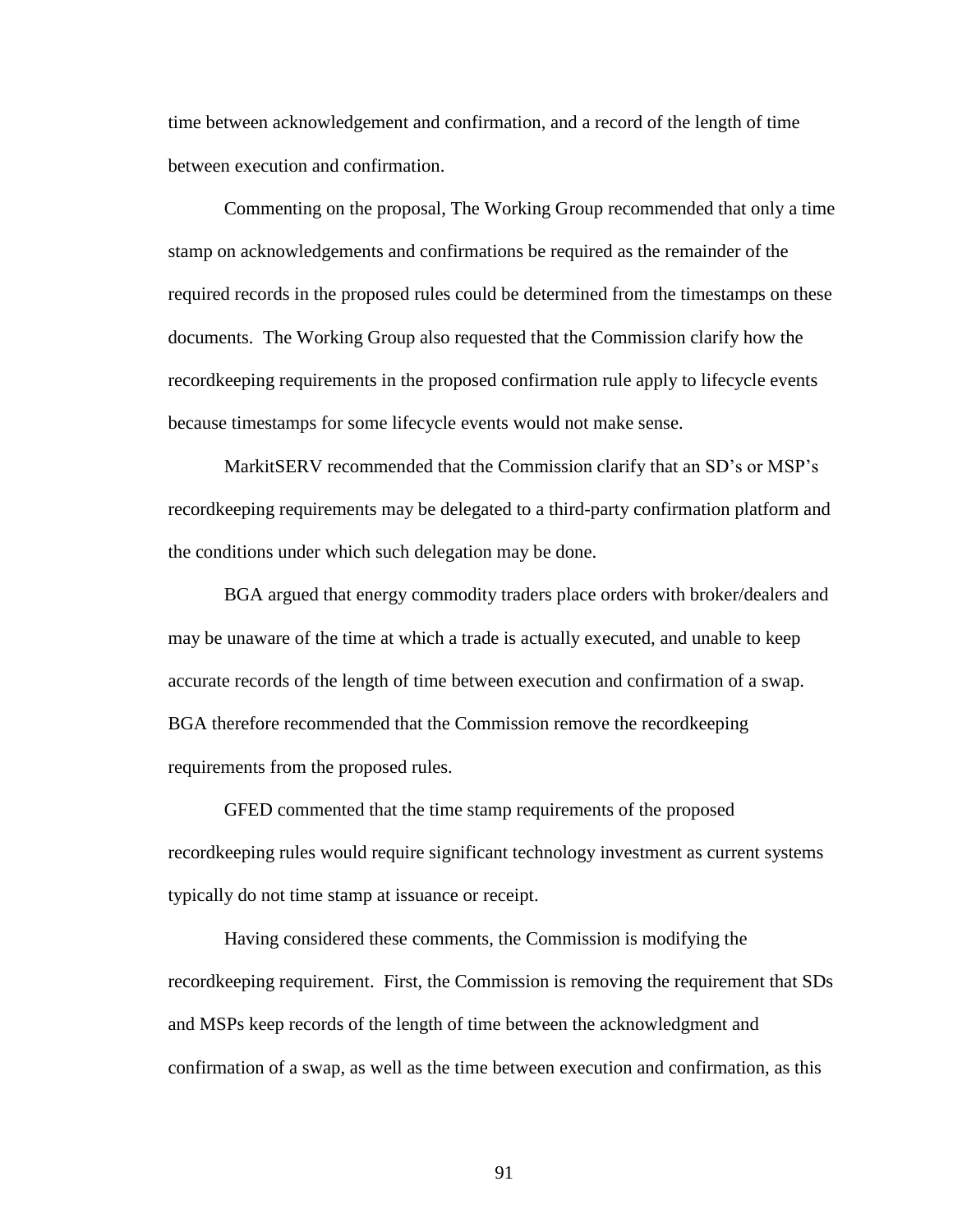time between acknowledgement and confirmation, and a record of the length of time between execution and confirmation.

Commenting on the proposal, The Working Group recommended that only a time stamp on acknowledgements and confirmations be required as the remainder of the required records in the proposed rules could be determined from the timestamps on these documents. The Working Group also requested that the Commission clarify how the recordkeeping requirements in the proposed confirmation rule apply to lifecycle events because timestamps for some lifecycle events would not make sense.

MarkitSERV recommended that the Commission clarify that an SD's or MSP's recordkeeping requirements may be delegated to a third-party confirmation platform and the conditions under which such delegation may be done.

BGA argued that energy commodity traders place orders with broker/dealers and may be unaware of the time at which a trade is actually executed, and unable to keep accurate records of the length of time between execution and confirmation of a swap. BGA therefore recommended that the Commission remove the recordkeeping requirements from the proposed rules.

GFED commented that the time stamp requirements of the proposed recordkeeping rules would require significant technology investment as current systems typically do not time stamp at issuance or receipt.

Having considered these comments, the Commission is modifying the recordkeeping requirement. First, the Commission is removing the requirement that SDs and MSPs keep records of the length of time between the acknowledgment and confirmation of a swap, as well as the time between execution and confirmation, as this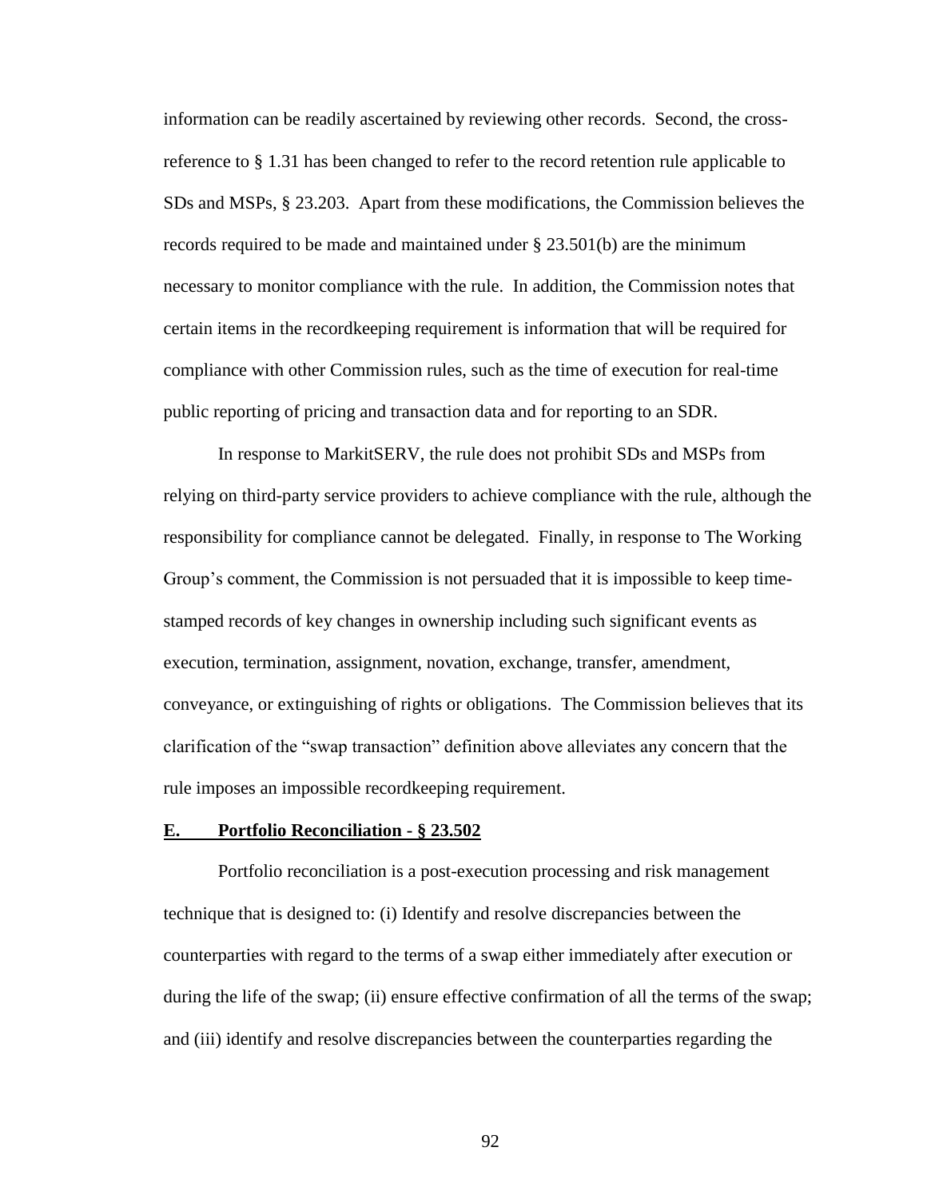information can be readily ascertained by reviewing other records. Second, the cross-reference to § 1.31 has been changed to refer to the record retention rule applicable to SDs and MSPs, § 23.203. Apart from these modifications, the Commission believes the records required to be made and maintained under § 23.501(b) are the minimum necessary to monitor compliance with the rule. In addition, the Commission notes that certain items in the recordkeeping requirement is information that will be required for compliance with other Commission rules, such as the time of execution for real-time public reporting of pricing and transaction data and for reporting to an SDR.

In response to MarkitSERV, the rule does not prohibit SDs and MSPs from relying on third-party service providers to achieve compliance with the rule, although the responsibility for compliance cannot be delegated. Finally, in response to The Working Group's comment, the Commission is not persuaded that it is impossible to keep time-stamped records of key changes in ownership including such significant events as execution, termination, assignment, novation, exchange, transfer, amendment, conveyance, or extinguishing of rights or obligations. The Commission believes that its clarification of the "swap transaction" definition above alleviates any concern that the rule imposes an impossible recordkeeping requirement.

## E. Portfolio Reconciliation - § 23.502

Portfolio reconciliation is a post-execution processing and risk management technique that is designed to: (i) Identify and resolve discrepancies between the counterparties with regard to the terms of a swap either immediately after execution or during the life of the swap; (ii) ensure effective confirmation of all the terms of the swap; and (iii) identify and resolve discrepancies between the counterparties regarding the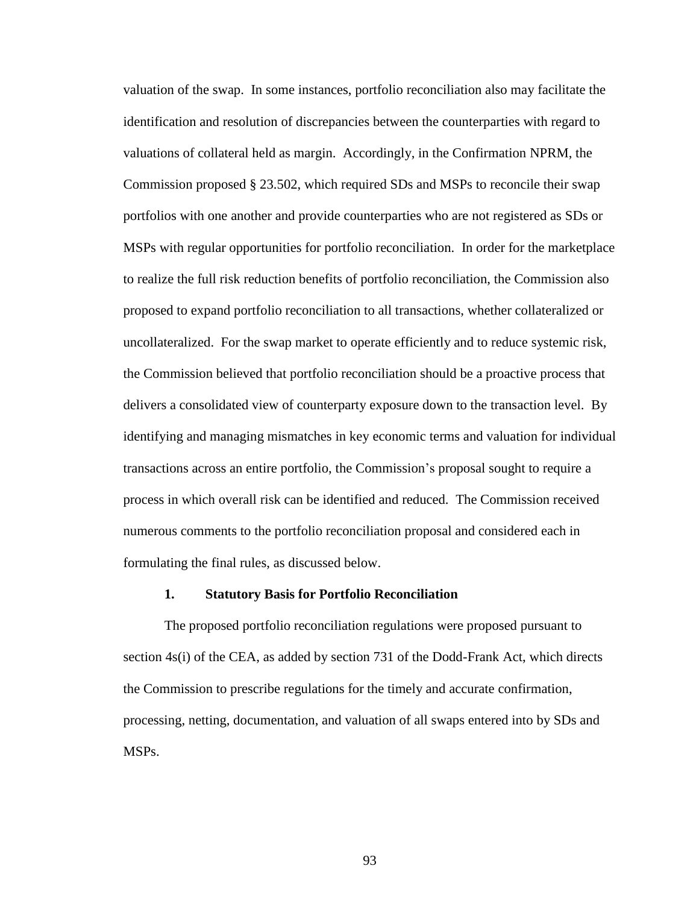valuation of the swap. In some instances, portfolio reconciliation also may facilitate the identification and resolution of discrepancies between the counterparties with regard to valuations of collateral held as margin. Accordingly, in the Confirmation NPRM, the Commission proposed § 23.502, which required SDs and MSPs to reconcile their swap portfolios with one another and provide counterparties who are not registered as SDs or MSPs with regular opportunities for portfolio reconciliation. In order for the marketplace to realize the full risk reduction benefits of portfolio reconciliation, the Commission also proposed to expand portfolio reconciliation to all transactions, whether collateralized or uncollateralized. For the swap market to operate efficiently and to reduce systemic risk, the Commission believed that portfolio reconciliation should be a proactive process that delivers a consolidated view of counterparty exposure down to the transaction level. By identifying and managing mismatches in key economic terms and valuation for individual transactions across an entire portfolio, the Commission's proposal sought to require a process in which overall risk can be identified and reduced. The Commission received numerous comments to the portfolio reconciliation proposal and considered each in formulating the final rules, as discussed below.

### 1. Statutory Basis for Portfolio Reconciliation

The proposed portfolio reconciliation regulations were proposed pursuant to section 4s(i) of the CEA, as added by section 731 of the Dodd-Frank Act, which directs the Commission to prescribe regulations for the timely and accurate confirmation, processing, netting, documentation, and valuation of all swaps entered into by SDs and MSPs.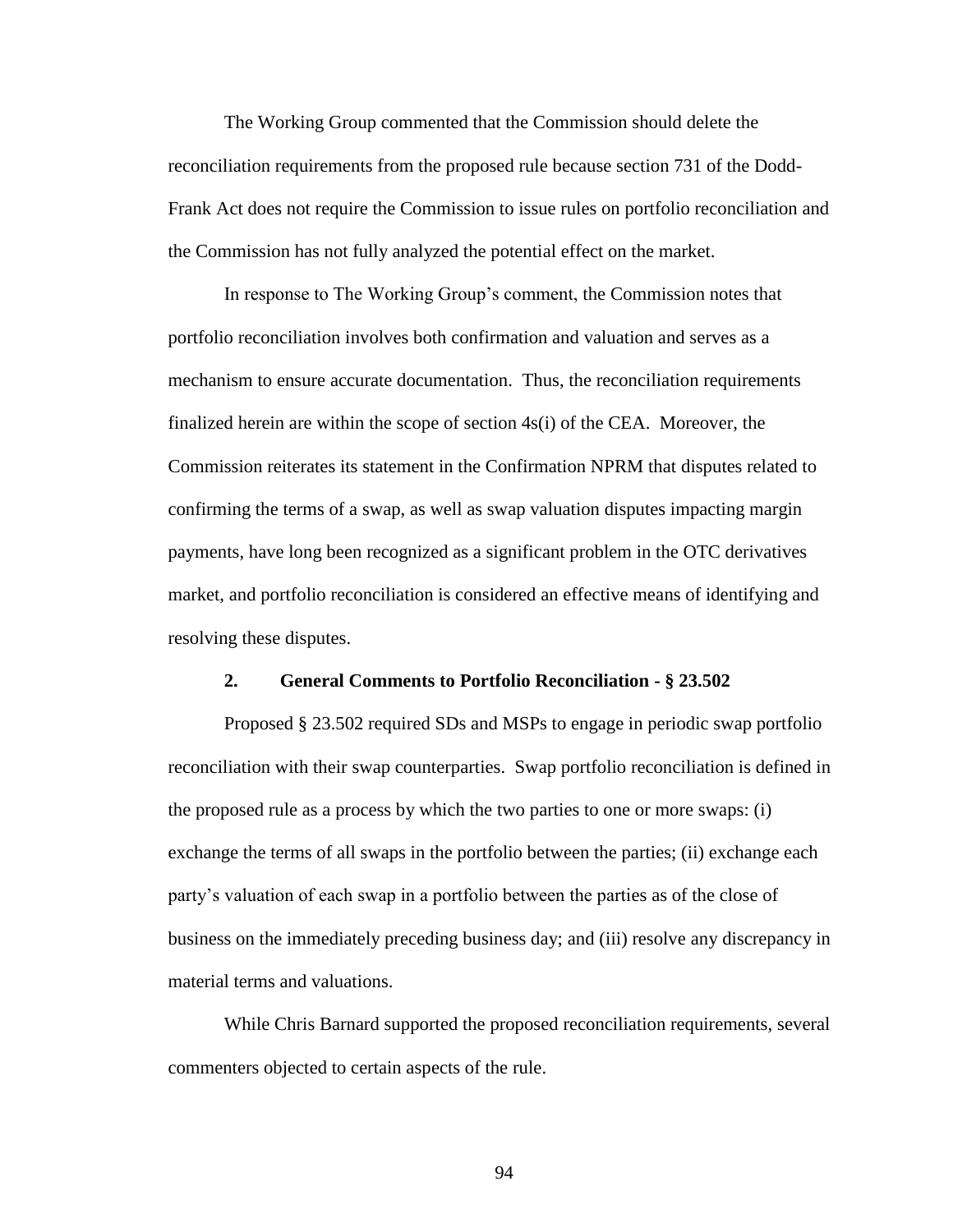The Working Group commented that the Commission should delete the reconciliation requirements from the proposed rule because section 731 of the Dodd-Frank Act does not require the Commission to issue rules on portfolio reconciliation and the Commission has not fully analyzed the potential effect on the market.

In response to The Working Group's comment, the Commission notes that portfolio reconciliation involves both confirmation and valuation and serves as a mechanism to ensure accurate documentation. Thus, the reconciliation requirements finalized herein are within the scope of section 4s(i) of the CEA. Moreover, the Commission reiterates its statement in the Confirmation NPRM that disputes related to confirming the terms of a swap, as well as swap valuation disputes impacting margin payments, have long been recognized as a significant problem in the OTC derivatives market, and portfolio reconciliation is considered an effective means of identifying and resolving these disputes.

### 2. General Comments to Portfolio Reconciliation - § 23.502

Proposed § 23.502 required SDs and MSPs to engage in periodic swap portfolio reconciliation with their swap counterparties. Swap portfolio reconciliation is defined in the proposed rule as a process by which the two parties to one or more swaps: (i) exchange the terms of all swaps in the portfolio between the parties; (ii) exchange each party's valuation of each swap in a portfolio between the parties as of the close of business on the immediately preceding business day; and (iii) resolve any discrepancy in material terms and valuations.

While Chris Barnard supported the proposed reconciliation requirements, several commenters objected to certain aspects of the rule.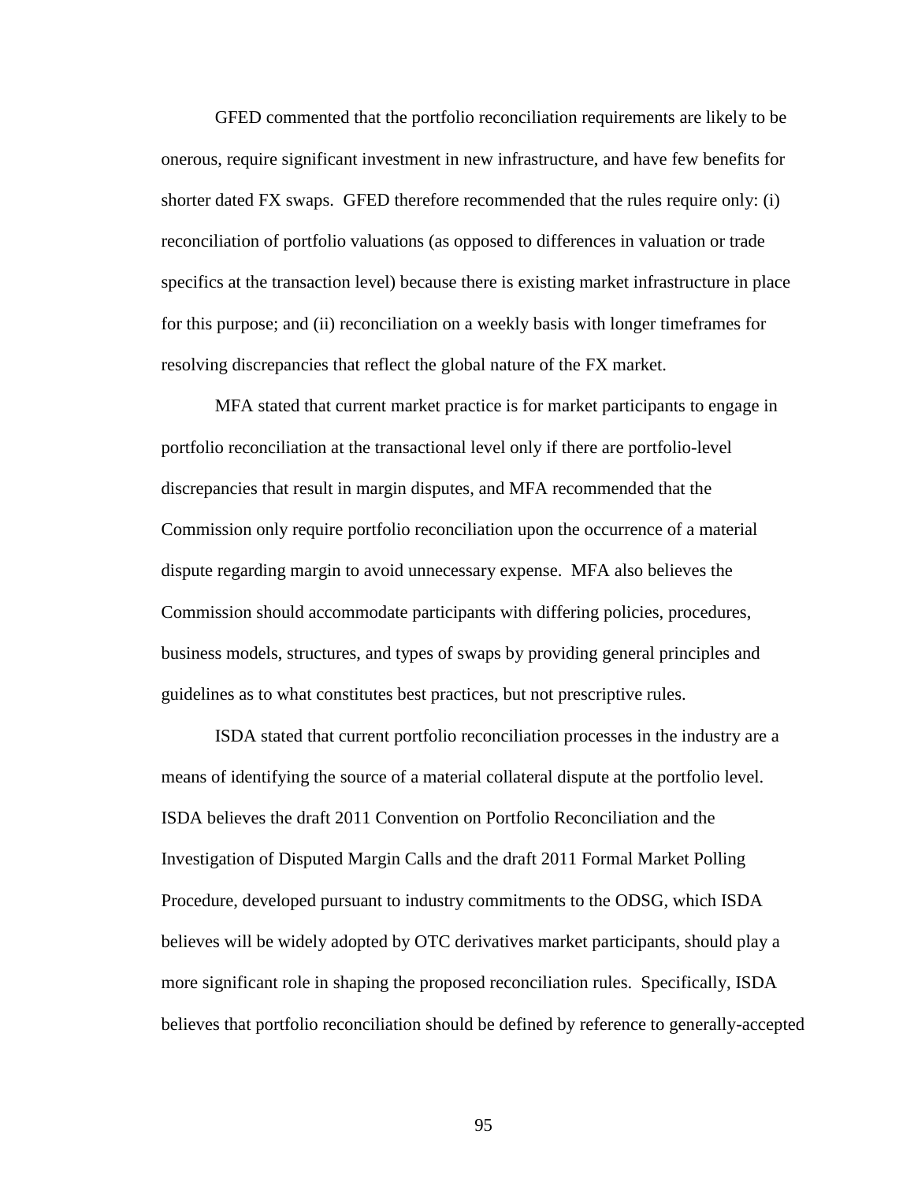GFED commented that the portfolio reconciliation requirements are likely to be onerous, require significant investment in new infrastructure, and have few benefits for shorter dated FX swaps. GFED therefore recommended that the rules require only: (i) reconciliation of portfolio valuations (as opposed to differences in valuation or trade specifics at the transaction level) because there is existing market infrastructure in place for this purpose; and (ii) reconciliation on a weekly basis with longer timeframes for resolving discrepancies that reflect the global nature of the FX market.

MFA stated that current market practice is for market participants to engage in portfolio reconciliation at the transactional level only if there are portfolio-level discrepancies that result in margin disputes, and MFA recommended that the Commission only require portfolio reconciliation upon the occurrence of a material dispute regarding margin to avoid unnecessary expense. MFA also believes the Commission should accommodate participants with differing policies, procedures, business models, structures, and types of swaps by providing general principles and guidelines as to what constitutes best practices, but not prescriptive rules.

ISDA stated that current portfolio reconciliation processes in the industry are a means of identifying the source of a material collateral dispute at the portfolio level. ISDA believes the draft 2011 Convention on Portfolio Reconciliation and the Investigation of Disputed Margin Calls and the draft 2011 Formal Market Polling Procedure, developed pursuant to industry commitments to the ODSG, which ISDA believes will be widely adopted by OTC derivatives market participants, should play a more significant role in shaping the proposed reconciliation rules. Specifically, ISDA believes that portfolio reconciliation should be defined by reference to generally-accepted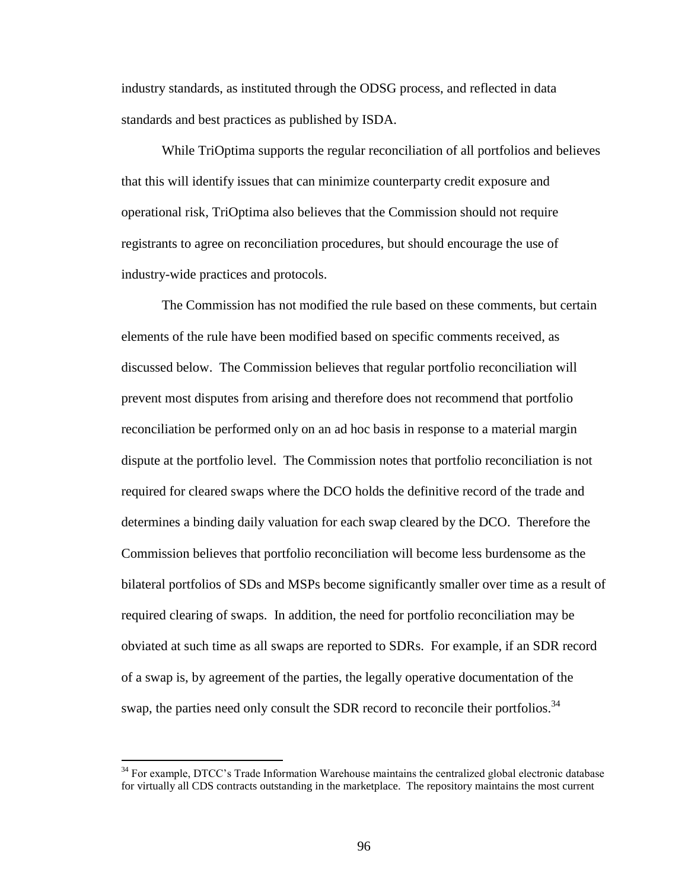industry standards, as instituted through the ODSG process, and reflected in data standards and best practices as published by ISDA.

While TriOptima supports the regular reconciliation of all portfolios and believes that this will identify issues that can minimize counterparty credit exposure and operational risk, TriOptima also believes that the Commission should not require registrants to agree on reconciliation procedures, but should encourage the use of industry-wide practices and protocols.

The Commission has not modified the rule based on these comments, but certain elements of the rule have been modified based on specific comments received, as discussed below. The Commission believes that regular portfolio reconciliation will prevent most disputes from arising and therefore does not recommend that portfolio reconciliation be performed only on an ad hoc basis in response to a material margin dispute at the portfolio level. The Commission notes that portfolio reconciliation is not required for cleared swaps where the DCO holds the definitive record of the trade and determines a binding daily valuation for each swap cleared by the DCO. Therefore the Commission believes that portfolio reconciliation will become less burdensome as the bilateral portfolios of SDs and MSPs become significantly smaller over time as a result of required clearing of swaps. In addition, the need for portfolio reconciliation may be obviated at such time as all swaps are reported to SDRs. For example, if an SDR record of a swap is, by agreement of the parties, the legally operative documentation of the swap, the parties need only consult the SDR record to reconcile their portfolios.[34]

[34] For example, DTCC's Trade Information Warehouse maintains the centralized global electronic database for virtually all CDS contracts outstanding in the marketplace. The repository maintains the most current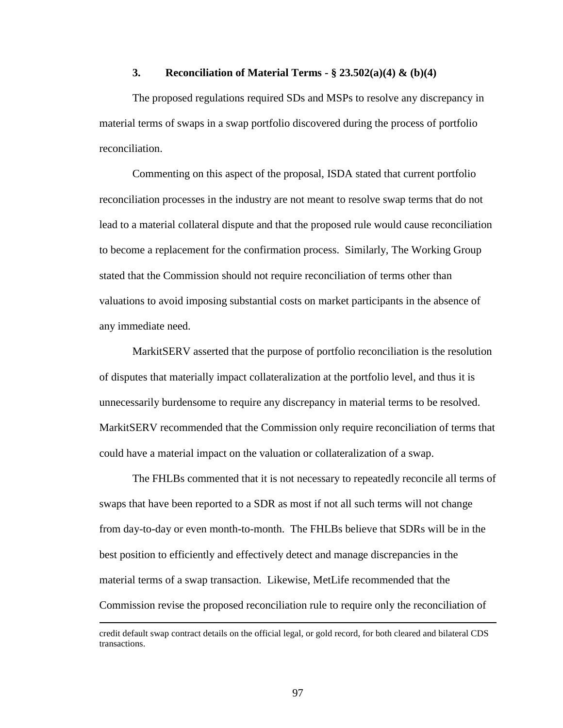### 3. Reconciliation of Material Terms - § 23.502(a)(4) & (b)(4)

The proposed regulations required SDs and MSPs to resolve any discrepancy in material terms of swaps in a swap portfolio discovered during the process of portfolio reconciliation.

Commenting on this aspect of the proposal, ISDA stated that current portfolio reconciliation processes in the industry are not meant to resolve swap terms that do not lead to a material collateral dispute and that the proposed rule would cause reconciliation to become a replacement for the confirmation process. Similarly, The Working Group stated that the Commission should not require reconciliation of terms other than valuations to avoid imposing substantial costs on market participants in the absence of any immediate need.

MarkitSERV asserted that the purpose of portfolio reconciliation is the resolution of disputes that materially impact collateralization at the portfolio level, and thus it is unnecessarily burdensome to require any discrepancy in material terms to be resolved. MarkitSERV recommended that the Commission only require reconciliation of terms that could have a material impact on the valuation or collateralization of a swap.

The FHLBs commented that it is not necessary to repeatedly reconcile all terms of swaps that have been reported to a SDR as most if not all such terms will not change from day-to-day or even month-to-month. The FHLBs believe that SDRs will be in the best position to efficiently and effectively detect and manage discrepancies in the material terms of a swap transaction. Likewise, MetLife recommended that the Commission revise the proposed reconciliation rule to require only the reconciliation of

---

credit default swap contract details on the official legal, or gold record, for both cleared and bilateral CDS transactions.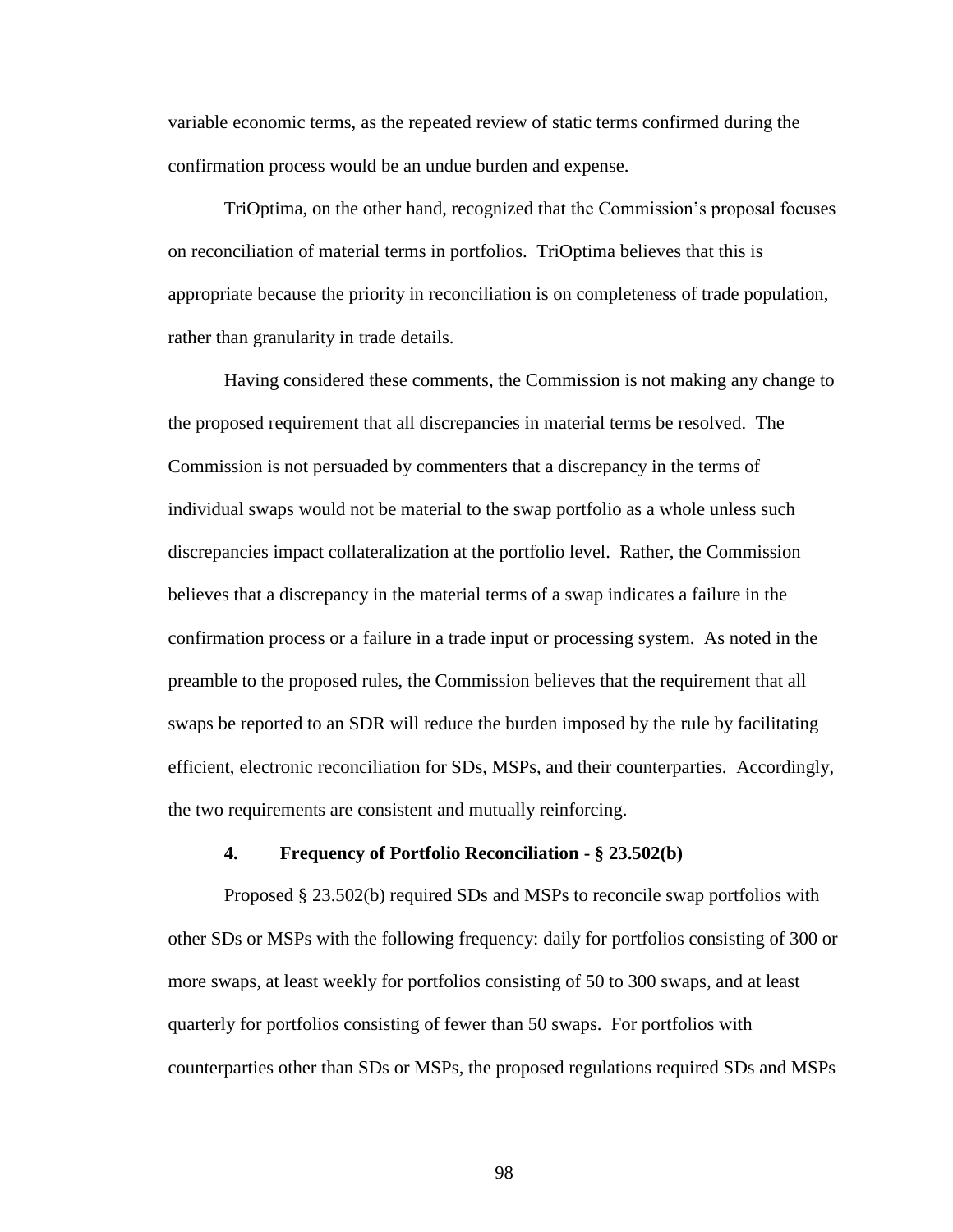variable economic terms, as the repeated review of static terms confirmed during the confirmation process would be an undue burden and expense.

TriOptima, on the other hand, recognized that the Commission's proposal focuses on reconciliation of material terms in portfolios. TriOptima believes that this is appropriate because the priority in reconciliation is on completeness of trade population, rather than granularity in trade details.

Having considered these comments, the Commission is not making any change to the proposed requirement that all discrepancies in material terms be resolved. The Commission is not persuaded by commenters that a discrepancy in the terms of individual swaps would not be material to the swap portfolio as a whole unless such discrepancies impact collateralization at the portfolio level. Rather, the Commission believes that a discrepancy in the material terms of a swap indicates a failure in the confirmation process or a failure in a trade input or processing system. As noted in the preamble to the proposed rules, the Commission believes that the requirement that all swaps be reported to an SDR will reduce the burden imposed by the rule by facilitating efficient, electronic reconciliation for SDs, MSPs, and their counterparties. Accordingly, the two requirements are consistent and mutually reinforcing.

#### 4. Frequency of Portfolio Reconciliation - § 23.502(b)

Proposed § 23.502(b) required SDs and MSPs to reconcile swap portfolios with other SDs or MSPs with the following frequency: daily for portfolios consisting of 300 or more swaps, at least weekly for portfolios consisting of 50 to 300 swaps, and at least quarterly for portfolios consisting of fewer than 50 swaps. For portfolios with counterparties other than SDs or MSPs, the proposed regulations required SDs and MSPs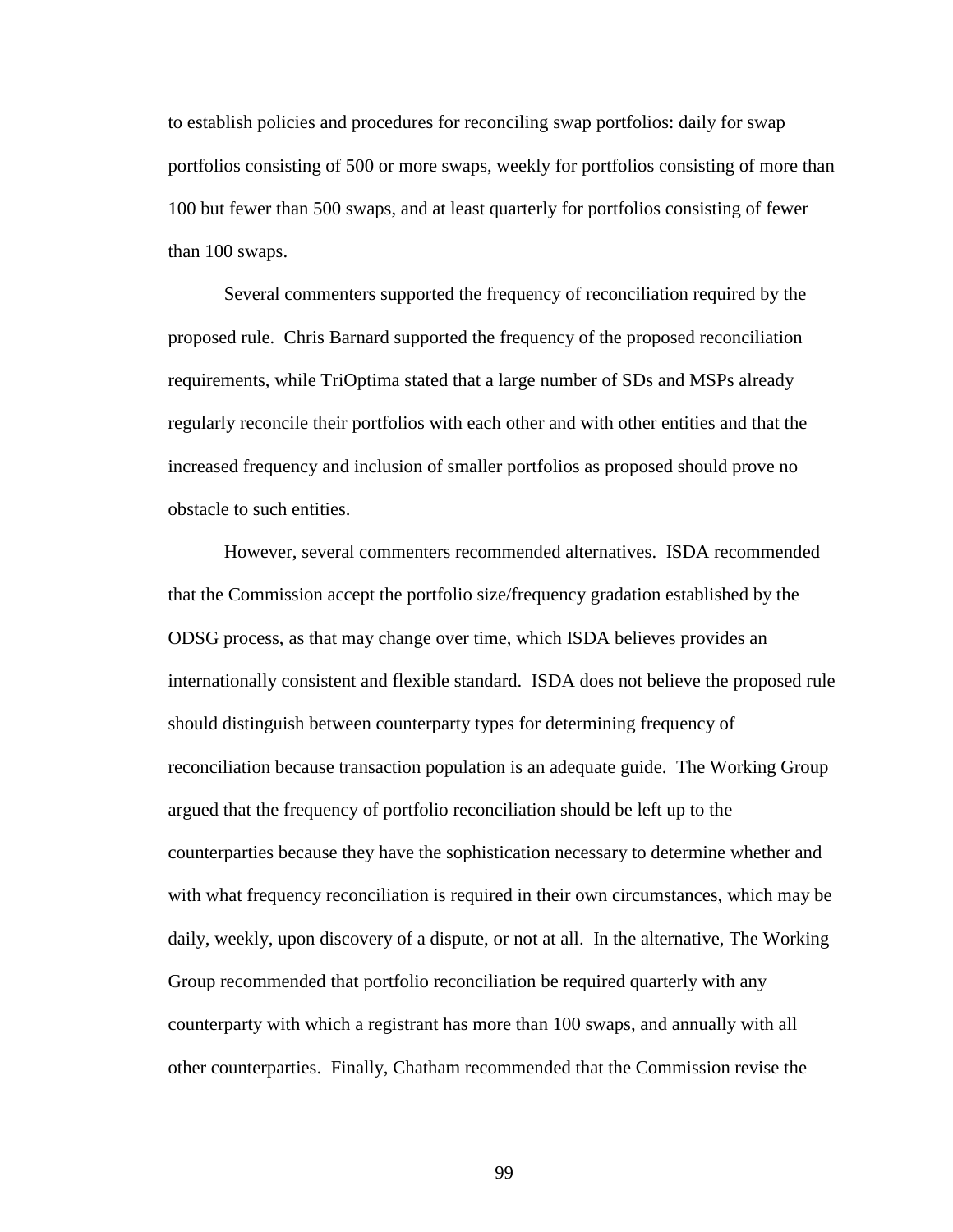to establish policies and procedures for reconciling swap portfolios: daily for swap portfolios consisting of 500 or more swaps, weekly for portfolios consisting of more than 100 but fewer than 500 swaps, and at least quarterly for portfolios consisting of fewer than 100 swaps.

Several commenters supported the frequency of reconciliation required by the proposed rule. Chris Barnard supported the frequency of the proposed reconciliation requirements, while TriOptima stated that a large number of SDs and MSPs already regularly reconcile their portfolios with each other and with other entities and that the increased frequency and inclusion of smaller portfolios as proposed should prove no obstacle to such entities.

However, several commenters recommended alternatives. ISDA recommended that the Commission accept the portfolio size/frequency gradation established by the ODSG process, as that may change over time, which ISDA believes provides an internationally consistent and flexible standard. ISDA does not believe the proposed rule should distinguish between counterparty types for determining frequency of reconciliation because transaction population is an adequate guide. The Working Group argued that the frequency of portfolio reconciliation should be left up to the counterparties because they have the sophistication necessary to determine whether and with what frequency reconciliation is required in their own circumstances, which may be daily, weekly, upon discovery of a dispute, or not at all. In the alternative, The Working Group recommended that portfolio reconciliation be required quarterly with any counterparty with which a registrant has more than 100 swaps, and annually with all other counterparties. Finally, Chatham recommended that the Commission revise the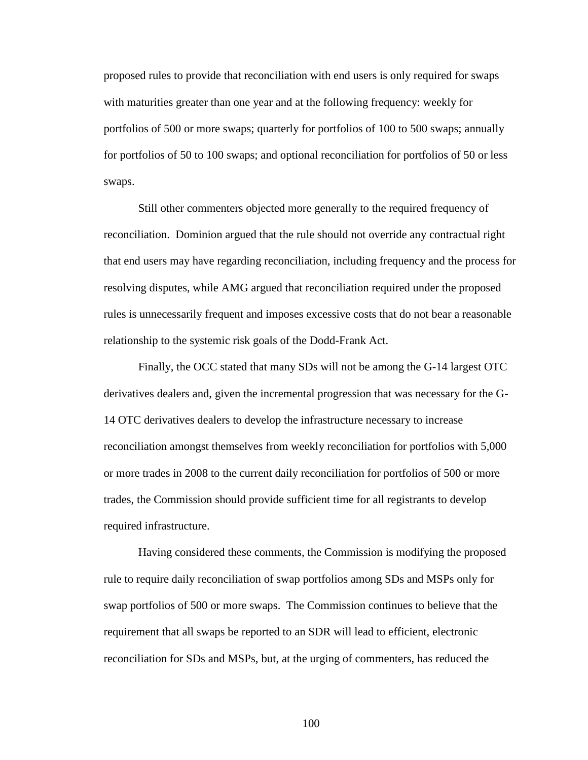proposed rules to provide that reconciliation with end users is only required for swaps with maturities greater than one year and at the following frequency: weekly for portfolios of 500 or more swaps; quarterly for portfolios of 100 to 500 swaps; annually for portfolios of 50 to 100 swaps; and optional reconciliation for portfolios of 50 or less swaps.

Still other commenters objected more generally to the required frequency of reconciliation. Dominion argued that the rule should not override any contractual right that end users may have regarding reconciliation, including frequency and the process for resolving disputes, while AMG argued that reconciliation required under the proposed rules is unnecessarily frequent and imposes excessive costs that do not bear a reasonable relationship to the systemic risk goals of the Dodd-Frank Act.

Finally, the OCC stated that many SDs will not be among the G-14 largest OTC derivatives dealers and, given the incremental progression that was necessary for the G-14 OTC derivatives dealers to develop the infrastructure necessary to increase reconciliation amongst themselves from weekly reconciliation for portfolios with 5,000 or more trades in 2008 to the current daily reconciliation for portfolios of 500 or more trades, the Commission should provide sufficient time for all registrants to develop required infrastructure.

Having considered these comments, the Commission is modifying the proposed rule to require daily reconciliation of swap portfolios among SDs and MSPs only for swap portfolios of 500 or more swaps. The Commission continues to believe that the requirement that all swaps be reported to an SDR will lead to efficient, electronic reconciliation for SDs and MSPs, but, at the urging of commenters, has reduced the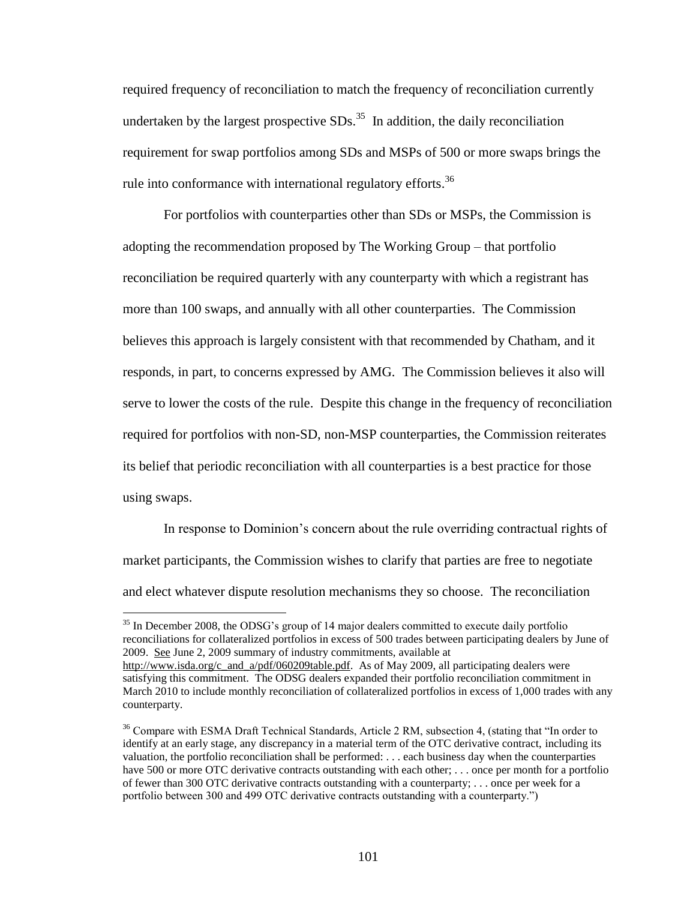required frequency of reconciliation to match the frequency of reconciliation currently undertaken by the largest prospective SDs.[35] In addition, the daily reconciliation requirement for swap portfolios among SDs and MSPs of 500 or more swaps brings the rule into conformance with international regulatory efforts.[36]

For portfolios with counterparties other than SDs or MSPs, the Commission is adopting the recommendation proposed by The Working Group – that portfolio reconciliation be required quarterly with any counterparty with which a registrant has more than 100 swaps, and annually with all other counterparties. The Commission believes this approach is largely consistent with that recommended by Chatham, and it responds, in part, to concerns expressed by AMG. The Commission believes it also will serve to lower the costs of the rule. Despite this change in the frequency of reconciliation required for portfolios with non-SD, non-MSP counterparties, the Commission reiterates its belief that periodic reconciliation with all counterparties is a best practice for those using swaps.

In response to Dominion's concern about the rule overriding contractual rights of market participants, the Commission wishes to clarify that parties are free to negotiate and elect whatever dispute resolution mechanisms they so choose. The reconciliation

---

[35] In December 2008, the ODSG's group of 14 major dealers committed to execute daily portfolio reconciliations for collateralized portfolios in excess of 500 trades between participating dealers by June of 2009. See June 2, 2009 summary of industry commitments, available at http://www.isda.org/c_and_a/pdf/060209table.pdf. As of May 2009, all participating dealers were satisfying this commitment. The ODSG dealers expanded their portfolio reconciliation commitment in March 2010 to include monthly reconciliation of collateralized portfolios in excess of 1,000 trades with any counterparty.

[36] Compare with ESMA Draft Technical Standards, Article 2 RM, subsection 4, (stating that "In order to identify at an early stage, any discrepancy in a material term of the OTC derivative contract, including its valuation, the portfolio reconciliation shall be performed: . . . each business day when the counterparties have 500 or more OTC derivative contracts outstanding with each other; . . . once per month for a portfolio of fewer than 300 OTC derivative contracts outstanding with a counterparty; . . . once per week for a portfolio between 300 and 499 OTC derivative contracts outstanding with a counterparty.")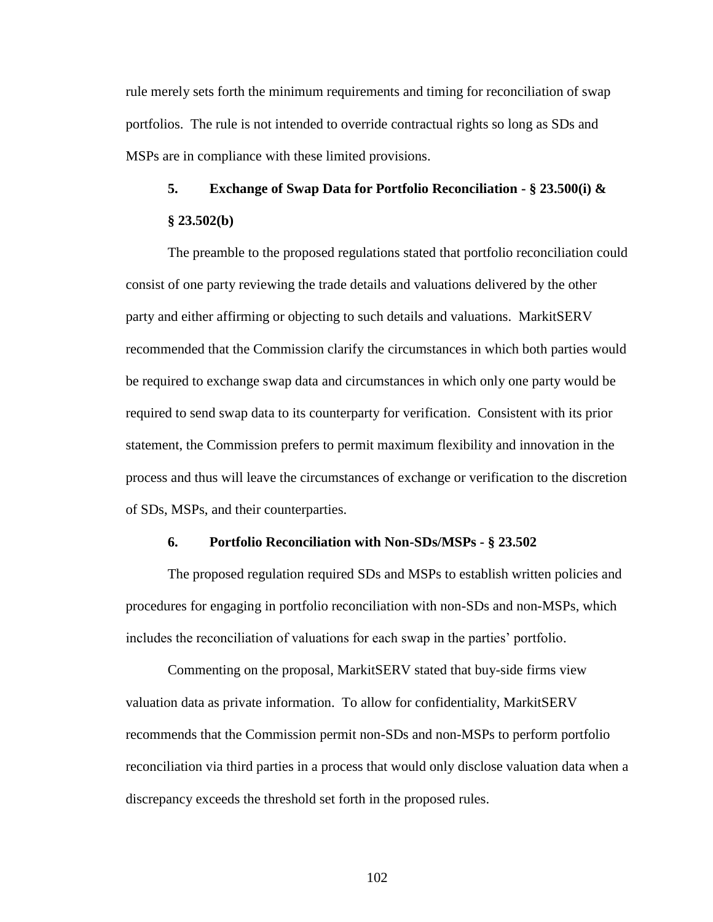rule merely sets forth the minimum requirements and timing for reconciliation of swap portfolios. The rule is not intended to override contractual rights so long as SDs and MSPs are in compliance with these limited provisions.

### 5. Exchange of Swap Data for Portfolio Reconciliation - § 23.500(i) & § 23.502(b)

The preamble to the proposed regulations stated that portfolio reconciliation could consist of one party reviewing the trade details and valuations delivered by the other party and either affirming or objecting to such details and valuations. MarkitSERV recommended that the Commission clarify the circumstances in which both parties would be required to exchange swap data and circumstances in which only one party would be required to send swap data to its counterparty for verification. Consistent with its prior statement, the Commission prefers to permit maximum flexibility and innovation in the process and thus will leave the circumstances of exchange or verification to the discretion of SDs, MSPs, and their counterparties.

### 6. Portfolio Reconciliation with Non-SDs/MSPs - § 23.502

The proposed regulation required SDs and MSPs to establish written policies and procedures for engaging in portfolio reconciliation with non-SDs and non-MSPs, which includes the reconciliation of valuations for each swap in the parties' portfolio.

Commenting on the proposal, MarkitSERV stated that buy-side firms view valuation data as private information. To allow for confidentiality, MarkitSERV recommends that the Commission permit non-SDs and non-MSPs to perform portfolio reconciliation via third parties in a process that would only disclose valuation data when a discrepancy exceeds the threshold set forth in the proposed rules.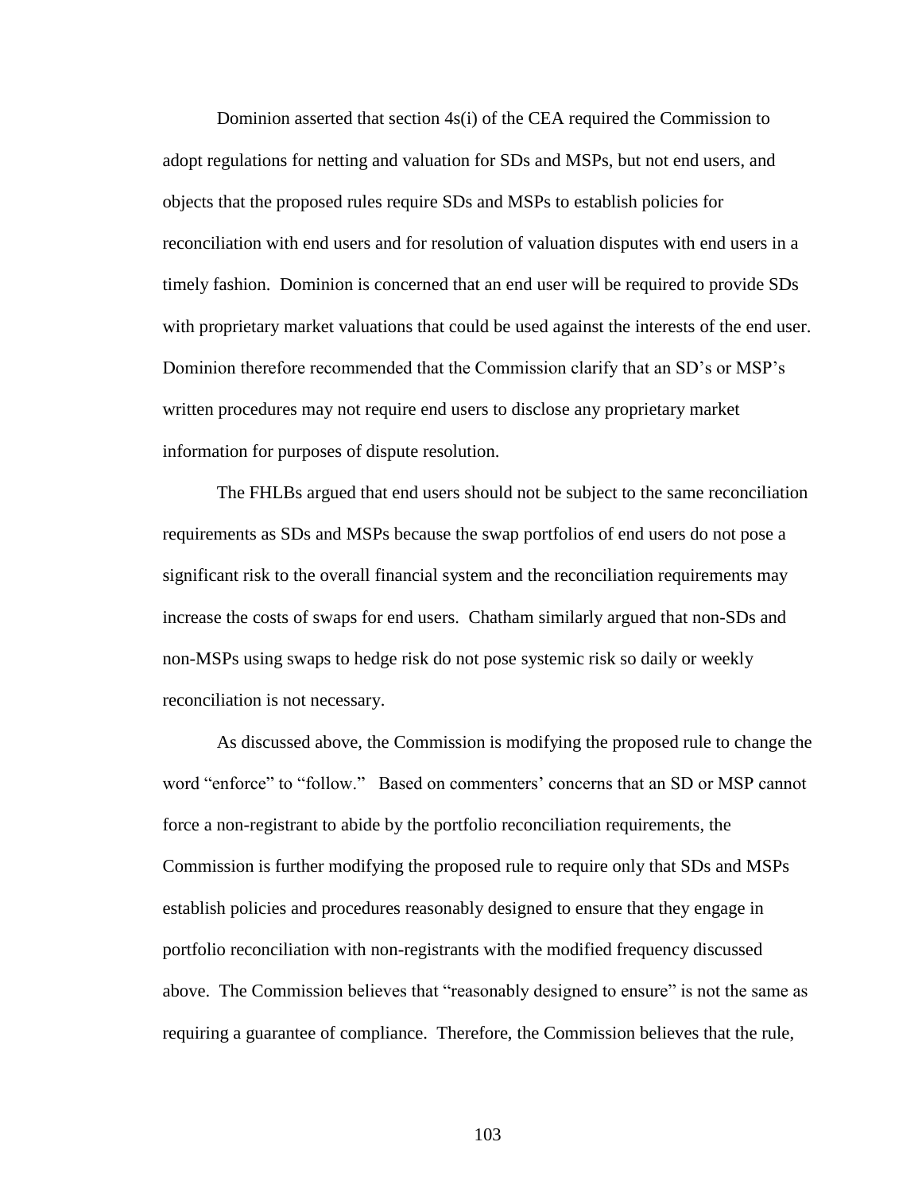Dominion asserted that section 4s(i) of the CEA required the Commission to adopt regulations for netting and valuation for SDs and MSPs, but not end users, and objects that the proposed rules require SDs and MSPs to establish policies for reconciliation with end users and for resolution of valuation disputes with end users in a timely fashion. Dominion is concerned that an end user will be required to provide SDs with proprietary market valuations that could be used against the interests of the end user. Dominion therefore recommended that the Commission clarify that an SD's or MSP's written procedures may not require end users to disclose any proprietary market information for purposes of dispute resolution.

The FHLBs argued that end users should not be subject to the same reconciliation requirements as SDs and MSPs because the swap portfolios of end users do not pose a significant risk to the overall financial system and the reconciliation requirements may increase the costs of swaps for end users. Chatham similarly argued that non-SDs and non-MSPs using swaps to hedge risk do not pose systemic risk so daily or weekly reconciliation is not necessary.

As discussed above, the Commission is modifying the proposed rule to change the word "enforce" to "follow." Based on commenters' concerns that an SD or MSP cannot force a non-registrant to abide by the portfolio reconciliation requirements, the Commission is further modifying the proposed rule to require only that SDs and MSPs establish policies and procedures reasonably designed to ensure that they engage in portfolio reconciliation with non-registrants with the modified frequency discussed above. The Commission believes that "reasonably designed to ensure" is not the same as requiring a guarantee of compliance. Therefore, the Commission believes that the rule,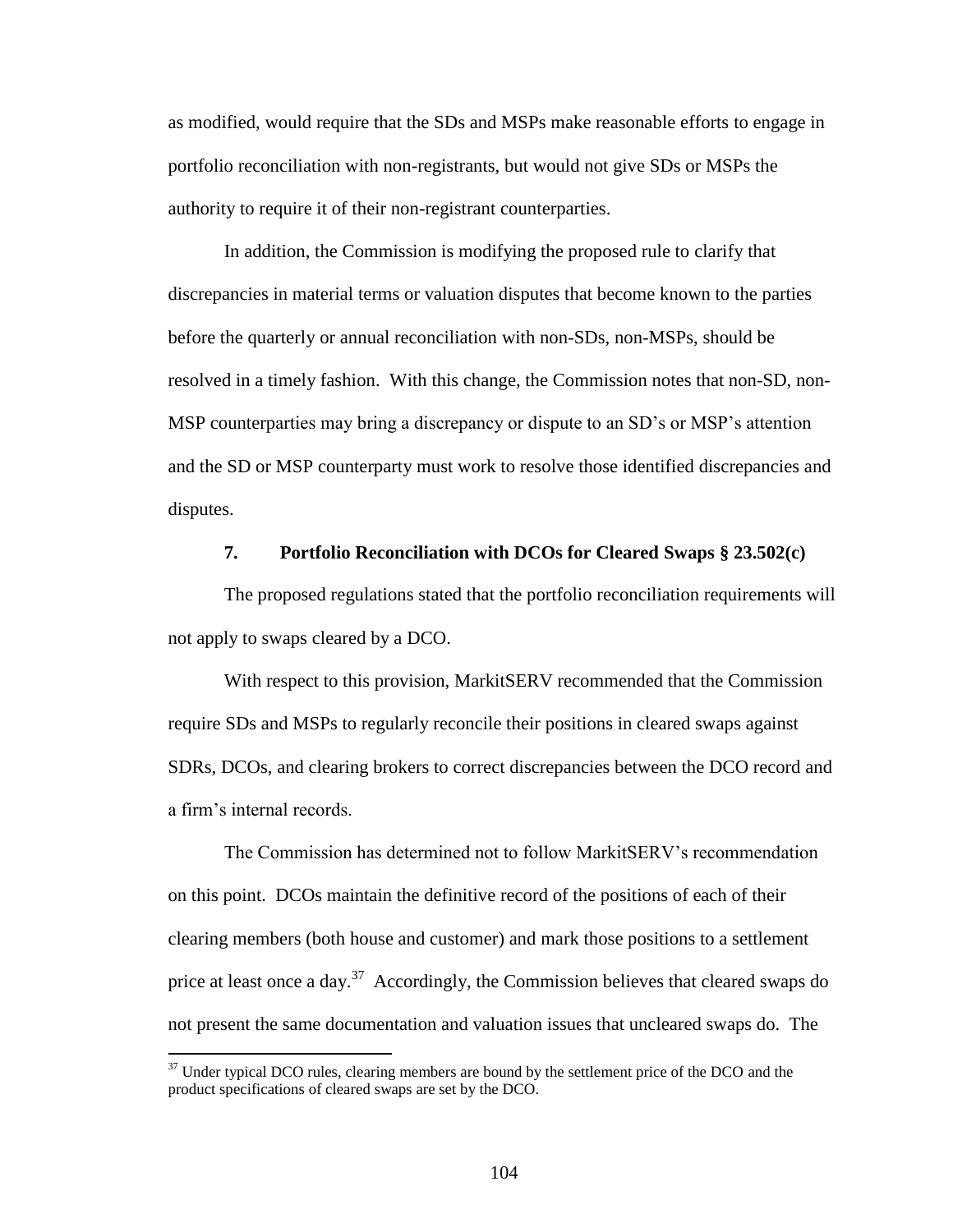as modified, would require that the SDs and MSPs make reasonable efforts to engage in portfolio reconciliation with non-registrants, but would not give SDs or MSPs the authority to require it of their non-registrant counterparties.

In addition, the Commission is modifying the proposed rule to clarify that discrepancies in material terms or valuation disputes that become known to the parties before the quarterly or annual reconciliation with non-SDs, non-MSPs, should be resolved in a timely fashion. With this change, the Commission notes that non-SD, non-MSP counterparties may bring a discrepancy or dispute to an SD's or MSP's attention and the SD or MSP counterparty must work to resolve those identified discrepancies and disputes.

### 7. Portfolio Reconciliation with DCOs for Cleared Swaps § 23.502(c)

The proposed regulations stated that the portfolio reconciliation requirements will not apply to swaps cleared by a DCO.

With respect to this provision, MarkitSERV recommended that the Commission require SDs and MSPs to regularly reconcile their positions in cleared swaps against SDRs, DCOs, and clearing brokers to correct discrepancies between the DCO record and a firm's internal records.

The Commission has determined not to follow MarkitSERV's recommendation on this point. DCOs maintain the definitive record of the positions of each of their clearing members (both house and customer) and mark those positions to a settlement price at least once a day.[37] Accordingly, the Commission believes that cleared swaps do not present the same documentation and valuation issues that uncleared swaps do. The

[37] Under typical DCO rules, clearing members are bound by the settlement price of the DCO and the product specifications of cleared swaps are set by the DCO.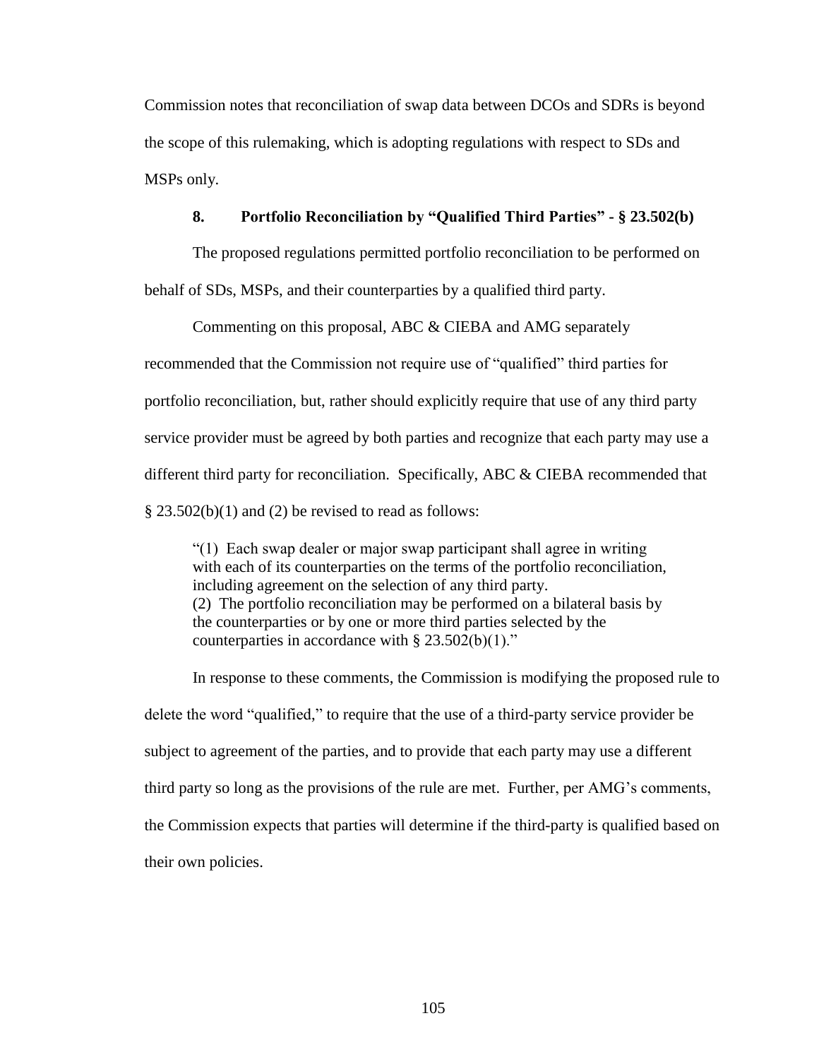Commission notes that reconciliation of swap data between DCOs and SDRs is beyond the scope of this rulemaking, which is adopting regulations with respect to SDs and MSPs only.

### 8. Portfolio Reconciliation by "Qualified Third Parties" - § 23.502(b)

The proposed regulations permitted portfolio reconciliation to be performed on behalf of SDs, MSPs, and their counterparties by a qualified third party.

Commenting on this proposal, ABC & CIEBA and AMG separately recommended that the Commission not require use of "qualified" third parties for portfolio reconciliation, but, rather should explicitly require that use of any third party service provider must be agreed by both parties and recognize that each party may use a different third party for reconciliation. Specifically, ABC & CIEBA recommended that § 23.502(b)(1) and (2) be revised to read as follows:

> "(1) Each swap dealer or major swap participant shall agree in writing with each of its counterparties on the terms of the portfolio reconciliation, including agreement on the selection of any third party.
> (2) The portfolio reconciliation may be performed on a bilateral basis by the counterparties or by one or more third parties selected by the counterparties in accordance with § 23.502(b)(1)."

In response to these comments, the Commission is modifying the proposed rule to delete the word "qualified," to require that the use of a third-party service provider be subject to agreement of the parties, and to provide that each party may use a different third party so long as the provisions of the rule are met. Further, per AMG's comments, the Commission expects that parties will determine if the third-party is qualified based on their own policies.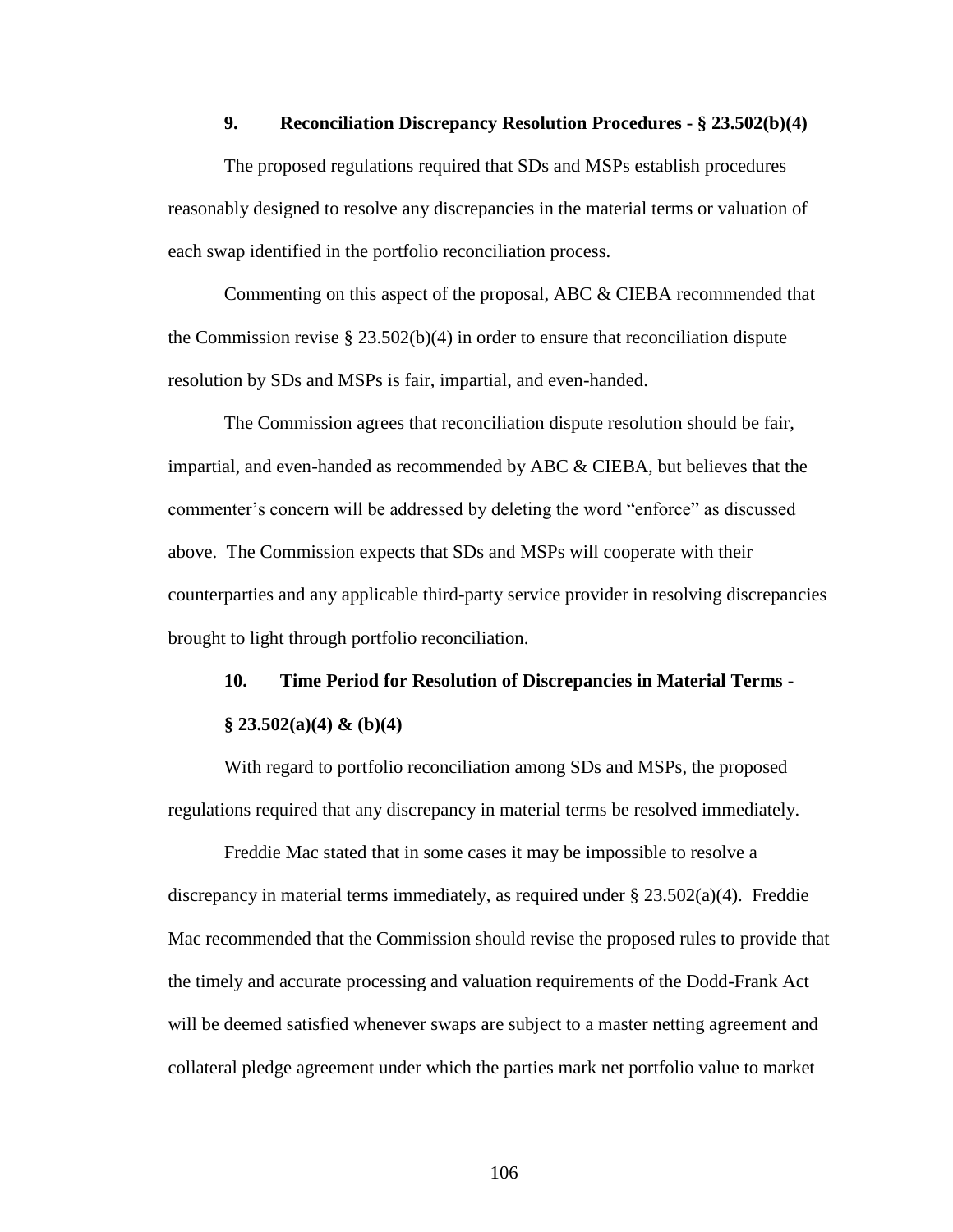### 9. Reconciliation Discrepancy Resolution Procedures - § 23.502(b)(4)

The proposed regulations required that SDs and MSPs establish procedures reasonably designed to resolve any discrepancies in the material terms or valuation of each swap identified in the portfolio reconciliation process.

Commenting on this aspect of the proposal, ABC & CIEBA recommended that the Commission revise § 23.502(b)(4) in order to ensure that reconciliation dispute resolution by SDs and MSPs is fair, impartial, and even-handed.

The Commission agrees that reconciliation dispute resolution should be fair, impartial, and even-handed as recommended by ABC & CIEBA, but believes that the commenter's concern will be addressed by deleting the word "enforce" as discussed above. The Commission expects that SDs and MSPs will cooperate with their counterparties and any applicable third-party service provider in resolving discrepancies brought to light through portfolio reconciliation.

### 10. Time Period for Resolution of Discrepancies in Material Terms - § 23.502(a)(4) & (b)(4)

With regard to portfolio reconciliation among SDs and MSPs, the proposed regulations required that any discrepancy in material terms be resolved immediately.

Freddie Mac stated that in some cases it may be impossible to resolve a discrepancy in material terms immediately, as required under § 23.502(a)(4). Freddie Mac recommended that the Commission should revise the proposed rules to provide that the timely and accurate processing and valuation requirements of the Dodd-Frank Act will be deemed satisfied whenever swaps are subject to a master netting agreement and collateral pledge agreement under which the parties mark net portfolio value to market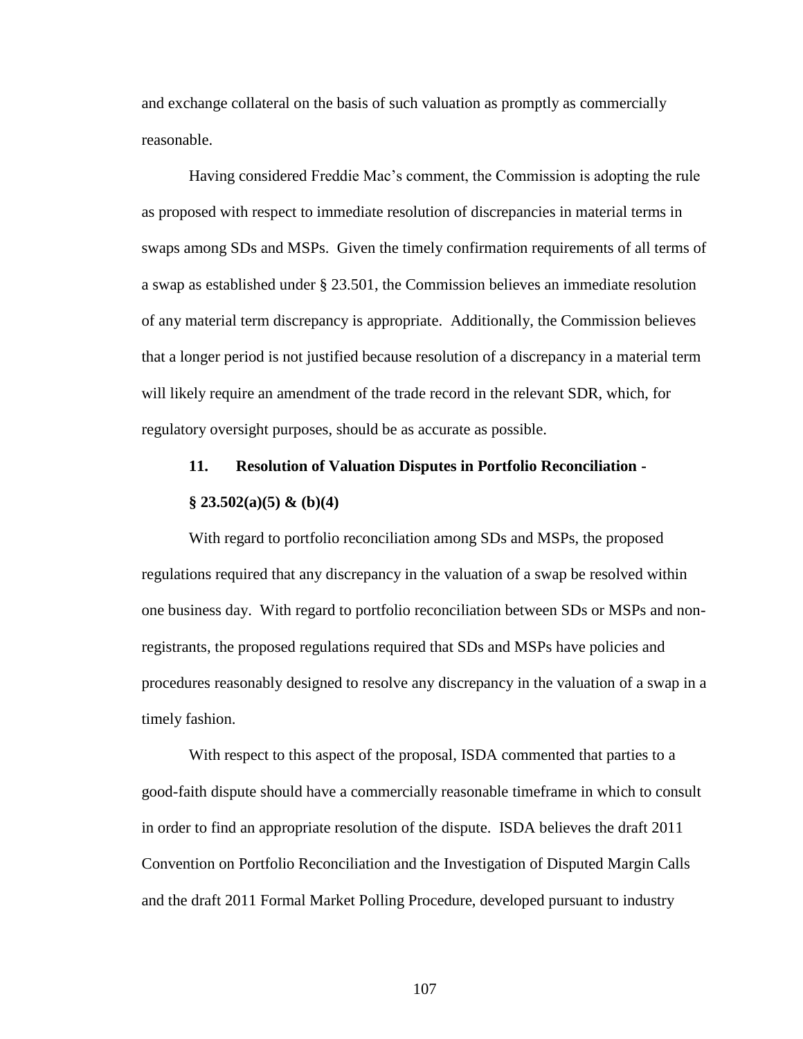and exchange collateral on the basis of such valuation as promptly as commercially reasonable.

Having considered Freddie Mac's comment, the Commission is adopting the rule as proposed with respect to immediate resolution of discrepancies in material terms in swaps among SDs and MSPs. Given the timely confirmation requirements of all terms of a swap as established under § 23.501, the Commission believes an immediate resolution of any material term discrepancy is appropriate. Additionally, the Commission believes that a longer period is not justified because resolution of a discrepancy in a material term will likely require an amendment of the trade record in the relevant SDR, which, for regulatory oversight purposes, should be as accurate as possible.

**11. Resolution of Valuation Disputes in Portfolio Reconciliation - § 23.502(a)(5) & (b)(4)**

With regard to portfolio reconciliation among SDs and MSPs, the proposed regulations required that any discrepancy in the valuation of a swap be resolved within one business day. With regard to portfolio reconciliation between SDs or MSPs and non-registrants, the proposed regulations required that SDs and MSPs have policies and procedures reasonably designed to resolve any discrepancy in the valuation of a swap in a timely fashion.

With respect to this aspect of the proposal, ISDA commented that parties to a good-faith dispute should have a commercially reasonable timeframe in which to consult in order to find an appropriate resolution of the dispute. ISDA believes the draft 2011 Convention on Portfolio Reconciliation and the Investigation of Disputed Margin Calls and the draft 2011 Formal Market Polling Procedure, developed pursuant to industry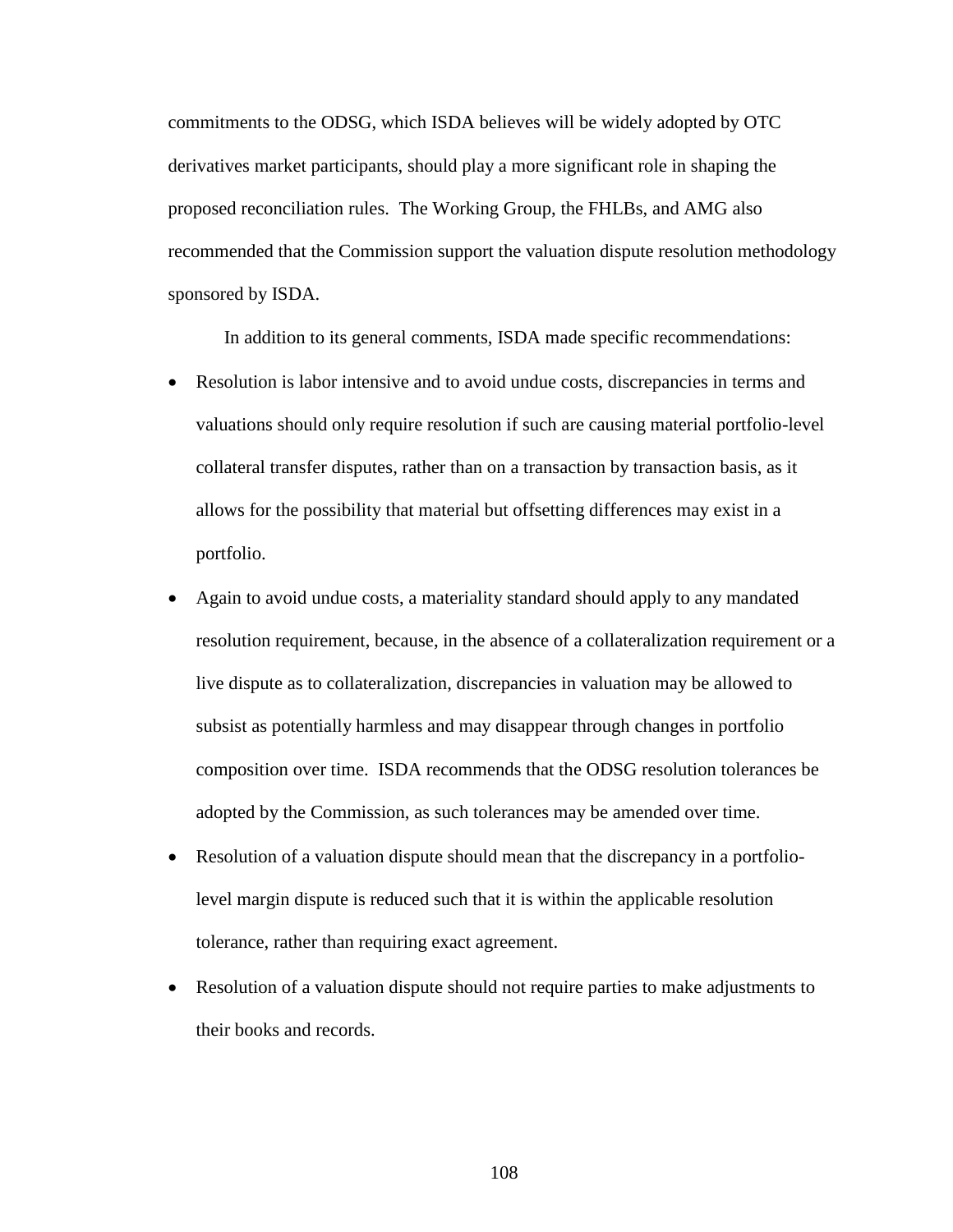commitments to the ODSG, which ISDA believes will be widely adopted by OTC derivatives market participants, should play a more significant role in shaping the proposed reconciliation rules. The Working Group, the FHLBs, and AMG also recommended that the Commission support the valuation dispute resolution methodology sponsored by ISDA.

In addition to its general comments, ISDA made specific recommendations:

- Resolution is labor intensive and to avoid undue costs, discrepancies in terms and valuations should only require resolution if such are causing material portfolio-level collateral transfer disputes, rather than on a transaction by transaction basis, as it allows for the possibility that material but offsetting differences may exist in a portfolio.
- Again to avoid undue costs, a materiality standard should apply to any mandated resolution requirement, because, in the absence of a collateralization requirement or a live dispute as to collateralization, discrepancies in valuation may be allowed to subsist as potentially harmless and may disappear through changes in portfolio composition over time. ISDA recommends that the ODSG resolution tolerances be adopted by the Commission, as such tolerances may be amended over time.
- Resolution of a valuation dispute should mean that the discrepancy in a portfolio-level margin dispute is reduced such that it is within the applicable resolution tolerance, rather than requiring exact agreement.
- Resolution of a valuation dispute should not require parties to make adjustments to their books and records.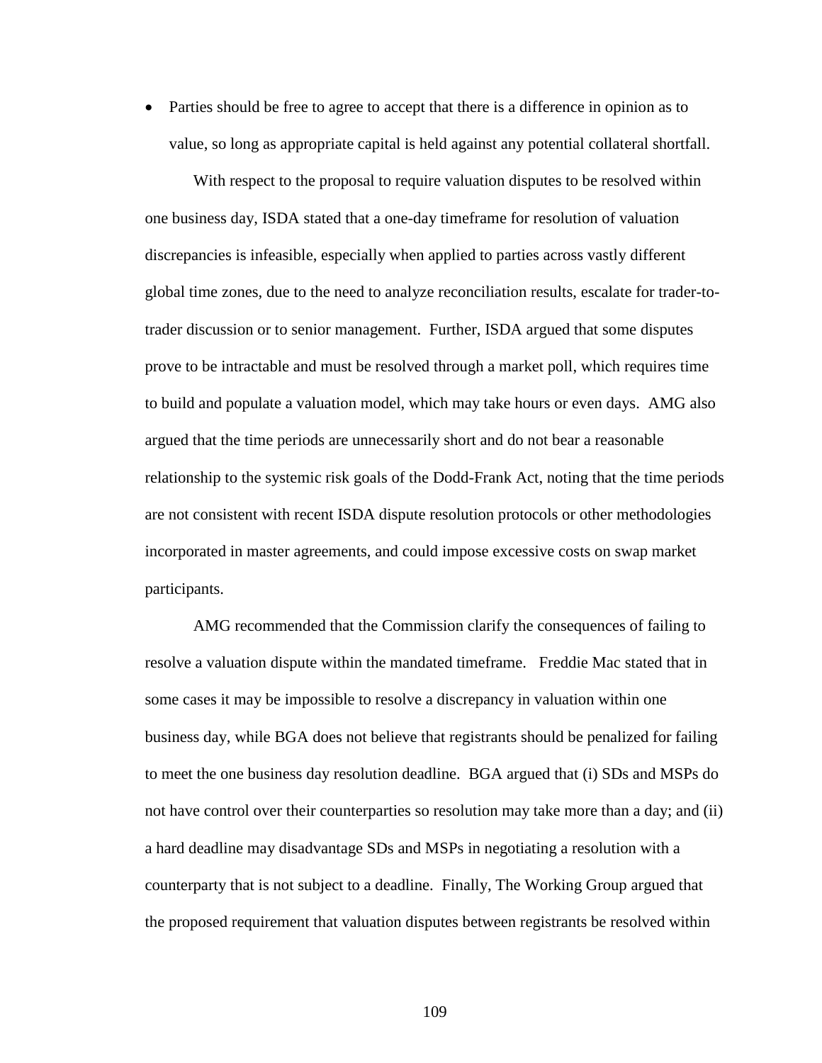- Parties should be free to agree to accept that there is a difference in opinion as to value, so long as appropriate capital is held against any potential collateral shortfall.

With respect to the proposal to require valuation disputes to be resolved within one business day, ISDA stated that a one-day timeframe for resolution of valuation discrepancies is infeasible, especially when applied to parties across vastly different global time zones, due to the need to analyze reconciliation results, escalate for trader-to-trader discussion or to senior management. Further, ISDA argued that some disputes prove to be intractable and must be resolved through a market poll, which requires time to build and populate a valuation model, which may take hours or even days. AMG also argued that the time periods are unnecessarily short and do not bear a reasonable relationship to the systemic risk goals of the Dodd-Frank Act, noting that the time periods are not consistent with recent ISDA dispute resolution protocols or other methodologies incorporated in master agreements, and could impose excessive costs on swap market participants.

AMG recommended that the Commission clarify the consequences of failing to resolve a valuation dispute within the mandated timeframe. Freddie Mac stated that in some cases it may be impossible to resolve a discrepancy in valuation within one business day, while BGA does not believe that registrants should be penalized for failing to meet the one business day resolution deadline. BGA argued that (i) SDs and MSPs do not have control over their counterparties so resolution may take more than a day; and (ii) a hard deadline may disadvantage SDs and MSPs in negotiating a resolution with a counterparty that is not subject to a deadline. Finally, The Working Group argued that the proposed requirement that valuation disputes between registrants be resolved within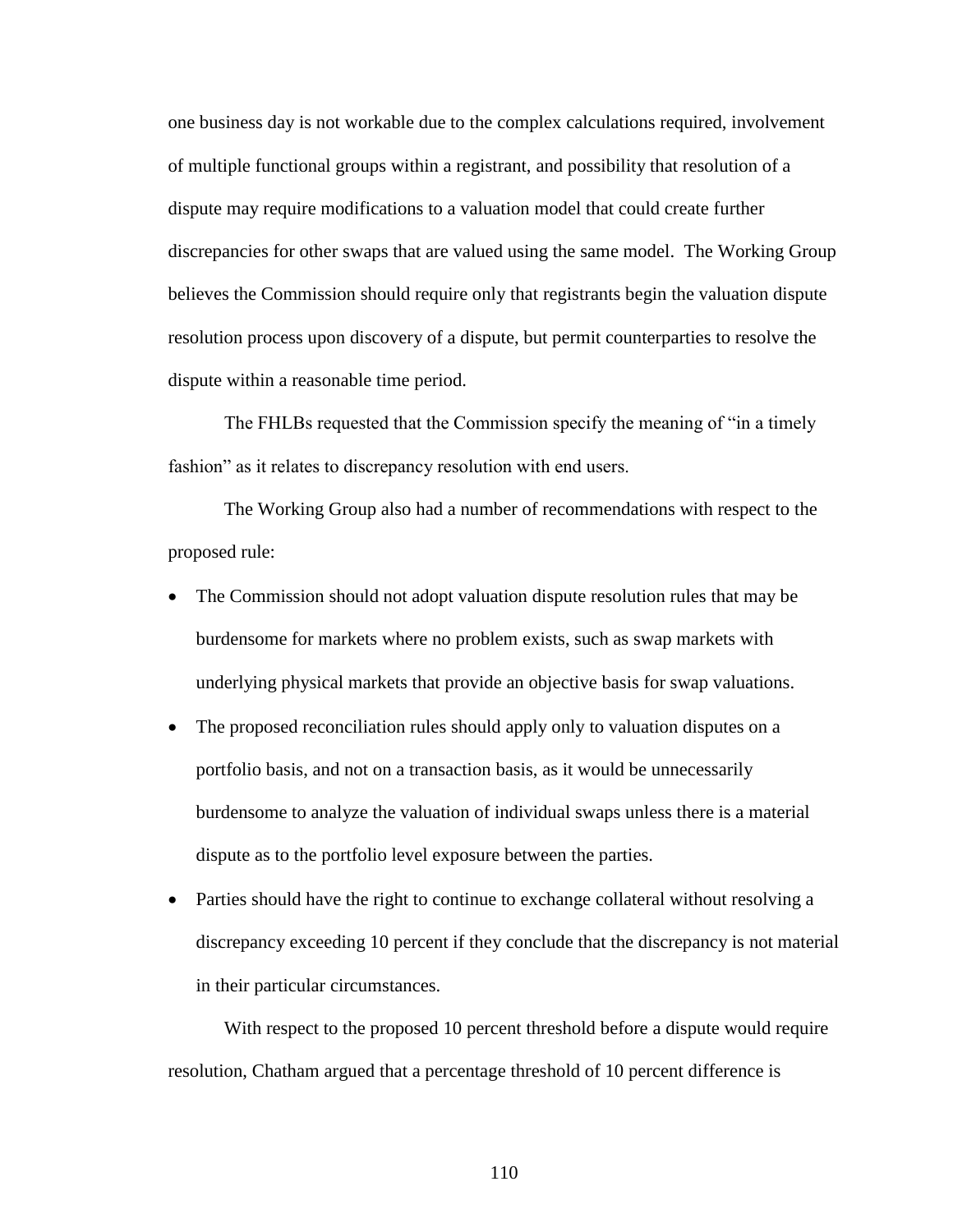one business day is not workable due to the complex calculations required, involvement of multiple functional groups within a registrant, and possibility that resolution of a dispute may require modifications to a valuation model that could create further discrepancies for other swaps that are valued using the same model. The Working Group believes the Commission should require only that registrants begin the valuation dispute resolution process upon discovery of a dispute, but permit counterparties to resolve the dispute within a reasonable time period.

The FHLBs requested that the Commission specify the meaning of "in a timely fashion" as it relates to discrepancy resolution with end users.

The Working Group also had a number of recommendations with respect to the proposed rule:

- The Commission should not adopt valuation dispute resolution rules that may be burdensome for markets where no problem exists, such as swap markets with underlying physical markets that provide an objective basis for swap valuations.
- The proposed reconciliation rules should apply only to valuation disputes on a portfolio basis, and not on a transaction basis, as it would be unnecessarily burdensome to analyze the valuation of individual swaps unless there is a material dispute as to the portfolio level exposure between the parties.
- Parties should have the right to continue to exchange collateral without resolving a discrepancy exceeding 10 percent if they conclude that the discrepancy is not material in their particular circumstances.

With respect to the proposed 10 percent threshold before a dispute would require resolution, Chatham argued that a percentage threshold of 10 percent difference is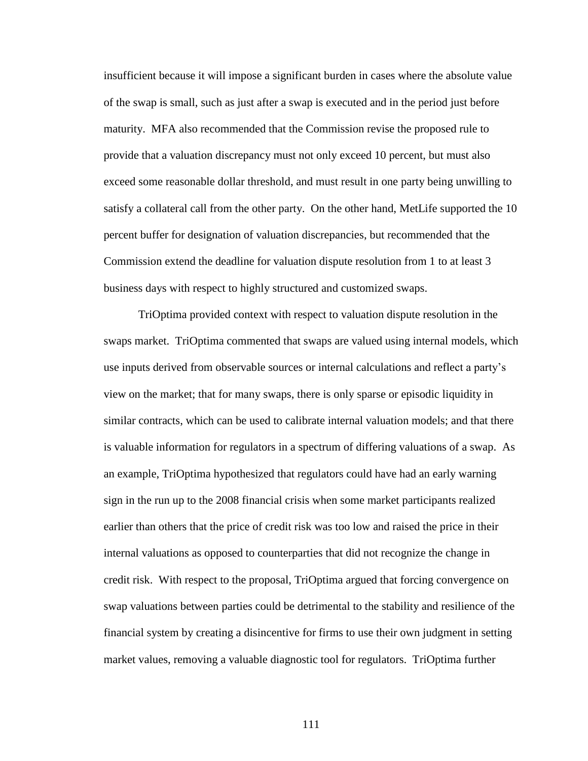insufficient because it will impose a significant burden in cases where the absolute value of the swap is small, such as just after a swap is executed and in the period just before maturity. MFA also recommended that the Commission revise the proposed rule to provide that a valuation discrepancy must not only exceed 10 percent, but must also exceed some reasonable dollar threshold, and must result in one party being unwilling to satisfy a collateral call from the other party. On the other hand, MetLife supported the 10 percent buffer for designation of valuation discrepancies, but recommended that the Commission extend the deadline for valuation dispute resolution from 1 to at least 3 business days with respect to highly structured and customized swaps.

TriOptima provided context with respect to valuation dispute resolution in the swaps market. TriOptima commented that swaps are valued using internal models, which use inputs derived from observable sources or internal calculations and reflect a party's view on the market; that for many swaps, there is only sparse or episodic liquidity in similar contracts, which can be used to calibrate internal valuation models; and that there is valuable information for regulators in a spectrum of differing valuations of a swap. As an example, TriOptima hypothesized that regulators could have had an early warning sign in the run up to the 2008 financial crisis when some market participants realized earlier than others that the price of credit risk was too low and raised the price in their internal valuations as opposed to counterparties that did not recognize the change in credit risk. With respect to the proposal, TriOptima argued that forcing convergence on swap valuations between parties could be detrimental to the stability and resilience of the financial system by creating a disincentive for firms to use their own judgment in setting market values, removing a valuable diagnostic tool for regulators. TriOptima further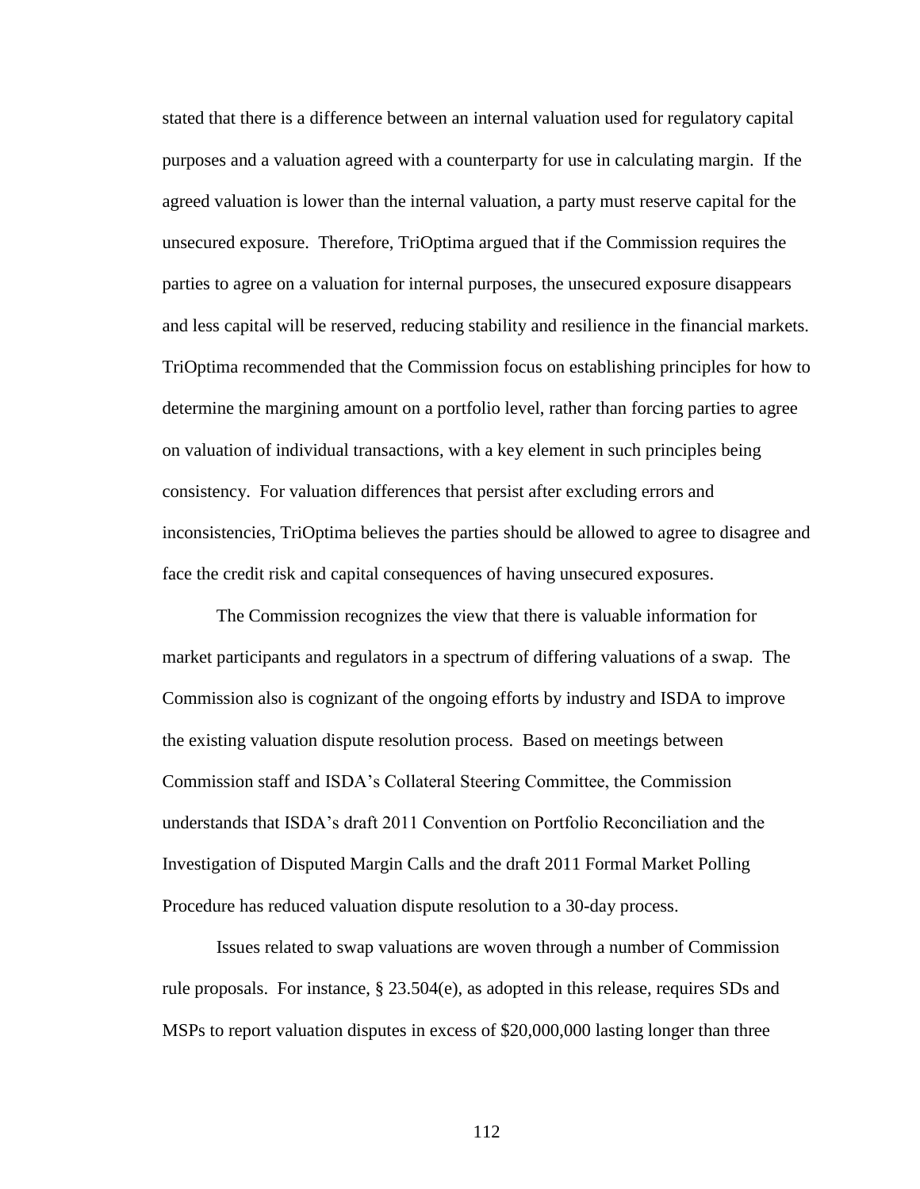stated that there is a difference between an internal valuation used for regulatory capital purposes and a valuation agreed with a counterparty for use in calculating margin. If the agreed valuation is lower than the internal valuation, a party must reserve capital for the unsecured exposure. Therefore, TriOptima argued that if the Commission requires the parties to agree on a valuation for internal purposes, the unsecured exposure disappears and less capital will be reserved, reducing stability and resilience in the financial markets. TriOptima recommended that the Commission focus on establishing principles for how to determine the margining amount on a portfolio level, rather than forcing parties to agree on valuation of individual transactions, with a key element in such principles being consistency. For valuation differences that persist after excluding errors and inconsistencies, TriOptima believes the parties should be allowed to agree to disagree and face the credit risk and capital consequences of having unsecured exposures.

The Commission recognizes the view that there is valuable information for market participants and regulators in a spectrum of differing valuations of a swap. The Commission also is cognizant of the ongoing efforts by industry and ISDA to improve the existing valuation dispute resolution process. Based on meetings between Commission staff and ISDA's Collateral Steering Committee, the Commission understands that ISDA's draft 2011 Convention on Portfolio Reconciliation and the Investigation of Disputed Margin Calls and the draft 2011 Formal Market Polling Procedure has reduced valuation dispute resolution to a 30-day process.

Issues related to swap valuations are woven through a number of Commission rule proposals. For instance, § 23.504(e), as adopted in this release, requires SDs and MSPs to report valuation disputes in excess of $20,000,000 lasting longer than three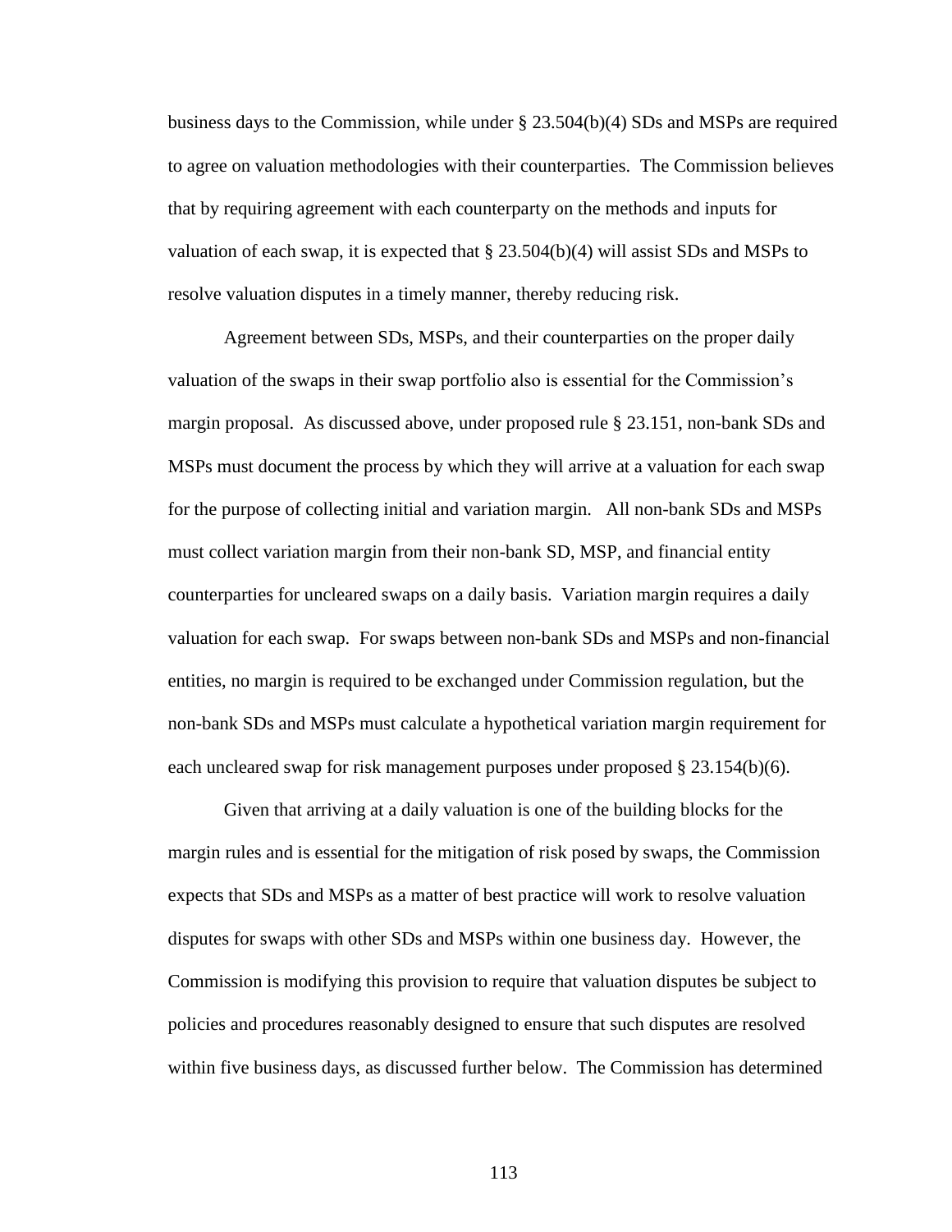business days to the Commission, while under § 23.504(b)(4) SDs and MSPs are required to agree on valuation methodologies with their counterparties. The Commission believes that by requiring agreement with each counterparty on the methods and inputs for valuation of each swap, it is expected that § 23.504(b)(4) will assist SDs and MSPs to resolve valuation disputes in a timely manner, thereby reducing risk.

Agreement between SDs, MSPs, and their counterparties on the proper daily valuation of the swaps in their swap portfolio also is essential for the Commission's margin proposal. As discussed above, under proposed rule § 23.151, non-bank SDs and MSPs must document the process by which they will arrive at a valuation for each swap for the purpose of collecting initial and variation margin. All non-bank SDs and MSPs must collect variation margin from their non-bank SD, MSP, and financial entity counterparties for uncleared swaps on a daily basis. Variation margin requires a daily valuation for each swap. For swaps between non-bank SDs and MSPs and non-financial entities, no margin is required to be exchanged under Commission regulation, but the non-bank SDs and MSPs must calculate a hypothetical variation margin requirement for each uncleared swap for risk management purposes under proposed § 23.154(b)(6).

Given that arriving at a daily valuation is one of the building blocks for the margin rules and is essential for the mitigation of risk posed by swaps, the Commission expects that SDs and MSPs as a matter of best practice will work to resolve valuation disputes for swaps with other SDs and MSPs within one business day. However, the Commission is modifying this provision to require that valuation disputes be subject to policies and procedures reasonably designed to ensure that such disputes are resolved within five business days, as discussed further below. The Commission has determined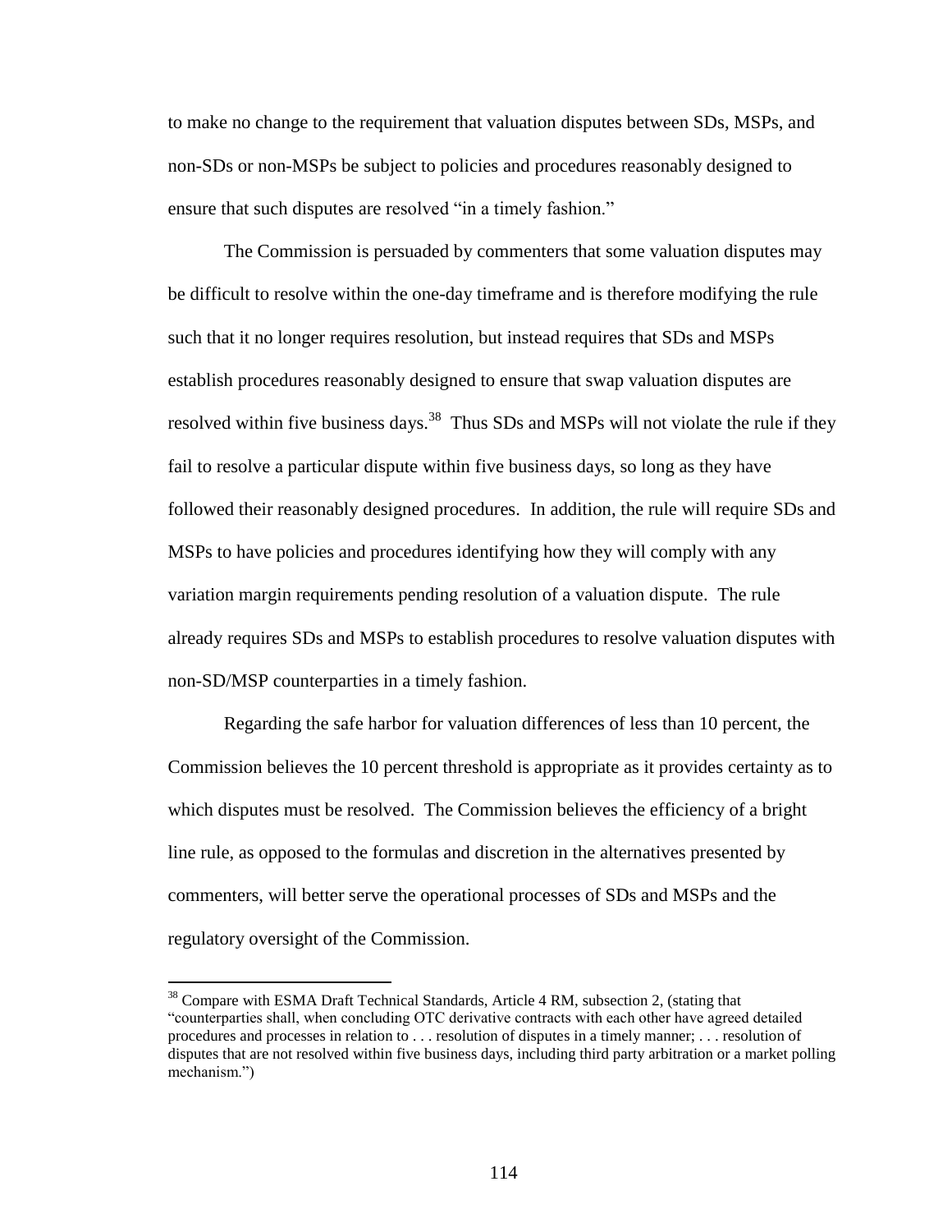to make no change to the requirement that valuation disputes between SDs, MSPs, and non-SDs or non-MSPs be subject to policies and procedures reasonably designed to ensure that such disputes are resolved "in a timely fashion."

The Commission is persuaded by commenters that some valuation disputes may be difficult to resolve within the one-day timeframe and is therefore modifying the rule such that it no longer requires resolution, but instead requires that SDs and MSPs establish procedures reasonably designed to ensure that swap valuation disputes are resolved within five business days.[38] Thus SDs and MSPs will not violate the rule if they fail to resolve a particular dispute within five business days, so long as they have followed their reasonably designed procedures. In addition, the rule will require SDs and MSPs to have policies and procedures identifying how they will comply with any variation margin requirements pending resolution of a valuation dispute. The rule already requires SDs and MSPs to establish procedures to resolve valuation disputes with non-SD/MSP counterparties in a timely fashion.

Regarding the safe harbor for valuation differences of less than 10 percent, the Commission believes the 10 percent threshold is appropriate as it provides certainty as to which disputes must be resolved. The Commission believes the efficiency of a bright line rule, as opposed to the formulas and discretion in the alternatives presented by commenters, will better serve the operational processes of SDs and MSPs and the regulatory oversight of the Commission.

[38] Compare with ESMA Draft Technical Standards, Article 4 RM, subsection 2, (stating that "counterparties shall, when concluding OTC derivative contracts with each other have agreed detailed procedures and processes in relation to . . . resolution of disputes in a timely manner; . . . resolution of disputes that are not resolved within five business days, including third party arbitration or a market polling mechanism.")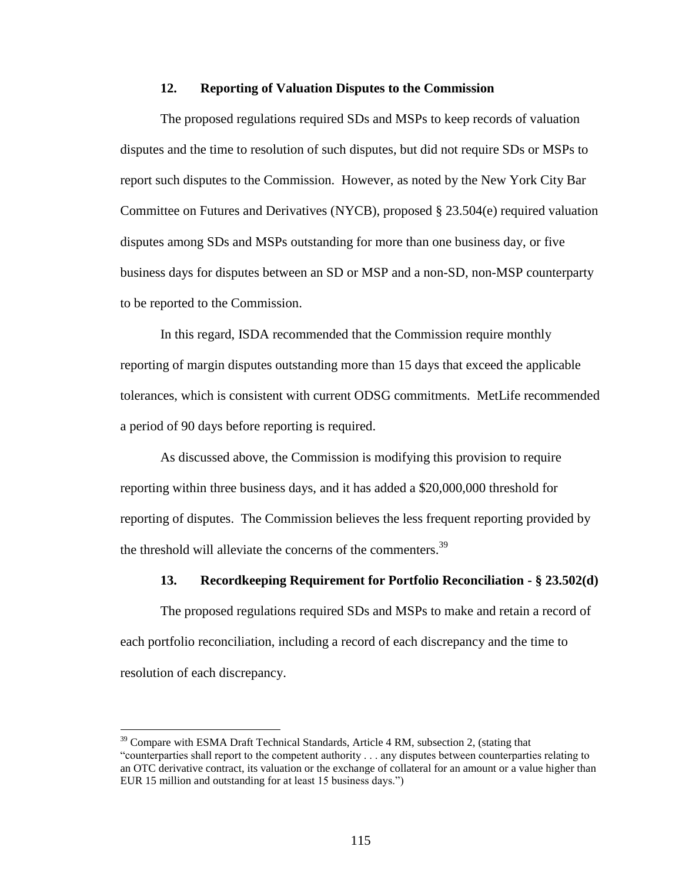#### 12. Reporting of Valuation Disputes to the Commission

The proposed regulations required SDs and MSPs to keep records of valuation disputes and the time to resolution of such disputes, but did not require SDs or MSPs to report such disputes to the Commission. However, as noted by the New York City Bar Committee on Futures and Derivatives (NYCB), proposed § 23.504(e) required valuation disputes among SDs and MSPs outstanding for more than one business day, or five business days for disputes between an SD or MSP and a non-SD, non-MSP counterparty to be reported to the Commission.

In this regard, ISDA recommended that the Commission require monthly reporting of margin disputes outstanding more than 15 days that exceed the applicable tolerances, which is consistent with current ODSG commitments. MetLife recommended a period of 90 days before reporting is required.

As discussed above, the Commission is modifying this provision to require reporting within three business days, and it has added a $20,000,000 threshold for reporting of disputes. The Commission believes the less frequent reporting provided by the threshold will alleviate the concerns of the commenters.[39]

#### 13. Recordkeeping Requirement for Portfolio Reconciliation - § 23.502(d)

The proposed regulations required SDs and MSPs to make and retain a record of each portfolio reconciliation, including a record of each discrepancy and the time to resolution of each discrepancy.

---

[39] Compare with ESMA Draft Technical Standards, Article 4 RM, subsection 2, (stating that "counterparties shall report to the competent authority . . . any disputes between counterparties relating to an OTC derivative contract, its valuation or the exchange of collateral for an amount or a value higher than EUR 15 million and outstanding for at least 15 business days.")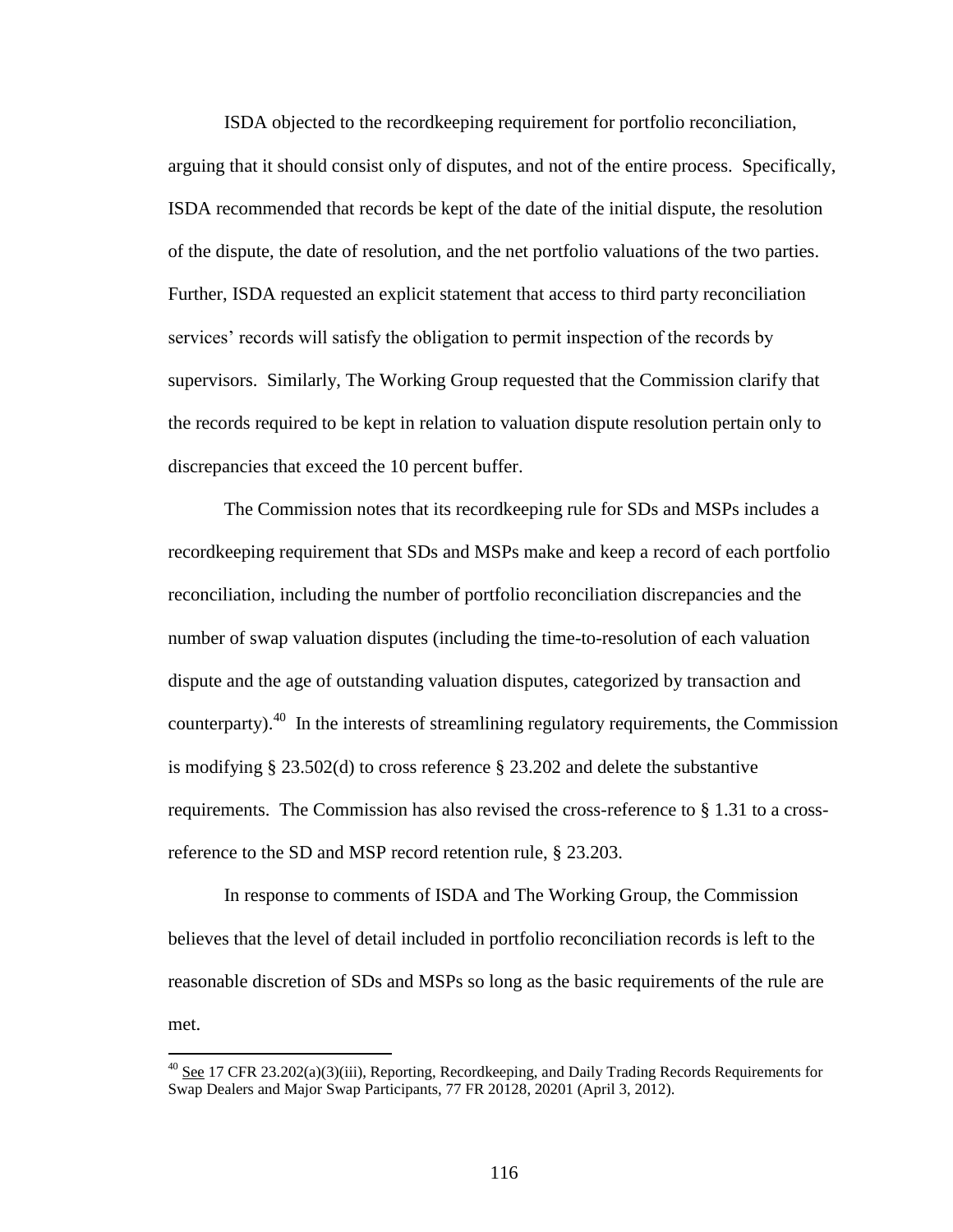ISDA objected to the recordkeeping requirement for portfolio reconciliation, arguing that it should consist only of disputes, and not of the entire process. Specifically, ISDA recommended that records be kept of the date of the initial dispute, the resolution of the dispute, the date of resolution, and the net portfolio valuations of the two parties. Further, ISDA requested an explicit statement that access to third party reconciliation services' records will satisfy the obligation to permit inspection of the records by supervisors. Similarly, The Working Group requested that the Commission clarify that the records required to be kept in relation to valuation dispute resolution pertain only to discrepancies that exceed the 10 percent buffer.

The Commission notes that its recordkeeping rule for SDs and MSPs includes a recordkeeping requirement that SDs and MSPs make and keep a record of each portfolio reconciliation, including the number of portfolio reconciliation discrepancies and the number of swap valuation disputes (including the time-to-resolution of each valuation dispute and the age of outstanding valuation disputes, categorized by transaction and counterparty).[40] In the interests of streamlining regulatory requirements, the Commission is modifying § 23.502(d) to cross reference § 23.202 and delete the substantive requirements. The Commission has also revised the cross-reference to § 1.31 to a cross-reference to the SD and MSP record retention rule, § 23.203.

In response to comments of ISDA and The Working Group, the Commission believes that the level of detail included in portfolio reconciliation records is left to the reasonable discretion of SDs and MSPs so long as the basic requirements of the rule are met.

---

[40] See 17 CFR 23.202(a)(3)(iii), Reporting, Recordkeeping, and Daily Trading Records Requirements for Swap Dealers and Major Swap Participants, 77 FR 20128, 20201 (April 3, 2012).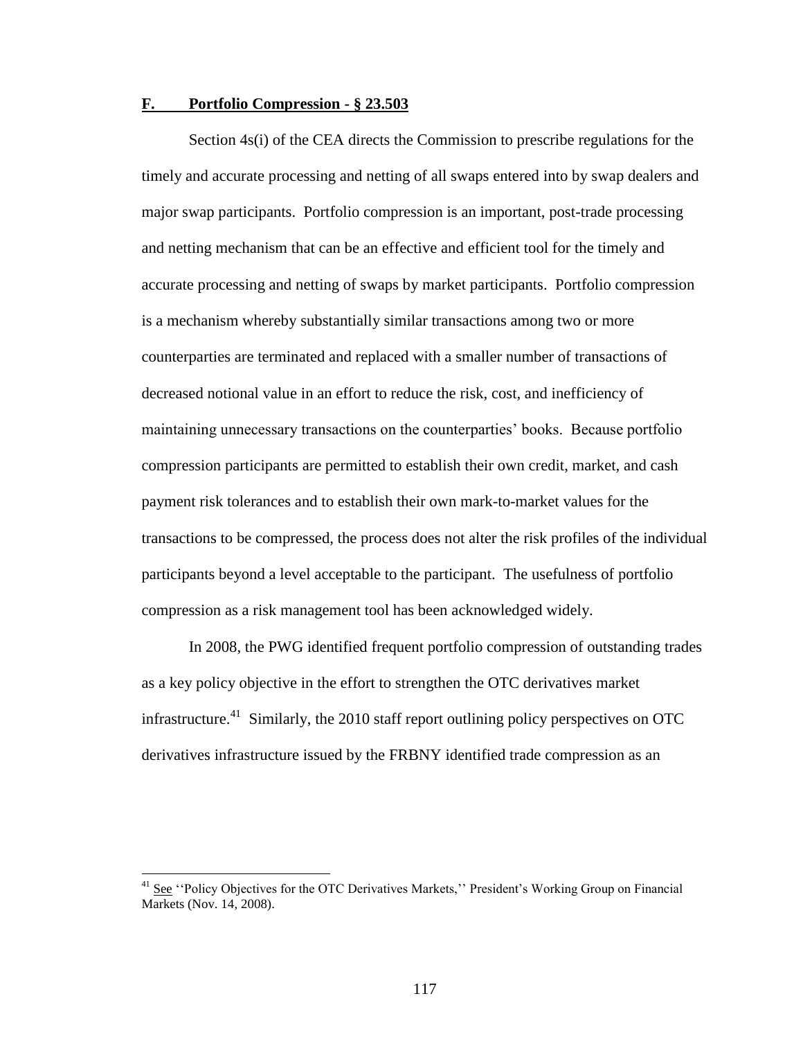## F. Portfolio Compression - § 23.503

Section 4s(i) of the CEA directs the Commission to prescribe regulations for the timely and accurate processing and netting of all swaps entered into by swap dealers and major swap participants. Portfolio compression is an important, post-trade processing and netting mechanism that can be an effective and efficient tool for the timely and accurate processing and netting of swaps by market participants. Portfolio compression is a mechanism whereby substantially similar transactions among two or more counterparties are terminated and replaced with a smaller number of transactions of decreased notional value in an effort to reduce the risk, cost, and inefficiency of maintaining unnecessary transactions on the counterparties' books. Because portfolio compression participants are permitted to establish their own credit, market, and cash payment risk tolerances and to establish their own mark-to-market values for the transactions to be compressed, the process does not alter the risk profiles of the individual participants beyond a level acceptable to the participant. The usefulness of portfolio compression as a risk management tool has been acknowledged widely.

In 2008, the PWG identified frequent portfolio compression of outstanding trades as a key policy objective in the effort to strengthen the OTC derivatives market infrastructure.[41] Similarly, the 2010 staff report outlining policy perspectives on OTC derivatives infrastructure issued by the FRBNY identified trade compression as an

[41] See ''Policy Objectives for the OTC Derivatives Markets,'' President's Working Group on Financial Markets (Nov. 14, 2008).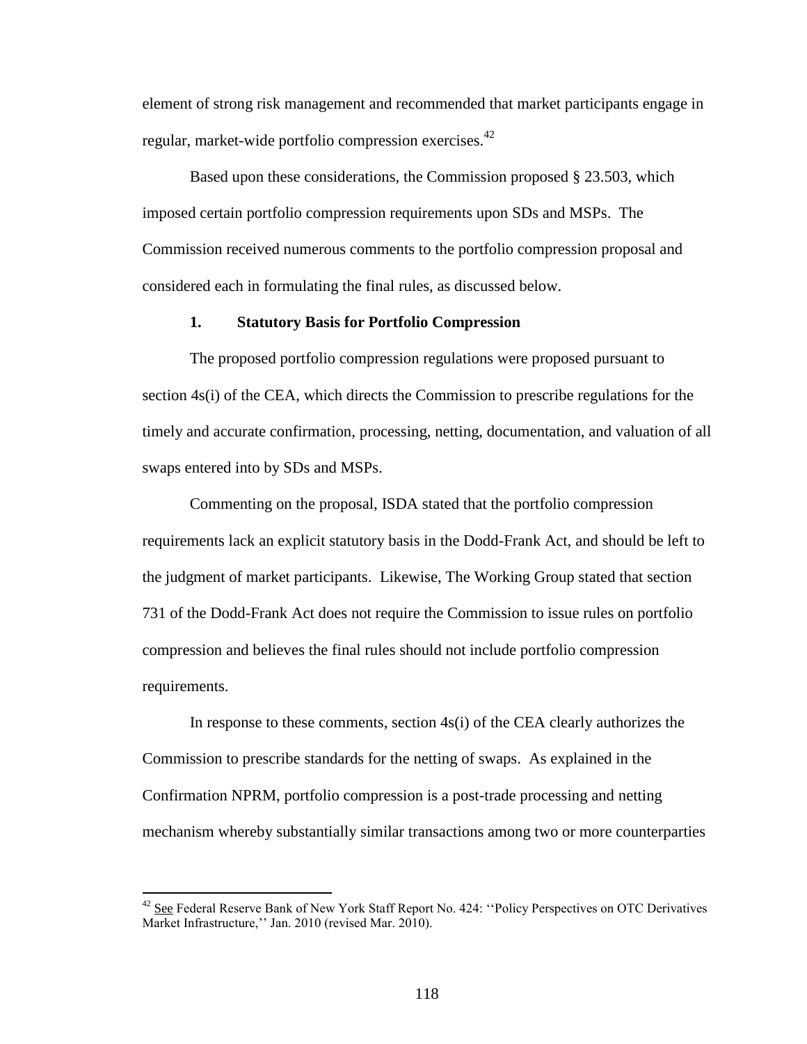element of strong risk management and recommended that market participants engage in regular, market-wide portfolio compression exercises.[42]

Based upon these considerations, the Commission proposed § 23.503, which imposed certain portfolio compression requirements upon SDs and MSPs. The Commission received numerous comments to the portfolio compression proposal and considered each in formulating the final rules, as discussed below.

### 1. Statutory Basis for Portfolio Compression

The proposed portfolio compression regulations were proposed pursuant to section 4s(i) of the CEA, which directs the Commission to prescribe regulations for the timely and accurate confirmation, processing, netting, documentation, and valuation of all swaps entered into by SDs and MSPs.

Commenting on the proposal, ISDA stated that the portfolio compression requirements lack an explicit statutory basis in the Dodd-Frank Act, and should be left to the judgment of market participants. Likewise, The Working Group stated that section 731 of the Dodd-Frank Act does not require the Commission to issue rules on portfolio compression and believes the final rules should not include portfolio compression requirements.

In response to these comments, section 4s(i) of the CEA clearly authorizes the Commission to prescribe standards for the netting of swaps. As explained in the Confirmation NPRM, portfolio compression is a post-trade processing and netting mechanism whereby substantially similar transactions among two or more counterparties

---

[42] See Federal Reserve Bank of New York Staff Report No. 424: ''Policy Perspectives on OTC Derivatives Market Infrastructure,'' Jan. 2010 (revised Mar. 2010).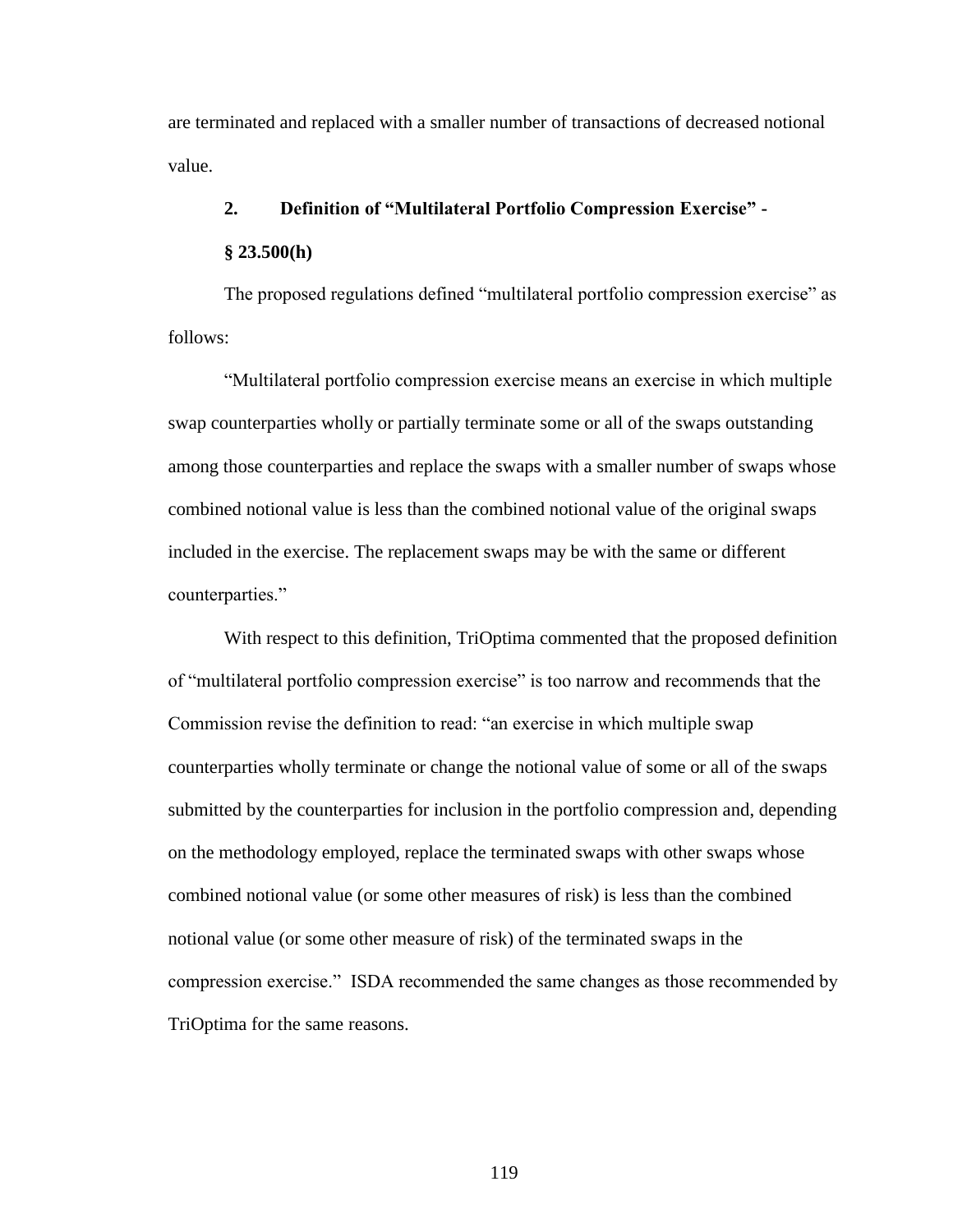are terminated and replaced with a smaller number of transactions of decreased notional value.

### 2. Definition of "Multilateral Portfolio Compression Exercise" - § 23.500(h)

The proposed regulations defined "multilateral portfolio compression exercise" as follows:

"Multilateral portfolio compression exercise means an exercise in which multiple swap counterparties wholly or partially terminate some or all of the swaps outstanding among those counterparties and replace the swaps with a smaller number of swaps whose combined notional value is less than the combined notional value of the original swaps included in the exercise. The replacement swaps may be with the same or different counterparties."

With respect to this definition, TriOptima commented that the proposed definition of "multilateral portfolio compression exercise" is too narrow and recommends that the Commission revise the definition to read: "an exercise in which multiple swap counterparties wholly terminate or change the notional value of some or all of the swaps submitted by the counterparties for inclusion in the portfolio compression and, depending on the methodology employed, replace the terminated swaps with other swaps whose combined notional value (or some other measures of risk) is less than the combined notional value (or some other measure of risk) of the terminated swaps in the compression exercise." ISDA recommended the same changes as those recommended by TriOptima for the same reasons.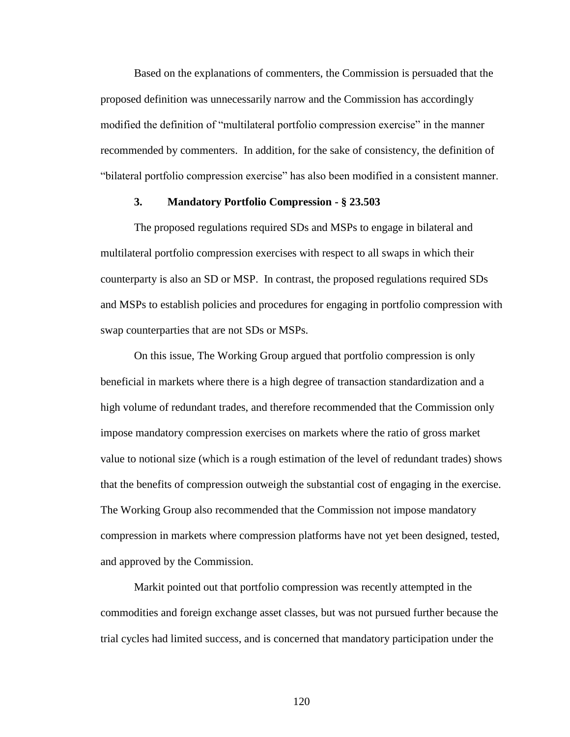Based on the explanations of commenters, the Commission is persuaded that the proposed definition was unnecessarily narrow and the Commission has accordingly modified the definition of "multilateral portfolio compression exercise" in the manner recommended by commenters. In addition, for the sake of consistency, the definition of "bilateral portfolio compression exercise" has also been modified in a consistent manner.

### 3. Mandatory Portfolio Compression - § 23.503

The proposed regulations required SDs and MSPs to engage in bilateral and multilateral portfolio compression exercises with respect to all swaps in which their counterparty is also an SD or MSP. In contrast, the proposed regulations required SDs and MSPs to establish policies and procedures for engaging in portfolio compression with swap counterparties that are not SDs or MSPs.

On this issue, The Working Group argued that portfolio compression is only beneficial in markets where there is a high degree of transaction standardization and a high volume of redundant trades, and therefore recommended that the Commission only impose mandatory compression exercises on markets where the ratio of gross market value to notional size (which is a rough estimation of the level of redundant trades) shows that the benefits of compression outweigh the substantial cost of engaging in the exercise. The Working Group also recommended that the Commission not impose mandatory compression in markets where compression platforms have not yet been designed, tested, and approved by the Commission.

Markit pointed out that portfolio compression was recently attempted in the commodities and foreign exchange asset classes, but was not pursued further because the trial cycles had limited success, and is concerned that mandatory participation under the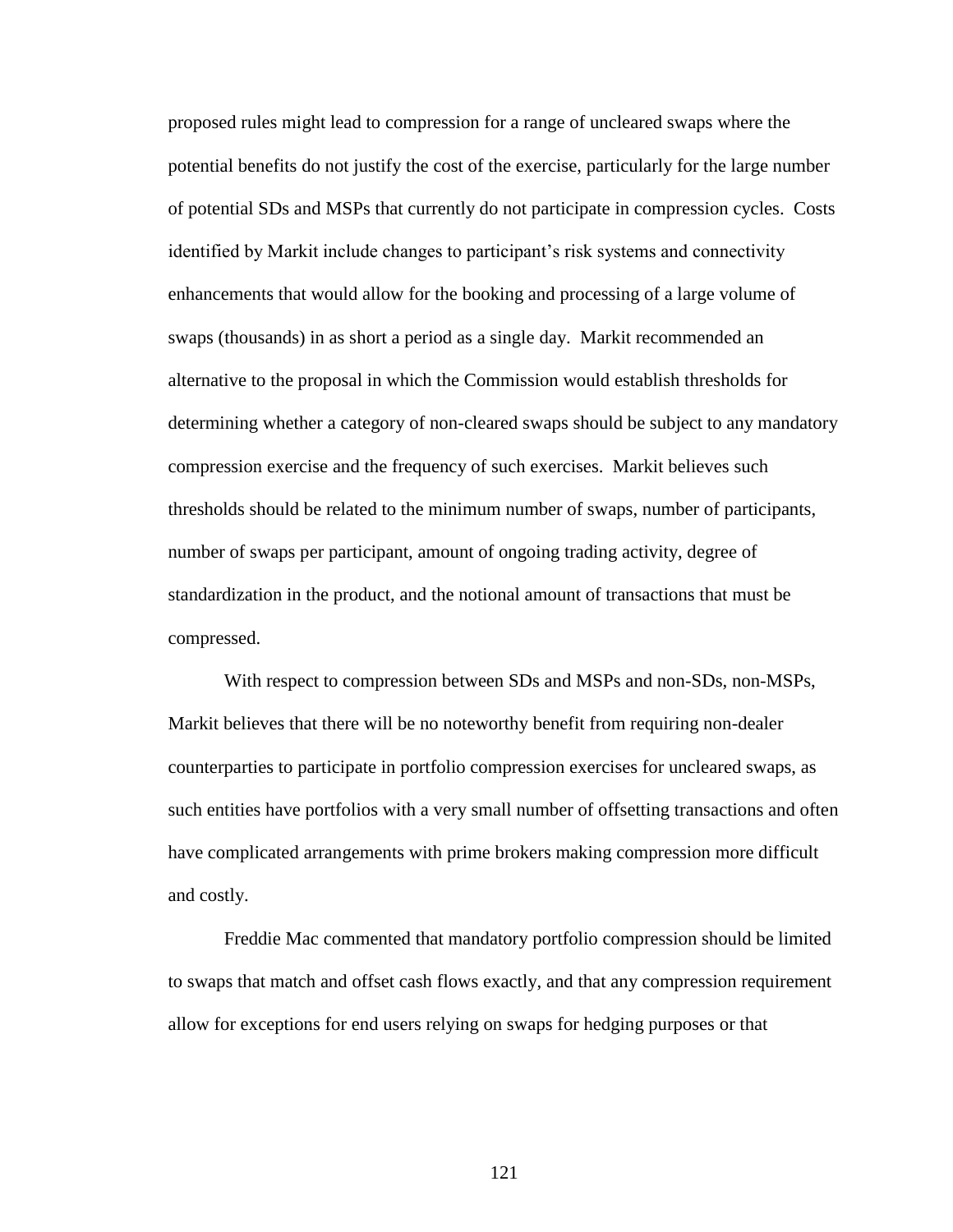proposed rules might lead to compression for a range of uncleared swaps where the potential benefits do not justify the cost of the exercise, particularly for the large number of potential SDs and MSPs that currently do not participate in compression cycles. Costs identified by Markit include changes to participant's risk systems and connectivity enhancements that would allow for the booking and processing of a large volume of swaps (thousands) in as short a period as a single day. Markit recommended an alternative to the proposal in which the Commission would establish thresholds for determining whether a category of non-cleared swaps should be subject to any mandatory compression exercise and the frequency of such exercises. Markit believes such thresholds should be related to the minimum number of swaps, number of participants, number of swaps per participant, amount of ongoing trading activity, degree of standardization in the product, and the notional amount of transactions that must be compressed.

With respect to compression between SDs and MSPs and non-SDs, non-MSPs, Markit believes that there will be no noteworthy benefit from requiring non-dealer counterparties to participate in portfolio compression exercises for uncleared swaps, as such entities have portfolios with a very small number of offsetting transactions and often have complicated arrangements with prime brokers making compression more difficult and costly.

Freddie Mac commented that mandatory portfolio compression should be limited to swaps that match and offset cash flows exactly, and that any compression requirement allow for exceptions for end users relying on swaps for hedging purposes or that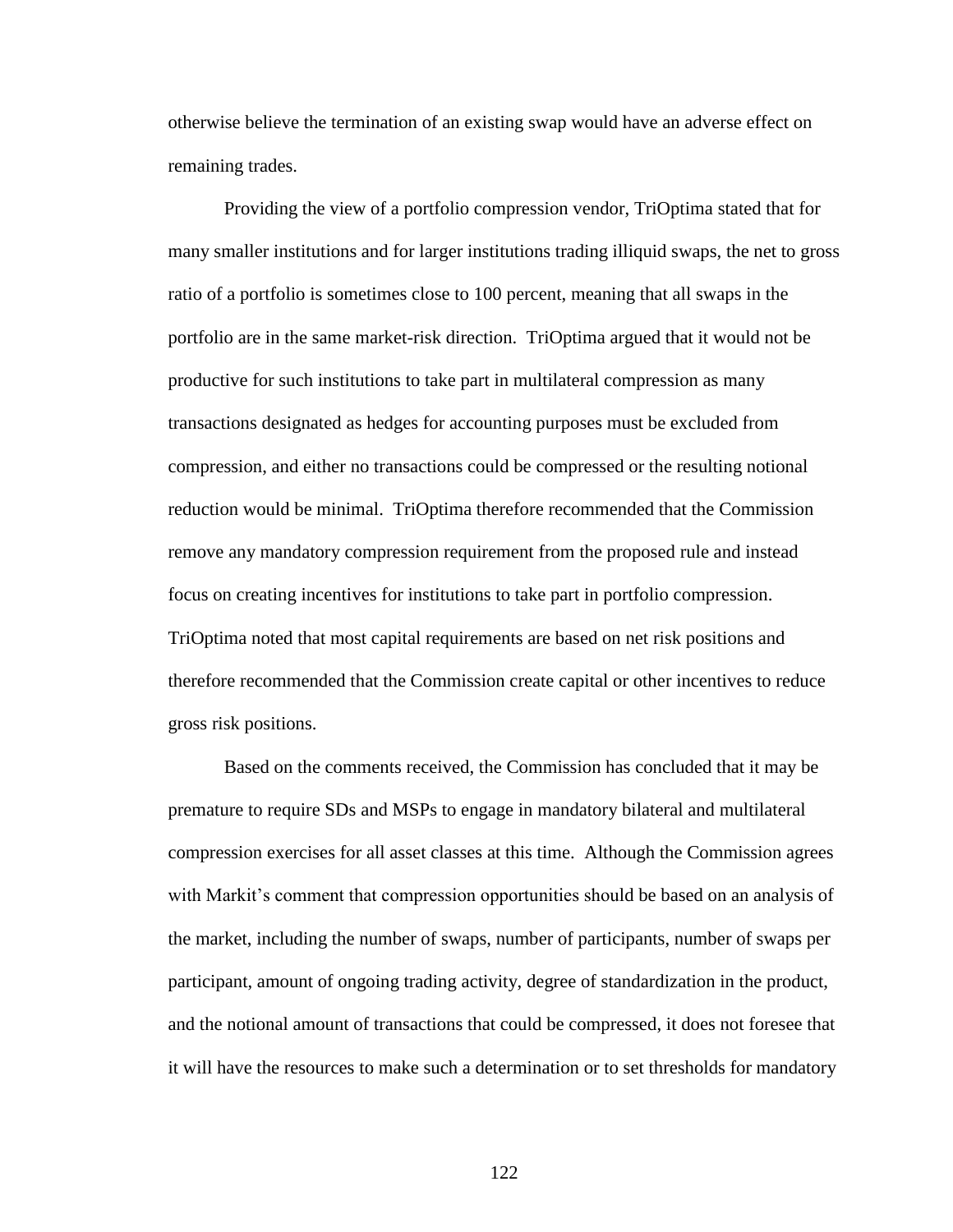otherwise believe the termination of an existing swap would have an adverse effect on remaining trades.

Providing the view of a portfolio compression vendor, TriOptima stated that for many smaller institutions and for larger institutions trading illiquid swaps, the net to gross ratio of a portfolio is sometimes close to 100 percent, meaning that all swaps in the portfolio are in the same market-risk direction. TriOptima argued that it would not be productive for such institutions to take part in multilateral compression as many transactions designated as hedges for accounting purposes must be excluded from compression, and either no transactions could be compressed or the resulting notional reduction would be minimal. TriOptima therefore recommended that the Commission remove any mandatory compression requirement from the proposed rule and instead focus on creating incentives for institutions to take part in portfolio compression. TriOptima noted that most capital requirements are based on net risk positions and therefore recommended that the Commission create capital or other incentives to reduce gross risk positions.

Based on the comments received, the Commission has concluded that it may be premature to require SDs and MSPs to engage in mandatory bilateral and multilateral compression exercises for all asset classes at this time. Although the Commission agrees with Markit's comment that compression opportunities should be based on an analysis of the market, including the number of swaps, number of participants, number of swaps per participant, amount of ongoing trading activity, degree of standardization in the product, and the notional amount of transactions that could be compressed, it does not foresee that it will have the resources to make such a determination or to set thresholds for mandatory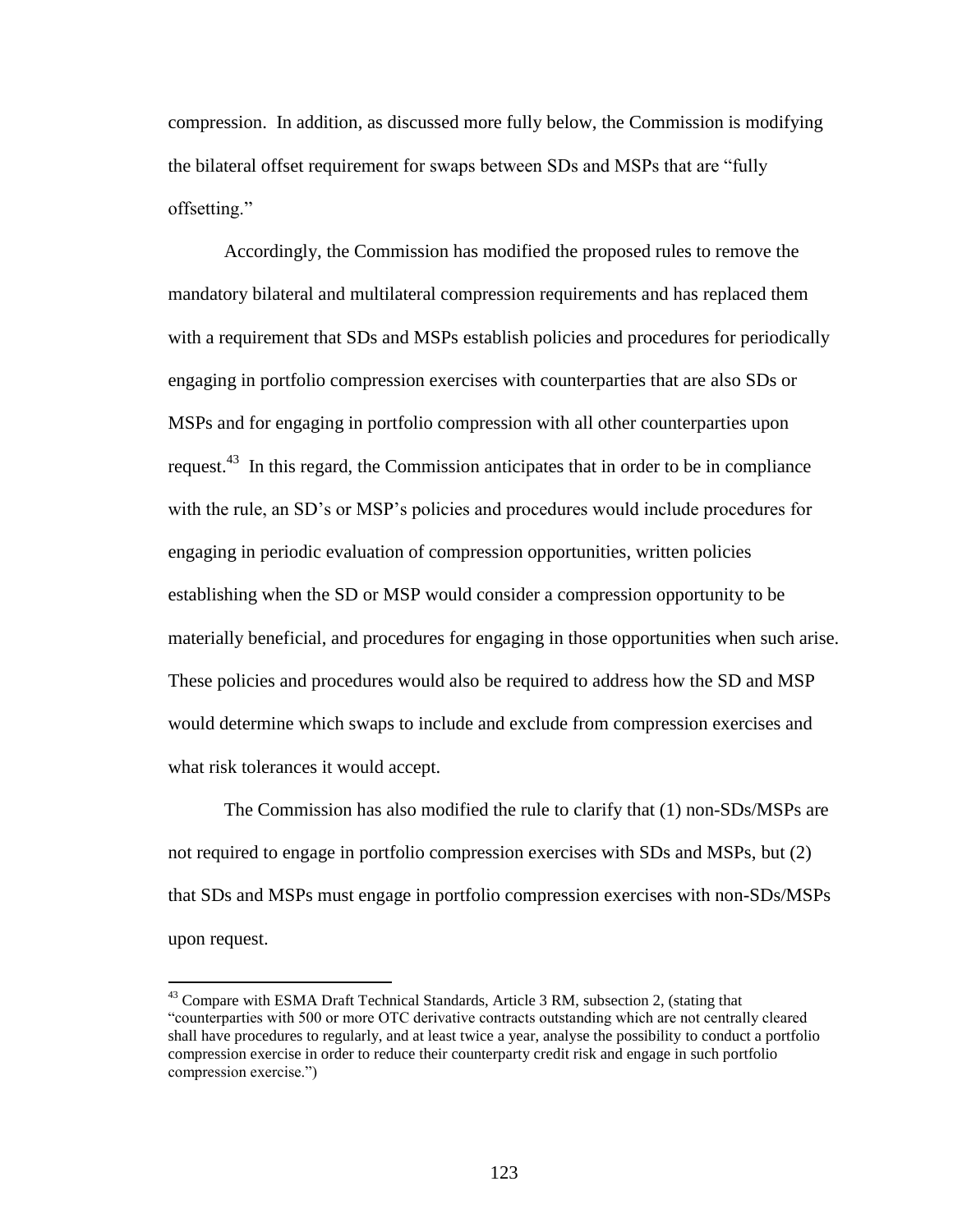compression. In addition, as discussed more fully below, the Commission is modifying the bilateral offset requirement for swaps between SDs and MSPs that are "fully offsetting."

Accordingly, the Commission has modified the proposed rules to remove the mandatory bilateral and multilateral compression requirements and has replaced them with a requirement that SDs and MSPs establish policies and procedures for periodically engaging in portfolio compression exercises with counterparties that are also SDs or MSPs and for engaging in portfolio compression with all other counterparties upon request.[43] In this regard, the Commission anticipates that in order to be in compliance with the rule, an SD's or MSP's policies and procedures would include procedures for engaging in periodic evaluation of compression opportunities, written policies establishing when the SD or MSP would consider a compression opportunity to be materially beneficial, and procedures for engaging in those opportunities when such arise. These policies and procedures would also be required to address how the SD and MSP would determine which swaps to include and exclude from compression exercises and what risk tolerances it would accept.

The Commission has also modified the rule to clarify that (1) non-SDs/MSPs are not required to engage in portfolio compression exercises with SDs and MSPs, but (2) that SDs and MSPs must engage in portfolio compression exercises with non-SDs/MSPs upon request.

---

[43] Compare with ESMA Draft Technical Standards, Article 3 RM, subsection 2, (stating that "counterparties with 500 or more OTC derivative contracts outstanding which are not centrally cleared shall have procedures to regularly, and at least twice a year, analyse the possibility to conduct a portfolio compression exercise in order to reduce their counterparty credit risk and engage in such portfolio compression exercise.")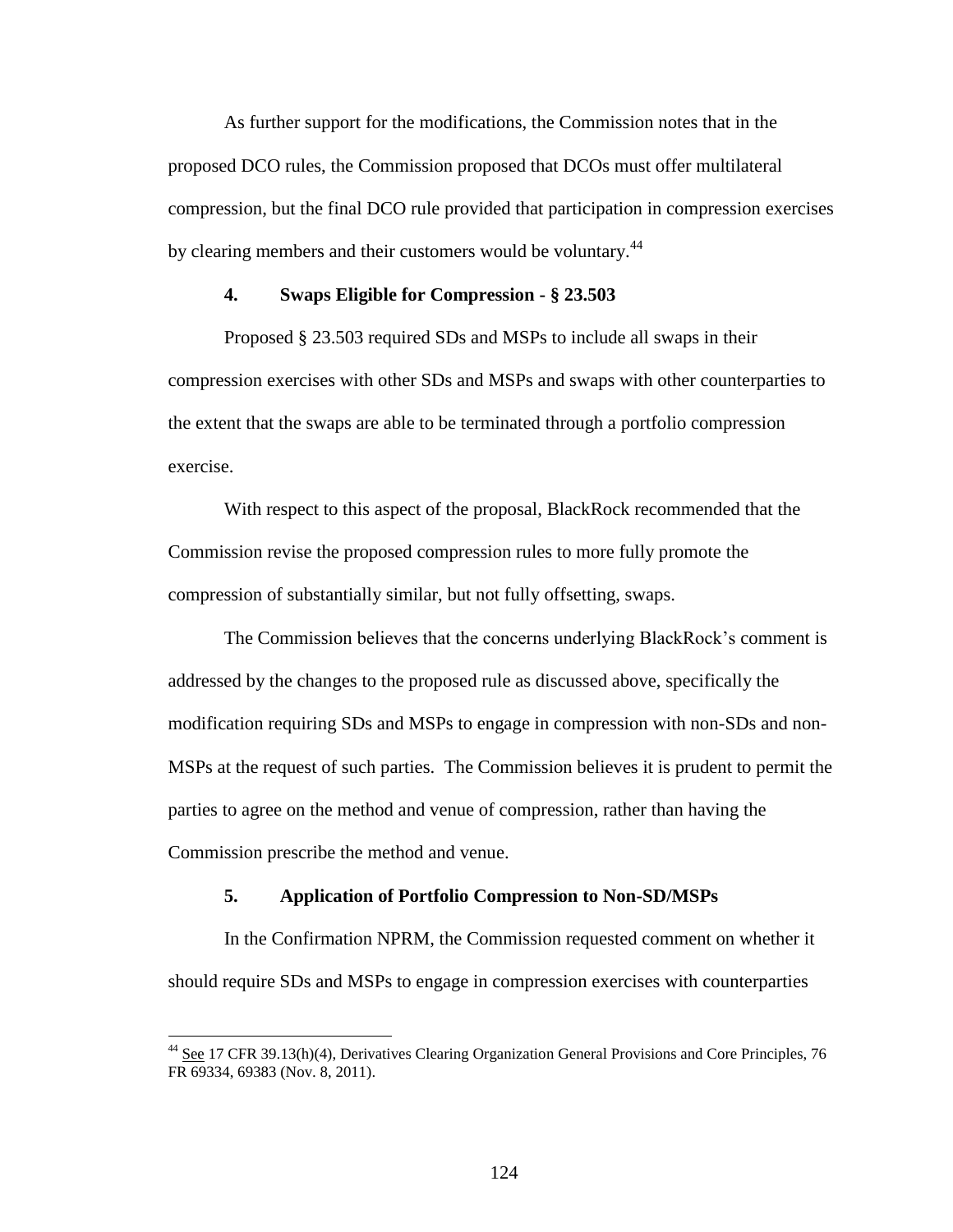As further support for the modifications, the Commission notes that in the proposed DCO rules, the Commission proposed that DCOs must offer multilateral compression, but the final DCO rule provided that participation in compression exercises by clearing members and their customers would be voluntary.[44]

#### 4. Swaps Eligible for Compression - § 23.503

Proposed § 23.503 required SDs and MSPs to include all swaps in their compression exercises with other SDs and MSPs and swaps with other counterparties to the extent that the swaps are able to be terminated through a portfolio compression exercise.

With respect to this aspect of the proposal, BlackRock recommended that the Commission revise the proposed compression rules to more fully promote the compression of substantially similar, but not fully offsetting, swaps.

The Commission believes that the concerns underlying BlackRock's comment is addressed by the changes to the proposed rule as discussed above, specifically the modification requiring SDs and MSPs to engage in compression with non-SDs and non-MSPs at the request of such parties. The Commission believes it is prudent to permit the parties to agree on the method and venue of compression, rather than having the Commission prescribe the method and venue.

#### 5. Application of Portfolio Compression to Non-SD/MSPs

In the Confirmation NPRM, the Commission requested comment on whether it should require SDs and MSPs to engage in compression exercises with counterparties

---

[44] See 17 CFR 39.13(h)(4), Derivatives Clearing Organization General Provisions and Core Principles, 76 FR 69334, 69383 (Nov. 8, 2011).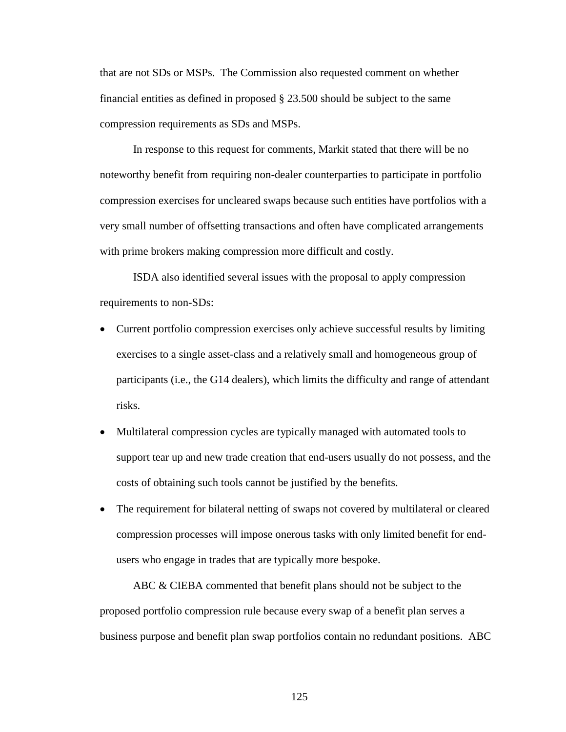that are not SDs or MSPs. The Commission also requested comment on whether financial entities as defined in proposed § 23.500 should be subject to the same compression requirements as SDs and MSPs.

In response to this request for comments, Markit stated that there will be no noteworthy benefit from requiring non-dealer counterparties to participate in portfolio compression exercises for uncleared swaps because such entities have portfolios with a very small number of offsetting transactions and often have complicated arrangements with prime brokers making compression more difficult and costly.

ISDA also identified several issues with the proposal to apply compression requirements to non-SDs:

- Current portfolio compression exercises only achieve successful results by limiting exercises to a single asset-class and a relatively small and homogeneous group of participants (i.e., the G14 dealers), which limits the difficulty and range of attendant risks.
- Multilateral compression cycles are typically managed with automated tools to support tear up and new trade creation that end-users usually do not possess, and the costs of obtaining such tools cannot be justified by the benefits.
- The requirement for bilateral netting of swaps not covered by multilateral or cleared compression processes will impose onerous tasks with only limited benefit for end-users who engage in trades that are typically more bespoke.

ABC & CIEBA commented that benefit plans should not be subject to the proposed portfolio compression rule because every swap of a benefit plan serves a business purpose and benefit plan swap portfolios contain no redundant positions. ABC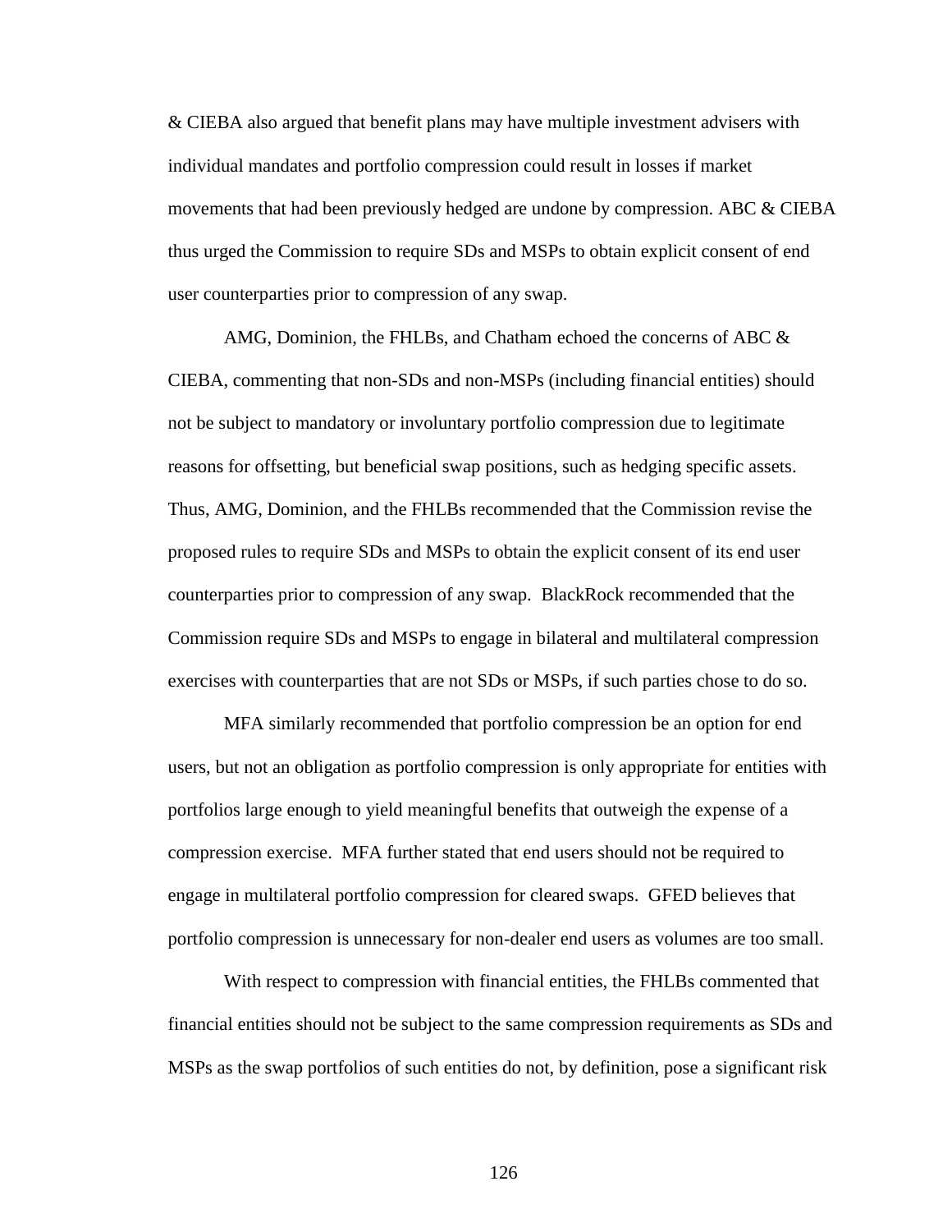& CIEBA also argued that benefit plans may have multiple investment advisers with individual mandates and portfolio compression could result in losses if market movements that had been previously hedged are undone by compression. ABC & CIEBA thus urged the Commission to require SDs and MSPs to obtain explicit consent of end user counterparties prior to compression of any swap.

AMG, Dominion, the FHLBs, and Chatham echoed the concerns of ABC & CIEBA, commenting that non-SDs and non-MSPs (including financial entities) should not be subject to mandatory or involuntary portfolio compression due to legitimate reasons for offsetting, but beneficial swap positions, such as hedging specific assets. Thus, AMG, Dominion, and the FHLBs recommended that the Commission revise the proposed rules to require SDs and MSPs to obtain the explicit consent of its end user counterparties prior to compression of any swap. BlackRock recommended that the Commission require SDs and MSPs to engage in bilateral and multilateral compression exercises with counterparties that are not SDs or MSPs, if such parties chose to do so.

MFA similarly recommended that portfolio compression be an option for end users, but not an obligation as portfolio compression is only appropriate for entities with portfolios large enough to yield meaningful benefits that outweigh the expense of a compression exercise. MFA further stated that end users should not be required to engage in multilateral portfolio compression for cleared swaps. GFED believes that portfolio compression is unnecessary for non-dealer end users as volumes are too small.

With respect to compression with financial entities, the FHLBs commented that financial entities should not be subject to the same compression requirements as SDs and MSPs as the swap portfolios of such entities do not, by definition, pose a significant risk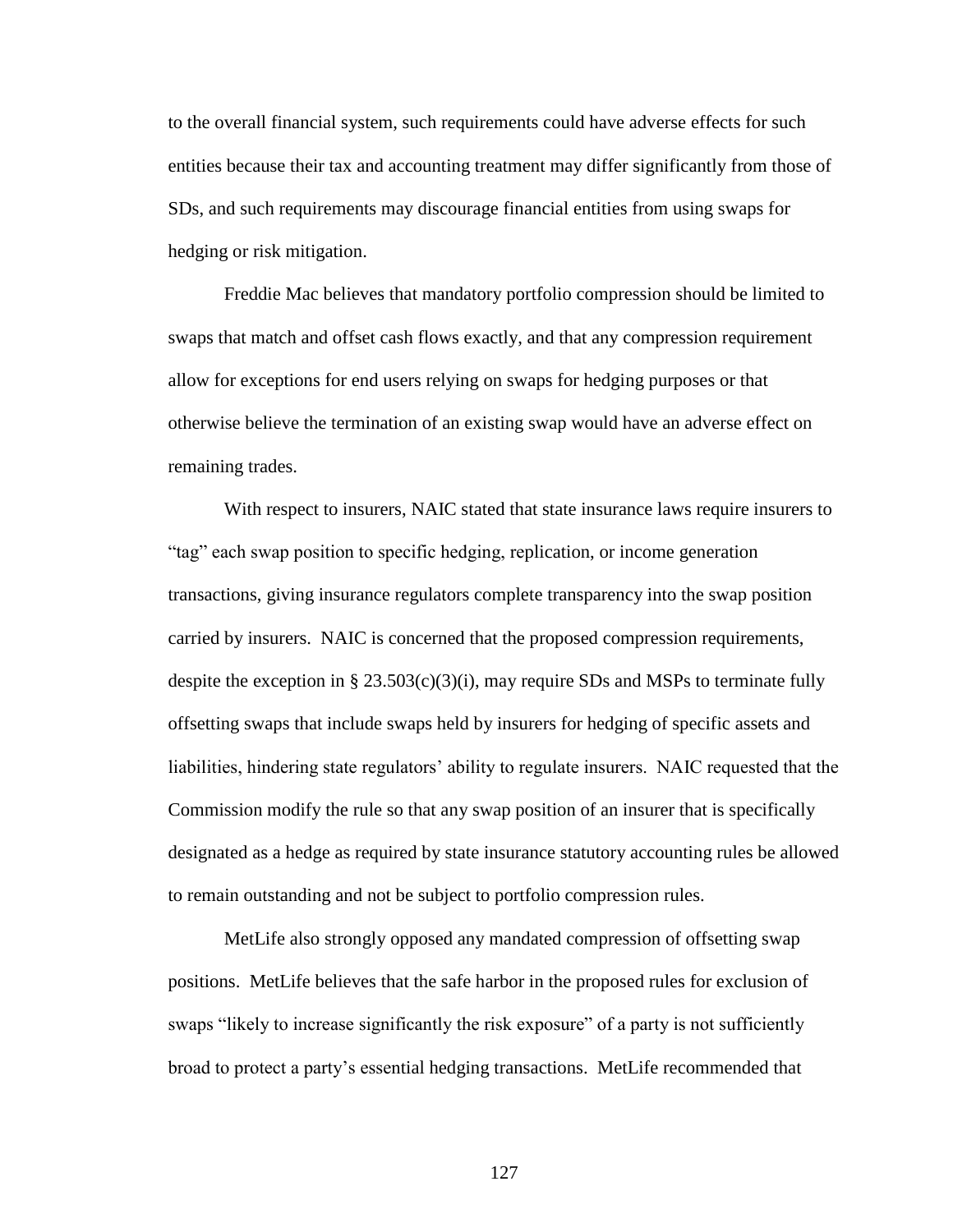to the overall financial system, such requirements could have adverse effects for such entities because their tax and accounting treatment may differ significantly from those of SDs, and such requirements may discourage financial entities from using swaps for hedging or risk mitigation.

Freddie Mac believes that mandatory portfolio compression should be limited to swaps that match and offset cash flows exactly, and that any compression requirement allow for exceptions for end users relying on swaps for hedging purposes or that otherwise believe the termination of an existing swap would have an adverse effect on remaining trades.

With respect to insurers, NAIC stated that state insurance laws require insurers to "tag" each swap position to specific hedging, replication, or income generation transactions, giving insurance regulators complete transparency into the swap position carried by insurers. NAIC is concerned that the proposed compression requirements, despite the exception in § 23.503(c)(3)(i), may require SDs and MSPs to terminate fully offsetting swaps that include swaps held by insurers for hedging of specific assets and liabilities, hindering state regulators' ability to regulate insurers. NAIC requested that the Commission modify the rule so that any swap position of an insurer that is specifically designated as a hedge as required by state insurance statutory accounting rules be allowed to remain outstanding and not be subject to portfolio compression rules.

MetLife also strongly opposed any mandated compression of offsetting swap positions. MetLife believes that the safe harbor in the proposed rules for exclusion of swaps "likely to increase significantly the risk exposure" of a party is not sufficiently broad to protect a party's essential hedging transactions. MetLife recommended that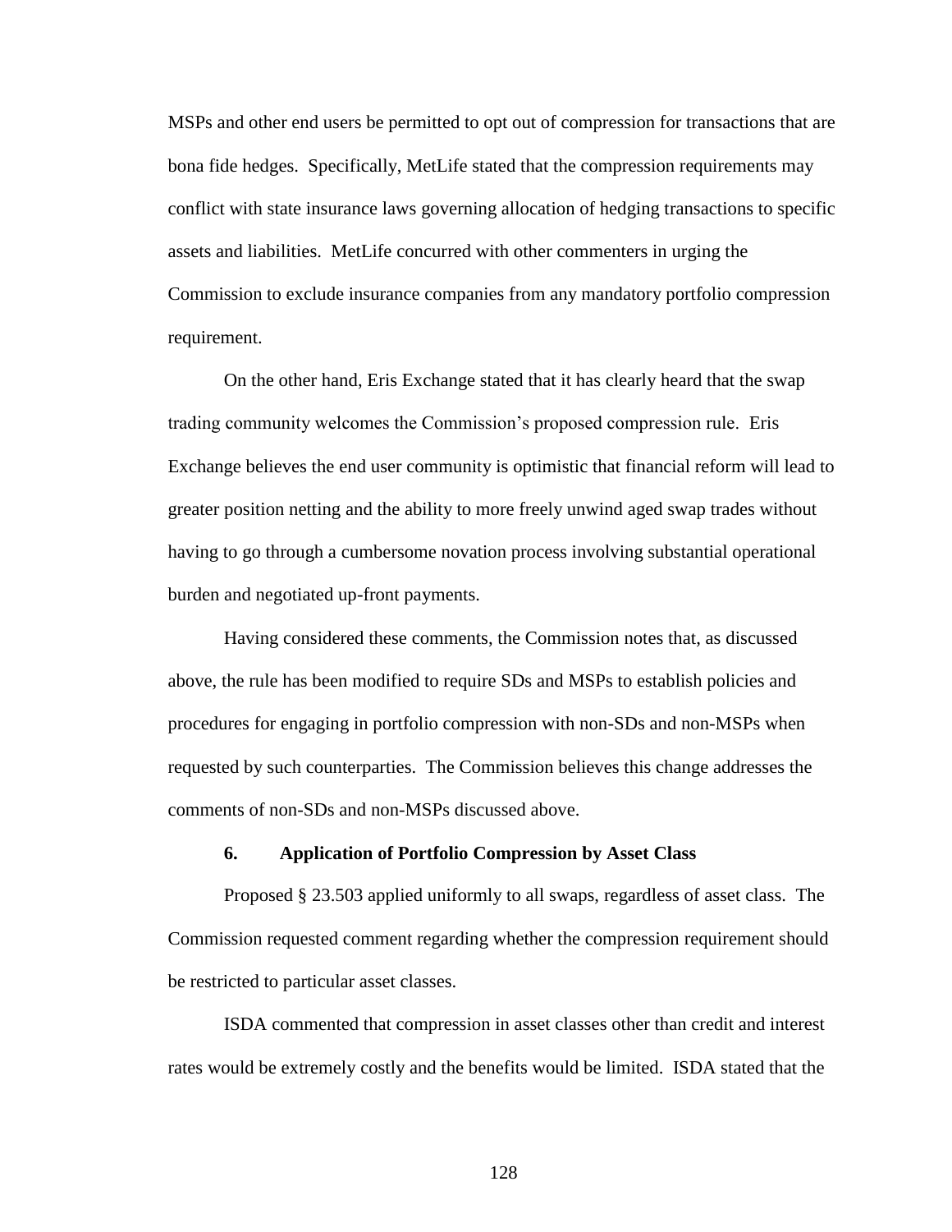MSPs and other end users be permitted to opt out of compression for transactions that are bona fide hedges. Specifically, MetLife stated that the compression requirements may conflict with state insurance laws governing allocation of hedging transactions to specific assets and liabilities. MetLife concurred with other commenters in urging the Commission to exclude insurance companies from any mandatory portfolio compression requirement.

On the other hand, Eris Exchange stated that it has clearly heard that the swap trading community welcomes the Commission's proposed compression rule. Eris Exchange believes the end user community is optimistic that financial reform will lead to greater position netting and the ability to more freely unwind aged swap trades without having to go through a cumbersome novation process involving substantial operational burden and negotiated up-front payments.

Having considered these comments, the Commission notes that, as discussed above, the rule has been modified to require SDs and MSPs to establish policies and procedures for engaging in portfolio compression with non-SDs and non-MSPs when requested by such counterparties. The Commission believes this change addresses the comments of non-SDs and non-MSPs discussed above.

#### 6. Application of Portfolio Compression by Asset Class

Proposed § 23.503 applied uniformly to all swaps, regardless of asset class. The Commission requested comment regarding whether the compression requirement should be restricted to particular asset classes.

ISDA commented that compression in asset classes other than credit and interest rates would be extremely costly and the benefits would be limited. ISDA stated that the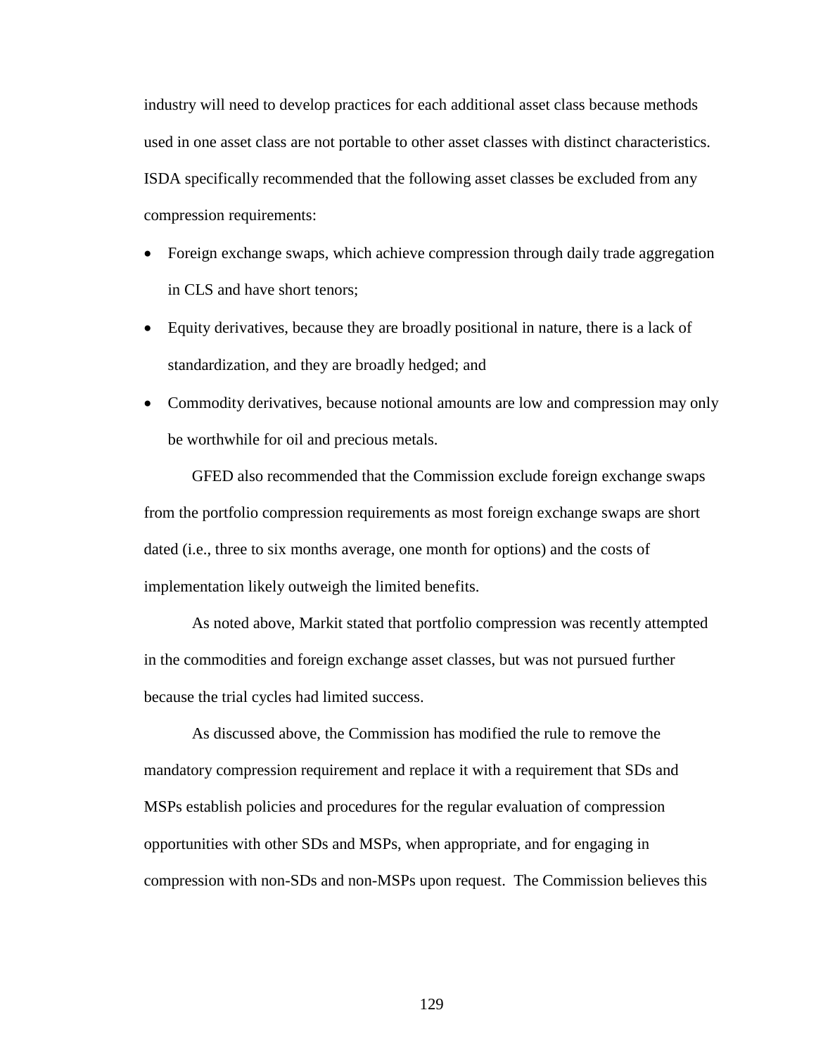industry will need to develop practices for each additional asset class because methods used in one asset class are not portable to other asset classes with distinct characteristics. ISDA specifically recommended that the following asset classes be excluded from any compression requirements:

- Foreign exchange swaps, which achieve compression through daily trade aggregation in CLS and have short tenors;
- Equity derivatives, because they are broadly positional in nature, there is a lack of standardization, and they are broadly hedged; and
- Commodity derivatives, because notional amounts are low and compression may only be worthwhile for oil and precious metals.

GFED also recommended that the Commission exclude foreign exchange swaps from the portfolio compression requirements as most foreign exchange swaps are short dated (i.e., three to six months average, one month for options) and the costs of implementation likely outweigh the limited benefits.

As noted above, Markit stated that portfolio compression was recently attempted in the commodities and foreign exchange asset classes, but was not pursued further because the trial cycles had limited success.

As discussed above, the Commission has modified the rule to remove the mandatory compression requirement and replace it with a requirement that SDs and MSPs establish policies and procedures for the regular evaluation of compression opportunities with other SDs and MSPs, when appropriate, and for engaging in compression with non-SDs and non-MSPs upon request. The Commission believes this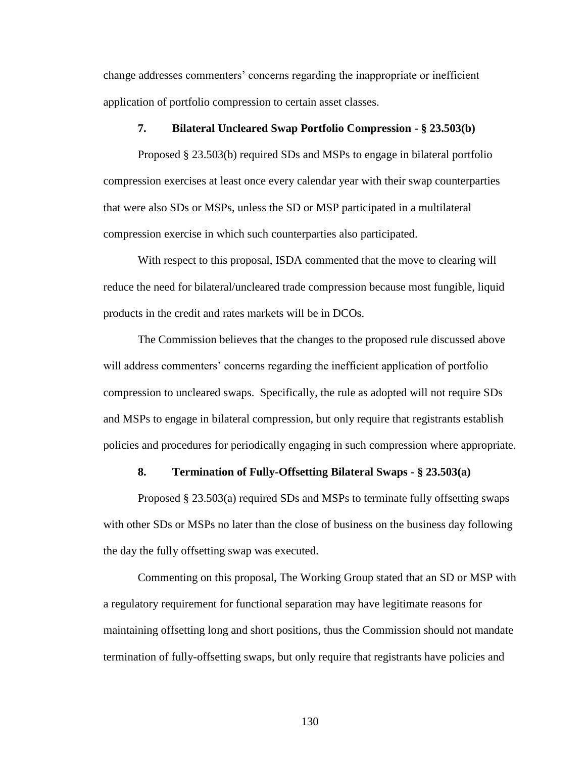change addresses commenters' concerns regarding the inappropriate or inefficient application of portfolio compression to certain asset classes.

### 7. Bilateral Uncleared Swap Portfolio Compression - § 23.503(b)

Proposed § 23.503(b) required SDs and MSPs to engage in bilateral portfolio compression exercises at least once every calendar year with their swap counterparties that were also SDs or MSPs, unless the SD or MSP participated in a multilateral compression exercise in which such counterparties also participated.

With respect to this proposal, ISDA commented that the move to clearing will reduce the need for bilateral/uncleared trade compression because most fungible, liquid products in the credit and rates markets will be in DCOs.

The Commission believes that the changes to the proposed rule discussed above will address commenters' concerns regarding the inefficient application of portfolio compression to uncleared swaps. Specifically, the rule as adopted will not require SDs and MSPs to engage in bilateral compression, but only require that registrants establish policies and procedures for periodically engaging in such compression where appropriate.

### 8. Termination of Fully-Offsetting Bilateral Swaps - § 23.503(a)

Proposed § 23.503(a) required SDs and MSPs to terminate fully offsetting swaps with other SDs or MSPs no later than the close of business on the business day following the day the fully offsetting swap was executed.

Commenting on this proposal, The Working Group stated that an SD or MSP with a regulatory requirement for functional separation may have legitimate reasons for maintaining offsetting long and short positions, thus the Commission should not mandate termination of fully-offsetting swaps, but only require that registrants have policies and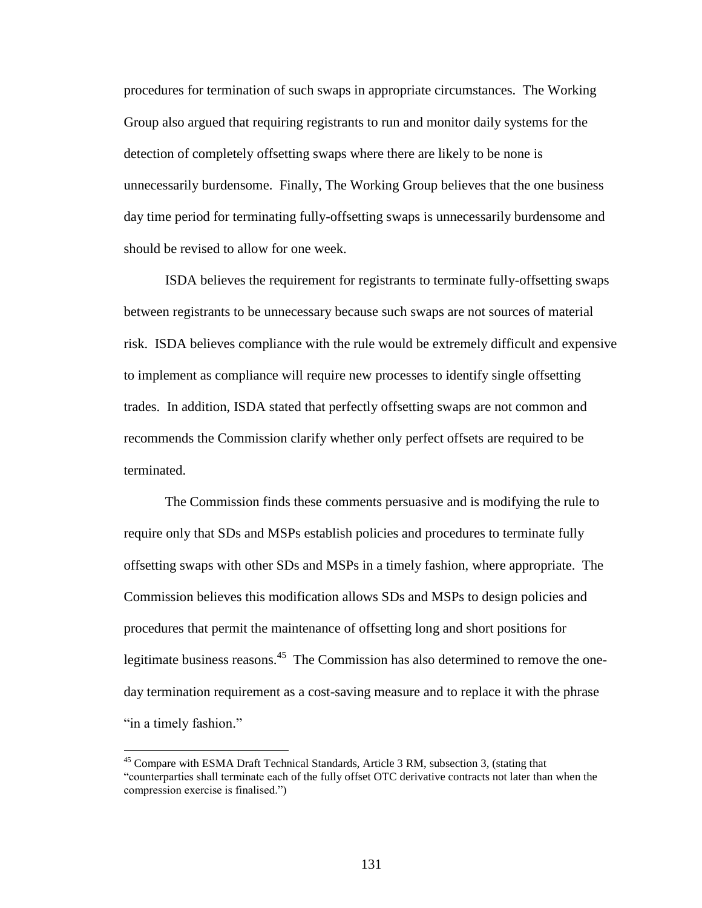procedures for termination of such swaps in appropriate circumstances. The Working Group also argued that requiring registrants to run and monitor daily systems for the detection of completely offsetting swaps where there are likely to be none is unnecessarily burdensome. Finally, The Working Group believes that the one business day time period for terminating fully-offsetting swaps is unnecessarily burdensome and should be revised to allow for one week.

ISDA believes the requirement for registrants to terminate fully-offsetting swaps between registrants to be unnecessary because such swaps are not sources of material risk. ISDA believes compliance with the rule would be extremely difficult and expensive to implement as compliance will require new processes to identify single offsetting trades. In addition, ISDA stated that perfectly offsetting swaps are not common and recommends the Commission clarify whether only perfect offsets are required to be terminated.

The Commission finds these comments persuasive and is modifying the rule to require only that SDs and MSPs establish policies and procedures to terminate fully offsetting swaps with other SDs and MSPs in a timely fashion, where appropriate. The Commission believes this modification allows SDs and MSPs to design policies and procedures that permit the maintenance of offsetting long and short positions for legitimate business reasons.[45] The Commission has also determined to remove the one-day termination requirement as a cost-saving measure and to replace it with the phrase "in a timely fashion."

[45] Compare with ESMA Draft Technical Standards, Article 3 RM, subsection 3, (stating that "counterparties shall terminate each of the fully offset OTC derivative contracts not later than when the compression exercise is finalised.")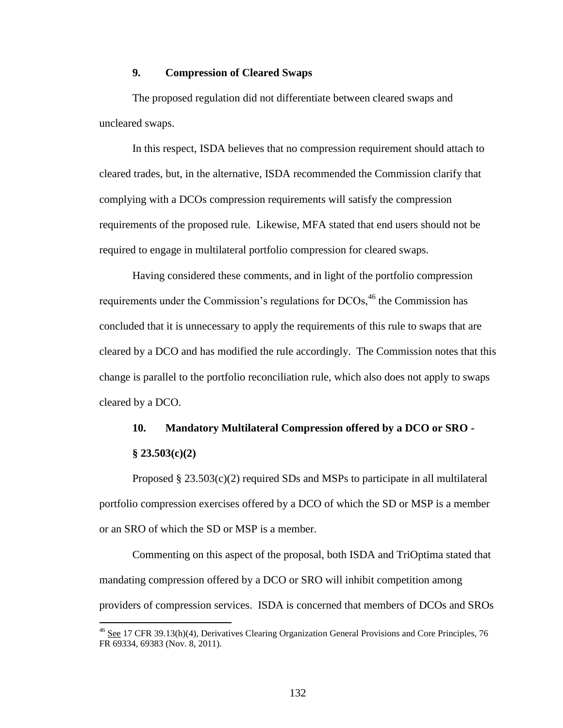### 9. Compression of Cleared Swaps

The proposed regulation did not differentiate between cleared swaps and uncleared swaps.

In this respect, ISDA believes that no compression requirement should attach to cleared trades, but, in the alternative, ISDA recommended the Commission clarify that complying with a DCOs compression requirements will satisfy the compression requirements of the proposed rule. Likewise, MFA stated that end users should not be required to engage in multilateral portfolio compression for cleared swaps.

Having considered these comments, and in light of the portfolio compression requirements under the Commission's regulations for DCOs,[46] the Commission has concluded that it is unnecessary to apply the requirements of this rule to swaps that are cleared by a DCO and has modified the rule accordingly. The Commission notes that this change is parallel to the portfolio reconciliation rule, which also does not apply to swaps cleared by a DCO.

### 10. Mandatory Multilateral Compression offered by a DCO or SRO - § 23.503(c)(2)

Proposed § 23.503(c)(2) required SDs and MSPs to participate in all multilateral portfolio compression exercises offered by a DCO of which the SD or MSP is a member or an SRO of which the SD or MSP is a member.

Commenting on this aspect of the proposal, both ISDA and TriOptima stated that mandating compression offered by a DCO or SRO will inhibit competition among providers of compression services. ISDA is concerned that members of DCOs and SROs

---

[46] See 17 CFR 39.13(h)(4), Derivatives Clearing Organization General Provisions and Core Principles, 76 FR 69334, 69383 (Nov. 8, 2011).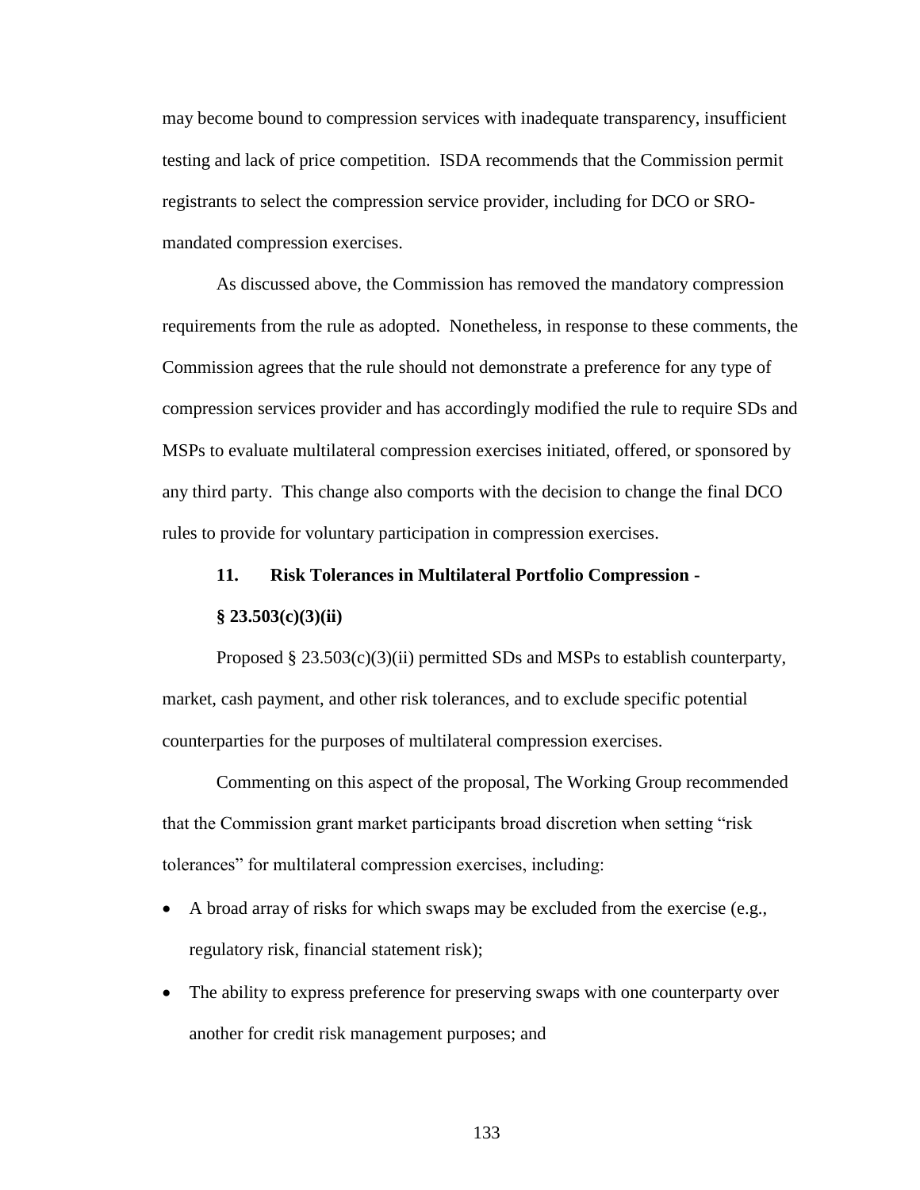may become bound to compression services with inadequate transparency, insufficient testing and lack of price competition. ISDA recommends that the Commission permit registrants to select the compression service provider, including for DCO or SRO-mandated compression exercises.

As discussed above, the Commission has removed the mandatory compression requirements from the rule as adopted. Nonetheless, in response to these comments, the Commission agrees that the rule should not demonstrate a preference for any type of compression services provider and has accordingly modified the rule to require SDs and MSPs to evaluate multilateral compression exercises initiated, offered, or sponsored by any third party. This change also comports with the decision to change the final DCO rules to provide for voluntary participation in compression exercises.

### 11. Risk Tolerances in Multilateral Portfolio Compression - § 23.503(c)(3)(ii)

Proposed § 23.503(c)(3)(ii) permitted SDs and MSPs to establish counterparty, market, cash payment, and other risk tolerances, and to exclude specific potential counterparties for the purposes of multilateral compression exercises.

Commenting on this aspect of the proposal, The Working Group recommended that the Commission grant market participants broad discretion when setting "risk tolerances" for multilateral compression exercises, including:

- A broad array of risks for which swaps may be excluded from the exercise (e.g., regulatory risk, financial statement risk);
- The ability to express preference for preserving swaps with one counterparty over another for credit risk management purposes; and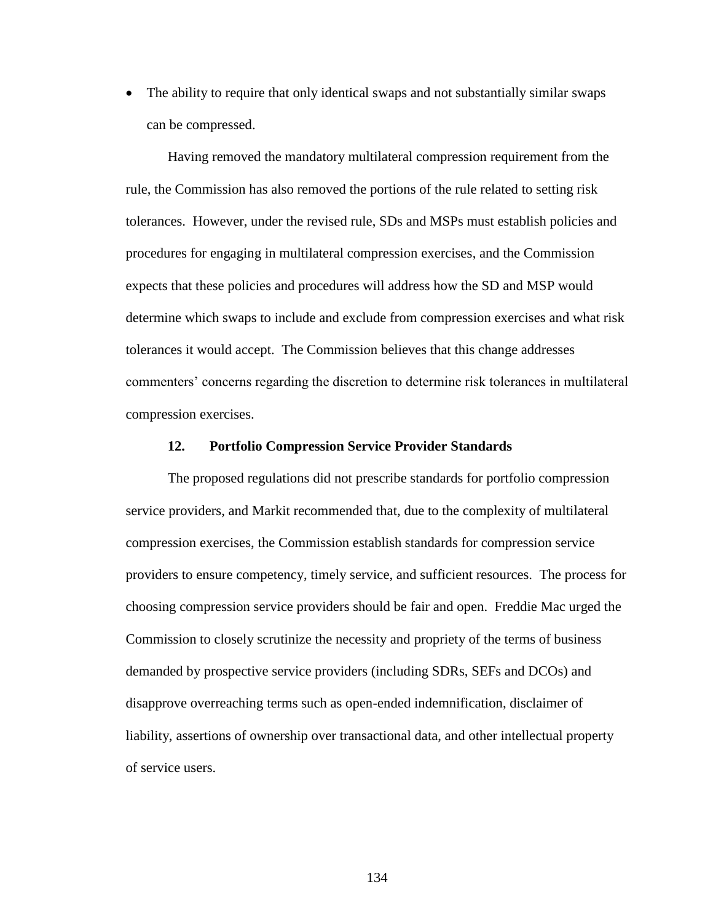- The ability to require that only identical swaps and not substantially similar swaps can be compressed.

Having removed the mandatory multilateral compression requirement from the rule, the Commission has also removed the portions of the rule related to setting risk tolerances. However, under the revised rule, SDs and MSPs must establish policies and procedures for engaging in multilateral compression exercises, and the Commission expects that these policies and procedures will address how the SD and MSP would determine which swaps to include and exclude from compression exercises and what risk tolerances it would accept. The Commission believes that this change addresses commenters' concerns regarding the discretion to determine risk tolerances in multilateral compression exercises.

### 12. Portfolio Compression Service Provider Standards

The proposed regulations did not prescribe standards for portfolio compression service providers, and Markit recommended that, due to the complexity of multilateral compression exercises, the Commission establish standards for compression service providers to ensure competency, timely service, and sufficient resources. The process for choosing compression service providers should be fair and open. Freddie Mac urged the Commission to closely scrutinize the necessity and propriety of the terms of business demanded by prospective service providers (including SDRs, SEFs and DCOs) and disapprove overreaching terms such as open-ended indemnification, disclaimer of liability, assertions of ownership over transactional data, and other intellectual property of service users.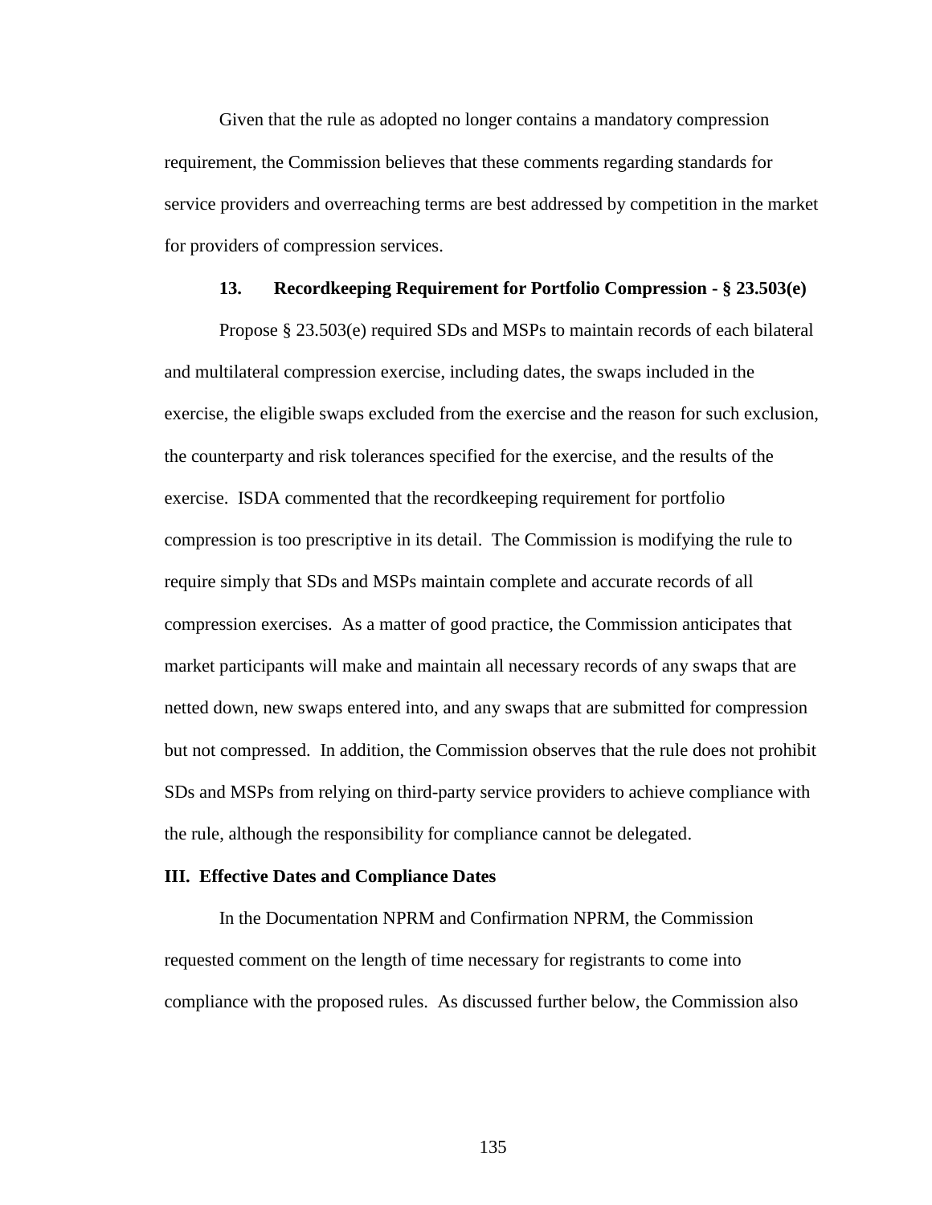Given that the rule as adopted no longer contains a mandatory compression requirement, the Commission believes that these comments regarding standards for service providers and overreaching terms are best addressed by competition in the market for providers of compression services.

#### 13. Recordkeeping Requirement for Portfolio Compression - § 23.503(e)

Propose § 23.503(e) required SDs and MSPs to maintain records of each bilateral and multilateral compression exercise, including dates, the swaps included in the exercise, the eligible swaps excluded from the exercise and the reason for such exclusion, the counterparty and risk tolerances specified for the exercise, and the results of the exercise. ISDA commented that the recordkeeping requirement for portfolio compression is too prescriptive in its detail. The Commission is modifying the rule to require simply that SDs and MSPs maintain complete and accurate records of all compression exercises. As a matter of good practice, the Commission anticipates that market participants will make and maintain all necessary records of any swaps that are netted down, new swaps entered into, and any swaps that are submitted for compression but not compressed. In addition, the Commission observes that the rule does not prohibit SDs and MSPs from relying on third-party service providers to achieve compliance with the rule, although the responsibility for compliance cannot be delegated.

## III. Effective Dates and Compliance Dates

In the Documentation NPRM and Confirmation NPRM, the Commission requested comment on the length of time necessary for registrants to come into compliance with the proposed rules. As discussed further below, the Commission also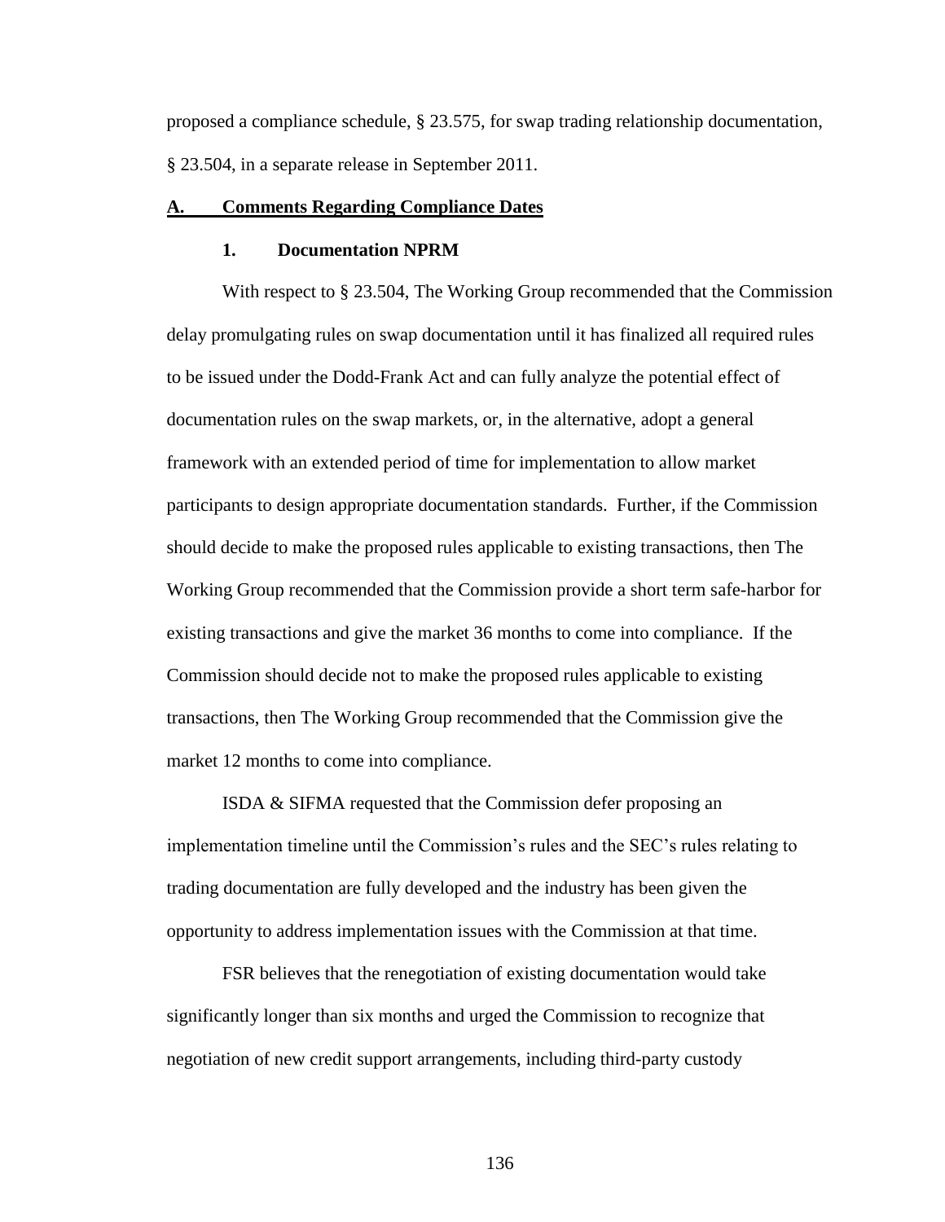proposed a compliance schedule, § 23.575, for swap trading relationship documentation, § 23.504, in a separate release in September 2011.

## A. Comments Regarding Compliance Dates

### 1. Documentation NPRM

With respect to § 23.504, The Working Group recommended that the Commission delay promulgating rules on swap documentation until it has finalized all required rules to be issued under the Dodd-Frank Act and can fully analyze the potential effect of documentation rules on the swap markets, or, in the alternative, adopt a general framework with an extended period of time for implementation to allow market participants to design appropriate documentation standards. Further, if the Commission should decide to make the proposed rules applicable to existing transactions, then The Working Group recommended that the Commission provide a short term safe-harbor for existing transactions and give the market 36 months to come into compliance. If the Commission should decide not to make the proposed rules applicable to existing transactions, then The Working Group recommended that the Commission give the market 12 months to come into compliance.

ISDA & SIFMA requested that the Commission defer proposing an implementation timeline until the Commission's rules and the SEC's rules relating to trading documentation are fully developed and the industry has been given the opportunity to address implementation issues with the Commission at that time.

FSR believes that the renegotiation of existing documentation would take significantly longer than six months and urged the Commission to recognize that negotiation of new credit support arrangements, including third-party custody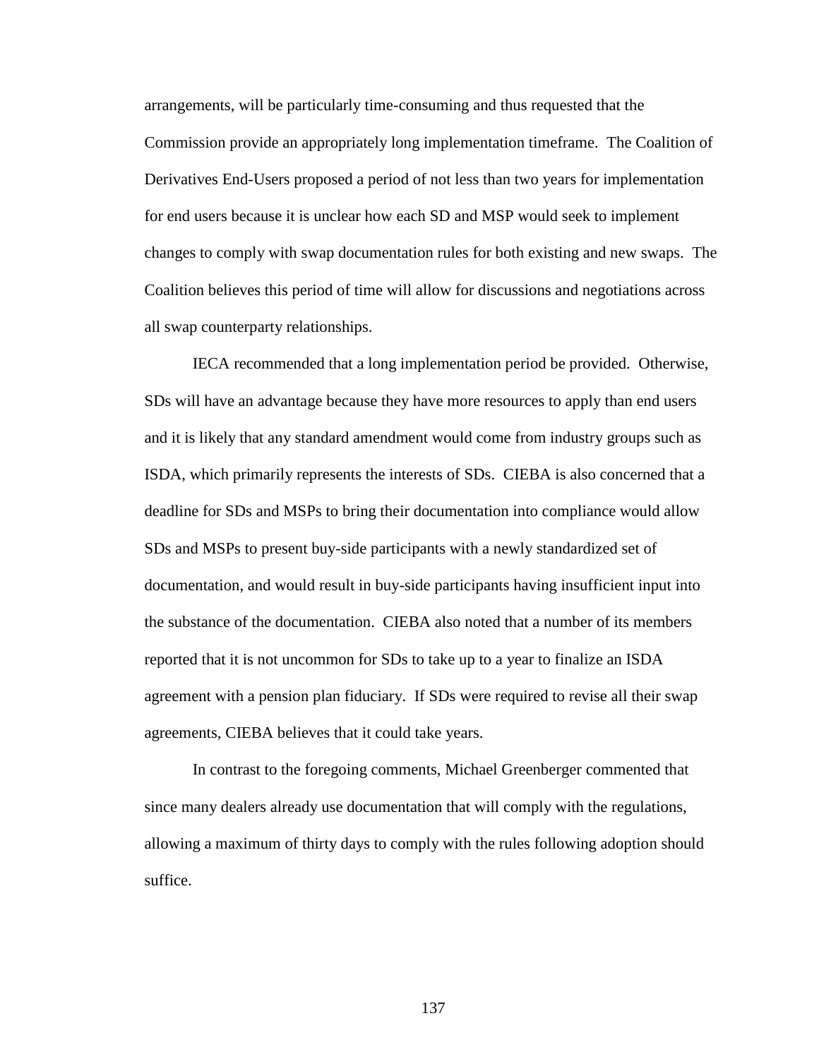arrangements, will be particularly time-consuming and thus requested that the Commission provide an appropriately long implementation timeframe. The Coalition of Derivatives End-Users proposed a period of not less than two years for implementation for end users because it is unclear how each SD and MSP would seek to implement changes to comply with swap documentation rules for both existing and new swaps. The Coalition believes this period of time will allow for discussions and negotiations across all swap counterparty relationships.

IECA recommended that a long implementation period be provided. Otherwise, SDs will have an advantage because they have more resources to apply than end users and it is likely that any standard amendment would come from industry groups such as ISDA, which primarily represents the interests of SDs. CIEBA is also concerned that a deadline for SDs and MSPs to bring their documentation into compliance would allow SDs and MSPs to present buy-side participants with a newly standardized set of documentation, and would result in buy-side participants having insufficient input into the substance of the documentation. CIEBA also noted that a number of its members reported that it is not uncommon for SDs to take up to a year to finalize an ISDA agreement with a pension plan fiduciary. If SDs were required to revise all their swap agreements, CIEBA believes that it could take years.

In contrast to the foregoing comments, Michael Greenberger commented that since many dealers already use documentation that will comply with the regulations, allowing a maximum of thirty days to comply with the rules following adoption should suffice.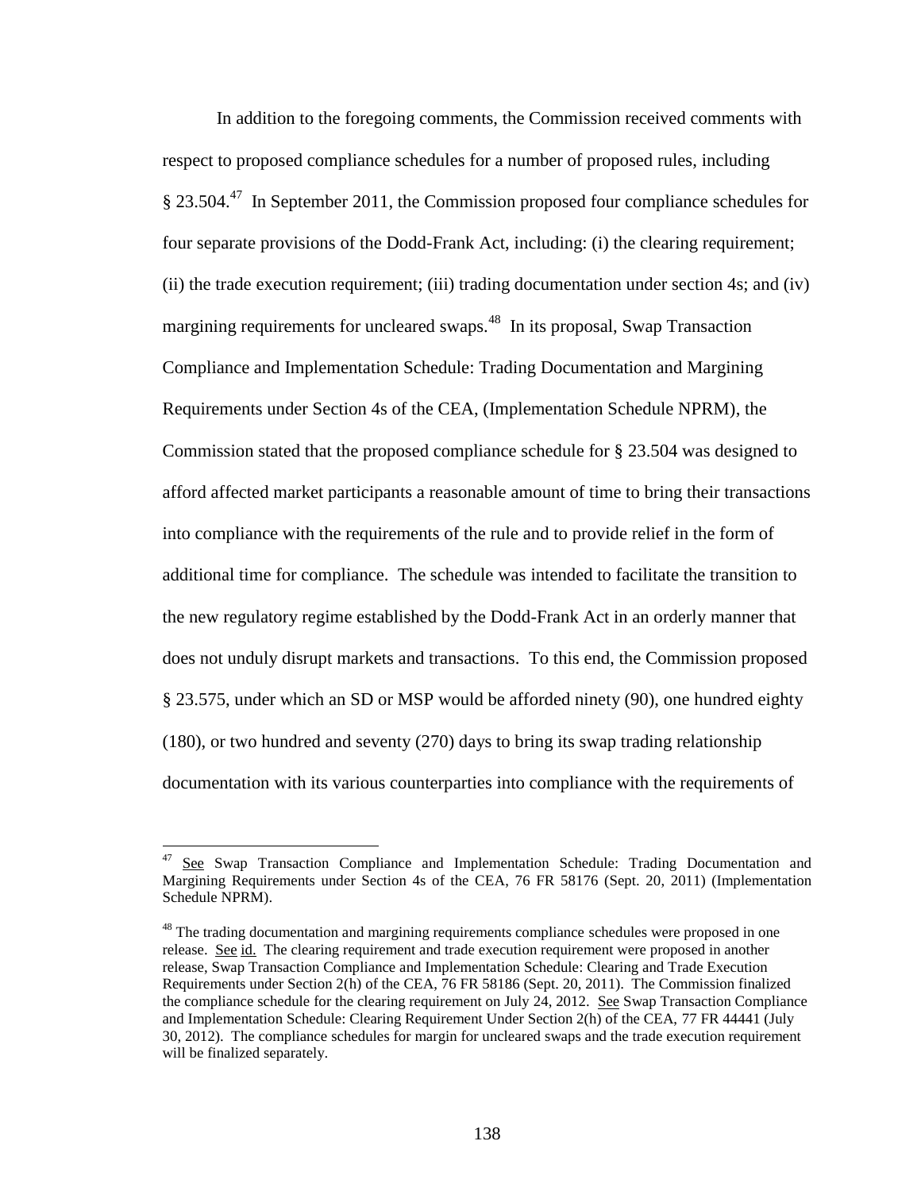In addition to the foregoing comments, the Commission received comments with respect to proposed compliance schedules for a number of proposed rules, including § 23.504.[47] In September 2011, the Commission proposed four compliance schedules for four separate provisions of the Dodd-Frank Act, including: (i) the clearing requirement; (ii) the trade execution requirement; (iii) trading documentation under section 4s; and (iv) margining requirements for uncleared swaps.[48] In its proposal, Swap Transaction Compliance and Implementation Schedule: Trading Documentation and Margining Requirements under Section 4s of the CEA, (Implementation Schedule NPRM), the Commission stated that the proposed compliance schedule for § 23.504 was designed to afford affected market participants a reasonable amount of time to bring their transactions into compliance with the requirements of the rule and to provide relief in the form of additional time for compliance. The schedule was intended to facilitate the transition to the new regulatory regime established by the Dodd-Frank Act in an orderly manner that does not unduly disrupt markets and transactions. To this end, the Commission proposed § 23.575, under which an SD or MSP would be afforded ninety (90), one hundred eighty (180), or two hundred and seventy (270) days to bring its swap trading relationship documentation with its various counterparties into compliance with the requirements of

---

[47] See Swap Transaction Compliance and Implementation Schedule: Trading Documentation and Margining Requirements under Section 4s of the CEA, 76 FR 58176 (Sept. 20, 2011) (Implementation Schedule NPRM).

[48] The trading documentation and margining requirements compliance schedules were proposed in one release. See id. The clearing requirement and trade execution requirement were proposed in another release, Swap Transaction Compliance and Implementation Schedule: Clearing and Trade Execution Requirements under Section 2(h) of the CEA, 76 FR 58186 (Sept. 20, 2011). The Commission finalized the compliance schedule for the clearing requirement on July 24, 2012. See Swap Transaction Compliance and Implementation Schedule: Clearing Requirement Under Section 2(h) of the CEA, 77 FR 44441 (July 30, 2012). The compliance schedules for margin for uncleared swaps and the trade execution requirement will be finalized separately.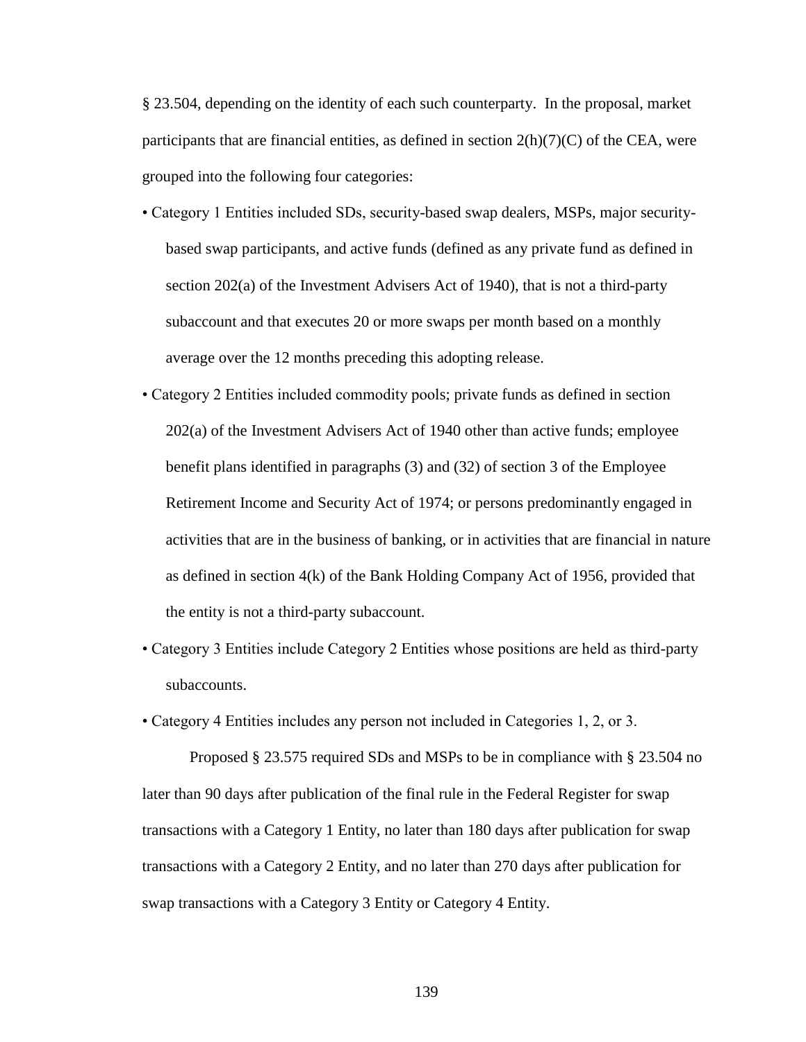§ 23.504, depending on the identity of each such counterparty. In the proposal, market participants that are financial entities, as defined in section 2(h)(7)(C) of the CEA, were grouped into the following four categories:

- Category 1 Entities included SDs, security-based swap dealers, MSPs, major security-based swap participants, and active funds (defined as any private fund as defined in section 202(a) of the Investment Advisers Act of 1940), that is not a third-party subaccount and that executes 20 or more swaps per month based on a monthly average over the 12 months preceding this adopting release.
- Category 2 Entities included commodity pools; private funds as defined in section 202(a) of the Investment Advisers Act of 1940 other than active funds; employee benefit plans identified in paragraphs (3) and (32) of section 3 of the Employee Retirement Income and Security Act of 1974; or persons predominantly engaged in activities that are in the business of banking, or in activities that are financial in nature as defined in section 4(k) of the Bank Holding Company Act of 1956, provided that the entity is not a third-party subaccount.
- Category 3 Entities include Category 2 Entities whose positions are held as third-party subaccounts.
- Category 4 Entities includes any person not included in Categories 1, 2, or 3.

Proposed § 23.575 required SDs and MSPs to be in compliance with § 23.504 no later than 90 days after publication of the final rule in the Federal Register for swap transactions with a Category 1 Entity, no later than 180 days after publication for swap transactions with a Category 2 Entity, and no later than 270 days after publication for swap transactions with a Category 3 Entity or Category 4 Entity.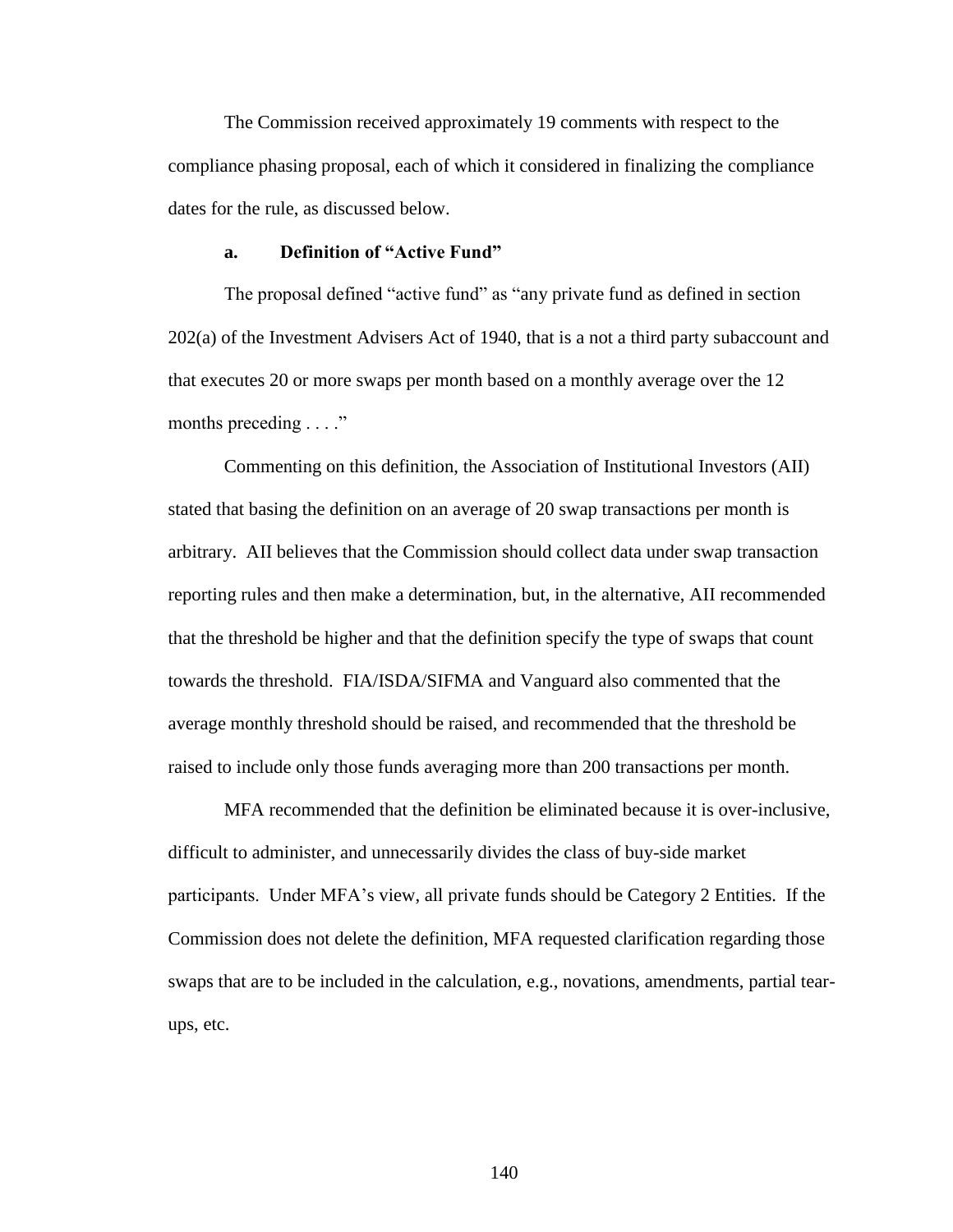The Commission received approximately 19 comments with respect to the compliance phasing proposal, each of which it considered in finalizing the compliance dates for the rule, as discussed below.

#### a. Definition of "Active Fund"

The proposal defined "active fund" as "any private fund as defined in section 202(a) of the Investment Advisers Act of 1940, that is a not a third party subaccount and that executes 20 or more swaps per month based on a monthly average over the 12 months preceding . . . ."

Commenting on this definition, the Association of Institutional Investors (AII) stated that basing the definition on an average of 20 swap transactions per month is arbitrary. AII believes that the Commission should collect data under swap transaction reporting rules and then make a determination, but, in the alternative, AII recommended that the threshold be higher and that the definition specify the type of swaps that count towards the threshold. FIA/ISDA/SIFMA and Vanguard also commented that the average monthly threshold should be raised, and recommended that the threshold be raised to include only those funds averaging more than 200 transactions per month.

MFA recommended that the definition be eliminated because it is over-inclusive, difficult to administer, and unnecessarily divides the class of buy-side market participants. Under MFA's view, all private funds should be Category 2 Entities. If the Commission does not delete the definition, MFA requested clarification regarding those swaps that are to be included in the calculation, e.g., novations, amendments, partial tear-ups, etc.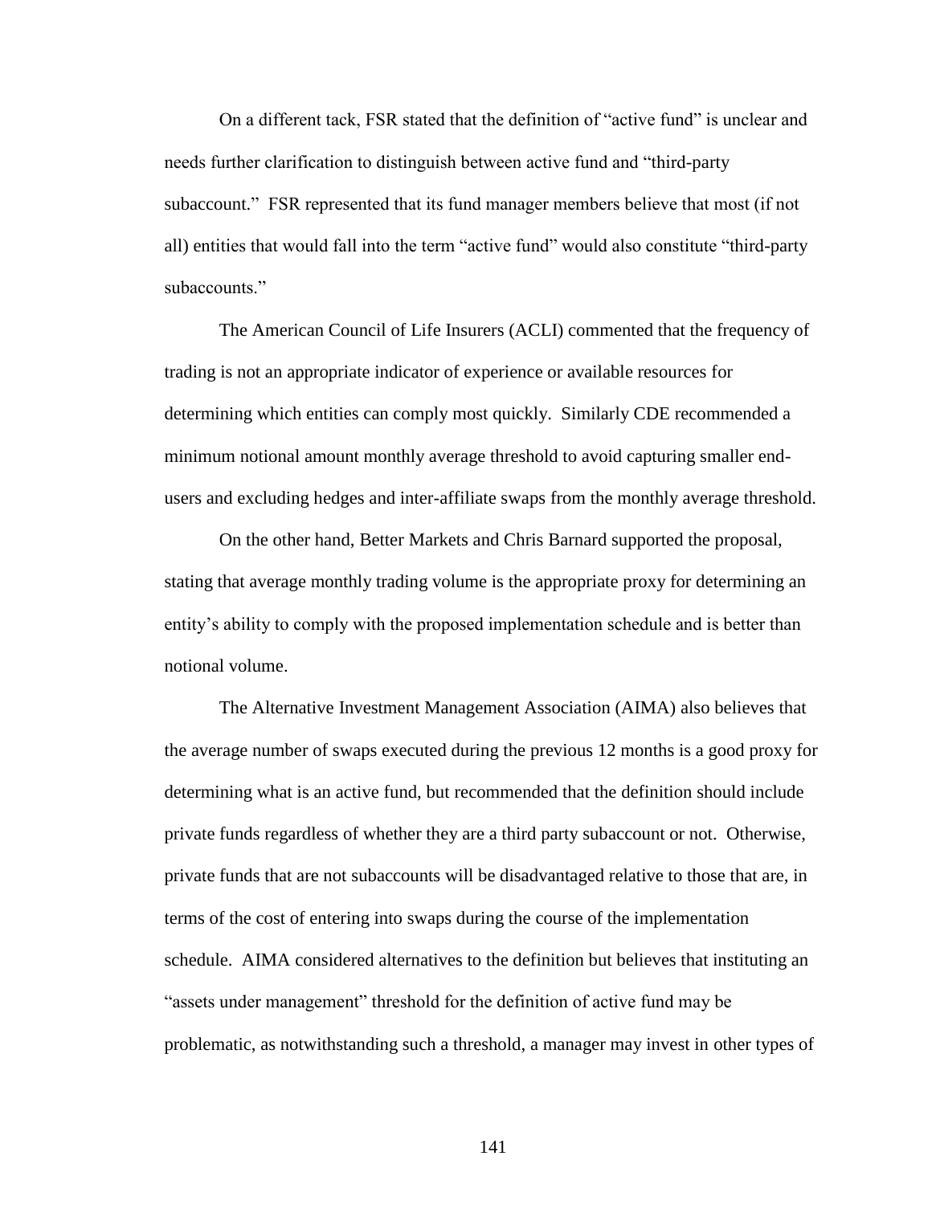On a different tack, FSR stated that the definition of "active fund" is unclear and needs further clarification to distinguish between active fund and "third-party subaccount." FSR represented that its fund manager members believe that most (if not all) entities that would fall into the term "active fund" would also constitute "third-party subaccounts."

The American Council of Life Insurers (ACLI) commented that the frequency of trading is not an appropriate indicator of experience or available resources for determining which entities can comply most quickly. Similarly CDE recommended a minimum notional amount monthly average threshold to avoid capturing smaller end-users and excluding hedges and inter-affiliate swaps from the monthly average threshold.

On the other hand, Better Markets and Chris Barnard supported the proposal, stating that average monthly trading volume is the appropriate proxy for determining an entity's ability to comply with the proposed implementation schedule and is better than notional volume.

The Alternative Investment Management Association (AIMA) also believes that the average number of swaps executed during the previous 12 months is a good proxy for determining what is an active fund, but recommended that the definition should include private funds regardless of whether they are a third party subaccount or not. Otherwise, private funds that are not subaccounts will be disadvantaged relative to those that are, in terms of the cost of entering into swaps during the course of the implementation schedule. AIMA considered alternatives to the definition but believes that instituting an "assets under management" threshold for the definition of active fund may be problematic, as notwithstanding such a threshold, a manager may invest in other types of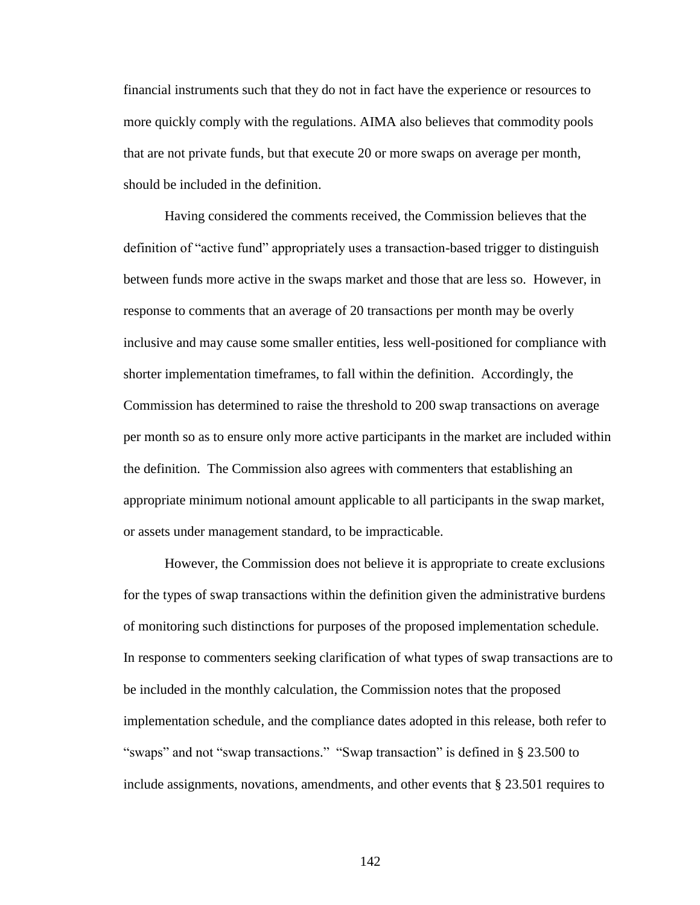financial instruments such that they do not in fact have the experience or resources to more quickly comply with the regulations. AIMA also believes that commodity pools that are not private funds, but that execute 20 or more swaps on average per month, should be included in the definition.

Having considered the comments received, the Commission believes that the definition of "active fund" appropriately uses a transaction-based trigger to distinguish between funds more active in the swaps market and those that are less so. However, in response to comments that an average of 20 transactions per month may be overly inclusive and may cause some smaller entities, less well-positioned for compliance with shorter implementation timeframes, to fall within the definition. Accordingly, the Commission has determined to raise the threshold to 200 swap transactions on average per month so as to ensure only more active participants in the market are included within the definition. The Commission also agrees with commenters that establishing an appropriate minimum notional amount applicable to all participants in the swap market, or assets under management standard, to be impracticable.

However, the Commission does not believe it is appropriate to create exclusions for the types of swap transactions within the definition given the administrative burdens of monitoring such distinctions for purposes of the proposed implementation schedule. In response to commenters seeking clarification of what types of swap transactions are to be included in the monthly calculation, the Commission notes that the proposed implementation schedule, and the compliance dates adopted in this release, both refer to "swaps" and not "swap transactions." "Swap transaction" is defined in § 23.500 to include assignments, novations, amendments, and other events that § 23.501 requires to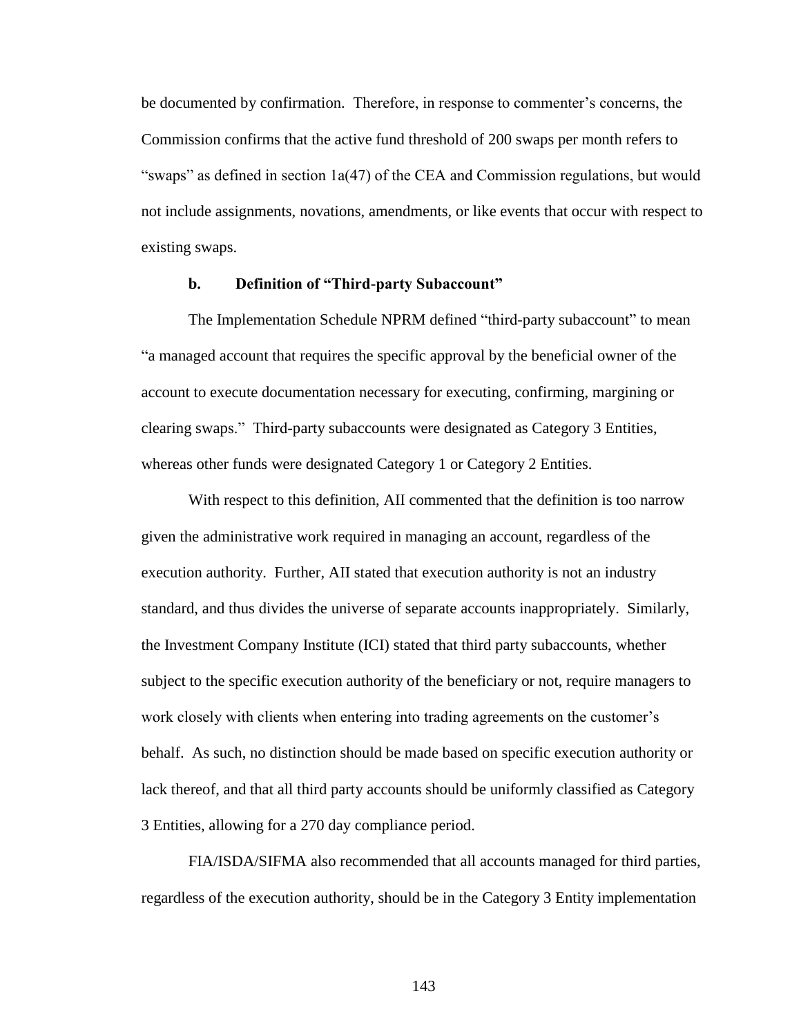be documented by confirmation. Therefore, in response to commenter's concerns, the Commission confirms that the active fund threshold of 200 swaps per month refers to "swaps" as defined in section 1a(47) of the CEA and Commission regulations, but would not include assignments, novations, amendments, or like events that occur with respect to existing swaps.

**b. Definition of "Third-party Subaccount"**

The Implementation Schedule NPRM defined "third-party subaccount" to mean "a managed account that requires the specific approval by the beneficial owner of the account to execute documentation necessary for executing, confirming, margining or clearing swaps." Third-party subaccounts were designated as Category 3 Entities, whereas other funds were designated Category 1 or Category 2 Entities.

With respect to this definition, AII commented that the definition is too narrow given the administrative work required in managing an account, regardless of the execution authority. Further, AII stated that execution authority is not an industry standard, and thus divides the universe of separate accounts inappropriately. Similarly, the Investment Company Institute (ICI) stated that third party subaccounts, whether subject to the specific execution authority of the beneficiary or not, require managers to work closely with clients when entering into trading agreements on the customer's behalf. As such, no distinction should be made based on specific execution authority or lack thereof, and that all third party accounts should be uniformly classified as Category 3 Entities, allowing for a 270 day compliance period.

FIA/ISDA/SIFMA also recommended that all accounts managed for third parties, regardless of the execution authority, should be in the Category 3 Entity implementation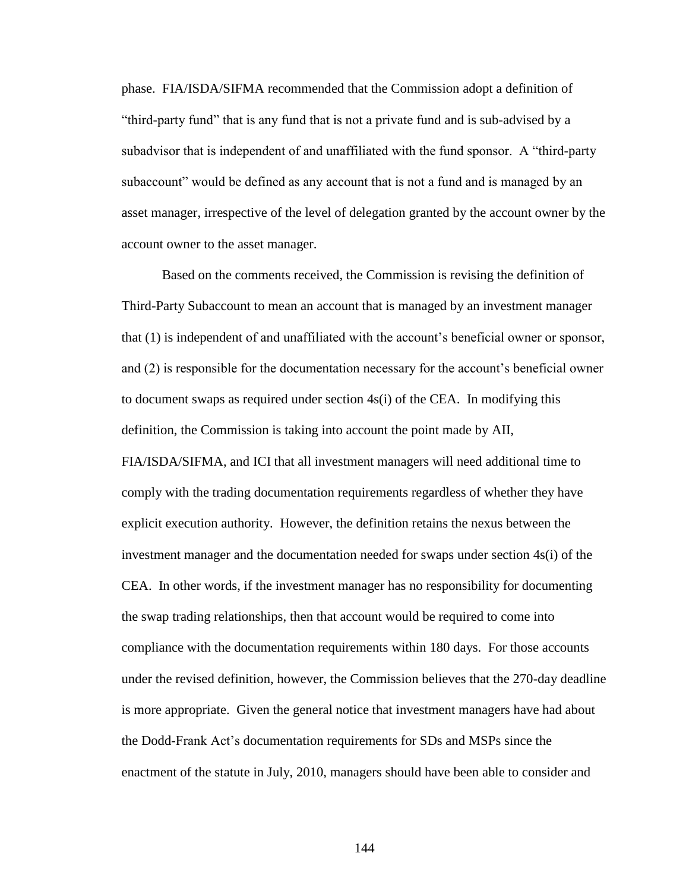phase. FIA/ISDA/SIFMA recommended that the Commission adopt a definition of "third-party fund" that is any fund that is not a private fund and is sub-advised by a subadvisor that is independent of and unaffiliated with the fund sponsor. A "third-party subaccount" would be defined as any account that is not a fund and is managed by an asset manager, irrespective of the level of delegation granted by the account owner by the account owner to the asset manager.

Based on the comments received, the Commission is revising the definition of Third-Party Subaccount to mean an account that is managed by an investment manager that (1) is independent of and unaffiliated with the account's beneficial owner or sponsor, and (2) is responsible for the documentation necessary for the account's beneficial owner to document swaps as required under section 4s(i) of the CEA. In modifying this definition, the Commission is taking into account the point made by AII, FIA/ISDA/SIFMA, and ICI that all investment managers will need additional time to comply with the trading documentation requirements regardless of whether they have explicit execution authority. However, the definition retains the nexus between the investment manager and the documentation needed for swaps under section 4s(i) of the CEA. In other words, if the investment manager has no responsibility for documenting the swap trading relationships, then that account would be required to come into compliance with the documentation requirements within 180 days. For those accounts under the revised definition, however, the Commission believes that the 270-day deadline is more appropriate. Given the general notice that investment managers have had about the Dodd-Frank Act's documentation requirements for SDs and MSPs since the enactment of the statute in July, 2010, managers should have been able to consider and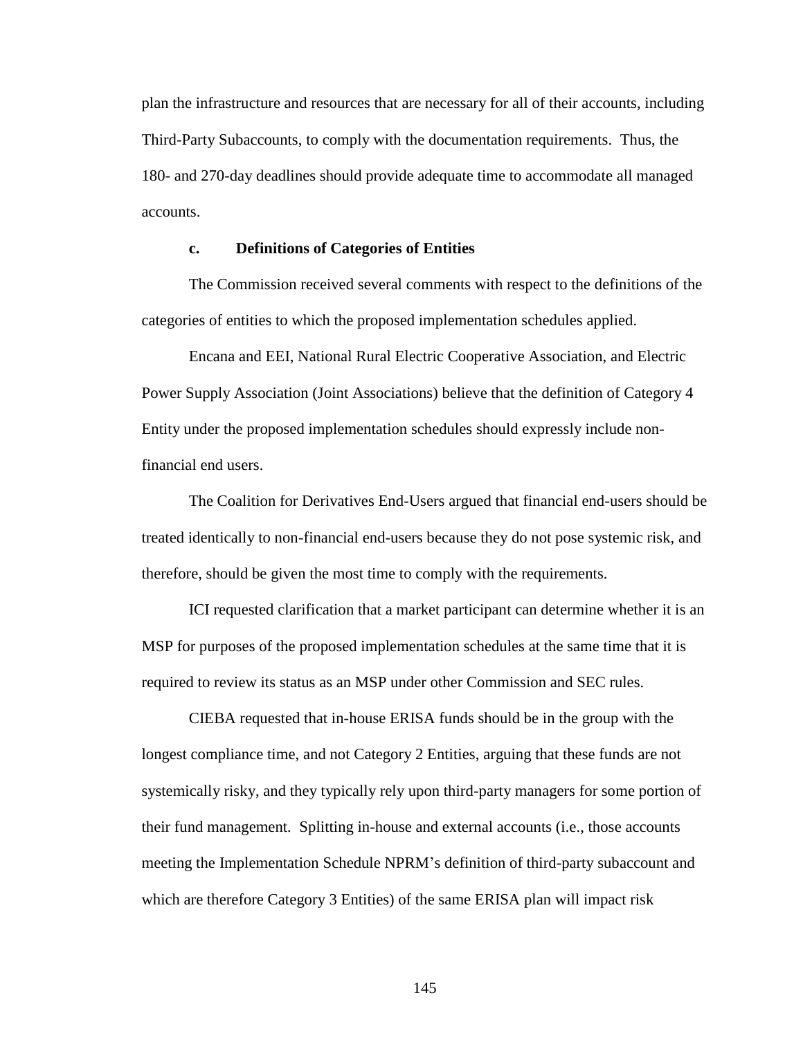plan the infrastructure and resources that are necessary for all of their accounts, including Third-Party Subaccounts, to comply with the documentation requirements. Thus, the 180- and 270-day deadlines should provide adequate time to accommodate all managed accounts.

#### c. Definitions of Categories of Entities

The Commission received several comments with respect to the definitions of the categories of entities to which the proposed implementation schedules applied.

Encana and EEI, National Rural Electric Cooperative Association, and Electric Power Supply Association (Joint Associations) believe that the definition of Category 4 Entity under the proposed implementation schedules should expressly include non-financial end users.

The Coalition for Derivatives End-Users argued that financial end-users should be treated identically to non-financial end-users because they do not pose systemic risk, and therefore, should be given the most time to comply with the requirements.

ICI requested clarification that a market participant can determine whether it is an MSP for purposes of the proposed implementation schedules at the same time that it is required to review its status as an MSP under other Commission and SEC rules.

CIEBA requested that in-house ERISA funds should be in the group with the longest compliance time, and not Category 2 Entities, arguing that these funds are not systemically risky, and they typically rely upon third-party managers for some portion of their fund management. Splitting in-house and external accounts (i.e., those accounts meeting the Implementation Schedule NPRM's definition of third-party subaccount and which are therefore Category 3 Entities) of the same ERISA plan will impact risk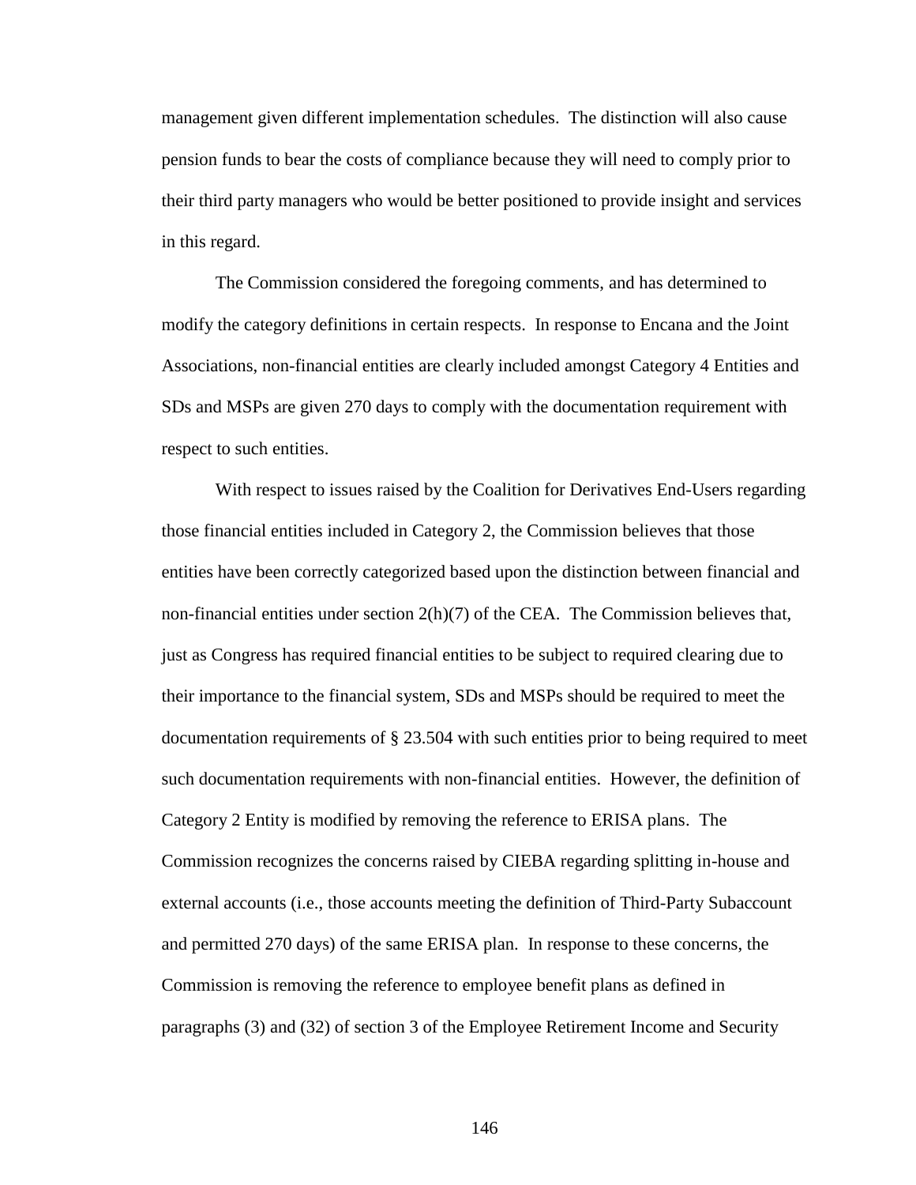management given different implementation schedules. The distinction will also cause pension funds to bear the costs of compliance because they will need to comply prior to their third party managers who would be better positioned to provide insight and services in this regard.

The Commission considered the foregoing comments, and has determined to modify the category definitions in certain respects. In response to Encana and the Joint Associations, non-financial entities are clearly included amongst Category 4 Entities and SDs and MSPs are given 270 days to comply with the documentation requirement with respect to such entities.

With respect to issues raised by the Coalition for Derivatives End-Users regarding those financial entities included in Category 2, the Commission believes that those entities have been correctly categorized based upon the distinction between financial and non-financial entities under section 2(h)(7) of the CEA. The Commission believes that, just as Congress has required financial entities to be subject to required clearing due to their importance to the financial system, SDs and MSPs should be required to meet the documentation requirements of § 23.504 with such entities prior to being required to meet such documentation requirements with non-financial entities. However, the definition of Category 2 Entity is modified by removing the reference to ERISA plans. The Commission recognizes the concerns raised by CIEBA regarding splitting in-house and external accounts (i.e., those accounts meeting the definition of Third-Party Subaccount and permitted 270 days) of the same ERISA plan. In response to these concerns, the Commission is removing the reference to employee benefit plans as defined in paragraphs (3) and (32) of section 3 of the Employee Retirement Income and Security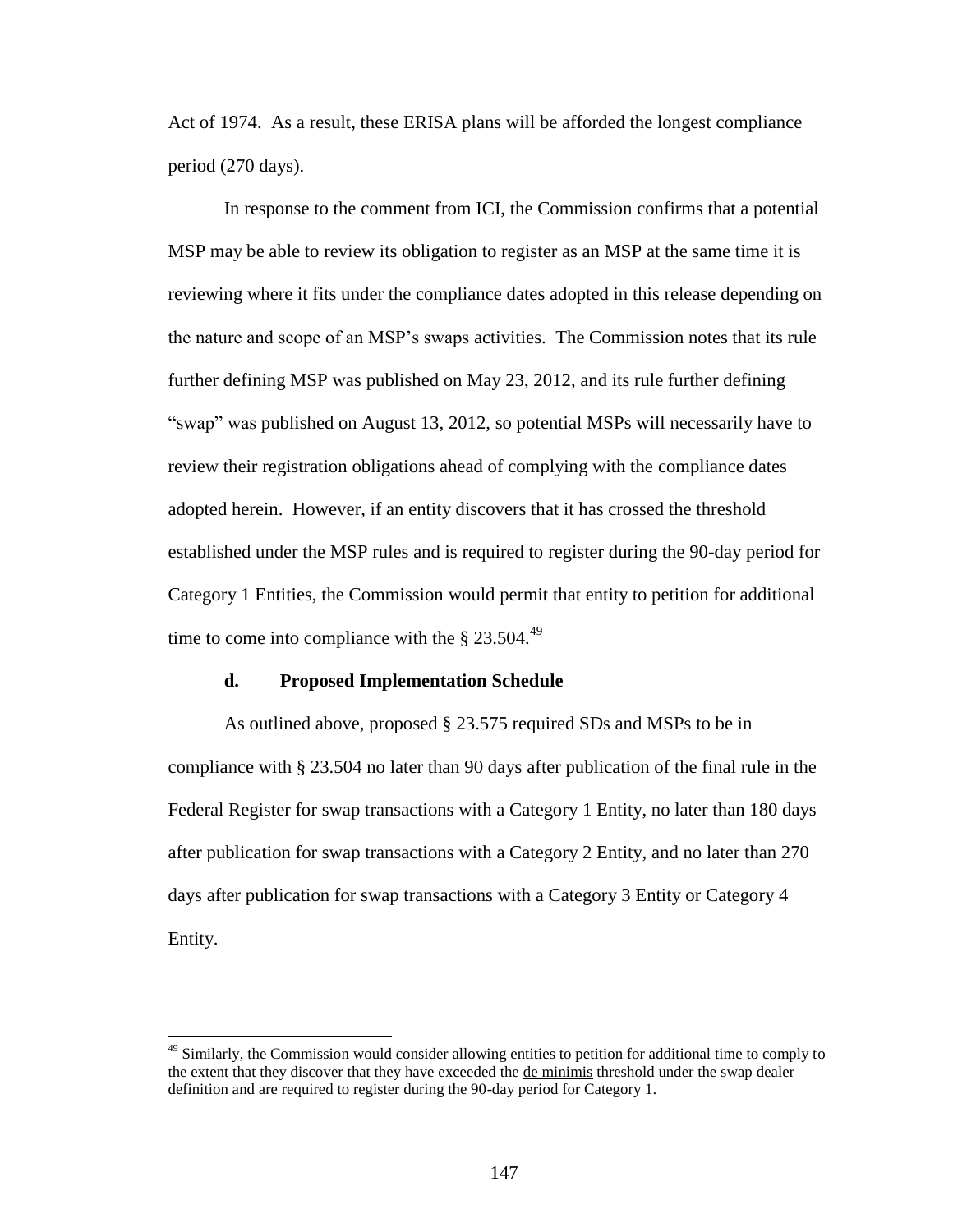Act of 1974. As a result, these ERISA plans will be afforded the longest compliance period (270 days).

In response to the comment from ICI, the Commission confirms that a potential MSP may be able to review its obligation to register as an MSP at the same time it is reviewing where it fits under the compliance dates adopted in this release depending on the nature and scope of an MSP's swaps activities. The Commission notes that its rule further defining MSP was published on May 23, 2012, and its rule further defining "swap" was published on August 13, 2012, so potential MSPs will necessarily have to review their registration obligations ahead of complying with the compliance dates adopted herein. However, if an entity discovers that it has crossed the threshold established under the MSP rules and is required to register during the 90-day period for Category 1 Entities, the Commission would permit that entity to petition for additional time to come into compliance with the § 23.504.[49]

#### d. Proposed Implementation Schedule

As outlined above, proposed § 23.575 required SDs and MSPs to be in compliance with § 23.504 no later than 90 days after publication of the final rule in the Federal Register for swap transactions with a Category 1 Entity, no later than 180 days after publication for swap transactions with a Category 2 Entity, and no later than 270 days after publication for swap transactions with a Category 3 Entity or Category 4 Entity.

[49] Similarly, the Commission would consider allowing entities to petition for additional time to comply to the extent that they discover that they have exceeded the de minimis threshold under the swap dealer definition and are required to register during the 90-day period for Category 1.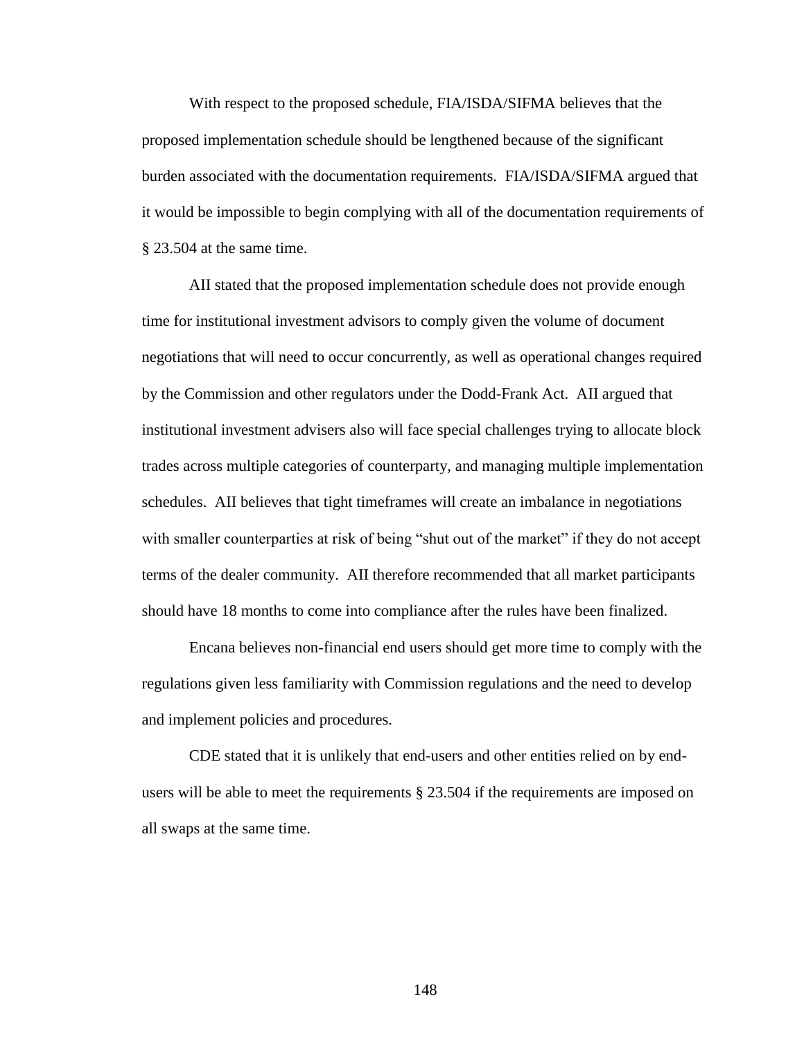With respect to the proposed schedule, FIA/ISDA/SIFMA believes that the proposed implementation schedule should be lengthened because of the significant burden associated with the documentation requirements. FIA/ISDA/SIFMA argued that it would be impossible to begin complying with all of the documentation requirements of § 23.504 at the same time.

AII stated that the proposed implementation schedule does not provide enough time for institutional investment advisors to comply given the volume of document negotiations that will need to occur concurrently, as well as operational changes required by the Commission and other regulators under the Dodd-Frank Act. AII argued that institutional investment advisers also will face special challenges trying to allocate block trades across multiple categories of counterparty, and managing multiple implementation schedules. AII believes that tight timeframes will create an imbalance in negotiations with smaller counterparties at risk of being "shut out of the market" if they do not accept terms of the dealer community. AII therefore recommended that all market participants should have 18 months to come into compliance after the rules have been finalized.

Encana believes non-financial end users should get more time to comply with the regulations given less familiarity with Commission regulations and the need to develop and implement policies and procedures.

CDE stated that it is unlikely that end-users and other entities relied on by end-users will be able to meet the requirements § 23.504 if the requirements are imposed on all swaps at the same time.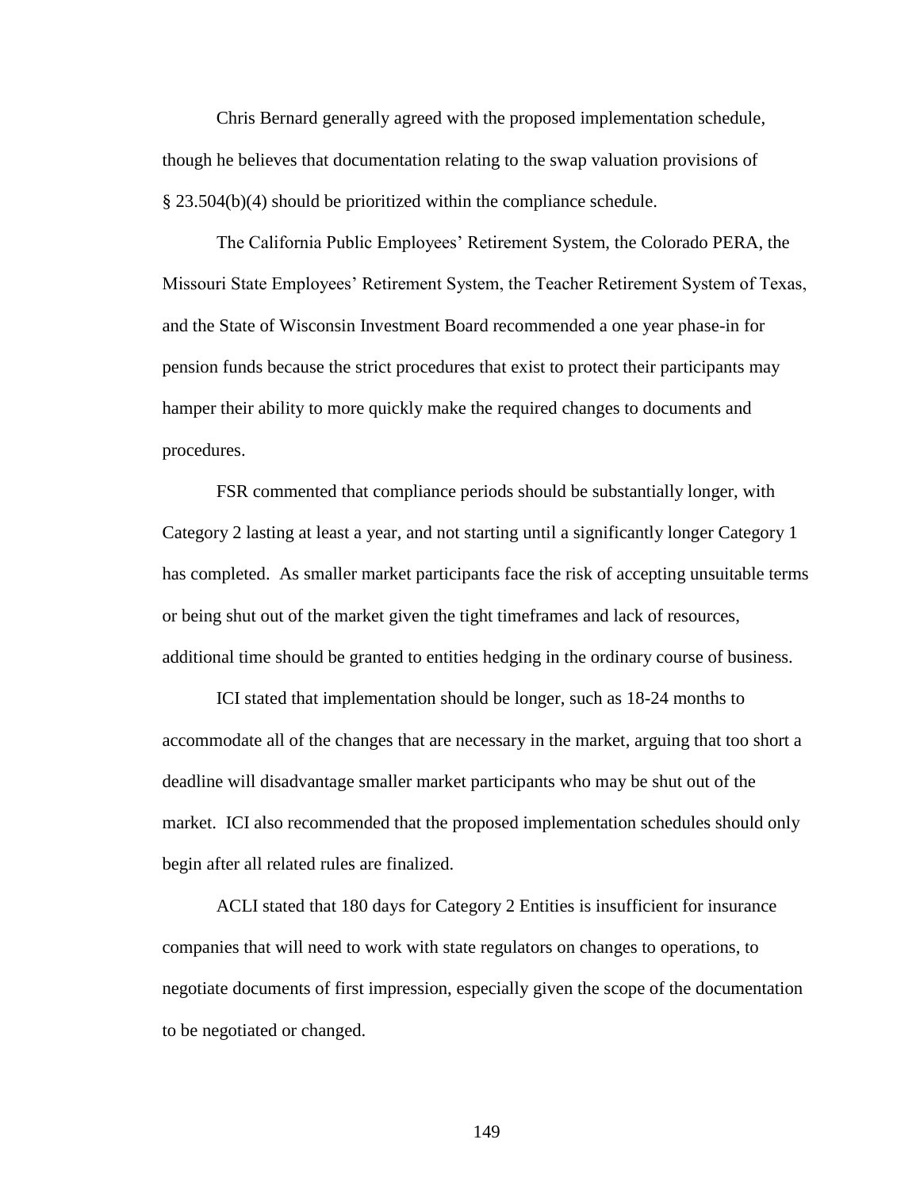Chris Bernard generally agreed with the proposed implementation schedule, though he believes that documentation relating to the swap valuation provisions of § 23.504(b)(4) should be prioritized within the compliance schedule.

The California Public Employees' Retirement System, the Colorado PERA, the Missouri State Employees' Retirement System, the Teacher Retirement System of Texas, and the State of Wisconsin Investment Board recommended a one year phase-in for pension funds because the strict procedures that exist to protect their participants may hamper their ability to more quickly make the required changes to documents and procedures.

FSR commented that compliance periods should be substantially longer, with Category 2 lasting at least a year, and not starting until a significantly longer Category 1 has completed. As smaller market participants face the risk of accepting unsuitable terms or being shut out of the market given the tight timeframes and lack of resources, additional time should be granted to entities hedging in the ordinary course of business.

ICI stated that implementation should be longer, such as 18-24 months to accommodate all of the changes that are necessary in the market, arguing that too short a deadline will disadvantage smaller market participants who may be shut out of the market. ICI also recommended that the proposed implementation schedules should only begin after all related rules are finalized.

ACLI stated that 180 days for Category 2 Entities is insufficient for insurance companies that will need to work with state regulators on changes to operations, to negotiate documents of first impression, especially given the scope of the documentation to be negotiated or changed.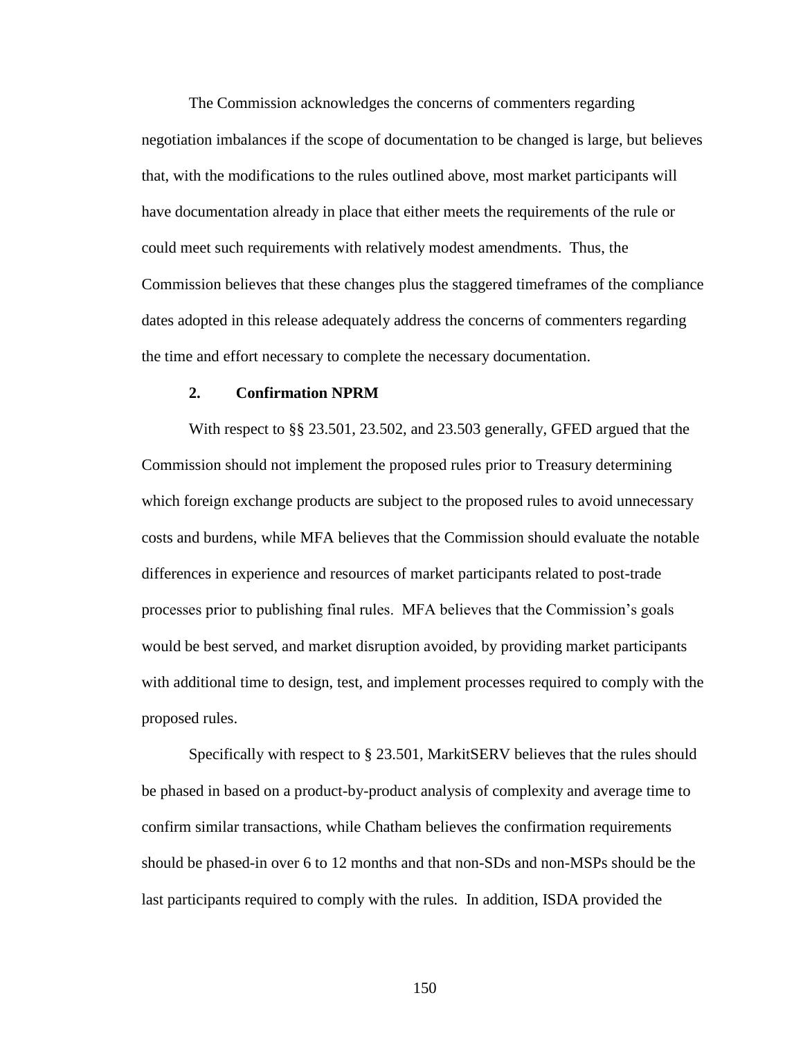The Commission acknowledges the concerns of commenters regarding negotiation imbalances if the scope of documentation to be changed is large, but believes that, with the modifications to the rules outlined above, most market participants will have documentation already in place that either meets the requirements of the rule or could meet such requirements with relatively modest amendments. Thus, the Commission believes that these changes plus the staggered timeframes of the compliance dates adopted in this release adequately address the concerns of commenters regarding the time and effort necessary to complete the necessary documentation.

**2. Confirmation NPRM**

With respect to §§ 23.501, 23.502, and 23.503 generally, GFED argued that the Commission should not implement the proposed rules prior to Treasury determining which foreign exchange products are subject to the proposed rules to avoid unnecessary costs and burdens, while MFA believes that the Commission should evaluate the notable differences in experience and resources of market participants related to post-trade processes prior to publishing final rules. MFA believes that the Commission's goals would be best served, and market disruption avoided, by providing market participants with additional time to design, test, and implement processes required to comply with the proposed rules.

Specifically with respect to § 23.501, MarkitSERV believes that the rules should be phased in based on a product-by-product analysis of complexity and average time to confirm similar transactions, while Chatham believes the confirmation requirements should be phased-in over 6 to 12 months and that non-SDs and non-MSPs should be the last participants required to comply with the rules. In addition, ISDA provided the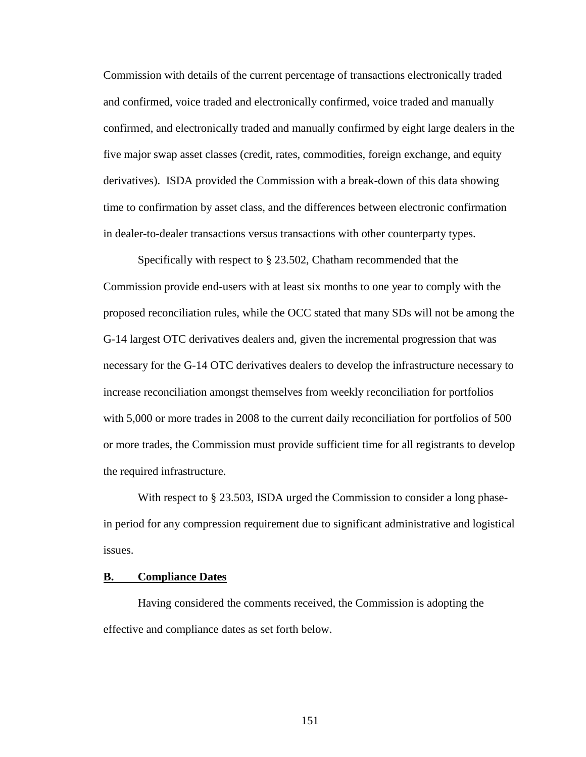Commission with details of the current percentage of transactions electronically traded and confirmed, voice traded and electronically confirmed, voice traded and manually confirmed, and electronically traded and manually confirmed by eight large dealers in the five major swap asset classes (credit, rates, commodities, foreign exchange, and equity derivatives). ISDA provided the Commission with a break-down of this data showing time to confirmation by asset class, and the differences between electronic confirmation in dealer-to-dealer transactions versus transactions with other counterparty types.

Specifically with respect to § 23.502, Chatham recommended that the Commission provide end-users with at least six months to one year to comply with the proposed reconciliation rules, while the OCC stated that many SDs will not be among the G-14 largest OTC derivatives dealers and, given the incremental progression that was necessary for the G-14 OTC derivatives dealers to develop the infrastructure necessary to increase reconciliation amongst themselves from weekly reconciliation for portfolios with 5,000 or more trades in 2008 to the current daily reconciliation for portfolios of 500 or more trades, the Commission must provide sufficient time for all registrants to develop the required infrastructure.

With respect to § 23.503, ISDA urged the Commission to consider a long phase-in period for any compression requirement due to significant administrative and logistical issues.

## B. Compliance Dates

Having considered the comments received, the Commission is adopting the effective and compliance dates as set forth below.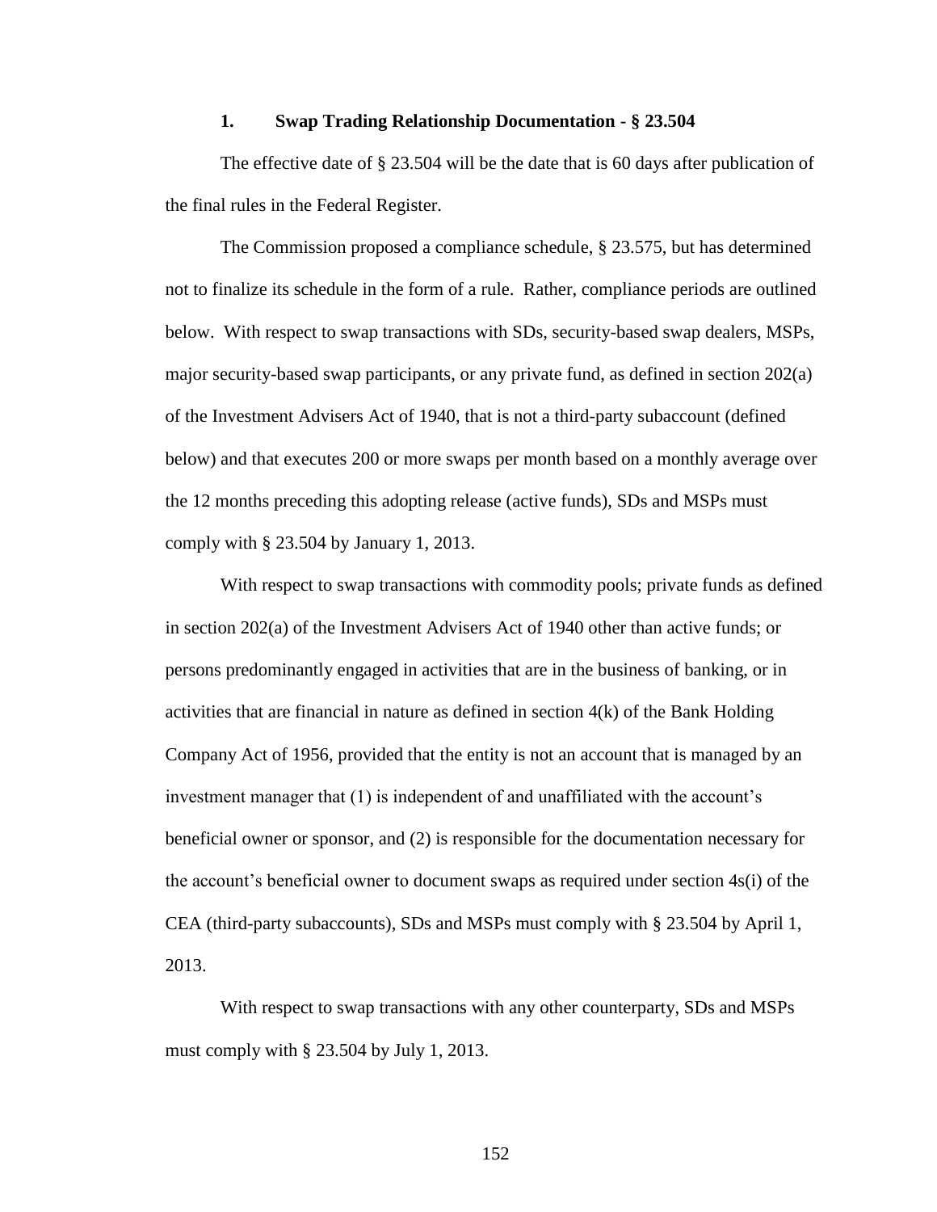### 1. Swap Trading Relationship Documentation - § 23.504

The effective date of § 23.504 will be the date that is 60 days after publication of the final rules in the Federal Register.

The Commission proposed a compliance schedule, § 23.575, but has determined not to finalize its schedule in the form of a rule. Rather, compliance periods are outlined below. With respect to swap transactions with SDs, security-based swap dealers, MSPs, major security-based swap participants, or any private fund, as defined in section 202(a) of the Investment Advisers Act of 1940, that is not a third-party subaccount (defined below) and that executes 200 or more swaps per month based on a monthly average over the 12 months preceding this adopting release (active funds), SDs and MSPs must comply with § 23.504 by January 1, 2013.

With respect to swap transactions with commodity pools; private funds as defined in section 202(a) of the Investment Advisers Act of 1940 other than active funds; or persons predominantly engaged in activities that are in the business of banking, or in activities that are financial in nature as defined in section 4(k) of the Bank Holding Company Act of 1956, provided that the entity is not an account that is managed by an investment manager that (1) is independent of and unaffiliated with the account's beneficial owner or sponsor, and (2) is responsible for the documentation necessary for the account's beneficial owner to document swaps as required under section 4s(i) of the CEA (third-party subaccounts), SDs and MSPs must comply with § 23.504 by April 1, 2013.

With respect to swap transactions with any other counterparty, SDs and MSPs must comply with § 23.504 by July 1, 2013.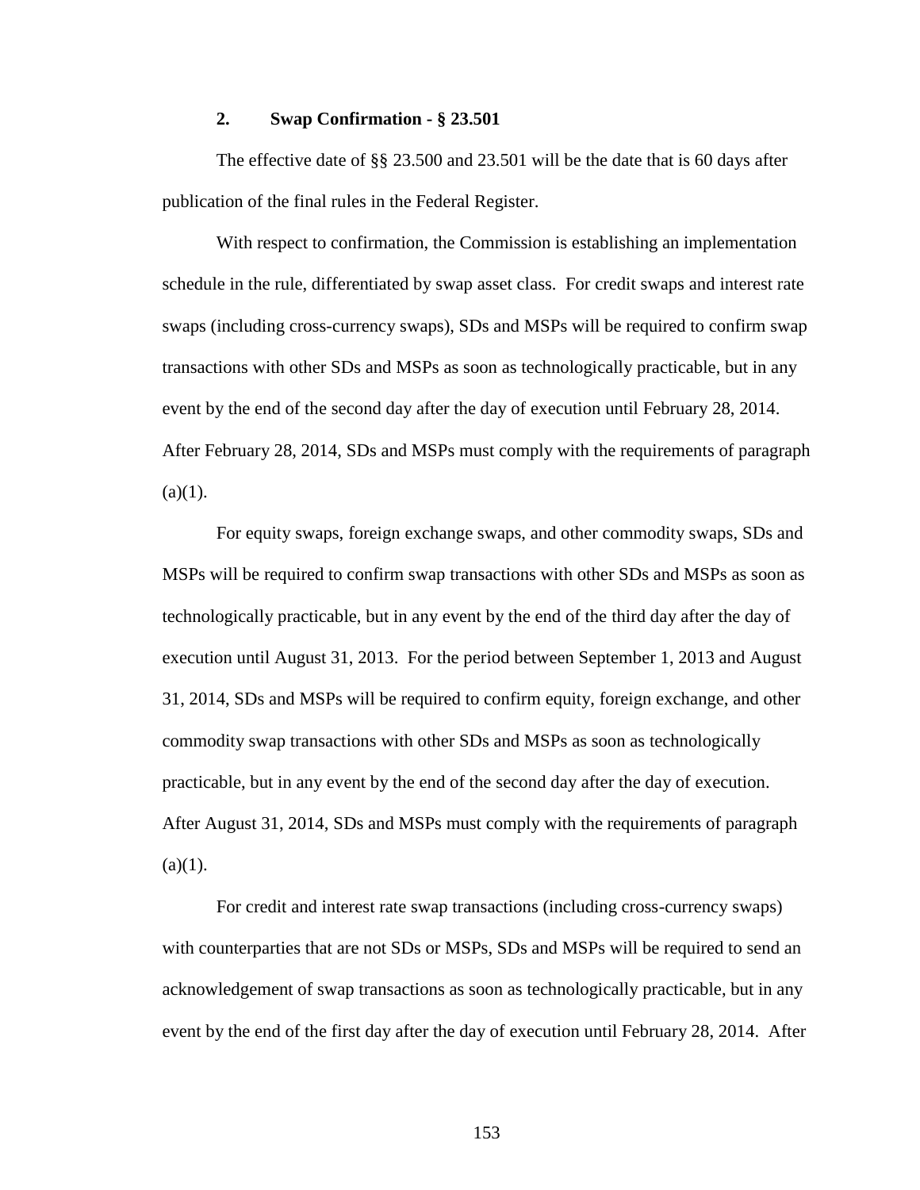### 2. Swap Confirmation - § 23.501

The effective date of §§ 23.500 and 23.501 will be the date that is 60 days after publication of the final rules in the Federal Register.

With respect to confirmation, the Commission is establishing an implementation schedule in the rule, differentiated by swap asset class. For credit swaps and interest rate swaps (including cross-currency swaps), SDs and MSPs will be required to confirm swap transactions with other SDs and MSPs as soon as technologically practicable, but in any event by the end of the second day after the day of execution until February 28, 2014. After February 28, 2014, SDs and MSPs must comply with the requirements of paragraph (a)(1).

For equity swaps, foreign exchange swaps, and other commodity swaps, SDs and MSPs will be required to confirm swap transactions with other SDs and MSPs as soon as technologically practicable, but in any event by the end of the third day after the day of execution until August 31, 2013. For the period between September 1, 2013 and August 31, 2014, SDs and MSPs will be required to confirm equity, foreign exchange, and other commodity swap transactions with other SDs and MSPs as soon as technologically practicable, but in any event by the end of the second day after the day of execution. After August 31, 2014, SDs and MSPs must comply with the requirements of paragraph (a)(1).

For credit and interest rate swap transactions (including cross-currency swaps) with counterparties that are not SDs or MSPs, SDs and MSPs will be required to send an acknowledgement of swap transactions as soon as technologically practicable, but in any event by the end of the first day after the day of execution until February 28, 2014. After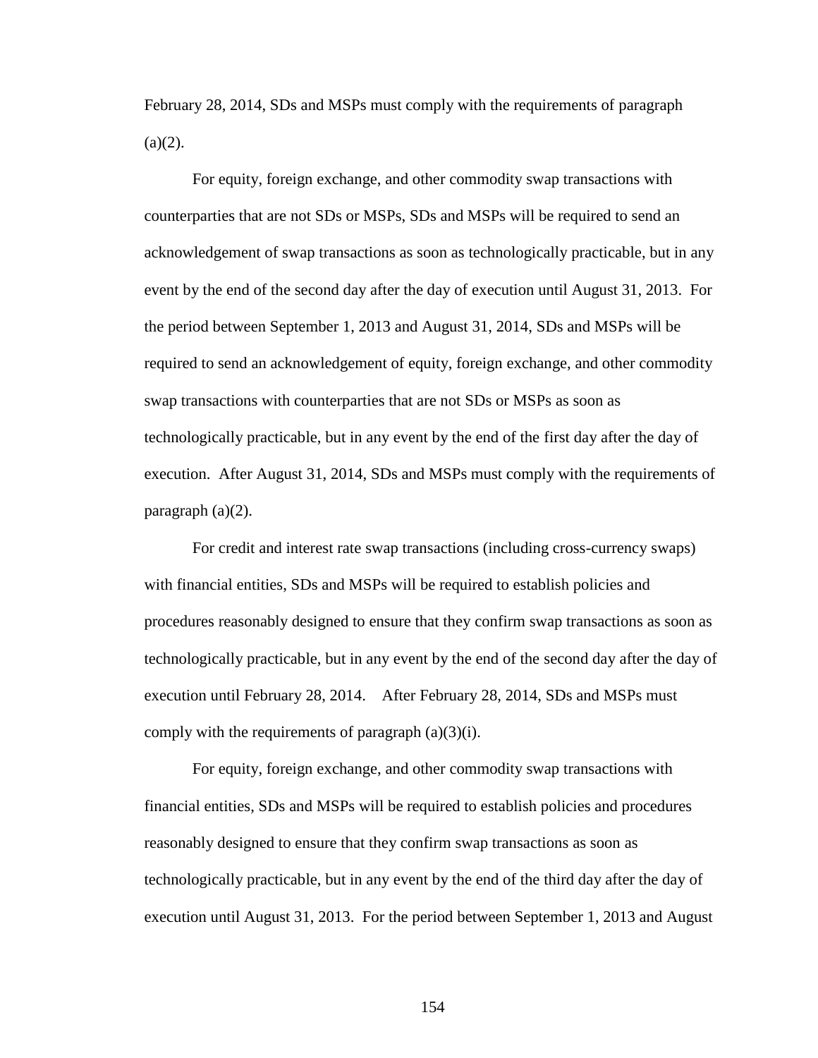February 28, 2014, SDs and MSPs must comply with the requirements of paragraph (a)(2).

For equity, foreign exchange, and other commodity swap transactions with counterparties that are not SDs or MSPs, SDs and MSPs will be required to send an acknowledgement of swap transactions as soon as technologically practicable, but in any event by the end of the second day after the day of execution until August 31, 2013. For the period between September 1, 2013 and August 31, 2014, SDs and MSPs will be required to send an acknowledgement of equity, foreign exchange, and other commodity swap transactions with counterparties that are not SDs or MSPs as soon as technologically practicable, but in any event by the end of the first day after the day of execution. After August 31, 2014, SDs and MSPs must comply with the requirements of paragraph (a)(2).

For credit and interest rate swap transactions (including cross-currency swaps) with financial entities, SDs and MSPs will be required to establish policies and procedures reasonably designed to ensure that they confirm swap transactions as soon as technologically practicable, but in any event by the end of the second day after the day of execution until February 28, 2014. After February 28, 2014, SDs and MSPs must comply with the requirements of paragraph (a)(3)(i).

For equity, foreign exchange, and other commodity swap transactions with financial entities, SDs and MSPs will be required to establish policies and procedures reasonably designed to ensure that they confirm swap transactions as soon as technologically practicable, but in any event by the end of the third day after the day of execution until August 31, 2013. For the period between September 1, 2013 and August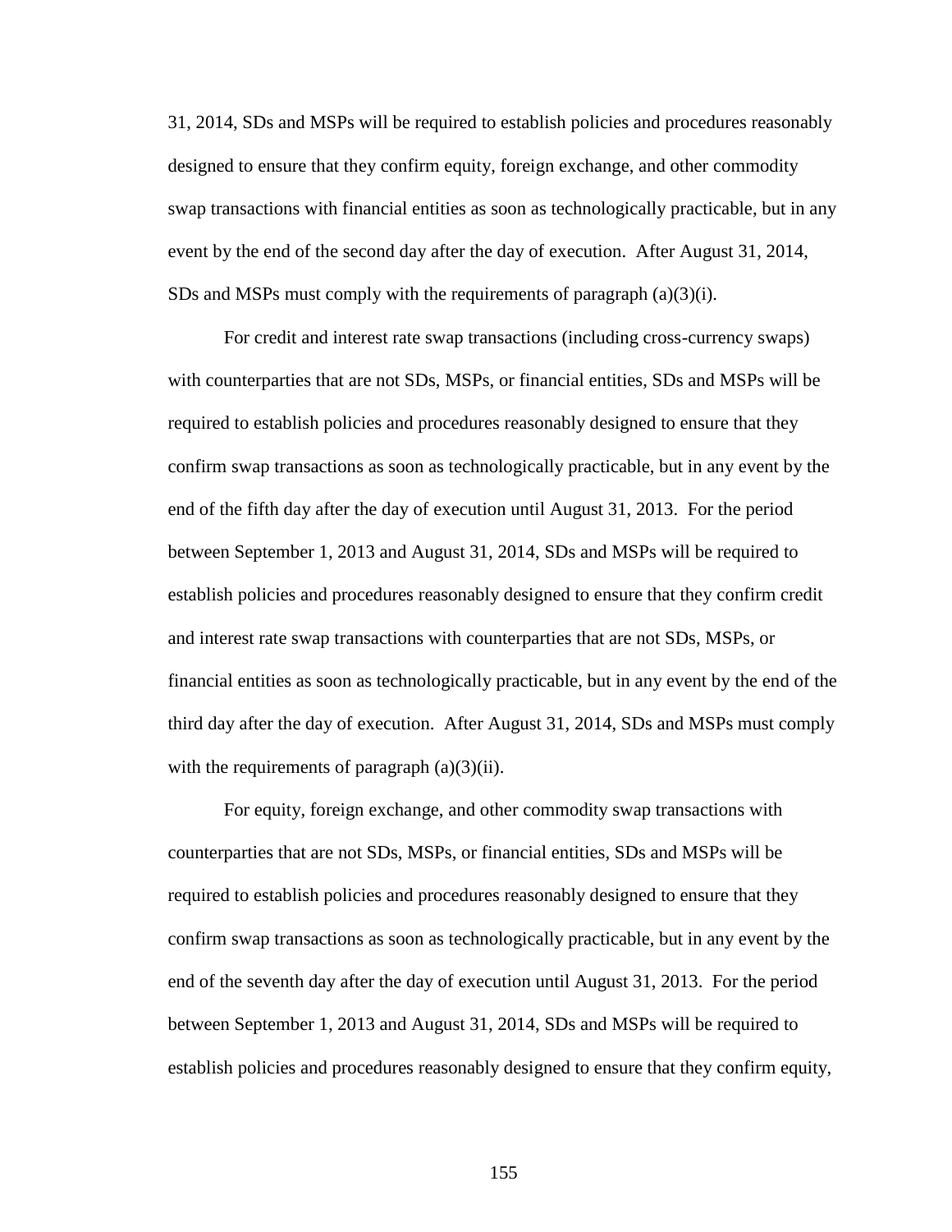31, 2014, SDs and MSPs will be required to establish policies and procedures reasonably designed to ensure that they confirm equity, foreign exchange, and other commodity swap transactions with financial entities as soon as technologically practicable, but in any event by the end of the second day after the day of execution. After August 31, 2014, SDs and MSPs must comply with the requirements of paragraph (a)(3)(i).

For credit and interest rate swap transactions (including cross-currency swaps) with counterparties that are not SDs, MSPs, or financial entities, SDs and MSPs will be required to establish policies and procedures reasonably designed to ensure that they confirm swap transactions as soon as technologically practicable, but in any event by the end of the fifth day after the day of execution until August 31, 2013. For the period between September 1, 2013 and August 31, 2014, SDs and MSPs will be required to establish policies and procedures reasonably designed to ensure that they confirm credit and interest rate swap transactions with counterparties that are not SDs, MSPs, or financial entities as soon as technologically practicable, but in any event by the end of the third day after the day of execution. After August 31, 2014, SDs and MSPs must comply with the requirements of paragraph (a)(3)(ii).

For equity, foreign exchange, and other commodity swap transactions with counterparties that are not SDs, MSPs, or financial entities, SDs and MSPs will be required to establish policies and procedures reasonably designed to ensure that they confirm swap transactions as soon as technologically practicable, but in any event by the end of the seventh day after the day of execution until August 31, 2013. For the period between September 1, 2013 and August 31, 2014, SDs and MSPs will be required to establish policies and procedures reasonably designed to ensure that they confirm equity,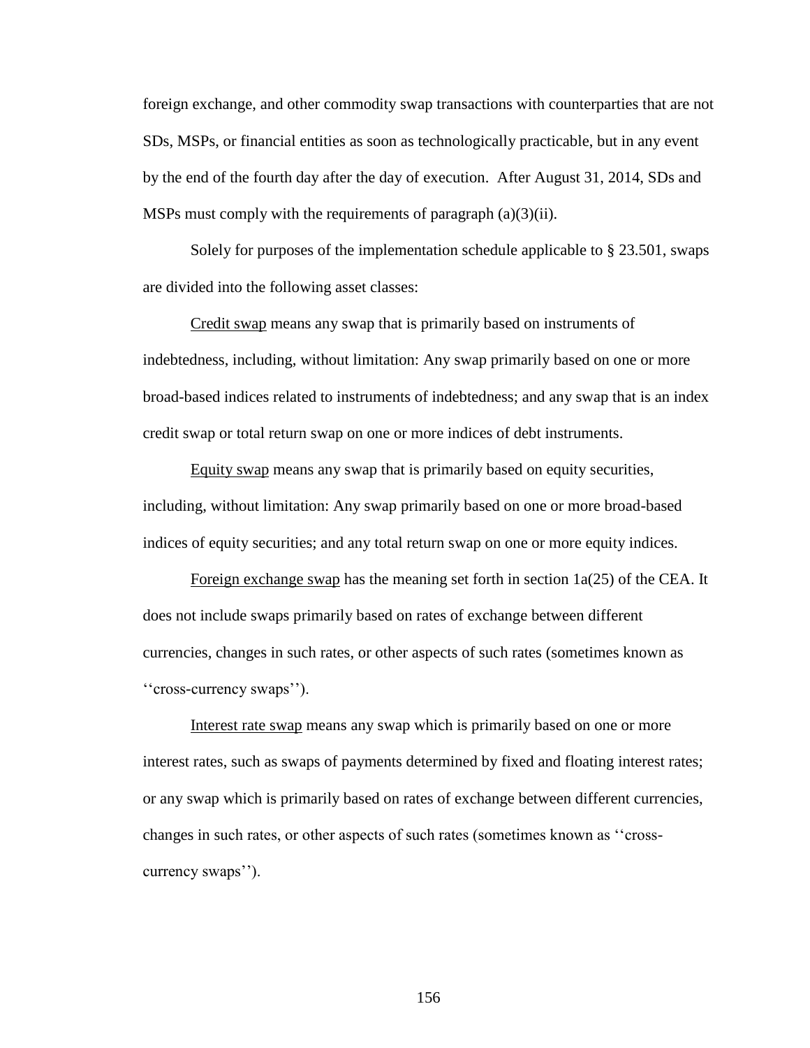foreign exchange, and other commodity swap transactions with counterparties that are not SDs, MSPs, or financial entities as soon as technologically practicable, but in any event by the end of the fourth day after the day of execution. After August 31, 2014, SDs and MSPs must comply with the requirements of paragraph (a)(3)(ii).

Solely for purposes of the implementation schedule applicable to § 23.501, swaps are divided into the following asset classes:

Credit swap means any swap that is primarily based on instruments of indebtedness, including, without limitation: Any swap primarily based on one or more broad-based indices related to instruments of indebtedness; and any swap that is an index credit swap or total return swap on one or more indices of debt instruments.

Equity swap means any swap that is primarily based on equity securities, including, without limitation: Any swap primarily based on one or more broad-based indices of equity securities; and any total return swap on one or more equity indices.

Foreign exchange swap has the meaning set forth in section 1a(25) of the CEA. It does not include swaps primarily based on rates of exchange between different currencies, changes in such rates, or other aspects of such rates (sometimes known as ''cross-currency swaps'').

Interest rate swap means any swap which is primarily based on one or more interest rates, such as swaps of payments determined by fixed and floating interest rates; or any swap which is primarily based on rates of exchange between different currencies, changes in such rates, or other aspects of such rates (sometimes known as ''cross-currency swaps'').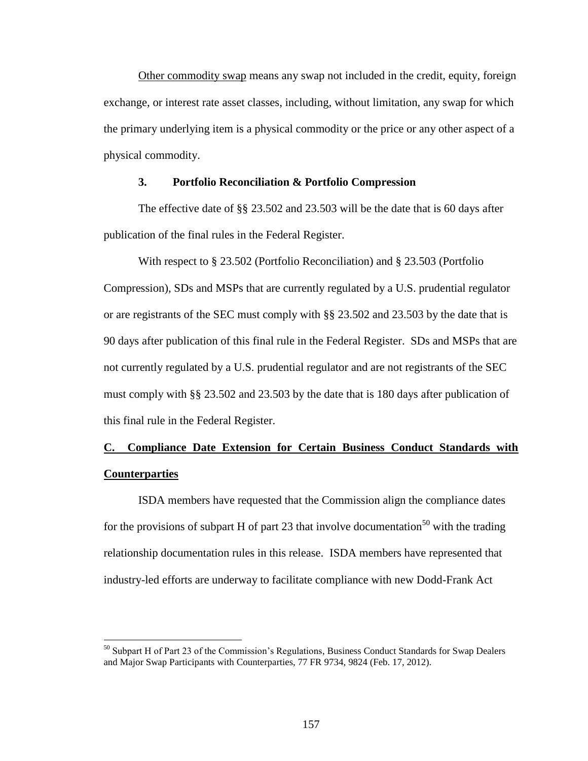Other commodity swap means any swap not included in the credit, equity, foreign exchange, or interest rate asset classes, including, without limitation, any swap for which the primary underlying item is a physical commodity or the price or any other aspect of a physical commodity.

### 3. Portfolio Reconciliation & Portfolio Compression

The effective date of §§ 23.502 and 23.503 will be the date that is 60 days after publication of the final rules in the Federal Register.

With respect to § 23.502 (Portfolio Reconciliation) and § 23.503 (Portfolio Compression), SDs and MSPs that are currently regulated by a U.S. prudential regulator or are registrants of the SEC must comply with §§ 23.502 and 23.503 by the date that is 90 days after publication of this final rule in the Federal Register. SDs and MSPs that are not currently regulated by a U.S. prudential regulator and are not registrants of the SEC must comply with §§ 23.502 and 23.503 by the date that is 180 days after publication of this final rule in the Federal Register.

## C. Compliance Date Extension for Certain Business Conduct Standards with Counterparties

ISDA members have requested that the Commission align the compliance dates for the provisions of subpart H of part 23 that involve documentation[50] with the trading relationship documentation rules in this release. ISDA members have represented that industry-led efforts are underway to facilitate compliance with new Dodd-Frank Act

[50] Subpart H of Part 23 of the Commission's Regulations, Business Conduct Standards for Swap Dealers and Major Swap Participants with Counterparties, 77 FR 9734, 9824 (Feb. 17, 2012).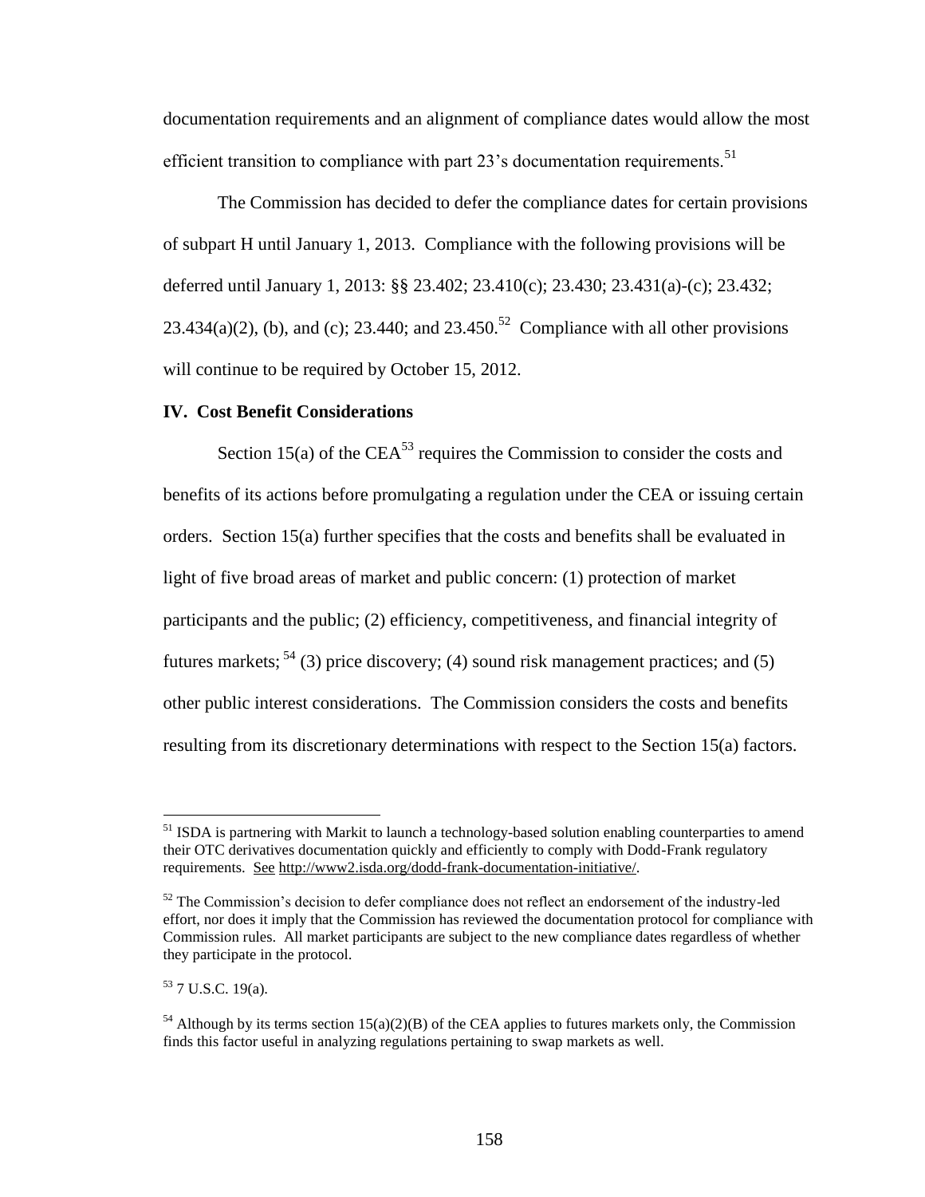documentation requirements and an alignment of compliance dates would allow the most efficient transition to compliance with part 23's documentation requirements.[51]

The Commission has decided to defer the compliance dates for certain provisions of subpart H until January 1, 2013. Compliance with the following provisions will be deferred until January 1, 2013: §§ 23.402; 23.410(c); 23.430; 23.431(a)-(c); 23.432; 23.434(a)(2), (b), and (c); 23.440; and 23.450.[52] Compliance with all other provisions will continue to be required by October 15, 2012.

## IV. Cost Benefit Considerations

Section 15(a) of the CEA[53] requires the Commission to consider the costs and benefits of its actions before promulgating a regulation under the CEA or issuing certain orders. Section 15(a) further specifies that the costs and benefits shall be evaluated in light of five broad areas of market and public concern: (1) protection of market participants and the public; (2) efficiency, competitiveness, and financial integrity of futures markets;[54] (3) price discovery; (4) sound risk management practices; and (5) other public interest considerations. The Commission considers the costs and benefits resulting from its discretionary determinations with respect to the Section 15(a) factors.

---

[51] ISDA is partnering with Markit to launch a technology-based solution enabling counterparties to amend their OTC derivatives documentation quickly and efficiently to comply with Dodd-Frank regulatory requirements. See http://www2.isda.org/dodd-frank-documentation-initiative/.

[52] The Commission's decision to defer compliance does not reflect an endorsement of the industry-led effort, nor does it imply that the Commission has reviewed the documentation protocol for compliance with Commission rules. All market participants are subject to the new compliance dates regardless of whether they participate in the protocol.

[53] 7 U.S.C. 19(a).

[54] Although by its terms section 15(a)(2)(B) of the CEA applies to futures markets only, the Commission finds this factor useful in analyzing regulations pertaining to swap markets as well.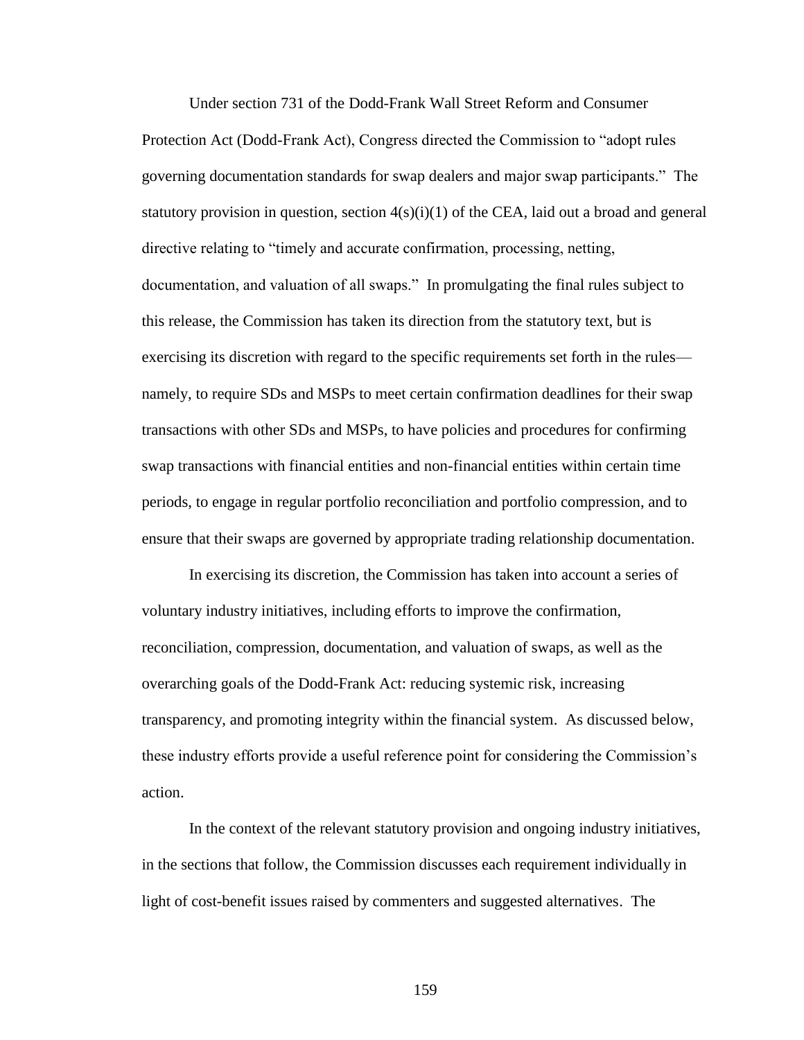Under section 731 of the Dodd-Frank Wall Street Reform and Consumer Protection Act (Dodd-Frank Act), Congress directed the Commission to "adopt rules governing documentation standards for swap dealers and major swap participants." The statutory provision in question, section 4(s)(i)(1) of the CEA, laid out a broad and general directive relating to "timely and accurate confirmation, processing, netting, documentation, and valuation of all swaps." In promulgating the final rules subject to this release, the Commission has taken its direction from the statutory text, but is exercising its discretion with regard to the specific requirements set forth in the rules—namely, to require SDs and MSPs to meet certain confirmation deadlines for their swap transactions with other SDs and MSPs, to have policies and procedures for confirming swap transactions with financial entities and non-financial entities within certain time periods, to engage in regular portfolio reconciliation and portfolio compression, and to ensure that their swaps are governed by appropriate trading relationship documentation.

In exercising its discretion, the Commission has taken into account a series of voluntary industry initiatives, including efforts to improve the confirmation, reconciliation, compression, documentation, and valuation of swaps, as well as the overarching goals of the Dodd-Frank Act: reducing systemic risk, increasing transparency, and promoting integrity within the financial system. As discussed below, these industry efforts provide a useful reference point for considering the Commission's action.

In the context of the relevant statutory provision and ongoing industry initiatives, in the sections that follow, the Commission discusses each requirement individually in light of cost-benefit issues raised by commenters and suggested alternatives. The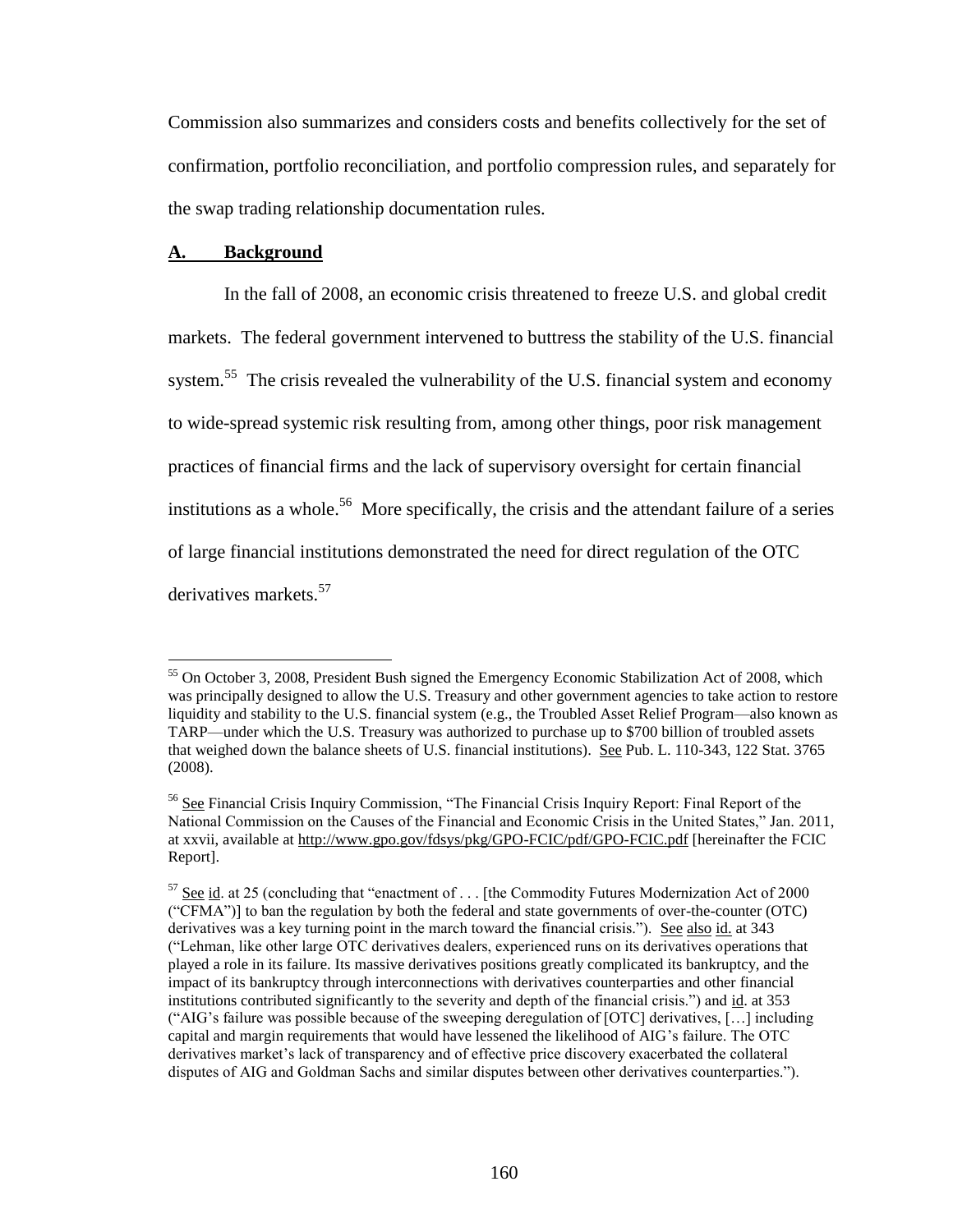Commission also summarizes and considers costs and benefits collectively for the set of confirmation, portfolio reconciliation, and portfolio compression rules, and separately for the swap trading relationship documentation rules.

## A. Background

In the fall of 2008, an economic crisis threatened to freeze U.S. and global credit markets. The federal government intervened to buttress the stability of the U.S. financial system.[55] The crisis revealed the vulnerability of the U.S. financial system and economy to wide-spread systemic risk resulting from, among other things, poor risk management practices of financial firms and the lack of supervisory oversight for certain financial institutions as a whole.[56] More specifically, the crisis and the attendant failure of a series of large financial institutions demonstrated the need for direct regulation of the OTC derivatives markets.[57]

---

[55] On October 3, 2008, President Bush signed the Emergency Economic Stabilization Act of 2008, which was principally designed to allow the U.S. Treasury and other government agencies to take action to restore liquidity and stability to the U.S. financial system (e.g., the Troubled Asset Relief Program—also known as TARP—under which the U.S. Treasury was authorized to purchase up to $700 billion of troubled assets that weighed down the balance sheets of U.S. financial institutions). See Pub. L. 110-343, 122 Stat. 3765 (2008).

[56] See Financial Crisis Inquiry Commission, "The Financial Crisis Inquiry Report: Final Report of the National Commission on the Causes of the Financial and Economic Crisis in the United States," Jan. 2011, at xxvii, available at http://www.gpo.gov/fdsys/pkg/GPO-FCIC/pdf/GPO-FCIC.pdf [hereinafter the FCIC Report].

[57] See id. at 25 (concluding that "enactment of . . . [the Commodity Futures Modernization Act of 2000 ("CFMA")] to ban the regulation by both the federal and state governments of over-the-counter (OTC) derivatives was a key turning point in the march toward the financial crisis."). See also id. at 343 ("Lehman, like other large OTC derivatives dealers, experienced runs on its derivatives operations that played a role in its failure. Its massive derivatives positions greatly complicated its bankruptcy, and the impact of its bankruptcy through interconnections with derivatives counterparties and other financial institutions contributed significantly to the severity and depth of the financial crisis.") and id. at 353 ("AIG's failure was possible because of the sweeping deregulation of [OTC] derivatives, […] including capital and margin requirements that would have lessened the likelihood of AIG's failure. The OTC derivatives market's lack of transparency and of effective price discovery exacerbated the collateral disputes of AIG and Goldman Sachs and similar disputes between other derivatives counterparties.").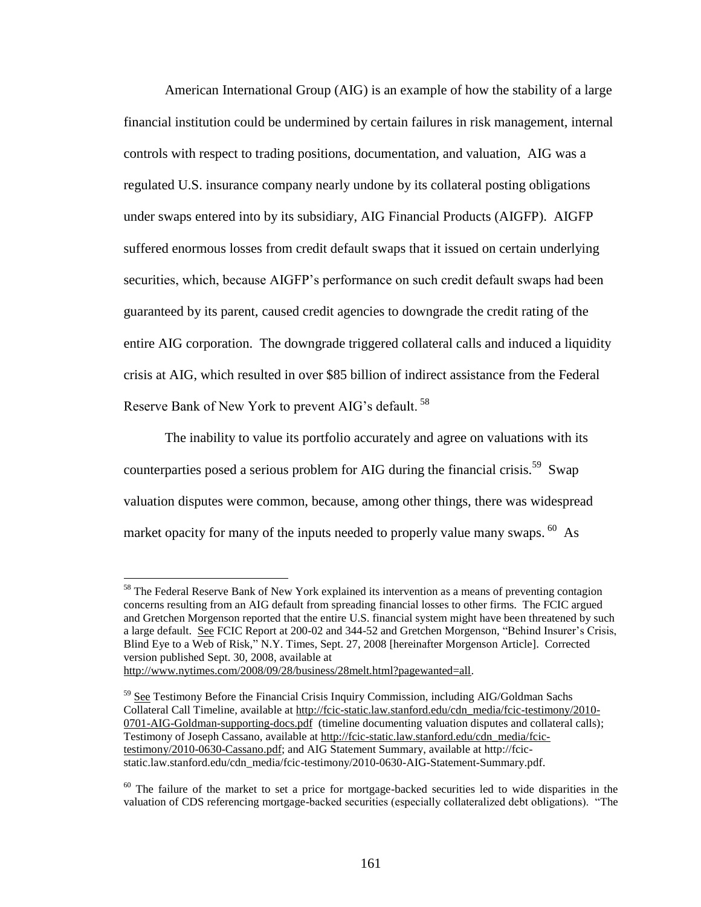American International Group (AIG) is an example of how the stability of a large financial institution could be undermined by certain failures in risk management, internal controls with respect to trading positions, documentation, and valuation, AIG was a regulated U.S. insurance company nearly undone by its collateral posting obligations under swaps entered into by its subsidiary, AIG Financial Products (AIGFP). AIGFP suffered enormous losses from credit default swaps that it issued on certain underlying securities, which, because AIGFP's performance on such credit default swaps had been guaranteed by its parent, caused credit agencies to downgrade the credit rating of the entire AIG corporation. The downgrade triggered collateral calls and induced a liquidity crisis at AIG, which resulted in over \$85 billion of indirect assistance from the Federal Reserve Bank of New York to prevent AIG's default. [58]

The inability to value its portfolio accurately and agree on valuations with its counterparties posed a serious problem for AIG during the financial crisis.[59] Swap valuation disputes were common, because, among other things, there was widespread market opacity for many of the inputs needed to properly value many swaps. [60] As

---

[58] The Federal Reserve Bank of New York explained its intervention as a means of preventing contagion concerns resulting from an AIG default from spreading financial losses to other firms. The FCIC argued and Gretchen Morgenson reported that the entire U.S. financial system might have been threatened by such a large default. See FCIC Report at 200-02 and 344-52 and Gretchen Morgenson, "Behind Insurer's Crisis, Blind Eye to a Web of Risk," N.Y. Times, Sept. 27, 2008 [hereinafter Morgenson Article]. Corrected version published Sept. 30, 2008, available at http://www.nytimes.com/2008/09/28/business/28melt.html?pagewanted=all.

[59] See Testimony Before the Financial Crisis Inquiry Commission, including AIG/Goldman Sachs Collateral Call Timeline, available at http://fcic-static.law.stanford.edu/cdn_media/fcic-testimony/2010-0701-AIG-Goldman-supporting-docs.pdf (timeline documenting valuation disputes and collateral calls); Testimony of Joseph Cassano, available at http://fcic-static.law.stanford.edu/cdn_media/fcic-testimony/2010-0630-Cassano.pdf; and AIG Statement Summary, available at http://fcic-static.law.stanford.edu/cdn_media/fcic-testimony/2010-0630-AIG-Statement-Summary.pdf.

[60] The failure of the market to set a price for mortgage-backed securities led to wide disparities in the valuation of CDS referencing mortgage-backed securities (especially collateralized debt obligations). "The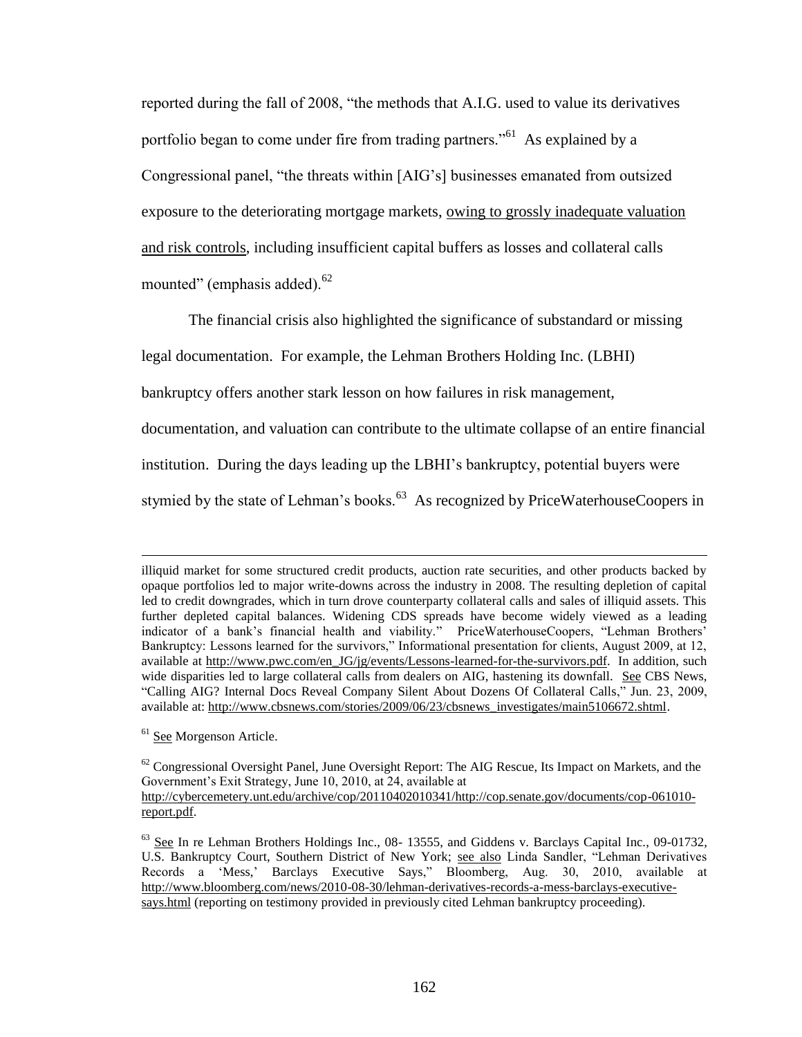reported during the fall of 2008, "the methods that A.I.G. used to value its derivatives portfolio began to come under fire from trading partners."[61] As explained by a Congressional panel, "the threats within [AIG's] businesses emanated from outsized exposure to the deteriorating mortgage markets, owing to grossly inadequate valuation and risk controls, including insufficient capital buffers as losses and collateral calls mounted" (emphasis added).[62]

The financial crisis also highlighted the significance of substandard or missing legal documentation. For example, the Lehman Brothers Holding Inc. (LBHI) bankruptcy offers another stark lesson on how failures in risk management, documentation, and valuation can contribute to the ultimate collapse of an entire financial institution. During the days leading up the LBHI's bankruptcy, potential buyers were stymied by the state of Lehman's books.[63] As recognized by PriceWaterhouseCoopers in

---

illiquid market for some structured credit products, auction rate securities, and other products backed by opaque portfolios led to major write-downs across the industry in 2008. The resulting depletion of capital led to credit downgrades, which in turn drove counterparty collateral calls and sales of illiquid assets. This further depleted capital balances. Widening CDS spreads have become widely viewed as a leading indicator of a bank's financial health and viability." PriceWaterhouseCoopers, "Lehman Brothers' Bankruptcy: Lessons learned for the survivors," Informational presentation for clients, August 2009, at 12, available at http://www.pwc.com/en_JG/jg/events/Lessons-learned-for-the-survivors.pdf. In addition, such wide disparities led to large collateral calls from dealers on AIG, hastening its downfall. See CBS News, "Calling AIG? Internal Docs Reveal Company Silent About Dozens Of Collateral Calls," Jun. 23, 2009, available at: http://www.cbsnews.com/stories/2009/06/23/cbsnews_investigates/main5106672.shtml.

[61] See Morgenson Article.

[62] Congressional Oversight Panel, June Oversight Report: The AIG Rescue, Its Impact on Markets, and the Government's Exit Strategy, June 10, 2010, at 24, available at http://cybercemetery.unt.edu/archive/cop/20110402010341/http://cop.senate.gov/documents/cop-061010-report.pdf.

[63] See In re Lehman Brothers Holdings Inc., 08- 13555, and Giddens v. Barclays Capital Inc., 09-01732, U.S. Bankruptcy Court, Southern District of New York; see also Linda Sandler, "Lehman Derivatives Records a 'Mess,' Barclays Executive Says," Bloomberg, Aug. 30, 2010, available at http://www.bloomberg.com/news/2010-08-30/lehman-derivatives-records-a-mess-barclays-executive-says.html (reporting on testimony provided in previously cited Lehman bankruptcy proceeding).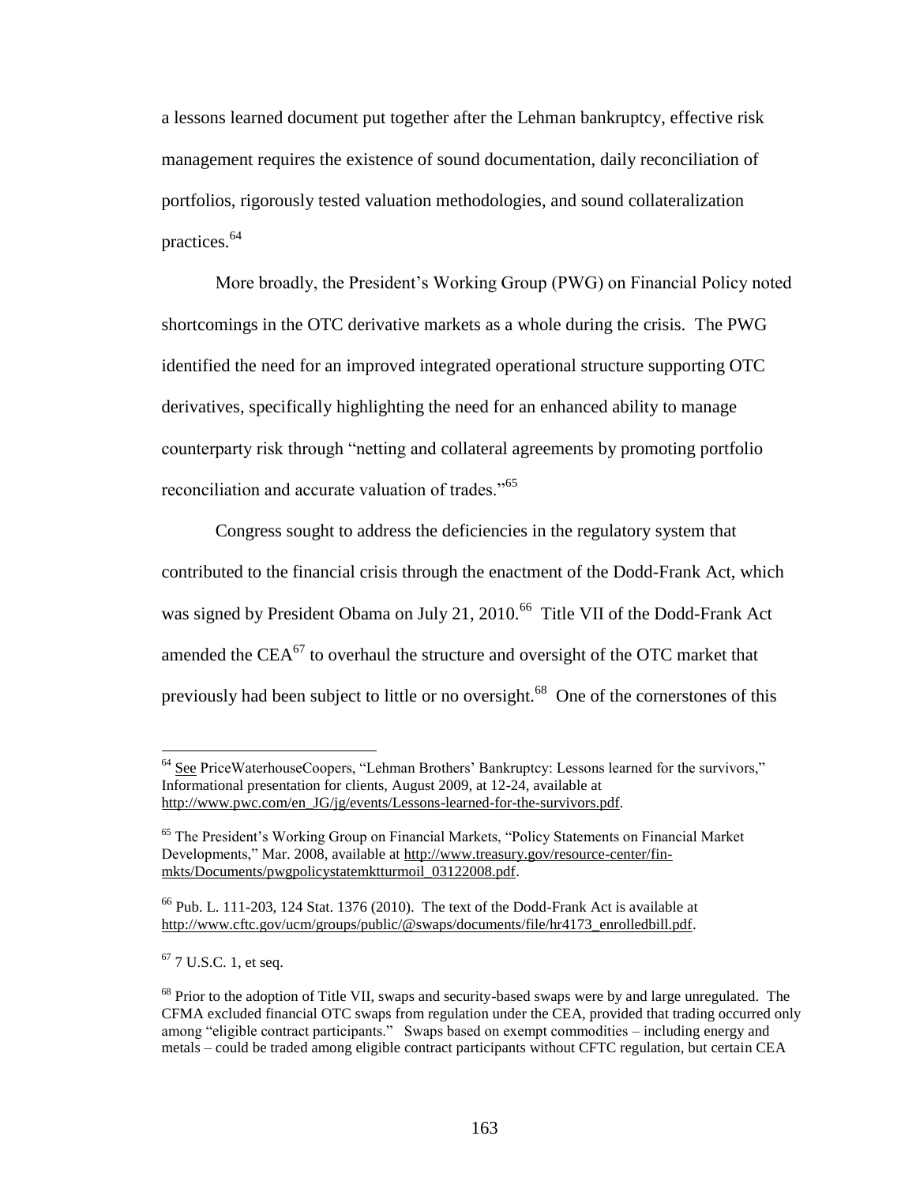a lessons learned document put together after the Lehman bankruptcy, effective risk management requires the existence of sound documentation, daily reconciliation of portfolios, rigorously tested valuation methodologies, and sound collateralization practices.[64]

More broadly, the President's Working Group (PWG) on Financial Policy noted shortcomings in the OTC derivative markets as a whole during the crisis. The PWG identified the need for an improved integrated operational structure supporting OTC derivatives, specifically highlighting the need for an enhanced ability to manage counterparty risk through "netting and collateral agreements by promoting portfolio reconciliation and accurate valuation of trades."[65]

Congress sought to address the deficiencies in the regulatory system that contributed to the financial crisis through the enactment of the Dodd-Frank Act, which was signed by President Obama on July 21, 2010.[66] Title VII of the Dodd-Frank Act amended the CEA[67] to overhaul the structure and oversight of the OTC market that previously had been subject to little or no oversight.[68] One of the cornerstones of this

---

[64] See PriceWaterhouseCoopers, "Lehman Brothers' Bankruptcy: Lessons learned for the survivors," Informational presentation for clients, August 2009, at 12-24, available at http://www.pwc.com/en_JG/jg/events/Lessons-learned-for-the-survivors.pdf.

[65] The President's Working Group on Financial Markets, "Policy Statements on Financial Market Developments," Mar. 2008, available at http://www.treasury.gov/resource-center/fin-mkts/Documents/pwgpolicystatemktturmoil_03122008.pdf.

[66] Pub. L. 111-203, 124 Stat. 1376 (2010). The text of the Dodd-Frank Act is available at http://www.cftc.gov/ucm/groups/public/@swaps/documents/file/hr4173_enrolledbill.pdf.

[67] 7 U.S.C. 1, et seq.

[68] Prior to the adoption of Title VII, swaps and security-based swaps were by and large unregulated. The CFMA excluded financial OTC swaps from regulation under the CEA, provided that trading occurred only among "eligible contract participants." Swaps based on exempt commodities – including energy and metals – could be traded among eligible contract participants without CFTC regulation, but certain CEA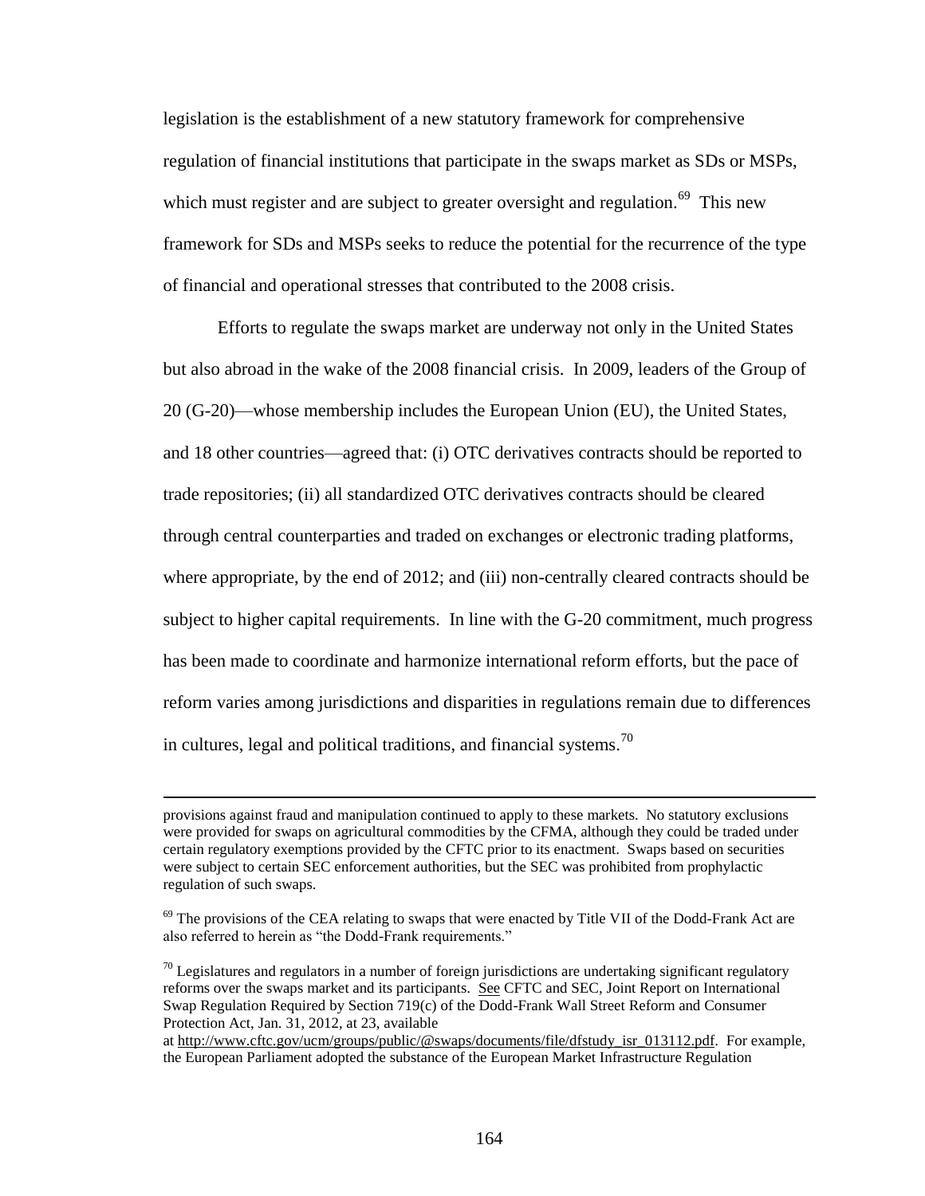legislation is the establishment of a new statutory framework for comprehensive regulation of financial institutions that participate in the swaps market as SDs or MSPs, which must register and are subject to greater oversight and regulation.[69] This new framework for SDs and MSPs seeks to reduce the potential for the recurrence of the type of financial and operational stresses that contributed to the 2008 crisis.

Efforts to regulate the swaps market are underway not only in the United States but also abroad in the wake of the 2008 financial crisis. In 2009, leaders of the Group of 20 (G-20)—whose membership includes the European Union (EU), the United States, and 18 other countries—agreed that: (i) OTC derivatives contracts should be reported to trade repositories; (ii) all standardized OTC derivatives contracts should be cleared through central counterparties and traded on exchanges or electronic trading platforms, where appropriate, by the end of 2012; and (iii) non-centrally cleared contracts should be subject to higher capital requirements. In line with the G-20 commitment, much progress has been made to coordinate and harmonize international reform efforts, but the pace of reform varies among jurisdictions and disparities in regulations remain due to differences in cultures, legal and political traditions, and financial systems.[70]

---

provisions against fraud and manipulation continued to apply to these markets. No statutory exclusions were provided for swaps on agricultural commodities by the CFMA, although they could be traded under certain regulatory exemptions provided by the CFTC prior to its enactment. Swaps based on securities were subject to certain SEC enforcement authorities, but the SEC was prohibited from prophylactic regulation of such swaps.

[69] The provisions of the CEA relating to swaps that were enacted by Title VII of the Dodd-Frank Act are also referred to herein as "the Dodd-Frank requirements."

[70] Legislatures and regulators in a number of foreign jurisdictions are undertaking significant regulatory reforms over the swaps market and its participants. See CFTC and SEC, Joint Report on International Swap Regulation Required by Section 719(c) of the Dodd-Frank Wall Street Reform and Consumer Protection Act, Jan. 31, 2012, at 23, available at http://www.cftc.gov/ucm/groups/public/@swaps/documents/file/dfstudy_isr_013112.pdf. For example, the European Parliament adopted the substance of the European Market Infrastructure Regulation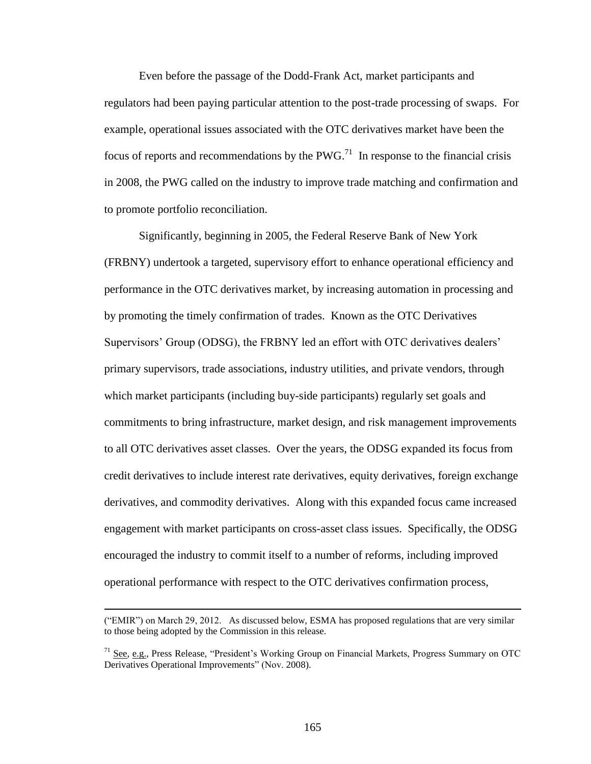Even before the passage of the Dodd-Frank Act, market participants and regulators had been paying particular attention to the post-trade processing of swaps. For example, operational issues associated with the OTC derivatives market have been the focus of reports and recommendations by the PWG.[71] In response to the financial crisis in 2008, the PWG called on the industry to improve trade matching and confirmation and to promote portfolio reconciliation.

Significantly, beginning in 2005, the Federal Reserve Bank of New York (FRBNY) undertook a targeted, supervisory effort to enhance operational efficiency and performance in the OTC derivatives market, by increasing automation in processing and by promoting the timely confirmation of trades. Known as the OTC Derivatives Supervisors' Group (ODSG), the FRBNY led an effort with OTC derivatives dealers' primary supervisors, trade associations, industry utilities, and private vendors, through which market participants (including buy-side participants) regularly set goals and commitments to bring infrastructure, market design, and risk management improvements to all OTC derivatives asset classes. Over the years, the ODSG expanded its focus from credit derivatives to include interest rate derivatives, equity derivatives, foreign exchange derivatives, and commodity derivatives. Along with this expanded focus came increased engagement with market participants on cross-asset class issues. Specifically, the ODSG encouraged the industry to commit itself to a number of reforms, including improved operational performance with respect to the OTC derivatives confirmation process,

---

("EMIR") on March 29, 2012. As discussed below, ESMA has proposed regulations that are very similar to those being adopted by the Commission in this release.

[71] See, e.g., Press Release, "President's Working Group on Financial Markets, Progress Summary on OTC Derivatives Operational Improvements" (Nov. 2008).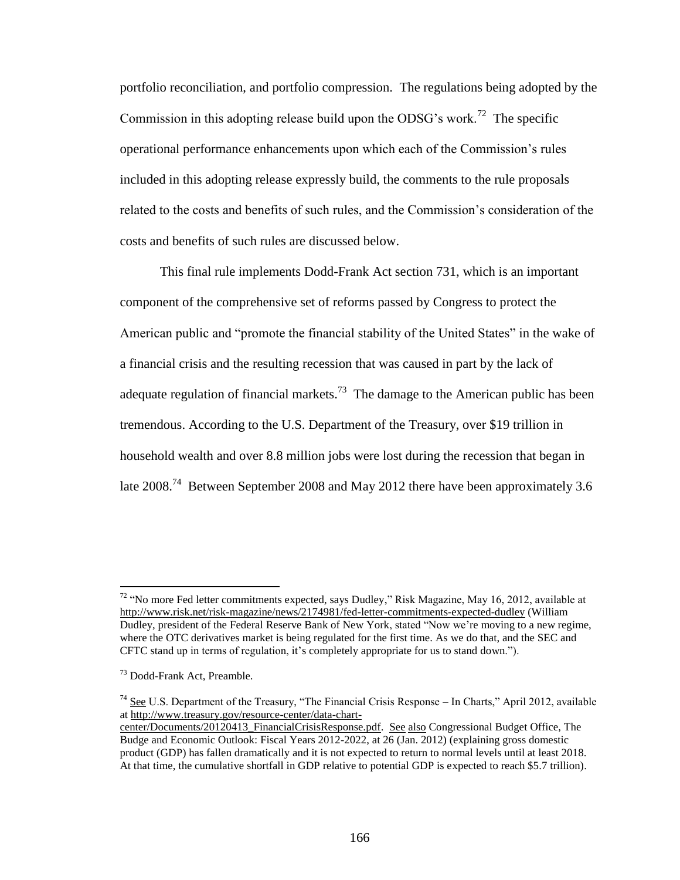portfolio reconciliation, and portfolio compression. The regulations being adopted by the Commission in this adopting release build upon the ODSG's work.[72] The specific operational performance enhancements upon which each of the Commission's rules included in this adopting release expressly build, the comments to the rule proposals related to the costs and benefits of such rules, and the Commission's consideration of the costs and benefits of such rules are discussed below.

This final rule implements Dodd-Frank Act section 731, which is an important component of the comprehensive set of reforms passed by Congress to protect the American public and "promote the financial stability of the United States" in the wake of a financial crisis and the resulting recession that was caused in part by the lack of adequate regulation of financial markets.[73] The damage to the American public has been tremendous. According to the U.S. Department of the Treasury, over $19 trillion in household wealth and over 8.8 million jobs were lost during the recession that began in late 2008.[74] Between September 2008 and May 2012 there have been approximately 3.6

---

[72] "No more Fed letter commitments expected, says Dudley," Risk Magazine, May 16, 2012, available at http://www.risk.net/risk-magazine/news/2174981/fed-letter-commitments-expected-dudley (William Dudley, president of the Federal Reserve Bank of New York, stated "Now we're moving to a new regime, where the OTC derivatives market is being regulated for the first time. As we do that, and the SEC and CFTC stand up in terms of regulation, it's completely appropriate for us to stand down.").

[73] Dodd-Frank Act, Preamble.

[74] See U.S. Department of the Treasury, "The Financial Crisis Response – In Charts," April 2012, available at http://www.treasury.gov/resource-center/data-chart-center/Documents/20120413_FinancialCrisisResponse.pdf. See also Congressional Budget Office, The Budge and Economic Outlook: Fiscal Years 2012-2022, at 26 (Jan. 2012) (explaining gross domestic product (GDP) has fallen dramatically and it is not expected to return to normal levels until at least 2018. At that time, the cumulative shortfall in GDP relative to potential GDP is expected to reach $5.7 trillion).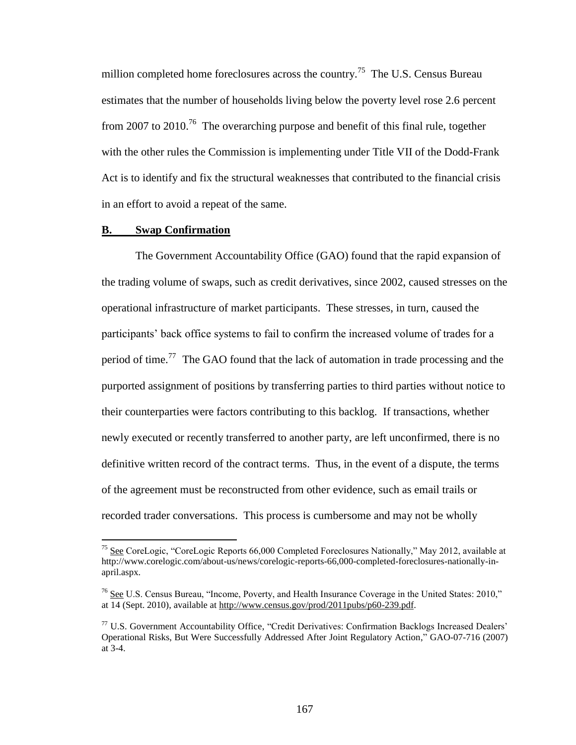million completed home foreclosures across the country.[75] The U.S. Census Bureau estimates that the number of households living below the poverty level rose 2.6 percent from 2007 to 2010.[76] The overarching purpose and benefit of this final rule, together with the other rules the Commission is implementing under Title VII of the Dodd-Frank Act is to identify and fix the structural weaknesses that contributed to the financial crisis in an effort to avoid a repeat of the same.

## B. Swap Confirmation

The Government Accountability Office (GAO) found that the rapid expansion of the trading volume of swaps, such as credit derivatives, since 2002, caused stresses on the operational infrastructure of market participants. These stresses, in turn, caused the participants' back office systems to fail to confirm the increased volume of trades for a period of time.[77] The GAO found that the lack of automation in trade processing and the purported assignment of positions by transferring parties to third parties without notice to their counterparties were factors contributing to this backlog. If transactions, whether newly executed or recently transferred to another party, are left unconfirmed, there is no definitive written record of the contract terms. Thus, in the event of a dispute, the terms of the agreement must be reconstructed from other evidence, such as email trails or recorded trader conversations. This process is cumbersome and may not be wholly

---

[75] See CoreLogic, "CoreLogic Reports 66,000 Completed Foreclosures Nationally," May 2012, available at http://www.corelogic.com/about-us/news/corelogic-reports-66,000-completed-foreclosures-nationally-in-april.aspx.

[76] See U.S. Census Bureau, "Income, Poverty, and Health Insurance Coverage in the United States: 2010," at 14 (Sept. 2010), available at http://www.census.gov/prod/2011pubs/p60-239.pdf.

[77] U.S. Government Accountability Office, "Credit Derivatives: Confirmation Backlogs Increased Dealers' Operational Risks, But Were Successfully Addressed After Joint Regulatory Action," GAO-07-716 (2007) at 3-4.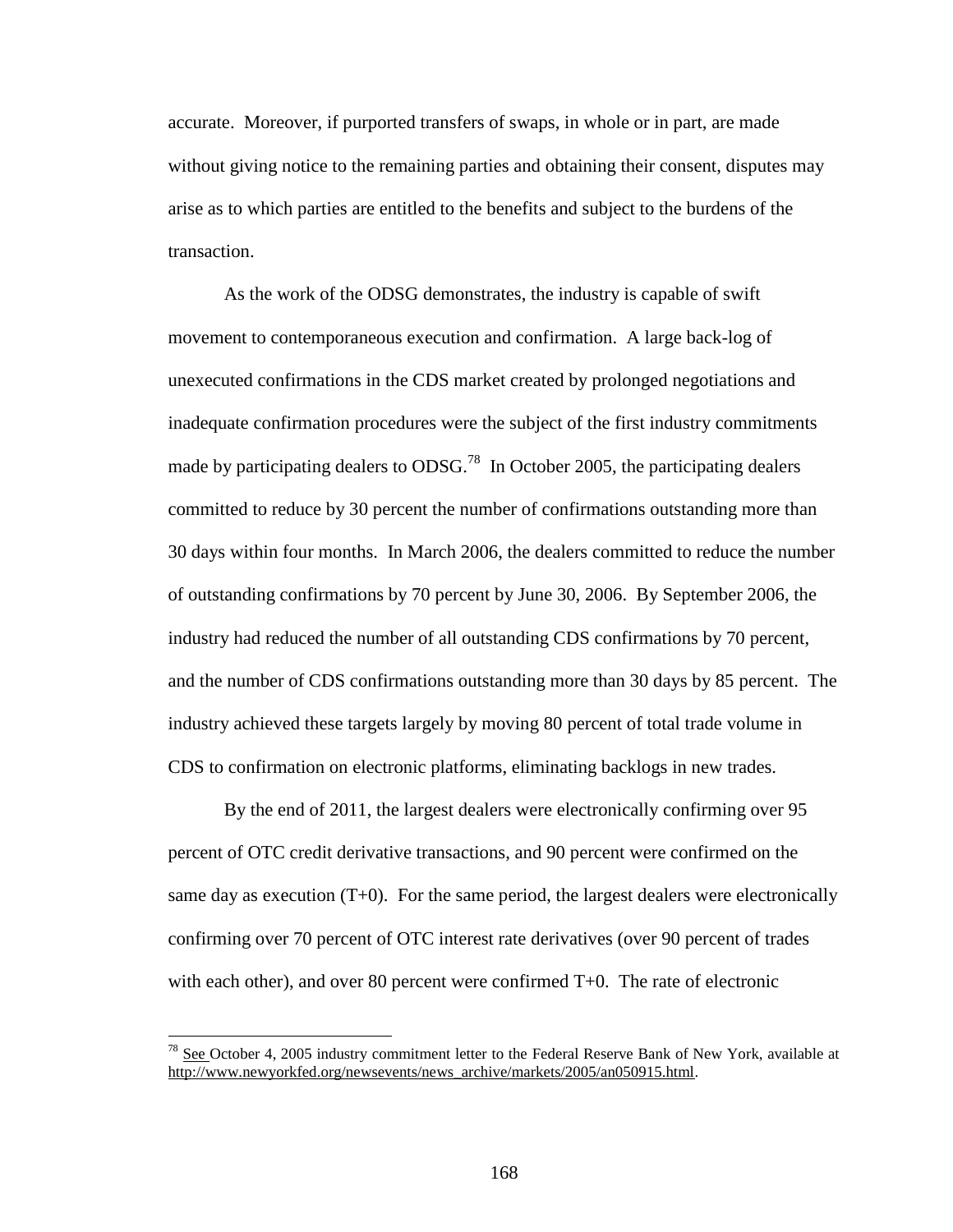accurate. Moreover, if purported transfers of swaps, in whole or in part, are made without giving notice to the remaining parties and obtaining their consent, disputes may arise as to which parties are entitled to the benefits and subject to the burdens of the transaction.

As the work of the ODSG demonstrates, the industry is capable of swift movement to contemporaneous execution and confirmation. A large back-log of unexecuted confirmations in the CDS market created by prolonged negotiations and inadequate confirmation procedures were the subject of the first industry commitments made by participating dealers to ODSG.[78] In October 2005, the participating dealers committed to reduce by 30 percent the number of confirmations outstanding more than 30 days within four months. In March 2006, the dealers committed to reduce the number of outstanding confirmations by 70 percent by June 30, 2006. By September 2006, the industry had reduced the number of all outstanding CDS confirmations by 70 percent, and the number of CDS confirmations outstanding more than 30 days by 85 percent. The industry achieved these targets largely by moving 80 percent of total trade volume in CDS to confirmation on electronic platforms, eliminating backlogs in new trades.

By the end of 2011, the largest dealers were electronically confirming over 95 percent of OTC credit derivative transactions, and 90 percent were confirmed on the same day as execution (T+0). For the same period, the largest dealers were electronically confirming over 70 percent of OTC interest rate derivatives (over 90 percent of trades with each other), and over 80 percent were confirmed T+0. The rate of electronic

---

[78] See October 4, 2005 industry commitment letter to the Federal Reserve Bank of New York, available at http://www.newyorkfed.org/newsevents/news_archive/markets/2005/an050915.html.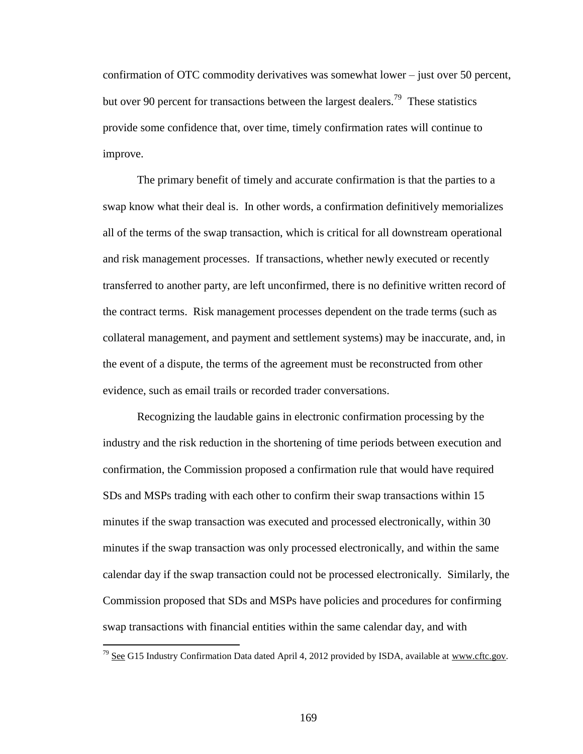confirmation of OTC commodity derivatives was somewhat lower – just over 50 percent, but over 90 percent for transactions between the largest dealers.[79] These statistics provide some confidence that, over time, timely confirmation rates will continue to improve.

The primary benefit of timely and accurate confirmation is that the parties to a swap know what their deal is. In other words, a confirmation definitively memorializes all of the terms of the swap transaction, which is critical for all downstream operational and risk management processes. If transactions, whether newly executed or recently transferred to another party, are left unconfirmed, there is no definitive written record of the contract terms. Risk management processes dependent on the trade terms (such as collateral management, and payment and settlement systems) may be inaccurate, and, in the event of a dispute, the terms of the agreement must be reconstructed from other evidence, such as email trails or recorded trader conversations.

Recognizing the laudable gains in electronic confirmation processing by the industry and the risk reduction in the shortening of time periods between execution and confirmation, the Commission proposed a confirmation rule that would have required SDs and MSPs trading with each other to confirm their swap transactions within 15 minutes if the swap transaction was executed and processed electronically, within 30 minutes if the swap transaction was only processed electronically, and within the same calendar day if the swap transaction could not be processed electronically. Similarly, the Commission proposed that SDs and MSPs have policies and procedures for confirming swap transactions with financial entities within the same calendar day, and with

---

[79] See G15 Industry Confirmation Data dated April 4, 2012 provided by ISDA, available at www.cftc.gov.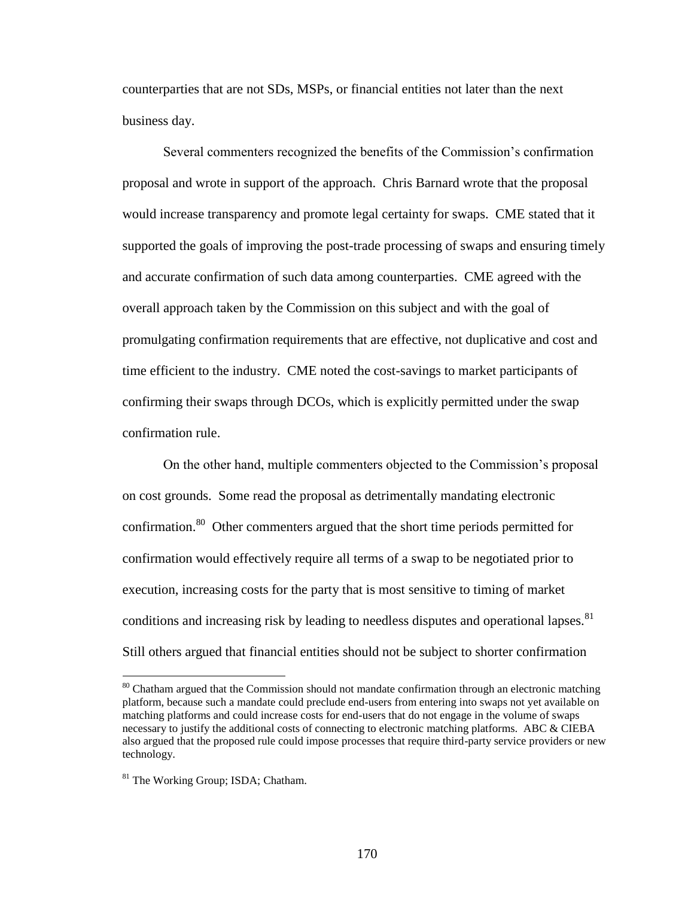counterparties that are not SDs, MSPs, or financial entities not later than the next business day.

Several commenters recognized the benefits of the Commission's confirmation proposal and wrote in support of the approach. Chris Barnard wrote that the proposal would increase transparency and promote legal certainty for swaps. CME stated that it supported the goals of improving the post-trade processing of swaps and ensuring timely and accurate confirmation of such data among counterparties. CME agreed with the overall approach taken by the Commission on this subject and with the goal of promulgating confirmation requirements that are effective, not duplicative and cost and time efficient to the industry. CME noted the cost-savings to market participants of confirming their swaps through DCOs, which is explicitly permitted under the swap confirmation rule.

On the other hand, multiple commenters objected to the Commission's proposal on cost grounds. Some read the proposal as detrimentally mandating electronic confirmation.[80] Other commenters argued that the short time periods permitted for confirmation would effectively require all terms of a swap to be negotiated prior to execution, increasing costs for the party that is most sensitive to timing of market conditions and increasing risk by leading to needless disputes and operational lapses.[81] Still others argued that financial entities should not be subject to shorter confirmation

---

[80] Chatham argued that the Commission should not mandate confirmation through an electronic matching platform, because such a mandate could preclude end-users from entering into swaps not yet available on matching platforms and could increase costs for end-users that do not engage in the volume of swaps necessary to justify the additional costs of connecting to electronic matching platforms. ABC & CIEBA also argued that the proposed rule could impose processes that require third-party service providers or new technology.

[81] The Working Group; ISDA; Chatham.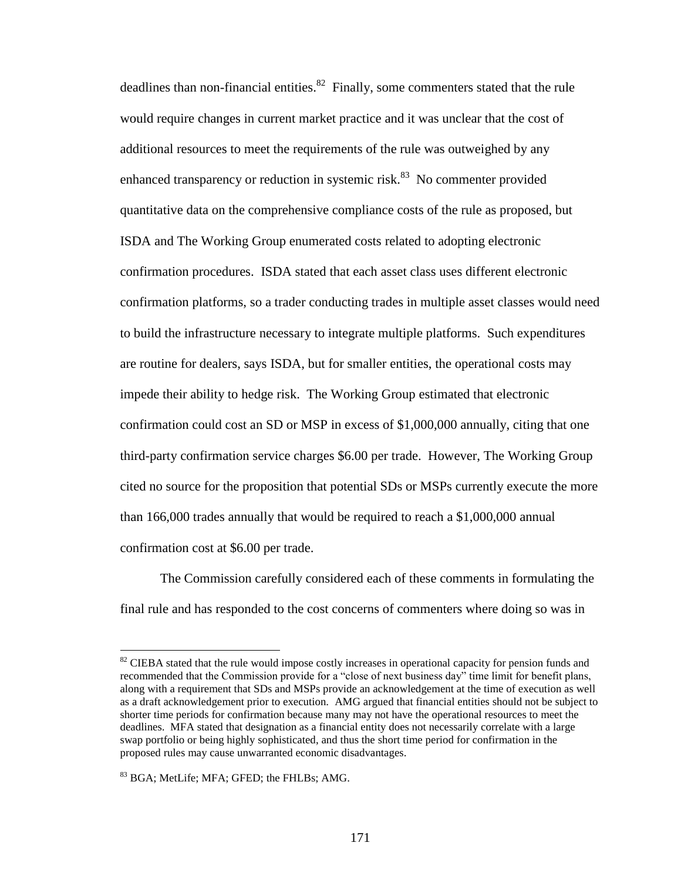deadlines than non-financial entities.[82] Finally, some commenters stated that the rule would require changes in current market practice and it was unclear that the cost of additional resources to meet the requirements of the rule was outweighed by any enhanced transparency or reduction in systemic risk.[83] No commenter provided quantitative data on the comprehensive compliance costs of the rule as proposed, but ISDA and The Working Group enumerated costs related to adopting electronic confirmation procedures. ISDA stated that each asset class uses different electronic confirmation platforms, so a trader conducting trades in multiple asset classes would need to build the infrastructure necessary to integrate multiple platforms. Such expenditures are routine for dealers, says ISDA, but for smaller entities, the operational costs may impede their ability to hedge risk. The Working Group estimated that electronic confirmation could cost an SD or MSP in excess of $1,000,000 annually, citing that one third-party confirmation service charges $6.00 per trade. However, The Working Group cited no source for the proposition that potential SDs or MSPs currently execute the more than 166,000 trades annually that would be required to reach a $1,000,000 annual confirmation cost at $6.00 per trade.

The Commission carefully considered each of these comments in formulating the final rule and has responded to the cost concerns of commenters where doing so was in

---

[82] CIEBA stated that the rule would impose costly increases in operational capacity for pension funds and recommended that the Commission provide for a "close of next business day" time limit for benefit plans, along with a requirement that SDs and MSPs provide an acknowledgement at the time of execution as well as a draft acknowledgement prior to execution. AMG argued that financial entities should not be subject to shorter time periods for confirmation because many may not have the operational resources to meet the deadlines. MFA stated that designation as a financial entity does not necessarily correlate with a large swap portfolio or being highly sophisticated, and thus the short time period for confirmation in the proposed rules may cause unwarranted economic disadvantages.

[83] BGA; MetLife; MFA; GFED; the FHLBs; AMG.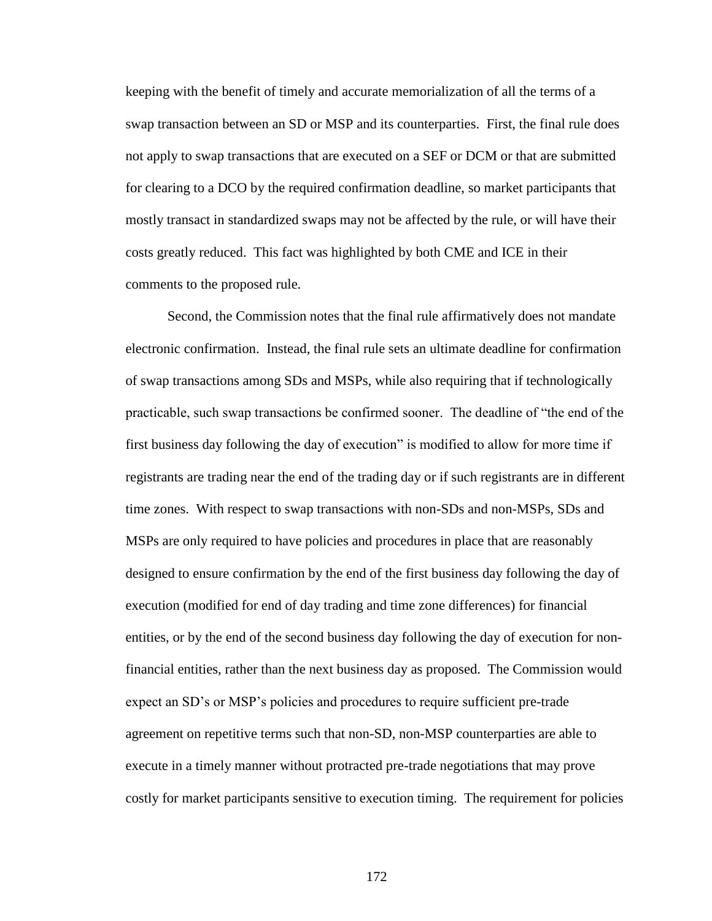keeping with the benefit of timely and accurate memorialization of all the terms of a swap transaction between an SD or MSP and its counterparties. First, the final rule does not apply to swap transactions that are executed on a SEF or DCM or that are submitted for clearing to a DCO by the required confirmation deadline, so market participants that mostly transact in standardized swaps may not be affected by the rule, or will have their costs greatly reduced. This fact was highlighted by both CME and ICE in their comments to the proposed rule.

Second, the Commission notes that the final rule affirmatively does not mandate electronic confirmation. Instead, the final rule sets an ultimate deadline for confirmation of swap transactions among SDs and MSPs, while also requiring that if technologically practicable, such swap transactions be confirmed sooner. The deadline of "the end of the first business day following the day of execution" is modified to allow for more time if registrants are trading near the end of the trading day or if such registrants are in different time zones. With respect to swap transactions with non-SDs and non-MSPs, SDs and MSPs are only required to have policies and procedures in place that are reasonably designed to ensure confirmation by the end of the first business day following the day of execution (modified for end of day trading and time zone differences) for financial entities, or by the end of the second business day following the day of execution for non-financial entities, rather than the next business day as proposed. The Commission would expect an SD's or MSP's policies and procedures to require sufficient pre-trade agreement on repetitive terms such that non-SD, non-MSP counterparties are able to execute in a timely manner without protracted pre-trade negotiations that may prove costly for market participants sensitive to execution timing. The requirement for policies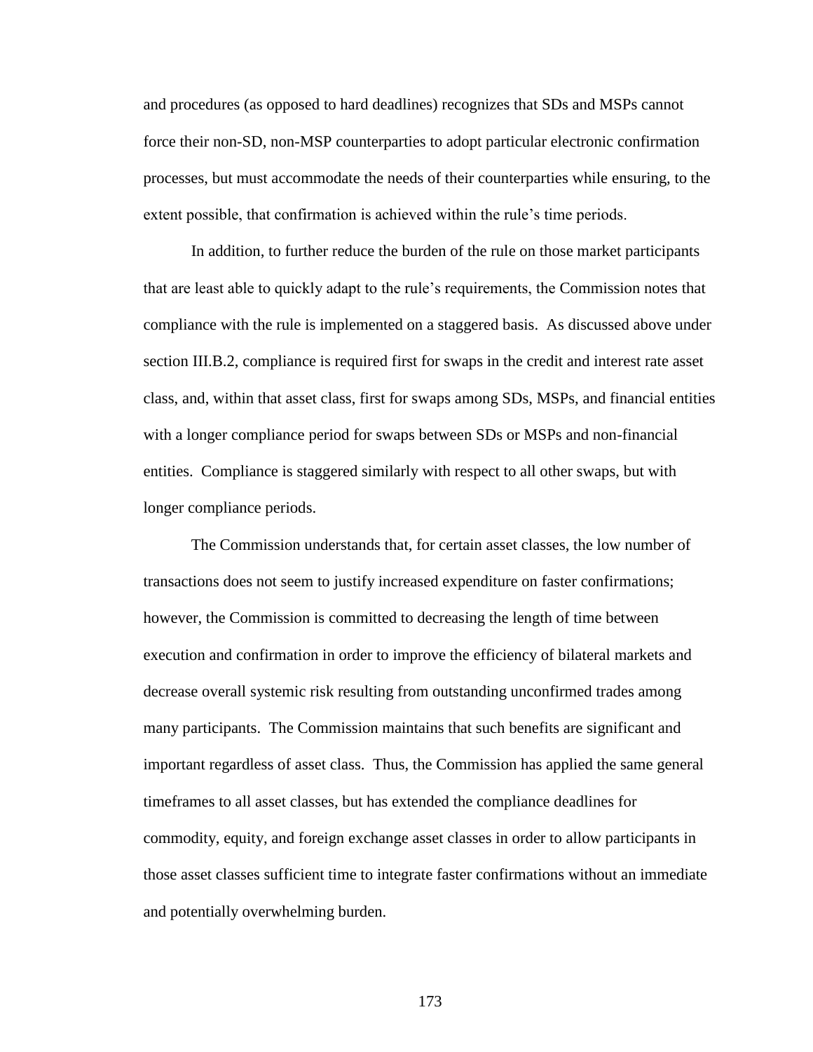and procedures (as opposed to hard deadlines) recognizes that SDs and MSPs cannot force their non-SD, non-MSP counterparties to adopt particular electronic confirmation processes, but must accommodate the needs of their counterparties while ensuring, to the extent possible, that confirmation is achieved within the rule's time periods.

In addition, to further reduce the burden of the rule on those market participants that are least able to quickly adapt to the rule's requirements, the Commission notes that compliance with the rule is implemented on a staggered basis. As discussed above under section III.B.2, compliance is required first for swaps in the credit and interest rate asset class, and, within that asset class, first for swaps among SDs, MSPs, and financial entities with a longer compliance period for swaps between SDs or MSPs and non-financial entities. Compliance is staggered similarly with respect to all other swaps, but with longer compliance periods.

The Commission understands that, for certain asset classes, the low number of transactions does not seem to justify increased expenditure on faster confirmations; however, the Commission is committed to decreasing the length of time between execution and confirmation in order to improve the efficiency of bilateral markets and decrease overall systemic risk resulting from outstanding unconfirmed trades among many participants. The Commission maintains that such benefits are significant and important regardless of asset class. Thus, the Commission has applied the same general timeframes to all asset classes, but has extended the compliance deadlines for commodity, equity, and foreign exchange asset classes in order to allow participants in those asset classes sufficient time to integrate faster confirmations without an immediate and potentially overwhelming burden.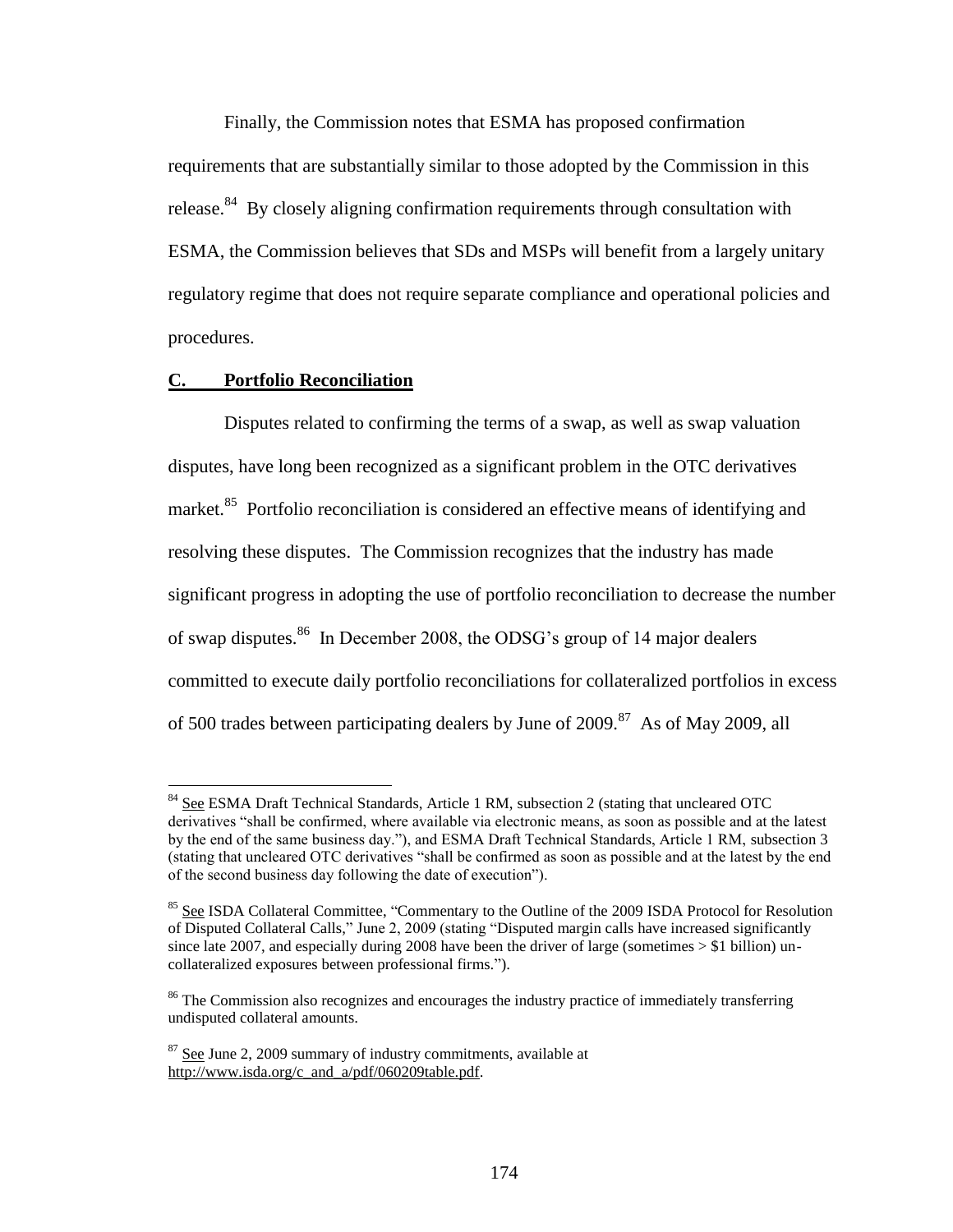Finally, the Commission notes that ESMA has proposed confirmation requirements that are substantially similar to those adopted by the Commission in this release.[84] By closely aligning confirmation requirements through consultation with ESMA, the Commission believes that SDs and MSPs will benefit from a largely unitary regulatory regime that does not require separate compliance and operational policies and procedures.

## C. Portfolio Reconciliation

Disputes related to confirming the terms of a swap, as well as swap valuation disputes, have long been recognized as a significant problem in the OTC derivatives market.[85] Portfolio reconciliation is considered an effective means of identifying and resolving these disputes. The Commission recognizes that the industry has made significant progress in adopting the use of portfolio reconciliation to decrease the number of swap disputes.[86] In December 2008, the ODSG's group of 14 major dealers committed to execute daily portfolio reconciliations for collateralized portfolios in excess of 500 trades between participating dealers by June of 2009.[87] As of May 2009, all

---

[84] See ESMA Draft Technical Standards, Article 1 RM, subsection 2 (stating that uncleared OTC derivatives "shall be confirmed, where available via electronic means, as soon as possible and at the latest by the end of the same business day."), and ESMA Draft Technical Standards, Article 1 RM, subsection 3 (stating that uncleared OTC derivatives "shall be confirmed as soon as possible and at the latest by the end of the second business day following the date of execution").

[85] See ISDA Collateral Committee, "Commentary to the Outline of the 2009 ISDA Protocol for Resolution of Disputed Collateral Calls," June 2, 2009 (stating "Disputed margin calls have increased significantly since late 2007, and especially during 2008 have been the driver of large (sometimes > $1 billion) un-collateralized exposures between professional firms.").

[86] The Commission also recognizes and encourages the industry practice of immediately transferring undisputed collateral amounts.

[87] See June 2, 2009 summary of industry commitments, available at http://www.isda.org/c_and_a/pdf/060209table.pdf.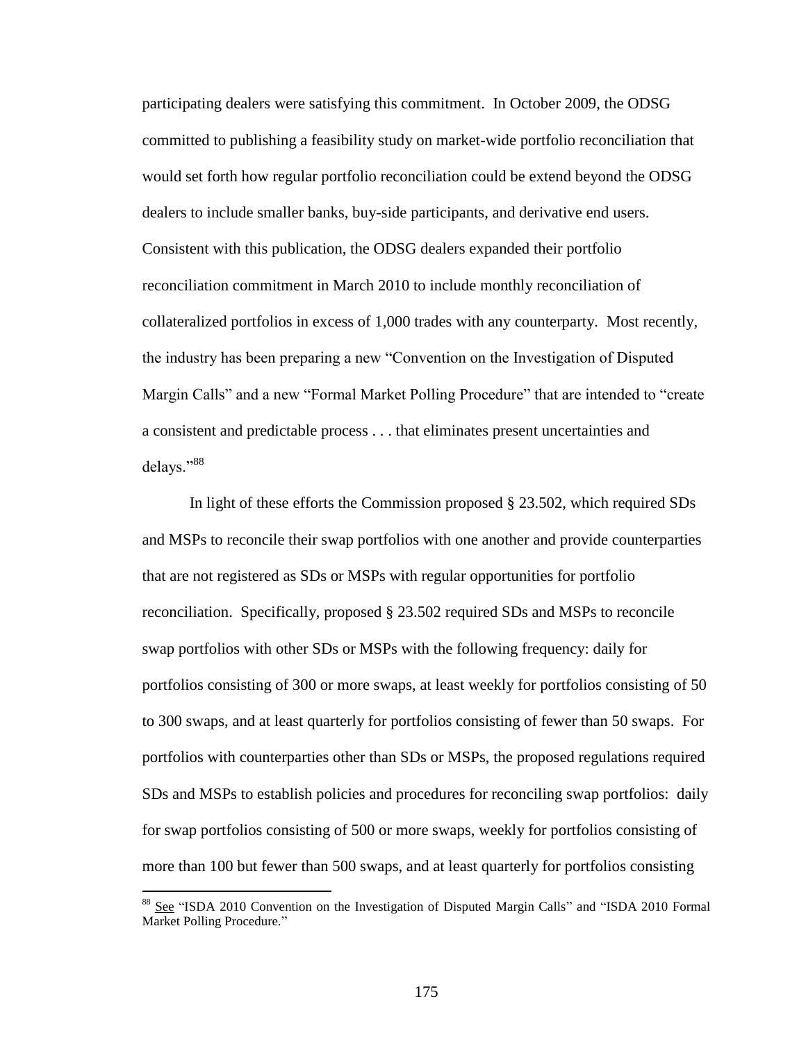participating dealers were satisfying this commitment. In October 2009, the ODSG committed to publishing a feasibility study on market-wide portfolio reconciliation that would set forth how regular portfolio reconciliation could be extend beyond the ODSG dealers to include smaller banks, buy-side participants, and derivative end users. Consistent with this publication, the ODSG dealers expanded their portfolio reconciliation commitment in March 2010 to include monthly reconciliation of collateralized portfolios in excess of 1,000 trades with any counterparty. Most recently, the industry has been preparing a new "Convention on the Investigation of Disputed Margin Calls" and a new "Formal Market Polling Procedure" that are intended to "create a consistent and predictable process . . . that eliminates present uncertainties and delays."[88]

In light of these efforts the Commission proposed § 23.502, which required SDs and MSPs to reconcile their swap portfolios with one another and provide counterparties that are not registered as SDs or MSPs with regular opportunities for portfolio reconciliation. Specifically, proposed § 23.502 required SDs and MSPs to reconcile swap portfolios with other SDs or MSPs with the following frequency: daily for portfolios consisting of 300 or more swaps, at least weekly for portfolios consisting of 50 to 300 swaps, and at least quarterly for portfolios consisting of fewer than 50 swaps. For portfolios with counterparties other than SDs or MSPs, the proposed regulations required SDs and MSPs to establish policies and procedures for reconciling swap portfolios: daily for swap portfolios consisting of 500 or more swaps, weekly for portfolios consisting of more than 100 but fewer than 500 swaps, and at least quarterly for portfolios consisting

[88] See "ISDA 2010 Convention on the Investigation of Disputed Margin Calls" and "ISDA 2010 Formal Market Polling Procedure."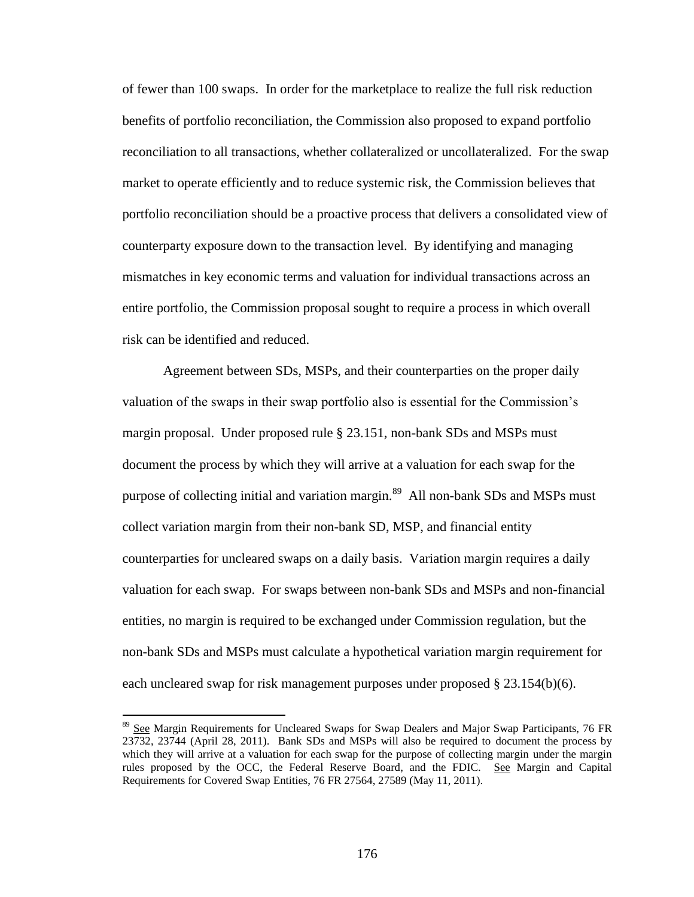of fewer than 100 swaps. In order for the marketplace to realize the full risk reduction benefits of portfolio reconciliation, the Commission also proposed to expand portfolio reconciliation to all transactions, whether collateralized or uncollateralized. For the swap market to operate efficiently and to reduce systemic risk, the Commission believes that portfolio reconciliation should be a proactive process that delivers a consolidated view of counterparty exposure down to the transaction level. By identifying and managing mismatches in key economic terms and valuation for individual transactions across an entire portfolio, the Commission proposal sought to require a process in which overall risk can be identified and reduced.

Agreement between SDs, MSPs, and their counterparties on the proper daily valuation of the swaps in their swap portfolio also is essential for the Commission's margin proposal. Under proposed rule § 23.151, non-bank SDs and MSPs must document the process by which they will arrive at a valuation for each swap for the purpose of collecting initial and variation margin.[89] All non-bank SDs and MSPs must collect variation margin from their non-bank SD, MSP, and financial entity counterparties for uncleared swaps on a daily basis. Variation margin requires a daily valuation for each swap. For swaps between non-bank SDs and MSPs and non-financial entities, no margin is required to be exchanged under Commission regulation, but the non-bank SDs and MSPs must calculate a hypothetical variation margin requirement for each uncleared swap for risk management purposes under proposed § 23.154(b)(6).

[89] See Margin Requirements for Uncleared Swaps for Swap Dealers and Major Swap Participants, 76 FR 23732, 23744 (April 28, 2011). Bank SDs and MSPs will also be required to document the process by which they will arrive at a valuation for each swap for the purpose of collecting margin under the margin rules proposed by the OCC, the Federal Reserve Board, and the FDIC. See Margin and Capital Requirements for Covered Swap Entities, 76 FR 27564, 27589 (May 11, 2011).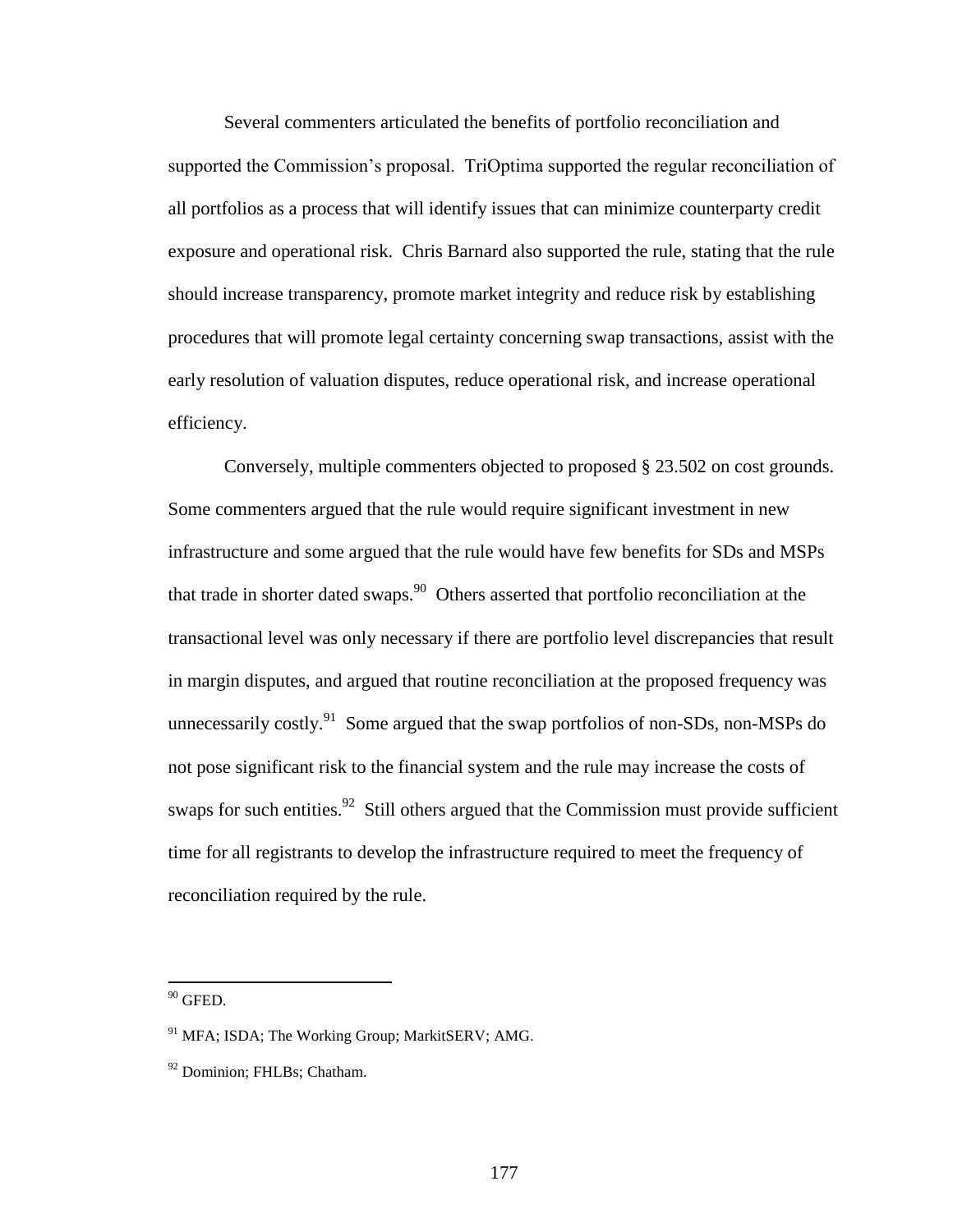Several commenters articulated the benefits of portfolio reconciliation and supported the Commission's proposal. TriOptima supported the regular reconciliation of all portfolios as a process that will identify issues that can minimize counterparty credit exposure and operational risk. Chris Barnard also supported the rule, stating that the rule should increase transparency, promote market integrity and reduce risk by establishing procedures that will promote legal certainty concerning swap transactions, assist with the early resolution of valuation disputes, reduce operational risk, and increase operational efficiency.

Conversely, multiple commenters objected to proposed § 23.502 on cost grounds. Some commenters argued that the rule would require significant investment in new infrastructure and some argued that the rule would have few benefits for SDs and MSPs that trade in shorter dated swaps.[90] Others asserted that portfolio reconciliation at the transactional level was only necessary if there are portfolio level discrepancies that result in margin disputes, and argued that routine reconciliation at the proposed frequency was unnecessarily costly.[91] Some argued that the swap portfolios of non-SDs, non-MSPs do not pose significant risk to the financial system and the rule may increase the costs of swaps for such entities.[92] Still others argued that the Commission must provide sufficient time for all registrants to develop the infrastructure required to meet the frequency of reconciliation required by the rule.

---

[90] GFED.

[91] MFA; ISDA; The Working Group; MarkitSERV; AMG.

[92] Dominion; FHLBs; Chatham.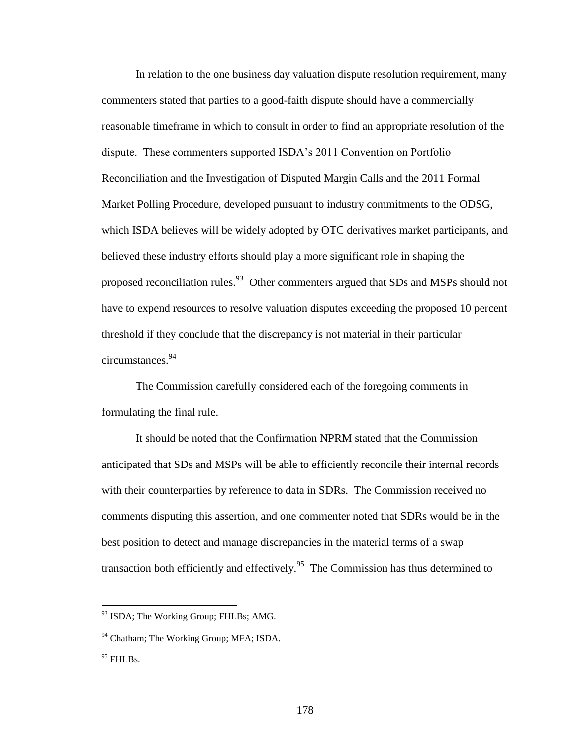In relation to the one business day valuation dispute resolution requirement, many commenters stated that parties to a good-faith dispute should have a commercially reasonable timeframe in which to consult in order to find an appropriate resolution of the dispute. These commenters supported ISDA's 2011 Convention on Portfolio Reconciliation and the Investigation of Disputed Margin Calls and the 2011 Formal Market Polling Procedure, developed pursuant to industry commitments to the ODSG, which ISDA believes will be widely adopted by OTC derivatives market participants, and believed these industry efforts should play a more significant role in shaping the proposed reconciliation rules.[93] Other commenters argued that SDs and MSPs should not have to expend resources to resolve valuation disputes exceeding the proposed 10 percent threshold if they conclude that the discrepancy is not material in their particular circumstances.[94]

The Commission carefully considered each of the foregoing comments in formulating the final rule.

It should be noted that the Confirmation NPRM stated that the Commission anticipated that SDs and MSPs will be able to efficiently reconcile their internal records with their counterparties by reference to data in SDRs. The Commission received no comments disputing this assertion, and one commenter noted that SDRs would be in the best position to detect and manage discrepancies in the material terms of a swap transaction both efficiently and effectively.[95] The Commission has thus determined to

[93] ISDA; The Working Group; FHLBs; AMG.

[94] Chatham; The Working Group; MFA; ISDA.

[95] FHLBs.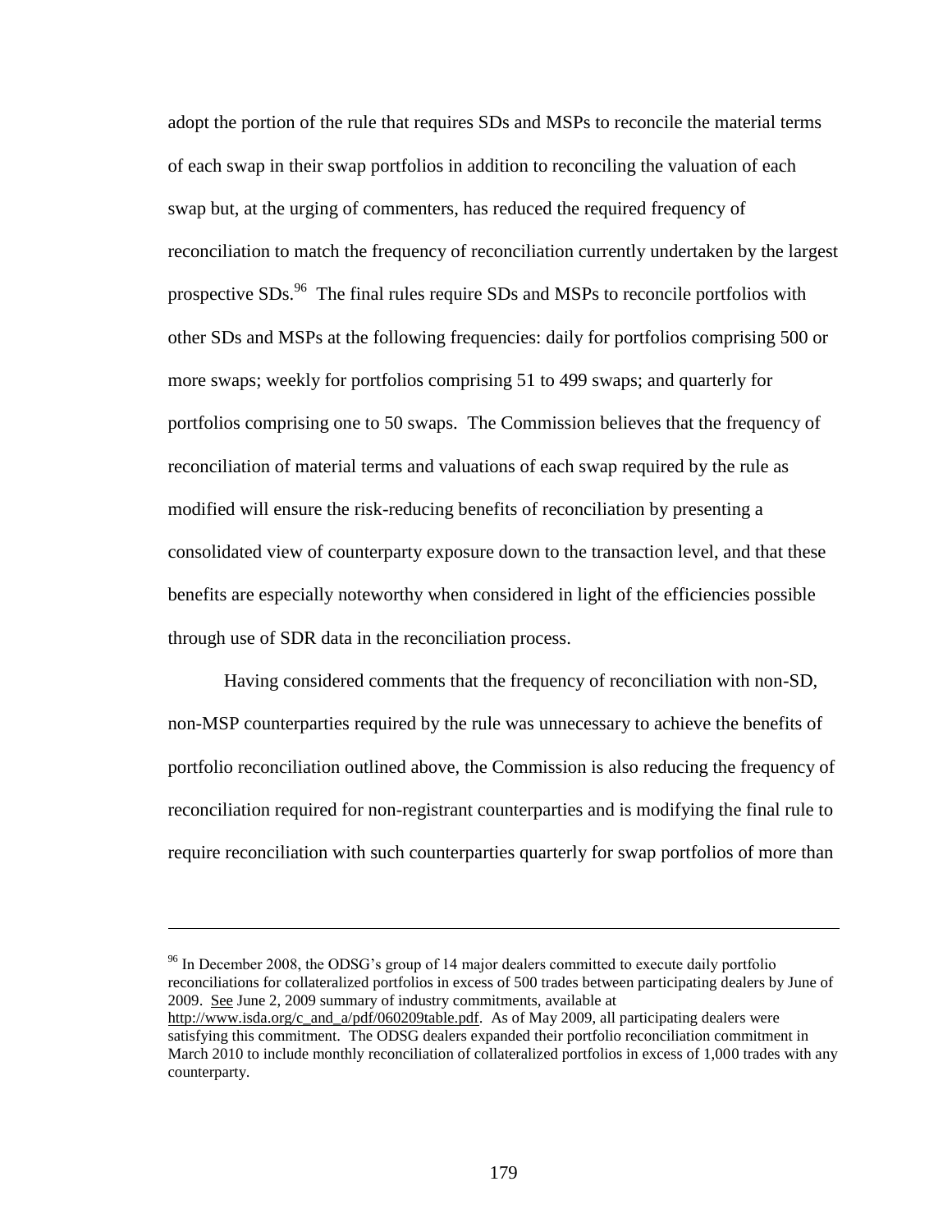adopt the portion of the rule that requires SDs and MSPs to reconcile the material terms of each swap in their swap portfolios in addition to reconciling the valuation of each swap but, at the urging of commenters, has reduced the required frequency of reconciliation to match the frequency of reconciliation currently undertaken by the largest prospective SDs.[96] The final rules require SDs and MSPs to reconcile portfolios with other SDs and MSPs at the following frequencies: daily for portfolios comprising 500 or more swaps; weekly for portfolios comprising 51 to 499 swaps; and quarterly for portfolios comprising one to 50 swaps. The Commission believes that the frequency of reconciliation of material terms and valuations of each swap required by the rule as modified will ensure the risk-reducing benefits of reconciliation by presenting a consolidated view of counterparty exposure down to the transaction level, and that these benefits are especially noteworthy when considered in light of the efficiencies possible through use of SDR data in the reconciliation process.

Having considered comments that the frequency of reconciliation with non-SD, non-MSP counterparties required by the rule was unnecessary to achieve the benefits of portfolio reconciliation outlined above, the Commission is also reducing the frequency of reconciliation required for non-registrant counterparties and is modifying the final rule to require reconciliation with such counterparties quarterly for swap portfolios of more than

---

[96] In December 2008, the ODSG's group of 14 major dealers committed to execute daily portfolio reconciliations for collateralized portfolios in excess of 500 trades between participating dealers by June of 2009. See June 2, 2009 summary of industry commitments, available at http://www.isda.org/c_and_a/pdf/060209table.pdf. As of May 2009, all participating dealers were satisfying this commitment. The ODSG dealers expanded their portfolio reconciliation commitment in March 2010 to include monthly reconciliation of collateralized portfolios in excess of 1,000 trades with any counterparty.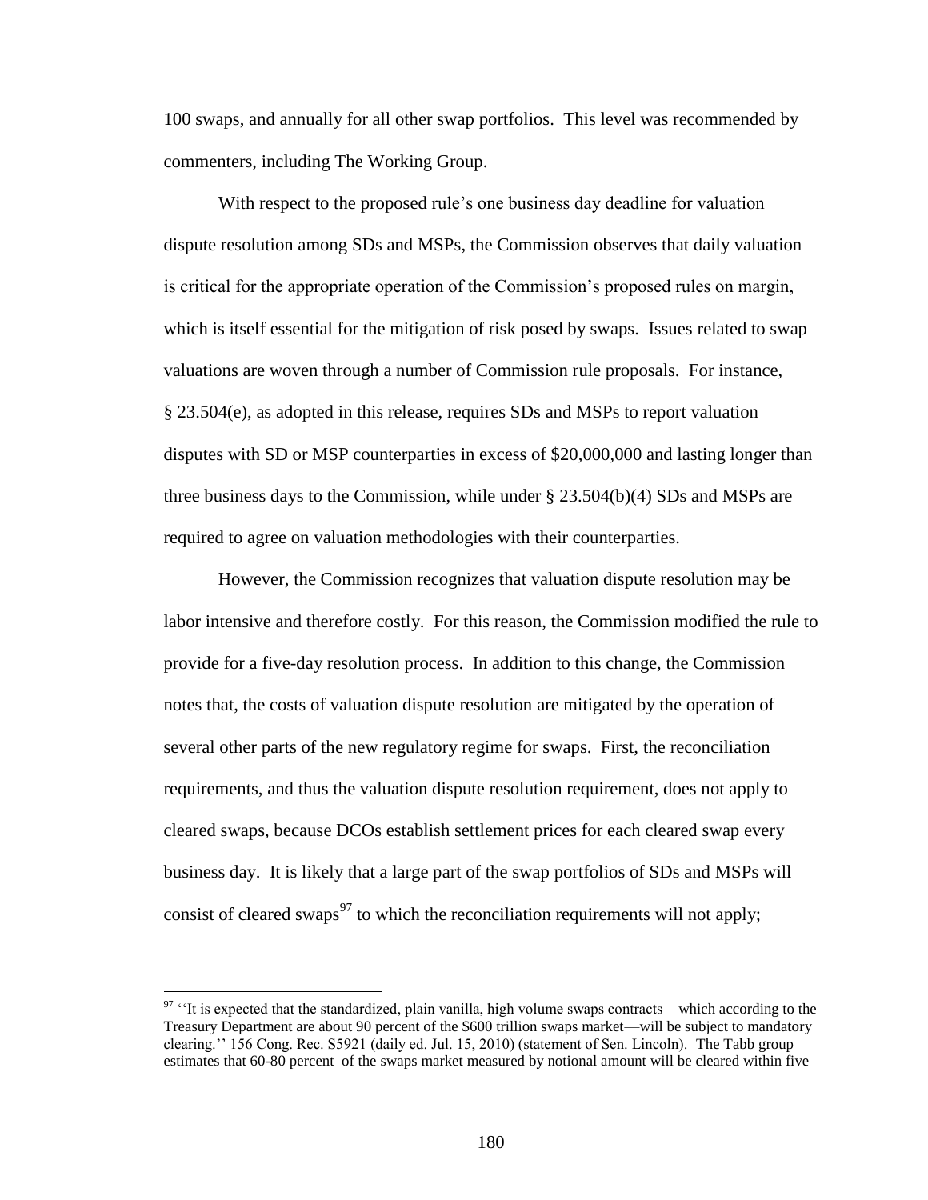100 swaps, and annually for all other swap portfolios. This level was recommended by commenters, including The Working Group.

With respect to the proposed rule's one business day deadline for valuation dispute resolution among SDs and MSPs, the Commission observes that daily valuation is critical for the appropriate operation of the Commission's proposed rules on margin, which is itself essential for the mitigation of risk posed by swaps. Issues related to swap valuations are woven through a number of Commission rule proposals. For instance, § 23.504(e), as adopted in this release, requires SDs and MSPs to report valuation disputes with SD or MSP counterparties in excess of $20,000,000 and lasting longer than three business days to the Commission, while under § 23.504(b)(4) SDs and MSPs are required to agree on valuation methodologies with their counterparties.

However, the Commission recognizes that valuation dispute resolution may be labor intensive and therefore costly. For this reason, the Commission modified the rule to provide for a five-day resolution process. In addition to this change, the Commission notes that, the costs of valuation dispute resolution are mitigated by the operation of several other parts of the new regulatory regime for swaps. First, the reconciliation requirements, and thus the valuation dispute resolution requirement, does not apply to cleared swaps, because DCOs establish settlement prices for each cleared swap every business day. It is likely that a large part of the swap portfolios of SDs and MSPs will consist of cleared swaps[97] to which the reconciliation requirements will not apply;

[97] ''It is expected that the standardized, plain vanilla, high volume swaps contracts—which according to the Treasury Department are about 90 percent of the $600 trillion swaps market—will be subject to mandatory clearing.'' 156 Cong. Rec. S5921 (daily ed. Jul. 15, 2010) (statement of Sen. Lincoln). The Tabb group estimates that 60-80 percent of the swaps market measured by notional amount will be cleared within five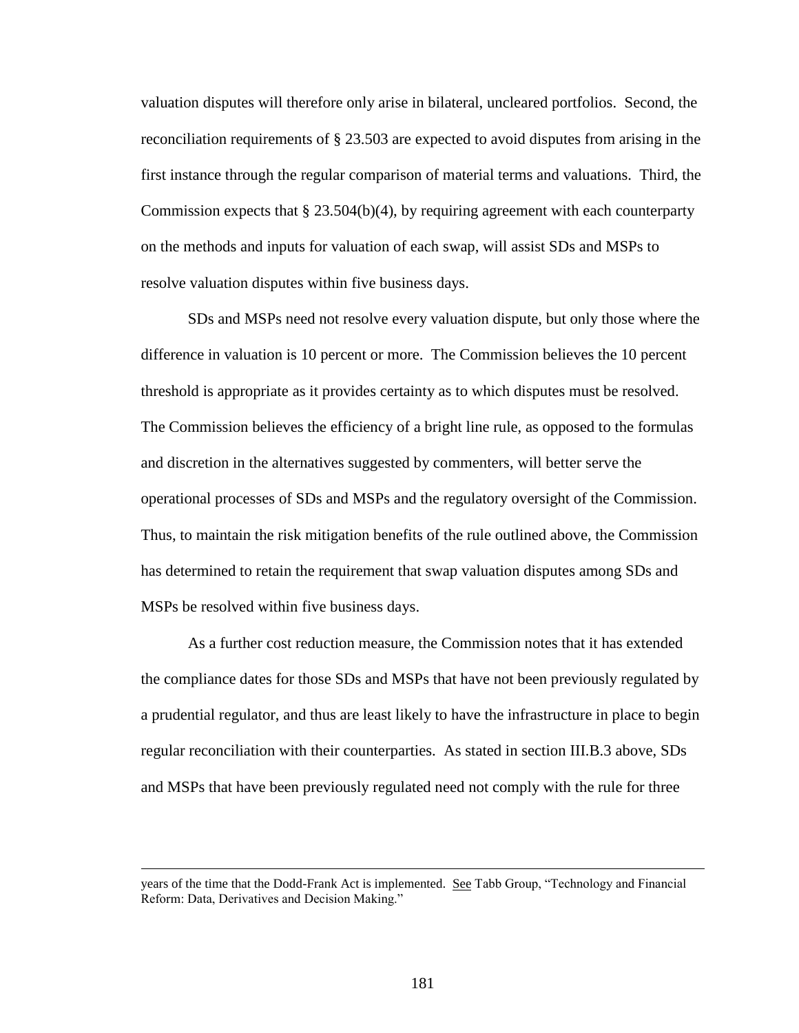valuation disputes will therefore only arise in bilateral, uncleared portfolios. Second, the reconciliation requirements of § 23.503 are expected to avoid disputes from arising in the first instance through the regular comparison of material terms and valuations. Third, the Commission expects that § 23.504(b)(4), by requiring agreement with each counterparty on the methods and inputs for valuation of each swap, will assist SDs and MSPs to resolve valuation disputes within five business days.

SDs and MSPs need not resolve every valuation dispute, but only those where the difference in valuation is 10 percent or more. The Commission believes the 10 percent threshold is appropriate as it provides certainty as to which disputes must be resolved. The Commission believes the efficiency of a bright line rule, as opposed to the formulas and discretion in the alternatives suggested by commenters, will better serve the operational processes of SDs and MSPs and the regulatory oversight of the Commission. Thus, to maintain the risk mitigation benefits of the rule outlined above, the Commission has determined to retain the requirement that swap valuation disputes among SDs and MSPs be resolved within five business days.

As a further cost reduction measure, the Commission notes that it has extended the compliance dates for those SDs and MSPs that have not been previously regulated by a prudential regulator, and thus are least likely to have the infrastructure in place to begin regular reconciliation with their counterparties. As stated in section III.B.3 above, SDs and MSPs that have been previously regulated need not comply with the rule for three

---

years of the time that the Dodd-Frank Act is implemented. See Tabb Group, "Technology and Financial Reform: Data, Derivatives and Decision Making."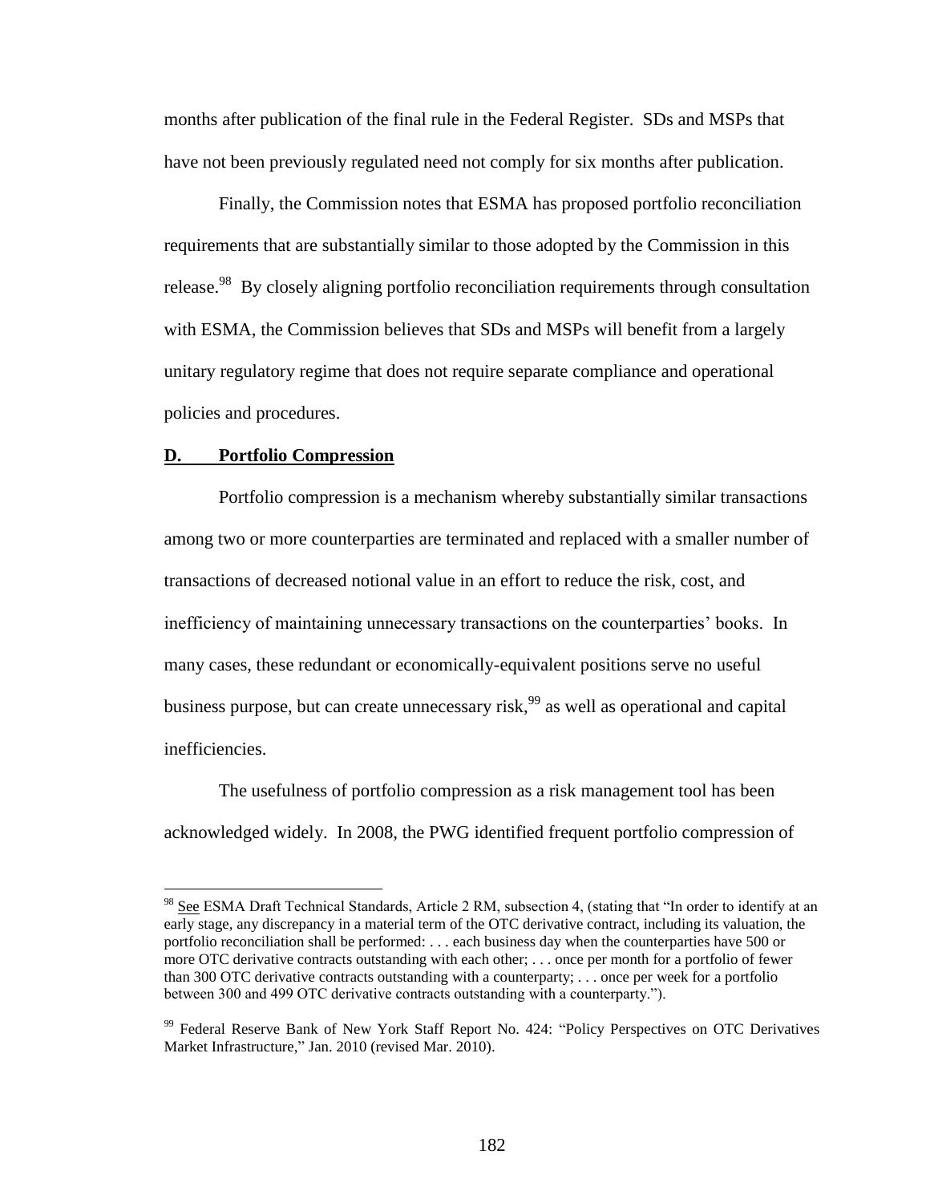months after publication of the final rule in the Federal Register. SDs and MSPs that have not been previously regulated need not comply for six months after publication.

Finally, the Commission notes that ESMA has proposed portfolio reconciliation requirements that are substantially similar to those adopted by the Commission in this release.[98] By closely aligning portfolio reconciliation requirements through consultation with ESMA, the Commission believes that SDs and MSPs will benefit from a largely unitary regulatory regime that does not require separate compliance and operational policies and procedures.

### D. Portfolio Compression

Portfolio compression is a mechanism whereby substantially similar transactions among two or more counterparties are terminated and replaced with a smaller number of transactions of decreased notional value in an effort to reduce the risk, cost, and inefficiency of maintaining unnecessary transactions on the counterparties' books. In many cases, these redundant or economically-equivalent positions serve no useful business purpose, but can create unnecessary risk,[99] as well as operational and capital inefficiencies.

The usefulness of portfolio compression as a risk management tool has been acknowledged widely. In 2008, the PWG identified frequent portfolio compression of

---

[98] See ESMA Draft Technical Standards, Article 2 RM, subsection 4, (stating that "In order to identify at an early stage, any discrepancy in a material term of the OTC derivative contract, including its valuation, the portfolio reconciliation shall be performed: . . . each business day when the counterparties have 500 or more OTC derivative contracts outstanding with each other; . . . once per month for a portfolio of fewer than 300 OTC derivative contracts outstanding with a counterparty; . . . once per week for a portfolio between 300 and 499 OTC derivative contracts outstanding with a counterparty.").

[99] Federal Reserve Bank of New York Staff Report No. 424: "Policy Perspectives on OTC Derivatives Market Infrastructure," Jan. 2010 (revised Mar. 2010).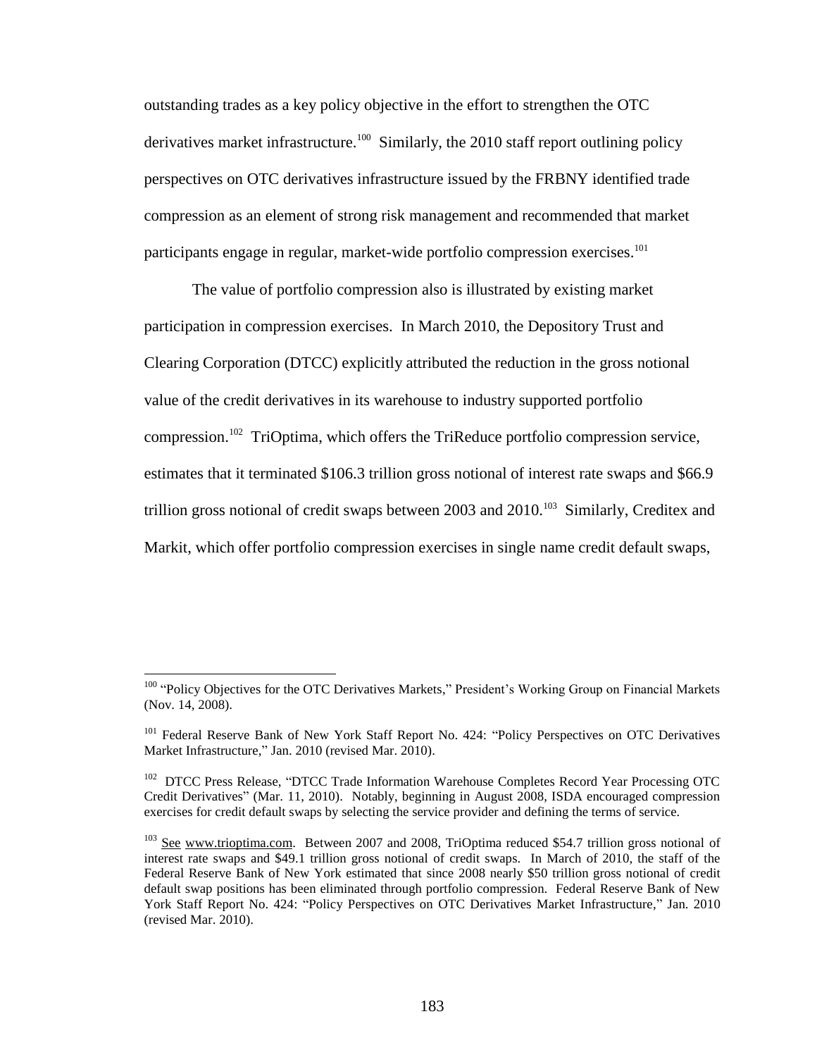outstanding trades as a key policy objective in the effort to strengthen the OTC derivatives market infrastructure.[100] Similarly, the 2010 staff report outlining policy perspectives on OTC derivatives infrastructure issued by the FRBNY identified trade compression as an element of strong risk management and recommended that market participants engage in regular, market-wide portfolio compression exercises.[101]

The value of portfolio compression also is illustrated by existing market participation in compression exercises. In March 2010, the Depository Trust and Clearing Corporation (DTCC) explicitly attributed the reduction in the gross notional value of the credit derivatives in its warehouse to industry supported portfolio compression.[102] TriOptima, which offers the TriReduce portfolio compression service, estimates that it terminated \$106.3 trillion gross notional of interest rate swaps and \$66.9 trillion gross notional of credit swaps between 2003 and 2010.[103] Similarly, Creditex and Markit, which offer portfolio compression exercises in single name credit default swaps,

---

[100] "Policy Objectives for the OTC Derivatives Markets," President's Working Group on Financial Markets (Nov. 14, 2008).

[101] Federal Reserve Bank of New York Staff Report No. 424: "Policy Perspectives on OTC Derivatives Market Infrastructure," Jan. 2010 (revised Mar. 2010).

[102] DTCC Press Release, "DTCC Trade Information Warehouse Completes Record Year Processing OTC Credit Derivatives" (Mar. 11, 2010). Notably, beginning in August 2008, ISDA encouraged compression exercises for credit default swaps by selecting the service provider and defining the terms of service.

[103] See www.trioptima.com. Between 2007 and 2008, TriOptima reduced \$54.7 trillion gross notional of interest rate swaps and \$49.1 trillion gross notional of credit swaps. In March of 2010, the staff of the Federal Reserve Bank of New York estimated that since 2008 nearly \$50 trillion gross notional of credit default swap positions has been eliminated through portfolio compression. Federal Reserve Bank of New York Staff Report No. 424: "Policy Perspectives on OTC Derivatives Market Infrastructure," Jan. 2010 (revised Mar. 2010).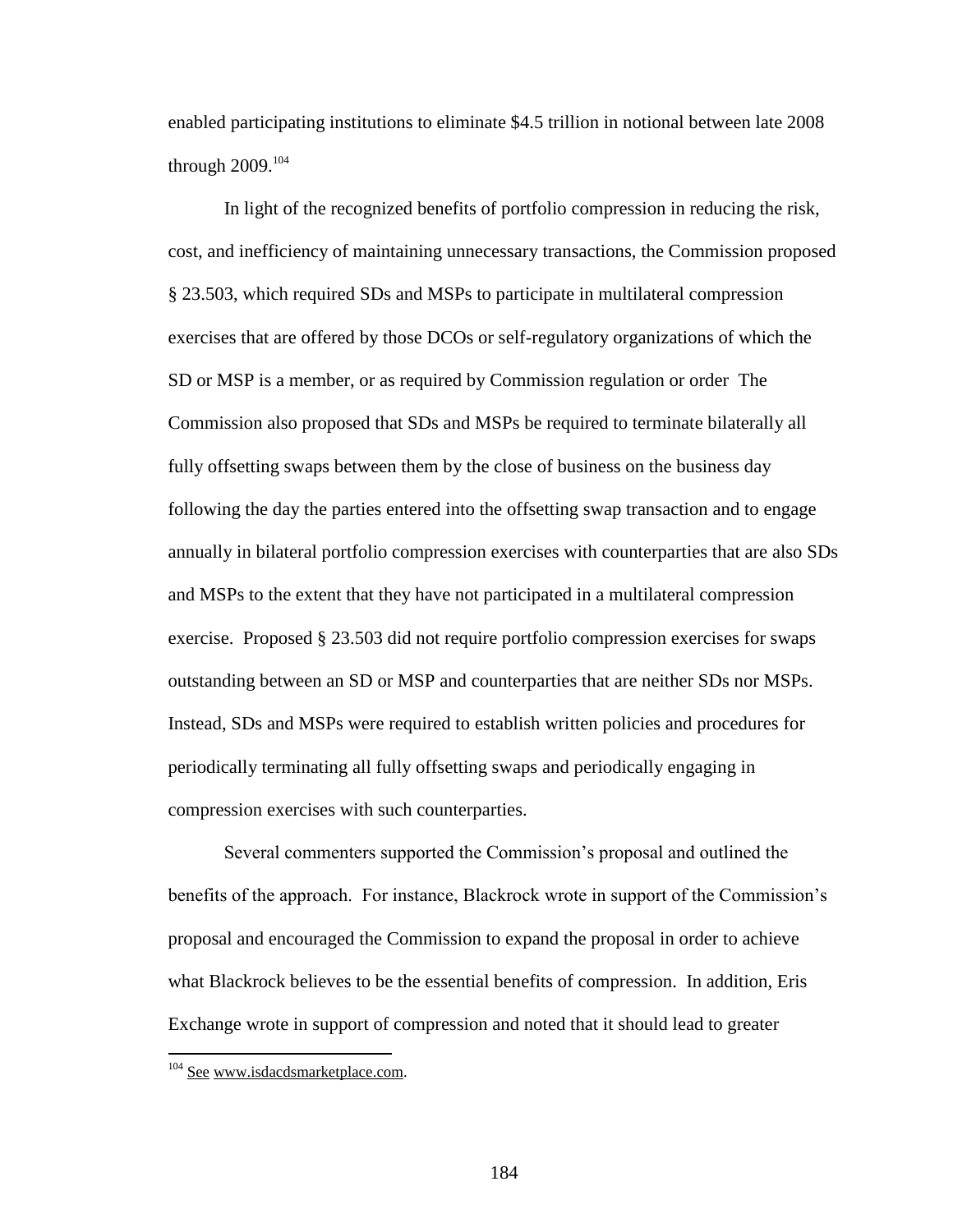enabled participating institutions to eliminate \$4.5 trillion in notional between late 2008 through 2009.[104]

In light of the recognized benefits of portfolio compression in reducing the risk, cost, and inefficiency of maintaining unnecessary transactions, the Commission proposed § 23.503, which required SDs and MSPs to participate in multilateral compression exercises that are offered by those DCOs or self-regulatory organizations of which the SD or MSP is a member, or as required by Commission regulation or order The Commission also proposed that SDs and MSPs be required to terminate bilaterally all fully offsetting swaps between them by the close of business on the business day following the day the parties entered into the offsetting swap transaction and to engage annually in bilateral portfolio compression exercises with counterparties that are also SDs and MSPs to the extent that they have not participated in a multilateral compression exercise. Proposed § 23.503 did not require portfolio compression exercises for swaps outstanding between an SD or MSP and counterparties that are neither SDs nor MSPs. Instead, SDs and MSPs were required to establish written policies and procedures for periodically terminating all fully offsetting swaps and periodically engaging in compression exercises with such counterparties.

Several commenters supported the Commission's proposal and outlined the benefits of the approach. For instance, Blackrock wrote in support of the Commission's proposal and encouraged the Commission to expand the proposal in order to achieve what Blackrock believes to be the essential benefits of compression. In addition, Eris Exchange wrote in support of compression and noted that it should lead to greater

[104] See www.isdacdsmarketplace.com.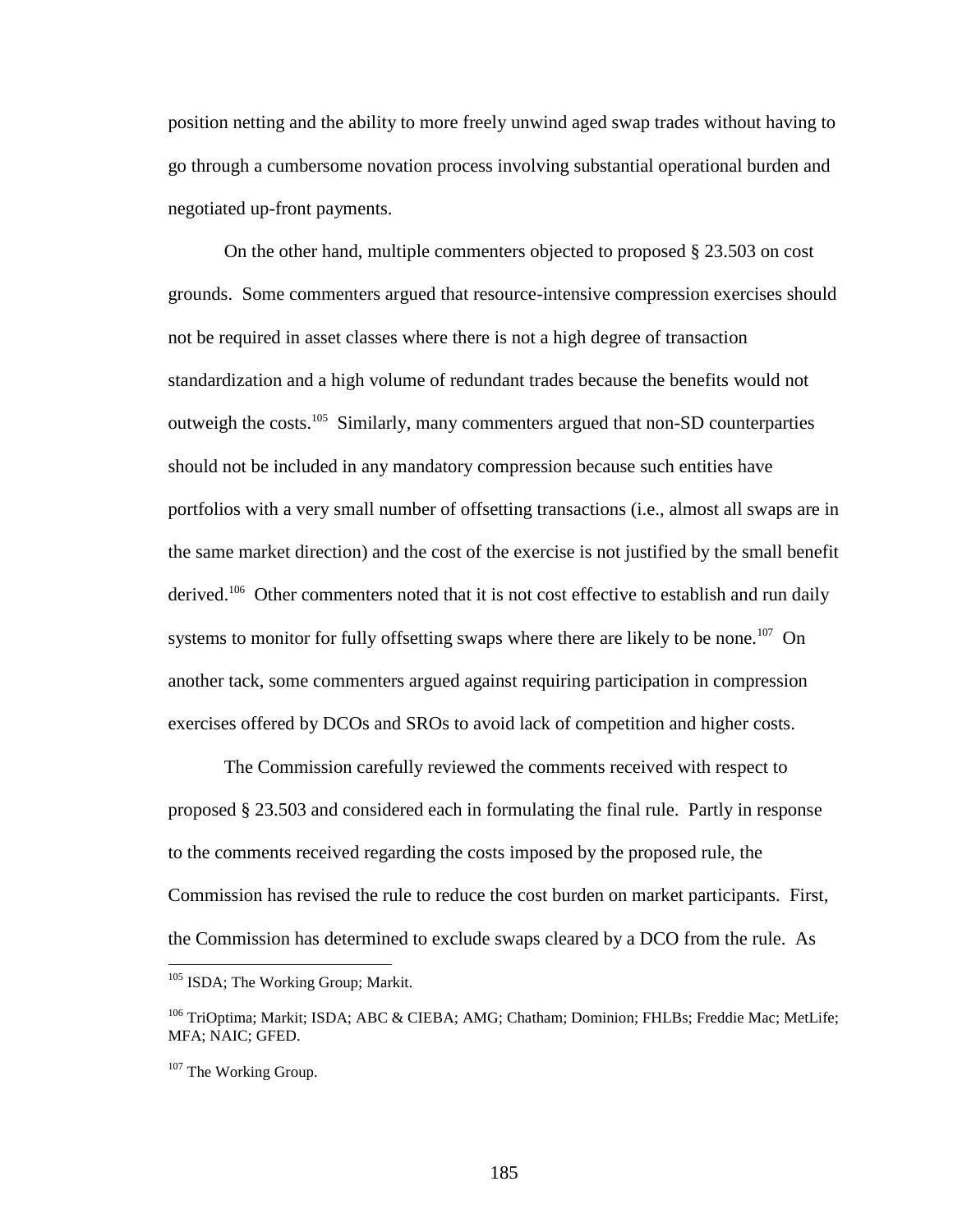position netting and the ability to more freely unwind aged swap trades without having to go through a cumbersome novation process involving substantial operational burden and negotiated up-front payments.

On the other hand, multiple commenters objected to proposed § 23.503 on cost grounds. Some commenters argued that resource-intensive compression exercises should not be required in asset classes where there is not a high degree of transaction standardization and a high volume of redundant trades because the benefits would not outweigh the costs.[105] Similarly, many commenters argued that non-SD counterparties should not be included in any mandatory compression because such entities have portfolios with a very small number of offsetting transactions (i.e., almost all swaps are in the same market direction) and the cost of the exercise is not justified by the small benefit derived.[106] Other commenters noted that it is not cost effective to establish and run daily systems to monitor for fully offsetting swaps where there are likely to be none.[107] On another tack, some commenters argued against requiring participation in compression exercises offered by DCOs and SROs to avoid lack of competition and higher costs.

The Commission carefully reviewed the comments received with respect to proposed § 23.503 and considered each in formulating the final rule. Partly in response to the comments received regarding the costs imposed by the proposed rule, the Commission has revised the rule to reduce the cost burden on market participants. First, the Commission has determined to exclude swaps cleared by a DCO from the rule. As

---

[105] ISDA; The Working Group; Markit.

[106] TriOptima; Markit; ISDA; ABC & CIEBA; AMG; Chatham; Dominion; FHLBs; Freddie Mac; MetLife; MFA; NAIC; GFED.

[107] The Working Group.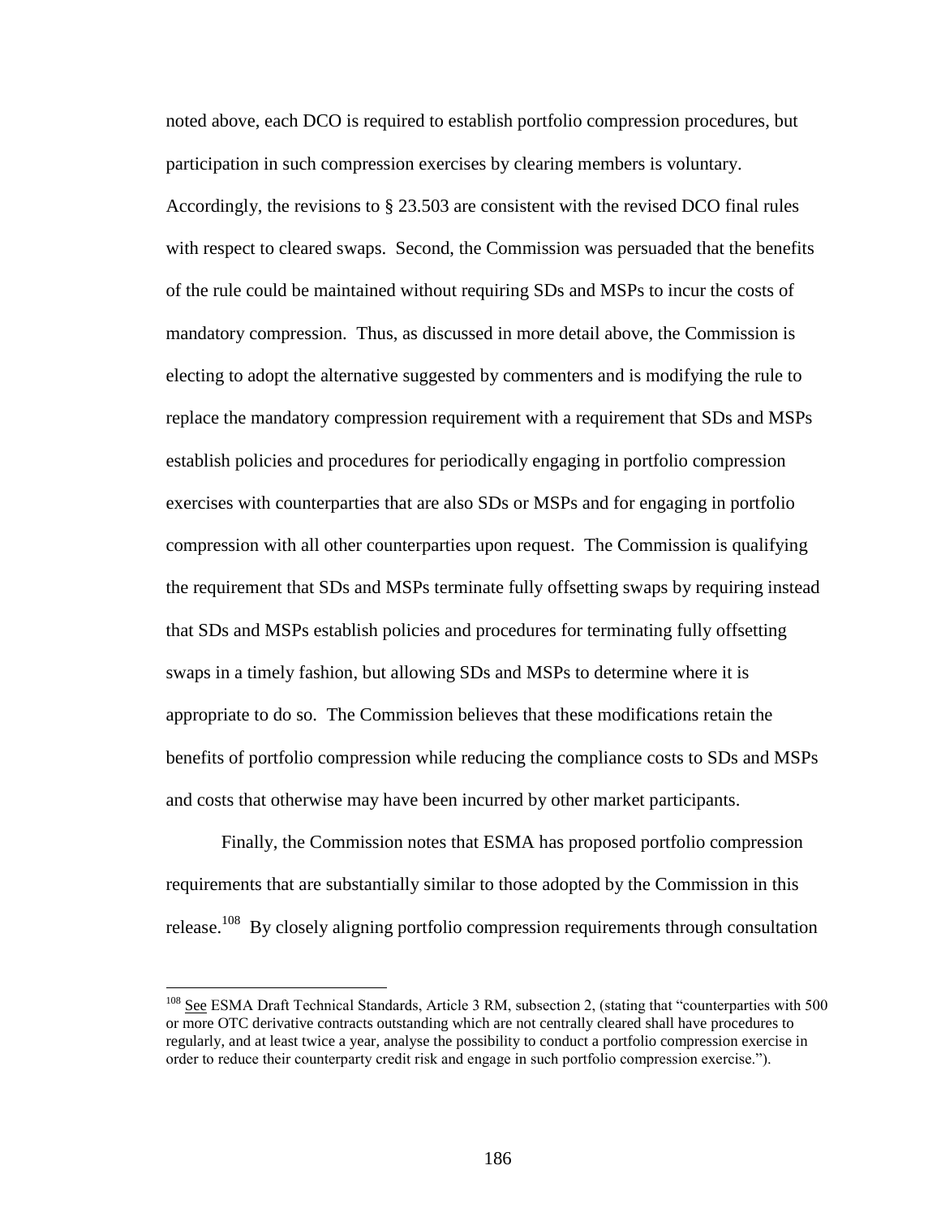noted above, each DCO is required to establish portfolio compression procedures, but participation in such compression exercises by clearing members is voluntary. Accordingly, the revisions to § 23.503 are consistent with the revised DCO final rules with respect to cleared swaps. Second, the Commission was persuaded that the benefits of the rule could be maintained without requiring SDs and MSPs to incur the costs of mandatory compression. Thus, as discussed in more detail above, the Commission is electing to adopt the alternative suggested by commenters and is modifying the rule to replace the mandatory compression requirement with a requirement that SDs and MSPs establish policies and procedures for periodically engaging in portfolio compression exercises with counterparties that are also SDs or MSPs and for engaging in portfolio compression with all other counterparties upon request. The Commission is qualifying the requirement that SDs and MSPs terminate fully offsetting swaps by requiring instead that SDs and MSPs establish policies and procedures for terminating fully offsetting swaps in a timely fashion, but allowing SDs and MSPs to determine where it is appropriate to do so. The Commission believes that these modifications retain the benefits of portfolio compression while reducing the compliance costs to SDs and MSPs and costs that otherwise may have been incurred by other market participants.

Finally, the Commission notes that ESMA has proposed portfolio compression requirements that are substantially similar to those adopted by the Commission in this release.[108] By closely aligning portfolio compression requirements through consultation

[108] See ESMA Draft Technical Standards, Article 3 RM, subsection 2, (stating that "counterparties with 500 or more OTC derivative contracts outstanding which are not centrally cleared shall have procedures to regularly, and at least twice a year, analyse the possibility to conduct a portfolio compression exercise in order to reduce their counterparty credit risk and engage in such portfolio compression exercise.").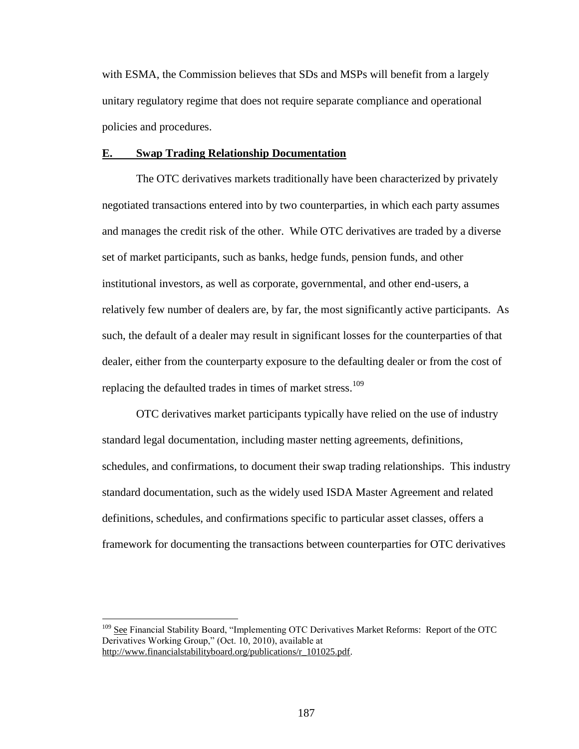with ESMA, the Commission believes that SDs and MSPs will benefit from a largely unitary regulatory regime that does not require separate compliance and operational policies and procedures.

## E. Swap Trading Relationship Documentation

The OTC derivatives markets traditionally have been characterized by privately negotiated transactions entered into by two counterparties, in which each party assumes and manages the credit risk of the other. While OTC derivatives are traded by a diverse set of market participants, such as banks, hedge funds, pension funds, and other institutional investors, as well as corporate, governmental, and other end-users, a relatively few number of dealers are, by far, the most significantly active participants. As such, the default of a dealer may result in significant losses for the counterparties of that dealer, either from the counterparty exposure to the defaulting dealer or from the cost of replacing the defaulted trades in times of market stress.[109]

OTC derivatives market participants typically have relied on the use of industry standard legal documentation, including master netting agreements, definitions, schedules, and confirmations, to document their swap trading relationships. This industry standard documentation, such as the widely used ISDA Master Agreement and related definitions, schedules, and confirmations specific to particular asset classes, offers a framework for documenting the transactions between counterparties for OTC derivatives

---

[109] See Financial Stability Board, "Implementing OTC Derivatives Market Reforms: Report of the OTC Derivatives Working Group," (Oct. 10, 2010), available at http://www.financialstabilityboard.org/publications/r_101025.pdf.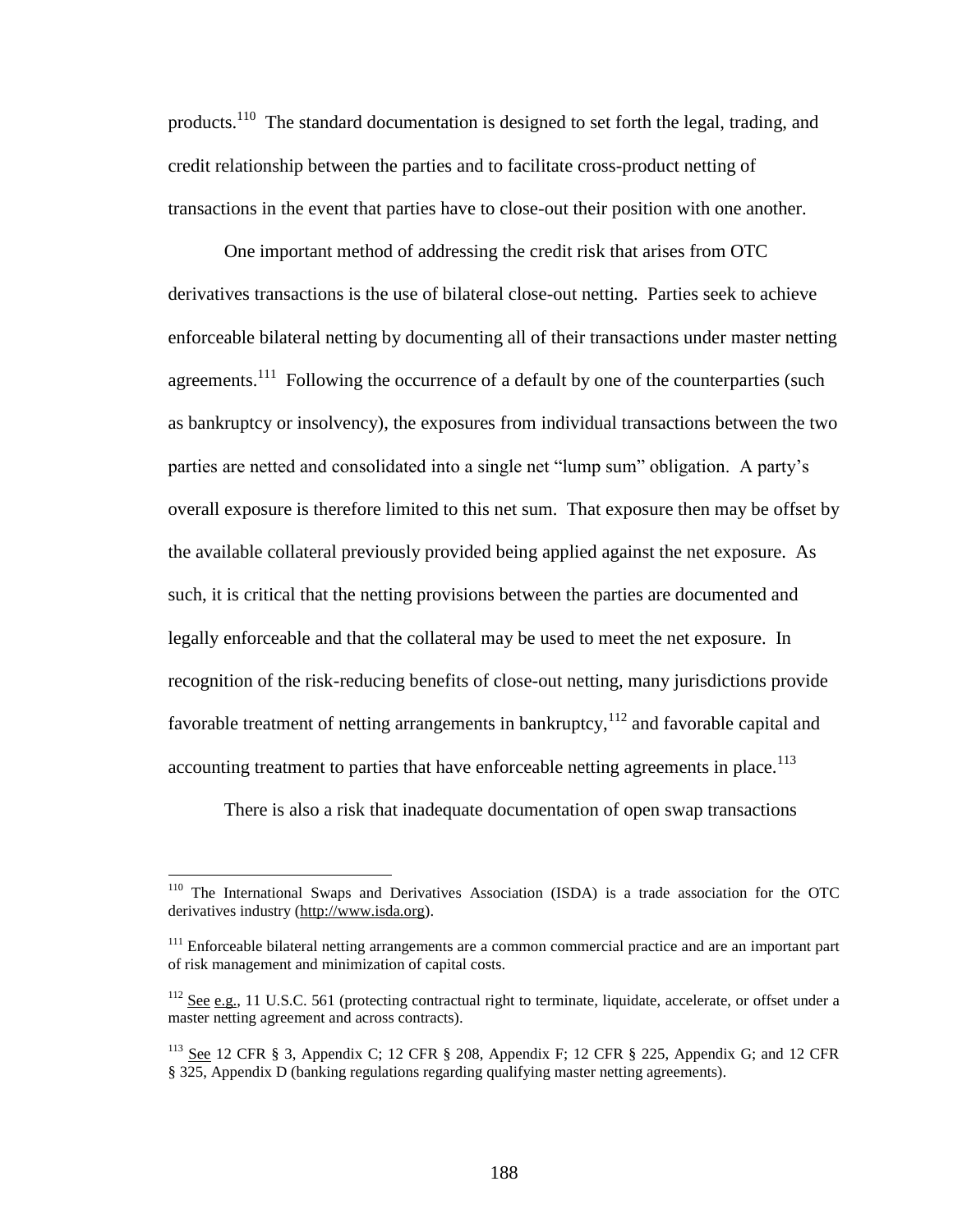products.[110] The standard documentation is designed to set forth the legal, trading, and credit relationship between the parties and to facilitate cross-product netting of transactions in the event that parties have to close-out their position with one another.

One important method of addressing the credit risk that arises from OTC derivatives transactions is the use of bilateral close-out netting. Parties seek to achieve enforceable bilateral netting by documenting all of their transactions under master netting agreements.[111] Following the occurrence of a default by one of the counterparties (such as bankruptcy or insolvency), the exposures from individual transactions between the two parties are netted and consolidated into a single net "lump sum" obligation. A party's overall exposure is therefore limited to this net sum. That exposure then may be offset by the available collateral previously provided being applied against the net exposure. As such, it is critical that the netting provisions between the parties are documented and legally enforceable and that the collateral may be used to meet the net exposure. In recognition of the risk-reducing benefits of close-out netting, many jurisdictions provide favorable treatment of netting arrangements in bankruptcy,[112] and favorable capital and accounting treatment to parties that have enforceable netting agreements in place.[113]

There is also a risk that inadequate documentation of open swap transactions

---

[110] The International Swaps and Derivatives Association (ISDA) is a trade association for the OTC derivatives industry (http://www.isda.org).

[111] Enforceable bilateral netting arrangements are a common commercial practice and are an important part of risk management and minimization of capital costs.

[112] See e.g., 11 U.S.C. 561 (protecting contractual right to terminate, liquidate, accelerate, or offset under a master netting agreement and across contracts).

[113] See 12 CFR § 3, Appendix C; 12 CFR § 208, Appendix F; 12 CFR § 225, Appendix G; and 12 CFR § 325, Appendix D (banking regulations regarding qualifying master netting agreements).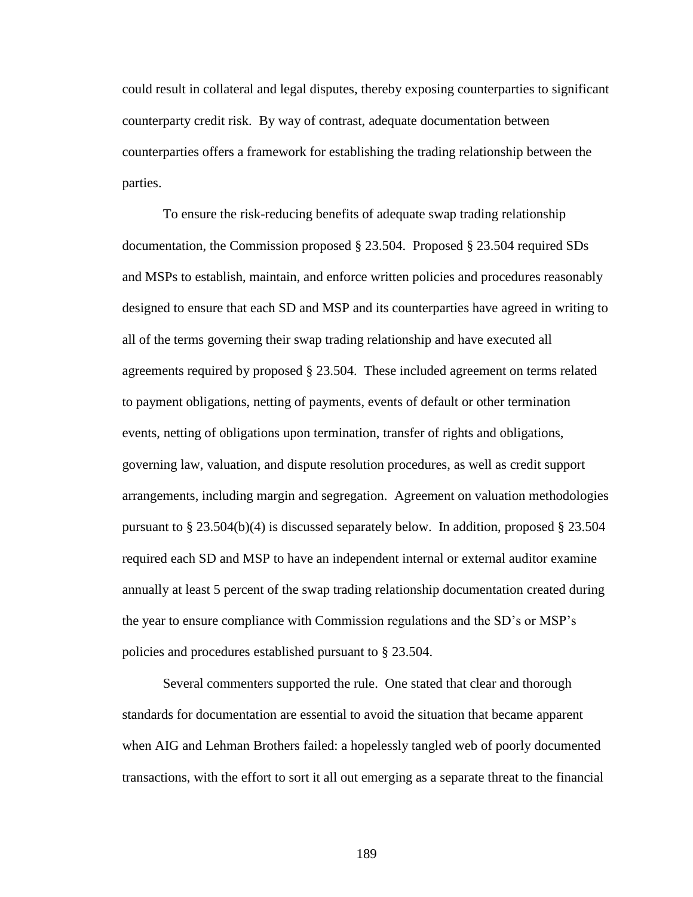could result in collateral and legal disputes, thereby exposing counterparties to significant counterparty credit risk. By way of contrast, adequate documentation between counterparties offers a framework for establishing the trading relationship between the parties.

To ensure the risk-reducing benefits of adequate swap trading relationship documentation, the Commission proposed § 23.504. Proposed § 23.504 required SDs and MSPs to establish, maintain, and enforce written policies and procedures reasonably designed to ensure that each SD and MSP and its counterparties have agreed in writing to all of the terms governing their swap trading relationship and have executed all agreements required by proposed § 23.504. These included agreement on terms related to payment obligations, netting of payments, events of default or other termination events, netting of obligations upon termination, transfer of rights and obligations, governing law, valuation, and dispute resolution procedures, as well as credit support arrangements, including margin and segregation. Agreement on valuation methodologies pursuant to § 23.504(b)(4) is discussed separately below. In addition, proposed § 23.504 required each SD and MSP to have an independent internal or external auditor examine annually at least 5 percent of the swap trading relationship documentation created during the year to ensure compliance with Commission regulations and the SD's or MSP's policies and procedures established pursuant to § 23.504.

Several commenters supported the rule. One stated that clear and thorough standards for documentation are essential to avoid the situation that became apparent when AIG and Lehman Brothers failed: a hopelessly tangled web of poorly documented transactions, with the effort to sort it all out emerging as a separate threat to the financial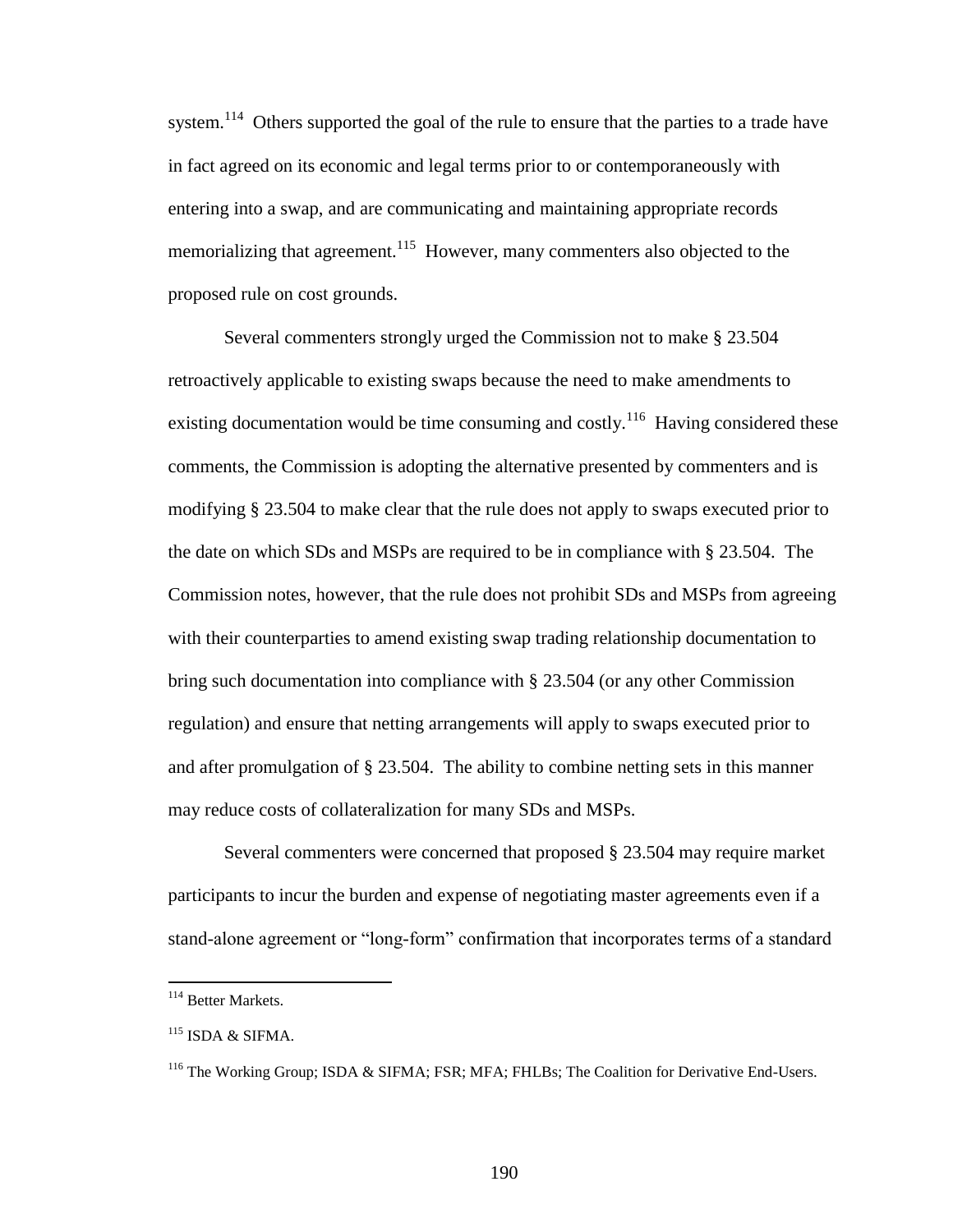system.[114] Others supported the goal of the rule to ensure that the parties to a trade have in fact agreed on its economic and legal terms prior to or contemporaneously with entering into a swap, and are communicating and maintaining appropriate records memorializing that agreement.[115] However, many commenters also objected to the proposed rule on cost grounds.

Several commenters strongly urged the Commission not to make § 23.504 retroactively applicable to existing swaps because the need to make amendments to existing documentation would be time consuming and costly.[116] Having considered these comments, the Commission is adopting the alternative presented by commenters and is modifying § 23.504 to make clear that the rule does not apply to swaps executed prior to the date on which SDs and MSPs are required to be in compliance with § 23.504. The Commission notes, however, that the rule does not prohibit SDs and MSPs from agreeing with their counterparties to amend existing swap trading relationship documentation to bring such documentation into compliance with § 23.504 (or any other Commission regulation) and ensure that netting arrangements will apply to swaps executed prior to and after promulgation of § 23.504. The ability to combine netting sets in this manner may reduce costs of collateralization for many SDs and MSPs.

Several commenters were concerned that proposed § 23.504 may require market participants to incur the burden and expense of negotiating master agreements even if a stand-alone agreement or "long-form" confirmation that incorporates terms of a standard

---

[114] Better Markets.

[115] ISDA & SIFMA.

[116] The Working Group; ISDA & SIFMA; FSR; MFA; FHLBs; The Coalition for Derivative End-Users.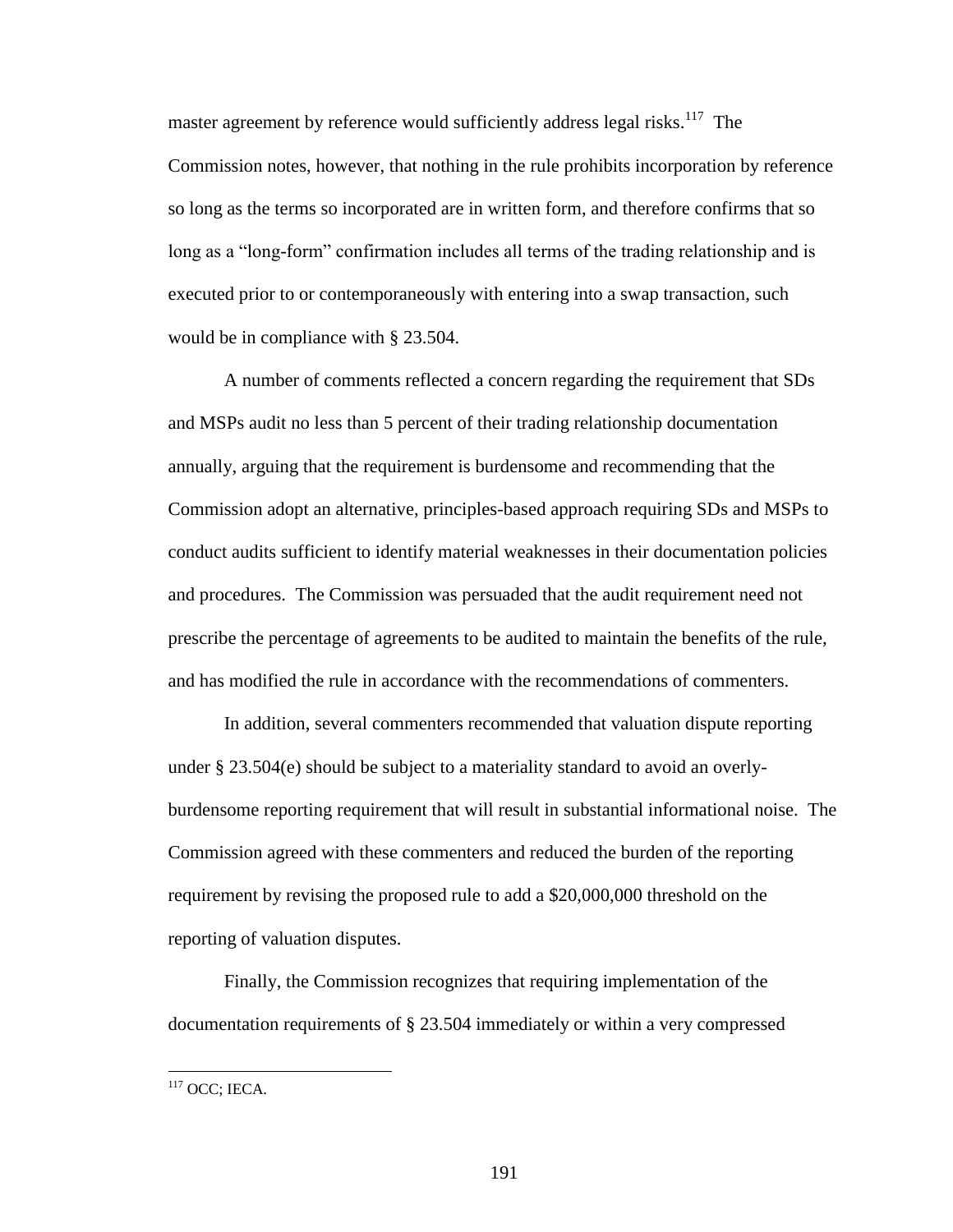master agreement by reference would sufficiently address legal risks.[117] The Commission notes, however, that nothing in the rule prohibits incorporation by reference so long as the terms so incorporated are in written form, and therefore confirms that so long as a "long-form" confirmation includes all terms of the trading relationship and is executed prior to or contemporaneously with entering into a swap transaction, such would be in compliance with § 23.504.

A number of comments reflected a concern regarding the requirement that SDs and MSPs audit no less than 5 percent of their trading relationship documentation annually, arguing that the requirement is burdensome and recommending that the Commission adopt an alternative, principles-based approach requiring SDs and MSPs to conduct audits sufficient to identify material weaknesses in their documentation policies and procedures. The Commission was persuaded that the audit requirement need not prescribe the percentage of agreements to be audited to maintain the benefits of the rule, and has modified the rule in accordance with the recommendations of commenters.

In addition, several commenters recommended that valuation dispute reporting under § 23.504(e) should be subject to a materiality standard to avoid an overly-burdensome reporting requirement that will result in substantial informational noise. The Commission agreed with these commenters and reduced the burden of the reporting requirement by revising the proposed rule to add a $20,000,000 threshold on the reporting of valuation disputes.

Finally, the Commission recognizes that requiring implementation of the documentation requirements of § 23.504 immediately or within a very compressed

---

[117] OCC; IECA.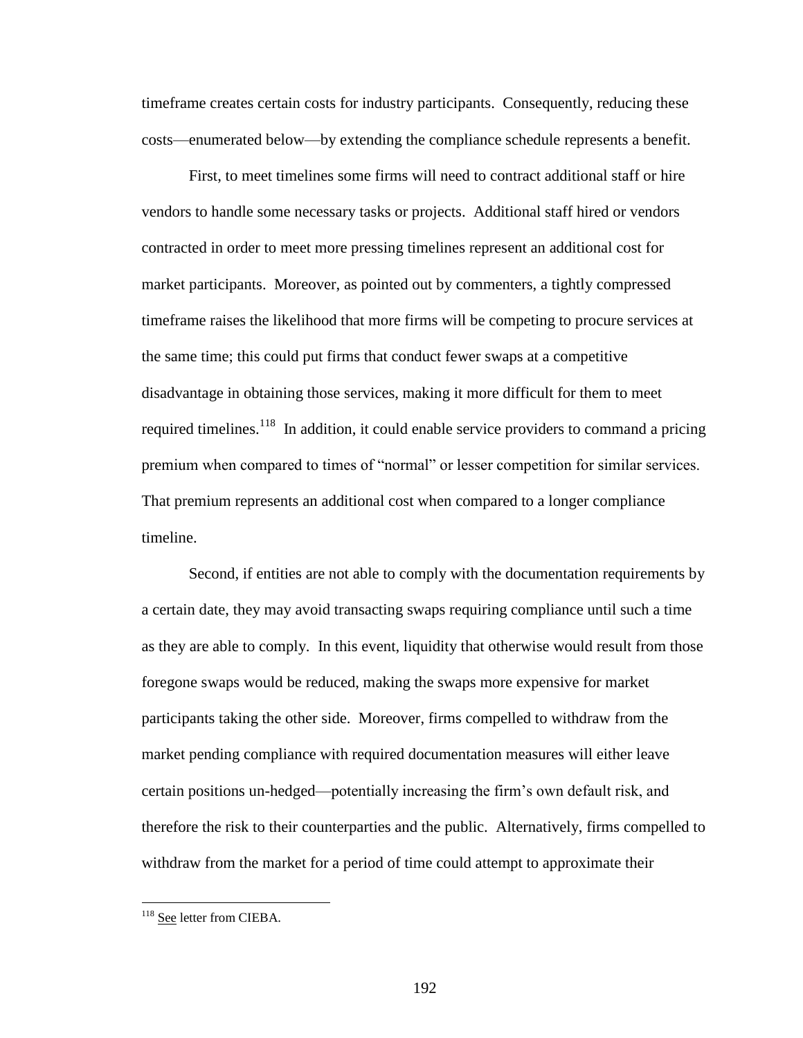timeframe creates certain costs for industry participants. Consequently, reducing these costs—enumerated below—by extending the compliance schedule represents a benefit.

First, to meet timelines some firms will need to contract additional staff or hire vendors to handle some necessary tasks or projects. Additional staff hired or vendors contracted in order to meet more pressing timelines represent an additional cost for market participants. Moreover, as pointed out by commenters, a tightly compressed timeframe raises the likelihood that more firms will be competing to procure services at the same time; this could put firms that conduct fewer swaps at a competitive disadvantage in obtaining those services, making it more difficult for them to meet required timelines.[118] In addition, it could enable service providers to command a pricing premium when compared to times of "normal" or lesser competition for similar services. That premium represents an additional cost when compared to a longer compliance timeline.

Second, if entities are not able to comply with the documentation requirements by a certain date, they may avoid transacting swaps requiring compliance until such a time as they are able to comply. In this event, liquidity that otherwise would result from those foregone swaps would be reduced, making the swaps more expensive for market participants taking the other side. Moreover, firms compelled to withdraw from the market pending compliance with required documentation measures will either leave certain positions un-hedged—potentially increasing the firm's own default risk, and therefore the risk to their counterparties and the public. Alternatively, firms compelled to withdraw from the market for a period of time could attempt to approximate their

[118] See letter from CIEBA.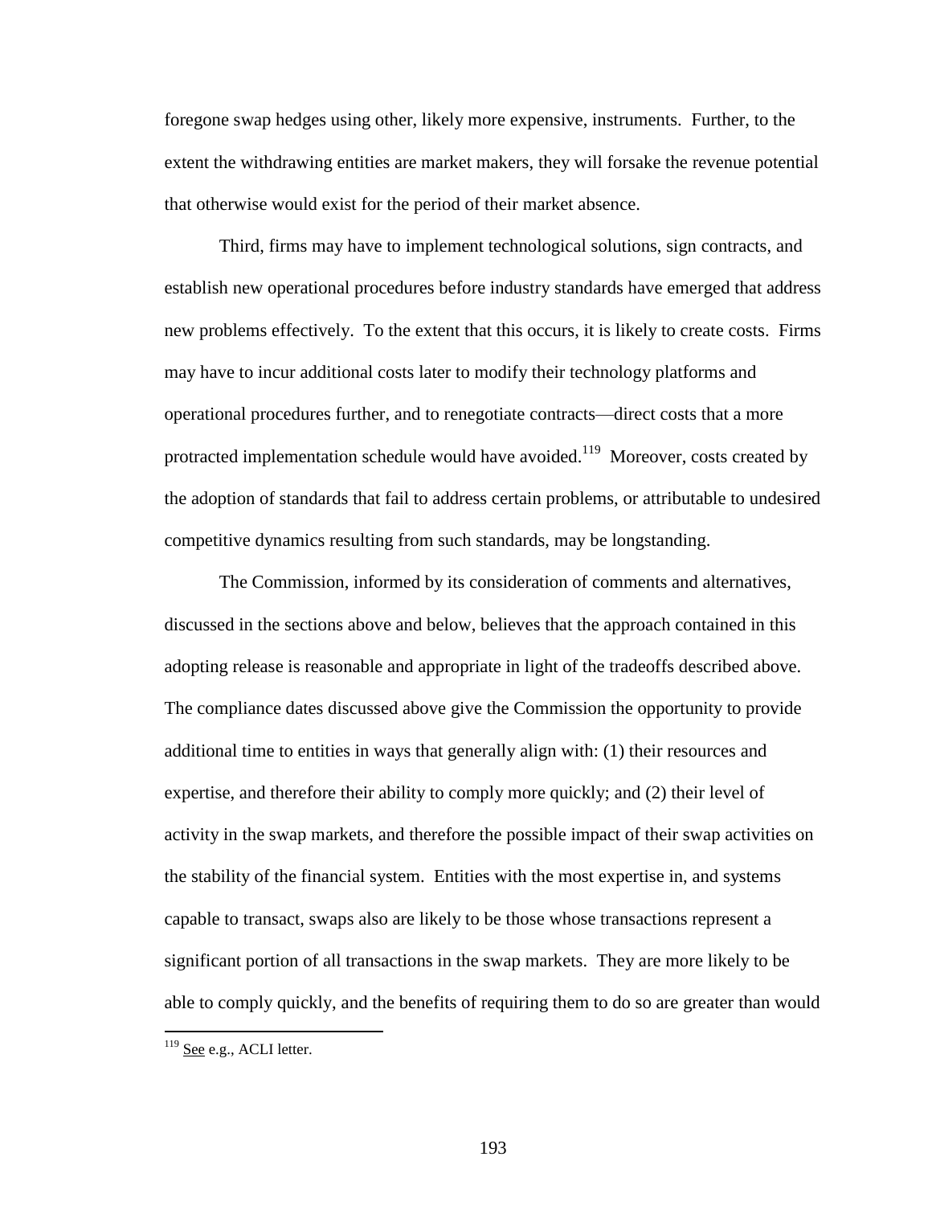foregone swap hedges using other, likely more expensive, instruments. Further, to the extent the withdrawing entities are market makers, they will forsake the revenue potential that otherwise would exist for the period of their market absence.

Third, firms may have to implement technological solutions, sign contracts, and establish new operational procedures before industry standards have emerged that address new problems effectively. To the extent that this occurs, it is likely to create costs. Firms may have to incur additional costs later to modify their technology platforms and operational procedures further, and to renegotiate contracts—direct costs that a more protracted implementation schedule would have avoided.[119] Moreover, costs created by the adoption of standards that fail to address certain problems, or attributable to undesired competitive dynamics resulting from such standards, may be longstanding.

The Commission, informed by its consideration of comments and alternatives, discussed in the sections above and below, believes that the approach contained in this adopting release is reasonable and appropriate in light of the tradeoffs described above. The compliance dates discussed above give the Commission the opportunity to provide additional time to entities in ways that generally align with: (1) their resources and expertise, and therefore their ability to comply more quickly; and (2) their level of activity in the swap markets, and therefore the possible impact of their swap activities on the stability of the financial system. Entities with the most expertise in, and systems capable to transact, swaps also are likely to be those whose transactions represent a significant portion of all transactions in the swap markets. They are more likely to be able to comply quickly, and the benefits of requiring them to do so are greater than would

[119] See e.g., ACLI letter.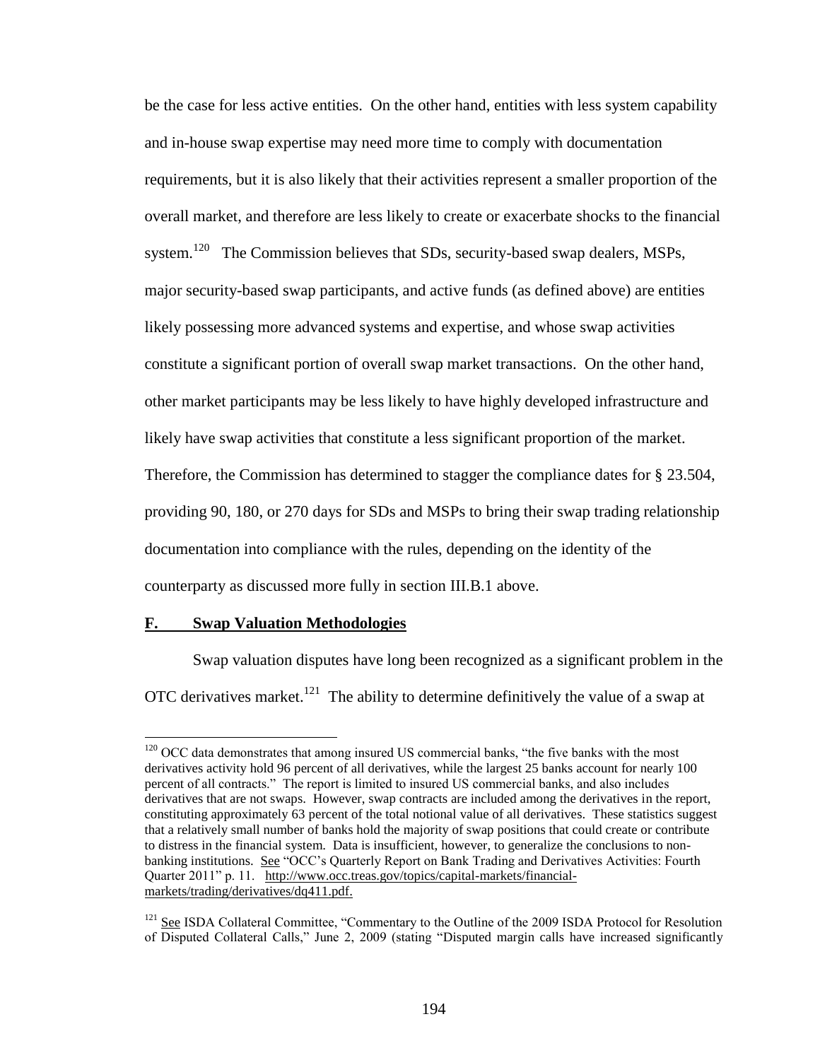be the case for less active entities. On the other hand, entities with less system capability and in-house swap expertise may need more time to comply with documentation requirements, but it is also likely that their activities represent a smaller proportion of the overall market, and therefore are less likely to create or exacerbate shocks to the financial system.[120] The Commission believes that SDs, security-based swap dealers, MSPs, major security-based swap participants, and active funds (as defined above) are entities likely possessing more advanced systems and expertise, and whose swap activities constitute a significant portion of overall swap market transactions. On the other hand, other market participants may be less likely to have highly developed infrastructure and likely have swap activities that constitute a less significant proportion of the market. Therefore, the Commission has determined to stagger the compliance dates for § 23.504, providing 90, 180, or 270 days for SDs and MSPs to bring their swap trading relationship documentation into compliance with the rules, depending on the identity of the counterparty as discussed more fully in section III.B.1 above.

## F. Swap Valuation Methodologies

Swap valuation disputes have long been recognized as a significant problem in the OTC derivatives market.[121] The ability to determine definitively the value of a swap at

[120] OCC data demonstrates that among insured US commercial banks, "the five banks with the most derivatives activity hold 96 percent of all derivatives, while the largest 25 banks account for nearly 100 percent of all contracts." The report is limited to insured US commercial banks, and also includes derivatives that are not swaps. However, swap contracts are included among the derivatives in the report, constituting approximately 63 percent of the total notional value of all derivatives. These statistics suggest that a relatively small number of banks hold the majority of swap positions that could create or contribute to distress in the financial system. Data is insufficient, however, to generalize the conclusions to non-banking institutions. See "OCC's Quarterly Report on Bank Trading and Derivatives Activities: Fourth Quarter 2011" p. 11. http://www.occ.treas.gov/topics/capital-markets/financial-markets/trading/derivatives/dq411.pdf.

[121] See ISDA Collateral Committee, "Commentary to the Outline of the 2009 ISDA Protocol for Resolution of Disputed Collateral Calls," June 2, 2009 (stating "Disputed margin calls have increased significantly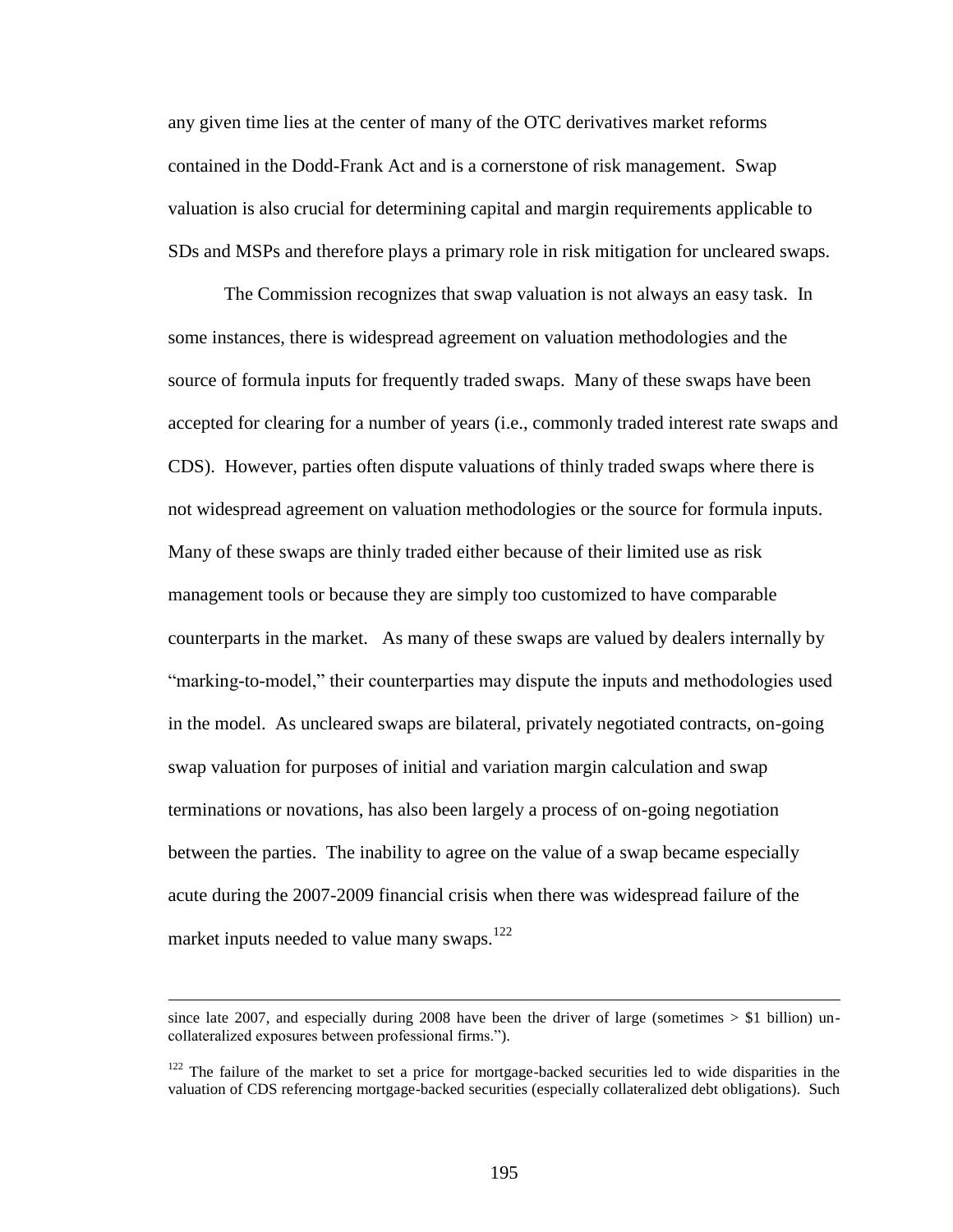any given time lies at the center of many of the OTC derivatives market reforms contained in the Dodd-Frank Act and is a cornerstone of risk management. Swap valuation is also crucial for determining capital and margin requirements applicable to SDs and MSPs and therefore plays a primary role in risk mitigation for uncleared swaps.

The Commission recognizes that swap valuation is not always an easy task. In some instances, there is widespread agreement on valuation methodologies and the source of formula inputs for frequently traded swaps. Many of these swaps have been accepted for clearing for a number of years (i.e., commonly traded interest rate swaps and CDS). However, parties often dispute valuations of thinly traded swaps where there is not widespread agreement on valuation methodologies or the source for formula inputs. Many of these swaps are thinly traded either because of their limited use as risk management tools or because they are simply too customized to have comparable counterparts in the market. As many of these swaps are valued by dealers internally by "marking-to-model," their counterparties may dispute the inputs and methodologies used in the model. As uncleared swaps are bilateral, privately negotiated contracts, on-going swap valuation for purposes of initial and variation margin calculation and swap terminations or novations, has also been largely a process of on-going negotiation between the parties. The inability to agree on the value of a swap became especially acute during the 2007-2009 financial crisis when there was widespread failure of the market inputs needed to value many swaps.[122]

---

since late 2007, and especially during 2008 have been the driver of large (sometimes > $1 billion) un-collateralized exposures between professional firms.").

[122] The failure of the market to set a price for mortgage-backed securities led to wide disparities in the valuation of CDS referencing mortgage-backed securities (especially collateralized debt obligations). Such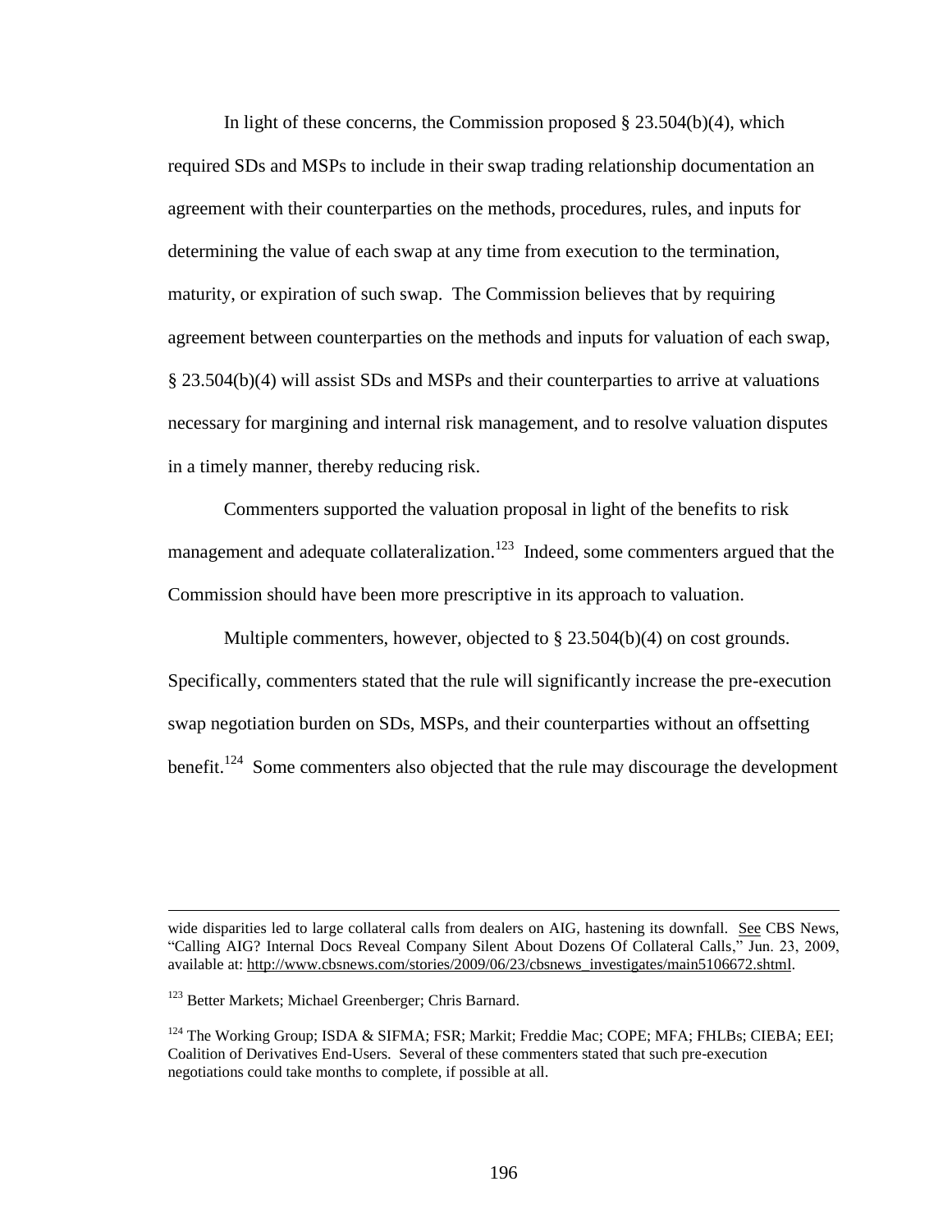In light of these concerns, the Commission proposed § 23.504(b)(4), which required SDs and MSPs to include in their swap trading relationship documentation an agreement with their counterparties on the methods, procedures, rules, and inputs for determining the value of each swap at any time from execution to the termination, maturity, or expiration of such swap. The Commission believes that by requiring agreement between counterparties on the methods and inputs for valuation of each swap, § 23.504(b)(4) will assist SDs and MSPs and their counterparties to arrive at valuations necessary for margining and internal risk management, and to resolve valuation disputes in a timely manner, thereby reducing risk.

Commenters supported the valuation proposal in light of the benefits to risk management and adequate collateralization.[123] Indeed, some commenters argued that the Commission should have been more prescriptive in its approach to valuation.

Multiple commenters, however, objected to § 23.504(b)(4) on cost grounds. Specifically, commenters stated that the rule will significantly increase the pre-execution swap negotiation burden on SDs, MSPs, and their counterparties without an offsetting benefit.[124] Some commenters also objected that the rule may discourage the development

---

wide disparities led to large collateral calls from dealers on AIG, hastening its downfall. See CBS News, "Calling AIG? Internal Docs Reveal Company Silent About Dozens Of Collateral Calls," Jun. 23, 2009, available at: http://www.cbsnews.com/stories/2009/06/23/cbsnews_investigates/main5106672.shtml.

[123] Better Markets; Michael Greenberger; Chris Barnard.

[124] The Working Group; ISDA & SIFMA; FSR; Markit; Freddie Mac; COPE; MFA; FHLBs; CIEBA; EEI; Coalition of Derivatives End-Users. Several of these commenters stated that such pre-execution negotiations could take months to complete, if possible at all.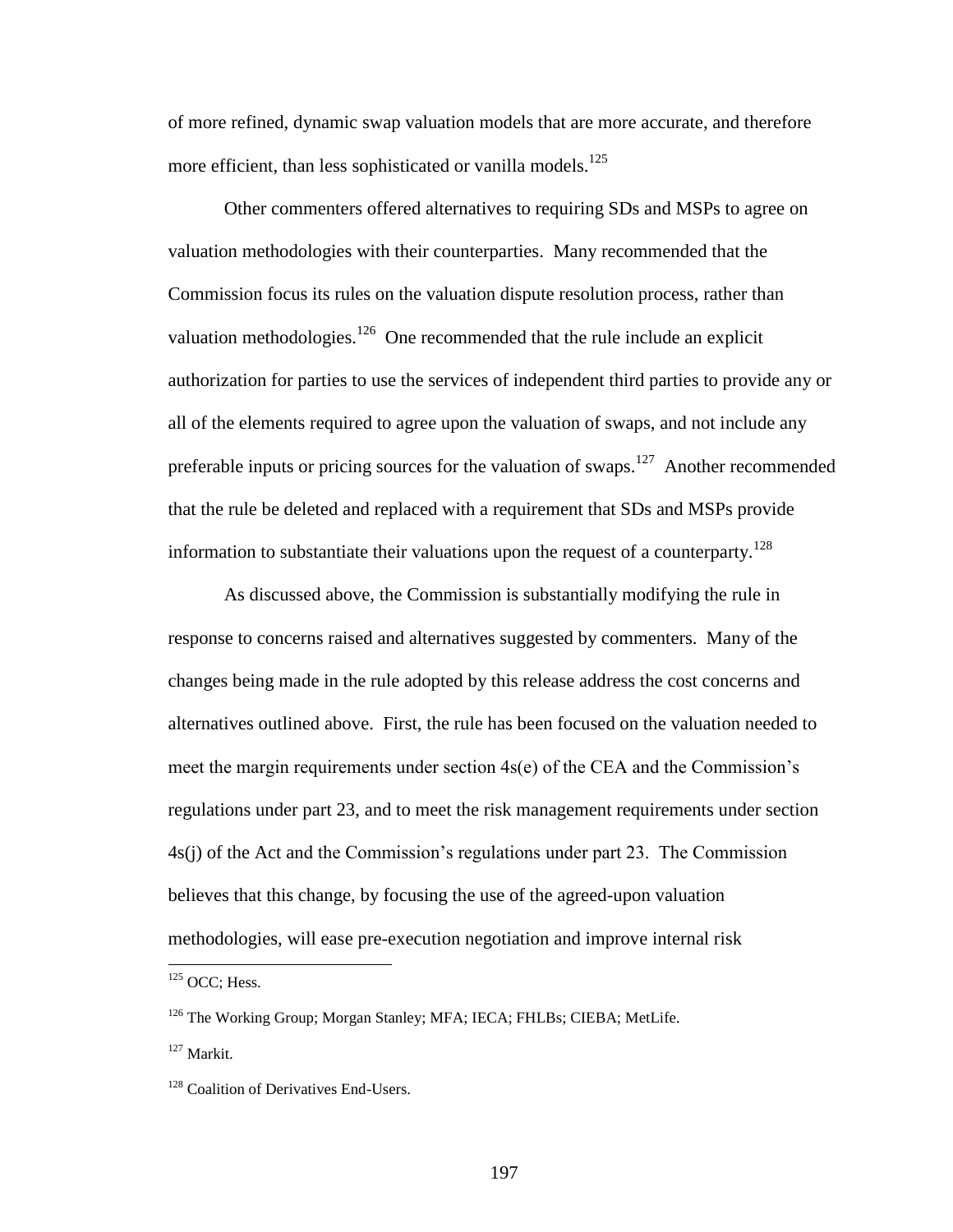of more refined, dynamic swap valuation models that are more accurate, and therefore more efficient, than less sophisticated or vanilla models.[125]

Other commenters offered alternatives to requiring SDs and MSPs to agree on valuation methodologies with their counterparties. Many recommended that the Commission focus its rules on the valuation dispute resolution process, rather than valuation methodologies.[126] One recommended that the rule include an explicit authorization for parties to use the services of independent third parties to provide any or all of the elements required to agree upon the valuation of swaps, and not include any preferable inputs or pricing sources for the valuation of swaps.[127] Another recommended that the rule be deleted and replaced with a requirement that SDs and MSPs provide information to substantiate their valuations upon the request of a counterparty.[128]

As discussed above, the Commission is substantially modifying the rule in response to concerns raised and alternatives suggested by commenters. Many of the changes being made in the rule adopted by this release address the cost concerns and alternatives outlined above. First, the rule has been focused on the valuation needed to meet the margin requirements under section 4s(e) of the CEA and the Commission's regulations under part 23, and to meet the risk management requirements under section 4s(j) of the Act and the Commission's regulations under part 23. The Commission believes that this change, by focusing the use of the agreed-upon valuation methodologies, will ease pre-execution negotiation and improve internal risk

---

[125] OCC; Hess.

[126] The Working Group; Morgan Stanley; MFA; IECA; FHLBs; CIEBA; MetLife.

[127] Markit.

[128] Coalition of Derivatives End-Users.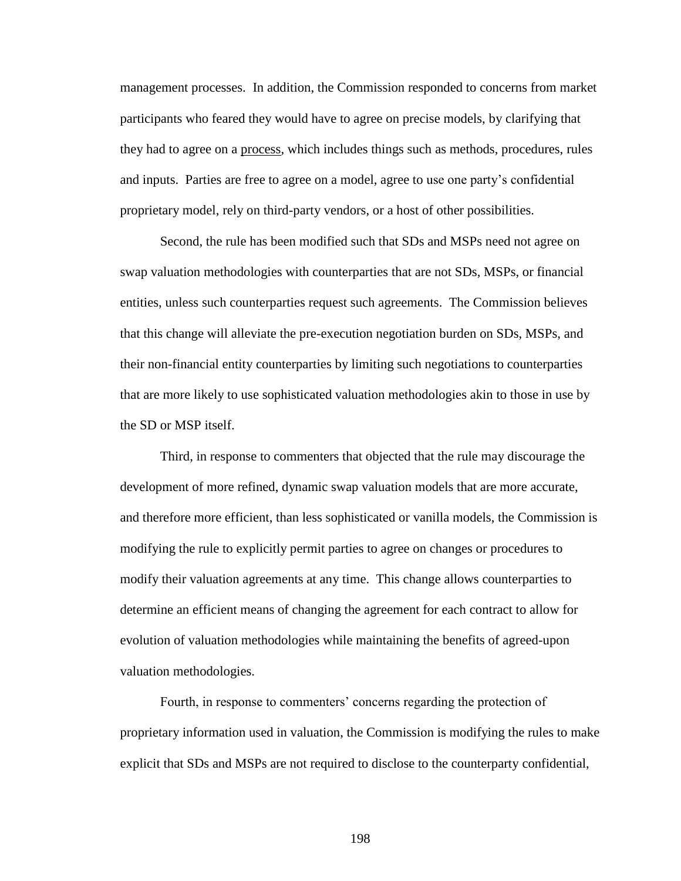management processes. In addition, the Commission responded to concerns from market participants who feared they would have to agree on precise models, by clarifying that they had to agree on a process, which includes things such as methods, procedures, rules and inputs. Parties are free to agree on a model, agree to use one party's confidential proprietary model, rely on third-party vendors, or a host of other possibilities.

Second, the rule has been modified such that SDs and MSPs need not agree on swap valuation methodologies with counterparties that are not SDs, MSPs, or financial entities, unless such counterparties request such agreements. The Commission believes that this change will alleviate the pre-execution negotiation burden on SDs, MSPs, and their non-financial entity counterparties by limiting such negotiations to counterparties that are more likely to use sophisticated valuation methodologies akin to those in use by the SD or MSP itself.

Third, in response to commenters that objected that the rule may discourage the development of more refined, dynamic swap valuation models that are more accurate, and therefore more efficient, than less sophisticated or vanilla models, the Commission is modifying the rule to explicitly permit parties to agree on changes or procedures to modify their valuation agreements at any time. This change allows counterparties to determine an efficient means of changing the agreement for each contract to allow for evolution of valuation methodologies while maintaining the benefits of agreed-upon valuation methodologies.

Fourth, in response to commenters' concerns regarding the protection of proprietary information used in valuation, the Commission is modifying the rules to make explicit that SDs and MSPs are not required to disclose to the counterparty confidential,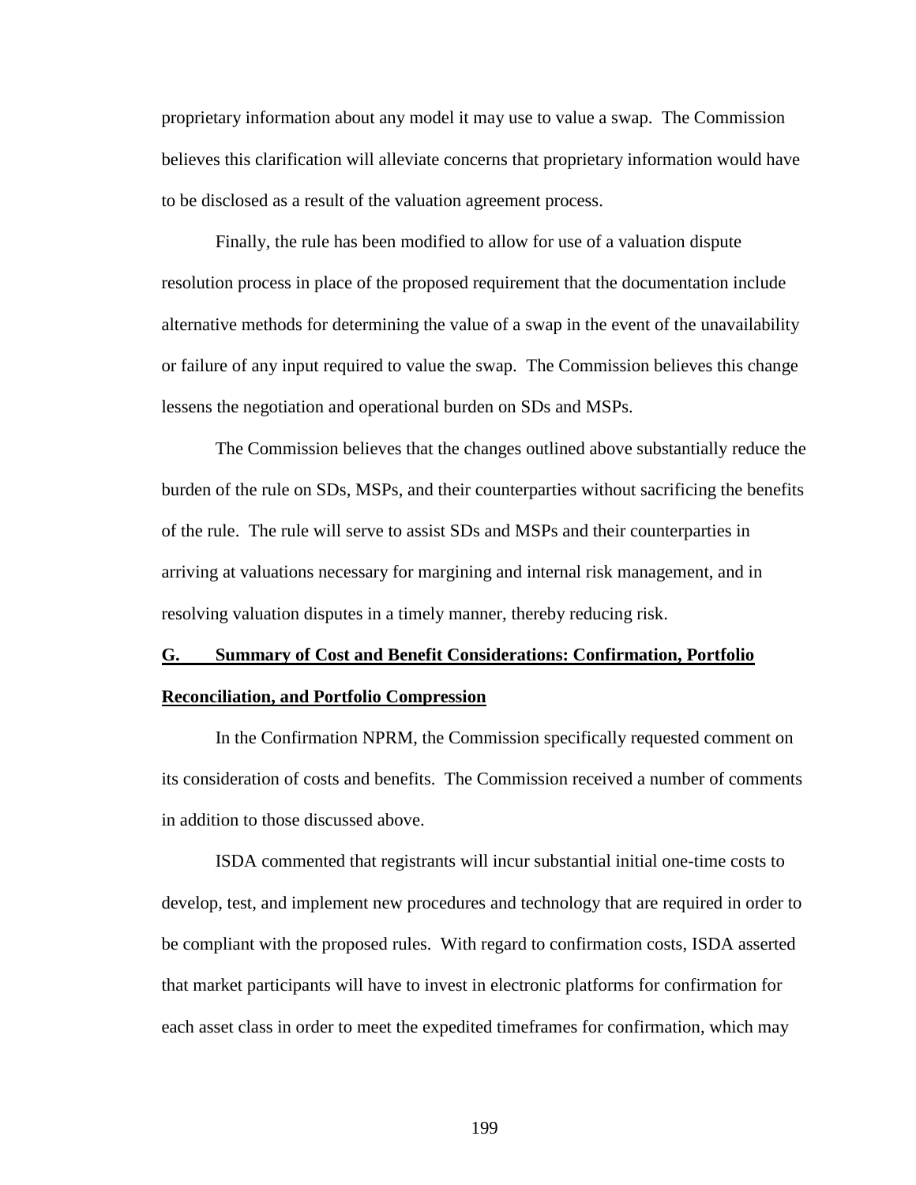proprietary information about any model it may use to value a swap. The Commission believes this clarification will alleviate concerns that proprietary information would have to be disclosed as a result of the valuation agreement process.

Finally, the rule has been modified to allow for use of a valuation dispute resolution process in place of the proposed requirement that the documentation include alternative methods for determining the value of a swap in the event of the unavailability or failure of any input required to value the swap. The Commission believes this change lessens the negotiation and operational burden on SDs and MSPs.

The Commission believes that the changes outlined above substantially reduce the burden of the rule on SDs, MSPs, and their counterparties without sacrificing the benefits of the rule. The rule will serve to assist SDs and MSPs and their counterparties in arriving at valuations necessary for margining and internal risk management, and in resolving valuation disputes in a timely manner, thereby reducing risk.

## G. Summary of Cost and Benefit Considerations: Confirmation, Portfolio Reconciliation, and Portfolio Compression

In the Confirmation NPRM, the Commission specifically requested comment on its consideration of costs and benefits. The Commission received a number of comments in addition to those discussed above.

ISDA commented that registrants will incur substantial initial one-time costs to develop, test, and implement new procedures and technology that are required in order to be compliant with the proposed rules. With regard to confirmation costs, ISDA asserted that market participants will have to invest in electronic platforms for confirmation for each asset class in order to meet the expedited timeframes for confirmation, which may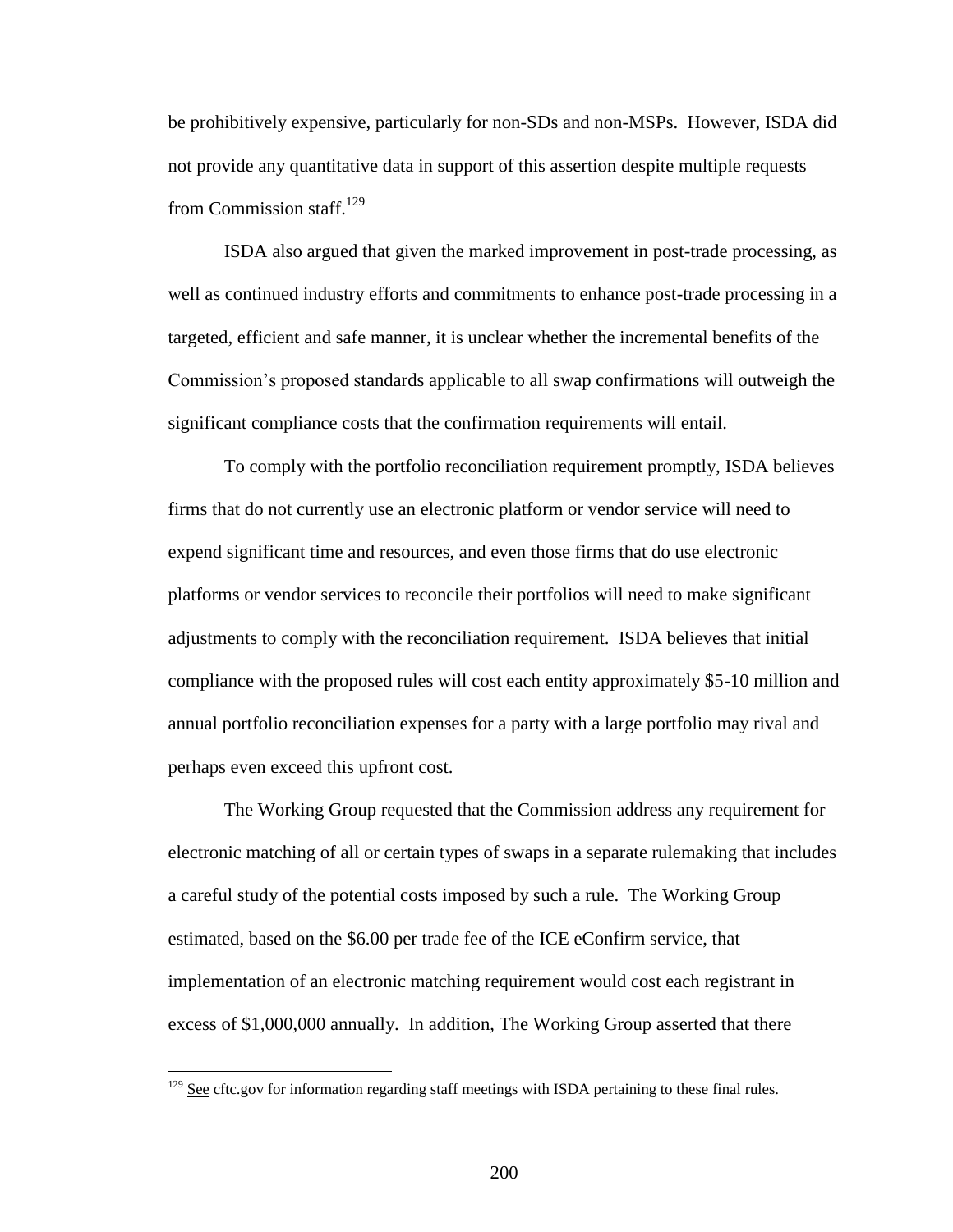be prohibitively expensive, particularly for non-SDs and non-MSPs. However, ISDA did not provide any quantitative data in support of this assertion despite multiple requests from Commission staff.[129]

ISDA also argued that given the marked improvement in post-trade processing, as well as continued industry efforts and commitments to enhance post-trade processing in a targeted, efficient and safe manner, it is unclear whether the incremental benefits of the Commission's proposed standards applicable to all swap confirmations will outweigh the significant compliance costs that the confirmation requirements will entail.

To comply with the portfolio reconciliation requirement promptly, ISDA believes firms that do not currently use an electronic platform or vendor service will need to expend significant time and resources, and even those firms that do use electronic platforms or vendor services to reconcile their portfolios will need to make significant adjustments to comply with the reconciliation requirement. ISDA believes that initial compliance with the proposed rules will cost each entity approximately $5-10 million and annual portfolio reconciliation expenses for a party with a large portfolio may rival and perhaps even exceed this upfront cost.

The Working Group requested that the Commission address any requirement for electronic matching of all or certain types of swaps in a separate rulemaking that includes a careful study of the potential costs imposed by such a rule. The Working Group estimated, based on the $6.00 per trade fee of the ICE eConfirm service, that implementation of an electronic matching requirement would cost each registrant in excess of $1,000,000 annually. In addition, The Working Group asserted that there

---

[129] See cftc.gov for information regarding staff meetings with ISDA pertaining to these final rules.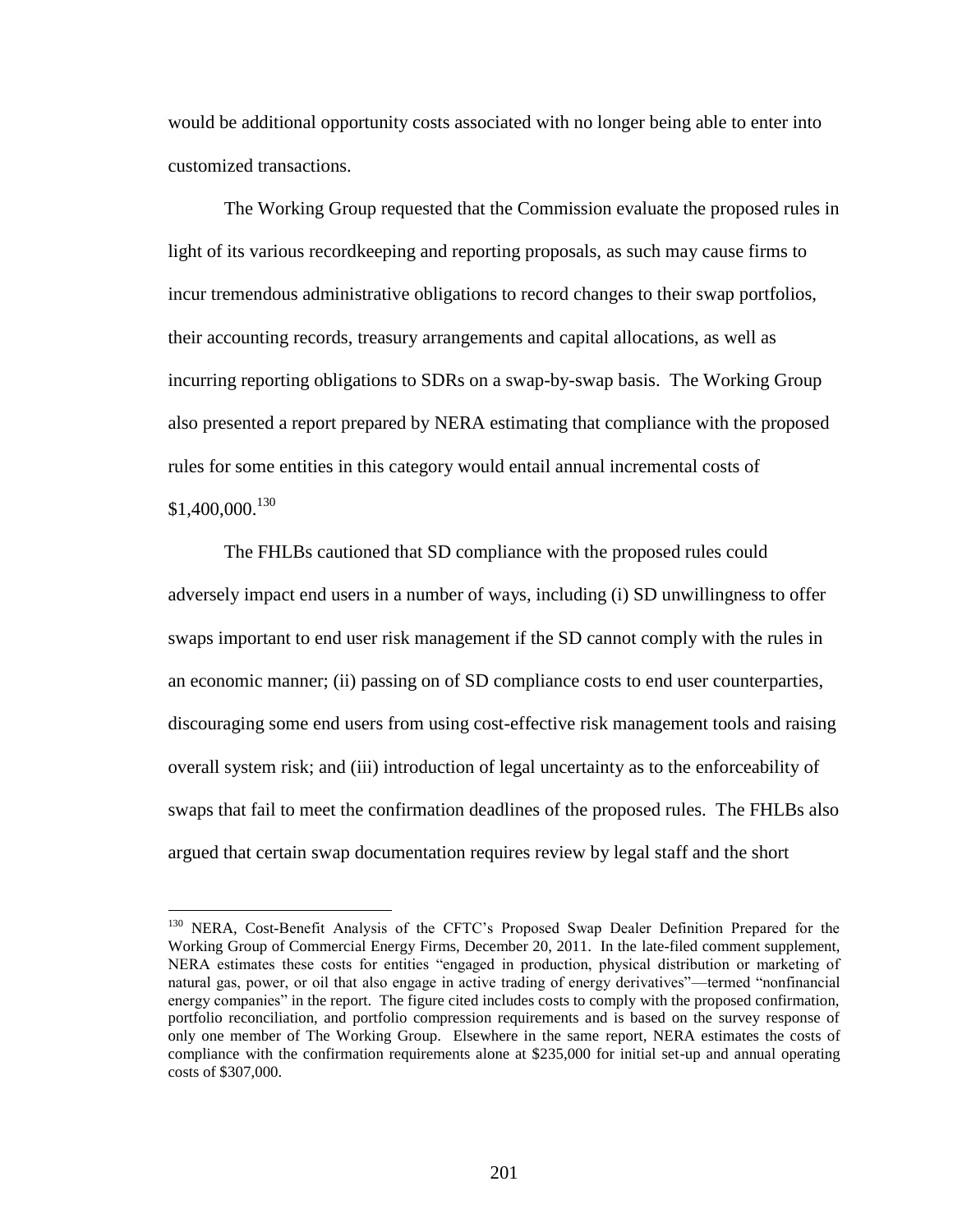would be additional opportunity costs associated with no longer being able to enter into customized transactions.

The Working Group requested that the Commission evaluate the proposed rules in light of its various recordkeeping and reporting proposals, as such may cause firms to incur tremendous administrative obligations to record changes to their swap portfolios, their accounting records, treasury arrangements and capital allocations, as well as incurring reporting obligations to SDRs on a swap-by-swap basis. The Working Group also presented a report prepared by NERA estimating that compliance with the proposed rules for some entities in this category would entail annual incremental costs of $1,400,000.[130]

The FHLBs cautioned that SD compliance with the proposed rules could adversely impact end users in a number of ways, including (i) SD unwillingness to offer swaps important to end user risk management if the SD cannot comply with the rules in an economic manner; (ii) passing on of SD compliance costs to end user counterparties, discouraging some end users from using cost-effective risk management tools and raising overall system risk; and (iii) introduction of legal uncertainty as to the enforceability of swaps that fail to meet the confirmation deadlines of the proposed rules. The FHLBs also argued that certain swap documentation requires review by legal staff and the short

---

[130] NERA, Cost-Benefit Analysis of the CFTC's Proposed Swap Dealer Definition Prepared for the Working Group of Commercial Energy Firms, December 20, 2011. In the late-filed comment supplement, NERA estimates these costs for entities "engaged in production, physical distribution or marketing of natural gas, power, or oil that also engage in active trading of energy derivatives"—termed "nonfinancial energy companies" in the report. The figure cited includes costs to comply with the proposed confirmation, portfolio reconciliation, and portfolio compression requirements and is based on the survey response of only one member of The Working Group. Elsewhere in the same report, NERA estimates the costs of compliance with the confirmation requirements alone at $235,000 for initial set-up and annual operating costs of $307,000.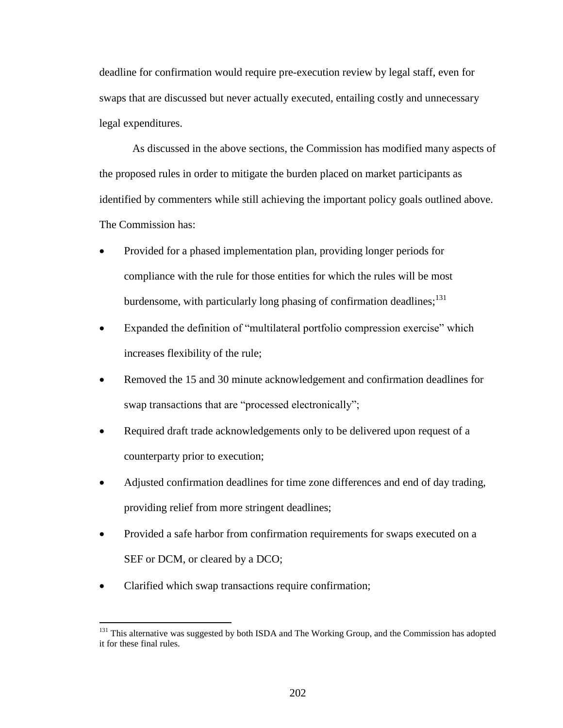deadline for confirmation would require pre-execution review by legal staff, even for swaps that are discussed but never actually executed, entailing costly and unnecessary legal expenditures.

As discussed in the above sections, the Commission has modified many aspects of the proposed rules in order to mitigate the burden placed on market participants as identified by commenters while still achieving the important policy goals outlined above. The Commission has:

- Provided for a phased implementation plan, providing longer periods for compliance with the rule for those entities for which the rules will be most burdensome, with particularly long phasing of confirmation deadlines;[131]
- Expanded the definition of "multilateral portfolio compression exercise" which increases flexibility of the rule;
- Removed the 15 and 30 minute acknowledgement and confirmation deadlines for swap transactions that are "processed electronically";
- Required draft trade acknowledgements only to be delivered upon request of a counterparty prior to execution;
- Adjusted confirmation deadlines for time zone differences and end of day trading, providing relief from more stringent deadlines;
- Provided a safe harbor from confirmation requirements for swaps executed on a SEF or DCM, or cleared by a DCO;
- Clarified which swap transactions require confirmation;

[131] This alternative was suggested by both ISDA and The Working Group, and the Commission has adopted it for these final rules.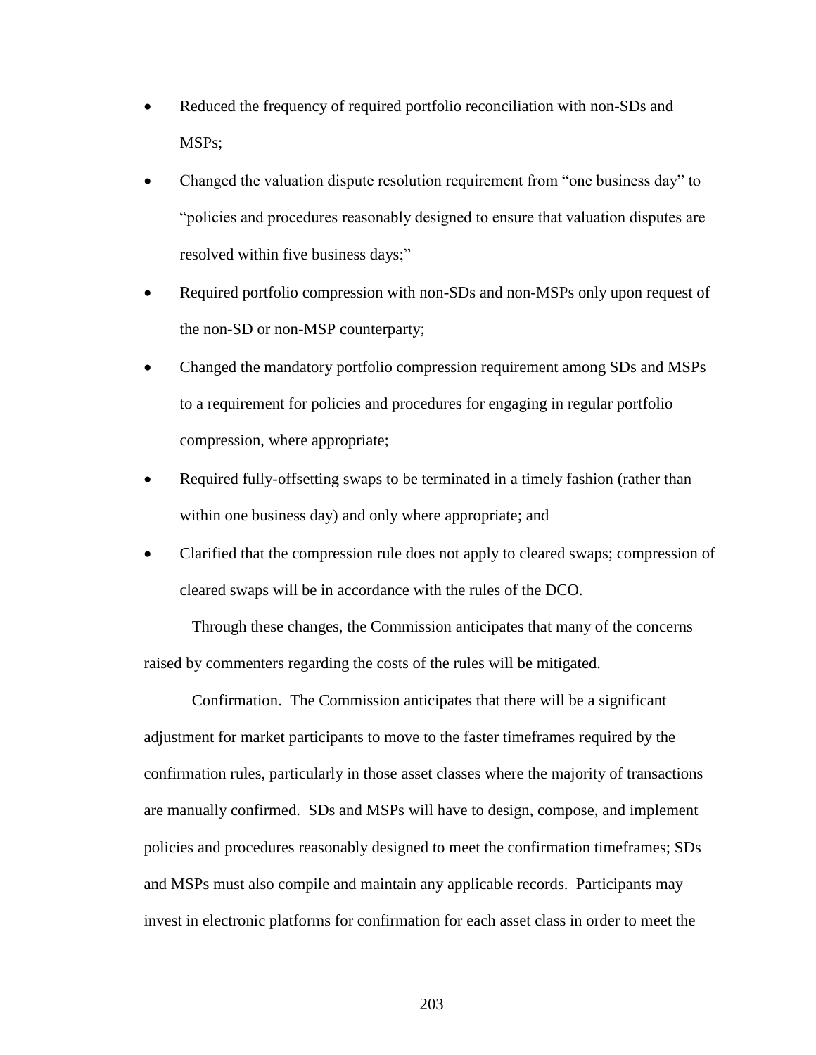- Reduced the frequency of required portfolio reconciliation with non-SDs and MSPs;
- Changed the valuation dispute resolution requirement from "one business day" to "policies and procedures reasonably designed to ensure that valuation disputes are resolved within five business days;"
- Required portfolio compression with non-SDs and non-MSPs only upon request of the non-SD or non-MSP counterparty;
- Changed the mandatory portfolio compression requirement among SDs and MSPs to a requirement for policies and procedures for engaging in regular portfolio compression, where appropriate;
- Required fully-offsetting swaps to be terminated in a timely fashion (rather than within one business day) and only where appropriate; and
- Clarified that the compression rule does not apply to cleared swaps; compression of cleared swaps will be in accordance with the rules of the DCO.

Through these changes, the Commission anticipates that many of the concerns raised by commenters regarding the costs of the rules will be mitigated.

Confirmation. The Commission anticipates that there will be a significant adjustment for market participants to move to the faster timeframes required by the confirmation rules, particularly in those asset classes where the majority of transactions are manually confirmed. SDs and MSPs will have to design, compose, and implement policies and procedures reasonably designed to meet the confirmation timeframes; SDs and MSPs must also compile and maintain any applicable records. Participants may invest in electronic platforms for confirmation for each asset class in order to meet the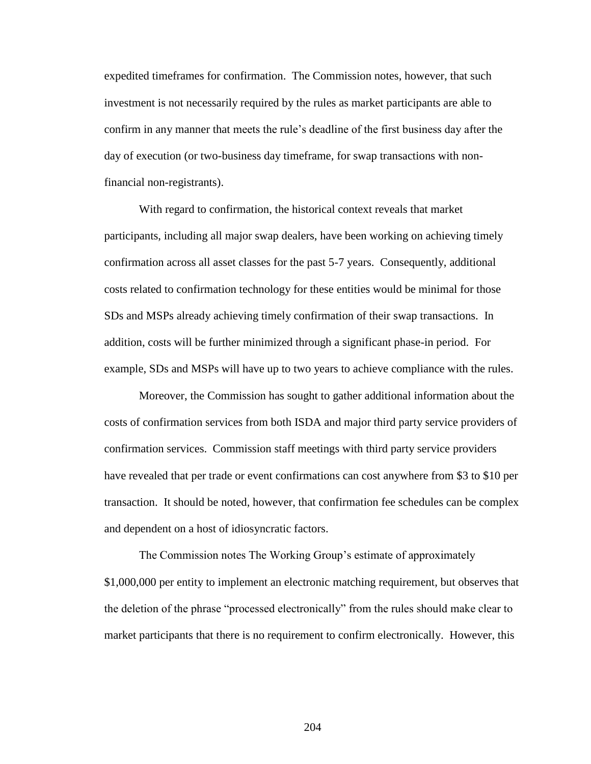expedited timeframes for confirmation. The Commission notes, however, that such investment is not necessarily required by the rules as market participants are able to confirm in any manner that meets the rule's deadline of the first business day after the day of execution (or two-business day timeframe, for swap transactions with non-financial non-registrants).

With regard to confirmation, the historical context reveals that market participants, including all major swap dealers, have been working on achieving timely confirmation across all asset classes for the past 5-7 years. Consequently, additional costs related to confirmation technology for these entities would be minimal for those SDs and MSPs already achieving timely confirmation of their swap transactions. In addition, costs will be further minimized through a significant phase-in period. For example, SDs and MSPs will have up to two years to achieve compliance with the rules.

Moreover, the Commission has sought to gather additional information about the costs of confirmation services from both ISDA and major third party service providers of confirmation services. Commission staff meetings with third party service providers have revealed that per trade or event confirmations can cost anywhere from $3 to $10 per transaction. It should be noted, however, that confirmation fee schedules can be complex and dependent on a host of idiosyncratic factors.

The Commission notes The Working Group's estimate of approximately $1,000,000 per entity to implement an electronic matching requirement, but observes that the deletion of the phrase "processed electronically" from the rules should make clear to market participants that there is no requirement to confirm electronically. However, this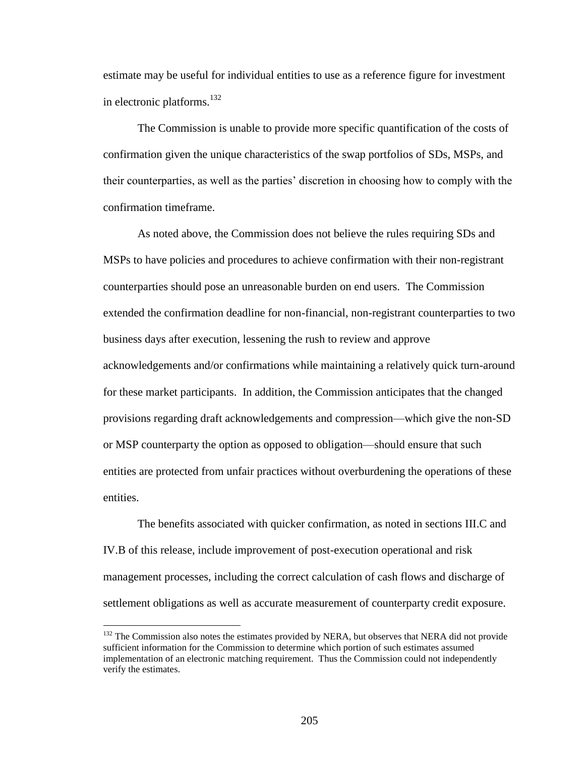estimate may be useful for individual entities to use as a reference figure for investment in electronic platforms.[132]

The Commission is unable to provide more specific quantification of the costs of confirmation given the unique characteristics of the swap portfolios of SDs, MSPs, and their counterparties, as well as the parties' discretion in choosing how to comply with the confirmation timeframe.

As noted above, the Commission does not believe the rules requiring SDs and MSPs to have policies and procedures to achieve confirmation with their non-registrant counterparties should pose an unreasonable burden on end users. The Commission extended the confirmation deadline for non-financial, non-registrant counterparties to two business days after execution, lessening the rush to review and approve acknowledgements and/or confirmations while maintaining a relatively quick turn-around for these market participants. In addition, the Commission anticipates that the changed provisions regarding draft acknowledgements and compression—which give the non-SD or MSP counterparty the option as opposed to obligation—should ensure that such entities are protected from unfair practices without overburdening the operations of these entities.

The benefits associated with quicker confirmation, as noted in sections III.C and IV.B of this release, include improvement of post-execution operational and risk management processes, including the correct calculation of cash flows and discharge of settlement obligations as well as accurate measurement of counterparty credit exposure.

---

[132] The Commission also notes the estimates provided by NERA, but observes that NERA did not provide sufficient information for the Commission to determine which portion of such estimates assumed implementation of an electronic matching requirement. Thus the Commission could not independently verify the estimates.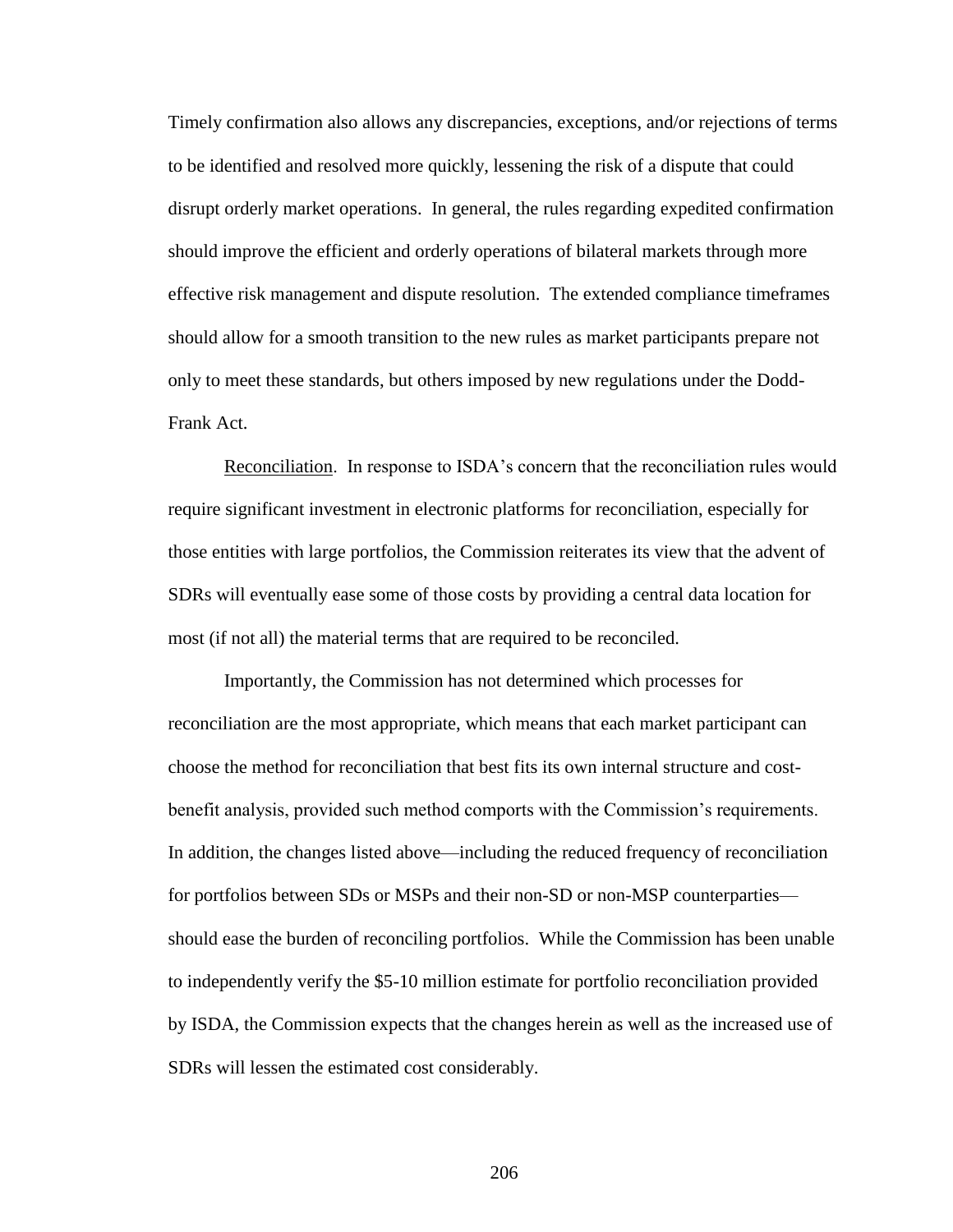Timely confirmation also allows any discrepancies, exceptions, and/or rejections of terms to be identified and resolved more quickly, lessening the risk of a dispute that could disrupt orderly market operations. In general, the rules regarding expedited confirmation should improve the efficient and orderly operations of bilateral markets through more effective risk management and dispute resolution. The extended compliance timeframes should allow for a smooth transition to the new rules as market participants prepare not only to meet these standards, but others imposed by new regulations under the Dodd-Frank Act.

Reconciliation. In response to ISDA's concern that the reconciliation rules would require significant investment in electronic platforms for reconciliation, especially for those entities with large portfolios, the Commission reiterates its view that the advent of SDRs will eventually ease some of those costs by providing a central data location for most (if not all) the material terms that are required to be reconciled.

Importantly, the Commission has not determined which processes for reconciliation are the most appropriate, which means that each market participant can choose the method for reconciliation that best fits its own internal structure and cost-benefit analysis, provided such method comports with the Commission's requirements. In addition, the changes listed above—including the reduced frequency of reconciliation for portfolios between SDs or MSPs and their non-SD or non-MSP counterparties—should ease the burden of reconciling portfolios. While the Commission has been unable to independently verify the $5-10 million estimate for portfolio reconciliation provided by ISDA, the Commission expects that the changes herein as well as the increased use of SDRs will lessen the estimated cost considerably.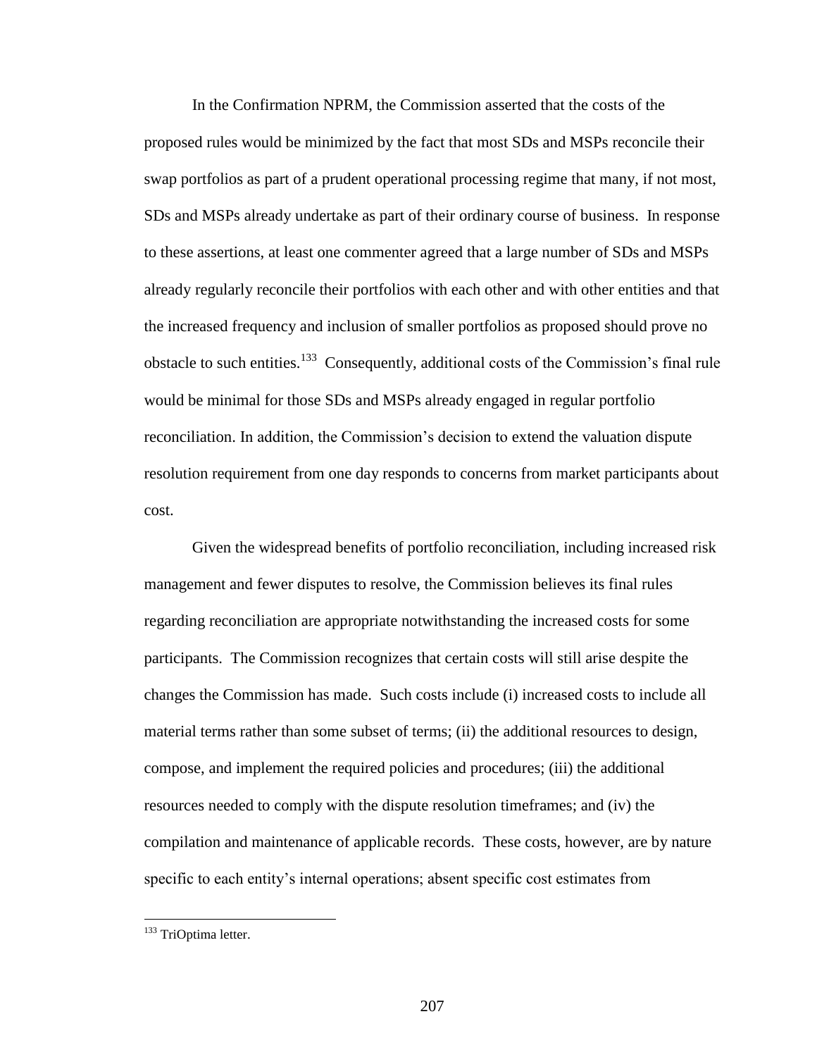In the Confirmation NPRM, the Commission asserted that the costs of the proposed rules would be minimized by the fact that most SDs and MSPs reconcile their swap portfolios as part of a prudent operational processing regime that many, if not most, SDs and MSPs already undertake as part of their ordinary course of business. In response to these assertions, at least one commenter agreed that a large number of SDs and MSPs already regularly reconcile their portfolios with each other and with other entities and that the increased frequency and inclusion of smaller portfolios as proposed should prove no obstacle to such entities.[133] Consequently, additional costs of the Commission's final rule would be minimal for those SDs and MSPs already engaged in regular portfolio reconciliation. In addition, the Commission's decision to extend the valuation dispute resolution requirement from one day responds to concerns from market participants about cost.

Given the widespread benefits of portfolio reconciliation, including increased risk management and fewer disputes to resolve, the Commission believes its final rules regarding reconciliation are appropriate notwithstanding the increased costs for some participants. The Commission recognizes that certain costs will still arise despite the changes the Commission has made. Such costs include (i) increased costs to include all material terms rather than some subset of terms; (ii) the additional resources to design, compose, and implement the required policies and procedures; (iii) the additional resources needed to comply with the dispute resolution timeframes; and (iv) the compilation and maintenance of applicable records. These costs, however, are by nature specific to each entity's internal operations; absent specific cost estimates from

[133] TriOptima letter.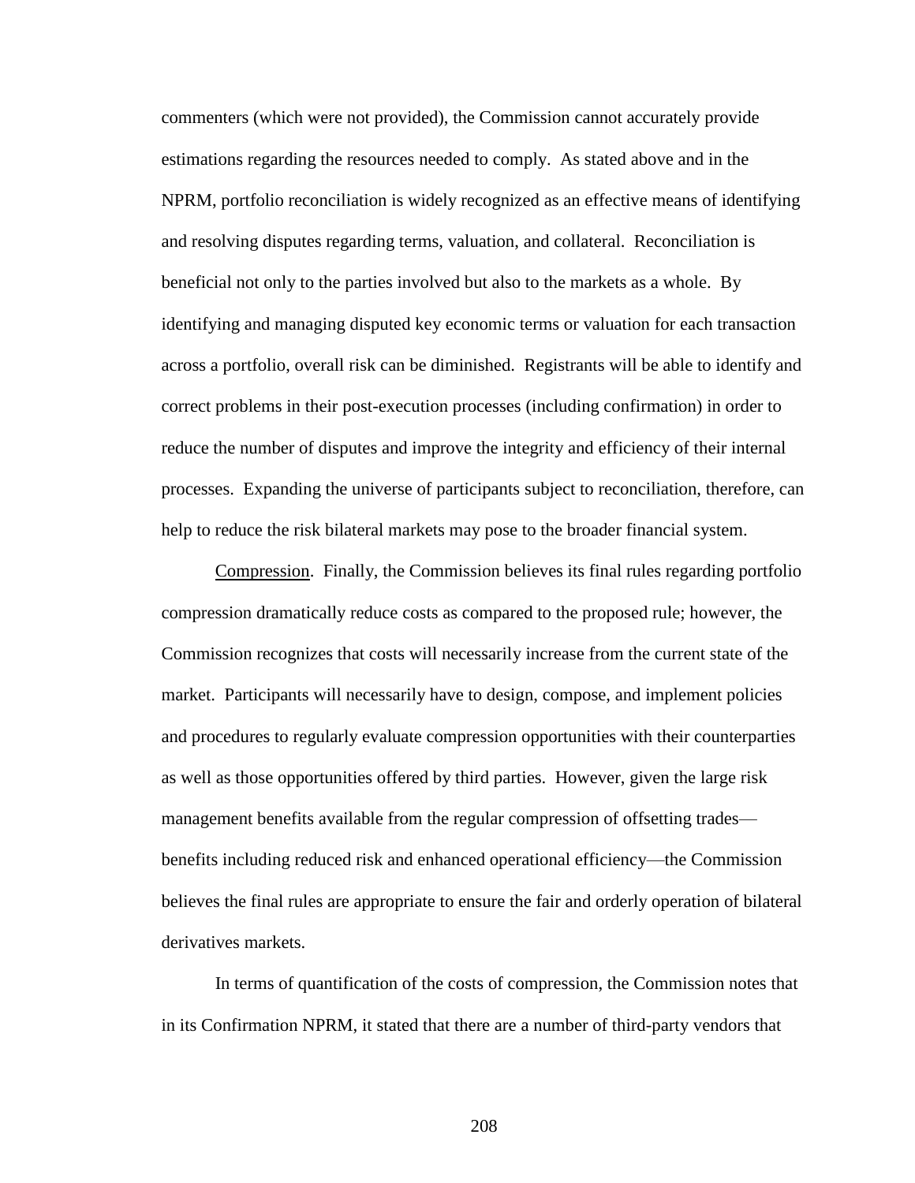commenters (which were not provided), the Commission cannot accurately provide estimations regarding the resources needed to comply. As stated above and in the NPRM, portfolio reconciliation is widely recognized as an effective means of identifying and resolving disputes regarding terms, valuation, and collateral. Reconciliation is beneficial not only to the parties involved but also to the markets as a whole. By identifying and managing disputed key economic terms or valuation for each transaction across a portfolio, overall risk can be diminished. Registrants will be able to identify and correct problems in their post-execution processes (including confirmation) in order to reduce the number of disputes and improve the integrity and efficiency of their internal processes. Expanding the universe of participants subject to reconciliation, therefore, can help to reduce the risk bilateral markets may pose to the broader financial system.

Compression. Finally, the Commission believes its final rules regarding portfolio compression dramatically reduce costs as compared to the proposed rule; however, the Commission recognizes that costs will necessarily increase from the current state of the market. Participants will necessarily have to design, compose, and implement policies and procedures to regularly evaluate compression opportunities with their counterparties as well as those opportunities offered by third parties. However, given the large risk management benefits available from the regular compression of offsetting trades—benefits including reduced risk and enhanced operational efficiency—the Commission believes the final rules are appropriate to ensure the fair and orderly operation of bilateral derivatives markets.

In terms of quantification of the costs of compression, the Commission notes that in its Confirmation NPRM, it stated that there are a number of third-party vendors that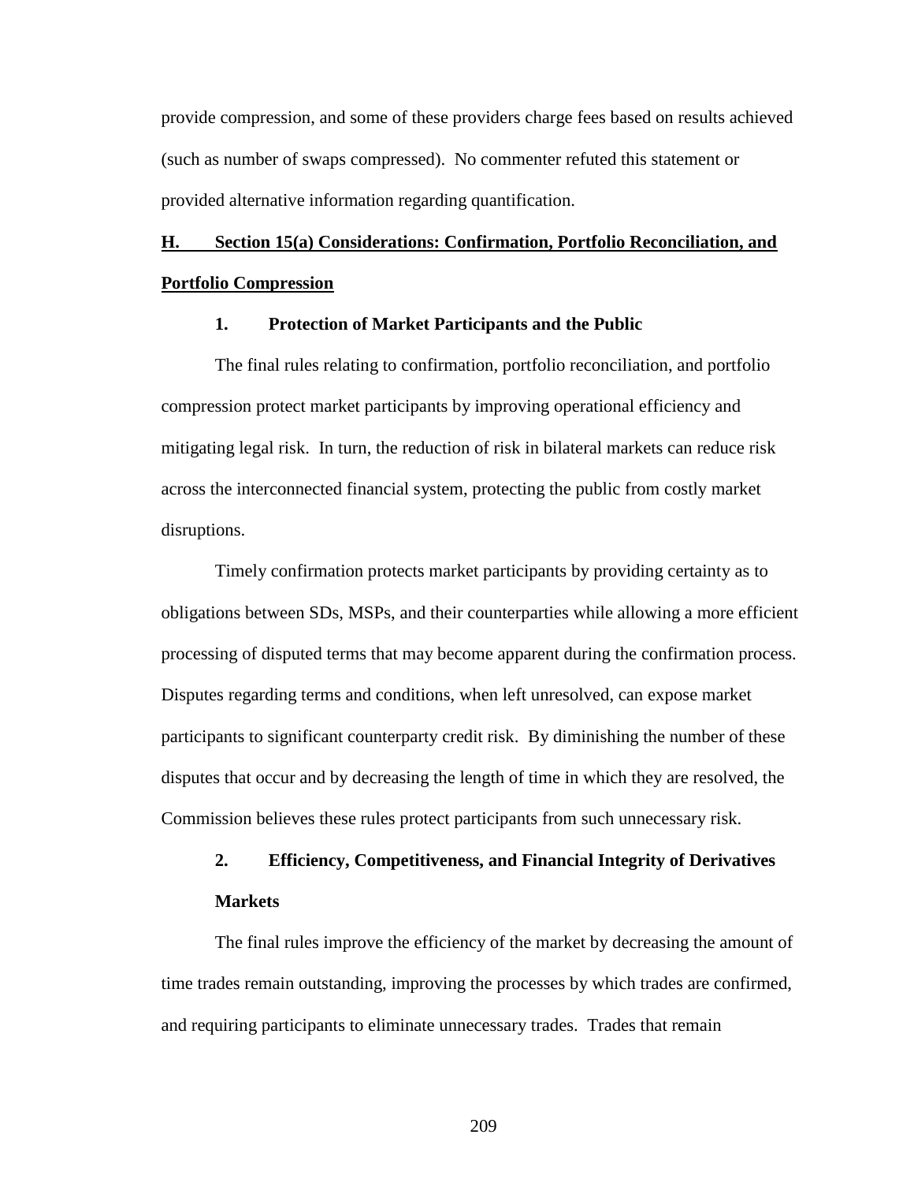provide compression, and some of these providers charge fees based on results achieved (such as number of swaps compressed). No commenter refuted this statement or provided alternative information regarding quantification.

## H. Section 15(a) Considerations: Confirmation, Portfolio Reconciliation, and Portfolio Compression

### 1. Protection of Market Participants and the Public

The final rules relating to confirmation, portfolio reconciliation, and portfolio compression protect market participants by improving operational efficiency and mitigating legal risk. In turn, the reduction of risk in bilateral markets can reduce risk across the interconnected financial system, protecting the public from costly market disruptions.

Timely confirmation protects market participants by providing certainty as to obligations between SDs, MSPs, and their counterparties while allowing a more efficient processing of disputed terms that may become apparent during the confirmation process. Disputes regarding terms and conditions, when left unresolved, can expose market participants to significant counterparty credit risk. By diminishing the number of these disputes that occur and by decreasing the length of time in which they are resolved, the Commission believes these rules protect participants from such unnecessary risk.

### 2. Efficiency, Competitiveness, and Financial Integrity of Derivatives Markets

The final rules improve the efficiency of the market by decreasing the amount of time trades remain outstanding, improving the processes by which trades are confirmed, and requiring participants to eliminate unnecessary trades. Trades that remain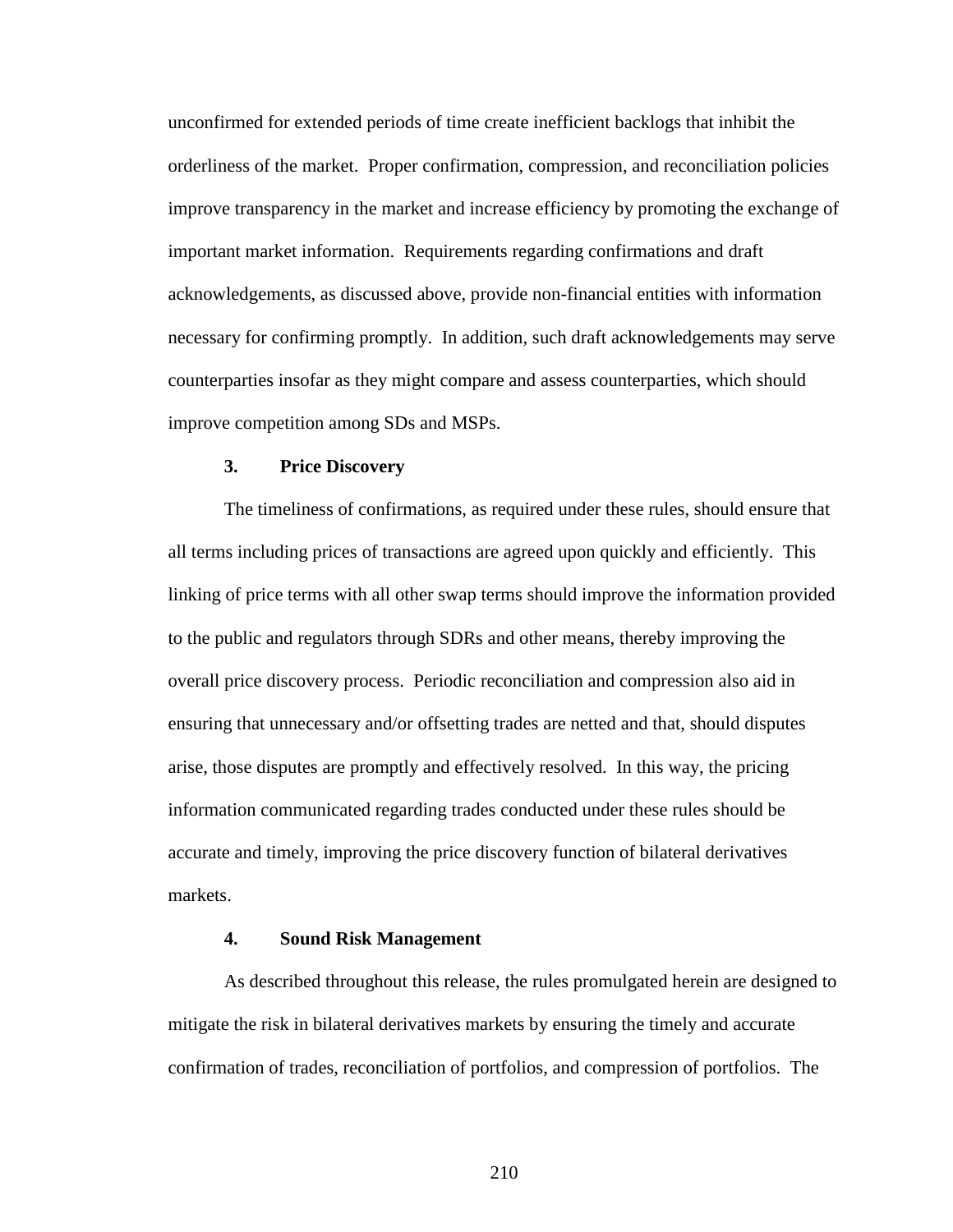unconfirmed for extended periods of time create inefficient backlogs that inhibit the orderliness of the market. Proper confirmation, compression, and reconciliation policies improve transparency in the market and increase efficiency by promoting the exchange of important market information. Requirements regarding confirmations and draft acknowledgements, as discussed above, provide non-financial entities with information necessary for confirming promptly. In addition, such draft acknowledgements may serve counterparties insofar as they might compare and assess counterparties, which should improve competition among SDs and MSPs.

#### 3. Price Discovery

The timeliness of confirmations, as required under these rules, should ensure that all terms including prices of transactions are agreed upon quickly and efficiently. This linking of price terms with all other swap terms should improve the information provided to the public and regulators through SDRs and other means, thereby improving the overall price discovery process. Periodic reconciliation and compression also aid in ensuring that unnecessary and/or offsetting trades are netted and that, should disputes arise, those disputes are promptly and effectively resolved. In this way, the pricing information communicated regarding trades conducted under these rules should be accurate and timely, improving the price discovery function of bilateral derivatives markets.

#### 4. Sound Risk Management

As described throughout this release, the rules promulgated herein are designed to mitigate the risk in bilateral derivatives markets by ensuring the timely and accurate confirmation of trades, reconciliation of portfolios, and compression of portfolios. The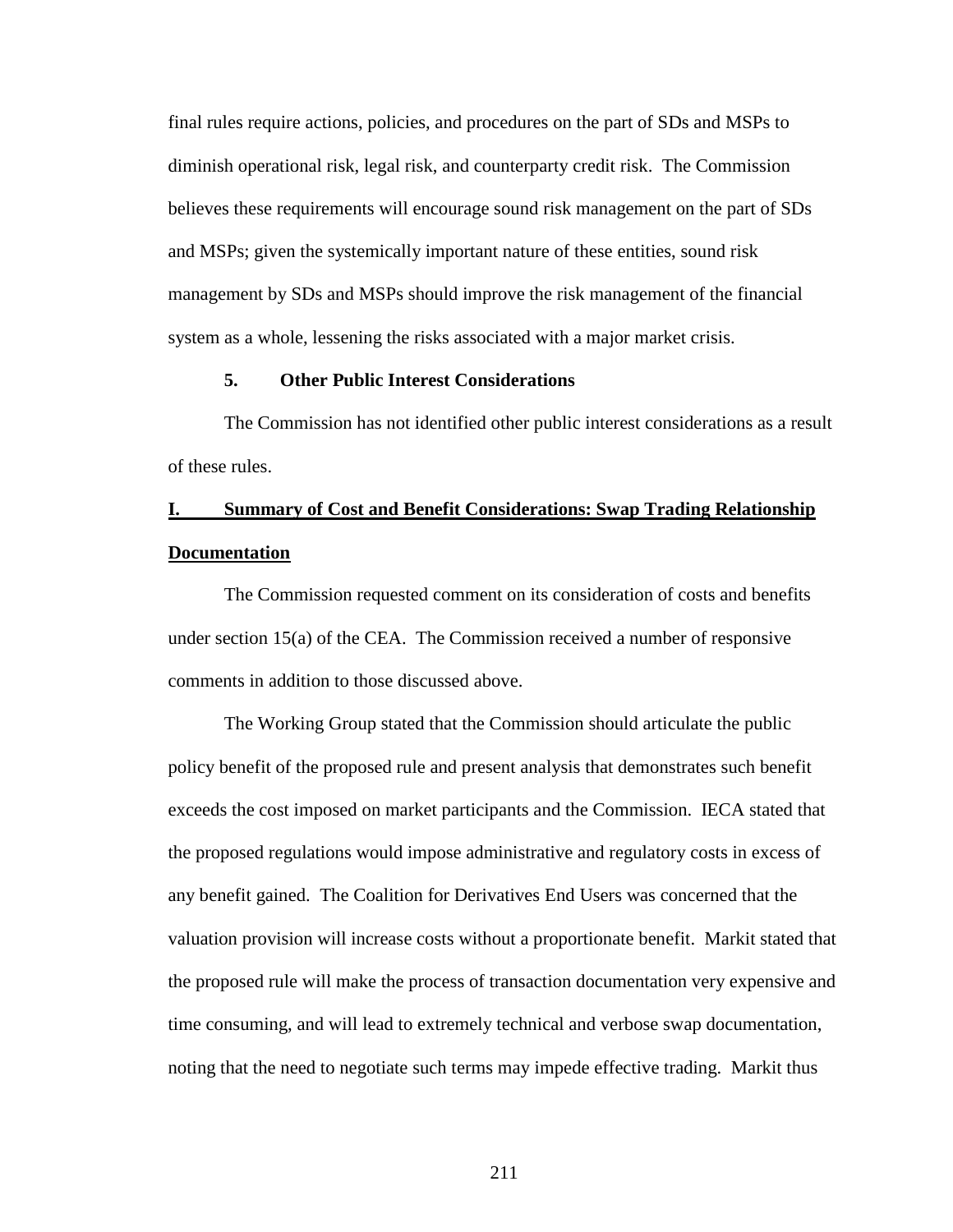final rules require actions, policies, and procedures on the part of SDs and MSPs to diminish operational risk, legal risk, and counterparty credit risk. The Commission believes these requirements will encourage sound risk management on the part of SDs and MSPs; given the systemically important nature of these entities, sound risk management by SDs and MSPs should improve the risk management of the financial system as a whole, lessening the risks associated with a major market crisis.

#### 5. Other Public Interest Considerations

The Commission has not identified other public interest considerations as a result of these rules.

## I. Summary of Cost and Benefit Considerations: Swap Trading Relationship Documentation

The Commission requested comment on its consideration of costs and benefits under section 15(a) of the CEA. The Commission received a number of responsive comments in addition to those discussed above.

The Working Group stated that the Commission should articulate the public policy benefit of the proposed rule and present analysis that demonstrates such benefit exceeds the cost imposed on market participants and the Commission. IECA stated that the proposed regulations would impose administrative and regulatory costs in excess of any benefit gained. The Coalition for Derivatives End Users was concerned that the valuation provision will increase costs without a proportionate benefit. Markit stated that the proposed rule will make the process of transaction documentation very expensive and time consuming, and will lead to extremely technical and verbose swap documentation, noting that the need to negotiate such terms may impede effective trading. Markit thus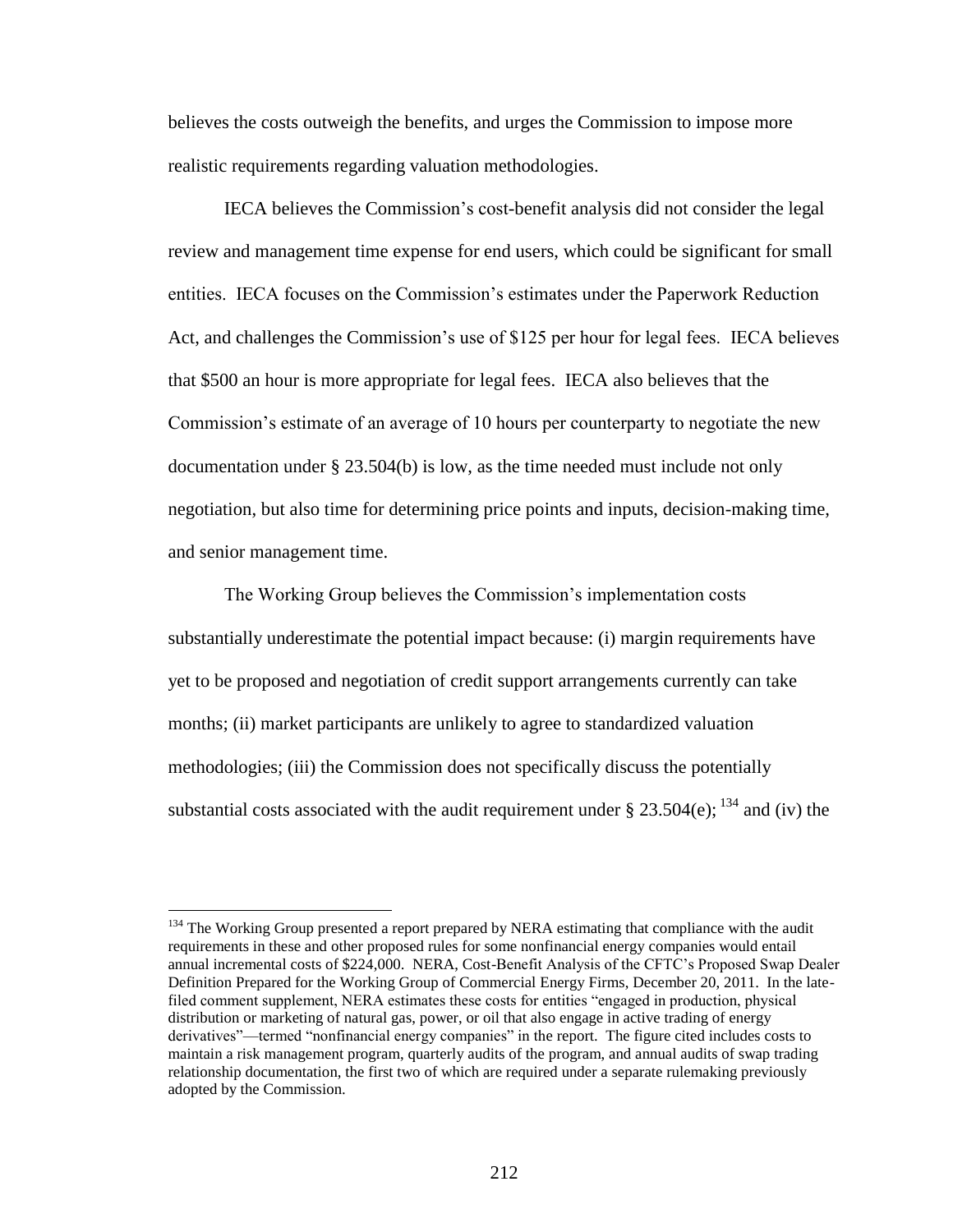believes the costs outweigh the benefits, and urges the Commission to impose more realistic requirements regarding valuation methodologies.

IECA believes the Commission's cost-benefit analysis did not consider the legal review and management time expense for end users, which could be significant for small entities. IECA focuses on the Commission's estimates under the Paperwork Reduction Act, and challenges the Commission's use of $125 per hour for legal fees. IECA believes that $500 an hour is more appropriate for legal fees. IECA also believes that the Commission's estimate of an average of 10 hours per counterparty to negotiate the new documentation under § 23.504(b) is low, as the time needed must include not only negotiation, but also time for determining price points and inputs, decision-making time, and senior management time.

The Working Group believes the Commission's implementation costs substantially underestimate the potential impact because: (i) margin requirements have yet to be proposed and negotiation of credit support arrangements currently can take months; (ii) market participants are unlikely to agree to standardized valuation methodologies; (iii) the Commission does not specifically discuss the potentially substantial costs associated with the audit requirement under § 23.504(e); [134] and (iv) the

---

[134] The Working Group presented a report prepared by NERA estimating that compliance with the audit requirements in these and other proposed rules for some nonfinancial energy companies would entail annual incremental costs of $224,000. NERA, Cost-Benefit Analysis of the CFTC's Proposed Swap Dealer Definition Prepared for the Working Group of Commercial Energy Firms, December 20, 2011. In the late-filed comment supplement, NERA estimates these costs for entities "engaged in production, physical distribution or marketing of natural gas, power, or oil that also engage in active trading of energy derivatives"—termed "nonfinancial energy companies" in the report. The figure cited includes costs to maintain a risk management program, quarterly audits of the program, and annual audits of swap trading relationship documentation, the first two of which are required under a separate rulemaking previously adopted by the Commission.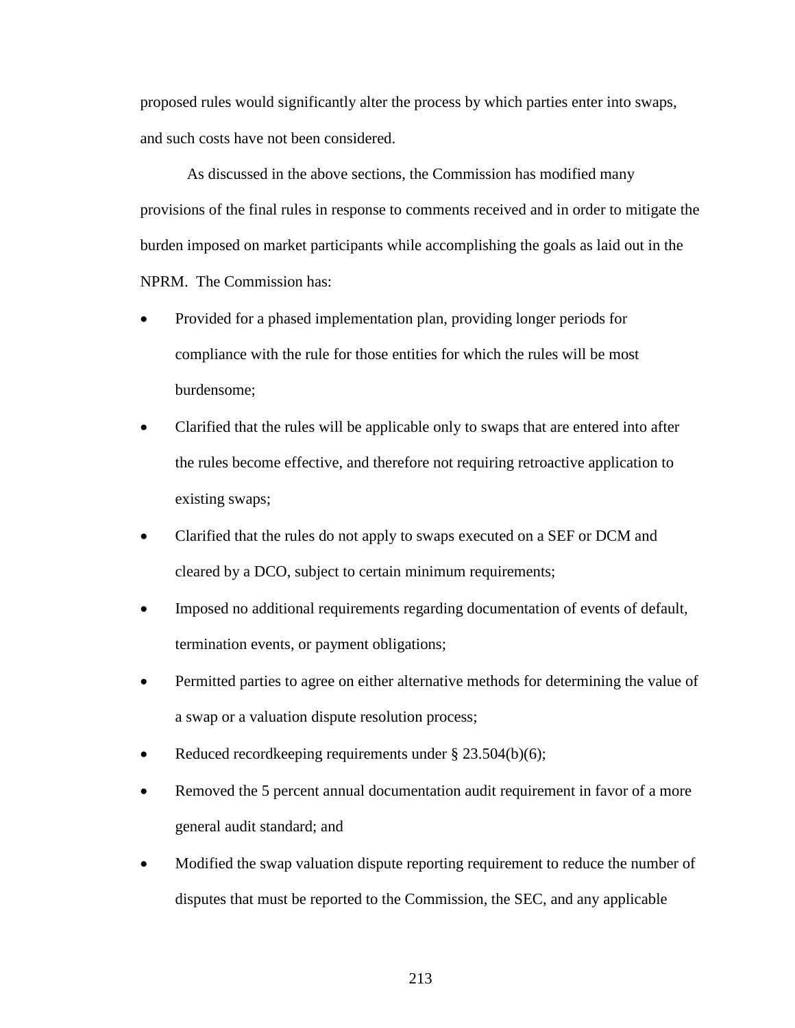proposed rules would significantly alter the process by which parties enter into swaps, and such costs have not been considered.

As discussed in the above sections, the Commission has modified many provisions of the final rules in response to comments received and in order to mitigate the burden imposed on market participants while accomplishing the goals as laid out in the NPRM.  The Commission has:

- Provided for a phased implementation plan, providing longer periods for compliance with the rule for those entities for which the rules will be most burdensome;
- Clarified that the rules will be applicable only to swaps that are entered into after the rules become effective, and therefore not requiring retroactive application to existing swaps;
- Clarified that the rules do not apply to swaps executed on a SEF or DCM and cleared by a DCO, subject to certain minimum requirements;
- Imposed no additional requirements regarding documentation of events of default, termination events, or payment obligations;
- Permitted parties to agree on either alternative methods for determining the value of a swap or a valuation dispute resolution process;
- Reduced recordkeeping requirements under § 23.504(b)(6);
- Removed the 5 percent annual documentation audit requirement in favor of a more general audit standard; and
- Modified the swap valuation dispute reporting requirement to reduce the number of disputes that must be reported to the Commission, the SEC, and any applicable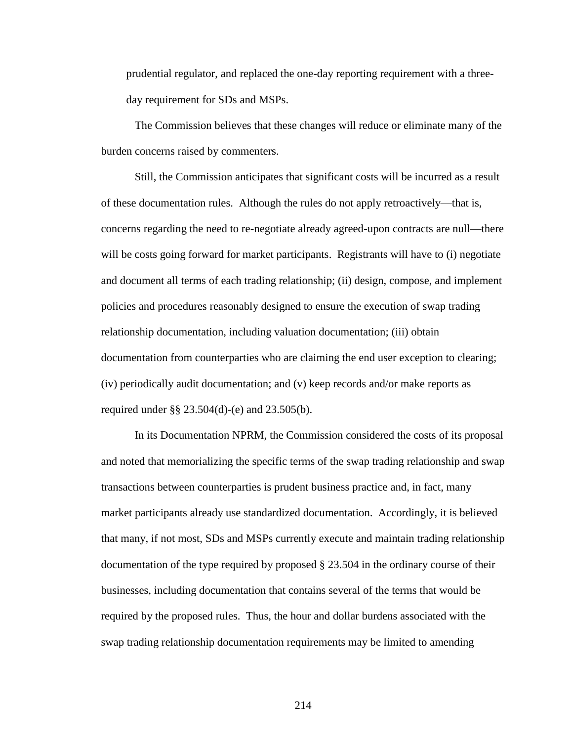prudential regulator, and replaced the one-day reporting requirement with a three-day requirement for SDs and MSPs.

The Commission believes that these changes will reduce or eliminate many of the burden concerns raised by commenters.

Still, the Commission anticipates that significant costs will be incurred as a result of these documentation rules. Although the rules do not apply retroactively—that is, concerns regarding the need to re-negotiate already agreed-upon contracts are null—there will be costs going forward for market participants. Registrants will have to (i) negotiate and document all terms of each trading relationship; (ii) design, compose, and implement policies and procedures reasonably designed to ensure the execution of swap trading relationship documentation, including valuation documentation; (iii) obtain documentation from counterparties who are claiming the end user exception to clearing; (iv) periodically audit documentation; and (v) keep records and/or make reports as required under §§ 23.504(d)-(e) and 23.505(b).

In its Documentation NPRM, the Commission considered the costs of its proposal and noted that memorializing the specific terms of the swap trading relationship and swap transactions between counterparties is prudent business practice and, in fact, many market participants already use standardized documentation. Accordingly, it is believed that many, if not most, SDs and MSPs currently execute and maintain trading relationship documentation of the type required by proposed § 23.504 in the ordinary course of their businesses, including documentation that contains several of the terms that would be required by the proposed rules. Thus, the hour and dollar burdens associated with the swap trading relationship documentation requirements may be limited to amending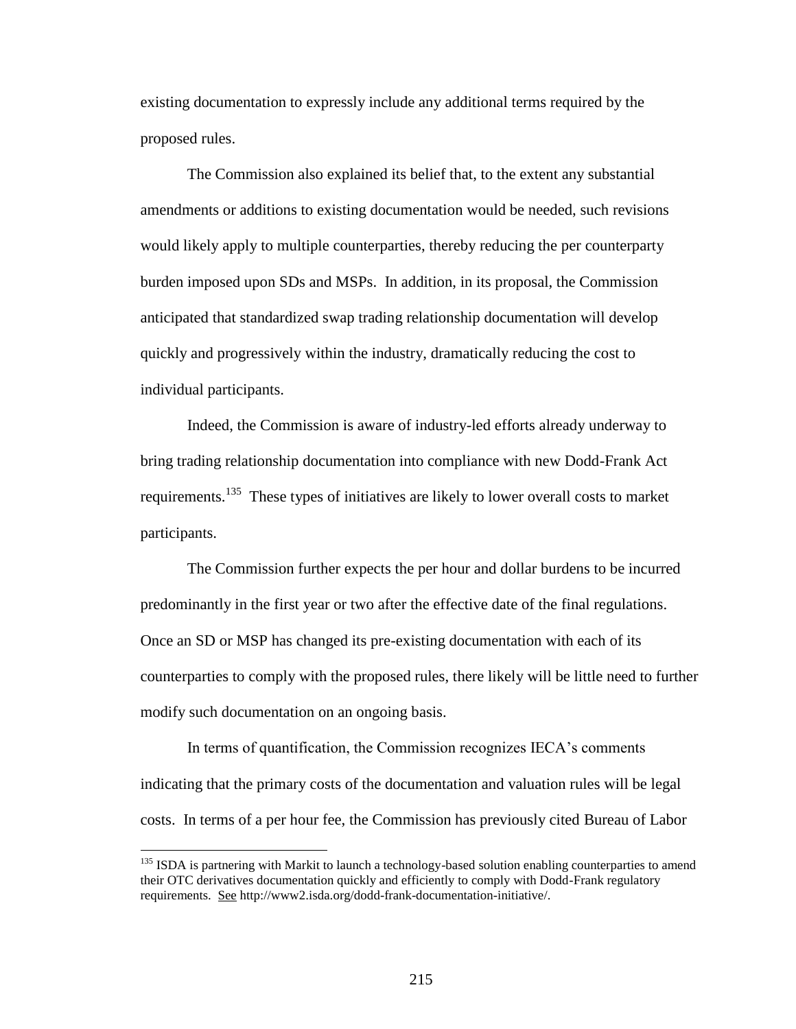existing documentation to expressly include any additional terms required by the proposed rules.

The Commission also explained its belief that, to the extent any substantial amendments or additions to existing documentation would be needed, such revisions would likely apply to multiple counterparties, thereby reducing the per counterparty burden imposed upon SDs and MSPs. In addition, in its proposal, the Commission anticipated that standardized swap trading relationship documentation will develop quickly and progressively within the industry, dramatically reducing the cost to individual participants.

Indeed, the Commission is aware of industry-led efforts already underway to bring trading relationship documentation into compliance with new Dodd-Frank Act requirements.[135] These types of initiatives are likely to lower overall costs to market participants.

The Commission further expects the per hour and dollar burdens to be incurred predominantly in the first year or two after the effective date of the final regulations. Once an SD or MSP has changed its pre-existing documentation with each of its counterparties to comply with the proposed rules, there likely will be little need to further modify such documentation on an ongoing basis.

In terms of quantification, the Commission recognizes IECA's comments indicating that the primary costs of the documentation and valuation rules will be legal costs. In terms of a per hour fee, the Commission has previously cited Bureau of Labor

---

[135] ISDA is partnering with Markit to launch a technology-based solution enabling counterparties to amend their OTC derivatives documentation quickly and efficiently to comply with Dodd-Frank regulatory requirements. See http://www2.isda.org/dodd-frank-documentation-initiative/.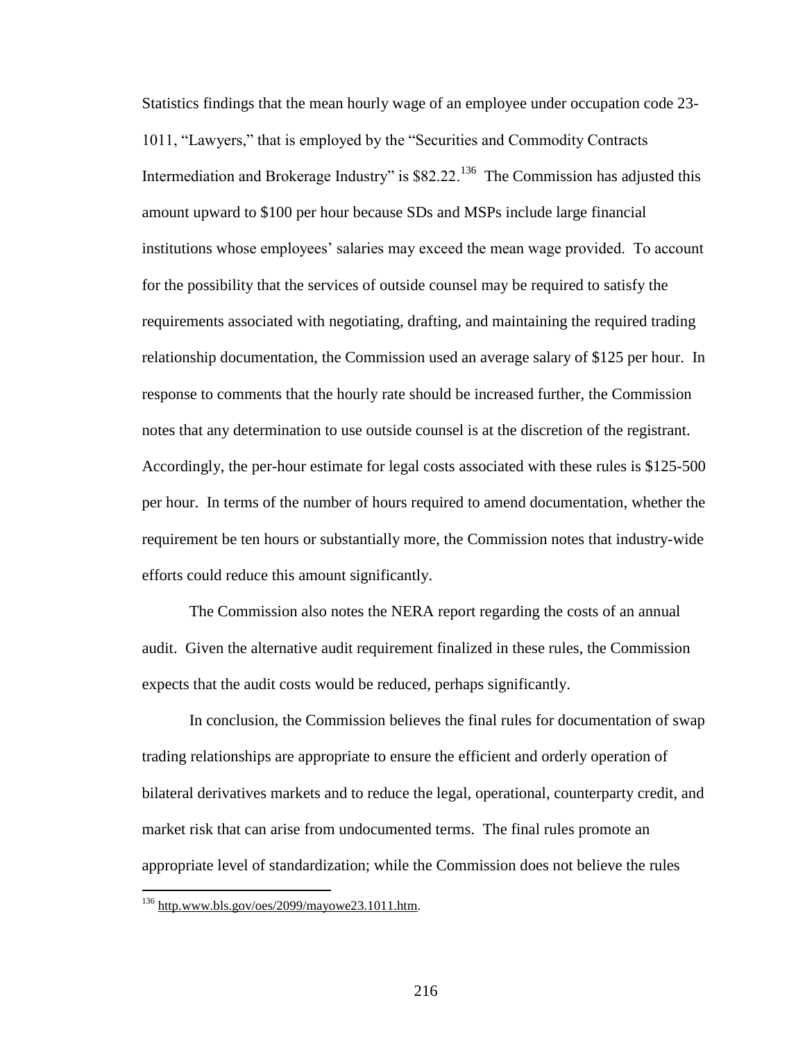Statistics findings that the mean hourly wage of an employee under occupation code 23-1011, "Lawyers," that is employed by the "Securities and Commodity Contracts Intermediation and Brokerage Industry" is $82.22.[136] The Commission has adjusted this amount upward to $100 per hour because SDs and MSPs include large financial institutions whose employees' salaries may exceed the mean wage provided. To account for the possibility that the services of outside counsel may be required to satisfy the requirements associated with negotiating, drafting, and maintaining the required trading relationship documentation, the Commission used an average salary of $125 per hour. In response to comments that the hourly rate should be increased further, the Commission notes that any determination to use outside counsel is at the discretion of the registrant. Accordingly, the per-hour estimate for legal costs associated with these rules is $125-500 per hour. In terms of the number of hours required to amend documentation, whether the requirement be ten hours or substantially more, the Commission notes that industry-wide efforts could reduce this amount significantly.

The Commission also notes the NERA report regarding the costs of an annual audit. Given the alternative audit requirement finalized in these rules, the Commission expects that the audit costs would be reduced, perhaps significantly.

In conclusion, the Commission believes the final rules for documentation of swap trading relationships are appropriate to ensure the efficient and orderly operation of bilateral derivatives markets and to reduce the legal, operational, counterparty credit, and market risk that can arise from undocumented terms. The final rules promote an appropriate level of standardization; while the Commission does not believe the rules

[136] http.www.bls.gov/oes/2099/mayowe23.1011.htm.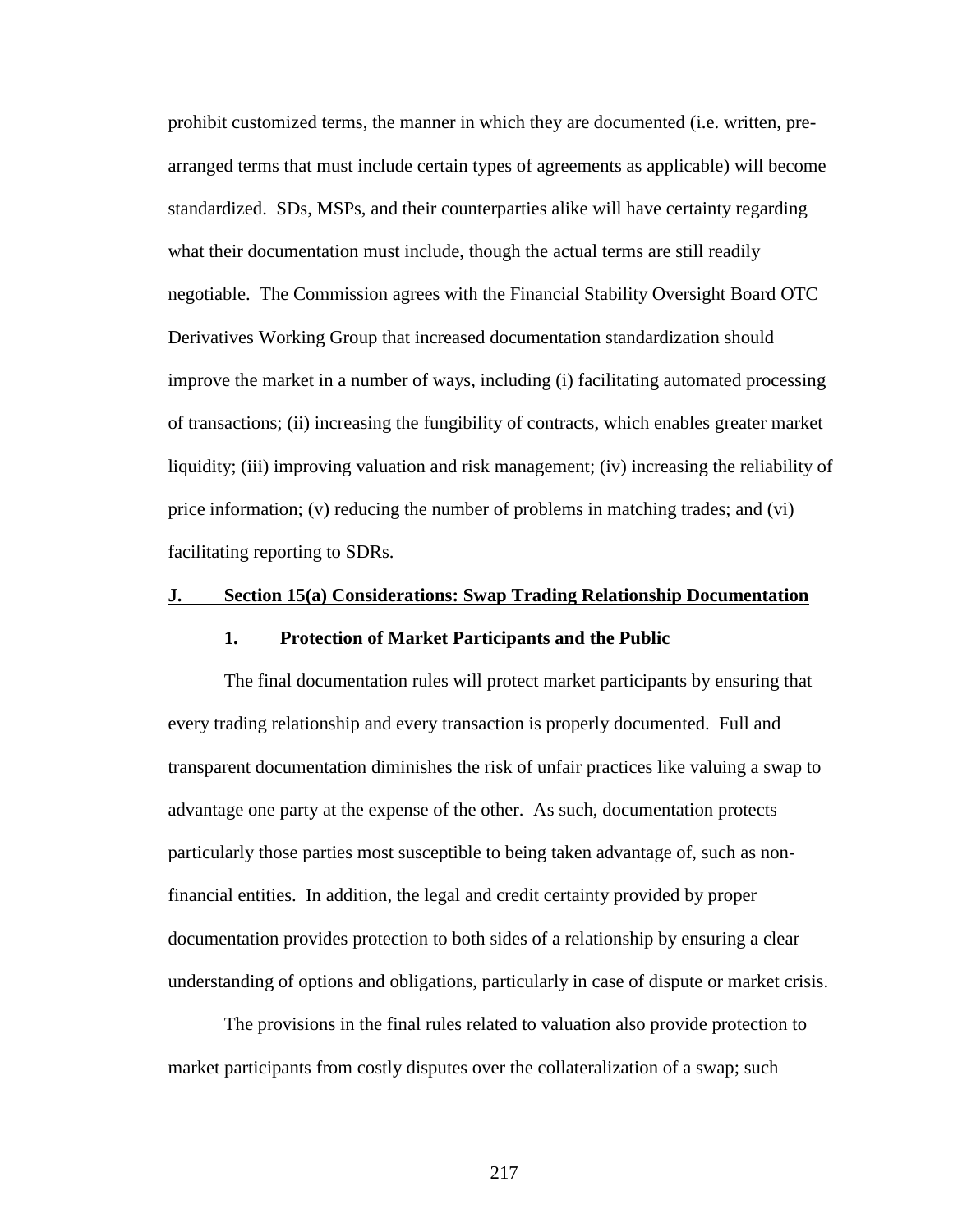prohibit customized terms, the manner in which they are documented (i.e. written, pre-arranged terms that must include certain types of agreements as applicable) will become standardized. SDs, MSPs, and their counterparties alike will have certainty regarding what their documentation must include, though the actual terms are still readily negotiable. The Commission agrees with the Financial Stability Oversight Board OTC Derivatives Working Group that increased documentation standardization should improve the market in a number of ways, including (i) facilitating automated processing of transactions; (ii) increasing the fungibility of contracts, which enables greater market liquidity; (iii) improving valuation and risk management; (iv) increasing the reliability of price information; (v) reducing the number of problems in matching trades; and (vi) facilitating reporting to SDRs.

## J. Section 15(a) Considerations: Swap Trading Relationship Documentation

### 1. Protection of Market Participants and the Public

The final documentation rules will protect market participants by ensuring that every trading relationship and every transaction is properly documented. Full and transparent documentation diminishes the risk of unfair practices like valuing a swap to advantage one party at the expense of the other. As such, documentation protects particularly those parties most susceptible to being taken advantage of, such as non-financial entities. In addition, the legal and credit certainty provided by proper documentation provides protection to both sides of a relationship by ensuring a clear understanding of options and obligations, particularly in case of dispute or market crisis.

The provisions in the final rules related to valuation also provide protection to market participants from costly disputes over the collateralization of a swap; such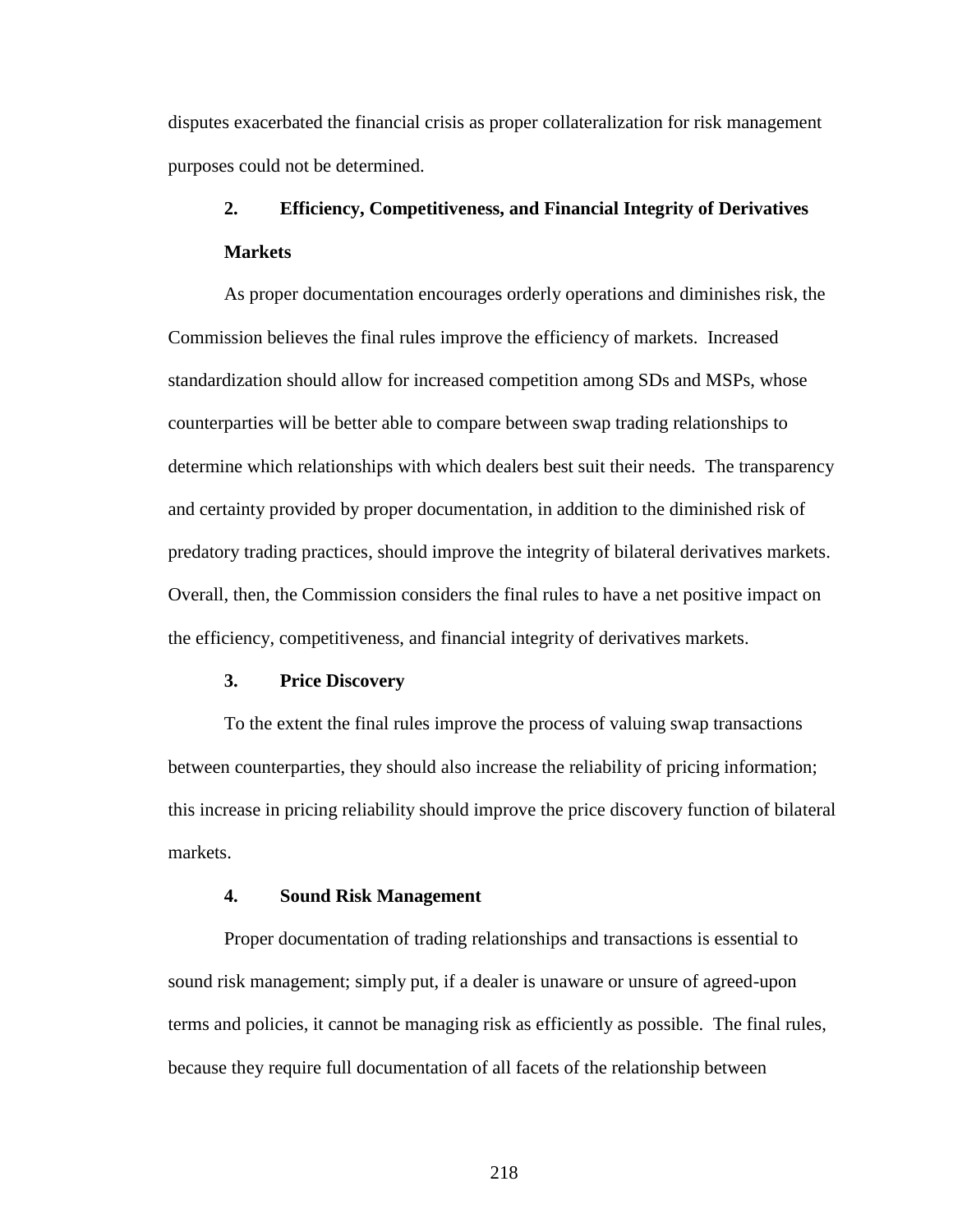disputes exacerbated the financial crisis as proper collateralization for risk management purposes could not be determined.

### 2. Efficiency, Competitiveness, and Financial Integrity of Derivatives Markets

As proper documentation encourages orderly operations and diminishes risk, the Commission believes the final rules improve the efficiency of markets. Increased standardization should allow for increased competition among SDs and MSPs, whose counterparties will be better able to compare between swap trading relationships to determine which relationships with which dealers best suit their needs. The transparency and certainty provided by proper documentation, in addition to the diminished risk of predatory trading practices, should improve the integrity of bilateral derivatives markets. Overall, then, the Commission considers the final rules to have a net positive impact on the efficiency, competitiveness, and financial integrity of derivatives markets.

### 3. Price Discovery

To the extent the final rules improve the process of valuing swap transactions between counterparties, they should also increase the reliability of pricing information; this increase in pricing reliability should improve the price discovery function of bilateral markets.

### 4. Sound Risk Management

Proper documentation of trading relationships and transactions is essential to sound risk management; simply put, if a dealer is unaware or unsure of agreed-upon terms and policies, it cannot be managing risk as efficiently as possible. The final rules, because they require full documentation of all facets of the relationship between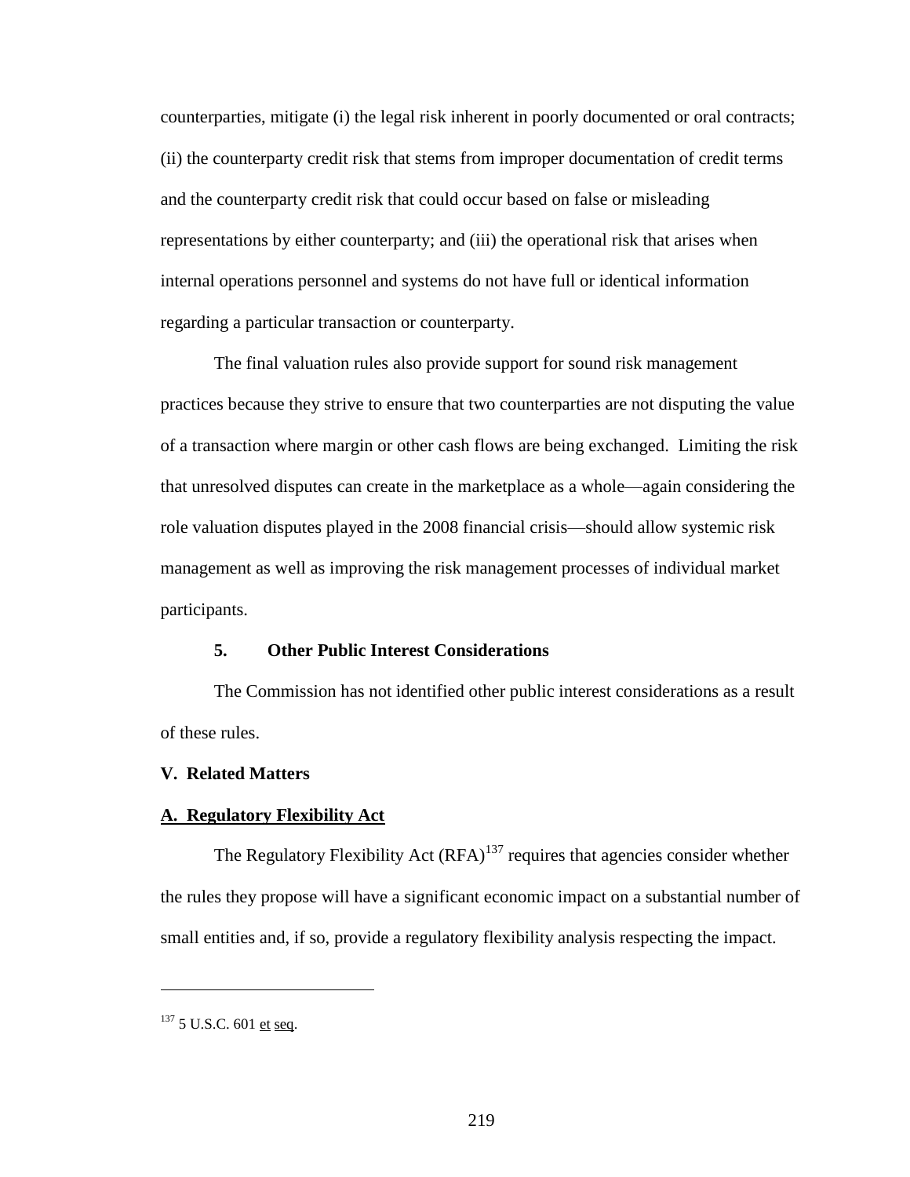counterparties, mitigate (i) the legal risk inherent in poorly documented or oral contracts; (ii) the counterparty credit risk that stems from improper documentation of credit terms and the counterparty credit risk that could occur based on false or misleading representations by either counterparty; and (iii) the operational risk that arises when internal operations personnel and systems do not have full or identical information regarding a particular transaction or counterparty.

The final valuation rules also provide support for sound risk management practices because they strive to ensure that two counterparties are not disputing the value of a transaction where margin or other cash flows are being exchanged. Limiting the risk that unresolved disputes can create in the marketplace as a whole—again considering the role valuation disputes played in the 2008 financial crisis—should allow systemic risk management as well as improving the risk management processes of individual market participants.

#### 5. Other Public Interest Considerations

The Commission has not identified other public interest considerations as a result of these rules.

## V. Related Matters

### A. Regulatory Flexibility Act

The Regulatory Flexibility Act (RFA)[137] requires that agencies consider whether the rules they propose will have a significant economic impact on a substantial number of small entities and, if so, provide a regulatory flexibility analysis respecting the impact.

---

[137] 5 U.S.C. 601 et seq.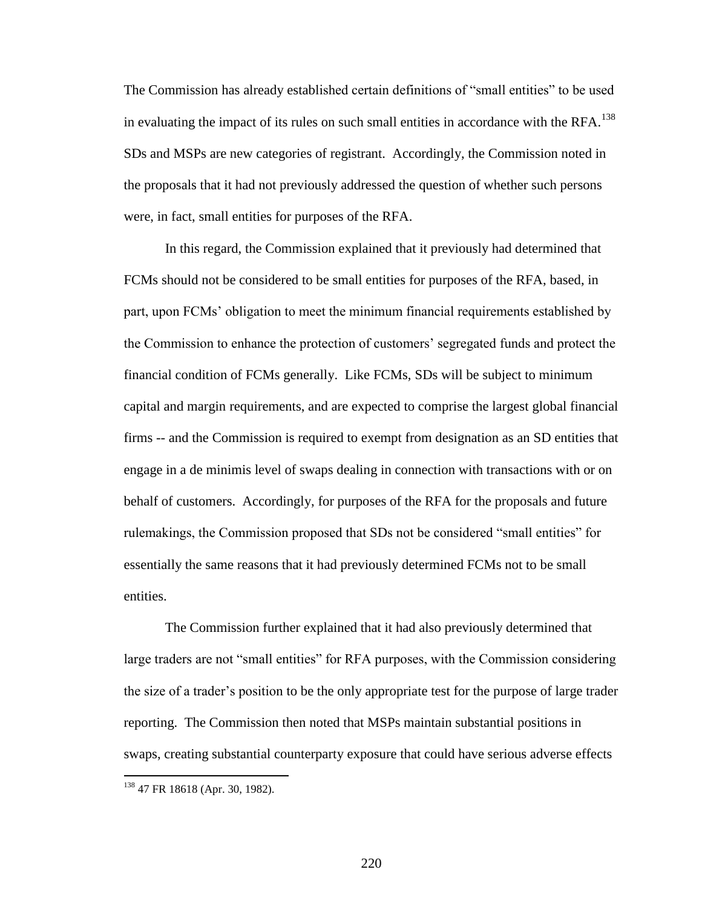The Commission has already established certain definitions of "small entities" to be used in evaluating the impact of its rules on such small entities in accordance with the RFA.[138] SDs and MSPs are new categories of registrant. Accordingly, the Commission noted in the proposals that it had not previously addressed the question of whether such persons were, in fact, small entities for purposes of the RFA.

In this regard, the Commission explained that it previously had determined that FCMs should not be considered to be small entities for purposes of the RFA, based, in part, upon FCMs' obligation to meet the minimum financial requirements established by the Commission to enhance the protection of customers' segregated funds and protect the financial condition of FCMs generally. Like FCMs, SDs will be subject to minimum capital and margin requirements, and are expected to comprise the largest global financial firms -- and the Commission is required to exempt from designation as an SD entities that engage in a de minimis level of swaps dealing in connection with transactions with or on behalf of customers. Accordingly, for purposes of the RFA for the proposals and future rulemakings, the Commission proposed that SDs not be considered "small entities" for essentially the same reasons that it had previously determined FCMs not to be small entities.

The Commission further explained that it had also previously determined that large traders are not "small entities" for RFA purposes, with the Commission considering the size of a trader's position to be the only appropriate test for the purpose of large trader reporting. The Commission then noted that MSPs maintain substantial positions in swaps, creating substantial counterparty exposure that could have serious adverse effects

[138] 47 FR 18618 (Apr. 30, 1982).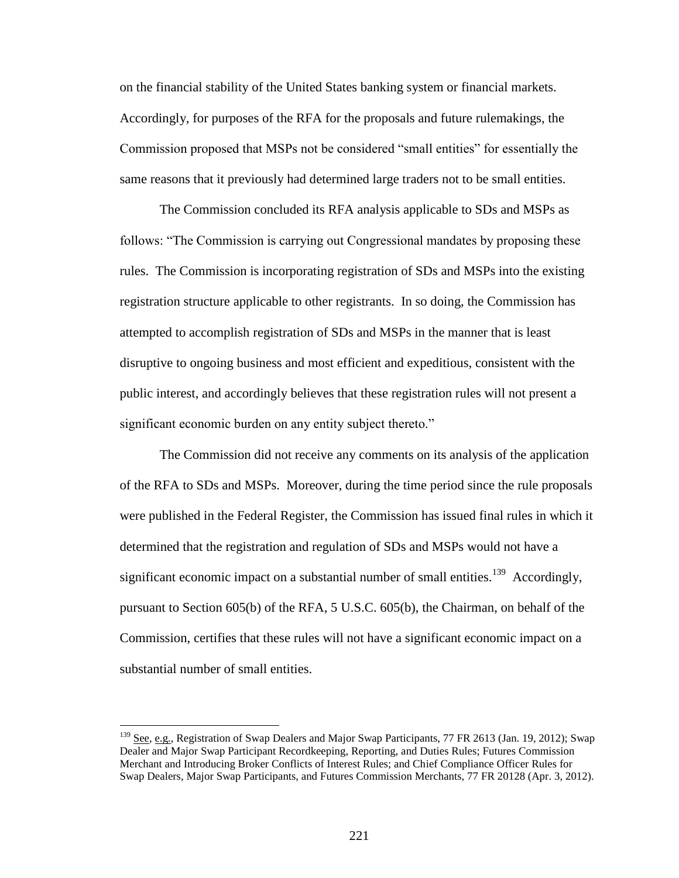on the financial stability of the United States banking system or financial markets. Accordingly, for purposes of the RFA for the proposals and future rulemakings, the Commission proposed that MSPs not be considered "small entities" for essentially the same reasons that it previously had determined large traders not to be small entities.

The Commission concluded its RFA analysis applicable to SDs and MSPs as follows: "The Commission is carrying out Congressional mandates by proposing these rules. The Commission is incorporating registration of SDs and MSPs into the existing registration structure applicable to other registrants. In so doing, the Commission has attempted to accomplish registration of SDs and MSPs in the manner that is least disruptive to ongoing business and most efficient and expeditious, consistent with the public interest, and accordingly believes that these registration rules will not present a significant economic burden on any entity subject thereto."

The Commission did not receive any comments on its analysis of the application of the RFA to SDs and MSPs. Moreover, during the time period since the rule proposals were published in the Federal Register, the Commission has issued final rules in which it determined that the registration and regulation of SDs and MSPs would not have a significant economic impact on a substantial number of small entities.[139] Accordingly, pursuant to Section 605(b) of the RFA, 5 U.S.C. 605(b), the Chairman, on behalf of the Commission, certifies that these rules will not have a significant economic impact on a substantial number of small entities.

[139] See, e.g., Registration of Swap Dealers and Major Swap Participants, 77 FR 2613 (Jan. 19, 2012); Swap Dealer and Major Swap Participant Recordkeeping, Reporting, and Duties Rules; Futures Commission Merchant and Introducing Broker Conflicts of Interest Rules; and Chief Compliance Officer Rules for Swap Dealers, Major Swap Participants, and Futures Commission Merchants, 77 FR 20128 (Apr. 3, 2012).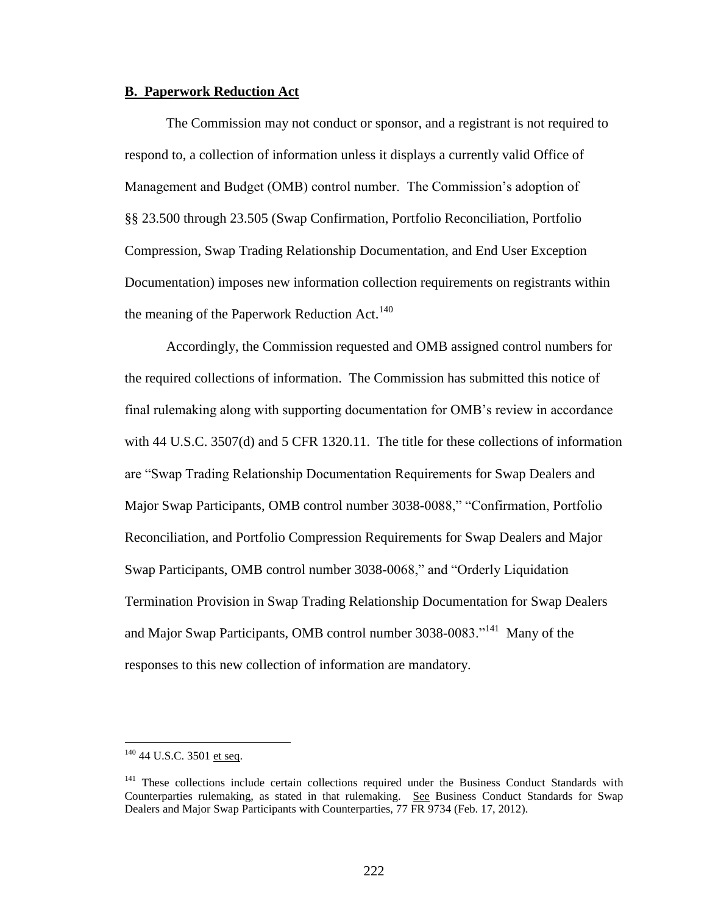**B. Paperwork Reduction Act**

The Commission may not conduct or sponsor, and a registrant is not required to respond to, a collection of information unless it displays a currently valid Office of Management and Budget (OMB) control number. The Commission's adoption of §§ 23.500 through 23.505 (Swap Confirmation, Portfolio Reconciliation, Portfolio Compression, Swap Trading Relationship Documentation, and End User Exception Documentation) imposes new information collection requirements on registrants within the meaning of the Paperwork Reduction Act.[140]

Accordingly, the Commission requested and OMB assigned control numbers for the required collections of information. The Commission has submitted this notice of final rulemaking along with supporting documentation for OMB's review in accordance with 44 U.S.C. 3507(d) and 5 CFR 1320.11. The title for these collections of information are "Swap Trading Relationship Documentation Requirements for Swap Dealers and Major Swap Participants, OMB control number 3038-0088," "Confirmation, Portfolio Reconciliation, and Portfolio Compression Requirements for Swap Dealers and Major Swap Participants, OMB control number 3038-0068," and "Orderly Liquidation Termination Provision in Swap Trading Relationship Documentation for Swap Dealers and Major Swap Participants, OMB control number 3038-0083."[141] Many of the responses to this new collection of information are mandatory.

---

[140] 44 U.S.C. 3501 et seq.

[141] These collections include certain collections required under the Business Conduct Standards with Counterparties rulemaking, as stated in that rulemaking. See Business Conduct Standards for Swap Dealers and Major Swap Participants with Counterparties, 77 FR 9734 (Feb. 17, 2012).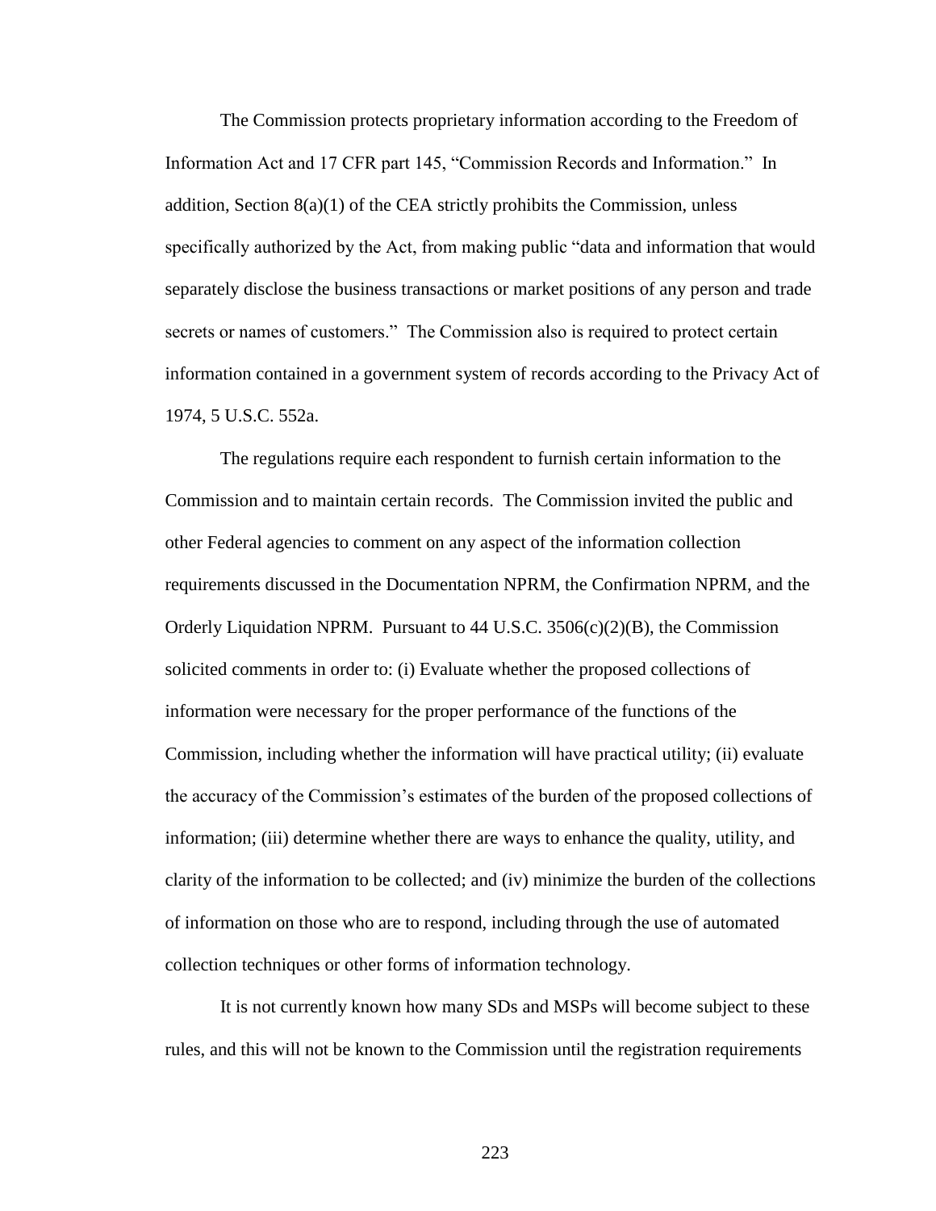The Commission protects proprietary information according to the Freedom of Information Act and 17 CFR part 145, "Commission Records and Information." In addition, Section 8(a)(1) of the CEA strictly prohibits the Commission, unless specifically authorized by the Act, from making public "data and information that would separately disclose the business transactions or market positions of any person and trade secrets or names of customers." The Commission also is required to protect certain information contained in a government system of records according to the Privacy Act of 1974, 5 U.S.C. 552a.

The regulations require each respondent to furnish certain information to the Commission and to maintain certain records. The Commission invited the public and other Federal agencies to comment on any aspect of the information collection requirements discussed in the Documentation NPRM, the Confirmation NPRM, and the Orderly Liquidation NPRM. Pursuant to 44 U.S.C. 3506(c)(2)(B), the Commission solicited comments in order to: (i) Evaluate whether the proposed collections of information were necessary for the proper performance of the functions of the Commission, including whether the information will have practical utility; (ii) evaluate the accuracy of the Commission's estimates of the burden of the proposed collections of information; (iii) determine whether there are ways to enhance the quality, utility, and clarity of the information to be collected; and (iv) minimize the burden of the collections of information on those who are to respond, including through the use of automated collection techniques or other forms of information technology.

It is not currently known how many SDs and MSPs will become subject to these rules, and this will not be known to the Commission until the registration requirements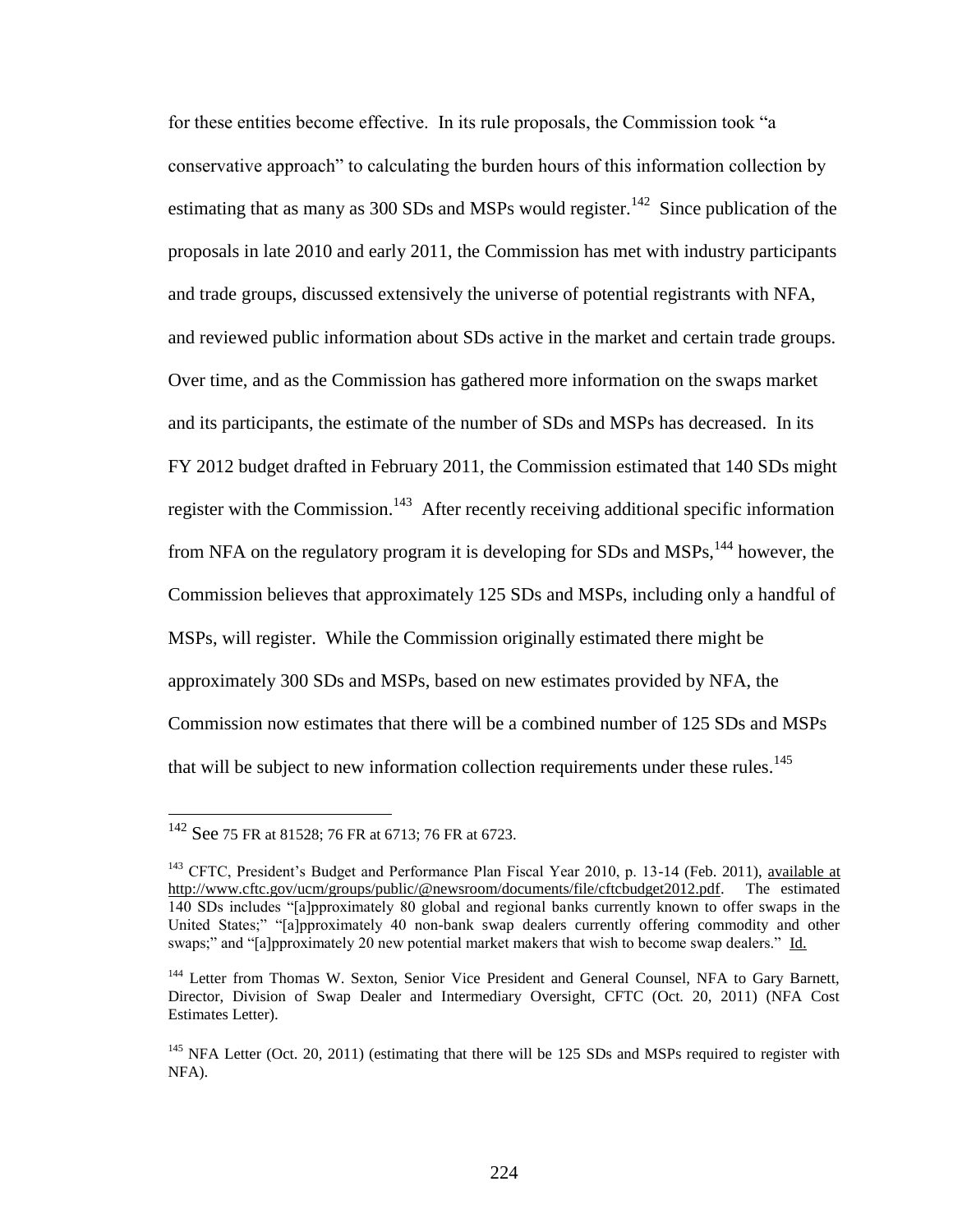for these entities become effective. In its rule proposals, the Commission took "a conservative approach" to calculating the burden hours of this information collection by estimating that as many as 300 SDs and MSPs would register.[142] Since publication of the proposals in late 2010 and early 2011, the Commission has met with industry participants and trade groups, discussed extensively the universe of potential registrants with NFA, and reviewed public information about SDs active in the market and certain trade groups. Over time, and as the Commission has gathered more information on the swaps market and its participants, the estimate of the number of SDs and MSPs has decreased. In its FY 2012 budget drafted in February 2011, the Commission estimated that 140 SDs might register with the Commission.[143] After recently receiving additional specific information from NFA on the regulatory program it is developing for SDs and MSPs,[144] however, the Commission believes that approximately 125 SDs and MSPs, including only a handful of MSPs, will register. While the Commission originally estimated there might be approximately 300 SDs and MSPs, based on new estimates provided by NFA, the Commission now estimates that there will be a combined number of 125 SDs and MSPs that will be subject to new information collection requirements under these rules.[145]

---

[142] See 75 FR at 81528; 76 FR at 6713; 76 FR at 6723.

[143] CFTC, President's Budget and Performance Plan Fiscal Year 2010, p. 13-14 (Feb. 2011), available at http://www.cftc.gov/ucm/groups/public/@newsroom/documents/file/cftcbudget2012.pdf. The estimated 140 SDs includes "[a]pproximately 80 global and regional banks currently known to offer swaps in the United States;" "[a]pproximately 40 non-bank swap dealers currently offering commodity and other swaps;" and "[a]pproximately 20 new potential market makers that wish to become swap dealers." Id.

[144] Letter from Thomas W. Sexton, Senior Vice President and General Counsel, NFA to Gary Barnett, Director, Division of Swap Dealer and Intermediary Oversight, CFTC (Oct. 20, 2011) (NFA Cost Estimates Letter).

[145] NFA Letter (Oct. 20, 2011) (estimating that there will be 125 SDs and MSPs required to register with NFA).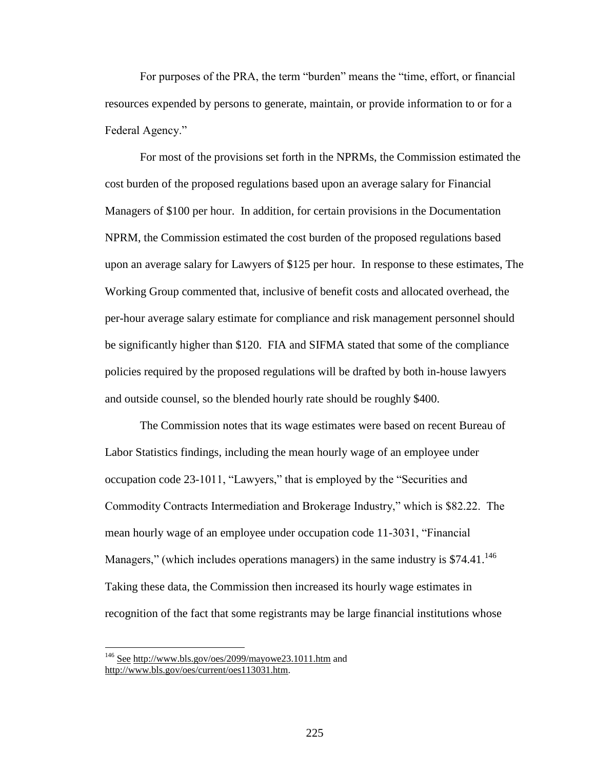For purposes of the PRA, the term "burden" means the "time, effort, or financial resources expended by persons to generate, maintain, or provide information to or for a Federal Agency."

For most of the provisions set forth in the NPRMs, the Commission estimated the cost burden of the proposed regulations based upon an average salary for Financial Managers of $100 per hour. In addition, for certain provisions in the Documentation NPRM, the Commission estimated the cost burden of the proposed regulations based upon an average salary for Lawyers of $125 per hour. In response to these estimates, The Working Group commented that, inclusive of benefit costs and allocated overhead, the per-hour average salary estimate for compliance and risk management personnel should be significantly higher than $120. FIA and SIFMA stated that some of the compliance policies required by the proposed regulations will be drafted by both in-house lawyers and outside counsel, so the blended hourly rate should be roughly $400.

The Commission notes that its wage estimates were based on recent Bureau of Labor Statistics findings, including the mean hourly wage of an employee under occupation code 23-1011, "Lawyers," that is employed by the "Securities and Commodity Contracts Intermediation and Brokerage Industry," which is $82.22. The mean hourly wage of an employee under occupation code 11-3031, "Financial Managers," (which includes operations managers) in the same industry is $74.41.[146] Taking these data, the Commission then increased its hourly wage estimates in recognition of the fact that some registrants may be large financial institutions whose

[146] See http://www.bls.gov/oes/2099/mayowe23.1011.htm and http://www.bls.gov/oes/current/oes113031.htm.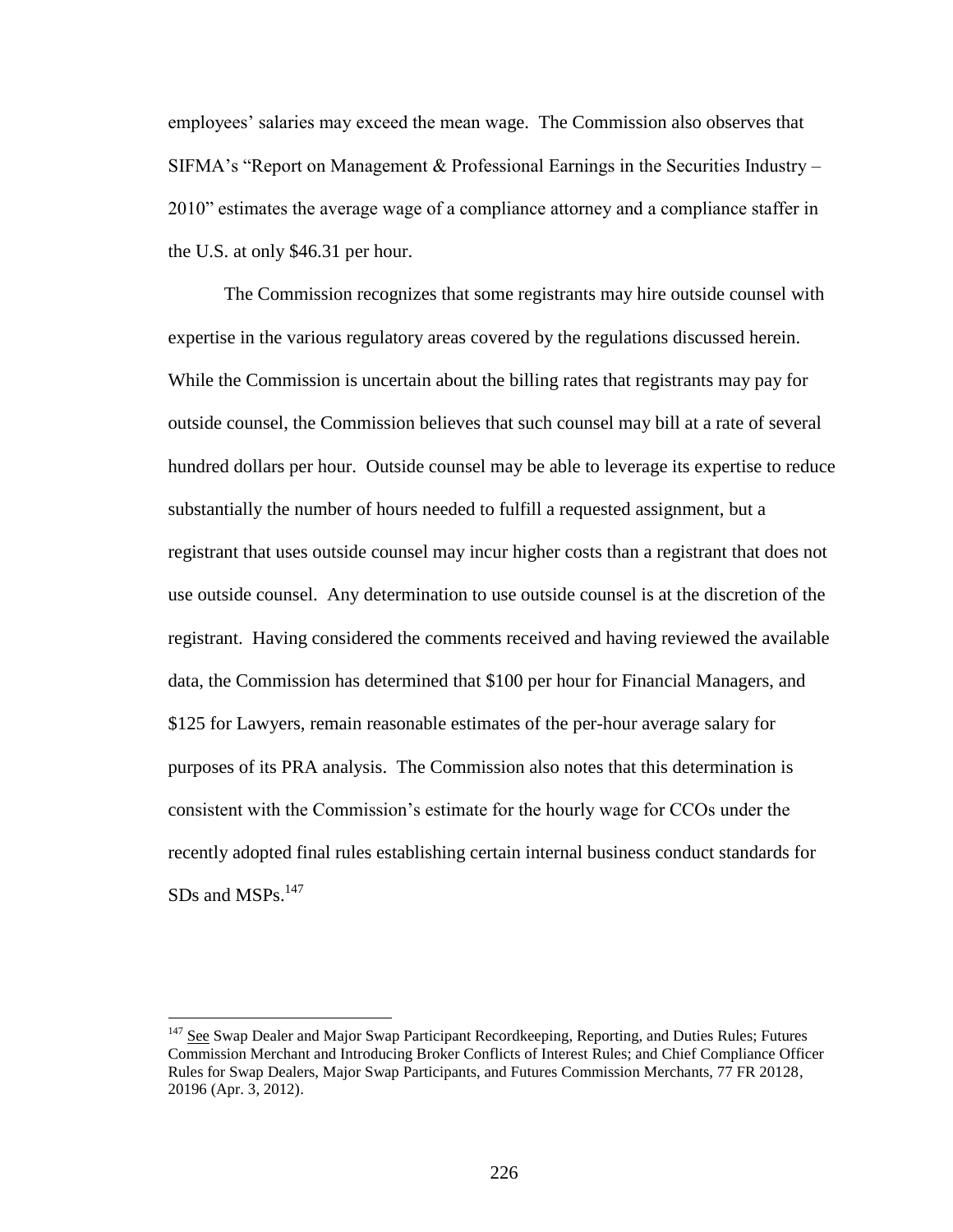employees' salaries may exceed the mean wage. The Commission also observes that SIFMA's "Report on Management & Professional Earnings in the Securities Industry – 2010" estimates the average wage of a compliance attorney and a compliance staffer in the U.S. at only $46.31 per hour.

The Commission recognizes that some registrants may hire outside counsel with expertise in the various regulatory areas covered by the regulations discussed herein. While the Commission is uncertain about the billing rates that registrants may pay for outside counsel, the Commission believes that such counsel may bill at a rate of several hundred dollars per hour. Outside counsel may be able to leverage its expertise to reduce substantially the number of hours needed to fulfill a requested assignment, but a registrant that uses outside counsel may incur higher costs than a registrant that does not use outside counsel. Any determination to use outside counsel is at the discretion of the registrant. Having considered the comments received and having reviewed the available data, the Commission has determined that $100 per hour for Financial Managers, and $125 for Lawyers, remain reasonable estimates of the per-hour average salary for purposes of its PRA analysis. The Commission also notes that this determination is consistent with the Commission's estimate for the hourly wage for CCOs under the recently adopted final rules establishing certain internal business conduct standards for SDs and MSPs.[147]

---

[147] See Swap Dealer and Major Swap Participant Recordkeeping, Reporting, and Duties Rules; Futures Commission Merchant and Introducing Broker Conflicts of Interest Rules; and Chief Compliance Officer Rules for Swap Dealers, Major Swap Participants, and Futures Commission Merchants, 77 FR 20128, 20196 (Apr. 3, 2012).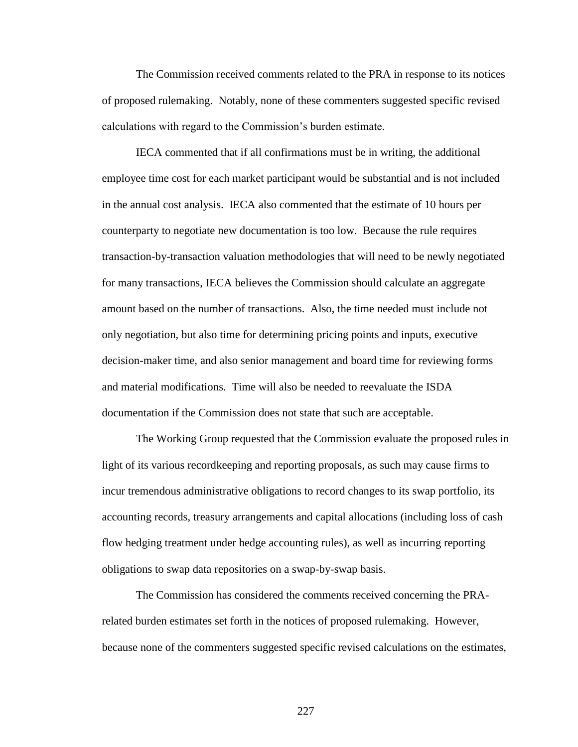The Commission received comments related to the PRA in response to its notices of proposed rulemaking. Notably, none of these commenters suggested specific revised calculations with regard to the Commission's burden estimate.

IECA commented that if all confirmations must be in writing, the additional employee time cost for each market participant would be substantial and is not included in the annual cost analysis. IECA also commented that the estimate of 10 hours per counterparty to negotiate new documentation is too low. Because the rule requires transaction-by-transaction valuation methodologies that will need to be newly negotiated for many transactions, IECA believes the Commission should calculate an aggregate amount based on the number of transactions. Also, the time needed must include not only negotiation, but also time for determining pricing points and inputs, executive decision-maker time, and also senior management and board time for reviewing forms and material modifications. Time will also be needed to reevaluate the ISDA documentation if the Commission does not state that such are acceptable.

The Working Group requested that the Commission evaluate the proposed rules in light of its various recordkeeping and reporting proposals, as such may cause firms to incur tremendous administrative obligations to record changes to its swap portfolio, its accounting records, treasury arrangements and capital allocations (including loss of cash flow hedging treatment under hedge accounting rules), as well as incurring reporting obligations to swap data repositories on a swap-by-swap basis.

The Commission has considered the comments received concerning the PRA-related burden estimates set forth in the notices of proposed rulemaking. However, because none of the commenters suggested specific revised calculations on the estimates,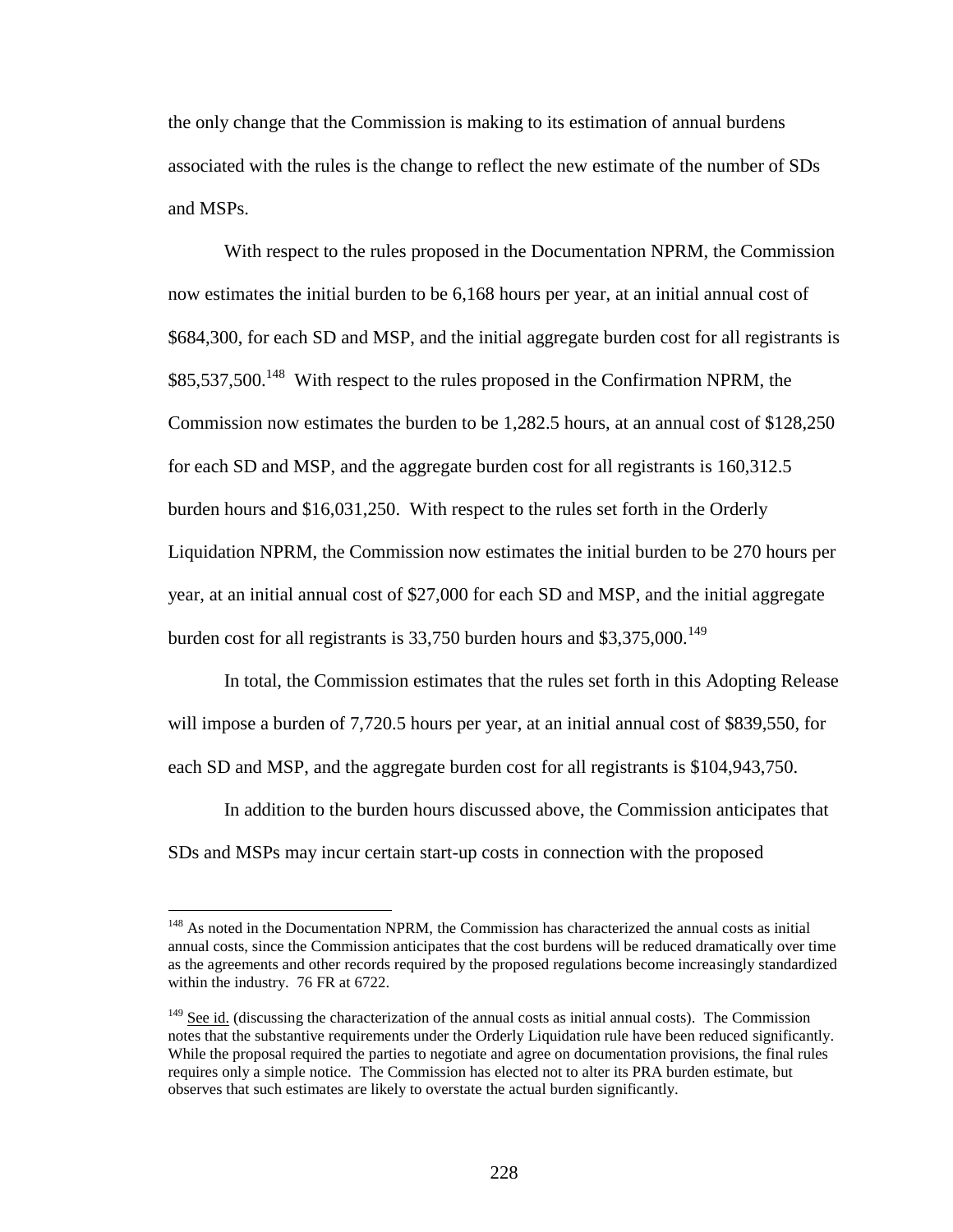the only change that the Commission is making to its estimation of annual burdens associated with the rules is the change to reflect the new estimate of the number of SDs and MSPs.

With respect to the rules proposed in the Documentation NPRM, the Commission now estimates the initial burden to be 6,168 hours per year, at an initial annual cost of $684,300, for each SD and MSP, and the initial aggregate burden cost for all registrants is $85,537,500.[148] With respect to the rules proposed in the Confirmation NPRM, the Commission now estimates the burden to be 1,282.5 hours, at an annual cost of $128,250 for each SD and MSP, and the aggregate burden cost for all registrants is 160,312.5 burden hours and $16,031,250. With respect to the rules set forth in the Orderly Liquidation NPRM, the Commission now estimates the initial burden to be 270 hours per year, at an initial annual cost of $27,000 for each SD and MSP, and the initial aggregate burden cost for all registrants is 33,750 burden hours and $3,375,000.[149]

In total, the Commission estimates that the rules set forth in this Adopting Release will impose a burden of 7,720.5 hours per year, at an initial annual cost of $839,550, for each SD and MSP, and the aggregate burden cost for all registrants is $104,943,750.

In addition to the burden hours discussed above, the Commission anticipates that SDs and MSPs may incur certain start-up costs in connection with the proposed

---

[148] As noted in the Documentation NPRM, the Commission has characterized the annual costs as initial annual costs, since the Commission anticipates that the cost burdens will be reduced dramatically over time as the agreements and other records required by the proposed regulations become increasingly standardized within the industry. 76 FR at 6722.

[149] See id. (discussing the characterization of the annual costs as initial annual costs). The Commission notes that the substantive requirements under the Orderly Liquidation rule have been reduced significantly. While the proposal required the parties to negotiate and agree on documentation provisions, the final rules requires only a simple notice. The Commission has elected not to alter its PRA burden estimate, but observes that such estimates are likely to overstate the actual burden significantly.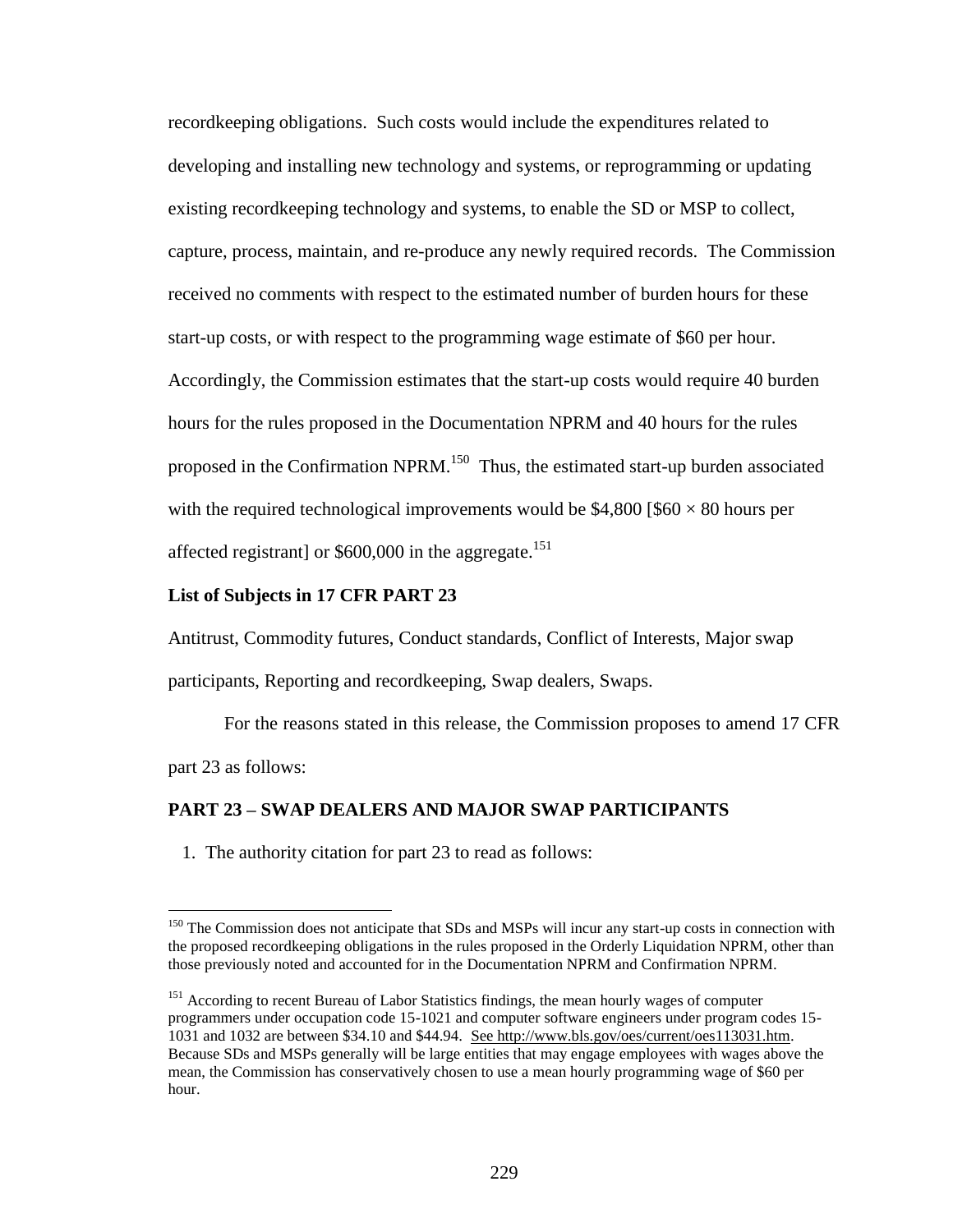recordkeeping obligations. Such costs would include the expenditures related to developing and installing new technology and systems, or reprogramming or updating existing recordkeeping technology and systems, to enable the SD or MSP to collect, capture, process, maintain, and re-produce any newly required records. The Commission received no comments with respect to the estimated number of burden hours for these start-up costs, or with respect to the programming wage estimate of $60 per hour. Accordingly, the Commission estimates that the start-up costs would require 40 burden hours for the rules proposed in the Documentation NPRM and 40 hours for the rules proposed in the Confirmation NPRM.[150] Thus, the estimated start-up burden associated with the required technological improvements would be $4,800 [$60 × 80 hours per affected registrant] or $600,000 in the aggregate.[151]

**List of Subjects in 17 CFR PART 23**

Antitrust, Commodity futures, Conduct standards, Conflict of Interests, Major swap participants, Reporting and recordkeeping, Swap dealers, Swaps.

For the reasons stated in this release, the Commission proposes to amend 17 CFR part 23 as follows:

**PART 23 – SWAP DEALERS AND MAJOR SWAP PARTICIPANTS**

1. The authority citation for part 23 to read as follows:

---

[150] The Commission does not anticipate that SDs and MSPs will incur any start-up costs in connection with the proposed recordkeeping obligations in the rules proposed in the Orderly Liquidation NPRM, other than those previously noted and accounted for in the Documentation NPRM and Confirmation NPRM.

[151] According to recent Bureau of Labor Statistics findings, the mean hourly wages of computer programmers under occupation code 15-1021 and computer software engineers under program codes 15-1031 and 1032 are between $34.10 and $44.94. See http://www.bls.gov/oes/current/oes113031.htm. Because SDs and MSPs generally will be large entities that may engage employees with wages above the mean, the Commission has conservatively chosen to use a mean hourly programming wage of $60 per hour.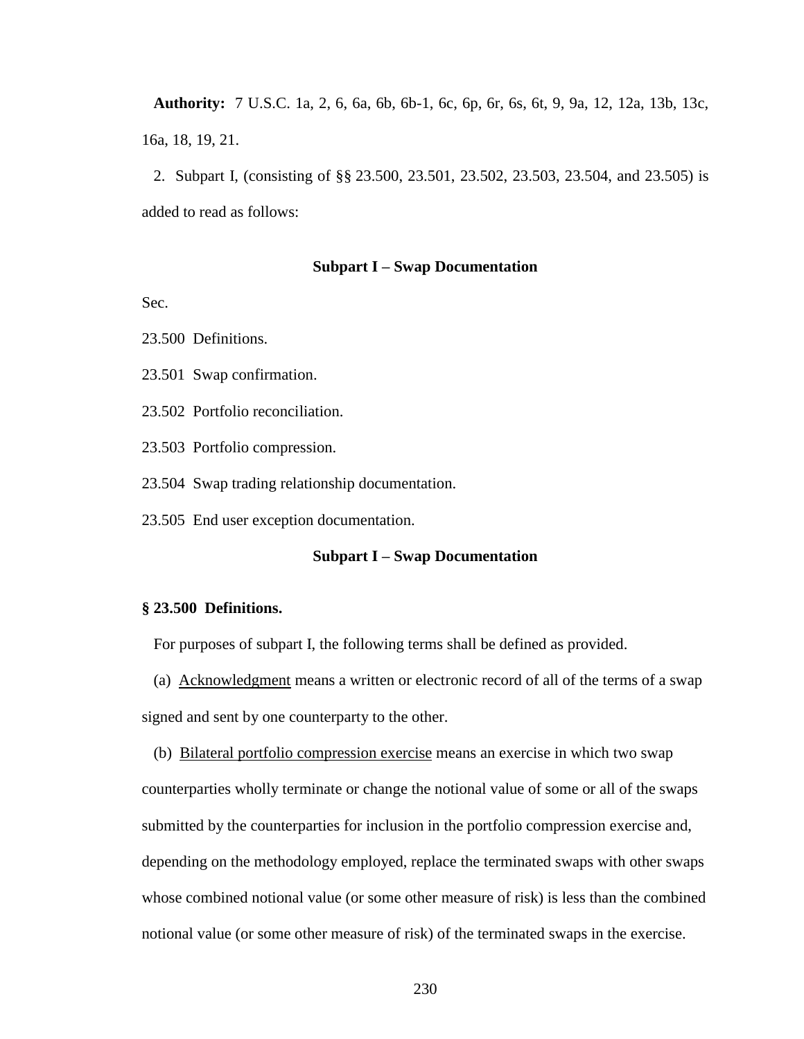**Authority:** 7 U.S.C. 1a, 2, 6, 6a, 6b, 6b-1, 6c, 6p, 6r, 6s, 6t, 9, 9a, 12, 12a, 13b, 13c, 16a, 18, 19, 21.

2. Subpart I, (consisting of §§ 23.500, 23.501, 23.502, 23.503, 23.504, and 23.505) is added to read as follows:

**Subpart I – Swap Documentation**

Sec.

23.500 Definitions.

23.501 Swap confirmation.

23.502 Portfolio reconciliation.

23.503 Portfolio compression.

23.504 Swap trading relationship documentation.

23.505 End user exception documentation.

**Subpart I – Swap Documentation**

**§ 23.500 Definitions.**

For purposes of subpart I, the following terms shall be defined as provided.

(a) Acknowledgment means a written or electronic record of all of the terms of a swap signed and sent by one counterparty to the other.

(b) Bilateral portfolio compression exercise means an exercise in which two swap counterparties wholly terminate or change the notional value of some or all of the swaps submitted by the counterparties for inclusion in the portfolio compression exercise and, depending on the methodology employed, replace the terminated swaps with other swaps whose combined notional value (or some other measure of risk) is less than the combined notional value (or some other measure of risk) of the terminated swaps in the exercise.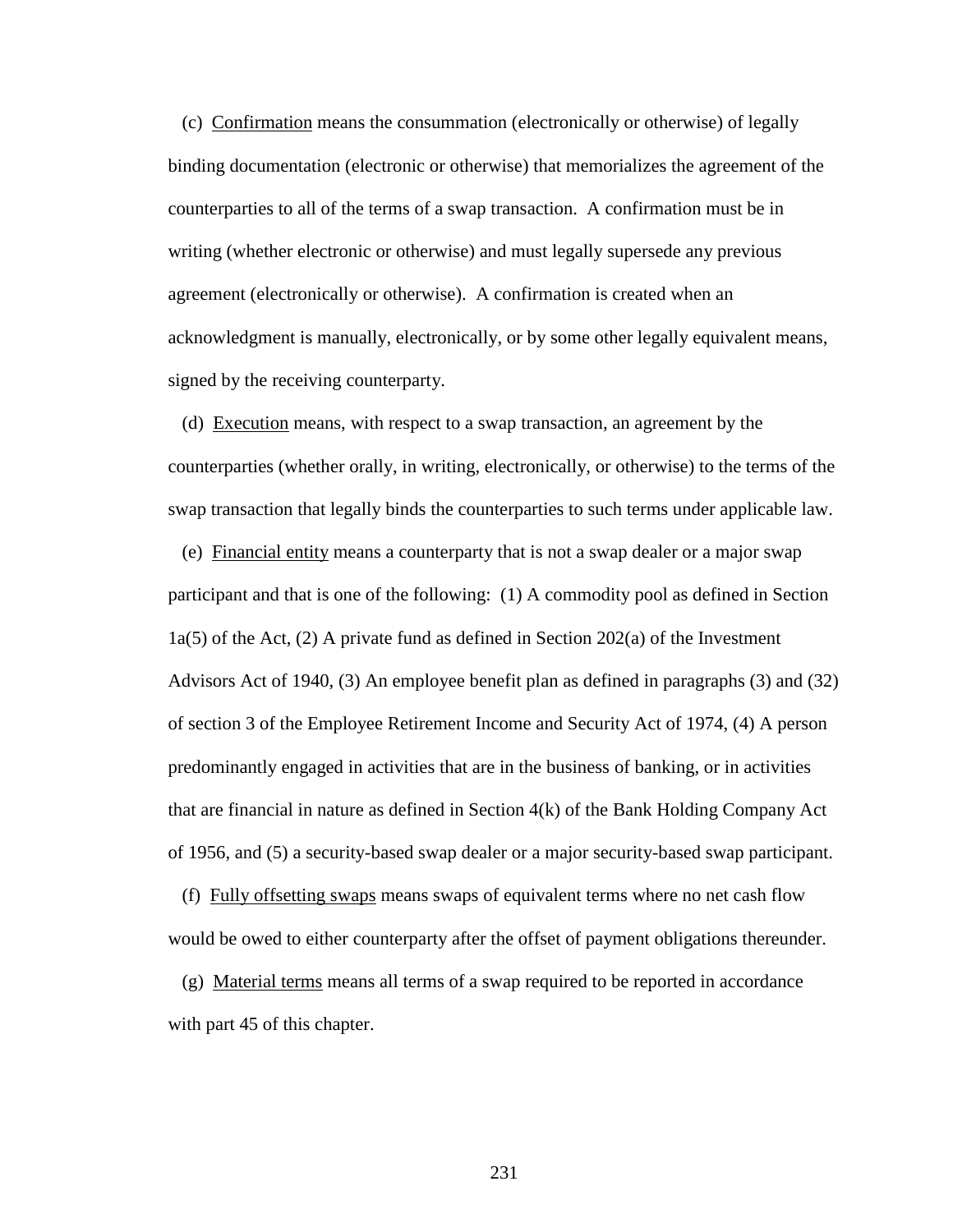(c) Confirmation means the consummation (electronically or otherwise) of legally binding documentation (electronic or otherwise) that memorializes the agreement of the counterparties to all of the terms of a swap transaction. A confirmation must be in writing (whether electronic or otherwise) and must legally supersede any previous agreement (electronically or otherwise). A confirmation is created when an acknowledgment is manually, electronically, or by some other legally equivalent means, signed by the receiving counterparty.

(d) Execution means, with respect to a swap transaction, an agreement by the counterparties (whether orally, in writing, electronically, or otherwise) to the terms of the swap transaction that legally binds the counterparties to such terms under applicable law.

(e) Financial entity means a counterparty that is not a swap dealer or a major swap participant and that is one of the following: (1) A commodity pool as defined in Section 1a(5) of the Act, (2) A private fund as defined in Section 202(a) of the Investment Advisors Act of 1940, (3) An employee benefit plan as defined in paragraphs (3) and (32) of section 3 of the Employee Retirement Income and Security Act of 1974, (4) A person predominantly engaged in activities that are in the business of banking, or in activities that are financial in nature as defined in Section 4(k) of the Bank Holding Company Act of 1956, and (5) a security-based swap dealer or a major security-based swap participant.

(f) Fully offsetting swaps means swaps of equivalent terms where no net cash flow would be owed to either counterparty after the offset of payment obligations thereunder.

(g) Material terms means all terms of a swap required to be reported in accordance with part 45 of this chapter.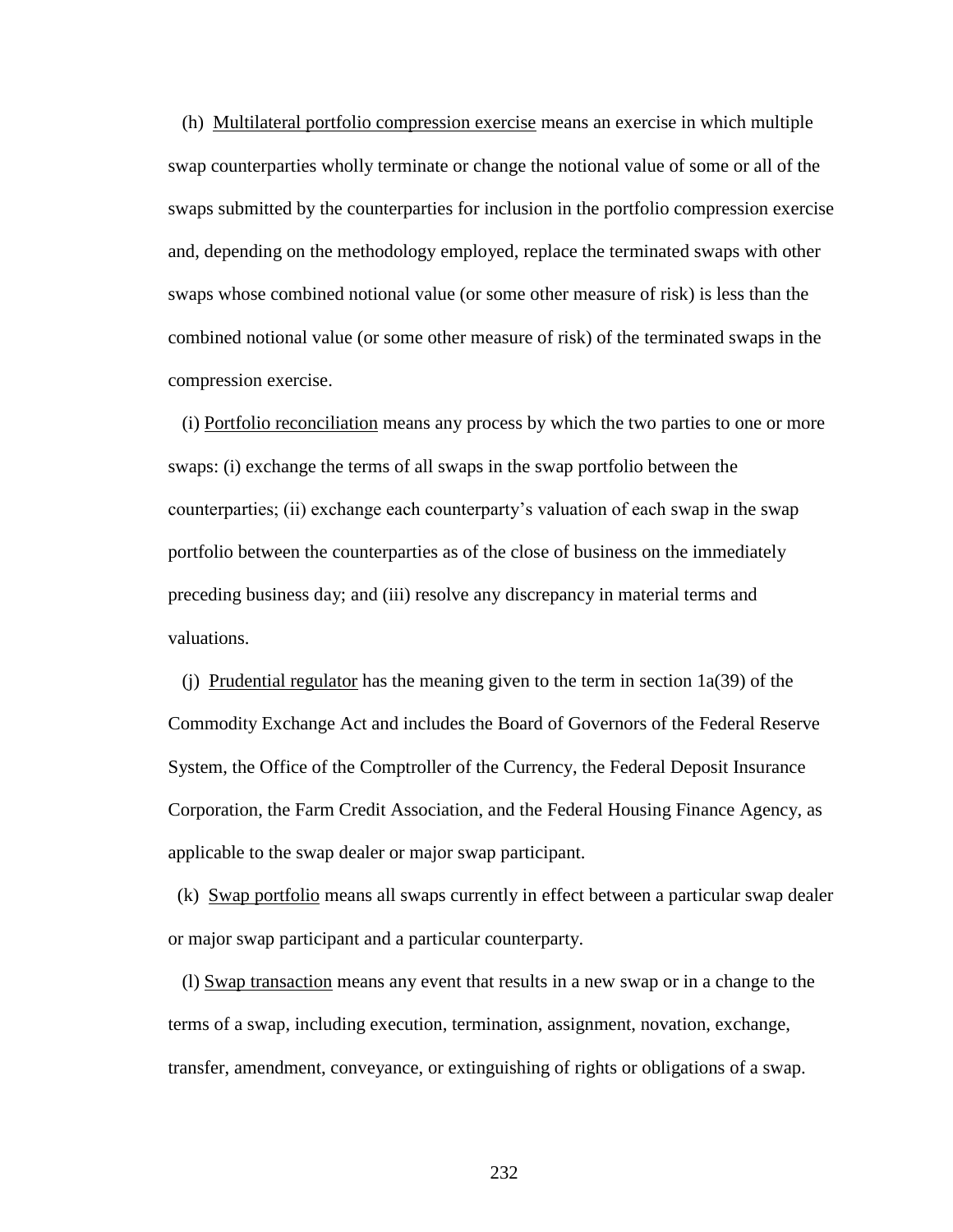(h) Multilateral portfolio compression exercise means an exercise in which multiple swap counterparties wholly terminate or change the notional value of some or all of the swaps submitted by the counterparties for inclusion in the portfolio compression exercise and, depending on the methodology employed, replace the terminated swaps with other swaps whose combined notional value (or some other measure of risk) is less than the combined notional value (or some other measure of risk) of the terminated swaps in the compression exercise.

(i) Portfolio reconciliation means any process by which the two parties to one or more swaps: (i) exchange the terms of all swaps in the swap portfolio between the counterparties; (ii) exchange each counterparty's valuation of each swap in the swap portfolio between the counterparties as of the close of business on the immediately preceding business day; and (iii) resolve any discrepancy in material terms and valuations.

(j) Prudential regulator has the meaning given to the term in section 1a(39) of the Commodity Exchange Act and includes the Board of Governors of the Federal Reserve System, the Office of the Comptroller of the Currency, the Federal Deposit Insurance Corporation, the Farm Credit Association, and the Federal Housing Finance Agency, as applicable to the swap dealer or major swap participant.

(k) Swap portfolio means all swaps currently in effect between a particular swap dealer or major swap participant and a particular counterparty.

(l) Swap transaction means any event that results in a new swap or in a change to the terms of a swap, including execution, termination, assignment, novation, exchange, transfer, amendment, conveyance, or extinguishing of rights or obligations of a swap.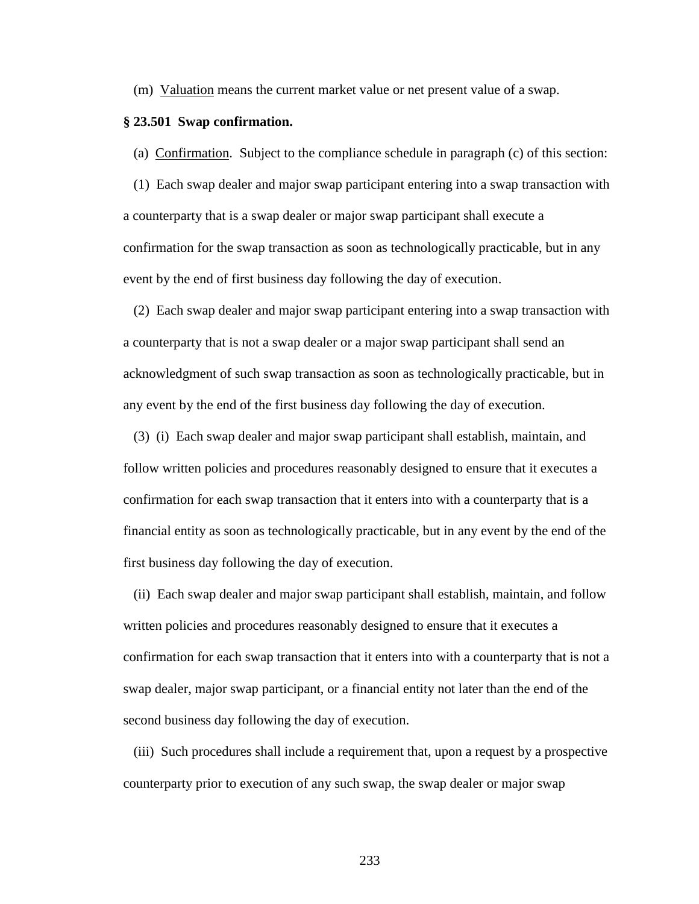(m) Valuation means the current market value or net present value of a swap.

**§ 23.501 Swap confirmation.**

(a) Confirmation. Subject to the compliance schedule in paragraph (c) of this section:

(1) Each swap dealer and major swap participant entering into a swap transaction with a counterparty that is a swap dealer or major swap participant shall execute a confirmation for the swap transaction as soon as technologically practicable, but in any event by the end of first business day following the day of execution.

(2) Each swap dealer and major swap participant entering into a swap transaction with a counterparty that is not a swap dealer or a major swap participant shall send an acknowledgment of such swap transaction as soon as technologically practicable, but in any event by the end of the first business day following the day of execution.

(3) (i) Each swap dealer and major swap participant shall establish, maintain, and follow written policies and procedures reasonably designed to ensure that it executes a confirmation for each swap transaction that it enters into with a counterparty that is a financial entity as soon as technologically practicable, but in any event by the end of the first business day following the day of execution.

(ii) Each swap dealer and major swap participant shall establish, maintain, and follow written policies and procedures reasonably designed to ensure that it executes a confirmation for each swap transaction that it enters into with a counterparty that is not a swap dealer, major swap participant, or a financial entity not later than the end of the second business day following the day of execution.

(iii) Such procedures shall include a requirement that, upon a request by a prospective counterparty prior to execution of any such swap, the swap dealer or major swap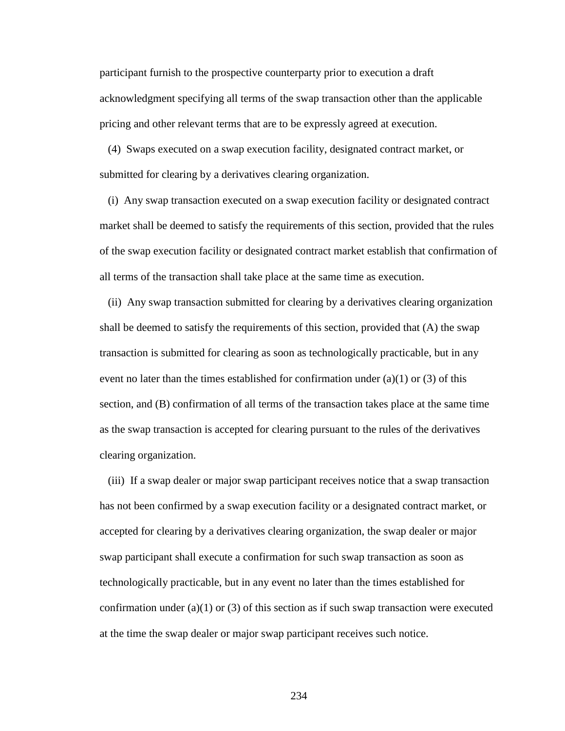participant furnish to the prospective counterparty prior to execution a draft acknowledgment specifying all terms of the swap transaction other than the applicable pricing and other relevant terms that are to be expressly agreed at execution.

(4) Swaps executed on a swap execution facility, designated contract market, or submitted for clearing by a derivatives clearing organization.

(i) Any swap transaction executed on a swap execution facility or designated contract market shall be deemed to satisfy the requirements of this section, provided that the rules of the swap execution facility or designated contract market establish that confirmation of all terms of the transaction shall take place at the same time as execution.

(ii) Any swap transaction submitted for clearing by a derivatives clearing organization shall be deemed to satisfy the requirements of this section, provided that (A) the swap transaction is submitted for clearing as soon as technologically practicable, but in any event no later than the times established for confirmation under (a)(1) or (3) of this section, and (B) confirmation of all terms of the transaction takes place at the same time as the swap transaction is accepted for clearing pursuant to the rules of the derivatives clearing organization.

(iii) If a swap dealer or major swap participant receives notice that a swap transaction has not been confirmed by a swap execution facility or a designated contract market, or accepted for clearing by a derivatives clearing organization, the swap dealer or major swap participant shall execute a confirmation for such swap transaction as soon as technologically practicable, but in any event no later than the times established for confirmation under (a)(1) or (3) of this section as if such swap transaction were executed at the time the swap dealer or major swap participant receives such notice.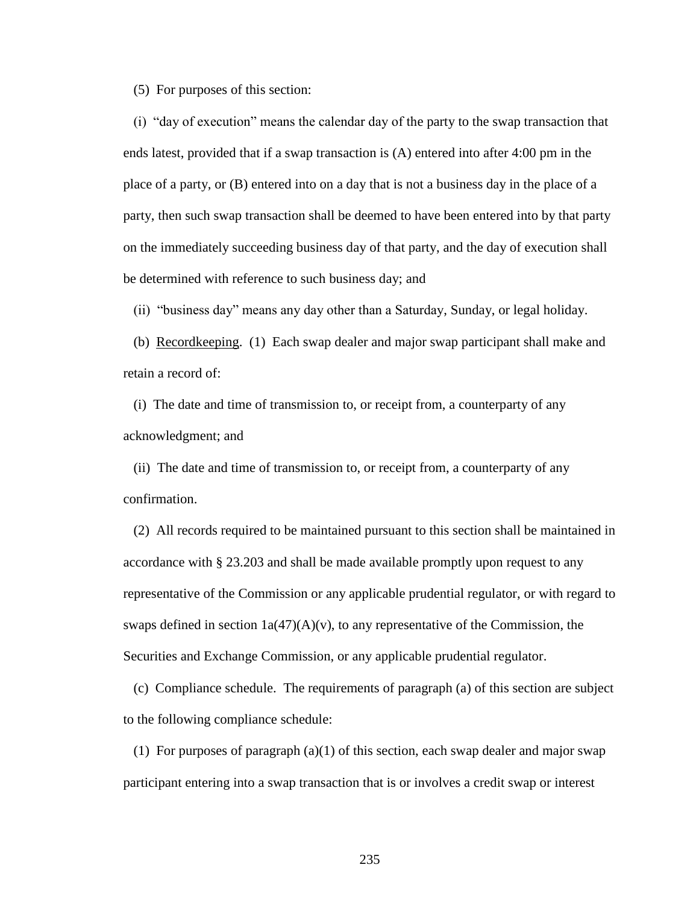(5) For purposes of this section:

(i) "day of execution" means the calendar day of the party to the swap transaction that ends latest, provided that if a swap transaction is (A) entered into after 4:00 pm in the place of a party, or (B) entered into on a day that is not a business day in the place of a party, then such swap transaction shall be deemed to have been entered into by that party on the immediately succeeding business day of that party, and the day of execution shall be determined with reference to such business day; and

(ii) "business day" means any day other than a Saturday, Sunday, or legal holiday.

(b) Recordkeeping. (1) Each swap dealer and major swap participant shall make and retain a record of:

(i) The date and time of transmission to, or receipt from, a counterparty of any acknowledgment; and

(ii) The date and time of transmission to, or receipt from, a counterparty of any confirmation.

(2) All records required to be maintained pursuant to this section shall be maintained in accordance with § 23.203 and shall be made available promptly upon request to any representative of the Commission or any applicable prudential regulator, or with regard to swaps defined in section 1a(47)(A)(v), to any representative of the Commission, the Securities and Exchange Commission, or any applicable prudential regulator.

(c) Compliance schedule. The requirements of paragraph (a) of this section are subject to the following compliance schedule:

(1) For purposes of paragraph (a)(1) of this section, each swap dealer and major swap participant entering into a swap transaction that is or involves a credit swap or interest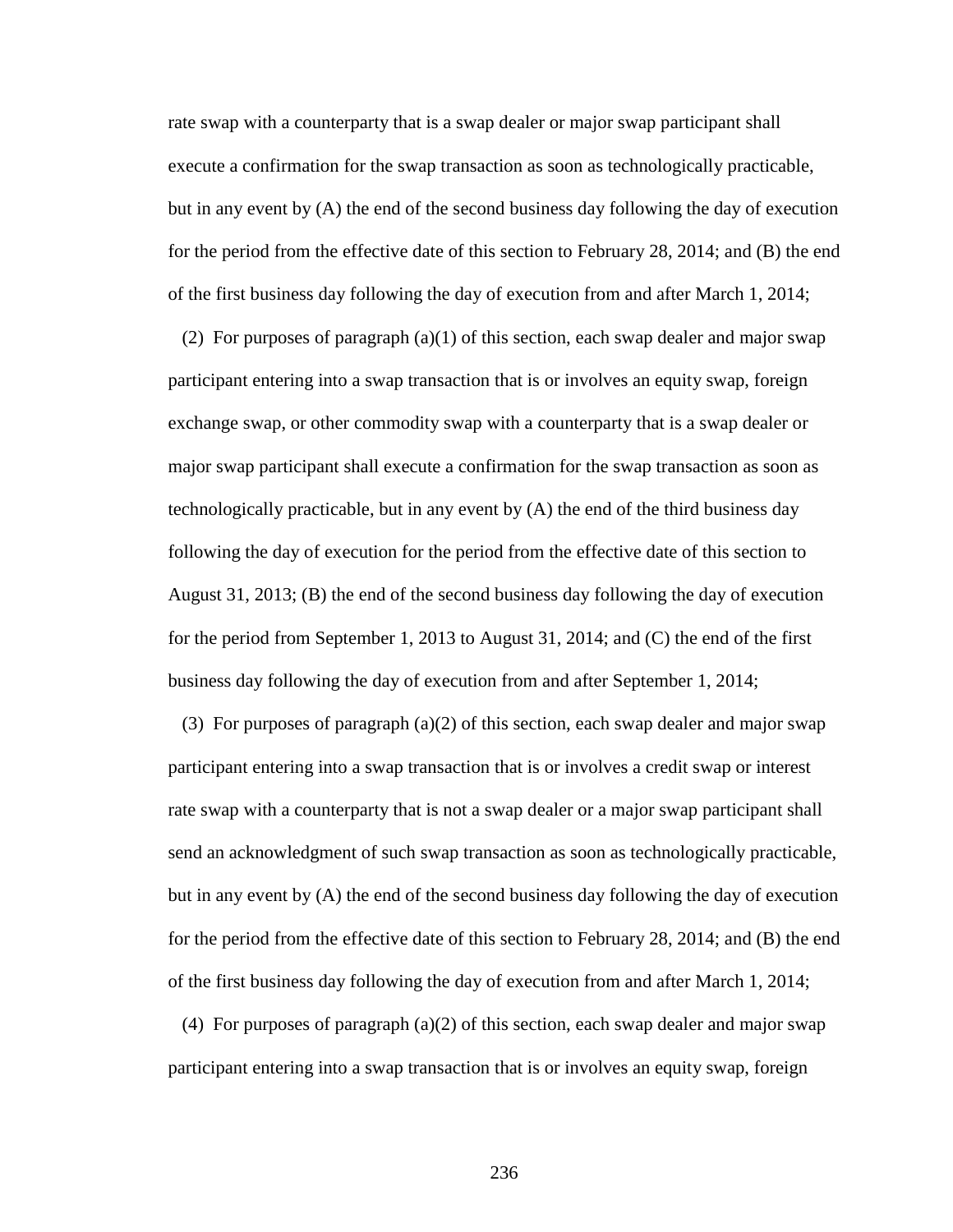rate swap with a counterparty that is a swap dealer or major swap participant shall execute a confirmation for the swap transaction as soon as technologically practicable, but in any event by (A) the end of the second business day following the day of execution for the period from the effective date of this section to February 28, 2014; and (B) the end of the first business day following the day of execution from and after March 1, 2014;

(2) For purposes of paragraph (a)(1) of this section, each swap dealer and major swap participant entering into a swap transaction that is or involves an equity swap, foreign exchange swap, or other commodity swap with a counterparty that is a swap dealer or major swap participant shall execute a confirmation for the swap transaction as soon as technologically practicable, but in any event by (A) the end of the third business day following the day of execution for the period from the effective date of this section to August 31, 2013; (B) the end of the second business day following the day of execution for the period from September 1, 2013 to August 31, 2014; and (C) the end of the first business day following the day of execution from and after September 1, 2014;

(3) For purposes of paragraph (a)(2) of this section, each swap dealer and major swap participant entering into a swap transaction that is or involves a credit swap or interest rate swap with a counterparty that is not a swap dealer or a major swap participant shall send an acknowledgment of such swap transaction as soon as technologically practicable, but in any event by (A) the end of the second business day following the day of execution for the period from the effective date of this section to February 28, 2014; and (B) the end of the first business day following the day of execution from and after March 1, 2014;

(4) For purposes of paragraph (a)(2) of this section, each swap dealer and major swap participant entering into a swap transaction that is or involves an equity swap, foreign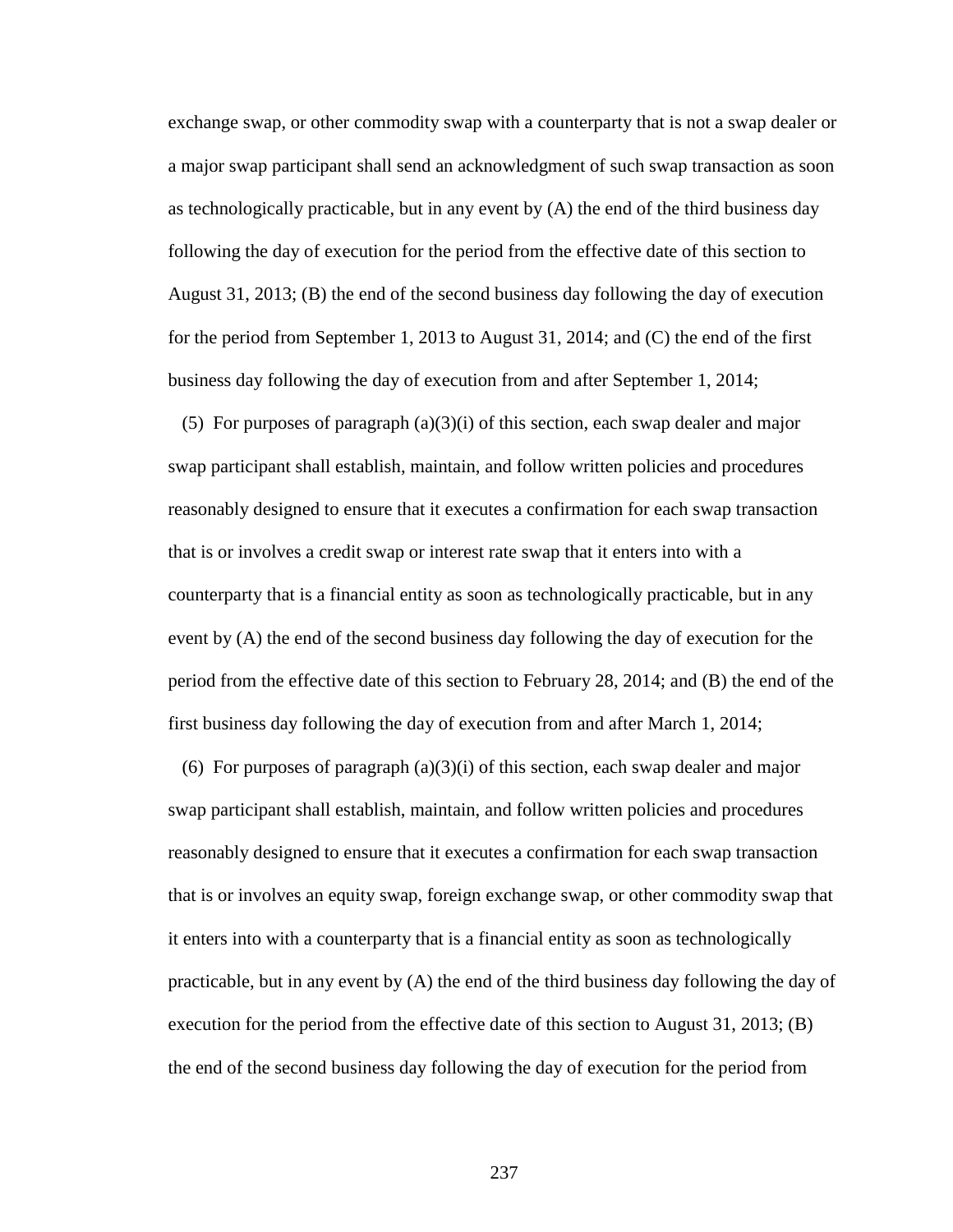exchange swap, or other commodity swap with a counterparty that is not a swap dealer or a major swap participant shall send an acknowledgment of such swap transaction as soon as technologically practicable, but in any event by (A) the end of the third business day following the day of execution for the period from the effective date of this section to August 31, 2013; (B) the end of the second business day following the day of execution for the period from September 1, 2013 to August 31, 2014; and (C) the end of the first business day following the day of execution from and after September 1, 2014;

(5) For purposes of paragraph (a)(3)(i) of this section, each swap dealer and major swap participant shall establish, maintain, and follow written policies and procedures reasonably designed to ensure that it executes a confirmation for each swap transaction that is or involves a credit swap or interest rate swap that it enters into with a counterparty that is a financial entity as soon as technologically practicable, but in any event by (A) the end of the second business day following the day of execution for the period from the effective date of this section to February 28, 2014; and (B) the end of the first business day following the day of execution from and after March 1, 2014;

(6) For purposes of paragraph (a)(3)(i) of this section, each swap dealer and major swap participant shall establish, maintain, and follow written policies and procedures reasonably designed to ensure that it executes a confirmation for each swap transaction that is or involves an equity swap, foreign exchange swap, or other commodity swap that it enters into with a counterparty that is a financial entity as soon as technologically practicable, but in any event by (A) the end of the third business day following the day of execution for the period from the effective date of this section to August 31, 2013; (B) the end of the second business day following the day of execution for the period from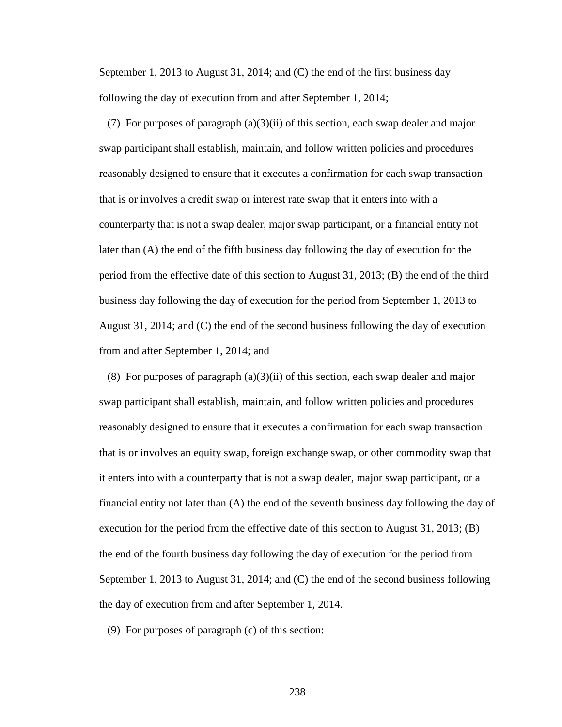September 1, 2013 to August 31, 2014; and (C) the end of the first business day following the day of execution from and after September 1, 2014;

(7) For purposes of paragraph (a)(3)(ii) of this section, each swap dealer and major swap participant shall establish, maintain, and follow written policies and procedures reasonably designed to ensure that it executes a confirmation for each swap transaction that is or involves a credit swap or interest rate swap that it enters into with a counterparty that is not a swap dealer, major swap participant, or a financial entity not later than (A) the end of the fifth business day following the day of execution for the period from the effective date of this section to August 31, 2013; (B) the end of the third business day following the day of execution for the period from September 1, 2013 to August 31, 2014; and (C) the end of the second business following the day of execution from and after September 1, 2014; and

(8) For purposes of paragraph (a)(3)(ii) of this section, each swap dealer and major swap participant shall establish, maintain, and follow written policies and procedures reasonably designed to ensure that it executes a confirmation for each swap transaction that is or involves an equity swap, foreign exchange swap, or other commodity swap that it enters into with a counterparty that is not a swap dealer, major swap participant, or a financial entity not later than (A) the end of the seventh business day following the day of execution for the period from the effective date of this section to August 31, 2013; (B) the end of the fourth business day following the day of execution for the period from September 1, 2013 to August 31, 2014; and (C) the end of the second business following the day of execution from and after September 1, 2014.

(9) For purposes of paragraph (c) of this section: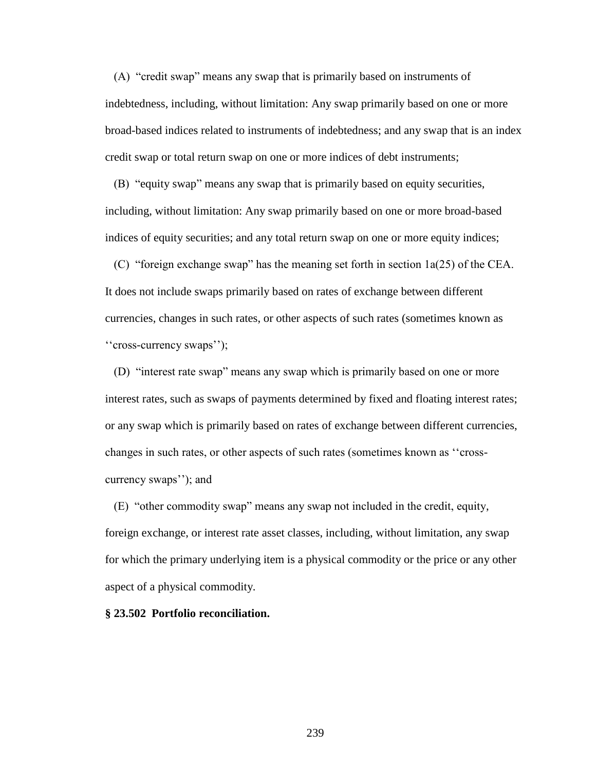(A) "credit swap" means any swap that is primarily based on instruments of indebtedness, including, without limitation: Any swap primarily based on one or more broad-based indices related to instruments of indebtedness; and any swap that is an index credit swap or total return swap on one or more indices of debt instruments;

(B) "equity swap" means any swap that is primarily based on equity securities, including, without limitation: Any swap primarily based on one or more broad-based indices of equity securities; and any total return swap on one or more equity indices;

(C) "foreign exchange swap" has the meaning set forth in section 1a(25) of the CEA. It does not include swaps primarily based on rates of exchange between different currencies, changes in such rates, or other aspects of such rates (sometimes known as ''cross-currency swaps'');

(D) "interest rate swap" means any swap which is primarily based on one or more interest rates, such as swaps of payments determined by fixed and floating interest rates; or any swap which is primarily based on rates of exchange between different currencies, changes in such rates, or other aspects of such rates (sometimes known as ''cross-currency swaps''); and

(E) "other commodity swap" means any swap not included in the credit, equity, foreign exchange, or interest rate asset classes, including, without limitation, any swap for which the primary underlying item is a physical commodity or the price or any other aspect of a physical commodity.

**§ 23.502 Portfolio reconciliation.**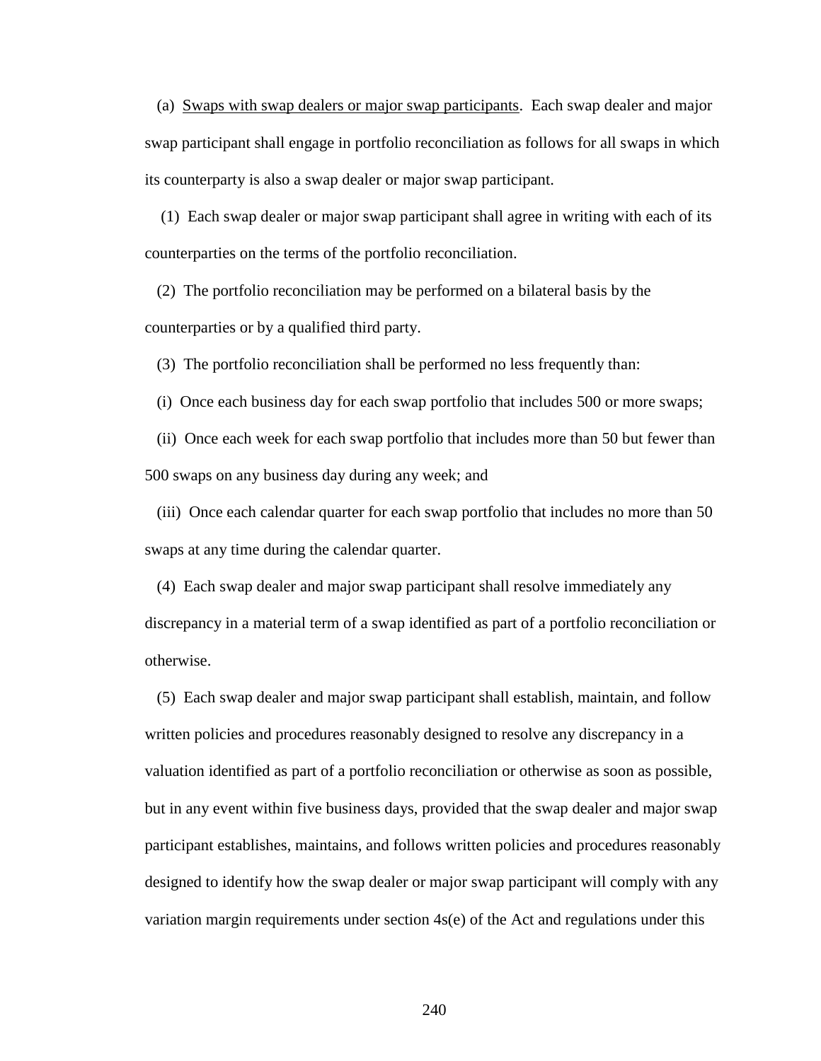(a) Swaps with swap dealers or major swap participants. Each swap dealer and major swap participant shall engage in portfolio reconciliation as follows for all swaps in which its counterparty is also a swap dealer or major swap participant.

(1) Each swap dealer or major swap participant shall agree in writing with each of its counterparties on the terms of the portfolio reconciliation.

(2) The portfolio reconciliation may be performed on a bilateral basis by the counterparties or by a qualified third party.

(3) The portfolio reconciliation shall be performed no less frequently than:

(i) Once each business day for each swap portfolio that includes 500 or more swaps;

(ii) Once each week for each swap portfolio that includes more than 50 but fewer than 500 swaps on any business day during any week; and

(iii) Once each calendar quarter for each swap portfolio that includes no more than 50 swaps at any time during the calendar quarter.

(4) Each swap dealer and major swap participant shall resolve immediately any discrepancy in a material term of a swap identified as part of a portfolio reconciliation or otherwise.

(5) Each swap dealer and major swap participant shall establish, maintain, and follow written policies and procedures reasonably designed to resolve any discrepancy in a valuation identified as part of a portfolio reconciliation or otherwise as soon as possible, but in any event within five business days, provided that the swap dealer and major swap participant establishes, maintains, and follows written policies and procedures reasonably designed to identify how the swap dealer or major swap participant will comply with any variation margin requirements under section 4s(e) of the Act and regulations under this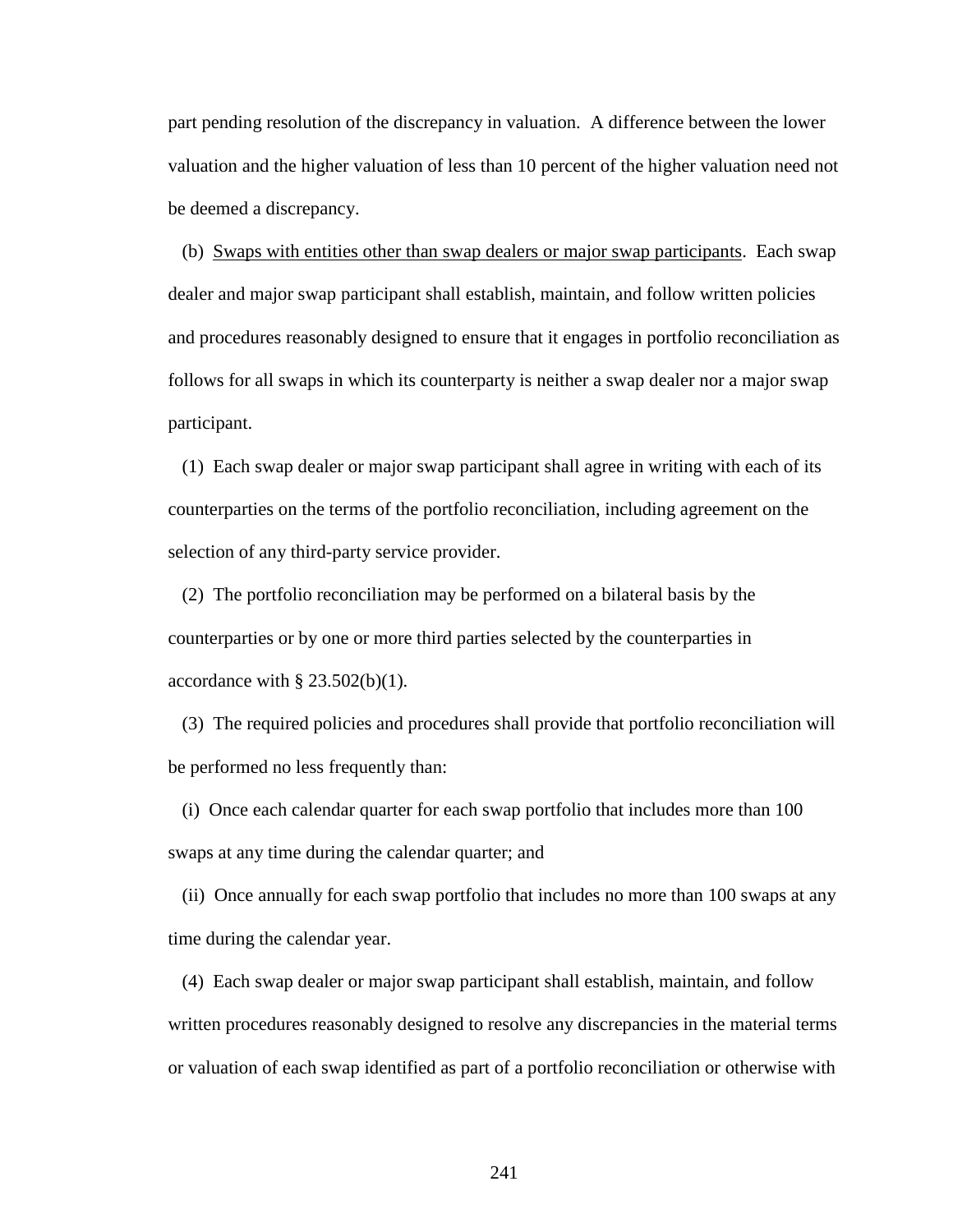part pending resolution of the discrepancy in valuation. A difference between the lower valuation and the higher valuation of less than 10 percent of the higher valuation need not be deemed a discrepancy.

(b) Swaps with entities other than swap dealers or major swap participants. Each swap dealer and major swap participant shall establish, maintain, and follow written policies and procedures reasonably designed to ensure that it engages in portfolio reconciliation as follows for all swaps in which its counterparty is neither a swap dealer nor a major swap participant.

(1) Each swap dealer or major swap participant shall agree in writing with each of its counterparties on the terms of the portfolio reconciliation, including agreement on the selection of any third-party service provider.

(2) The portfolio reconciliation may be performed on a bilateral basis by the counterparties or by one or more third parties selected by the counterparties in accordance with § 23.502(b)(1).

(3) The required policies and procedures shall provide that portfolio reconciliation will be performed no less frequently than:

(i) Once each calendar quarter for each swap portfolio that includes more than 100 swaps at any time during the calendar quarter; and

(ii) Once annually for each swap portfolio that includes no more than 100 swaps at any time during the calendar year.

(4) Each swap dealer or major swap participant shall establish, maintain, and follow written procedures reasonably designed to resolve any discrepancies in the material terms or valuation of each swap identified as part of a portfolio reconciliation or otherwise with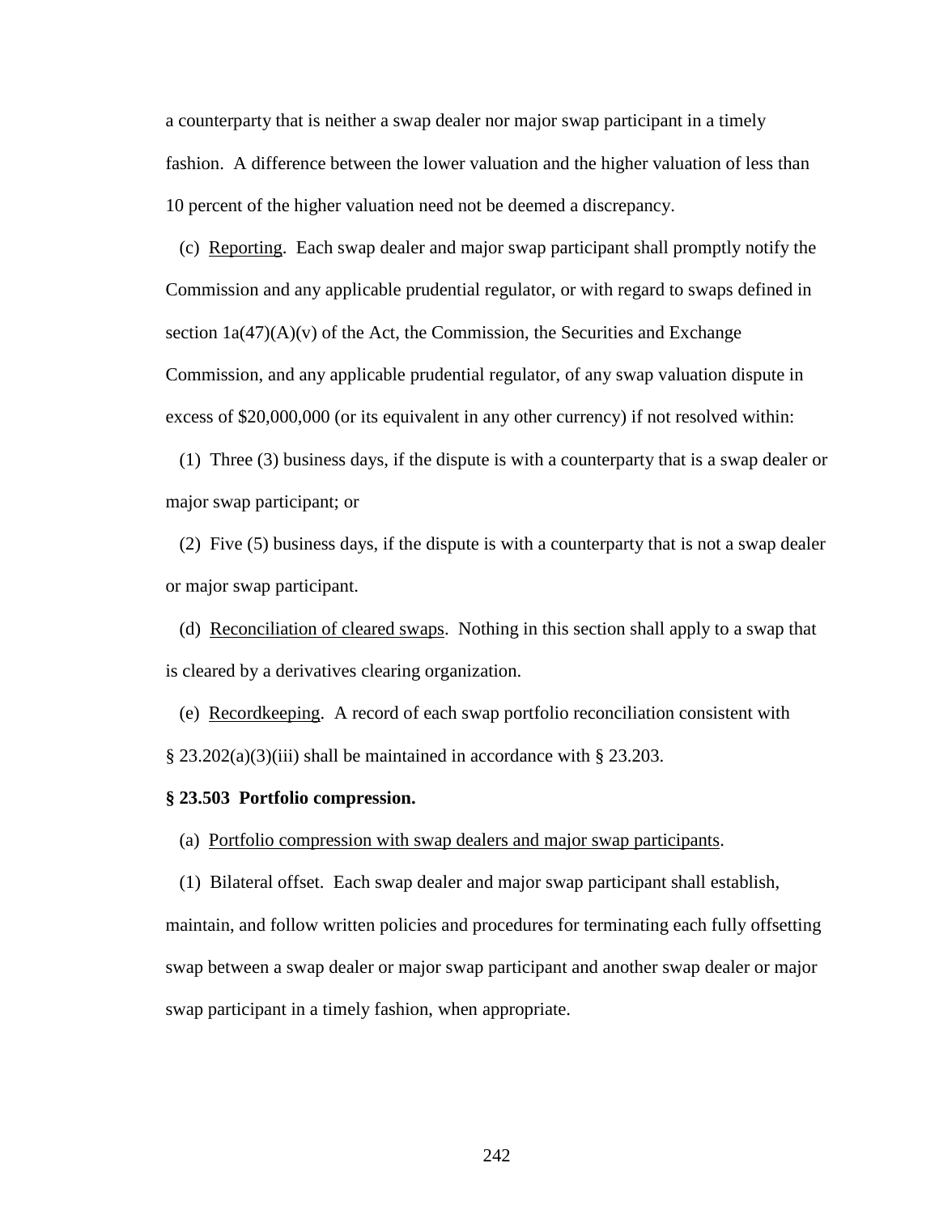a counterparty that is neither a swap dealer nor major swap participant in a timely fashion. A difference between the lower valuation and the higher valuation of less than 10 percent of the higher valuation need not be deemed a discrepancy.

(c) Reporting. Each swap dealer and major swap participant shall promptly notify the Commission and any applicable prudential regulator, or with regard to swaps defined in section 1a(47)(A)(v) of the Act, the Commission, the Securities and Exchange Commission, and any applicable prudential regulator, of any swap valuation dispute in excess of $20,000,000 (or its equivalent in any other currency) if not resolved within:

(1) Three (3) business days, if the dispute is with a counterparty that is a swap dealer or major swap participant; or

(2) Five (5) business days, if the dispute is with a counterparty that is not a swap dealer or major swap participant.

(d) Reconciliation of cleared swaps. Nothing in this section shall apply to a swap that is cleared by a derivatives clearing organization.

(e) Recordkeeping. A record of each swap portfolio reconciliation consistent with § 23.202(a)(3)(iii) shall be maintained in accordance with § 23.203.

**§ 23.503 Portfolio compression.**

(a) Portfolio compression with swap dealers and major swap participants.

(1) Bilateral offset. Each swap dealer and major swap participant shall establish, maintain, and follow written policies and procedures for terminating each fully offsetting swap between a swap dealer or major swap participant and another swap dealer or major swap participant in a timely fashion, when appropriate.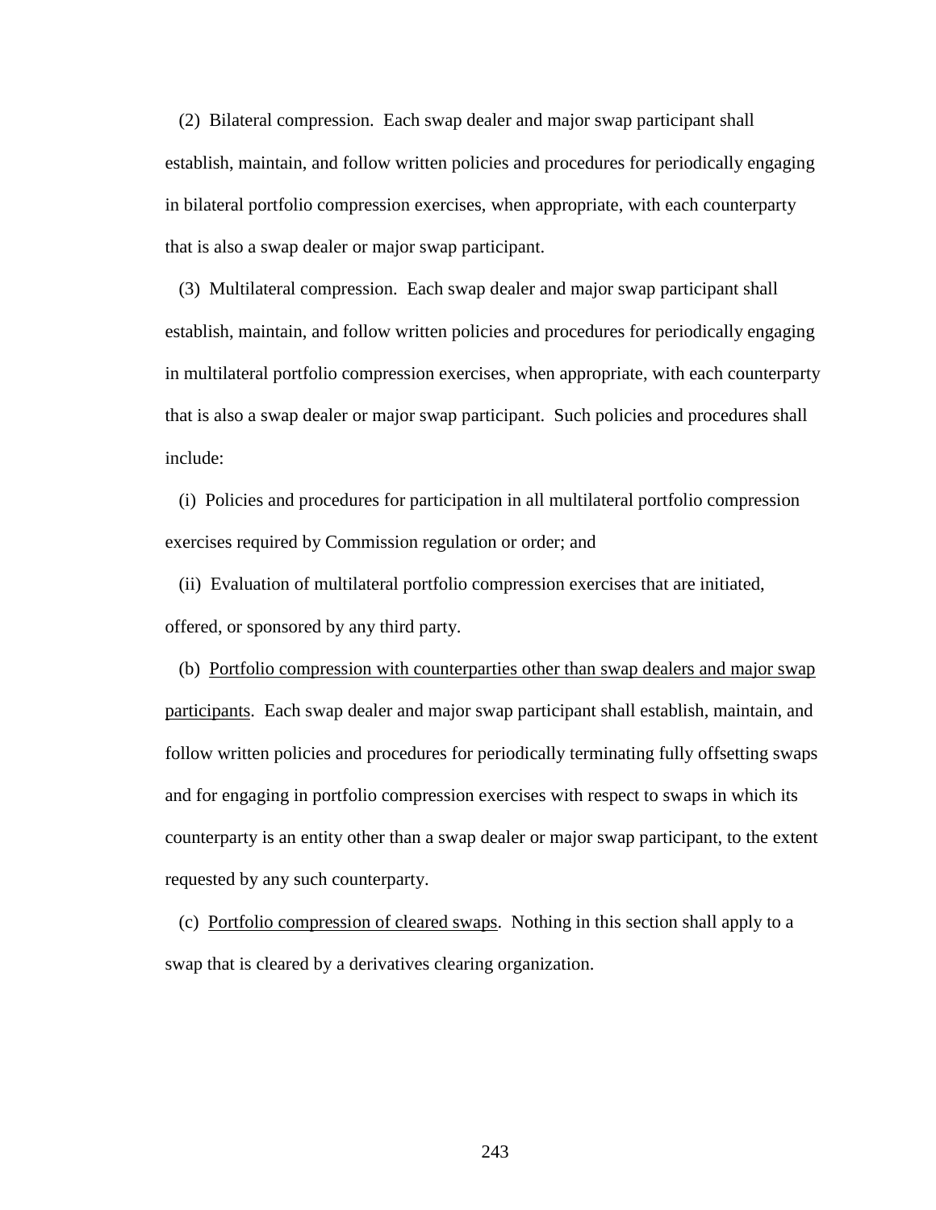(2) Bilateral compression. Each swap dealer and major swap participant shall establish, maintain, and follow written policies and procedures for periodically engaging in bilateral portfolio compression exercises, when appropriate, with each counterparty that is also a swap dealer or major swap participant.

(3) Multilateral compression. Each swap dealer and major swap participant shall establish, maintain, and follow written policies and procedures for periodically engaging in multilateral portfolio compression exercises, when appropriate, with each counterparty that is also a swap dealer or major swap participant. Such policies and procedures shall include:

(i) Policies and procedures for participation in all multilateral portfolio compression exercises required by Commission regulation or order; and

(ii) Evaluation of multilateral portfolio compression exercises that are initiated, offered, or sponsored by any third party.

(b) Portfolio compression with counterparties other than swap dealers and major swap participants. Each swap dealer and major swap participant shall establish, maintain, and follow written policies and procedures for periodically terminating fully offsetting swaps and for engaging in portfolio compression exercises with respect to swaps in which its counterparty is an entity other than a swap dealer or major swap participant, to the extent requested by any such counterparty.

(c) Portfolio compression of cleared swaps. Nothing in this section shall apply to a swap that is cleared by a derivatives clearing organization.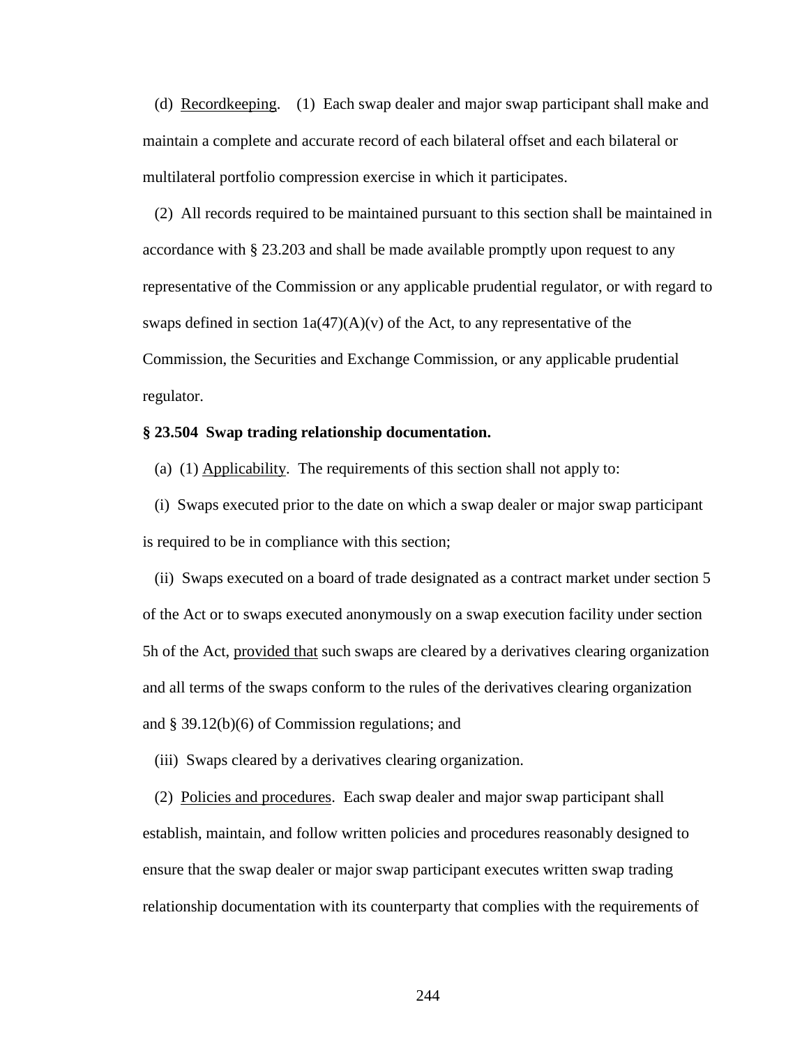(d) Recordkeeping. (1) Each swap dealer and major swap participant shall make and maintain a complete and accurate record of each bilateral offset and each bilateral or multilateral portfolio compression exercise in which it participates.

(2) All records required to be maintained pursuant to this section shall be maintained in accordance with § 23.203 and shall be made available promptly upon request to any representative of the Commission or any applicable prudential regulator, or with regard to swaps defined in section 1a(47)(A)(v) of the Act, to any representative of the Commission, the Securities and Exchange Commission, or any applicable prudential regulator.

**§ 23.504 Swap trading relationship documentation.**

(a) (1) Applicability. The requirements of this section shall not apply to:

(i) Swaps executed prior to the date on which a swap dealer or major swap participant is required to be in compliance with this section;

(ii) Swaps executed on a board of trade designated as a contract market under section 5 of the Act or to swaps executed anonymously on a swap execution facility under section 5h of the Act, provided that such swaps are cleared by a derivatives clearing organization and all terms of the swaps conform to the rules of the derivatives clearing organization and § 39.12(b)(6) of Commission regulations; and

(iii) Swaps cleared by a derivatives clearing organization.

(2) Policies and procedures. Each swap dealer and major swap participant shall establish, maintain, and follow written policies and procedures reasonably designed to ensure that the swap dealer or major swap participant executes written swap trading relationship documentation with its counterparty that complies with the requirements of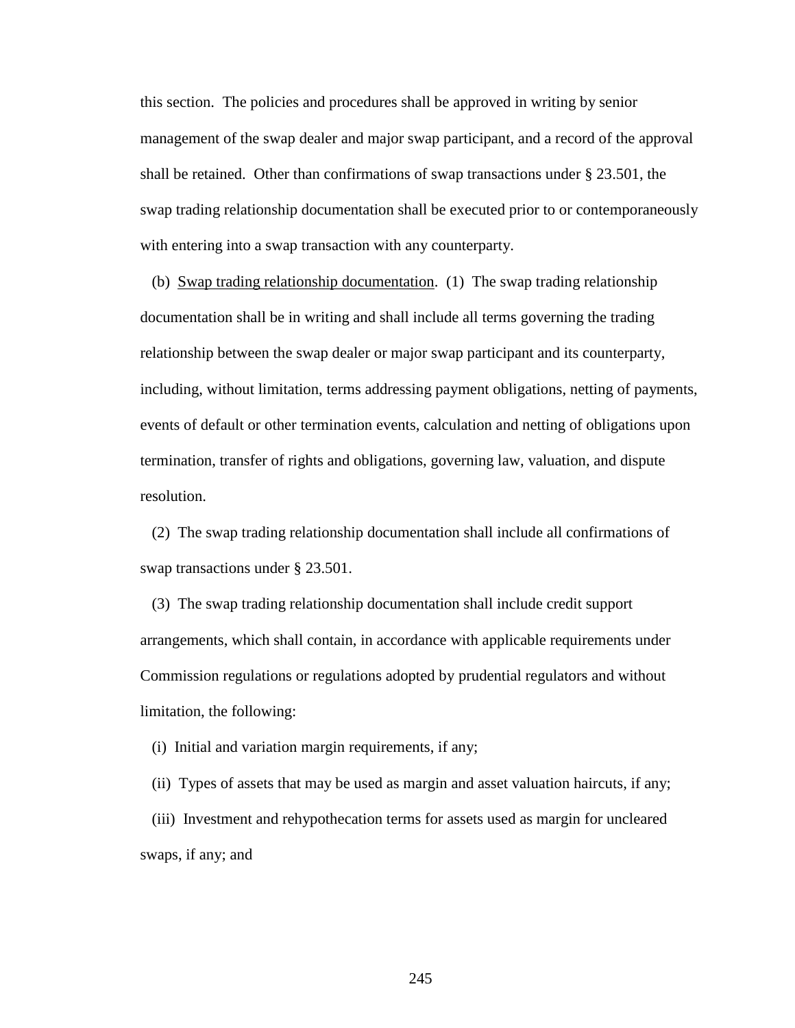this section. The policies and procedures shall be approved in writing by senior management of the swap dealer and major swap participant, and a record of the approval shall be retained. Other than confirmations of swap transactions under § 23.501, the swap trading relationship documentation shall be executed prior to or contemporaneously with entering into a swap transaction with any counterparty.

(b) Swap trading relationship documentation. (1) The swap trading relationship documentation shall be in writing and shall include all terms governing the trading relationship between the swap dealer or major swap participant and its counterparty, including, without limitation, terms addressing payment obligations, netting of payments, events of default or other termination events, calculation and netting of obligations upon termination, transfer of rights and obligations, governing law, valuation, and dispute resolution.

(2) The swap trading relationship documentation shall include all confirmations of swap transactions under § 23.501.

(3) The swap trading relationship documentation shall include credit support arrangements, which shall contain, in accordance with applicable requirements under Commission regulations or regulations adopted by prudential regulators and without limitation, the following:

(i) Initial and variation margin requirements, if any;

(ii) Types of assets that may be used as margin and asset valuation haircuts, if any;

(iii) Investment and rehypothecation terms for assets used as margin for uncleared swaps, if any; and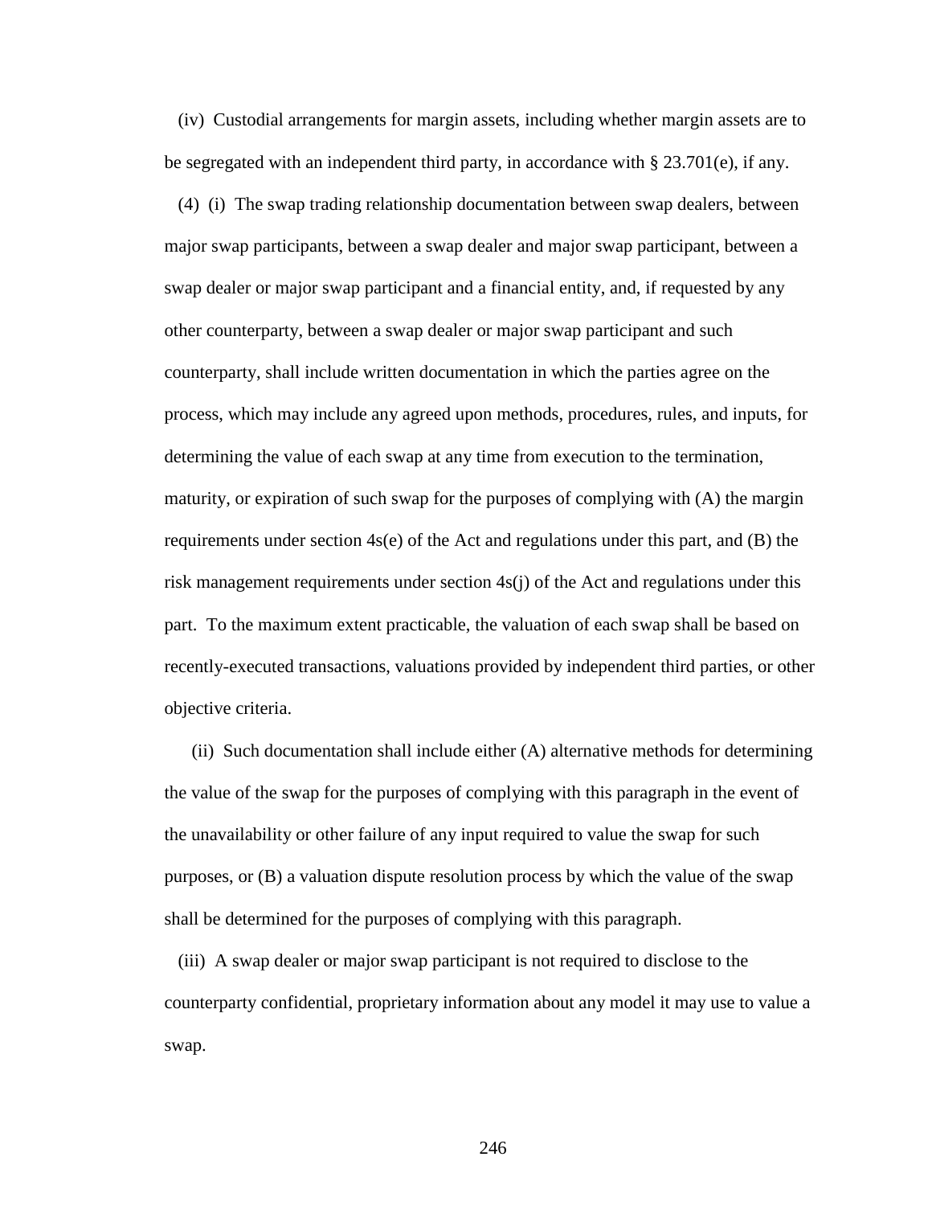(iv) Custodial arrangements for margin assets, including whether margin assets are to be segregated with an independent third party, in accordance with § 23.701(e), if any.

(4) (i) The swap trading relationship documentation between swap dealers, between major swap participants, between a swap dealer and major swap participant, between a swap dealer or major swap participant and a financial entity, and, if requested by any other counterparty, between a swap dealer or major swap participant and such counterparty, shall include written documentation in which the parties agree on the process, which may include any agreed upon methods, procedures, rules, and inputs, for determining the value of each swap at any time from execution to the termination, maturity, or expiration of such swap for the purposes of complying with (A) the margin requirements under section 4s(e) of the Act and regulations under this part, and (B) the risk management requirements under section 4s(j) of the Act and regulations under this part. To the maximum extent practicable, the valuation of each swap shall be based on recently-executed transactions, valuations provided by independent third parties, or other objective criteria.

(ii) Such documentation shall include either (A) alternative methods for determining the value of the swap for the purposes of complying with this paragraph in the event of the unavailability or other failure of any input required to value the swap for such purposes, or (B) a valuation dispute resolution process by which the value of the swap shall be determined for the purposes of complying with this paragraph.

(iii) A swap dealer or major swap participant is not required to disclose to the counterparty confidential, proprietary information about any model it may use to value a swap.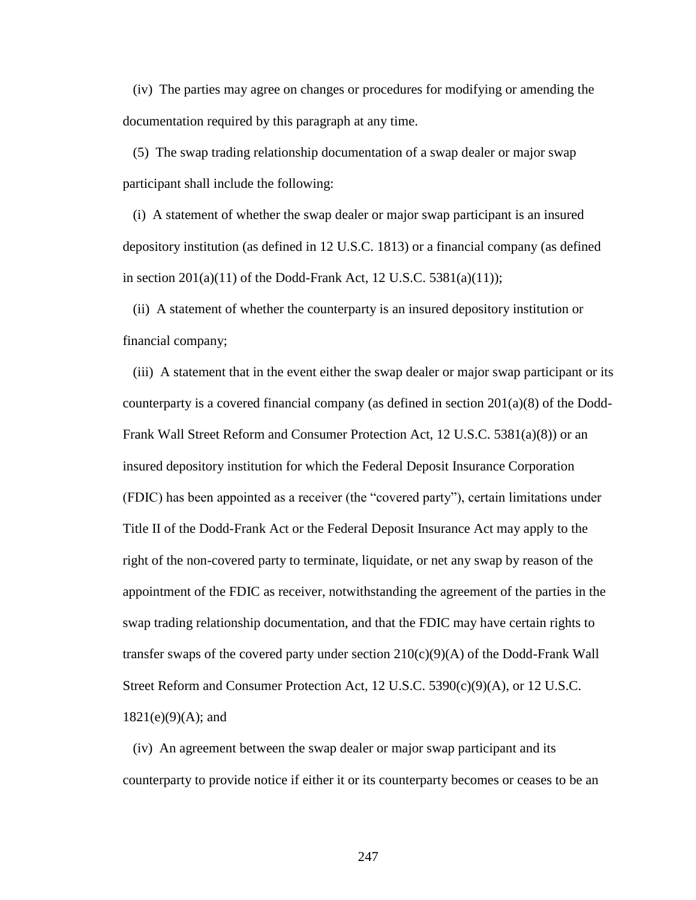(iv) The parties may agree on changes or procedures for modifying or amending the documentation required by this paragraph at any time.

(5) The swap trading relationship documentation of a swap dealer or major swap participant shall include the following:

(i) A statement of whether the swap dealer or major swap participant is an insured depository institution (as defined in 12 U.S.C. 1813) or a financial company (as defined in section 201(a)(11) of the Dodd-Frank Act, 12 U.S.C. 5381(a)(11));

(ii) A statement of whether the counterparty is an insured depository institution or financial company;

(iii) A statement that in the event either the swap dealer or major swap participant or its counterparty is a covered financial company (as defined in section 201(a)(8) of the Dodd-Frank Wall Street Reform and Consumer Protection Act, 12 U.S.C. 5381(a)(8)) or an insured depository institution for which the Federal Deposit Insurance Corporation (FDIC) has been appointed as a receiver (the "covered party"), certain limitations under Title II of the Dodd-Frank Act or the Federal Deposit Insurance Act may apply to the right of the non-covered party to terminate, liquidate, or net any swap by reason of the appointment of the FDIC as receiver, notwithstanding the agreement of the parties in the swap trading relationship documentation, and that the FDIC may have certain rights to transfer swaps of the covered party under section 210(c)(9)(A) of the Dodd-Frank Wall Street Reform and Consumer Protection Act, 12 U.S.C. 5390(c)(9)(A), or 12 U.S.C. 1821(e)(9)(A); and

(iv) An agreement between the swap dealer or major swap participant and its counterparty to provide notice if either it or its counterparty becomes or ceases to be an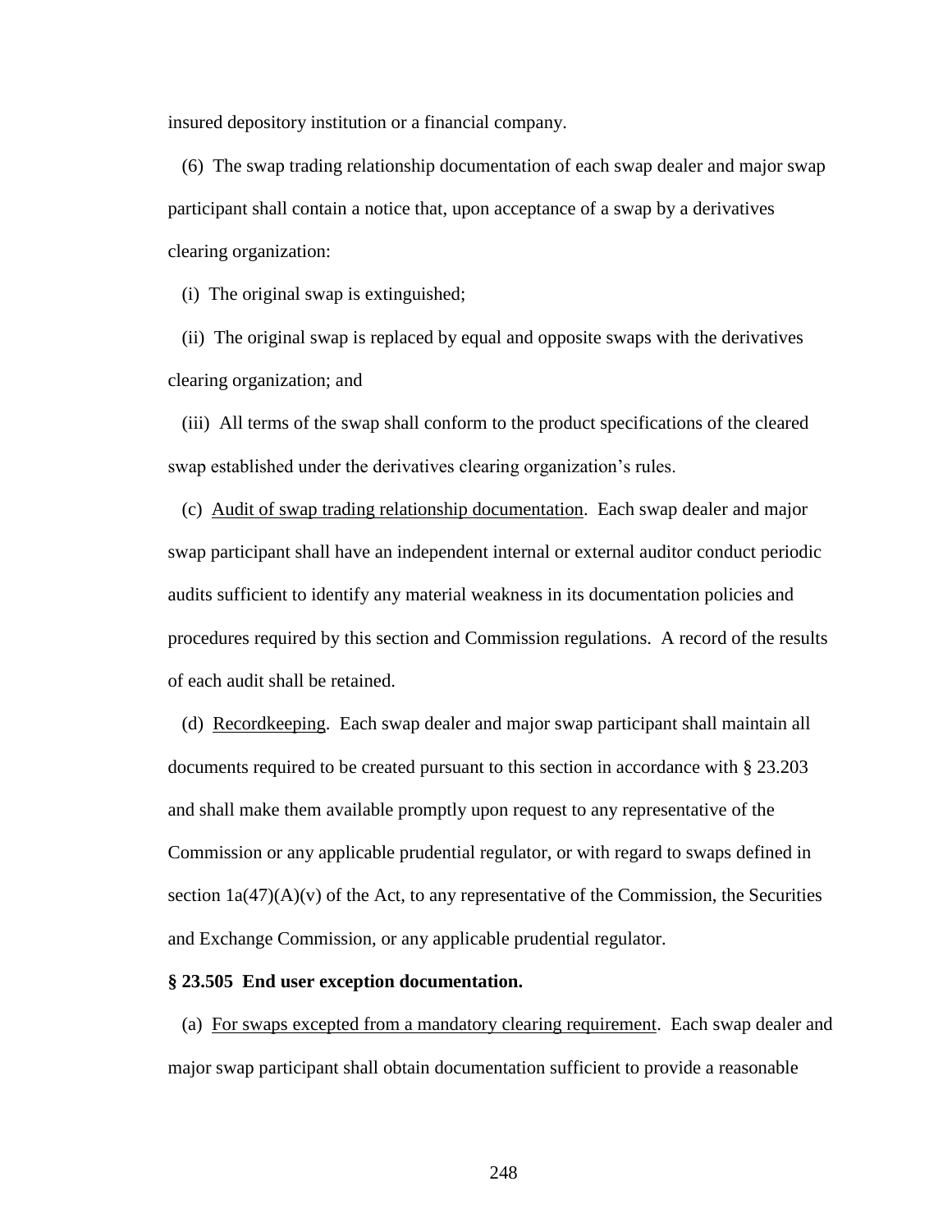insured depository institution or a financial company.

(6) The swap trading relationship documentation of each swap dealer and major swap participant shall contain a notice that, upon acceptance of a swap by a derivatives clearing organization:

(i) The original swap is extinguished;

(ii) The original swap is replaced by equal and opposite swaps with the derivatives clearing organization; and

(iii) All terms of the swap shall conform to the product specifications of the cleared swap established under the derivatives clearing organization's rules.

(c) Audit of swap trading relationship documentation. Each swap dealer and major swap participant shall have an independent internal or external auditor conduct periodic audits sufficient to identify any material weakness in its documentation policies and procedures required by this section and Commission regulations. A record of the results of each audit shall be retained.

(d) Recordkeeping. Each swap dealer and major swap participant shall maintain all documents required to be created pursuant to this section in accordance with § 23.203 and shall make them available promptly upon request to any representative of the Commission or any applicable prudential regulator, or with regard to swaps defined in section 1a(47)(A)(v) of the Act, to any representative of the Commission, the Securities and Exchange Commission, or any applicable prudential regulator.

**§ 23.505 End user exception documentation.**

(a) For swaps excepted from a mandatory clearing requirement. Each swap dealer and major swap participant shall obtain documentation sufficient to provide a reasonable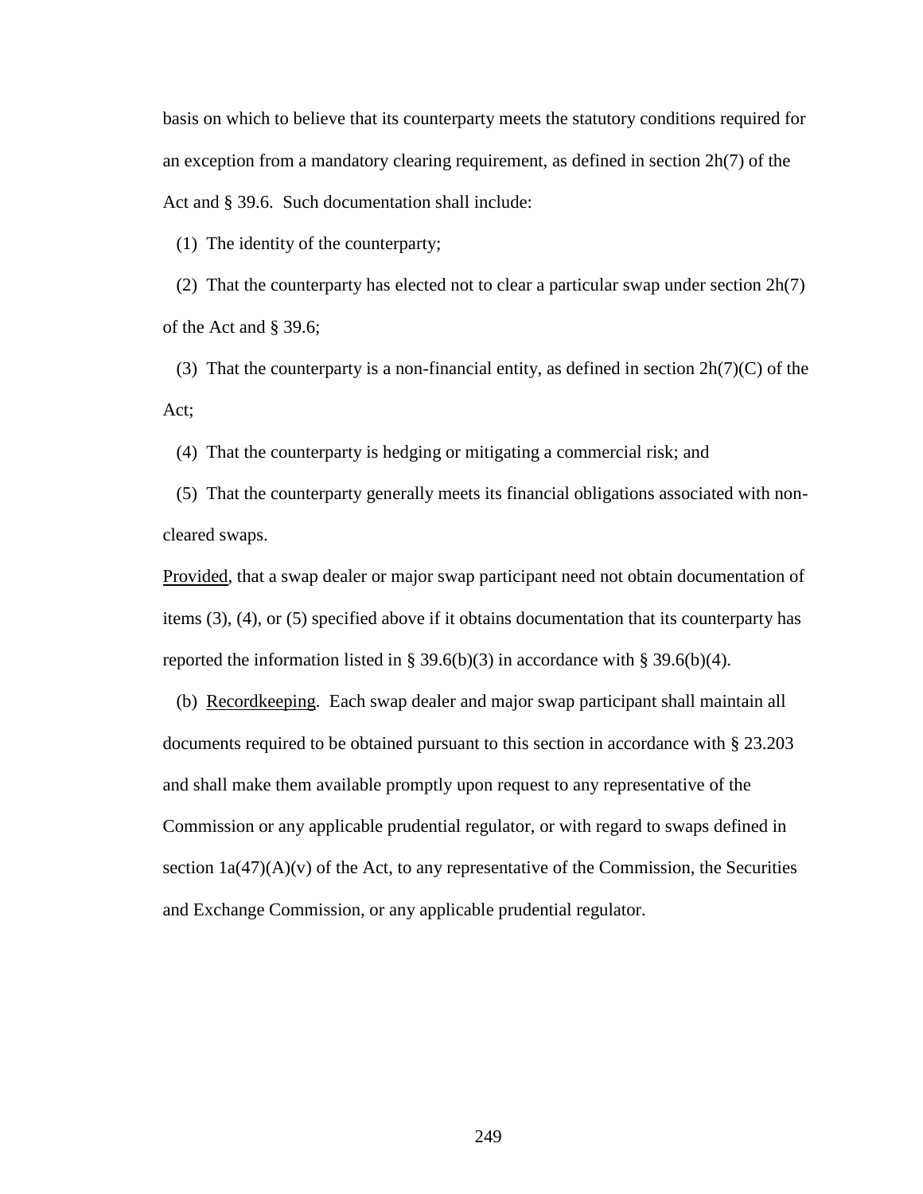basis on which to believe that its counterparty meets the statutory conditions required for an exception from a mandatory clearing requirement, as defined in section 2h(7) of the Act and § 39.6. Such documentation shall include:

(1) The identity of the counterparty;

(2) That the counterparty has elected not to clear a particular swap under section 2h(7) of the Act and § 39.6;

(3) That the counterparty is a non-financial entity, as defined in section 2h(7)(C) of the Act;

(4) That the counterparty is hedging or mitigating a commercial risk; and

(5) That the counterparty generally meets its financial obligations associated with non-cleared swaps.

Provided, that a swap dealer or major swap participant need not obtain documentation of items (3), (4), or (5) specified above if it obtains documentation that its counterparty has reported the information listed in § 39.6(b)(3) in accordance with § 39.6(b)(4).

(b) Recordkeeping. Each swap dealer and major swap participant shall maintain all documents required to be obtained pursuant to this section in accordance with § 23.203 and shall make them available promptly upon request to any representative of the Commission or any applicable prudential regulator, or with regard to swaps defined in section 1a(47)(A)(v) of the Act, to any representative of the Commission, the Securities and Exchange Commission, or any applicable prudential regulator.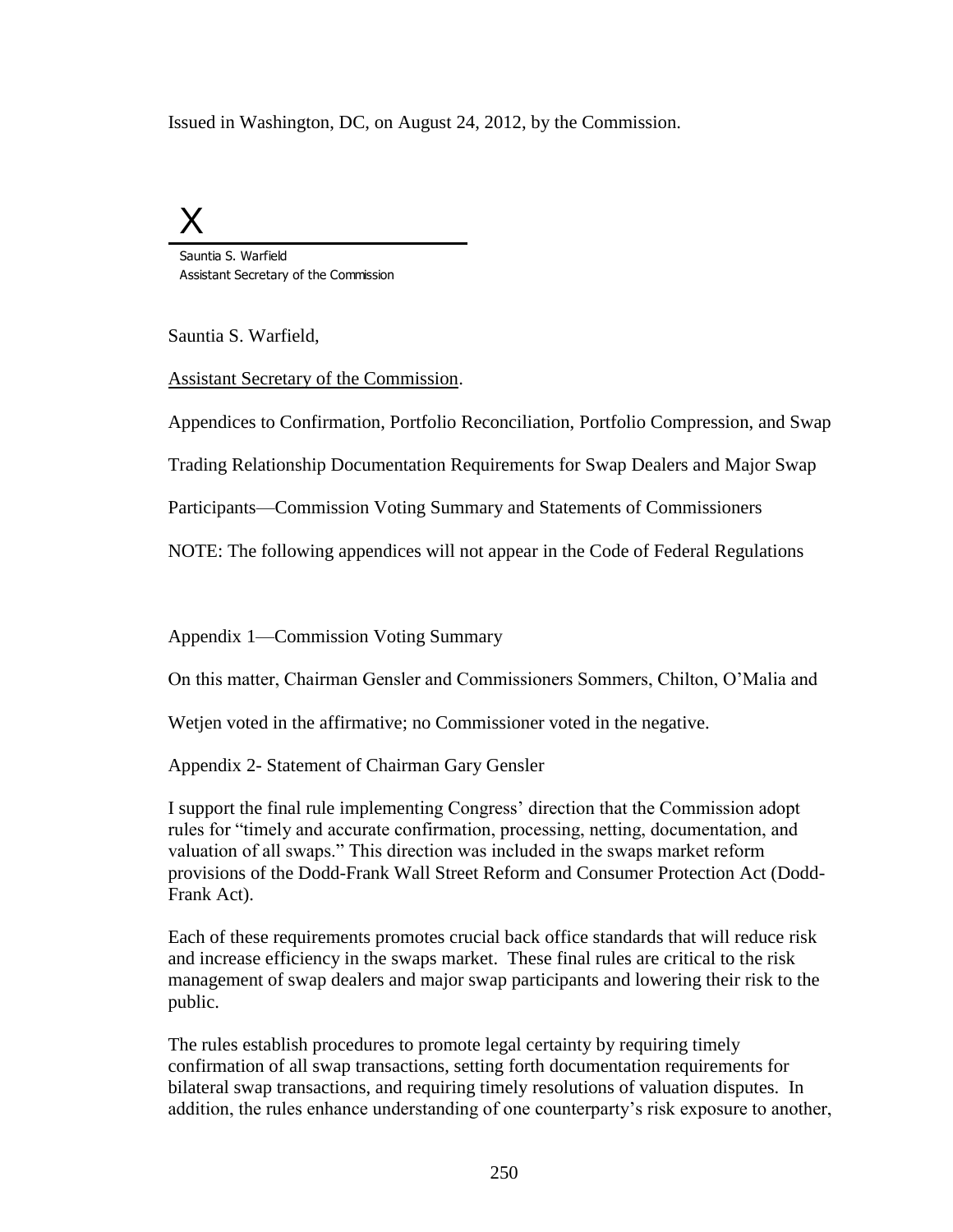Issued in Washington, DC, on August 24, 2012, by the Commission.

X

Sauntia S. Warfield
Assistant Secretary of the Commission

Sauntia S. Warfield,

Assistant Secretary of the Commission.

Appendices to Confirmation, Portfolio Reconciliation, Portfolio Compression, and Swap Trading Relationship Documentation Requirements for Swap Dealers and Major Swap Participants—Commission Voting Summary and Statements of Commissioners

NOTE: The following appendices will not appear in the Code of Federal Regulations

Appendix 1—Commission Voting Summary

On this matter, Chairman Gensler and Commissioners Sommers, Chilton, O'Malia and Wetjen voted in the affirmative; no Commissioner voted in the negative.

Appendix 2- Statement of Chairman Gary Gensler

I support the final rule implementing Congress' direction that the Commission adopt rules for "timely and accurate confirmation, processing, netting, documentation, and valuation of all swaps." This direction was included in the swaps market reform provisions of the Dodd-Frank Wall Street Reform and Consumer Protection Act (Dodd-Frank Act).

Each of these requirements promotes crucial back office standards that will reduce risk and increase efficiency in the swaps market. These final rules are critical to the risk management of swap dealers and major swap participants and lowering their risk to the public.

The rules establish procedures to promote legal certainty by requiring timely confirmation of all swap transactions, setting forth documentation requirements for bilateral swap transactions, and requiring timely resolutions of valuation disputes. In addition, the rules enhance understanding of one counterparty's risk exposure to another,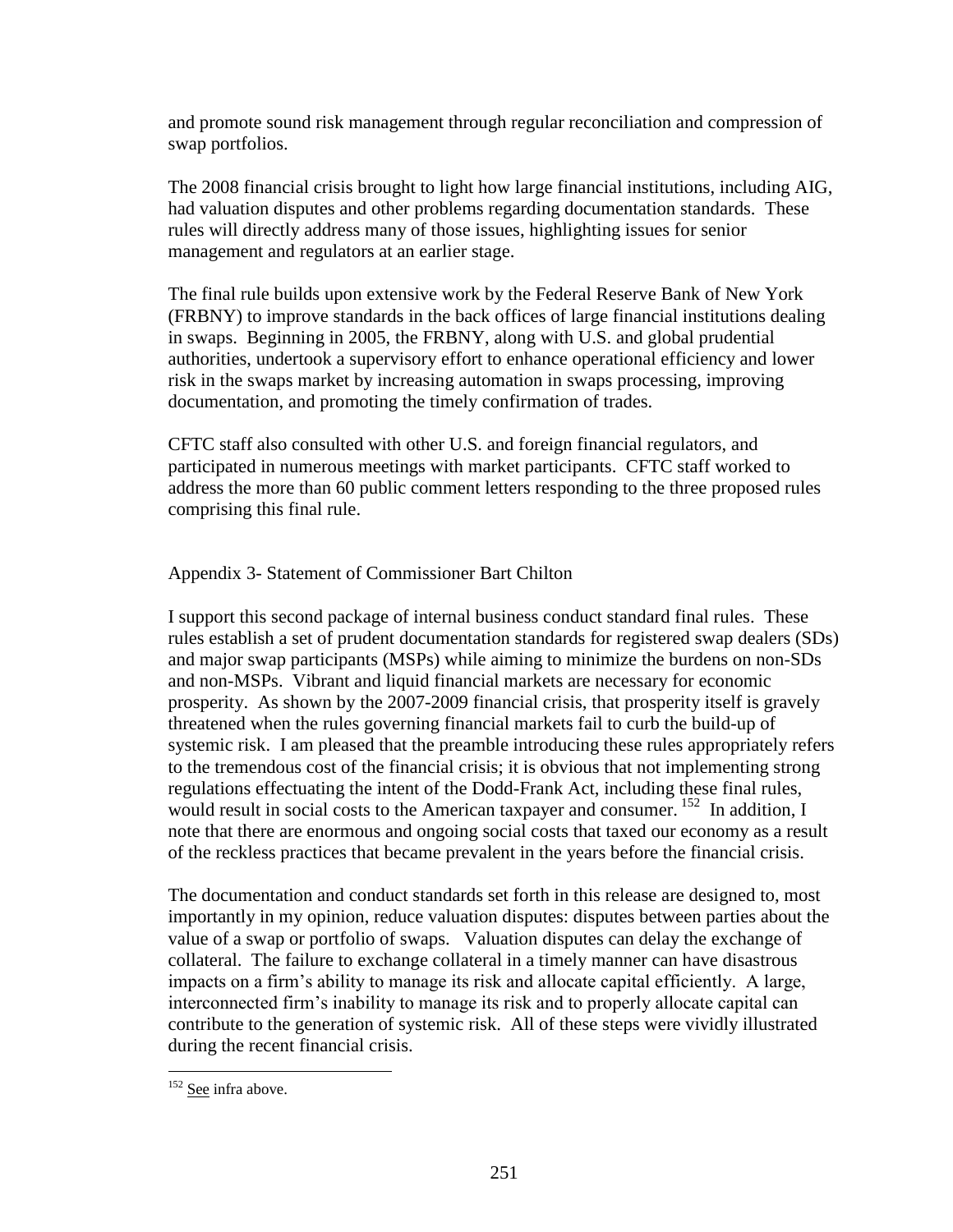and promote sound risk management through regular reconciliation and compression of swap portfolios.

The 2008 financial crisis brought to light how large financial institutions, including AIG, had valuation disputes and other problems regarding documentation standards. These rules will directly address many of those issues, highlighting issues for senior management and regulators at an earlier stage.

The final rule builds upon extensive work by the Federal Reserve Bank of New York (FRBNY) to improve standards in the back offices of large financial institutions dealing in swaps. Beginning in 2005, the FRBNY, along with U.S. and global prudential authorities, undertook a supervisory effort to enhance operational efficiency and lower risk in the swaps market by increasing automation in swaps processing, improving documentation, and promoting the timely confirmation of trades.

CFTC staff also consulted with other U.S. and foreign financial regulators, and participated in numerous meetings with market participants. CFTC staff worked to address the more than 60 public comment letters responding to the three proposed rules comprising this final rule.

## Appendix 3- Statement of Commissioner Bart Chilton

I support this second package of internal business conduct standard final rules. These rules establish a set of prudent documentation standards for registered swap dealers (SDs) and major swap participants (MSPs) while aiming to minimize the burdens on non-SDs and non-MSPs. Vibrant and liquid financial markets are necessary for economic prosperity. As shown by the 2007-2009 financial crisis, that prosperity itself is gravely threatened when the rules governing financial markets fail to curb the build-up of systemic risk. I am pleased that the preamble introducing these rules appropriately refers to the tremendous cost of the financial crisis; it is obvious that not implementing strong regulations effectuating the intent of the Dodd-Frank Act, including these final rules, would result in social costs to the American taxpayer and consumer. [152] In addition, I note that there are enormous and ongoing social costs that taxed our economy as a result of the reckless practices that became prevalent in the years before the financial crisis.

The documentation and conduct standards set forth in this release are designed to, most importantly in my opinion, reduce valuation disputes: disputes between parties about the value of a swap or portfolio of swaps. Valuation disputes can delay the exchange of collateral. The failure to exchange collateral in a timely manner can have disastrous impacts on a firm's ability to manage its risk and allocate capital efficiently. A large, interconnected firm's inability to manage its risk and to properly allocate capital can contribute to the generation of systemic risk. All of these steps were vividly illustrated during the recent financial crisis.

[152] See infra above.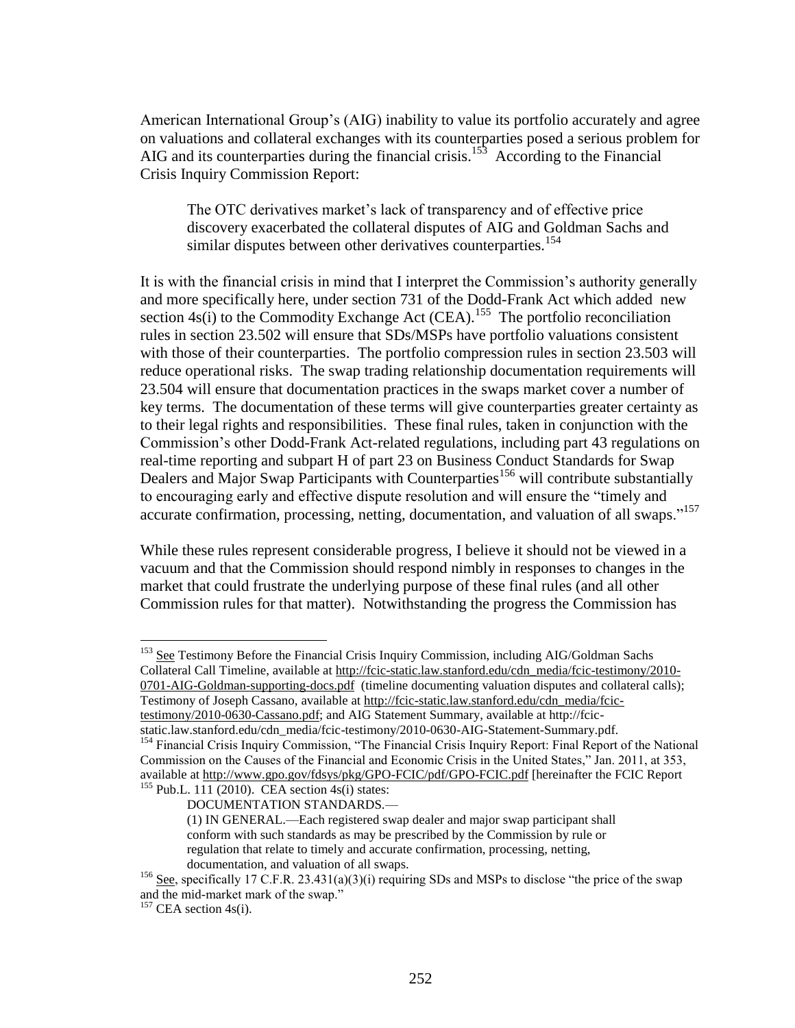American International Group's (AIG) inability to value its portfolio accurately and agree on valuations and collateral exchanges with its counterparties posed a serious problem for AIG and its counterparties during the financial crisis.[153] According to the Financial Crisis Inquiry Commission Report:

> The OTC derivatives market's lack of transparency and of effective price discovery exacerbated the collateral disputes of AIG and Goldman Sachs and similar disputes between other derivatives counterparties.[154]

It is with the financial crisis in mind that I interpret the Commission's authority generally and more specifically here, under section 731 of the Dodd-Frank Act which added new section 4s(i) to the Commodity Exchange Act (CEA).[155] The portfolio reconciliation rules in section 23.502 will ensure that SDs/MSPs have portfolio valuations consistent with those of their counterparties. The portfolio compression rules in section 23.503 will reduce operational risks. The swap trading relationship documentation requirements will 23.504 will ensure that documentation practices in the swaps market cover a number of key terms. The documentation of these terms will give counterparties greater certainty as to their legal rights and responsibilities. These final rules, taken in conjunction with the Commission's other Dodd-Frank Act-related regulations, including part 43 regulations on real-time reporting and subpart H of part 23 on Business Conduct Standards for Swap Dealers and Major Swap Participants with Counterparties[156] will contribute substantially to encouraging early and effective dispute resolution and will ensure the "timely and accurate confirmation, processing, netting, documentation, and valuation of all swaps."[157]

While these rules represent considerable progress, I believe it should not be viewed in a vacuum and that the Commission should respond nimbly in responses to changes in the market that could frustrate the underlying purpose of these final rules (and all other Commission rules for that matter). Notwithstanding the progress the Commission has

---

[153] See Testimony Before the Financial Crisis Inquiry Commission, including AIG/Goldman Sachs Collateral Call Timeline, available at http://fcic-static.law.stanford.edu/cdn_media/fcic-testimony/2010-0701-AIG-Goldman-supporting-docs.pdf (timeline documenting valuation disputes and collateral calls); Testimony of Joseph Cassano, available at http://fcic-static.law.stanford.edu/cdn_media/fcic-testimony/2010-0630-Cassano.pdf; and AIG Statement Summary, available at http://fcic-static.law.stanford.edu/cdn_media/fcic-testimony/2010-0630-AIG-Statement-Summary.pdf.

[154] Financial Crisis Inquiry Commission, "The Financial Crisis Inquiry Report: Final Report of the National Commission on the Causes of the Financial and Economic Crisis in the United States," Jan. 2011, at 353, available at http://www.gpo.gov/fdsys/pkg/GPO-FCIC/pdf/GPO-FCIC.pdf [hereinafter the FCIC Report

[155] Pub.L. 111 (2010). CEA section 4s(i) states:

> DOCUMENTATION STANDARDS.—
>
> (1) IN GENERAL.—Each registered swap dealer and major swap participant shall conform with such standards as may be prescribed by the Commission by rule or regulation that relate to timely and accurate confirmation, processing, netting, documentation, and valuation of all swaps.

[156] See, specifically 17 C.F.R. 23.431(a)(3)(i) requiring SDs and MSPs to disclose "the price of the swap and the mid-market mark of the swap."

[157] CEA section 4s(i).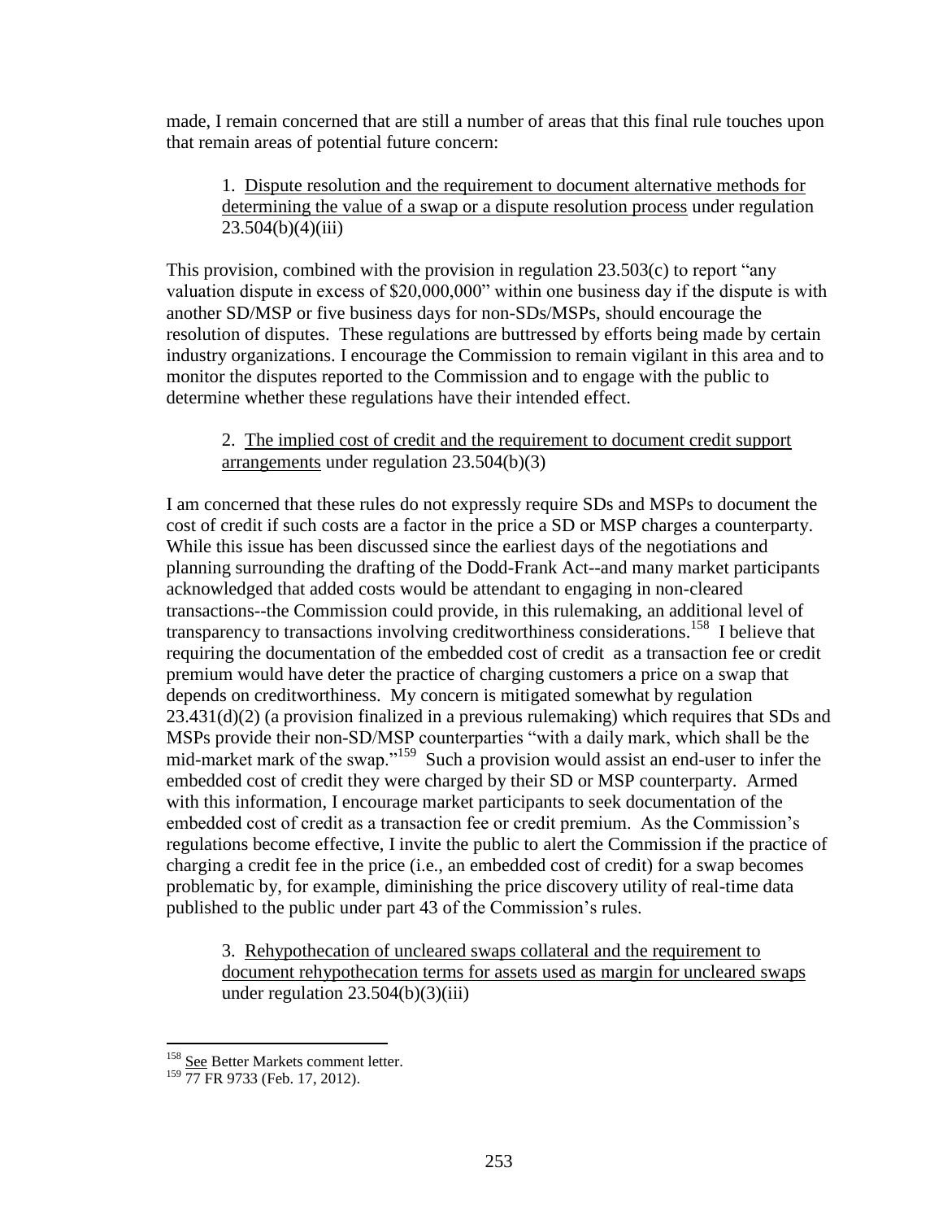made, I remain concerned that are still a number of areas that this final rule touches upon that remain areas of potential future concern:

1. <u>Dispute resolution and the requirement to document alternative methods for determining the value of a swap or a dispute resolution process</u> under regulation 23.504(b)(4)(iii)

This provision, combined with the provision in regulation 23.503(c) to report "any valuation dispute in excess of $20,000,000" within one business day if the dispute is with another SD/MSP or five business days for non-SDs/MSPs, should encourage the resolution of disputes. These regulations are buttressed by efforts being made by certain industry organizations. I encourage the Commission to remain vigilant in this area and to monitor the disputes reported to the Commission and to engage with the public to determine whether these regulations have their intended effect.

2. <u>The implied cost of credit and the requirement to document credit support arrangements</u> under regulation 23.504(b)(3)

I am concerned that these rules do not expressly require SDs and MSPs to document the cost of credit if such costs are a factor in the price a SD or MSP charges a counterparty. While this issue has been discussed since the earliest days of the negotiations and planning surrounding the drafting of the Dodd-Frank Act--and many market participants acknowledged that added costs would be attendant to engaging in non-cleared transactions--the Commission could provide, in this rulemaking, an additional level of transparency to transactions involving creditworthiness considerations.[158] I believe that requiring the documentation of the embedded cost of credit as a transaction fee or credit premium would have deter the practice of charging customers a price on a swap that depends on creditworthiness. My concern is mitigated somewhat by regulation 23.431(d)(2) (a provision finalized in a previous rulemaking) which requires that SDs and MSPs provide their non-SD/MSP counterparties "with a daily mark, which shall be the mid-market mark of the swap."[159] Such a provision would assist an end-user to infer the embedded cost of credit they were charged by their SD or MSP counterparty. Armed with this information, I encourage market participants to seek documentation of the embedded cost of credit as a transaction fee or credit premium. As the Commission's regulations become effective, I invite the public to alert the Commission if the practice of charging a credit fee in the price (i.e., an embedded cost of credit) for a swap becomes problematic by, for example, diminishing the price discovery utility of real-time data published to the public under part 43 of the Commission's rules.

3. <u>Rehypothecation of uncleared swaps collateral and the requirement to document rehypothecation terms for assets used as margin for uncleared swaps</u> under regulation 23.504(b)(3)(iii)

---

[158] <u>See</u> Better Markets comment letter.

[159] 77 FR 9733 (Feb. 17, 2012).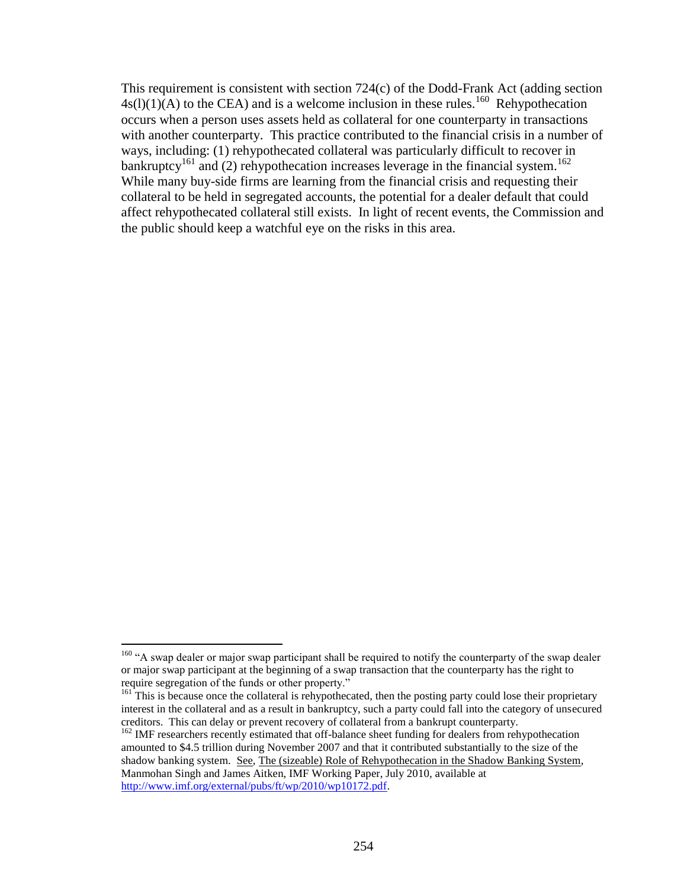This requirement is consistent with section 724(c) of the Dodd-Frank Act (adding section 4s(l)(1)(A) to the CEA) and is a welcome inclusion in these rules.[160] Rehypothecation occurs when a person uses assets held as collateral for one counterparty in transactions with another counterparty. This practice contributed to the financial crisis in a number of ways, including: (1) rehypothecated collateral was particularly difficult to recover in bankruptcy[161] and (2) rehypothecation increases leverage in the financial system.[162] While many buy-side firms are learning from the financial crisis and requesting their collateral to be held in segregated accounts, the potential for a dealer default that could affect rehypothecated collateral still exists. In light of recent events, the Commission and the public should keep a watchful eye on the risks in this area.

---

[160] "A swap dealer or major swap participant shall be required to notify the counterparty of the swap dealer or major swap participant at the beginning of a swap transaction that the counterparty has the right to require segregation of the funds or other property."

[161] This is because once the collateral is rehypothecated, then the posting party could lose their proprietary interest in the collateral and as a result in bankruptcy, such a party could fall into the category of unsecured creditors. This can delay or prevent recovery of collateral from a bankrupt counterparty.

[162] IMF researchers recently estimated that off-balance sheet funding for dealers from rehypothecation amounted to $4.5 trillion during November 2007 and that it contributed substantially to the size of the shadow banking system. See, The (sizeable) Role of Rehypothecation in the Shadow Banking System, Manmohan Singh and James Aitken, IMF Working Paper, July 2010, available at http://www.imf.org/external/pubs/ft/wp/2010/wp10172.pdf.